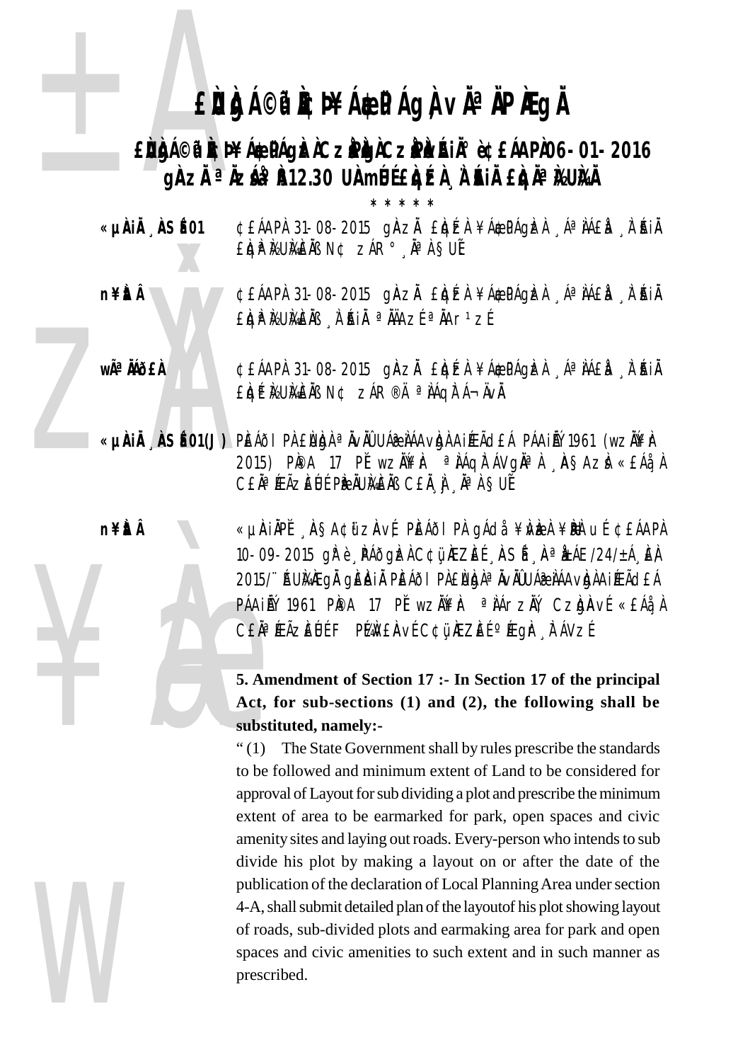# £ÀUÀgÁ©üªÀÈ¢Þ ¥ÁæzsÁ¤PÁgÀ ¸À¨sÉAiÀÄ £ÀqÀªÀ½UÀ¼ÀÄ

## £ÀUÀgÁ©üªÀÈ¢Þ ¥ÁæzsÁ¤PÁgÀzÀ CzsÀåPÀëgÀÄ ºÁUÀÆ CzsÀåPÀëgÀÄ, ¨ÉAUÀ¼ÀÆgÀÄ ªÀÄºÁ£ÀUÀgÀ ¥Á°PÉAiÀÄ E.¹.¹. ¥ÁæzsÁ¤PÁgÀ, ¨ÉAUÀ¼ÀÆgÀÄ EªÀgÀ CzsÀåPÀëvÉAiÀÄ°è ¢£ÁAPÀ 06-01-2016 gÀAzÀÄ ªÀÄzsÁåºÀß 12.30 UÀAmÉUÉ £ÀqÉzÀ ¸À¨sÉAiÀÄ £ÀqÀªÀ½UÀ¼ÀÄ

\* \* \* \* \*

**«µÀAiÀÄ ¸ÀASÉå 01** ¢£ÁAPÀ 31-08-2015 gÀAzÀÄ £ÀqÉzÀ ¥ÁæzsÁ¤PÁgÀzÀ ¸ÁªÀiÁ£Àå ¸À¨sÉAiÀÄ £ÀqÀªÀ½UÀ¼À£ÀÄß C¢üzÀÈrüÃPÀj¸ÀÄªÀ §UÉÎ.

**n¥ÀàtÂ** ¢£ÁAPÀ 31-08-2015 gÀAzÀÄ £ÀqÉzÀ ¥ÁæzsÁ¤PÁgÀzÀ ¸ÁªÀiÁ£Àå ¸À¨sÉAiÀÄ £ÀqÀªÀ½UÀ¼À£ÀÄß ¸À¨sÉAiÀÄ ªÀÄÄAzÉ ªÀÄAr¹zÉ.

**wÃªÀiÁð£À** ¢£ÁAPÀ 31-08-2015 gÀAzÀÄ £ÀqÉzÀ ¥ÁæzsÁ¤PÁgÀzÀ ¸ÁªÀiÁ£Àå ¸À¨sÉAiÀÄ £ÀqÀªÀ½UÀ¼À£ÀÄß C¢üzÀÈrüÃPÀj¸À¯Á¬ÄvÀÄ.

**«µÀAiÀÄ ¸ÀASÉå 01(J)** PÀ£ÁðlPÀ £ÀUÀgÀ ªÀÄvÀÄÛ UÁæªÀiÁAvÀgÀ AiÉÆÃd£Á PÁAiÉÄÝ 1961 (wzÀÄÝ¥ÀrAiÀÄ 2015) PÀ®A 17 PÉÌ wzÀÄÝ¥ÀrAiÀÄ£ÀÄß ªÀiÁqÀ¯ÁVgÀÄªÀ ¸ÀA§AzsÀ «£Áå¸À C£ÀÄªÉÆÃzÀ£É PÀÄjvÀÄ C£ÀÄ¸Àj¸À¨ÉÃPÁzÀ PÀæªÀÄUÀ¼À §UÉÎ.

**n¥ÀàtÂ** «µÀAiÀÄPÉÌ ¸ÀA§A¢ü¹zÀAvÉ PÀ£ÁðlPÀ gÁdå¥ÀvÀæzÀ «±ÉÃµÀ ¢£ÁAPÀ 10-09-2015 gÀ°è ¸ÀPÁðgÀzÀ C¢ü¸ÀÆZÀ£É ¸ÀASÉå ¸ÀªÀåSÉ/24/±Á¸À£À/2015/¨ÉAUÀ¼ÀÆgÀÄ gÀ£ÀéAiÀÄ PÀ£ÁðlPÀ £ÀUÀgÀ ªÀÄvÀÄÛ UÁæªÀiÁAvÀgÀ AiÉÆÃd£Á PÁAiÉÄÝ 1961 PÀ®A 17 PÉÌ wzÀÄÝ¥ÀrAiÀÄ£ÀÄß ªÀiÁrzÀÄÝ CzÀgÀAvÉ «£Áå¸À C£ÀÄªÉÆÃzÀ£ÉUÉ F PÉÆ¼ÀPÀAqÀAvÉ C¢ü¸ÀÆZÀ£ÉAiÀÄ°è ºÉÆgÀr¸À¯ÁVzÉ.

**5. Amendment of Section 17 :- In Section 17 of the principal Act, for sub-sections (1) and (2), the following shall be substituted, namely:-**

" (1) The State Government shall by rules prescribe the standards to be followed and minimum extent of Land to be considered for approval of Layout for sub dividing a plot and prescribe the minimum extent of area to be earmarked for park, open spaces and civic amenity sites and laying out roads. Every-person who intends to sub divide his plot by making a layout on or after the date of the publication of the declaration of Local Planning Area under section 4-A, shall submit detailed plan of the layoutof his plot showing layout of roads, sub-divided plots and earmaking area for park and open spaces and civic amenities to such extent and in such manner as prescribed.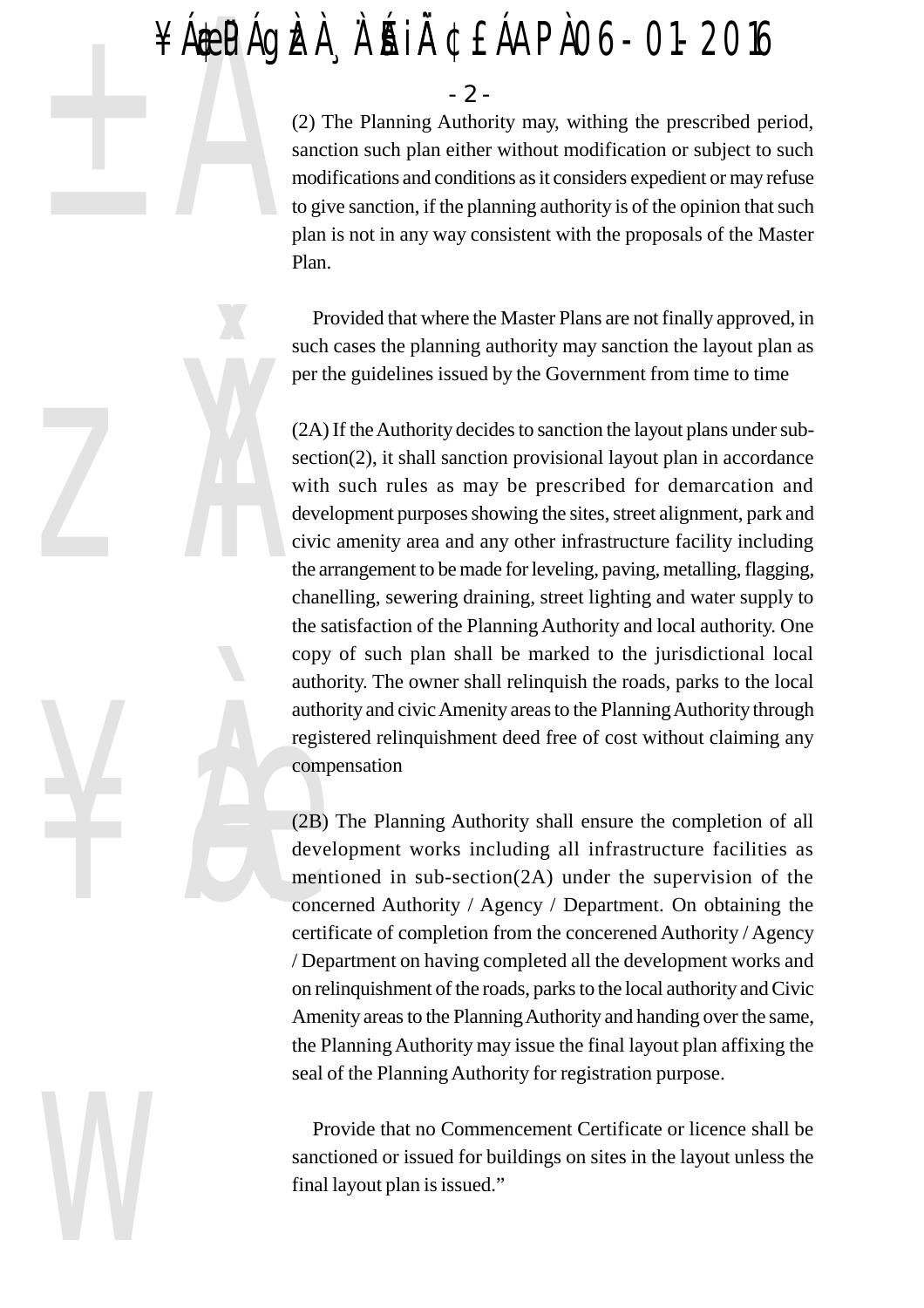(2) The Planning Authority may, withing the prescribed period, sanction such plan either without modification or subject to such modifications and conditions as it considers expedient or may refuse to give sanction, if the planning authority is of the opinion that such plan is not in any way consistent with the proposals of the Master Plan.

Provided that where the Master Plans are not finally approved, in such cases the planning authority may sanction the layout plan as per the guidelines issued by the Government from time to time

(2A) If the Authority decides to sanction the layout plans under sub-section(2), it shall sanction provisional layout plan in accordance with such rules as may be prescribed for demarcation and development purposes showing the sites, street alignment, park and civic amenity area and any other infrastructure facility including the arrangement to be made for leveling, paving, metalling, flagging, chanelling, sewering draining, street lighting and water supply to the satisfaction of the Planning Authority and local authority. One copy of such plan shall be marked to the jurisdictional local authority. The owner shall relinquish the roads, parks to the local authority and civic Amenity areas to the Planning Authority through registered relinquishment deed free of cost without claiming any compensation

(2B) The Planning Authority shall ensure the completion of all development works including all infrastructure facilities as mentioned in sub-section(2A) under the supervision of the concerned Authority / Agency / Department. On obtaining the certificate of completion from the concerened Authority / Agency / Department on having completed all the development works and on relinquishment of the roads, parks to the local authority and Civic Amenity areas to the Planning Authority and handing over the same, the Planning Authority may issue the final layout plan affixing the seal of the Planning Authority for registration purpose.

Provide that no Commencement Certificate or licence shall be sanctioned or issued for buildings on sites in the layout unless the final layout plan is issued."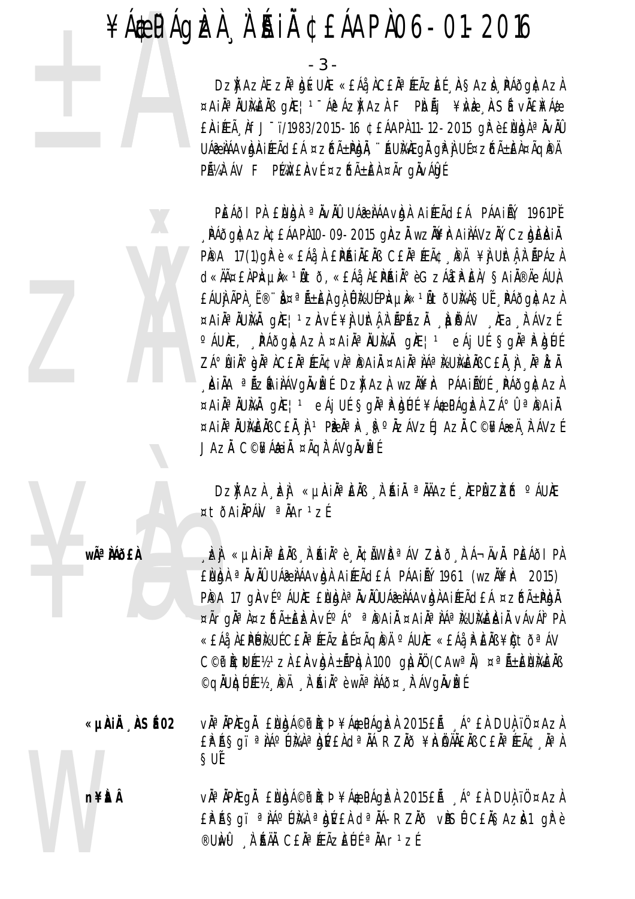DzÀÝjAzÀ EzÀgÀ ªÉÄðÉ UÀÆ «£Áå¸À C£ÀÄªÉÆÃzÀ£É ¸À§AzÀ ¸PÁðgÀzÀ ¤AiÀÄªÀÄUÀ¼À£ÀÄß gÀÆ¦¹ ¯ÁªÀÄAzÀjAzÀ F PÀbÉÃj ¥ÀvÀæ ¸ÀASÉå vÀÄE¥Áæ £À.AiÉÆÃ¸Àf J¯ï/1983/2015-16 ¢£ÁAPÀ 11-12-2015 gÀ°è £ÀUÀgÀ ªÀvÀÄÛ UÁæªÀiÁAvÀgÀ AiÉÆÃd£Á ¤zÉÃð±ÀPÀgÀÄ, ¨ÉAUÀ¼ÀÆgÀÄ gÀªÀjUÉ ¤zÉÃð±À£À ¤ÃqÀ®Ä PÉÆÃj F PÀbÉÃjUÉ ¤zÉÃð±À£À ¤ÃrgÀÄvÁÛgÉ.

PÀ£ÁðlPÀ £ÀUÀgÀ ªÀvÀÄÛ UÁæªÀiÁAvÀgÀ AiÉÆÃd£Á PÁAiÉÄÝ 1961PÉÌ ¸PÁðgÀzÀ ¢£ÁAPÀ 10-09-2015 gÀAzÀÄ wzÀÄÝ¥Àr AiÀiÁVzÀÄÝ, CzÀgÀ¯ÉèÃAiÀÄ PÀ®A 17(1) gÀ°è «£Áå¸À £ÀPÉëAiÀÄ£ÀÄß C£ÀÄªÉÆÃ¢¸À®Ä ¥ÁæªÀÄÄTå ¸ÀÜ¼ÀzÀ d«ÄÃ¤£À PÀæªÀÄ«¹Ûw ºÁUÀÆ «£Áå¸À £ÀPÉëAiÀÄ°è GzÉÝÃ²¸À¯ÁVgÀÄªÀ §¼ÀPÉAiÀÄ ¥ÀæPÁgÀ d«ÄÃ¤£À PÀæªÀÄ«¹Ûw ºÁUÀÆ §UÉÎ ¸PÁðgÀzÀ ¤AiÀÄªÀÄUÀ¼À gÀÆ¦¹zÀ £ÀAvÀgÀ ¥ÁæªÀÄÄTå ¸ÀÜ¼ÀzÀ ¸ÀzÀgÀ ¸ÀPÁðgÀ ¤AiÀÄªÀÄUÀ¼À£ÀÄß ºÁUÀÆ, ¸PÁðgÀzÀ ¤AiÀÄªÀÄUÀ¼À gÀÆ¦¹ eÁjUÉ §gÀÄªÀªÀgÉUÉ ZÁ°ÛAiÀÄ°ègÀÄªÀ C£ÀÄªÉÆÃ¢vÀ ªÀiÁ¸ÀÖgï ¥Áè£ï ªÀ®AiÀÄ ¤AiÀÄªÀÄ ªÀÄvÀÄÛ ªÀ®AiÀÄ ¤AiÀÄªÀÄUÀ¼À£ÀÄß C£ÀÄ¸Àj¹ ¸ÀzÀj ¸ÀÜ¼ÀPÉÌ «£Áå¸À £ÀPÉëAiÀÄ£ÀÄß C£ÀÄªÉÆÃ¢¸À®Ä ¥ÁæªÀÄÄTå ¸ÀÜ¼ÀzÀ ¸ÀPÁðgÀzÀ ¤AiÀÄªÀÄUÀ¼À gÀÆ¦¹ eÁjUÉ §gÀÄªÀªÀgÉUÉ ¥Áæ¢üPÁgÀzÀ ZÁ°ÛAiÀÄ°ègÀÄªÀ ¤AiÀÄªÀÄUÀ¼À£ÀÄß C£ÀÄ¸Àj¹ PÀæªÀÄ ¸À§AzÀ ¸ÀgÀPÁgÀzÀ C©üªÀÈ¢Þ ¸ÀÜ¼ÀzÀ C©üªÀÈ¢Þ ¤ÃqÀ®Ä ¸ÀÆa¹zÉ.

DzÀÝjAzÀ ¸ÀzÀj «µÀAiÀÄªÀ£ÀÄß ¸À¨sÉAiÀÄ ªÀÄÄAzÉ ¸ÀPÁðgÀzÀ ºÁUÀÆ ¤tðAiÀÄPÁÌV ªÀÄAr¹zÉ.

**wÃªÀiÁð£À**

¸ÀzÀj «µÀAiÀÄªÀ£ÀÄß ¸À¨sÉAiÀÄ°è ZÀað¹ ªÀÄvÀÄÛ ZÀað¹ ¸À¨sÉAiÀÄ ¤tðAiÀÄ PÀ£ÁðlPÀ £ÀUÀgÀ ªÀvÀÄÛ UÁæªÀiÁAvÀgÀ AiÉÆÃd£Á PÁAiÉÄÝ 1961 (wzÀÄÝ¥Àr 2015) PÀ®A 17 gÀAvÉ ºÁUÀÆ £ÀUÀgÀ ªÀvÀÄÛ UÁæªÀiÁAvÀgÀ AiÉÆÃd£Á ¤zÉÃð±ÀPÀgÀ ¤ÃrgÀÄªÀ ¤zÉÃð±À£ÀzÀAvÉ ºÁUÀÆ ªÀ®AiÀÄ ¤AiÀÄªÀÄ ªÀÄvÀÄÛ ªÀ®AiÀÄ ¤AiÀÄªÀÄUÀ¼À£ÀÄß C£ÀÄ¸Àj¹ «£Áå¸À £ÀPÉëUÉ C£ÀÄªÉÆÃzÀ£É ¤ÃqÀ®Ä ºÁUÀÆ «£Áå¸À £ÀPÉë¥ÀvÀæ ªÀiÁqÀ®Ä C©üªÀÈ¢Þ ±ÀÄ®Ì 100 gÀµÀÄÖ (CAvÀgÀ) ¤ªÉÃ±À£À ±ÀÄ®Ì ¸ÀAUÀæ»¹ ¸À¨sÉAiÀÄ°è wÃªÀiÁð¤¸À¯ÁVzÉ.

**«µÀAiÀÄ ¸ÀASÉå 02**

vÀÄªÀÄPÀÆgÀÄ £ÀUÀgÀ¸À¨sÉAiÀÄ ¥Áæ¢üPÁgÀzÀ 2015£Éà ¸Á°£À DUÀ¸ïÖ ¤AzÀ £ÀªÉA§gï ªÀiÁºÉAiÀÄªÀgÉV£À dªÀiÁ-RZÀÄð ¥ÀnÖAiÀÄ£ÀÄß C£ÀÄªÉÆÃ¢¸ÀÄªÀ §UÉÎ.

**n¥ÀàtÂ**

vÀÄªÀÄPÀÆgÀÄ £ÀUÀgÀ¸À¨sÉAiÀÄ ¥Áæ¢üPÁgÀzÀ 2015£Éà ¸Á°£À DUÀ¸ïÖ ¤AzÀ £ÀªÉA§gï ªÀiÁºÉAiÀÄªÀgÉV£À dªÀiÁ-RZÀÄð vÀBSÉÛUÀ¼À£ÀÄß §AzÀAvÉ 1 gÀ°è ®UÀwÛ¸À¯ÁVzÀÄÝ C£ÀÄªÉÆÃzÀ£ÉUÁV ªÀÄAr¹zÉ.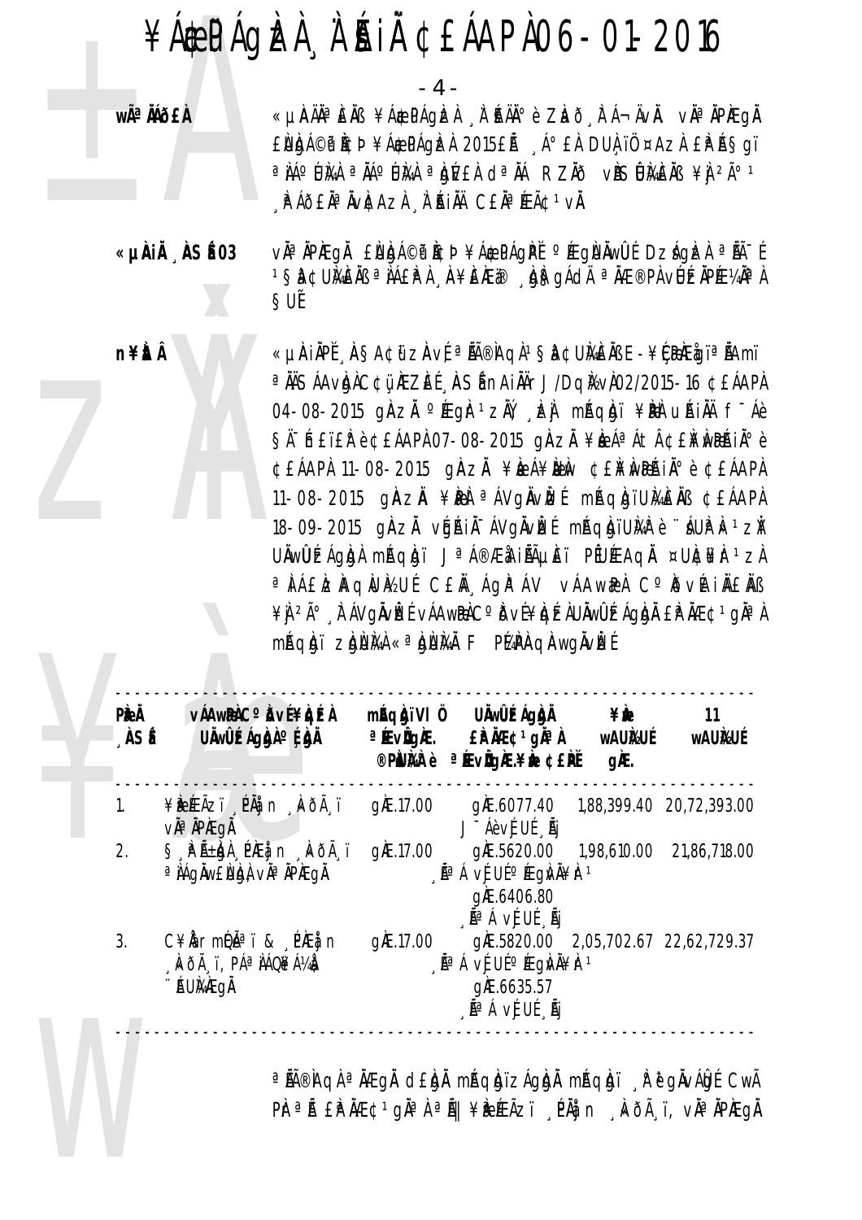wÃªÀÄð£À «µÀAiÀÄªÀ£ÀÄß ¥ÁæPÀgÀtzÀ ¸ÀASÉÄAºÀè ZÀZÉð¸À¯Á¬ÄvÀÄ. vÀÃªÀÄPÀÆgÀÄ £ÀUÀgÀ¸À©ü ªÀåªÀ¸ÁÜ¥ÀPÀgÀÄ 2015£ÉÃ ¸Á°£À DUÀ¸ïÖ¤AzÀ £ÀªÉA§gï ªÀiÁºÉAiÀÄªÀgÉUÉ £ÀqÉ¢gÀÄªÀ ¸ÀPÁðgÀzÀ C£ÀÄªÉÆÃzÀ£É

«µÀAiÀÄ ¸ÀASÉ 03 vÀÃªÀÄPÀÆgÀÄ £ÀUÀgÀ¸À©ü ¥ÁæPÀgÀtzÀ »AzÀÄUÀqÀ ªÀUÀðUÀ¼À PÁ¯ÉÆÃ¤UÀ½UÉ £ÀqÉzÀ ¸ÁªÀiÁ£Àå PÉ®¸ÀUÀ¼À «ªÀgÀ.

n¥ÀàtÂ «µÀAiÀÄPÉÌ ¸ÀA§A¢ü¹zÀAvÉ ªÀÄºÁ¥ËgÀ¸À©üAiÀÄ E-¥ÉÆæPÀÆågïªÀiÁmï ªÀÄÆSÁAvÀgÀ C¢üPÀÈvÀ d¯Á±ÀAiÀÄ J/DqÀ½vÀ/02/2015-16 ¢£ÁAPÀ 04-08-2015 gÀAzÀÄ ºÉgÀr¹zÀÄÝ ¸ÀzÀj mÉAqÀgï ¥ÀqÉAiÀÄ®Ä f¯Áè §Ä¯Én£ï£À°è ¢£ÁAPÀ 07-08-2015 gÀAzÀÄ ¥ÀæPÀlUÉÆArgÀÄvÀÛzÉ ¢£ÁAPÀ 11-08-2015 gÀAzÀÄ ¥ÀæÃ ©qï ¸À¨sÉAiÀÄ£ÀÄß £ÀqÉ¸À¯ÁVzÀÄÝ ¢£ÁAPÀ 11-08-2015 gÀAzÀÄ ¥ÀPÀ ªÁVgÀÄvÀÛzÉ mÉAqÀgï UÀ¼À£ÀÄß ¢£ÁAPÀ 18-09-2015 gÀAzÀÄ vÉgÉAiÀÄ¯ÁVgÀÄvÀÛzÉ mÉAqÀgïUÀ¼À°è ¨sÁUÀªÀ»¹zÀ UÀÄwÛUÉÃzÁgÀgÀ mÉAqÀgï JªÁ®ÆåAiÉÄµÀ£ï PÀÆåÃAqÀ ¤UÀ¢¥Àr¹zÀÀ ªÀiÁ£ÀzÀAqÀUÀ½UÉ C£ÀÄ¸ÁgÀ ÁV vÁAwæPÀ C°ðvÀÉAiÀÄ£ÀÄß ¥Àj²Ã°¸À¯ÁVgÀÄvÀÛzÉ vÁAwæPÀ C°ðvÉ¥ÀqÉzÀ UÀÄwÛUÉÃzÁgÀgÀ £ÀªÀÄÆ¢¹gÀÄªÀ mÉAqÀgï zÀgÀUÀ¼À «ªÀgÀUÀ¼À£ÀÄß F PÉ¼ÀPÀAqÀAwgÀÄvÀÛzÉ

| PÀæ ¸ÀASÉ | vÁAwæPÀ C°ðvÉ¥ÀqÉzÀ UÀÄwÛUÉÃzÁgÀgÀ ºÉ¸ÀgÀÄ | mÉAqÀgïVIÖ ªÉÆvÀÛ gÀÆ. ®PÀëUÀ¼À°è | UÀÄwÛUÉÃzÁgÀgÀÄ £ÀªÀÄÆ¢¹gÀÄªÀ ªÉÆvÀÛgÀÆ.¥Àæ ¢£ÀPÉÌ | ¥Àæ wAUÀ¼ÀUÉ gÀÆ. | 11 wAUÀ¼ÀUÉ |
|---|---|---|---|---|---|
| 1. | ¥ÀæPÁ±ï ¸ÉPÀÆåjn ¸À«ðÃ¸À¸ï vÀÄªÀÄPÀÆgÀÄ | gÀÆ.17.00 | gÀÆ.6077.40 J¯Áè vÉÃUÉ ¸Éj | 1,88,399.40 | 20,72,393.00 |
| 2. | §¸ÀªÉñÀégÀ ¸ÉPÀÆåjn ¸À«ðÃ¸À¸ï ªÀiÁgÀÄw£ÀUÀgÀ vÀÄªÀÄPÀÆgÀÄ | gÀÆ.17.00 | gÀÆ.5620.00 ¸ÉÃªÁ vÉÃUÉ ºÉgÀªÀÄÄ¥ÀÄr¹ gÀÆ.6406.80 ¸ÉÃªÁ vÉÃUÉ ¸Éj | 1,98,610.00 | 21,86,718.00 |
| 3. | C¥Àðrmï¸Éªï & ¸ÉPÀÆåjn ¸À«ðÃ¸À¸ï, PÁªÀiÁQë¥Á¼Àå ¨ÉAUÀ¼ÀÆgÀÄ | gÀÆ.17.00 | gÀÆ.5820.00 ¸ÉÃªÁ vÉÃUÉ ºÉgÀªÀÄÄ¥ÀÄr¹ gÀÆ.6635.57 ¸ÉÃªÁ vÉÃUÉ ¸Éj | 2,05,702.67 | 22,62,729.37 |

ªÉÄÃ®PÀAqÀ ªÀÄÆgÀÄ d£ÀgÀÄ mÉAqÀgïzÁgÀgÀÄ mÉAqÀgï ¸À°è¹gÀÄvÁÛgÉ CwÃ PÀrªÉÄ £ÀªÀÄÆ¢¹gÀÄªÀ ªÉÄ|¥ÀæPÁ±ï ¸ÉPÀÆåjn ¸À«ðÃ¸À¸ï, vÀÄªÀÄPÀÆgÀÄ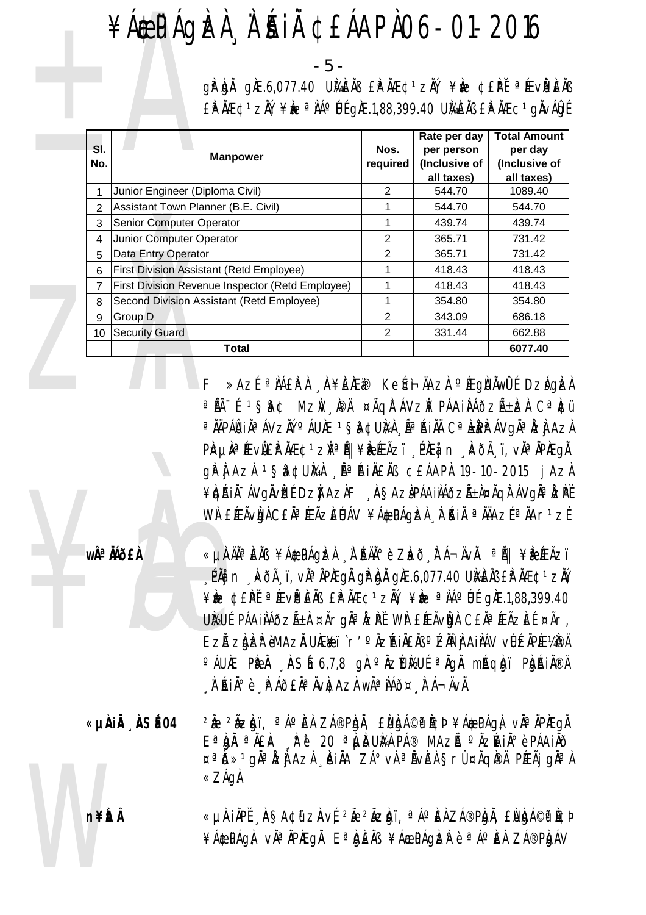gÀÆ¥Á¬Ä gÀÆ.6,077.40 UÀ¼ÀAvÉ MlÄÖ ¢£ÀªÀÄ ªÉÃvÀ£ÀzÀAvÉ ªÀiÁ¹PÀ gÀÆ.1,88,399.40 UÀ¼À MlÄÖ ªÉÆvÀÛzÀ

| Sl. No. | Manpower | Nos. required | Rate per day per person (Inclusive of all taxes) | Total Amount per day (Inclusive of all taxes) |
|---|---|---|---|---|
| 1 | Junior Engineer (Diploma Civil) | 2 | 544.70 | 1089.40 |
| 2 | Assistant Town Planner (B.E. Civil) | 1 | 544.70 | 544.70 |
| 3 | Senior Computer Operator | 1 | 439.74 | 439.74 |
| 4 | Junior Computer Operator | 2 | 365.71 | 731.42 |
| 5 | Data Entry Operator | 2 | 365.71 | 731.42 |
| 6 | First Division Assistant (Retd Employee) | 1 | 418.43 | 418.43 |
| 7 | First Division Revenue Inspector (Retd Employee) | 1 | 418.43 | 418.43 |
| 8 | Second Division Assistant (Retd Employee) | 1 | 354.80 | 354.80 |
| 9 | Group D | 2 | 343.09 | 686.18 |
| 10 | Security Guard | 2 | 331.44 | 662.88 |
| | **Total** | | | **6077.40** |

F »AzÉ ªÀiÁ£Àå ¸À¨sÉAiÀÄ PÉÆÃjPÉ AiÀÄAvÉ ºÉÆgÀUÀÄwÛUÉ DzsÁgÀzÀ ªÉÄÃ¯É ¹§âA¢ MzÀV¸À®Ä ¤ÃqÀ¯ÁVzÀÝ PÁAiÀiÁðzÉÃ±ÀzÀ CªÀ¢ü ªÀÄÄPÁÛAiÀÄªÁVzÀÝgÀÆ ¹§âA¢UÀ¼À ¸ÉÃªÉAiÀÄ CªÀ±ÀåPÀvÉ EgÀÄªÀÅzÀjAzÀ PÀbÉÃjAiÀÄ ªÀåªÀºÁgÀ ¤ªÀðºÀuÉUÉ vÉÆAzÀgÉAiÀiÁUÀzÀAvÉ ¸ÀzÀj ¹§âA¢UÀ¼À ¸ÉÃªÉAiÀÄ£ÀÄß ¢£ÁAPÀ 19-10-2015 jAzÀ ¥ÀÄ£ÀB ªÀÄÄAzÀĪÀgÉ¸À¯ÁVzÉ. ¸ÀzÀj PÁAiÀiÁðzÉÃ±ÀPÉÌ WÀlÆÃvÀÛgÀ C£ÀÄªÉÆÃzÀ£É ¥Á®PÉAiÀÄ ¸À¨sÉAiÀÄ ªÀÄAdÆgÁwUÁV ªÀÄAr¸À¯Á¬ÄvÀÄ.

**wÃªÀiÁð£À**

«µÀAiÀÄªÀ£ÀÄß ¥Á®PÉAiÀÄ ¸À¨sÉAiÀÄ°è ZÀZð¸À¯Á¬ÄvÀÄ. ªÀiÁ£Àå ¸À¨sÉAiÀÄ PÉÆÃjPÉ AiÀÄAvÉ ºÉÆgÀUÀÄwÛUÉ DzsÁgÀzÀ ªÉÄÃ¯É ¹§âA¢ MzÀV¸À®Ä gÀÆ¥Á¬Ä gÀÆ.6,077.40 UÀ¼ÀAvÉ MlÄÖ ¢£ÀªÀÄ ªÉÃvÀ£ÀzÀAvÉ ªÀiÁ¹PÀ gÀÆ.1,88,399.40 UÀ¼À PÁAiÀiÁðzÉÃ±ÀPÉÌ ¤ÃrgÀÄªÀÅzÀPÉÌ WÀlÆÃvÀÛgÀ C£ÀÄªÉÆÃzÀ£É ¤Ãr, EzÀPÉÌ vÀUÀÄ°PÀ ªÉZÀÑªÀ£ÀÄß ¥Á®PÉAiÀÄ ¸ÁªÀiÁ£Àå ¤¢üAiÀÄ°è ¨sÀj¸À®Ä ªÀÄvÀÄÛ PÀ£ÁðlPÀ ¥ËgÀ¸À¨sÉUÀ¼À C¢ü¤AiÀÄªÀÄ 1964gÀ PÀ®A 6,7,8 gÀ C£ÀéAiÀÄ C£ÀÄªÉÆÃzÀ£É ¥ÀqÉAiÀÄ®Ä ¸À¨sÉAiÀÄ°è ¸ÀªÁð£ÀĪÀÄvÀ¢AzÀ wÃªÀiÁð£À¸À¯Á¬ÄvÀÄ.

**«µÀAiÀÄ ¸ÀASÉå 04**

²æÃ ²æÃzsÀgï, ªÁºÀ£À ZÁ®PÀgÀÄ, £ÀUÀgÁ©üªÀÈ¢Þ ¥Á®PÉAiÀÄ, vÀĪÀÄPÀÆgÀÄ EªÀgÀÄ ªÀÄ£À« ¸À°è¹ 20 ªÀµÀðUÀ¼ÀPÁ® MAzÉÃ ºÀÄzÉÝAiÀÄ°è PÁAiÀÄð ¤ªÀð»¹gÀÄªÀÅzÀjAzÀ ¸ÀÌiÀÄA ZÁ°vÀ ªÀÄÄA§rÛ¤ÃqÀ®Ä PÉÆÃjgÀÄªÀ «ZÁgÀ.

**n¥ÀàtÂ**

«µÀAiÀÄPÉÌ ¸ÀA§A¢ü¹zÀAvÉ ²æÃ ²æÃzsÀgï, ªÁºÀ£À ZÁ®PÀgÀÄ, £ÀUÀgÁ©üªÀÈ¢Þ ¥Á®PÉAiÀÄ, vÀĪÀÄPÀÆgÀÄ EªÀgÀÄ ¥Á®PÉAiÀÄ°è ªÁºÀ£À ZÁ®PÀgÁV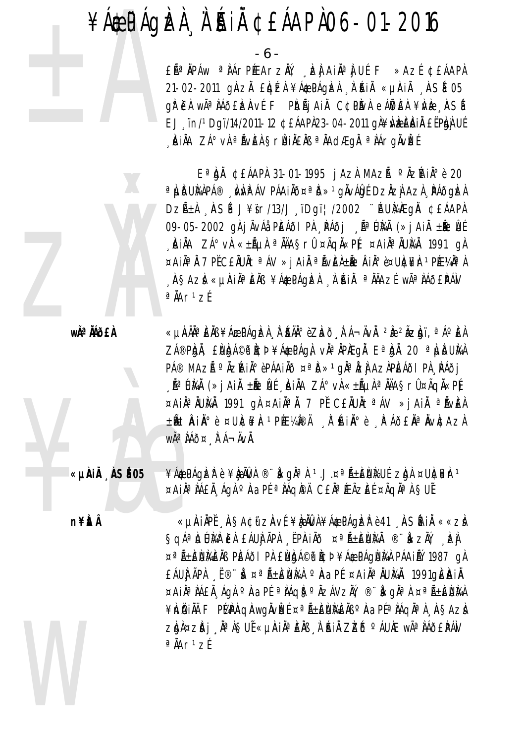£Ãå ÄPÁw ªÀÁrPÉArzÀÝ ¸ÀzÀj AiÀiÁªÀÄ UÉ F »AzÉ ¢£ÁAPÀ 21-02-2011 gÀ zÀ £ÀqÉzÀ ¥ÁæPÀgÀtÀ ¸ÀASÉå «µÀAiÀÄ ¸ÀASÉå 05 gÀ°è wÃªÀiÁð£ÀªÀ£ÀÄvÉ F PÀbÉÃjAiÀÄ C¢ü¸ÀÆZÀ£É ¥ÀæªÀ ¸ÀASÉå EJ¸ïn/¹Dgï/14/2011-12 ¢£ÁAPÀ 23-04-2011 gÀ ¥ÀæPÀlAiÀÄ £ÉÃqÀ UÉ ¸ÀAiÀÄ ZÁ°vÀ ªÀÄvÀÛ §rÛAiÀÄ£ÀÄß ªÀÄAdÆgÀÄ ªÀiÁrgÀÄvÀÛÉ

EªÀgÀÄ ¢£ÁAPÀ 31-01-1995 jAzÀ MAzÀÄ ºÀÄzÉÝAiÀÄ°è 20 ªÀµÀðUÀ¼ÀPÁ® ¸ÀÄzÀÆªÁV PÁAiÀÄð¤ªÀð»¹gÀÄvÁÛgÉ DzÀÝjAzÀ ¸ÀPÁðgÀzÀ DzÉÃ±À ¸ÀASÉå J¥ïr/13/J¸ïDgï¦/2002 ¨ÉAUÀ¼ÀÆgÀÄ ¢£ÁAPÀ 09-05-2002 gÀ jÃvÁå PÀbÉÃð lPÀ¸ÀPÁðj ¸ÉªÉUÀ¼À (»jAiÀÄ ±ÉæÃtÂ UÉ ¸ÀAiÀÄ ZÁ°vÀ «±ÉÃµÀ ªÀÄAiÀÄ §rÛ¤ÃqÀÄ«PÉ) ¤AiÀÄªÀÄUÀ¼ÀÄ 1991 gÀ ¤AiÀÄªÀÄ 7 PÉ C£ÀÄUÀt ªÁV »jAiÀÄ ªÉÃvÀ£À ±ÉæÃtÂAiÀÄ°è ¤UÀ¢¥Àr¹ PÉÆ½îªÀ ¸ÀA§AzÀ «µÀAiÀÄªÀ£ÀÄß ¥ÁæPÀgÀtÀ ¸ÀASÉå ªÀÄAzÉ wÃªÀiÁð£ÀPÁÌV ªÀÄAr¹zÉ

**wÃªÀiÁð£À**

«µÀAiÀÄªÀ£ÀÄß ¥ÁæPÀgÀtÀ ¸ÀASÉåAiÀÄ°è ZÀað¸À¯ÁAiÀÄ ²æÃ ²æÃzÀgï, ªÁºÀ£À ZÁ®PÀgÀÄ, £ÀUÀgÁ©üªÀÈ¢Þ ¥ÁæPÁgÀ, vÀªÀÄäPÀgÀÄ EªÀgÀÄ 20 ªÀµÀðUÀ¼À PÁ® MAzÀÄ ºÀÄzÉÝAiÀÄ°è PÁAiÀÄð ¤ªÀð»¹gÀÄªÀÅzÀjAzÀ ªÀÄPÀbÉÃð lPÀ¸ÀPÁðj ¸ÉªÉUÀ¼À (»jAiÀÄ ±ÉæÃtÂ UÉ ¸ÀAiÀÄ ZÁ°vÀ «±ÉÃµÀ ªÀÄAiÀÄ §rÛ¤ÃqÀÄ«PÉ) ¤AiÀÄªÀÄUÀ¼ÀÄ 1991 gÀ ¤AiÀÄªÀÄ 7 PÉ C£ÀÄUÀt ªÁV »jAiÀÄ ªÉÃvÀ£À ±ÉæÃtÂAiÀÄ°è ¤UÀ¢¥Àr¹ PÉÆ½î®Ä ¸ÀASÉåAiÀÄ°è ¸ÀPÁð£ÀªÀÄvÀ¢AzÀ wÃªÀiÁð¤¸À¯ÁAiÀÄvÀÄ.

**«µÀAiÀÄ ¸ÀASÉå 05**

¥ÁæPÀgÀtÀzÀ°è ¥ÀæÃÛÁªÀ ®¨ÀåvÉ ªÀÄ¹.J.¤ªÀÄð±ÀÁ¸ÀUÀ¼ÀÄ UÀ½UÉ zÀgÀ ¤UÀ¢¥Àr¹ ¤AiÀÄªÀiÁªÀ£ÀÄß ¸ÁgÀ ºÀaPÉ ªÀiÁqÀÄªÀ®Ä C£ÀÄªÀÄw ¤ÃqÀÄªÀ §UÉÎ

**n¥Àà**

«µÀAiÀÄPÉÌ ¸ÀA§A¢ü¹zÀAvÉ ¥ÀæÃÛÁªÀ ¥ÁæPÀgÀtÀzÀ°è 41 ¸ÀASÉåAiÀÄ ««zsÀ §qÁªÀuÉUÀ¼À ¤ªÉÃ±À£ÀUÀ¼ÀÄ ¨sÀÆzÀÝ ¸ÀzÀj ¤ªÉÃ±À£ÀUÀ¼ÀÄ ªÀÄPÀbÉÃð lPÀ £ÀUÀgÁ©üªÀÈ¢Þ ¥ÁæPÁgÀ¢AzÀ PÁAiÀÄÝ 1987 gÀ £ÁUÀjÃPÀ ¸ËP® ¤ªÉÃ±À£ÀUÀ¼À ºÀaPÉ ¤AiÀÄªÀÄUÀ¼ÀÄ 1991 gÀ£ÀéAiÀÄ ¤AiÀÄªÀiÁªÀ£ÀÄß ¸ÁgÀ ºÀaPÉ ªÀiÁqÀÄªÀ ºÀÄzÁVzÀÝ ¨sÀÆgÀÄªÀÄ ¤ªÉÃ±À£ÀUÀ¼À ¥ÀæªÀÃuÀÄAiÀÄ F PÉÆ¼ÀPÀAqÀ wgÀÄvÀÛÉ ¤ªÉÃ±À£ÀUÀ¼ÀÄß ºÀaPÉ ªÀiÁqÀÄªÀ ¸ÀA§AzsÀ zÀgÀ¤zsÀðj¸À¯ÁUÀÄvÀÛÉ «µÀAiÀÄªÀ£ÀÄß ¸ÀASÉåAiÀÄ ZÀað¸À ºÁUÀÆ wÃªÀiÁð£ÀPÁÌV ªÀÄAr¹zÉ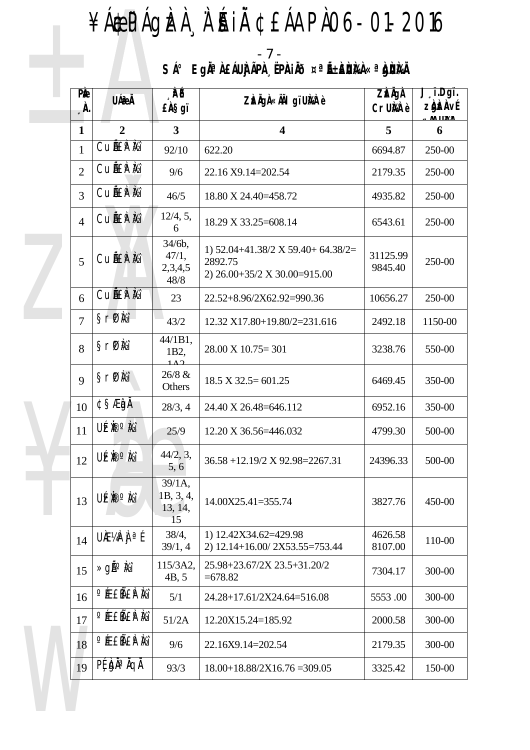# ¥ÁUÀð¥ÀvÀæ, ¸ÀAaPÉ ¢£ÁAPÀ 06-01-2016

- 7 -

## SÁ° EgÀÄªÀ £ÁUÀjÃPÀ ¸ËPÀAiÀÄð ¤ªÉÃ±À£ÀUÀ¼À «ªÀgÀUÀ¼ÀÄ

| PÀæ ¸À. | UÁæªÀÄ | ¸ÀªÉð £ÀA§gï | ZÀzÀgÀ «ÄÃlgï UÀ¼À°è | ZÀzÀgÀ Cr UÀ¼À°è | J¸ï.Dgï. zÀgÀ ¥ÀæwÉ «ÄÃlgïUÀ¼À |
|---|---|---|---|---|---|
| 1 | 2 | 3 | 4 | 5 | 6 |
| 1 | CuÉÚÃPÉgÉ | 92/10 | 622.20 | 6694.87 | 250-00 |
| 2 | CuÉÚÃPÉgÉ | 9/6 | 22.16 X9.14=202.54 | 2179.35 | 250-00 |
| 3 | CuÉÚÃPÉgÉ | 46/5 | 18.80 X 24.40=458.72 | 4935.82 | 250-00 |
| 4 | CuÉÚÃPÉgÉ | 12/4, 5, 6 | 18.29 X 33.25=608.14 | 6543.61 | 250-00 |
| 5 | CuÉÚÃPÉgÉ | 34/6b, 47/1, 2,3,4,5 48/8 | 1) 52.04+41.38/2 X 59.40+ 64.38/2= 2892.75<br>2) 26.00+35/2 X 30.00=915.00 | 31125.99<br>9845.40 | 250-00 |
| 6 | CuÉÚÃPÉgÉ | 23 | 22.52+8.96/2X62.92=990.36 | 10656.27 | 250-00 |
| 7 | §rÖªÉ | 43/2 | 12.32 X17.80+19.80/2=231.616 | 2492.18 | 1150-00 |
| 8 | §rÖªÉ | 44/1B1, 1B2, 1A2 | 28.00 X 10.75= 301 | 3238.76 | 550-00 |
| 9 | §rÖªÉ | 26/8 & Others | 18.5 X 32.5= 601.25 | 6469.45 | 350-00 |
| 10 | ¢§ÆgÀÄ | 28/3, 4 | 24.40 X 26.48=646.112 | 6952.16 | 350-00 |
| 11 | UÉÆÃ¥Á¼À | 25/9 | 12.20 X 36.56=446.032 | 4799.30 | 500-00 |
| 12 | UÉÆÃ¥Á¼À | 44/2, 3, 5, 6 | 36.58 +12.19/2 X 92.98=2267.31 | 24396.33 | 500-00 |
| 13 | UÉÆÃ¥Á¼À | 39/1A, 1B, 3, 4, 13, 14, 15 | 14.00X25.41=355.74 | 3827.76 | 450-00 |
| 14 | UÀÆ½ÀAiÀÄ | 38/4, 39/1, 4 | 1) 12.42X34.62=429.98<br>2) 12.14+16.00/ 2X53.55=753.44 | 4626.58<br>8107.00 | 110-00 |
| 15 | »gÉÃºÀ½î | 115/3A2, 4B, 5 | 25.98+23.67/2X 23.5+31.20/2 =678.82 | 7304.17 | 300-00 |
| 16 | ºÉÆ£ÉßÃPÉgÉ | 5/1 | 24.28+17.61/2X24.64=516.08 | 5553 .00 | 300-00 |
| 17 | ºÉÆ£ÉßÃPÉgÉ | 51/2A | 12.20X15.24=185.92 | 2000.58 | 300-00 |
| 18 | ºÉÆ£ÉßÃPÉgÉ | 9/6 | 22.16X9.14=202.54 | 2179.35 | 300-00 |
| 19 | PÉÆ¼ÀÄªÀÄqÀÄ | 93/3 | 18.00+18.88/2X16.76 =309.05 | 3325.42 | 150-00 |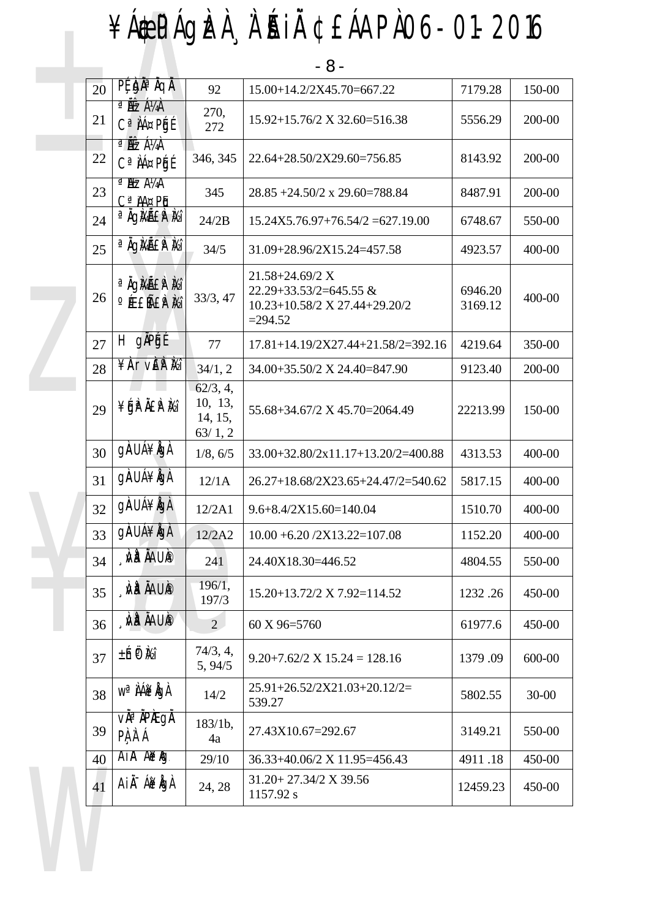# ¥ÁæðÄP ÁgÀzÀ¸ÀÜ ÀÆåiÀÄ ¢£ÁAPÀ 06-01-2016

| | | | | | |
|---|---|---|---|---|---|
| 20 | PÉ¸ÀgÀ¼Àî ªÀÄqÀÄ | 92 | 15.00+14.2/2X45.70=667.22 | 7179.28 | 150-00 |
| 21 | ªÀÄ£ÉÆÃºÀgÀ Cª ÀÄgÀ¥PÉgÉ | 270, 272 | 15.92+15.76/2 X 32.60=516.38 | 5556.29 | 200-00 |
| 22 | ªÀÄ£ÉÆÃºÀgÀ Cª ÀÄgÀ¥PÉgÉ | 346, 345 | 22.64+28.50/2X29.60=756.85 | 8143.92 | 200-00 |
| 23 | ªÀÄ£ÉÆÃºÀgÀ Cª ÀÄgÀ¥PÉgÉ | 345 | 28.85 +24.50/2 x 29.60=788.84 | 8487.91 | 200-00 |
| 24 | ªÀÄgÀ¼ÀÄ¹zÉÝñÀégÀ £ÀUÀgÀ | 24/2B | 15.24X5.76.97+76.54/2 =627.19.00 | 6748.67 | 550-00 |
| 25 | ªÀÄgÀ¼ÀÄ¹zÉÝñÀégÀ £ÀUÀgÀ | 34/5 | 31.09+28.96/2X15.24=457.58 | 4923.57 | 400-00 |
| 26 | ªÀÄgÀ¼ÀÄ¹zÉÝñÀégÀ £ÀUÀgÀ º ÉÆ£ÀßÉÃ£ÀºÀ½î | 33/3, 47 | 21.58+24.69/2 X 22.29+33.53/2=645.55 & 10.23+10.58/2 X 27.44+29.20/2 =294.52 | 6946.20 3169.12 | 400-00 |
| 27 | H gÀÄPÉgÉ | 77 | 17.81+14.19/2X27.44+21.58/2=392.16 | 4219.64 | 350-00 |
| 28 | ¥ÀÄrvÀ£ÀºÀ½î | 34/1, 2 | 34.00+35.50/2 X 24.40=847.90 | 9123.40 | 200-00 |
| 29 | ¥ÉgÀªÀÄ£ÀºÀ½î | 62/3, 4, 10, 13, 14, 15, 63/ 1, 2 | 55.68+34.67/2 X 45.70=2064.49 | 22213.99 | 150-00 |
| 30 | gÀAUÁ¥ÀÄgÀ | 1/8, 6/5 | 33.00+32.80/2x11.17+13.20/2=400.88 | 4313.53 | 400-00 |
| 31 | gÀAUÁ¥ÀÄgÀ | 12/1A | 26.27+18.68/2X23.65+24.47/2=540.62 | 5817.15 | 400-00 |
| 32 | gÀAUÁ¥ÀÄgÀ | 12/2A1 | 9.6+8.4/2X15.60=140.04 | 1510.70 | 400-00 |
| 33 | gÀAUÁ¥ÀÄgÀ | 12/2A2 | 10.00 +6.20 /2X13.22=107.08 | 1152.20 | 400-00 |
| 34 | ¸ÀvÀåªÀÄAUÀ® | 241 | 24.40X18.30=446.52 | 4804.55 | 550-00 |
| 35 | ¸ÀvÀåªÀÄAUÀ® | 196/1, 197/3 | 15.20+13.72/2 X 7.92=114.52 | 1232 .26 | 450-00 |
| 36 | ¸ÀvÀåªÀÄAUÀ® | 2 | 60 X 96=5760 | 61977.6 | 450-00 |
| 37 | ±ÉnÖºÀ½î | 74/3, 4, 5, 94/5 | 9.20+7.62/2 X 15.24 = 128.16 | 1379 .09 | 600-00 |
| 38 | wªÀiÁä¥ÀÄgÀ | 14/2 | 25.91+26.52/2X21.03+20.12/2= 539.27 | 5802.55 | 30-00 |
| 39 | vÀªÀÄPÀÆgÀÄ PÁªÀ® | 183/1b, 4a | 27.43X10.67=292.67 | 3149.21 | 550-00 |
| 40 | AiÀÄ¯ÁèzÀ | 29/10 | 36.33+40.06/2 X 11.95=456.43 | 4911 .18 | 450-00 |
| 41 | AiÀÄ¯ÁèzÀ¥ÀÄgÀ | 24, 28 | 31.20+ 27.34/2 X 39.56 1157.92 s | 12459.23 | 450-00 |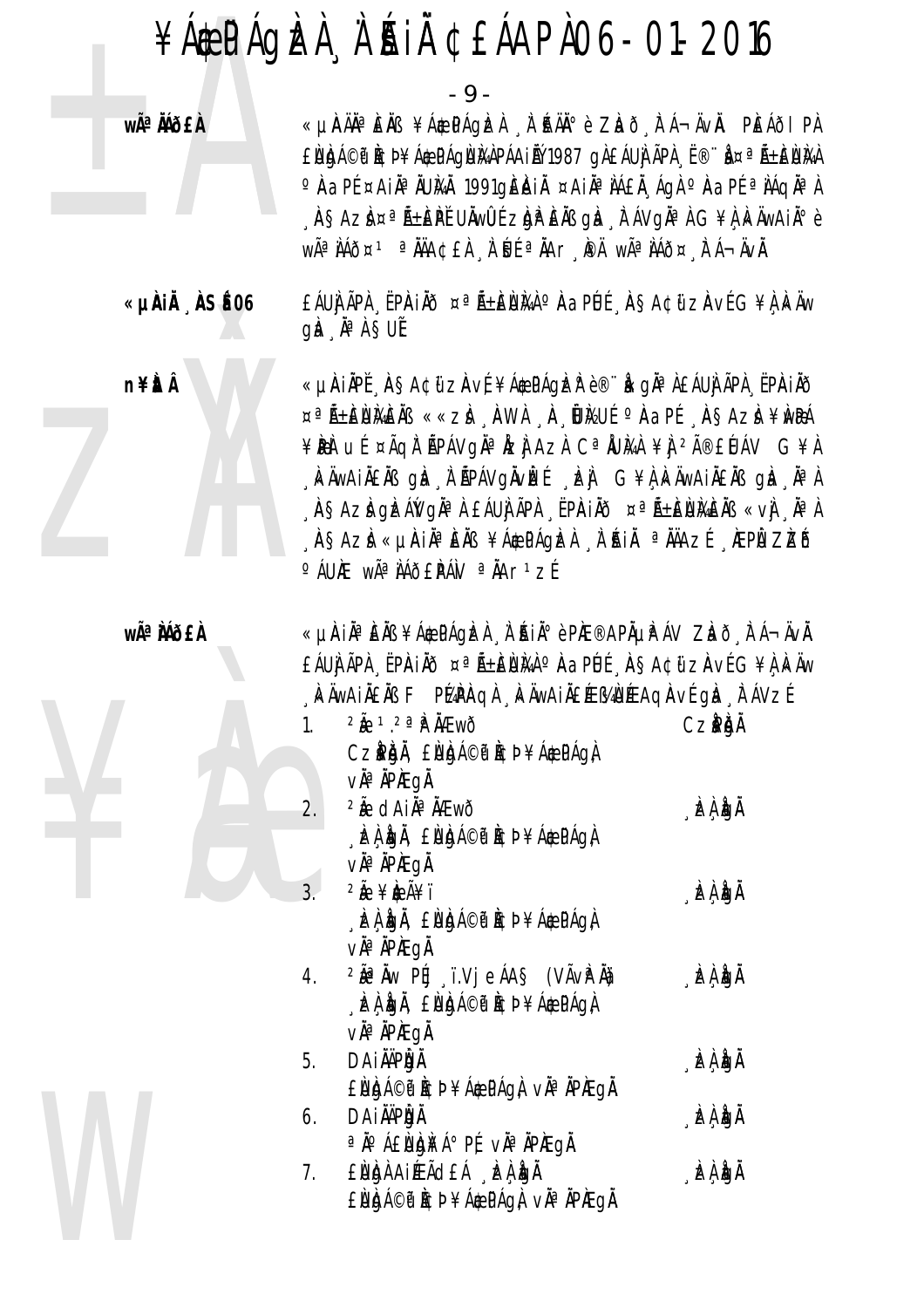wÃªÀÄð£À «µÀAiÀÄªÀÅ ¥ÁæªÀÄtÂPÀ ¸ÀA¸ÀÜ ÀÄ°è ZÀZÉð¸À¯ÁVzÀÄ, PÀ£ÁðlPÀ £ÁUÀjÃPÀ ¸ÉêÁ ¤AiÀªÀÄUÀ¼ÀÄ ºÁUÀÆ ¥ÁæªÀÄtÂPÀ PÀ°PÉ ªÀÄvÀÄÛ «µÀAiÀÄªÁgÀÄ ¸ÀAªÀiÁAiÀÄPÀ ¸ÀAzÀ¨sÀð ªÀUÁðªÀuÉ ¤AiÀÄAvÀæt ¤AiÀªÀÄUÀ¼ÀÄ 1987 gÀ£ÀéAiÀÄ ºÁUÀÆ 1991 gÀ°è ¤AiÀªÀÄ ºÁUÀÆ ¸ÀAvÀæ¸ÀÆ¸À ¤AiÀªÀÄzÀAvÉ PÀæªÀÄ vÉUÉzÀÄPÉÆ¼Àî¯ÁUÀĪÀÅzÉAzÀÄ wÃªÀiÁð¤¹ ªÀÄÄA¢£À ¸À¨sÉ ªÀÄAr¸À®Ä wÃªÀiÁð¤¸À¯ÁVzÉ.

« µÀAiÀÄ ¸ÀASÉå 06

£ÁUÀjÃPÀ ¸ÉÃªÁ ¤AiÀªÀÄUÀ¼À ºÁUÀÆ ¸ÀA¸ÀÜ ÀÄ ªÀiÁvÀÈ ¸ÀA¸ÉÜ ÀÄ ¥ÀjµÀÌÈvÀ gÀZÀ£É ¸ÀªÀÄ¸ÉåUÀ¼ÀÄ

n¥ÀàtÂ

«µÀAiÀÄPÉÌ ¸ÀA§A¢ü¹zÀAvÉ ¥ÁæªÀÄtÂPÀ ¸ÀA¸ÉÜ ¸ÀgÀPÁgÀzÀ £ÁUÀjÃPÀ ¸ÉÃªÁ ¤AiÀªÀÄUÀ¼À «¨sÁUÀ ¥ÀjµÀÌgÀuÉ ºÁUÀÆ ¸ÀA§AzsÀ ¥ÀlÖ ¸ÀjÃPÀgÀt ¸ÀA§A¢ü¹zÀAvÉ ¸ÀAªÀiÁ¯ÉÆÃZÀ£ÉAiÀÄ ¸ÀAzsÀ¨sÀð ¸ÀA¸ÉÜUÀ¼À ¸ÀPÁðj ¸ÀA¸ÉÜUÀ¼À ¸ÀªÀiÁ£À ªÀiÁ£ÀzÀAqÀ PÀrvÀzÀ ¸ÀA¸ÉÜ ¸ÀA¸ÉÜ ªÀÄÄRå¸ÀÜgÀ ¸À¨sÉ «µÀAiÀÄ ªÀÄAr¸À¯ÁVzÉ.

wÃªÀÄð£À

«µÀAiÀÄªÀÅ ¥ÁæªÀÄtÂPÀ ¸ÀA¸ÉÜ ºÁUÀÆ ¸ÀPÁðgÀzÀ ¸ÀA§AzsÀ ¥ÀlÖ ZÀZÉð¸À¯ÁVzÀÄ, £ÁUÀjÃPÀ ¸ÉÃªÁ ¤AiÀªÀÄUÀ¼À ºÁUÀÆ ¸ÀA¸ÉÜ ¥ÀjµÀÌÈvÀ gÀZÀ£É ¸ÀAzÀ±ÀðPÀgÀ ¸À«Äw gÀa¸À¯ÁVzÉ.

| | | |
|---|---|---|
| 1. | ²æà ¹.²ªÀPÀÄªÀiÁgï CzsÀåPÀëgÀÄ, £ÁUÀjÃPÀ ¸ÉÃªÁ ¥ÁæªÀÄtÂPÀ vÀgÀ¨ÉÃw | CzsÀåPÀëgÀÄ |
| 2. | ²æà dAiÀÄPÀÄªÀiÁgï ¸ÀzÀ¸ÀågÀÄ, £ÁUÀjÃPÀ ¸ÉÃªÁ ¥ÁæªÀÄtÂPÀ vÀgÀ¨ÉÃw | ¸ÀzÀ¸ÀågÀÄ |
| 3. | ²æà ¥ÀæPÁ±ï ¸ÀzÀ¸ÀågÀÄ, £ÁUÀjÃPÀ ¸ÉÃªÁ ¥ÁæªÀÄtÂPÀ vÀgÀ¨ÉÃw | ¸ÀzÀ¸ÀågÀÄ |
| 4. | ²æêÀÄw PÉ. ¸ï.Vjeá¥Á (VÃvÁ ÀÄå) ¸ÀzÀ¸ÀågÀÄ, £ÁUÀjÃPÀ ¸ÉÃªÁ ¥ÁæªÀÄtÂPÀ vÀgÀ¨ÉÃw | ¸ÀzÀ¸ÀågÀÄ |
| 5. | DAiÀÄÄPÀÛgÀÄ £ÁUÀjÃPÀ ¸ÉÃªÁ ¥ÁæªÀÄtÂPÀ vÀgÀ¨ÉÃw | ¸ÀzÀ¸ÀågÀÄ |
| 6. | DAiÀÄÄPÀÛgÀÄ ªÀÄºÁ£ÀUÀgÀ¥Á°PÉ vÀgÀ¨ÉÃw | ¸ÀzÀ¸ÀågÀÄ |
| 7. | £ÁUÀjÃPÀ ¸ÉÃªÁ zÀ¼À ¸ÀzÀ¸ÀågÀÄ £ÁUÀjÃPÀ ¸ÉÃªÁ ¥ÁæªÀÄtÂPÀ vÀgÀ¨ÉÃw | ¸ÀzÀ¸ÀågÀÄ |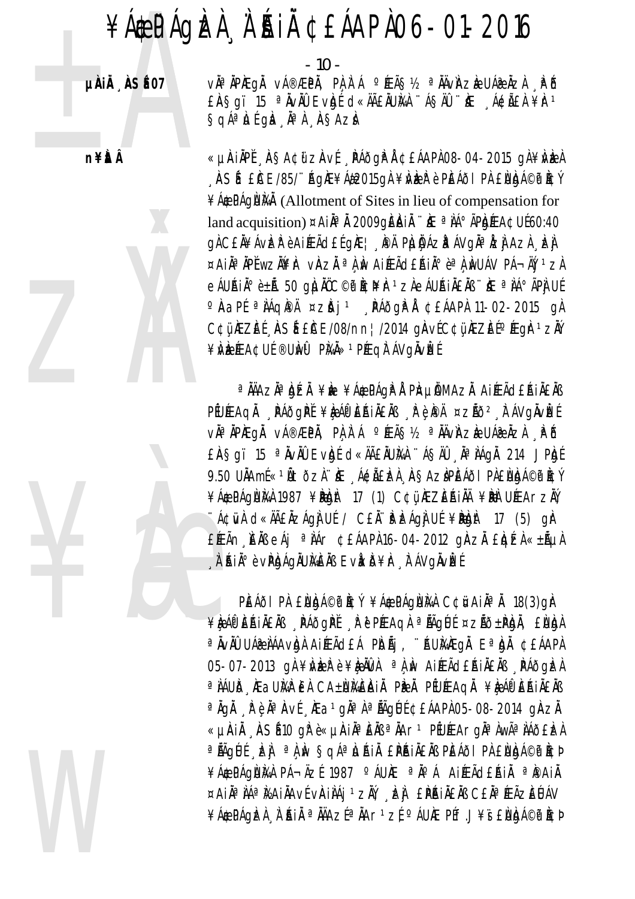**µÀAiÀÄ ¸ÀASÉ 07**

vÀªÀÄPÀÆgÀÄ vÁ®ÆèPÀÄ, PÀ¸À§Á ºÉÆÃ§½ ªÀÄÄvÀÛ£ÀºÀ½îUÁæªÀÄzÀ ¸ÀªÉð £ÀA§gï 15 ªÀÄvÀÄÛ EvÀgÉ d«ÄÃ£ÀÄUÀ¼À ¨ÁQ¢ ¨sÀÆ ¸ÁzsÀ£À ¥ÀjºÁgÀ ¥ÁªÀw §UÉÎ ZÀað¸À¯ÁVzÉ.

**n¥ÀðÂ**

«µÀAiÀÄPÉÌ ¸ÀA§A¢üZÀAvÉ ¸ÀPÁðgÀªÀÅ ¢£ÁAPÀ 08-04-2015 gÀ ¥ÀvÀæ ¸ÀASÉ £ÀCE/85/¨ÉgÀÆ¥Á/2015 gÀ ¥ÀvÀæzÀ°è ¥ÁæAiÉÆÃf¸À¯ÁzÀ ¥Áæ¢üPÁgÀUÀ¼À (Allotment of Sites in lieu of compensation for land acquisition) ¤AiÀÄªÀÄ 2009 gÀ ¤AiÀÄªÀÄ ¨sÀÆ ªÀiÁ°ÃPÀjUÉ ¢£ÁAPÀ 60:40 gÀ C£ÀÄ¥ÁvÀzÀ°è ¤ªÉÃ±À£ÀUÀ¼À£ÀÄß ºÀAaPÉ ªÀiÁqÀ¯ÁUÀÄwÛzÀÄÝ, F ¤AiÀÄªÀÄPÉÌ wzÀÄÝ¥Àr vÀAzÀÄ ªÀÄÄAzÉ ¤ªÉÃ±À£À ºÀAaPÉ ªÀiÁqÀ¯ÁUÀÄwÛzÉ. ¸ÀPÁðgÀªÀÅ ¢£ÁAPÀ 11-02-2015 gÀ C¢ü¸ÀÆZÀ£É ¸ÀASÉ £ÀCE/08/ªÀÄ¤¥Àæ/2014 gÀ°è C¢ü¸ÀÆZÀ£É ºÉÆgÀr¸À¯ÁVzÉ.

ªÀÄÄAzÀĪÀgÉzÀÄ ¥Áæ¢üPÁgÀzÀ ¸ÀA¥À£ÀÆä®zÀ ¤ªÉÃ±À£ÀUÀ¼À£ÀÄß ºÉaÑ¸À®Ä ¸ÀPÁðgÀPÉÌ ¥Àæ¸ÁÛªÀ£ÉUÀ¼À£ÀÄß ¸À°è¸À¯ÁVzÉ. vÀªÀÄPÀÆgÀÄ vÁ®ÆèPÀÄ, PÀ¸À§Á ºÉÆÃ§½ ªÀÄÄvÀÛ£ÀºÀ½îUÁæªÀÄzÀ ¸ÀªÉð £ÀA§gï 15 ªÀÄvÀÄÛ EvÀgÉ d«ÄÃ£ÀÄUÀ¼À ¨Á§ÄÛ ¸ÀªÀiÁgÀÄ 214 JPÀgÉ 9.50 UÀÄAmÉ «¹ÛÃtðzÀ ¨sÀÆ ¸Á¢üãzÀ ¸ÀA§AzsÀ PÀ£ÁðlPÀ £ÀUÀgÁ©üªÀÈ¢Þ ¥Áæ¢üPÁgÀUÀ¼À 1987 ¥ÀæPÁgÀ 17 (1) C¢ü¸ÀÆZÀ£ÉAiÀÄ£ÀÄß ¥ÀæPÀlUÉÆArzÀÄÝ, ¨Á¢üvÀ d«ÄÃ£ÀÄzÁgÀjUÉ / C£ÀÄ¨sÀªÀzÁgÀjUÉ ¥ÀæPÀgÀ 17 (5) gÀ £ÉÆÃn¸ÀÄUÀ¼À£ÀÄß ªÀiÁr ¢£ÁAPÀ 16-04-2012 gÀAzÀÄ £ÉÆÃAzÀt «¼ÀA§ ¸À¨sÉAiÀÄ°è vÀPÀgÁgÀÄUÀ¼À£ÀÄß EvÀåxÀð¥Àr¸À¯ÁVzÉ.

PÀ£ÁðlPÀ £ÀUÀgÁ©üªÀÈ¢Þ ¥Áæ¢üPÁgÀUÀ¼À C¢ü¤AiÀÄªÀÄ 18(3) gÀ ¥ÀæPÁgÀ ¥Àæ¸ÁÛªÀ£ÉAiÀÄ£ÀÄß ¸ÀPÁðgÀPÉÌ ¸À°è¸ÀÄªÀ ªÀÄÄAZÉ ¤zÉÃð±À£ÁÃAiÀÄ, £ÀUÀgÀ ªÀÄvÀÄÛ UÁæªÀiÁAvÀgÀ AiÉÆÃd£Á EyÁeï, ¨ÉAUÀ¼ÀÆgÀÄ EªÀgÀ ¢£ÁAPÀ 05-07-2013 gÀ ¥ÀvÀæzÀ°è ¥ÀæªÀiÁt ªÀÄÄAzÉ AiÉÆÃd£ÉAiÀÄ£ÀÄß ¸ÀPÁðgÀzÀ ªÀiÁUÀð¸ÀÆaUÀ¼À°è EgÀĪÀ CA±ÀUÀ¼À£ÀÄß ¥Àj²Ã°¹ ¥Àæ¸ÁÛªÀ£ÉAiÀÄ£ÀÄß ªÀÄgÀÄ ¸À°è¸À®Ä ªÀÄvÀÄÛ ¸ÀPÁðgÀzÀ ªÀÄgÀÄ¥ÀvÀæ ¢£ÁAPÀ 05-08-2014 gÀAzÀÄ «µÀAiÀÄ ¸ÀASÉ 10 gÀ°è «µÀAiÀÄªÀ£ÀÄß ªÀÄAr¹ ¥ÀæPÀlgÀ ªÀiÁwªÀiÁqÀzÀ ªÀÄgÀÄ ¥ÀvÀæ ªÀÄÄAzÉ §UÉÎ ¸À¨sÉAiÀÄ £ÀA©PÉAiÀÄ£ÀÄß PÀ£ÁðlPÀ £ÀUÀgÁ©üªÀÈ¢Þ ¥Áæ¢üPÁgÀUÀ¼À PÁ¬ÄzÉ 1987 ºÁUÀÆ ªÀÄvÀÄÛ AiÉÆÃd£ÉAiÀÄ ªÀÄÆ®PÀ ¤AiÀÄªÀiÁªÀ¼ÀAiÀÄ£ÀÄß vÀAiÀiÁj¹zÀÄÝ, EzÀÄ £ÀA©PÉAiÀÄ£ÀÄß C£ÀÄªÉÆÃzÀ£ÉUÁV ¥Áæ¢üPÁgÀzÀ ¸À¨sÉAiÀÄ ªÀÄÄAzÉ ªÀÄAr¹zÉ, ºÁUÀÆ PÉ.J¥ï.¹ £ÀUÀgÁ©üªÀÈ¢Þ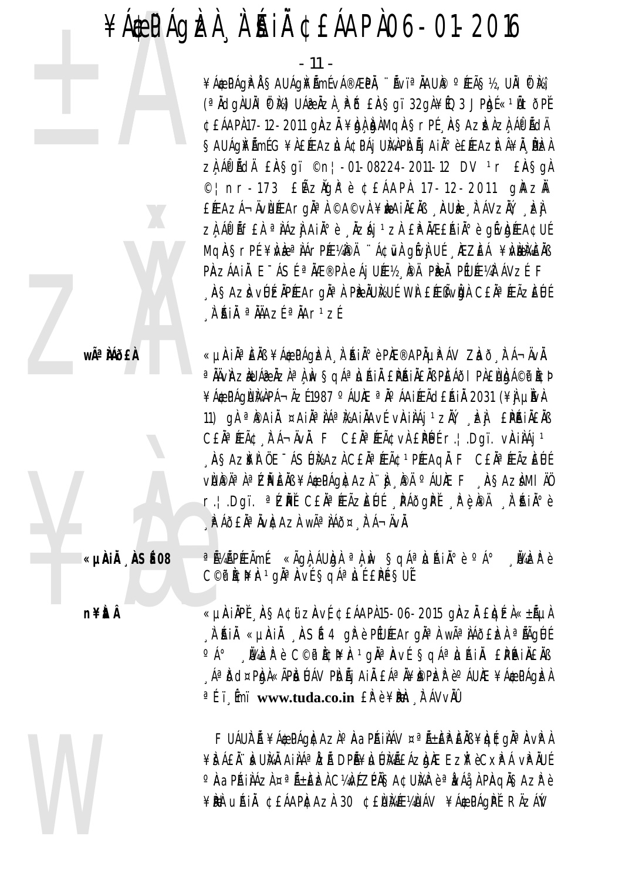¥ÁæªÀgÀ¸ÀA§AUÁgÀ¥ÉÃmÉvÁ®ÆPÀÄ, ¨ÉÃvïªÀÄAUÀ® ºÉÆÃ§½, UÀÄ¼ÀÑ¥Ä¼À (ªÀÄdgÀUÀÄ¼ÀÑ¥Ä¼À) UÁæªÀÄzÀ ¸À.£ÀA.32gÀ°è 3 J PÀgÉ «¹ÛÃtðPÉ ¢£ÁAPÀ 17-12-2011 gÀAzÀÄ ¥ÀgÀ¸ÀàgÀ MqÀA§rPÉ ¸ÀA§AzsÀ zÀ¸ÁÛªÉÃdÄ §AUÁgÀ¥ÉÃmÉ G¥À£ÉÆÃAzÀuÁ¢üPÁjUÀ¼À PÀbÉÃjAiÀİè £ÉÆÃAzÀt ¥ÀÅ¸ÀÛPÀ zÀ¸ÁÛªÉÃf £ÀA§gï ©n¦-01-08224-2011-12 DV ¹r £ÀA§gÀ ©¦nr-173 £ÉÆÃAzÀtÂ è ¢£ÁAPÀ 17-12-2011 gÀAzÀÄ £ÉÆÃAzÁ¬ÄvÀÄÛ ÉÆAr gÀÄªÀ ©A©vÀ ¥ÀæÀAiÀÄ£ÀÄß ¸ÀAUÀæ¸ÀÁVzÀÄÝ ¸ÀzÀj zÀ¸ÁÛªÉÃf£À ªÀÄÆzÀÄAiÀİè ¸ÀzÀj ¹zÀ £ÀªÀÄÆ£ÉAiÀİè gÉvÀgÉÆÃ¢UÉ MqÀA§rPÉ ¥ÀæªÀiÁrPÉÆ½îÄ ¨Á¢üvÀ gÉvÀj UÉ ¸ÀÆZÀÉÁ ¥ÀæPÀlªÀ£ÀÄß PÀ¼ÀÄzÀAiÀÄ E¯ÁSÉ ªÀÄÆ®PÀ eÁjUÉÆ½¸À¯Á PÀæÀÄ PÉÊUÉÆ¼Àî¯ÁVzÉ F ¸ÀA§AzsÀ vÀÉÆÃPÉÆAr gÀÄªÀ PÀæÀÄ¥À¯ÁUÉ WÀl£ÉÆÃvÀÛgÀ C£ÀªÀÄÉÆÃzÀ£ÉUÉ ¸ÀÆZÀÀÄ ªÀiÁqÀÉ ªÀÄÁr¹zÉ

**wÃªÀiÁð£À**

«µÀAiÀÄªÀ£ÀÄß ¥ÁæªÀgÀzÀ ¸ÀÆZÀAiÀÄ°èPÀ®APÀµÀPÁV ZÀZÀð¸À¯Á¬ÄvÀÄ. ªÀÄÄVÛzÀÀæÁUÀªÀÄzÀ ªÀ¸ÀwÀ §qÁªÀuÉAiÀÄ£ÀÄß PÀ£ÀÆÀAiÀÄ£ÀÄßPÀ£ÁðlPÀ£ÀUÀgÀ AiÉÆÃd£Á ¥ÁæªÀgÀ gÀÄ¼ÀÄPÀ¬ÄzÉ 1987 ºÁUÀÆ ªÀÄ¥ÁAiÉÆÃd£Á 2031 (¥Àj µÀÌvÀ 11) gÀ ªÀÄAiÀÄ ¤AiÀÄªÀiÁªÀ½AiÀÄAvÉ vÀAiÀiÁj¹zÀÄÝ ¸ÀzÀj £ÀPÉAiÀÄ£ÀÄß C£ÀªÀÄÉÆÃ¢¸À¯Á¬ÄvÀÄ. F C£ÀªÀÄÉÆÃ¢vÀ £ÀPÉÉ r.¦.Dgï. vÀAiÀiÁj¹ ¸ÀA§AzsÀ¥ÀlÖ E¯ÁSÉUÀ¼ÀAzÀ C£ÀªÀÄÉÆÃ¢¹PÉÆAqÀÄ F C£ÀªÀÄÉÆÃzÀ£ÉUÉ vÀUÀÄèªÀ ªÉZÀÑªÀ£ÀÄß ¥ÁæªÀgÀPÉÌ¸ÀzÀ ¨sÀj¸À¨ÉÃPÀÄ ºÁUÀÆ F ¸ÀA§AzsÀ MIÄÖ r.¦.Dgï. ªÉZÀÑzÀ C£ÀªÀÄÉÆÃzÀ£ÉUÉ ¸ÀPÁðgÀPÉÌ ¸À°è¸À®Ä ¸ÀÆZÀÀÄ°è ¸ÀPÁðgÀ£ÀªÀÄvÀÄPÀzÀ wÃªÀiÁð¤¸À¯Á¬ÄvÀÄ.

**«µÀAiÀÄ ¸ÀASÉå 08**

ªÀÄÄA¢£À ¸À¨sÉ «ÃgÀÄ¸ÁUÀgÀ ªÀ¸ÀwÀ §qÁªÀuÉAiÀİè ºÁ° ¸À¨sÉ¬ÄAzÀ C©üªÀÈ¢Þ ¥Àr¹gÀÄªÀ ªÀÄvÉÛ §qÁªÀuÉ £ÀPÉé §UÉÎ

**n¥Àà¤**

«µÀAiÀÄPÉÌ ¸ÀA§A¢ü¹zÀAvÉ ¢£ÁAPÀ 15-06-2015 gÀAzÀÄ £ÀqÉzÀ ¥Á«ÄÃtÀ ¸ÀPÉAiÀÄ «µÀAiÀÄ ¸ÀASÉå 4 gÀ°è PÉÊUÉÆAr gÀÄªÀ wÃªÀiÁð£ÀzÀAvÉ ªÀÄÄAzÀÄªÀgÉ ºÁ° ¸À¨sÉ¬ÄAzÀ C©üªÀÈ¢Þ¥Àr¹gÀÄªÀ ªÀ¸ÀwÀ §qÁªÀuÉAiÀÄ £ÀPÉAiÀÄ£ÀÄß ¸ÁªÀðd¤PÀgÀ «ÃPÀëuÉUÁV PÀbÉÃjAiÀÄ £ÉÆÃnÃ¸ï¨ÉÆÃqïð ºÁUÀÆ ¥ÁæªÀgÀzÀ ªÉ¨ï ¸ÉÊmï www.tuda.co.in £À°è ¥ÀæPÀn¸À¯ÁVvÀÄÛ.

F UÁUÀ¯É ¥ÁæªÀgÀzÀ PÀbÉÃjAiÀiÁV ¤ªÉÃ±À£ÀªÁgÀÄ ¥ÀqÉ¢gÀÄªÀ ªÀÄvÀÄ ¥ÀvÀæªÁå ªÀåªÀºÁgÀ DPÉëÃ¥ÀuÉUÀ¼ÀÄ PÁgÀtUÀ¼À E£ÀÆÀè CxÀªÁ vÀªÀÄUÉ ºÀPÀÌAiÀiÁzÀ ¤ªÉÃ±À£ÀzÀ C¼ÀvÉ ZÉPÀÄÌ §AzÀ C¤UÀªÀÄ ªÀÄ ¥ÀvÁæªÀ DPÀÁqÀ§ÁzÀ¯Éè ¥ÀæPÀlUÉÆAqÀ ¢£ÁAPÀzÀ 30 ¢£ÀUÀ¼ÉÆ¼ÀUÁV ¥ÁæªÀgÀPÉÌ RÄzÁÝV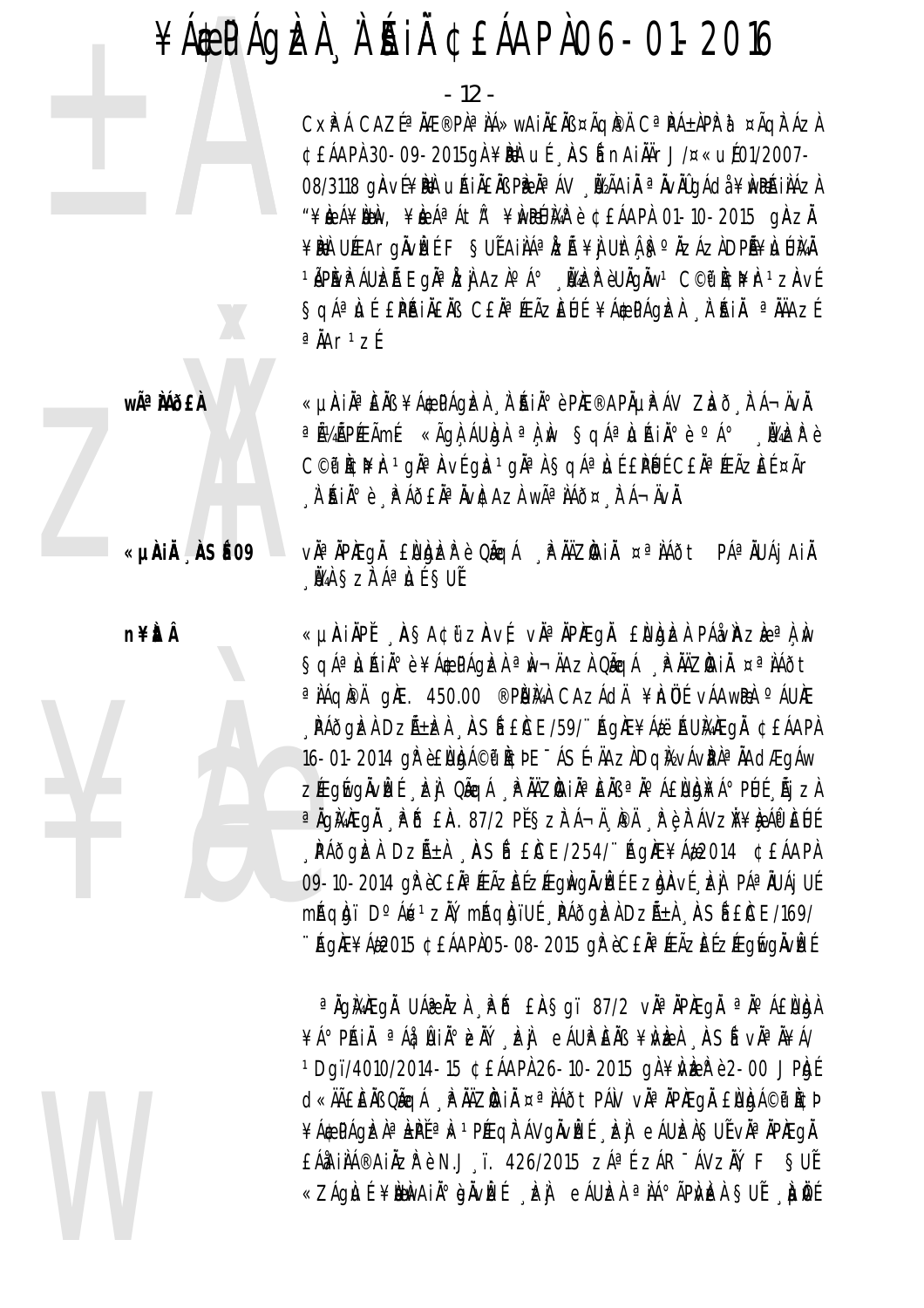CxÀPÁ CAZÉªÀÄE®PÀªÀÄ»wAiÀÄ£ÀÄß¤ÃqÀ®Ä CªÀPÁ±ÀPÀâ ¤ÃqÀÄÁzÀ ¢£ÁAPÀ 30-09-2015gÀ ¥ÀvÀæ uÉ¸ÀASÉå nAiÀÄÄr J/¤«u/01/2007-08/3118 gÀ vÉ¥ÀvÀæ uÉAiÀÄ£ÀßPÀæªÁV ¸ÀIÀÄAiÀÄ ªÀiÁrgÀÄåd ¥ÀvÀæÉiÀÄzÀ "¥ÀæÁ¥ÀvÀæ, ¥ÀæÁªÁtÂ ¥ÀvÀæÁªÀÄ è ¢£ÁAPÀ 01-10-2015 gÀzÀÄ ¥ÀvÀæ UÉArgÀÄvÀÛÉ F §UÉÎ AiÀiÁªÀzÉÃ ¥À¸ÀÛÀ ¸À§ºÀzÁzÀ DPÀët ¥ÀÀÆ ¹ÃPÀgÀPÁUÀzÉ EgÀªÀzÀj AzÀ ºÁ° ¸ÀÄzÀÀPÉ èUÀgÀw¹ C©üªÀÈ¢ÝAiÀÄ ¹zÀvÉ §qÁªÀuÉ £ÀPÉÃiÀÄ£ÀßC£ÀªÉÆÃzÀ£ÉUÉ ¥ÁæPÁgÀzÀ ¸À¨sÉAiÀÄ ªÀÄAzÉ ªÀÄAr¹zÉ

**wÃªÀiÁð£À**

«µÀAiÀÄªÀ£ÀÄß ¥ÁæPÁgÀzÀ ¸À¨sÉAiÀÄ°èPÀÆ®APÀµÀPÁV ZÀZÀð¸À¯Á¬ÄvÀÄ. ªÀÄ¾ÀÄPÉÃmÉ «ÃgÀ¸ÁUÀgÀ ªÀ¸Àw §qÁªÀuÉAiÀÄ°è ºÁ° ¸ÀÄzÀÀPÉ è C©üªÀÈ¢ÝPÀ¹ gÀªÀvÉ gÀ¹ gÀªÀ §qÁªÀuÉ £ÀPÀÉ C£ÀªÉÆÃzÀ£É ¤Ãr ¸À¨sÉAiÀÄ°è¸ÀªÁð£ÀªÀÄvÀ¢AzÀ wÃªÀiÁð¤¸À¯Á¬ÄvÀÄ.

**«µÀAiÀÄ ¸ÀASÉå 09**

vÀÄªÀÄPÀÆgÀÄ £ÀUÀgÀzÀ è QÃæqÁ ¸ÀªÀiÁZÀÀiÀÄ ¤ªÀiÁðt PÁªÀÄUÁjAiÀÄ ¸ÀÄVÀ§zÀ ÁªÀuÉ §UÉÎ

**n¥Ààt**

«µÀAiÀÄPÉ ¸ÀA§A¢ü¹zÀAvÉ, vÀÄªÀÄPÀÆgÀÄ £ÀUÀgÀzÀ PÁåvÀ¸ÀzÀæª¸Àw §qÁªÀuÉAiÀÄ°è¥ÁæPÁgÀzÀ ªÀw¬ÄAzÀ QÃæqÁ ¸ÀªÀiÁZÀÀiÀÄ ¤ªÀiÁðt ªÀiÁqÀ®Ä gÀÆ. 450.00 ®PÀëUÀ¼À CAzÁdÄ ¥ÀnÖUÉ vÁAwæPÀ ºÁUÀÆ ¸ÀPÁðgÀzÀ DzÉñÀzÀ ¸ÀASÉå £ÀCE/59/¨ÉgÀÆ¥Á¸É¦UÀ¼ÀEgÀÄ ¢£ÁAPÀ 16-01-2014 gÀ è£ÀUÀgÁ©üªÀÈ¢Þ E¯ÁSÉ ¬ÄAzÀ DqÀ¼vÁvÀäPÀªÀÄAdÆgÁw zÉÆgÉvÀgÀÄvÀÛÉ ¸ÀzÀj QÃæqÁ ¸ÀªÀiÁZÀÀiÀÄªÀ£ÀÄß ªÀÄ°Á£ÀUÀgÀ ºÁ°PÉUÉ ¸ÃjzÀ ªÀÄgÀ¼ÀEgÀÄ ¸ÀªÉð £ÀA. 87/2 PÉ§zÀ Á¬Ä¸À®Ä ¸À è¸À ÁVzÀÄ¥ÀæÁ¦ÛUÉUÉ ¸ÀPÁðgÀzÀ DzÉñÀ ¸ÀASÉå £ÀCE/254/¨ÉgÀÆ¥Á¸É2014 ¢£ÁAPÀ 09-10-2014 gÀ è C£ÀªÉÆÃzÀ£ÉzÉÆgÉvÀgÀÄvÀÛÉ EzÀgÀAvÉ ¸ÀzÀj PÁªÀÄUÁjUÉ mÉAqÀgï DºÁé¹zÀÄ, mÉAqÀgïUÉ ¸ÀPÁðgÀzÀ DzÉñÀ ¸ÀASÉå £ÀCE/169/¨ÉgÀÆ¥Á¸É2015 ¢£ÁAPÀ 05-08-2015 gÀ è C£ÀªÉÆÃzÀ£ÉzÉÆgÉvÀgÀÄvÀÛÉ

ªÀÄgÀ¼ÀEgÀÄ UÁæªÀÄzÀ ¸ÀªÉð £À§gï 87/2 vÀÄªÀÄPÀÆgÀÄ ªÀÄ°Á£ÀUÀgÀ ¥Á°PÉAiÀÄ ªÁå¦AiÀÄ°è ¬ÄzÀÝ ¸ÀzÀj eÁUÀªÀ£ÀÄß ¥ÀvÀæÀ ¸ÀASÉå vÀÄªÀÄ¥Á/¹Dgï/4010/2014-15 ¢£ÁAPÀ 26-10-2015 gÀ ¥ÀvÀæ è 2-00 JPÀgÉ d«ÄÃ£À£ÀÄß QÃæqÁ ¸ÀªÀiÁZÀÀiÀÄ ¤ªÀiÁðt PÁV vÀÄªÀÄPÀÆgÀÄ £ÀUÀgÁ©üªÀÈ¢Þ ¥ÁæPÁgÀzÀ ªÀ±ÀPÉ ªÀ¹ PÉÆqÀ ÁVgÀÄvÀÛÉ ¸ÀzÀj eÁUÀzÀ §UÉÎ vÀÄªÀÄPÀÆgÀÄ £ÁåAiÀiÁ®AiÀÄzÀ è N.J¸ï. 426/2015 zÁªÉ zÁR¯ÁVzÀÄÝ F §UÉÎ «ZÁgÀuÉ ¥ÀæªÀiÁtºÀ AiÀÄ°è ¸ÀzÀj eÁUÀzÀ ªÀiÁ°ÃPÀvÀé §UÉÎ ¸ÀÀÖÉ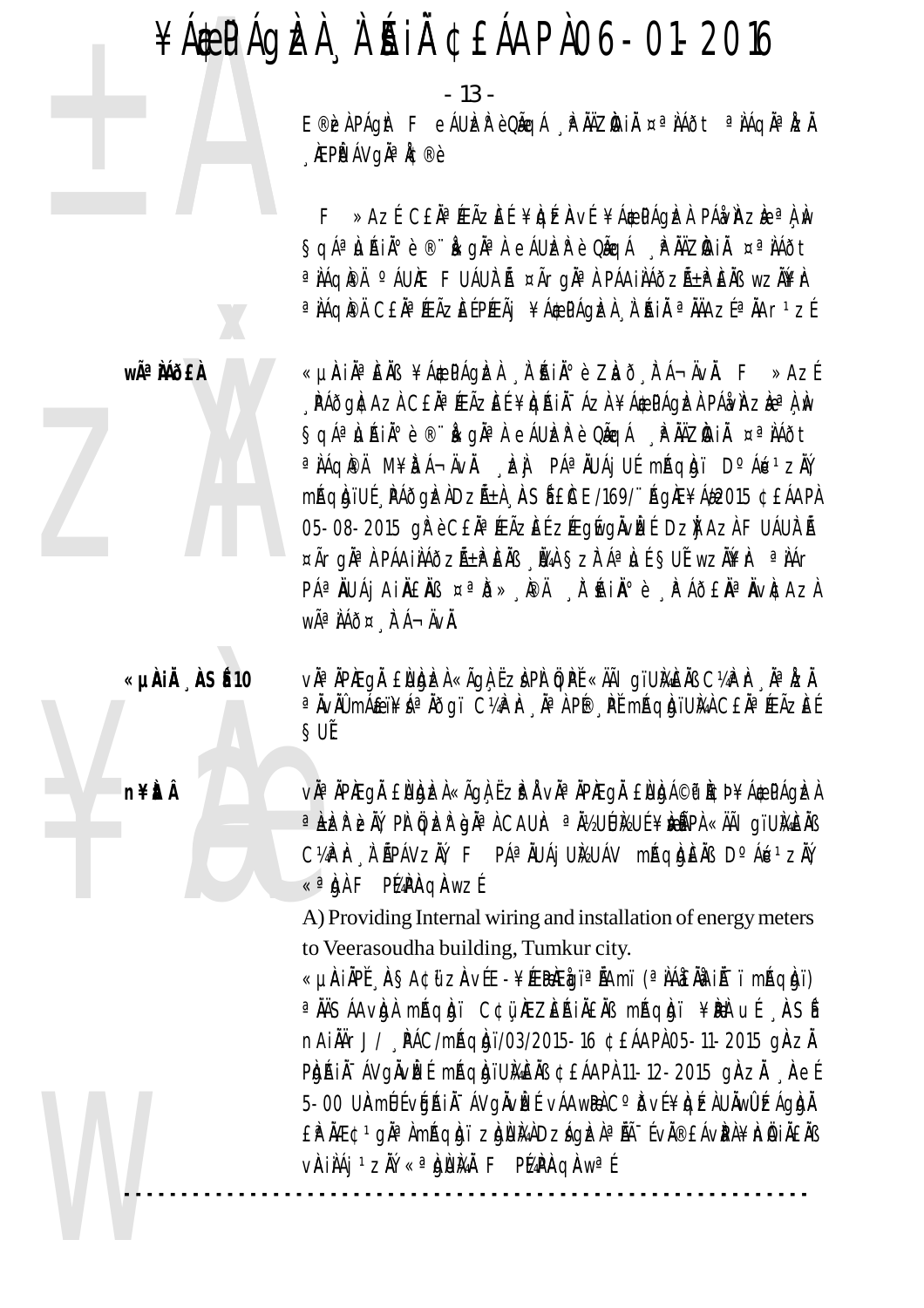E®èÀPÁgÀ F eÁUÀzÀ ºÀèQÌ£À ¸ÀªÀÄZÀÐvÀÄ ¤ªÀÄðt ªÀiÁqÀ®Ä ¸ÀPÁðgÀ ªÀÄAdÆgÁw ¤Ãrè

F »AzÉ C£ÀÄªÉÆÃzÀ£É ¥ÀqÉzÀ vÉ ¥ÁæªÀÄUÀ¼À PÁªÀÄUÁjUÀ¼À£ÀÄß ºÀ¼ÉAiÀÄ PÁªÀÄUÁjUÀ¼À eÁUÀzÀ ºÀèQÌ£À ¸ÀªÀÄZÀÐvÀÄ ¤ªÀÄðt ªÀiÁqÀ®Ä ºÁUÀÆ F UÁUÀ¼À ¤ÃrgÀªÀ PÁAiÀiÁðzÉÃ±À £ÀÄß wzÀÄÝ ªÀiÁqÀ®Ä C£ÀªÉÆÃzÀ£É ¥ÁæªÀÄUÀ¼À ¸À¨sÉAiÀÄ ªÀÄAzÉ ªÀÄr¹zÉ.

**wÃªÀiÁð£À**

«µÀAiÀÄªÀ£ÀÄß ¥ÁæªÀÄUÀ¼À ¸À¨sÉAiÀÄ°è ZÀað¸À¯Á¬ÄvÀÄ. F »AzÉ ¸ÀPÁðgÀzÀ C£ÀªÉÆÃzÀ£É ¥ÀqÉAiÀÄ¯ÁzÀ ¥ÁæªÀÄUÀ¼À PÁªÀÄUÁjUÀ¼À eÁUÀzÀ ºÀèQÌ£À ¸ÀªÀÄZÀÐvÀÄ ¤ªÀÄðt ªÀiÁqÀ®Ä M¥ÀàÀ¯Á¬ÄvÀÄ. ¸ÀzÀj PÁªÀÄUÁjUÉ mÉAqÀgï DºÁé¤¸ÀÄ, mÉAqÀgïUÉ ¸ÀPÁðgÀzÀ DzÉÃ±À ¸ÀASÉå£ÀCE/169/¨ÉAqÀ¥Á/2015 ¢£ÁAPÀ 05-08-2015 gÀ°è C£ÀªÉÆÃzÀ£É ¤ÃrzÀÄÝ DzÀÝjAzÀ F UÁUÀ¼À ¤ÃrgÀªÀ PÁAiÀiÁðzÉÃ±À£ÀÄß ¸ÀzÀ¸Àå¸ÀgÀ ¸À¨sÉAiÀÄ wzÀÄÝ ªÀiÁr PÁªÀÄUÁjAiÀÄ£ÀÄß ¤ªÀð»¸À®Ä ¸À¨sÉAiÀÄ°è ¸ÀªÁð£ÀÄªÀÄvÀ¢AzÀ wÃªÀiÁð¤¸À¯Á¬ÄvÀÄ.

**«µÀAiÀÄ ¸ÀASÉå 10**

vÀÄªÀÄPÀÆgÀÄ £ÀUÀgÀzÀ «ÃgÀ¸ËzsÀ PÀlÖqÀPÉÌ «ÄÃlgï gÀÆªÀiï£ÀÄß C¼ÀªÀr¸ÀÄªÀ ºÀ¼ÀÄªÀ ªÀ¸ÀvÀÄUÀ½UÉ mÉAqÀgïUÀ¼À C£ÀªÉÆÃzÀ£É §UÉÎ.

**n¥Ààt**

vÀÄªÀÄPÀÆgÀÄ £ÀUÀgÀzÀ «ÃgÀ¸ËzsÀ vÀÄªÀÄPÀÆgÀÄ £ÀUÀgÁ©üªÀÈ¢Þ ¥ÁæªÀÄUÀ¼À ªÀÄzÀåzÀ°è PÀlÖqÀzÀ°è EgÀªÀ ªÀÄ½UÉ ¥ÀæwAiÉÆAzÀPÌÀÆ «ÄÃlgï gÀÆªÀiï£ÀÄß C¼ÀªÀr¸À¯ÁVzÀÄÝ, F PÁªÀÄUÁjUÀ½UÁV mÉAqÀgï£ÀÄß DºÁé¤¸À¯ÁVzÀÄÝ, «ªÀgÀ F PÉ¼ÀPÀAqÀAwzÉ.

A) Providing Internal wiring and installation of energy meters to Veerasoudha building, Tumkur city.

«µÀAiÀÄPÉÌ ¸ÀA§A¢ü¹zÀAvÉ E-¥ÉÆæPÀÆågï ªÀÄÆ®PÀ mÉAqÀgï (ªÀiÁ¸ÀPÀ PÁ¯ÁªÀ¢ü mÉAqÀgï) ªÀÄÆ®PÀ mÉAqÀgï C¢üPÀÈvÀ mÉAqÀgï ¥ÀæPÀluÉ ¸ÀASÉå nAiÀÄAr J/ ¸ÀPÀC/mÉAqÀgï/03/2015-16 ¢£ÁAPÀ 05-11-2015 gÀAzÀÄ PÀgÉAiÀÄ¯ÁVgÀÄvÀÛzÉ mÉAqÀgïUÀ¼À£ÀÄß ¢£ÁAPÀ 11-12-2015 gÀAzÀÄ ¸ÀAeÉ 5-00 UÀAmÉUÉ vÉgÉAiÀÄ¯ÁVgÀÄvÀÛzÉ vÁAwæPÀ C£ÀÄ¸ÀgÀuÉ ¥ÀqÉzÀ ºÁUÀÆ ¥ÉÊ£Á¤ìAiÀÄ¯ï ©qï vÉgÉAiÀÄ¯ÁVzÀÄÝ PÀAqÀgÀ «ªÀgÀUÀ¼ÀÄ F PÉ¼ÀPÀAqÀAwzÉ.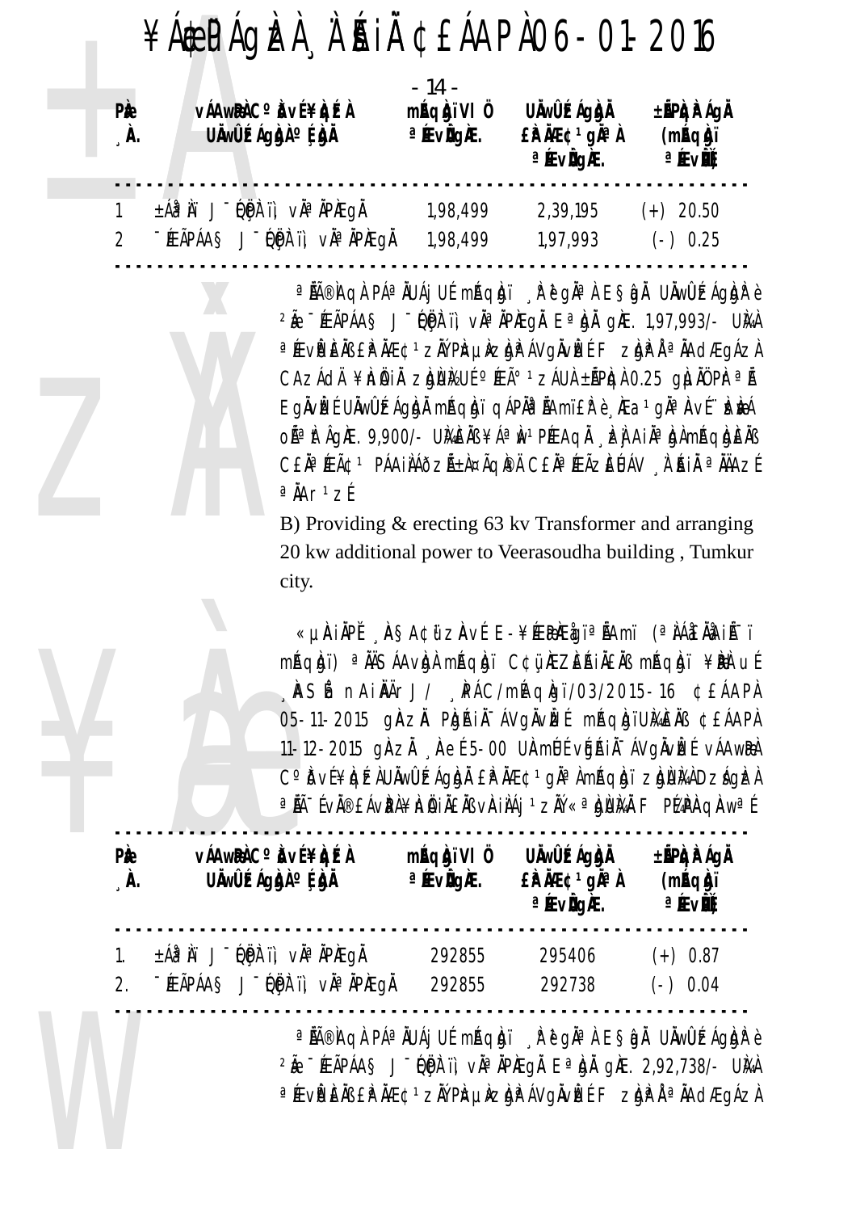# ¥ÁæPÀgÀ ¸ÀASÉå ¢£ÁAPÀ 06-01-2016

| PÀæ ¸À. | vÁAwæPÀ CºÀðvÉ¥ÀqÉzÀ UÀÄwÛUÉzÁgÀgÀ ºÉ¸ÀgÀÄ | mÉAqÀgï ªÉÆvÀÛ gÀÆ. | UÀÄwÛUÉzÁgÀgÀÄ £ÀªÀÄÆ¢¹gÀĪÀ ªÉÆvÀÛ gÀÆ. | ±ÉÃPÀqÀªÁgÀÄ (mÉAqÀgï ªÉÆvÀÛPÉÌ) |
|---|---|---|---|---|
| 1 | ±Áå«Ä J¯ÉQÖçPÀ¯ïì, vÀĪÀÄPÀÆgÀÄ | 1,98,499 | 2,39,195 | (+) 20.50 |
| 2 | ¯ÉÃPÁA§ J¯ÉQÖçPÀ¯ïì, vÀĪÀÄPÀÆgÀÄ | 1,98,499 | 1,97,993 | (-) 0.25 |

ªÉÄîÌAqÀ PÁªÀÄUÁjUÉ mÉAqÀgï ¸À°è¹gÀĪÀ E§âgÀÄ UÀÄwÛUÉzÁgÀgÀ°è ²æÃ ¯ÉÃPÁA§ J¯ÉQÖçPÀ¯ïì, vÀĪÀÄPÀÆgÀÄ EªÀgÀÄ gÀÆ. 1,97,993/- UÀ¼À ªÉÆvÀÛªÀ£ÀÄß £ÀªÀÄÆ¢¹zÀÄÝPÀrªÀÄ zÀgÀ¥ÀnÖAiÀiÁVgÀĪÀÅzÀjAzÀ ºÁUÀÆ EzÀÄ ¥ÀæZÀ°vÀ zÀgÀ¥ÀnÖVAvÀ 0.25 gÀµÀÄÖ PÀrªÉÄ EgÀĪÀÅzÀjAzÀ EªÀgÀ mÉAqÀgï CAVÃPÀj¹ PÁAiÀiÁðzÉñÀ ¤ÃqÀ¯ÁVzÉ. 9,900/- UÀ¼À ¨sÀzÀævÁ oÉêÀtÂAiÀÄ£ÀÄß ¥ÀqÉzÀÄ PÁAiÀiÁðzÉñÀ ¤ÃqÀ¯ÁVzÉ. EzÀ£ÀÄß ¸À«ÄwAiÀÄ ªÀiÁ»wUÁV ªÀÄAr¹zÉ

B) Providing & erecting 63 kv Transformer and arranging 20 kw additional power to Veerasoudha building , Tumkur city.

«µÀAiÀÄPÉÌ ¸ÀA§A¢ü¹zÀAvÉ E-¥ÉÆæPÀÆågïªÉÄAmï (ªÀÄÄzÉæAiÀÄÄ¼Àî mÉAqÀgï) ªÀÄÆ®PÀ mÉAqÀgï C¢ü¸ÀÆZÀ£ÉAiÀÄ£ÀÄß mÉAqÀgï ¥ÀæPÀluÉ ¸ÀASÉå n AiÀÄÄr J/ ¸ÀPÁC/mÉAqÀgï/03/2015-16 ¢£ÁAPÀ 05-11-2015 gÀAzÀÄ PÀgÉAiÀįÁVgÀĪÀÅzÉ mÉAqÀgïUÀ¼À£ÀÄß ¢£ÁAPÀ 11-12-2015 gÀAzÀÄ ¸ÀAeÉ 5-00 UÀAmÉUÉ vÉgÉAiÀįÁVgÀĪÀÅzÉ vÁAwæPÀ C¥ÀðvÉ¥ÀqÉzÀ UÀÄwÛUÉzÁgÀgÀÄ £ÀªÀÄÆ¢¹gÀĪÀ mÉAqÀgï zÀgÀUÀ¼À DzsÁgÀzÀ ªÉÄîÉvÀÄ®£Á vÀÀ¥À:ÀnÖAiÀÄ£ÀÄß vÀAiÀiÁj¹zÀÄÝ «ªÀgÀUÀ¼ÀÄ F PɼÀPÀAqÀAwªÉ

| PÀæ ¸À. | vÁAwæPÀ C¥ÀðvÉ¥ÀqÉzÀ UÀÄwÛUÉzÁgÀgÀ ºÉ¸ÀgÀÄ | mÉAqÀgï ªÉÆvÀÛ gÀÆ. | UÀÄwÛUÉzÁgÀgÀÄ £ÀªÀÄÆ¢¹gÀĪÀ ªÉÆvÀÛ gÀÆ. | ±ÉÃPÀqÀªÁgÀÄ (mÉAqÀgï ªÉÆvÀÛPÉÌ) |
|---|---|---|---|---|
| 1. | ±Áå«Ä J¯ÉQÖçPÀ¯ïì, vÀĪÀÄPÀÆgÀÄ | 292855 | 295406 | (+) 0.87 |
| 2. | ¯ÉÃPÁA§ J¯ÉQÖçPÀ¯ïì, vÀĪÀÄPÀÆgÀÄ | 292855 | 292738 | (-) 0.04 |

ªÉÄîÌAqÀ PÁªÀÄUÁjUÉ mÉAqÀgï ¸À°è¹gÀĪÀ E§âgÀÄ UÀÄwÛUÉzÁgÀgÀ°è ²æÃ ¯ÉÃPÁA§ J¯ÉQÖçPÀ¯ïì, vÀĪÀÄPÀÆgÀÄ EªÀgÀÄ gÀÆ. 2,92,738/- UÀ¼À ªÉÆvÀÛªÀ£ÀÄß £ÀªÀÄÆ¢¹zÀÄÝPÀrªÀÄ zÀgÀ¥ÀnÖAiÀiÁVgÀĪÀÅzÀjAzÀ ºÁUÀÆ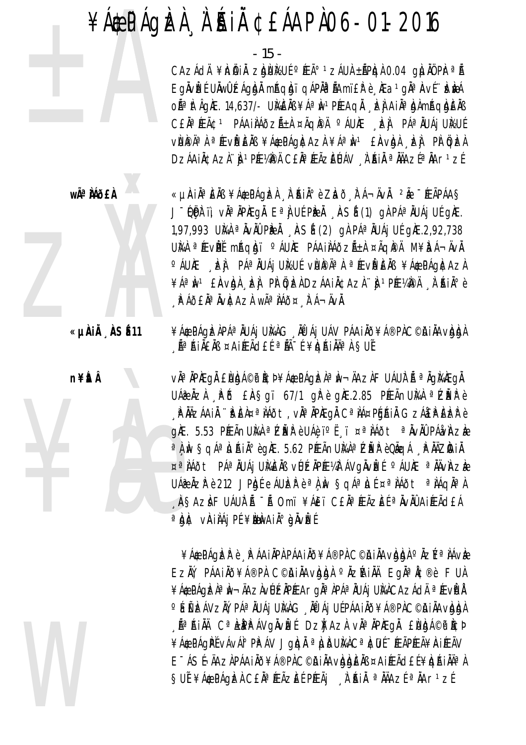CAzÁdÄ ¥ÀæªÀiÁt zÀ®ÄèUÉ ºÉZÁÑ¹ zÁUÀ ±ÉÃPÀqÀ 0.04 gÀµÀÄÖ PÀæªÀÄ EgÀÄªÀÅzÉ UÀªÀÄ£ÁgÀðªÁVzÀÄÝ, EzÀjAzÀ ¸ÀPÁðgÀPÉÌ gÀÆ. 14,637/- UÀ¼À£ÀÄß ¥ÁªÀw¹ PÉÆAqÀÄ ¸ÀzÀj AiÀÄªÀ gÀªÀÄåqÀÄ£ÀÄß C£ÀªÀÄ¢¹ PÁAiÀÄðzÀ±ÀðPÀ ¤zÉÃð±ÀPÀgÀÄ ºÁUÀÆ ¸ÀzÀj PÁªÀÄUÁjUÀ¼ÀUÉ vÀUÀ®Ä ªÀÄÄ¸ÀgÀ£ÀÄß ¥Á¢ÀPÁgÀzÀ ¥ÁªÀw¹ £ÀAvÀgÀ ¸ÀzÀj PÀlÖqÀzÀ DzÁAiÀÄ¢AzÀ ¨sÀj¹PÉÆ¼ÀîªÀÄ C£ÀªÀÄÄzÀ£É ¸ÀªÀiÁ®ªÀÄAzÉ ªÀÄAr¹zÉ.

**wÃªÀiÁð£À**

«µÀAiÀÄªÀ£ÀÄß ¥Á¢ÀPÁgÀzÀ ¸ÀªÀiÁªÉÃ±ÀzÀ ¸ÀªÀiÁ¯ÉÆÃZÀ£É ²æÃ ¯ÉÃPÁA§ J¯ïDgï. vÀªÀÄäEgÀÄ E¸ÁUÀÉ PÀæªÀÄ ¸ÀASÉå (1) gÀ PÁªÀÄUÁjUÉ gÀÆ. 1,97,993 UÀ¼À ªÀÄvÀÄÛ PÀæªÀÄ ¸ÀASÉå (2) gÀ PÁªÀÄUÁjUÉ gÀÆ.2,92,738 UÀ¼À ªÉÆvÀÛªÀ£ÀÄß ºÁUÀÆ PÁAiÀÄðzÀ±ÀðPÀ ¤zÉÃð±ÀPÀgÀÄ M¥ÀàzÀ ¯ÉÆÃZÀ£É ºÁUÀÆ ¸ÀzÀj PÁªÀÄUÁjUÀ¼ÀUÉ vÀUÀ®Ä ªÀÄÄ¸ÀgÀ£ÀÄß ¥Á¢ÀPÁgÀzÀ ¥ÁªÀw¹ £ÀAvÀgÀ ¸ÀzÀj PÀlÖqÀzÀ DzÁAiÀÄ¢AzÀ ¨sÀj¹PÉÆ¼ÀîªÀÄ ¸ÀªÀiÁªÉÃ±À ¸ÀªÀÄä£À¢AzÀ wÃªÀiÁð¤¸À¯ÁAiÀÄÄ.

**«µÀAiÀÄ ¸ÀASÉå 11**

¥Á¢ÀPÁgÀzÀ PÁªÀÄUÁjUÀ¼À G¸ÀÄÛªÁjUÁV PÁAiÀÄð¥Á®PÀ C©üAiÀÄAvÀgÀgÀ ¸ÀªÀiÁªÉÃ±À¤AiÉÆÃd£É ªÀiÁ¯É¥ÀqÀªÀiÁªÀ §UÉÎ

**n¥ÀàtÂ**

vÀªÀÄäEgÀÄ £ÀUÀgÀ©üªÀÈ¢Þ ¥Á¢ÀPÁgÀzÀ ªÁå¦ÛAiÀÄ F UÁUÀÄ ªÀÄgÀ¼ÀEgÀÄ UÁæªÀÄzÀ ¸À.£ÀA. 67/1 gÀ°è gÀÆ.2.85 PÉÆÃn UÀ¼À ªÉZÀÑzÀ°è ¸ÀªÀiÁzÀAiÀÄ ¨sÀªÀ£À¤ªÀiÁðt, vÀªÀÄäEgÀÄ CªÀÄÈvÀªÀiÀÄ GzÁå£ÀzÀ°è gÀÆ. 5.53 PÉÆÃn UÀ¼À ªÉZÀÑzÀ°è UÁè¸ï ºËªÀ¸ï ¤ªÀiÁðt ªÀÄvÀÄÛ PÁ¼ÀPÀzÀ ªÀ¸Àw §qÁªÀuÉAiÀÄ°è gÀÆ. 5.62 PÉÆÃn UÀ¼À ªÉZÀÑzÀ°è ÓÃªÀqÀ ¸ÀªÀÄÄzÁAiÀÄ ¤ªÀiÁðt PÁªÀÄUÁjUÀ¼À£ÀÄß vÀUÉzÀÄPÉÆ¼Àî¯ÁVgÀÄvÀÛzÉ ºÁUÀÆ ªÀÄÄAzÀÄ UÁæªÀÄzÀ°è 212 J¯ïEÉeÁUÀzÀ°è ªÀ¸Àw §qÁªÀuÉ ¤ªÀiÁðt ªÀÄqÀ®Ä ¸ÀºÀ AzÀÄ F UÁUÀÄ ªÀÄ¯Éè Omï ¥ÁèïC£ÀÄªÉÆÃzÀ£É ªÀÄvÀÄÛ AiÉÆÃd£Á ªÀgÀ¢ vÀAiÀiÁjPÉ ¥ÀæUÀwAiÀÄ°è EgÀÄvÀÛzÉ.

¥Á¢ÀPÁgÀzÀ°è ¸ÀºÁAiÀÄPÀ PÁAiÀÄð¥Á®PÀ C©üAiÀÄAvÀgÀgÀ ºÀÄzÉÝ ªÀiÁvÀæ EzÀÄÝ, PÁAiÀÄð¥Á®PÀ C©üAiÀÄAvÀgÀgÀ ºÀÄzÉÝAiÀÄÄ EgÀÄªÀÅ¢®è F UÀ ¥Á¢ÀPÁgÀzÀ ªÁå¦ÛAiÀÄ vÀUÉzÀÄPÉÆArgÀÄªÀ PÁªÀÄUÁjUÀ¼À CAzÁdÄ ªÉÆvÀÛªÀÅ ºÉZÁÑVzÀÄÝ, PÁªÀÄUÁjUÀ¼À G¸ÀÄÛªÁjUÉ PÁAiÀÄð¥Á®PÀ C©üAiÀÄAvÀgÀgÀ ¸ÀªÀiÁªÀÄ CªÀ±ÀåPÀvÉ ¤ÃqÀÄªÀÄzÀ£É DzÀÝjAzÀ vÀªÀÄäEgÀÄ £ÀUÀgÀ©üªÀÈ¢Þ ¥Á¢ÀPÁgÀPÉÌ vÁvÁÌ°PÀ PÁV JgÀqÀÄ ªÀµÀðUÀ¼À CªÀ¢üUÉ ¯ÉÆÃPÉÆÃ¥ÀAiÉÆÃV E¯ÁSÉ-AiÀÄzÀ PÁAiÀÄð¥Á®PÀ C©üAiÀÄAvÀgÀgÀ£ÀÄß ¤AiÉÆÃd£É ¥ÀqÉAiÀÄªÀ §UÉÎ ¥Á¢ÀPÁgÀzÀ C£ÀªÀÄÄzÀ£ÉPÉÆÃj ¸ÀªÀiÁªÀÄ ªÀÄÄAzÉ ªÀÄAr¹zÉ.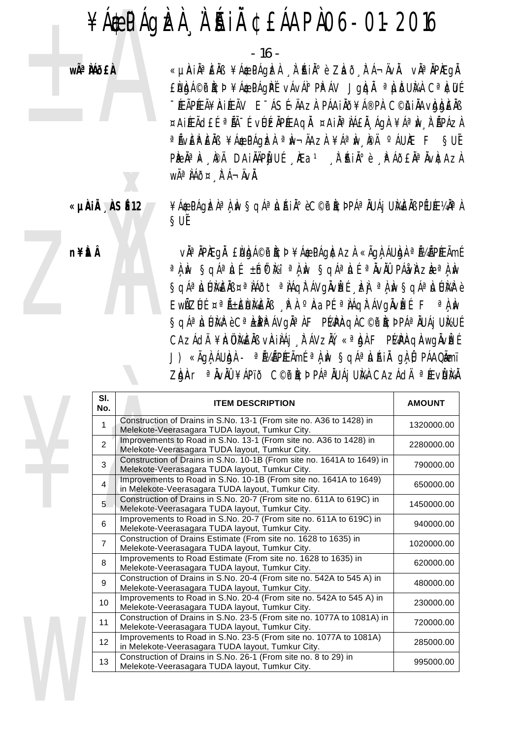**wÃªÀÄð£À**

«µÀAiÀÄªÀ£ÀÄß ¥Á°PÉAiÀÄ ¸ÀªÀiÁ£Àå ¸À¨sÉAiÀÄ°è ZÀað¸À¯ÁVzÀÄ. vÀÄªÀÄPÀÆgÀÄ £ÀUÀgÁ©üªÀÈ¢Þ ¥Áè¢üPÁgÀzÀ vÁAwæPÀ C£ÀÄªÉÆÃzÀ£É ¥ÀqÉzÀÄ CªÀgÀ ¸À®ºÉAiÀÄAvÉ ¸ÀzÀj §qÁªÀuÉUÀ¼À ¸ÀªÀÄUÀæ C©üªÀÈ¢Þ PÁªÀÄUÁjUÀ¼À£ÀÄß PÉÊUÉvÀÄÛPÉÆ¼Àî®Ä vÀPÀëtªÉÃ PÀæªÀÄ dgÀÄV¸À®Ä ¸ÀªÀiÁ£Àå ¸À¨sÉAiÀÄ C£ÀÄªÉÆÃzÀ£É ¥ÀqÉzÀÄ ¥Á°PÉAiÀÄ ªÀw¬ÄAzÀ ¥ÀæªÀÄÄR ºÀtPÁ¹£À ªÀåªÀºÁgÀUÀ¼À ¸À«ÄwUÉ ¸ÀÆa¹ ¸ÀªÀiÁ£Àå ¸À¨sÉAiÀÄ°è ¸À«ÄwAiÀÄ ²¥sÁgÀ¸ÀÄì ¸À°è¸À®Ä wÃªÀiÁð¤¸À¯ÁVzÉ.

**«µÀAiÀÄ ¸ÀASÉå 12**

¥Á°PÉAiÀÄ ªÀw¬ÄAzÀ PÉÊUÉvÀÄÛPÉÆAqÀ PÁªÀÄUÁjUÀ¼À §UÉÎ ¸ÀªÀiÁ£Àå ¸À¨sÉAiÀÄ C£ÀÄªÉÆÃzÀ£É §UÉÎ

**n¥Àà½**

vÀÄªÀÄPÀÆgÀÄ £ÀUÀgÁ©üªÀÈ¢Þ ¥Áè¢üPÁgÀzÀ «£Áå¸ÀUÀ¼À ªÀÄ¼É¤ÃgÀÄ ZÀgÀAr ªÀÄvÀÄÛ gÀ¸ÉÛ C©üªÀÈ¢Þ PÁªÀÄUÁjUÀ¼À£ÀÄß vÀÄªÀÄPÀÆgÀÄ ªÀÄºÁ£ÀUÀgÀ ¥Á°PÉAiÀÄ ªÀw¬ÄAzÀ PÉÊUÉvÀÄÛPÉÆ¼Àî¯ÁVzÉ. F PÁªÀÄUÁjUÀ¼À C£ÀÄµÁ×£ÀzÀ §UÉÎ C£ÀÄªÉÆÃzÀ£É ¥ÀqÉAiÀÄ®Ä «ªÀgÀ F PÉ¼ÀPÀAqÀAwzÉ. ªÀÄ¼É¤ÃgÀÄ ZÀgÀAr ªÀÄvÀÄÛ gÀ¸ÉÛ C©üªÀÈ¢Þ PÁªÀÄUÁjUÀ¼À CAzÁdÄ ªÉÆvÀÛ:

| Sl. No. | ITEM DESCRIPTION | AMOUNT |
|---|---|---|
| 1 | Construction of Drains in S.No. 13-1 (From site no. A36 to 1428) in Melekote-Veerasagara TUDA layout, Tumkur City. | 1320000.00 |
| 2 | Improvements to Road in S.No. 13-1 (From site no. A36 to 1428) in Melekote-Veerasagara TUDA layout, Tumkur City. | 2280000.00 |
| 3 | Construction of Drains in S.No. 10-1B (From site no. 1641A to 1649) in Melekote-Veerasagara TUDA layout, Tumkur City. | 790000.00 |
| 4 | Improvements to Road in S.No. 10-1B (From site no. 1641A to 1649) in Melekote-Veerasagara TUDA layout, Tumkur City. | 650000.00 |
| 5 | Construction of Drains in S.No. 20-7 (From site no. 611A to 619C) in Melekote-Veerasagara TUDA layout, Tumkur City. | 1450000.00 |
| 6 | Improvements to Road in S.No. 20-7 (From site no. 611A to 619C) in Melekote-Veerasagara TUDA layout, Tumkur City. | 940000.00 |
| 7 | Construction of Drains Estimate (From site no. 1628 to 1635) in Melekote-Veerasagara TUDA layout, Tumkur City. | 1020000.00 |
| 8 | Improvements to Road Estimate (From site no. 1628 to 1635) in Melekote-Veerasagara TUDA layout, Tumkur City. | 620000.00 |
| 9 | Construction of Drains in S.No. 20-4 (From site no. 542A to 545 A) in Melekote-Veerasagara TUDA layout, Tumkur City. | 480000.00 |
| 10 | Improvements to Road in S.No. 20-4 (From site no. 542A to 545 A) in Melekote-Veerasagara TUDA layout, Tumkur City. | 230000.00 |
| 11 | Construction of Drains in S.No. 23-5 (From site no. 1077A to 1081A) in Melekote-Veerasagara TUDA layout, Tumkur City. | 720000.00 |
| 12 | Improvements to Road in S.No. 23-5 (From site no. 1077A to 1081A) in Melekote-Veerasagara TUDA layout, Tumkur City. | 285000.00 |
| 13 | Construction of Drains in S.No. 26-1 (From site no. 8 to 29) in Melekote-Veerasagara TUDA layout, Tumkur City. | 995000.00 |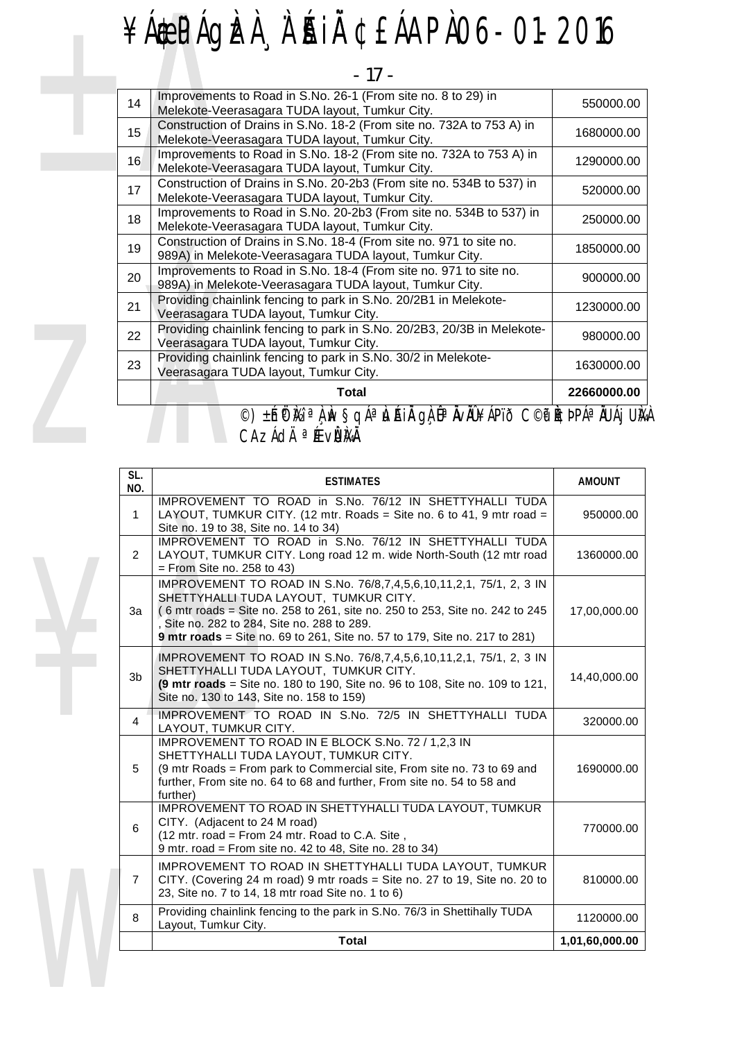| | | |
|---|---|---|
| 14 | Improvements to Road in S.No. 26-1 (From site no. 8 to 29) in Melekote-Veerasagara TUDA layout, Tumkur City. | 550000.00 |
| 15 | Construction of Drains in S.No. 18-2 (From site no. 732A to 753 A) in Melekote-Veerasagara TUDA layout, Tumkur City. | 1680000.00 |
| 16 | Improvements to Road in S.No. 18-2 (From site no. 732A to 753 A) in Melekote-Veerasagara TUDA layout, Tumkur City. | 1290000.00 |
| 17 | Construction of Drains in S.No. 20-2b3 (From site no. 534B to 537) in Melekote-Veerasagara TUDA layout, Tumkur City. | 520000.00 |
| 18 | Improvements to Road in S.No. 20-2b3 (From site no. 534B to 537) in Melekote-Veerasagara TUDA layout, Tumkur City. | 250000.00 |
| 19 | Construction of Drains in S.No. 18-4 (From site no. 971 to site no. 989A) in Melekote-Veerasagara TUDA layout, Tumkur City. | 1850000.00 |
| 20 | Improvements to Road in S.No. 18-4 (From site no. 971 to site no. 989A) in Melekote-Veerasagara TUDA layout, Tumkur City. | 900000.00 |
| 21 | Providing chainlink fencing to park in S.No. 20/2B1 in Melekote-Veerasagara TUDA layout, Tumkur City. | 1230000.00 |
| 22 | Providing chainlink fencing to park in S.No. 20/2B3, 20/3B in Melekote-Veerasagara TUDA layout, Tumkur City. | 980000.00 |
| 23 | Providing chainlink fencing to park in S.No. 30/2 in Melekote-Veerasagara TUDA layout, Tumkur City. | 1630000.00 |
| | **Total** | **22660000.00** |

| SL. NO. | ESTIMATES | AMOUNT |
|---|---|---|
| 1 | IMPROVEMENT TO ROAD in S.No. 76/12 IN SHETTYHALLI TUDA LAYOUT, TUMKUR CITY. (12 mtr. Roads = Site no. 6 to 41, 9 mtr road = Site no. 19 to 38, Site no. 14 to 34) | 950000.00 |
| 2 | IMPROVEMENT TO ROAD in S.No. 76/12 IN SHETTYHALLI TUDA LAYOUT, TUMKUR CITY. Long road 12 m. wide North-South (12 mtr road = From Site no. 258 to 43) | 1360000.00 |
| 3a | IMPROVEMENT TO ROAD IN S.No. 76/8,7,4,5,6,10,11,2,1, 75/1, 2, 3 IN SHETTYHALLI TUDA LAYOUT, TUMKUR CITY. ( 6 mtr roads = Site no. 258 to 261, site no. 250 to 253, Site no. 242 to 245 , Site no. 282 to 284, Site no. 288 to 289. **9 mtr roads** = Site no. 69 to 261, Site no. 57 to 179, Site no. 217 to 281) | 17,00,000.00 |
| 3b | IMPROVEMENT TO ROAD IN S.No. 76/8,7,4,5,6,10,11,2,1, 75/1, 2, 3 IN SHETTYHALLI TUDA LAYOUT, TUMKUR CITY. **(9 mtr roads** = Site no. 180 to 190, Site no. 96 to 108, Site no. 109 to 121, Site no. 130 to 143, Site no. 158 to 159) | 14,40,000.00 |
| 4 | IMPROVEMENT TO ROAD IN S.No. 72/5 IN SHETTYHALLI TUDA LAYOUT, TUMKUR CITY. | 320000.00 |
| 5 | IMPROVEMENT TO ROAD IN E BLOCK S.No. 72 / 1,2,3 IN SHETTYHALLI TUDA LAYOUT, TUMKUR CITY. (9 mtr Roads = From park to Commercial site, From site no. 73 to 69 and further, From site no. 64 to 68 and further, From site no. 54 to 58 and further) | 1690000.00 |
| 6 | IMPROVEMENT TO ROAD IN SHETTYHALLI TUDA LAYOUT, TUMKUR CITY. (Adjacent to 24 M road) (12 mtr. road = From 24 mtr. Road to C.A. Site , 9 mtr. road = From site no. 42 to 48, Site no. 28 to 34) | 770000.00 |
| 7 | IMPROVEMENT TO ROAD IN SHETTYHALLI TUDA LAYOUT, TUMKUR CITY. (Covering 24 m road) 9 mtr roads = Site no. 27 to 19, Site no. 20 to 23, Site no. 7 to 14, 18 mtr road Site no. 1 to 6) | 810000.00 |
| 8 | Providing chainlink fencing to the park in S.No. 76/3 in Shettihally TUDA Layout, Tumkur City. | 1120000.00 |
| | **Total** | **1,01,60,000.00** |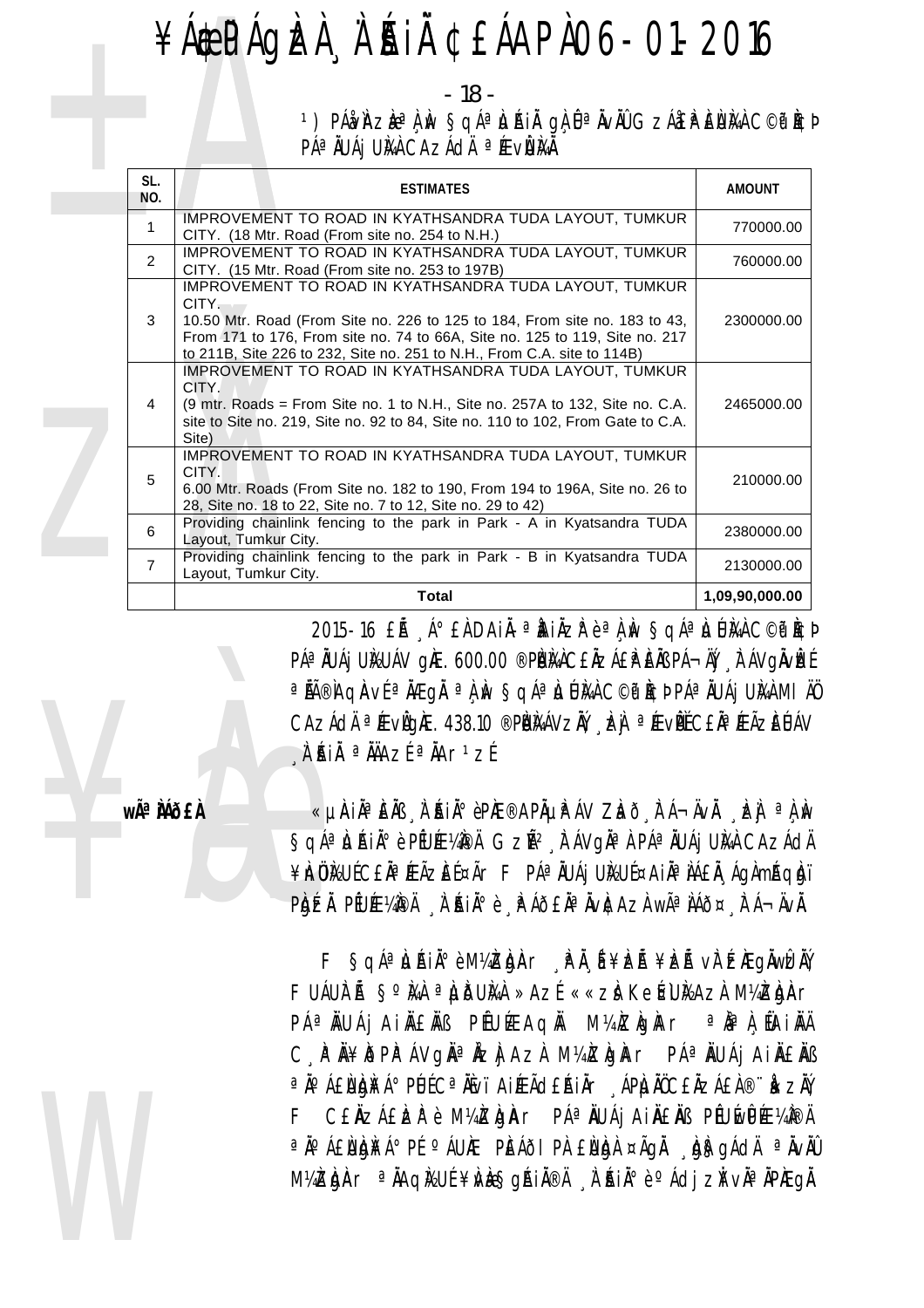¥ÁæPÁgÀ¸À¨sÉ£ÀqÀªÀ½06-01-2016

¹) PÁåvÀìAzÀæ ¸À¥sÀ§qÁªÀuÉ £À¯ÁèÃ UÉ zÁA£ÀÄ DgÀi°PÉ PÁªÀÄUÁjUÀ¼À CAzÁdÄ ªÉÆvÀÛ¼ÀÄ

| SL. NO. | ESTIMATES | AMOUNT |
|---|---|---|
| 1 | IMPROVEMENT TO ROAD IN KYATHSANDRA TUDA LAYOUT, TUMKUR CITY. (18 Mtr. Road (From site no. 254 to N.H.) | 770000.00 |
| 2 | IMPROVEMENT TO ROAD IN KYATHSANDRA TUDA LAYOUT, TUMKUR CITY. (15 Mtr. Road (From site no. 253 to 197B) | 760000.00 |
| 3 | IMPROVEMENT TO ROAD IN KYATHSANDRA TUDA LAYOUT, TUMKUR CITY. 10.50 Mtr. Road (From Site no. 226 to 125 to 184, From site no. 183 to 43, From 171 to 176, From site no. 74 to 66A, Site no. 125 to 119, Site no. 217 to 211B, Site 226 to 232, Site no. 251 to N.H., From C.A. site to 114B) | 2300000.00 |
| 4 | IMPROVEMENT TO ROAD IN KYATHSANDRA TUDA LAYOUT, TUMKUR CITY. (9 mtr. Roads = From Site no. 1 to N.H., Site no. 257A to 132, Site no. C.A. site to Site no. 219, Site no. 92 to 84, Site no. 110 to 102, From Gate to C.A. Site) | 2465000.00 |
| 5 | IMPROVEMENT TO ROAD IN KYATHSANDRA TUDA LAYOUT, TUMKUR CITY. 6.00 Mtr. Roads (From Site no. 182 to 190, From 194 to 196A, Site no. 26 to 28, Site no. 18 to 22, Site no. 7 to 12, Site no. 29 to 42) | 210000.00 |
| 6 | Providing chainlink fencing to the park in Park - A in Kyatsandra TUDA Layout, Tumkur City. | 2380000.00 |
| 7 | Providing chainlink fencing to the park in Park - B in Kyatsandra TUDA Layout, Tumkur City. | 2130000.00 |
| | **Total** | **1,09,90,000.00** |

2015-16 £ÉÃ ¸Á°£À DAiÀ-ªÀåAiÀÄzÀ°è ªÀ¸Àw §qÁªÀuÉUÀ¼À C©üªÀÈ¢Þ PÁªÀÄUÁjUÀ¼ÁV gÀÆ. 600.00 ®PÀëUÀ¼À C£ÀÄzÁ£À MzÀV¸À¯ÁVzÀÄÝ, ªÀÄÄRå ªÀÄAwæUÀ¼À ªÀ¸Àw §qÁªÀuÉUÀ¼À C©üªÀÈ¢Þ PÁªÀÄUÁjUÀ¼À MlÄÖ CAzÁdÄ ªÉÆvÀÛ gÀÆ. 438.10 ®PÀëUÀ¼ÁVzÀÄÝ, ¸ÀzÀj ªÉÆvÀÛªÀ£ÀÄß ªÉÆzÀ¯ÉÃ ¸ÀPÁðgÀ ªÀÄAdÆgÀÄ ªÀiÁrzÉ.

**wÃªÀiÁð£À**

«µÀAiÀÄªÀ£ÀÄß ¸À¨sÉAiÀÄ°è ZÀað¸À¯ÁVzÀÄÝ, ¸ÀzÀj ªÀ¸Àw §qÁªÀuÉAiÀÄ°è PÉÊUÉÆ¼Àî¯ÁUÀÄªÀ ¸ÀzÀj PÁªÀÄUÁjUÀ¼À CAzÁdÄ ¥ÀnÖUÉ C£ÀÄªÉÆÃzÀ£É ¤Ãr F PÁªÀÄUÁjUÀ¼À£ÀÄß ¸ÀPÁðgÀzÀ ¤AiÀÄªÀiÁ£ÀÄ¸ÁgÀ mÉAqÀgï PÀgÉzÀÄ PÉÊUÉÆ¼Àî¯ÁUÀÄªÀÅzÀÄ JAzÀÄ ¸À¨sÉAiÀÄ°è wÃªÀiÁð¤¸À¯Á¬ÄvÀÄ.

F §qÁªÀuÉAiÀÄ°è M½ZÀgÀAr ¸ÀA¥ÀPÀð ¥ÀzÀÝw EgÀÄvÀÛzÉAiÉÄ? F UÁUÀ¯É §º¼À ªÀµÀðUÀ¼À »AzÉ ««zÀ PÀqÉUÀ¼À°è M½ZÀgÀAr PÁªÀÄUÁjAiÀÄ£ÀÄß PÉÊUÉÆArzÀÄÝ, M½ZÀgÀAr ªÀåªÀ¸ÉÜAiÀÄÄ C¸ÀªÀÄ¥ÀðPÀªÁVgÀÄªÀÅzÀjAzÀ M½ZÀgÀAr PÁªÀÄUÁjAiÀÄ£ÀÄß ªÀÄgÀÄ«£Àå¸Á¸ÀÄªÀ CªÀ±ÀåPÀvÉ EzÉ. EzÀPÁÌV ¸ÁPÀµÀÄÖ C£ÀÄzÁ£ÀªÀ£ÀÄß MzÀV¸À¨ÉÃPÀÄ. F C£ÀÄzÁ£ÀzÀ°è M½ZÀgÀAr PÁªÀÄUÁjAiÀÄ£ÀÄß PÉÊUÉÆ¼Àî¯ÁUÀÄªÀÅzÉÃ? ºÉÆ¸À ªÀÄ£É¤ªÁðtUÀ½UÉ M½ZÀgÀAr ªÀÄAdÆgÁwAiÀÄ£ÀÄß ¤ÃrzÀ°è ¸ÁPÀµÀÄÖ ªÀÄ£ÉUÀ¼ÀÄ §gÀÄªÀÅzÀjAzÀ M½ZÀgÀAr ªÀåªÀ¸ÉÜAiÀÄ£ÀÄß ¸ÀÄzÁj¸À¨ÉÃPÀÄ.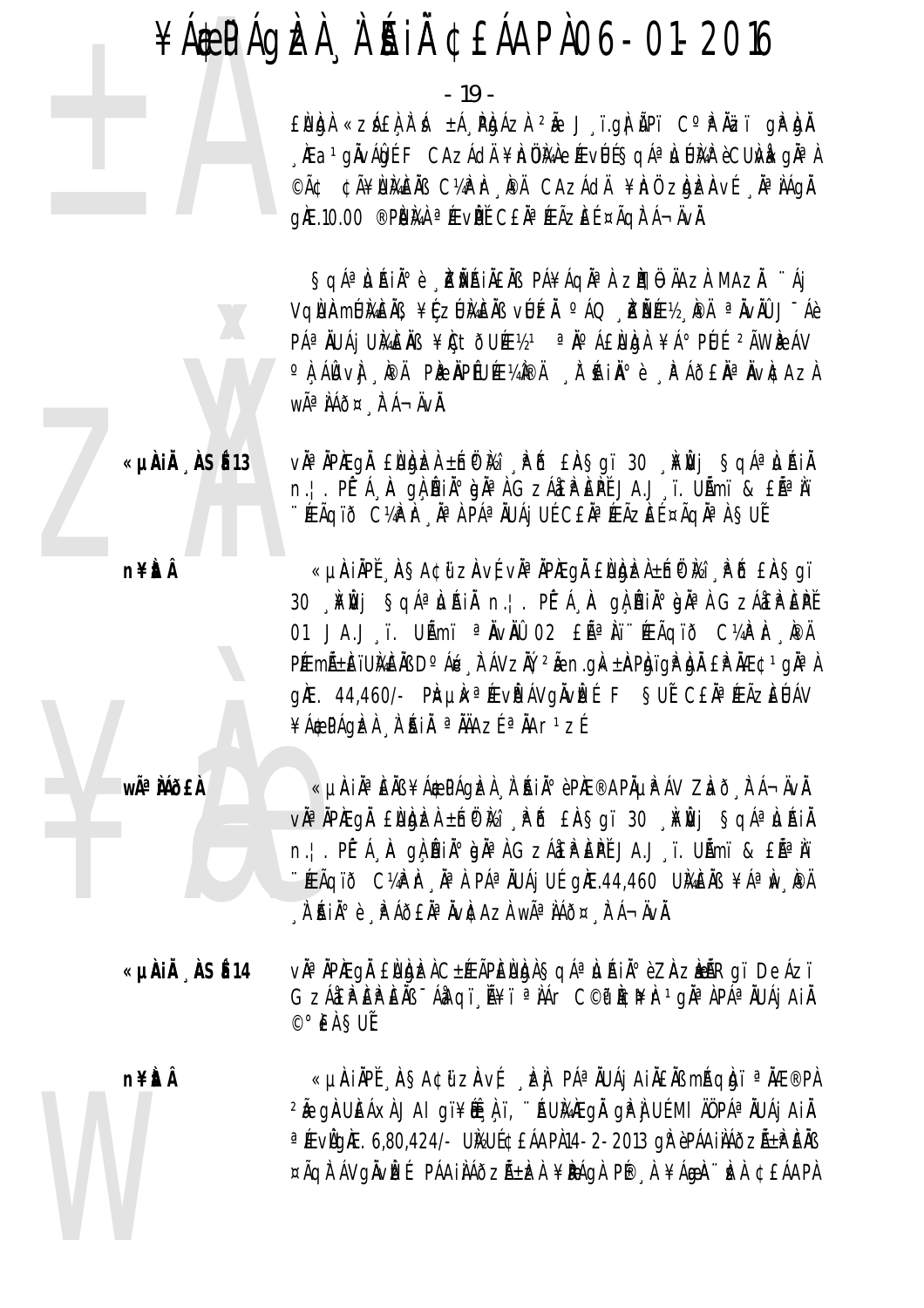£ÀUÀgÀ «zsÁ£À¸À¨sÁ ±Á¸ÀPÀgÁzÀ ²æÃ J¸ï.gÀ«¸ÀÄPÀï CªÀgÀÄ gÀªÀgÀ ¸ÀÆa¹gÀÄvÁÛgÉ F CAzÁdÄ ¥ÀnÖ¬ÄAvÉ ¤vÀåªÀÇ §qÁªÀuÉ¬ÄAzÀ èCUÀ¼À¯ÉèÃ gÀªÀgÀ ©Ã¢ ¢Ã¥ÀUÀ¼À C¼ÀªÀr¸À®Ä CAzÁdÄ ¥ÀnÖ zÀgÀzÀAvÉ ¸ÀªÀÄAiÀÄ gÀÆ.10.00 ®PÀëUÀ¼À ªÉÆvÀÛªÀ£ÀÄß ªÉÃzÀÄ ¤ÃqÀ¯ÁVzÉ.

§qÁªÀuÉAiÀÄ°è ¸ÀzÀåPÉÌ AiÀiÁªÀÅzÉÃ PÁ¥ÉÆÃgÉÃµÀ£ï ¸ÀA¸ÉÜUÀ¼ÀÄ ¸ÀªÀÄ¸ÉåUÀ¼À §UÉÎ C£ÀÄªÀÄw ¤ÃqÀ®Ä ªÀÄvÀÄÛ ¥Àæ¸ÀÄÛvÀ ¸ÀA¨sÀªÀ¤ÃAiÀÄ ºÉZÀÄÑªÀjAiÀÄ ¸À©ÓUÀ¼À ¥ÀæzsÁ£À ªÉÃvÀ£À §UÉÎ ºÁUÀÆ ¸ÀzÀå ¸À°è¸À®Ä PÀæªÀÄ PÉÊUÉÆ¼Àî®Ä ¸À¨sÉAiÀÄ°è ¸ÀªÀiÁ¯ÉÆÃZÀ£ÉAiÀiÁV ¤tðAiÀÄ vÉUÉzÀÄPÉÆ¼Àî¯Á¬ÄvÀÄ.

**«µÀAiÀÄ ¸ÀASÉå 13** vÁAwæPÀ ¸À«Äw ±ÁSÉ ¸À¨sÉAiÀÄ 30 ¸ÀASÉåAiÀÄ §qÁªÀuÉAiÀÄ gÀ.¦.PÉ ¸ÁªÀgÀ «¹ÛÃtðzÀ ªÀÄ£É ªÀÄvÀÄÛ J.J¸ï.UÉÆÃ¥Á® & £ÁªÀÄ ¨ÉÃqïð C¼ÀªÀr¸À®Ä PÁªÀÄUÁjUÉ C£ÀÄªÉÆÃzÀ£É ¤ÃqÀ®Ä §UÉÎ.

**n¥Ààt** «µÀAiÀÄPÉÌ ¸ÀA§A¢ü¹zÀAvÉ vÁAwæPÀ ¸À«Äw ±ÁSÉ ¸À¨sÉAiÀÄ 30 ¸ÀASÉåAiÀÄ §qÁªÀuÉAiÀÄ gÀ.¦.PÉ ¸ÁªÀgÀ «¹ÛÃtðzÀ ªÀÄ£É 01 J.J¸ï.UÉÆÃ¥Á® ªÀÄvÀÄÛ 02 £ÁªÀÄ ¨ÉÃqïð C¼ÀªÀr¸À®Ä PÉÆmÉÖ¸ÀÄUÀ¼ÀÄ ºÁUÀÆ ¸ÀA§AzsÀ¥ÀlÖ gÀ¸ÉÛ ¸ÀASÉå ¢£ÁAPÀzÀ gÀÆ. 44,460/- PÀÌ CAzÁdÄ ªÉÆvÀÛªÀ£ÀÄß ¤ÃqÀ¯ÁVzÉ F §UÉÎ C£ÀÄªÉÆÃzÀ£ÉUÁV ¥ÁæªÀÄPÀ ¸À¨sÉAiÀÄ ªÀÄÄAzÉ ªÀÄAr¸ÀzÉ

**wÃªÀiÁð£À** «µÀAiÀÄªÀÅ ¥ÁæªÀÄPÀ ¸À¨sÉAiÀÄ°èAiÀÄ°è C£ÀÄªÉÆÃzÀ£ÉUÉ ¸À¨sÉAiÀÄ vÁAwæPÀ ¸À«Äw ±ÁSÉ ¸À¨sÉAiÀÄ 30 ¸ÀASÉåAiÀÄ §qÁªÀuÉAiÀÄ gÀ.¦.PÉ ¸ÁªÀgÀ «¹ÛÃtðzÀ ªÀÄ£É ªÀÄvÀÄÛ J.J¸ï.UÉÆÃ¥Á® & £ÁªÀÄ ¨ÉÃqïð C¼ÀªÀr¸À®Ä PÁªÀÄUÁjUÉ gÀÆ.44,460 UÀ¼À£ÀÄß ¥ÁªÀw¸À®Ä ¸À¨sÉAiÀÄ°è ¸ÀªÀiÁ¯ÉÆÃZÀ£ÉAiÀÄAzÀ wÃªÀiÁð¤¸À¯Á¬ÄvÀÄ.

**«µÀAiÀÄ ¸ÀASÉå 14** vÁAwæPÀ ¸À«ÄwAiÀÄ C£ÀÄªÉÆÃzÀ£ÉAiÀÄ §qÁªÀuÉAiÀÄ°è ZÀgÀAqÀÄ gÀ¸ÉÛ DeÁzï GzÁå£ÀªÀ£ÀzÀ ¨ÁQ ¸À®Äè ªÀÄAr C©üªÀÈ¢Ý PÁªÀÄUÁjAiÀÄ ©®èUÀ¼À §UÉÎ.

**n¥Ààt** «µÀAiÀÄPÉÌ ¸ÀA§A¢ü¹zÀAvÉ ¸ÀzÀj PÁªÀÄUÁjAiÀÄ£ÀÄß ªÉÄ¸Àgïì ªÀÄÄ®PÀ ²æÃ gÀAUÀ£ÁxÀ J¯ï gÀªÀgÀÄ ¸ÀÄ, ¨ÉAUÀ¼ÀÆgÀÄ gÀªÀgÀÄ ¤ªÀð»¹zÀ PÁªÀÄUÁjAiÀÄ ªÉÆvÀÛ gÀÆ. 6,80,424/- UÀ½UÉ ¢£ÁAPÀ 14-2-2013 gÀ°è PÁAiÀiÁðzÉñÀªÀ£ÀÄß ¤ÃqÀ¯ÁVzÉ PÁAiÀÄð¥ÁqÀ ¥ÀÆtðUÉÆArzÀÄÝ ¢£ÁAPÀ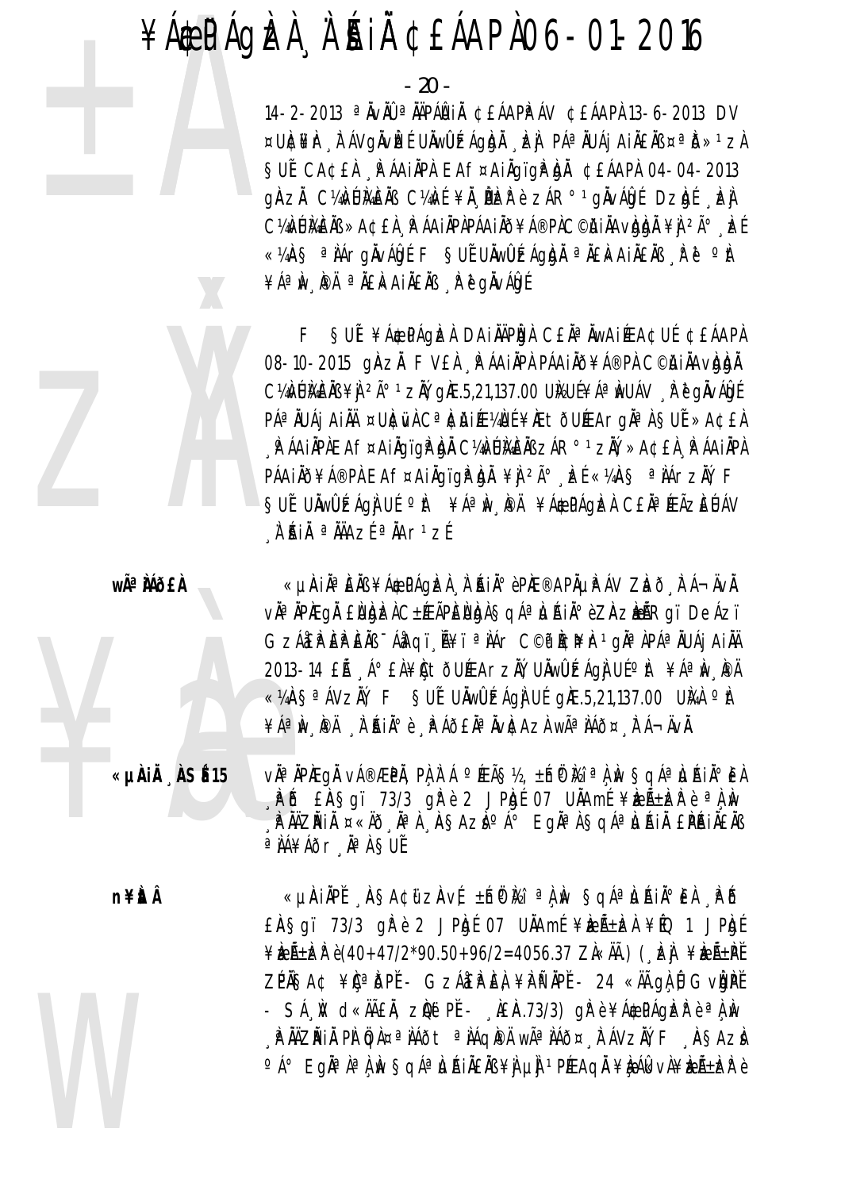14-2-2013 ªÀvÀÛÀ ªÀÄÄPÁÛiÀÄ ¢£ÁAPÀºÁV ¢£ÁAPÀ 13-6-2013 DV ¤UÀ¢¥Àr¸À¯ÁVgÀÄvÀÛzÉ UÀªÀÄ£ÁºÀðgÀÄ ¸ÀzÀj PÁªÀÄUÁjAiÀÄ£ÀÄß ¤ªÀð»¹zÀ §UÉÎ CA¢£À ¸ÀPÁðjÀPÀ EAf¤AiÀÄgïgÀªÀgÀÄ ¢£ÁAPÀ 04-04-2013 gÀAzÀÄ C¼ÀvÉ¥ÀÄ¹ÛPÀzÀ°è zÁR°¹gÀÄvÁÛgÉ DzÀgÉ ¸ÀzÀj C¼ÀvÉ¥ÀÄ¹ÛPÀªÀ£ÀÄß »A¢£À ¸ÀPÁðjÀPÀ PÁAiÀÄð¥Á®PÀ C©üAiÀÄAvÀgÀgÀÄ ¥Àj²Ã°¸ÀzÉ «¼ÀA§ ªÀiÁrgÀÄvÁÛgÉ F §UÉÎ UÀªÀÄ£ÁºÀðgÀÄ ªÀÄ£À«AiÀÄ£ÀÄß ¸À°è¹ ºÀt ¥ÁªÀw¸À®Ä ªÀÄ£À«AiÀÄ£ÀÄß ¸À°è¹gÀÄvÁÛgÉ.

F §UÉÎ ¥ÁæPÀgÀtÀ DAiÀÄÄPÀÛgÀÄ C£ÀÄªÀÄwAiÀÄ£ÀÄß¢£ÁAPÀ ¢£ÁAPÀ 08-10-2015 gÀAzÀÄ F V£À ¸ÀPÁðjÀPÀ PÁAiÀÄð¥Á®PÀ C©üAiÀÄAvÀgÀgÀÄ C¼ÀvÉ¥ÀÄ¹ÛPÀ¥Àj²Ã°¹zÀÄÝ gÀÆ.5,21,137.00 UÀ¼À£ÀÄß¥ÁªÀwUÁV ¸À°è¹gÀÄvÁÛgÉ PÁªÀÄUÁjAiÀÄÄ ¤UÀ¢üvÀ CªÀ¢üAiÀÄ¼ÀUÉ ¥ÀÆtðUÉÆArgÀÄªÀ §UÉÎ »A¢£À ¸ÀPÁðjÀPÀ EAf¤AiÀÄgïgÀªÀgÀÄ C¼ÀvÉ¥ÀÄ¹ÛPÀzÀ°è zÁR°¹zÀÄÝ »A¢£À ¸ÀPÁðjÀPÀ PÁAiÀÄð¥Á®PÀ EAf¤AiÀÄgïgÀªÀgÀÄ ¥Àj²Ã°¸ÀzÉ «¼ÀA§ ªÀiÁrzÀÄÝ F §UÉÎ UÀªÀÄ£ÁºÀðgÀ UÉ ºÀt ¥ÁªÀw¸À®Ä ¥ÁæPÀgÀtÀ CEÄªÉÆÃzÀ£ÉUÁV ¸ÀASÉåAiÀÄ ªÀÄÄAzÉ ªÀÄAr¹zÉ.

**wÃªÀiÁð£À**

«µÀAiÀÄªÀ£ÀÄß¥ÁæPÀgÀtÀ¸ÀASÉåAiÀÄ°èPÀÆ®APÀµÀªÁV ZÀað¸À¯Á¬ÄvÀÄ. vÀªÀÄPÀÆgÀÄ £ÀUÀgÀ C±ÉÆÃPÀ£ÀUÀgÀ§qÁªÀuÉAiÀÄ°èZÀAzÀæ±ÉÃRgï DeÁzï GzÁåªÀ£ÀªÀ£ÀÄß¯ÁåAqï¸ÉÌ¥ï ªÀiÁr C©üªÀÈ¢ÞUÉ¹gÀÄªÀ PÁªÀÄUÁjAiÀÄÄ 2013-14 £ÉÃ ¸Á°£À¥ÀÆtðUÉÆArzÀÄÝ UÀªÀÄ£ÁºÀðgÀ UÉ ºÀt ¥ÁªÀw¸À®Ä «¼ÀA§ªÁVzÀÄÝ F §UÉÎ UÀªÀÄ£ÁºÀðgÀ UÉ gÀÆ.5,21,137.00 UÀ¼À£ÀÄß ºÀt ¥ÁªÀw¸À®Ä ¸ÀASÉåAiÀÄ°è ¸ÀPÁð£ÀÄªÀÄw¤ÃqÀ¯Á¬ÄvÀÄ. wÃªÀiÁð¤¸À¯Á¬ÄvÀÄ.

**«µÀAiÀÄ ¸ÀASÉå 15**

vÀªÀÄPÀÆgÀÄ vÁ®ÆèPÀÄ, PÀ¸À§Á ºÉÆÃ§½, ±ÉlÖ»½î UÁæªÀÄzÀ §qÁªÀuÉAiÀÄ°è£À ¸À.£ÀA. £À§gï 73/3 gÀ°è 2 JPÀgÉ 07 UÀÄAmÉ ¥ÀæzÉñÀzÀ°è UÁæªÀÄ ¸ÀPÁðjÀ ¤«ÄðvÀ ªÀ¸ÀwAiÀÄ ¸À§AzsÀ ºÁ° EgÀÄªÀ §qÁªÀuÉAiÀÄ£ÀÄß ªÀiÁ¥Áðr ¸ÀªÀÄ§UÉÎ.

**n¥ÀàtÂ**

«µÀAiÀÄPÉÌ ¸ÀA§A¢ü¹zÀAvÉ, ±ÉlÖ»½î UÁæªÀÄ §qÁªÀuÉAiÀÄ°è£À ¸À.£ÀA. £ÀA§gï 73/3 gÀ°è 2 JPÀgÉ 07 UÀÄAmÉ ¥ÀæzÉñÀzÀ ¥ÉÊQ 1 JPÀgÉ ¥ÀæzÉñÀzÀ°è(40+47/2*90.50+96/2=4056.37 ZÀ.«ÄÃ) (¸ÀzÀj ¥ÀæzÉñÀPÉÌ ZÉPï§A¢ ¥ÀƪÀðPÉÌ- GzÁåªÀ£À, ¥À²ÑªÀÄPÉÌ- 24 «ÄÃ.gÀ¸ÉÛ GvÀÛgÀPÉÌ - SÁ¸ÀV d«ÄÃ£ÀÄ, zÀQëtPÉÌ- ¸À.£ÀA.73/3) gÀ°è ¥ÁæPÀgÀtzÀ°è UÁæªÀÄ ¸ÀPÁðjÀ ¤«ÄðvÀ PÀlÖqÀ¤ªÀiÁðt ªÀiÁqÀ®Ä wÃªÀiÁð¤¸À¯ÁVzÀÄÝ F ¸ÀA§AzsÀ ºÁ° EgÀÄªÀ UÁæªÀÄ §qÁªÀuÉAiÀÄ£ÀÄß¥ÀjµÀÌj¹ PÉÆqÀÄ ¥ÀæQæAiÀÄ ¥ÀæzÉñÀzÀ°è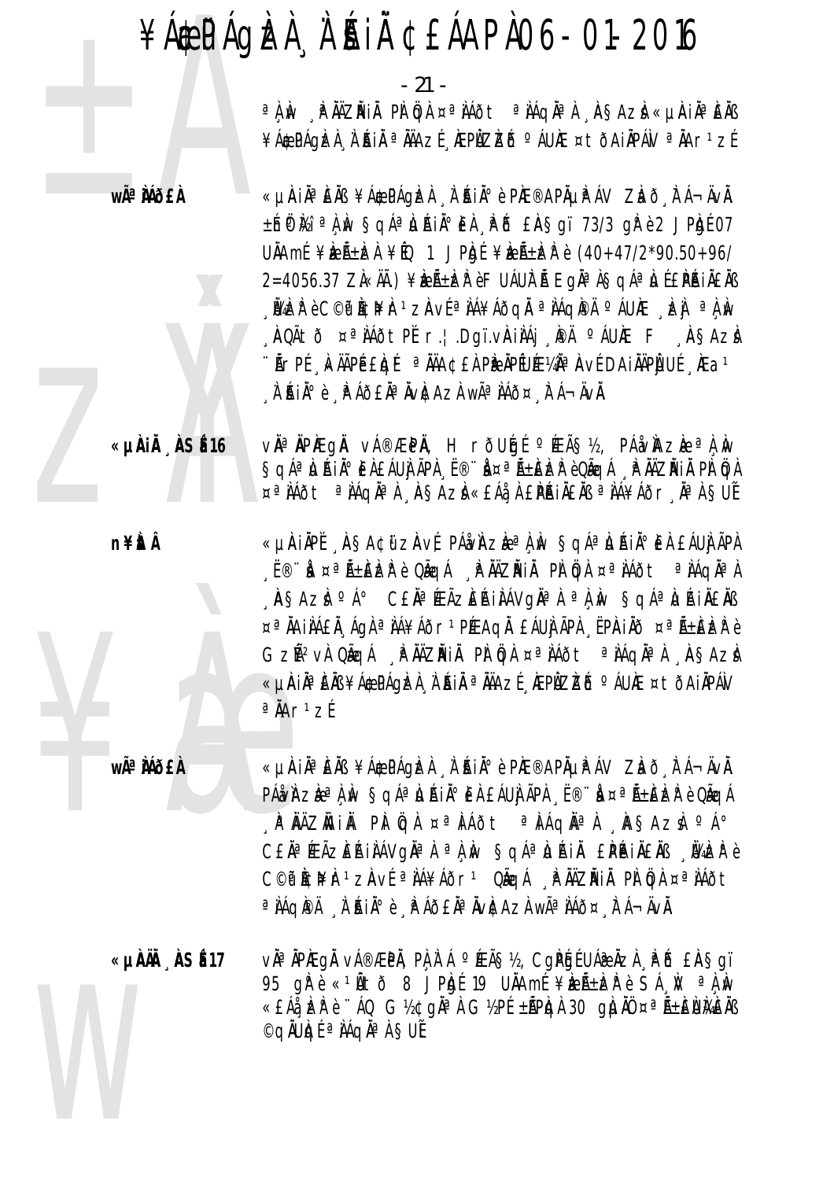ªÀ¸Àw ¸ÀªÀiÁZÁgÀ PÀlÖqÀ ¤ªÀiÁðt ªÀiÁqÀ®Ä ¸À§AzsÀ«µÀAiÀÄªÀ£ÀÄß ¥ÁæPÁgÀzÀ ¸À¨sÉAiÀÄ ªÀÄÄAzÉ ¸ÀPÀæªÀÄzÀ ºÁUÀÆ ¤tðAiÀÄPÁÌV ªÀÄAr¹zÉ

**wÃªÀiÁð£À**

«µÀAiÀÄªÀ£ÀÄß ¥ÁæPÁgÀzÀ ¸À¨sÉAiÀÄ°è ¥ÀjÃ®A¸À¯Á¬ÄvÀÄ. ZÀZÉð¸À¯Á¬ÄvÀÄ. ±ÉÃµÁzÀæ¶ ªÀ¸Àw §qÁªÀuÉAiÀÄ°è EgÀÄªÀ ¸ÀPÁðj £ÀA§gï 73/3 gÀ°è2 JPÀgÉ 07 UÀÄAmÉ ¥ÉÊQ±ÉÃµÀ ¥ÉÊQ 1 JPÀgÉ ¥ÉÊQ±ÉÃµÀ°è (40+47/2*90.50+96/ 2=4056.37 ZÀ.«ÄÃ.) ¥ÉÊQ±ÉÃµÀ°è F UÁUÀÁ®zÀ EgÀÄªÀ §qÁªÀuÉ ¤ªÁ¹UÀ¼ÀÄ ¸ÀÄªÀiÁgÀÄ 1 zÀ±ÀPÀzÀ ºÁUÀÆ DgÉÆÃUÀå ¸ÀA¸ÉÜ ªÀiÁ¸ÀÆ½ ¸ÀzÀ¸ÀåjUÉ ªÀ¸Àw ¸ÀªÀÄÄzÁAiÀÄ ¨sÀªÀ£À ¤ªÀiÁðt PÉ.r.¦.Dgï.vÀAiÀiÁj ¸ÀºÀ ºÁUÀÆ F ¸ÀA§AzsÀ ¨ÁrPÉ ¸ÀjAiÀiÁzÀ PÉ.Dgï ªÀÄA¢£ÀAvÉ ¥ÀoÀvÁj ¸ÀÜ¼À vÉÆÃjPÉ ¸ÀzÀ¸Àå ¸À¨sÉAiÀÄ°è ¸ÀªÀiÁð£ÀªÁV vÀªÀiÁä±ÀAiÀÄ wÃªÀiÁð¤¸À¯Á¬ÄvÀÄ.

**«µÀAiÀÄ ¸ÀASÉå 16**

vÀ¼ÀªÀiÁºÀ¯ÉAiÀÄ vÁ®ÆèPÀÄ H gÀ ¥ÉÆÃ°Ã¸ï oÁuÁ ºÀwÛgÀ ªÀ¸Àw §qÁªÀuÉAiÀÄ°è EgÀÄªÀ ¸ÀPÁðj ¸ÀªÀÄÄzÁAiÀÄ ¨sÀªÀ£À ¤ªÀiÁðt ªÀiÁqÀ®Ä ¸ÀA§AzsÀ«£ÀAvÀ ¸ÀPÁðgÀzÀ ªÀiÁ£ÀågÀ ¸ÀªÀÄ¸ÉÆ

**n¥Ààt**

«µÀAiÀÄPÉ ¸ÀA§A¢ü¹zÀAvÉ PÁªÀÅÜzÀ ªÀ¸Àw §qÁªÀuÉAiÀÄ°è EgÀÄªÀ ¸ÀPÁðj ¸ÀªÀÄÄzÁAiÀÄ ¨sÀªÀ£À ¤ªÀiÁðt ªÀiÁqÀ®Ä ¸ÀA§AzsÀ ºÁ° C£ÀÄªÀÄw ¥ÀqÉAiÀÄ®Ä ªÀ¸Àw §qÁªÀuÉAiÀÄ ¤ªÁ¹UÀ¼ÀÄ ªÀÄ£À« ¸À°è¹zÀÄÝ ªÀiÁ£ÀågÀ ¸ÀPÁðgÀzÀ ¨sÀªÀ£À ¤ªÀiÁðt ªÀiÁqÀ®Ä ¸ÀA§AzsÀ «µÀAiÀÄªÀ£ÀÄß ¥ÁæPÁgÀzÀ ¸À¨sÉAiÀÄ ªÀÄÄAzÉ ¸ÀPÀæªÀÄzÀ ºÁUÀÆ ¤tðAiÀÄPÁÌV ªÀÄAr¹zÉ

**wÃªÀiÁð£À**

«µÀAiÀÄªÀ£ÀÄß ¥ÁæPÁgÀzÀ ¸À¨sÉAiÀÄ°è ¥ÀjÃ®A¸À¯Á¬ÄvÀÄ. ZÀZÉð¸À¯Á¬ÄvÀÄ. PÁªÀÅÜzÀ ªÀ¸Àw §qÁªÀuÉAiÀÄ°è EgÀÄªÀ ¸ÀPÁðj ¸ÀªÀÄÄzÁAiÀÄ ¨sÀªÀ£À ¤ªÀiÁðt ªÀiÁqÀ®Ä ¸ÀA§AzsÀ ºÁ° C£ÀÄªÀÄw ¥ÀqÉAiÀÄ®Ä ªÀ¸Àw §qÁªÀuÉAiÀÄ ¤ªÁ¹UÀ¼ÀÄ ¸ÀÄªÀiÁgÀÄ 1 zÀ±ÀPÀzÀ ºÁUÀÆ ¨sÀªÀ£À ¤ªÀiÁðt ªÀiÁqÀ®Ä ¸ÀzÀ¸Àå ¸À¨sÉAiÀÄ°è ¸ÀªÀiÁð£ÀªÁV vÀªÀiÁä±ÀAiÀÄ wÃªÀiÁð¤¸À¯Á¬ÄvÀÄ.

**«µÀAiÀÄ ¸ÀASÉå 17**

vÀ¼ÀªÀiÁºÀ¯ÉAiÀÄ vÁ®ÆèPÀÄ, PÀ¸À¨Á ºÉÆÃ§½, CgÀPÉgÉ UÁæªÀÄzÀ ¸ÀPÁðj £ÀA§gï 95 gÀ°è «¹ÛÃtð 8 JPÀgÉ 19 UÀÄAmÉ ¥ÉÊQ±ÉÃµÀ°è ¸ÁªÀiÁfPÀ ªÀ¸Àw «£ÁåAiÀÄ°è ¨ÁQ G½zÀªÀÄ G½PÉ ±ÉÃPÀqÀ 30 gÀµÀÄÖ ¤ªÉÃ±À£ÀUÀ¼ÀÄ ©qÀÄUÀqÉ ªÀiÁqÀ®Ä ªÀÄ£À«

**«µÀAiÀÄ ¸ÀASÉå 17**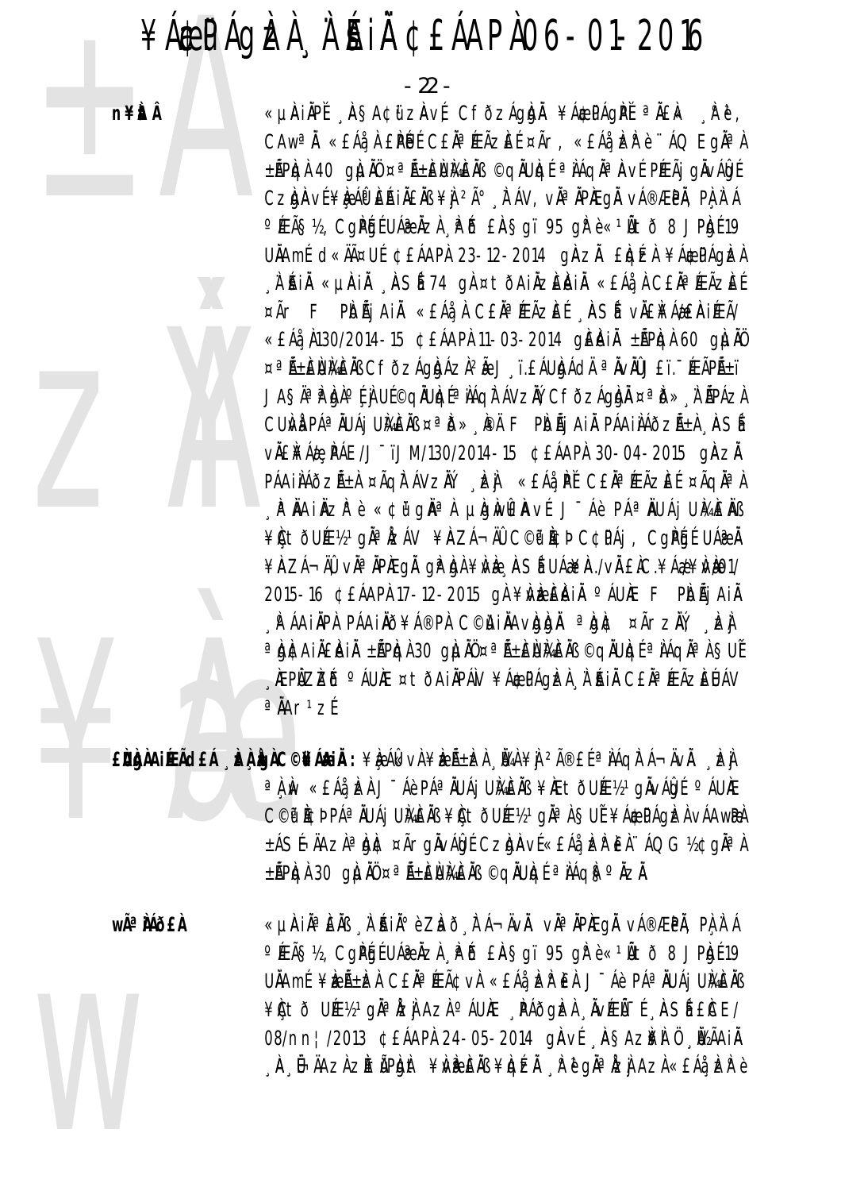n¥Àà

«µÀAiÀÄPÉ ¸ÀA§A¢üzÀAvÉ CfðzÁgÀgÀÄ ¥ÁæPÁgÀPÉÌ ªÀÄ£À« ¸À°è¹, CAwªÀÄ «£Áå¸À £ÀPÉë C£ÀĪÉÆÃzÀ£É ¤ÃrgÀ, «£Áå¸ÀzÀ°è ¨ÁQ EgÀĪÀ ±ÉÃPÀqÀ 40 gÀµÀÄÖ ¤ªÉÃ±À£ÀUÀ¼À£ÀÄß ©qÀÄUÀqÉ ªÀiÁqÀĪÀAvÉ PÉÆÃjgÀÄvÁÛgÉ CzÀgÀAvÉ ¥ÁæªÀiÁtÂÃPÀgÀt ¸À«ÄwAiÀÄ ¤tðAiÀÄzÀAvÉ ¥ÁæPÁgÀzÀ ªÀÄÄRå ¸ÀA¸ÀÜ, vÀªÀÄPÀÆgÀÄ vÁ®ÆPÀÄ, PÀ¸À¨Á ºÉÆÃ§½, CgÀPÉgÉ UÁæªÀÄzÀ ¸À.£ÀA.£À§gï 95 gÀ°è «¹ÛÃtð 8 JPÀgÉ 19 UÀÄAmÉ d«ÄãÀÄUÉ ¢£ÁAPÀ 23-12-2014 gÀAzÀÄ £ÀqÉzÀ ¥ÁæPÁgÀzÀ ¸À¨ÉAiÀÄ «µÀAiÀÄ ¸ÀASÉå 74 gÀ ¤tðAiÀÄzÀAvÉ «£Áå¸À C£ÀĪÉÆÃzÀ£É ¤Ãr F PÀbÉÃjAiÀÄ «£Áå¸À C£ÀĪÉÆÃzÀ£É ¸ÀASÉå vÀÄ£ÀÆ¥Á¥Áæ/£ÀUÀAiÉÆÃ/ «£Áå¸À130/2014-15 ¢£ÁAPÀ 11-03-2014 gÀ°èAiÀÄ ±ÉÃPÀqÀ 60 gÀµÀÄÖ ¤ªÉÃ±À£ÀUÀ¼À£ÀÄß CfðzÁgÀjAzÀ ºÉÆA¢gÀÄ ï.£ÁUÀgÁdÄ ªÀÄvÀÄÛ J£ï.¯ÉÆPÉÃ±ï J.§Äª ÀgÀ¸ÀéÉÃjUÉ ©qÀÄUÀqÉ ªÀiÁqÀ¯ÁVzÀÄÝ CfðzÁgÀgÀÄ ¤ªÉÃ±À» ¸ÀÄvÉÛÃPÁzÀ CUÀvÀå PÁªÀÄUÁjUÀ¼À£ÀÄß ¤ªÉÃ±À» ¸ÀÄ©üÀ F PÀbÉÃjAiÀÄ PÁAiÀÄð¸ÀÆZÉ£À ¸ÀASÉå vÀÄ£ÀÆ¥Á¥Áæ/E/J¯ïJA/130/2014-15 ¢£ÁAPÀ 30-04-2015 gÀAzÀÄ PÁAiÀÄð¸ÀÆZÉ£À ¤ÃqÀ¯ÁVzÀÄÝ ¸ÀzÀj «£Áå¸ÀPÉÌ C£ÀĪÉÆÃzÀ£É ¤ÃqÀĪÀ ¸ÀªÀÄAiÀÄzÀ°è «¢ü¸ÀÄªÀ µÀgÀvÀÄÛUÀ¼ÀAvÉ J¯Áè PÁªÀÄUÁjUÀ¼À£ÀÄß ¥ÀÆtðUÉÆ½¹ gÀ¸ÉÛ ¥ÀzÁ¢ü ¥ÀæzÉÃ±ÀzÀ ¥ÀæzÉÃ±ÀªÀ£ÀÄß ¥ÀæªÁtÂvÀ ¥ÀvÀæzÀ ªÀÄÆ®PÀ ¥ÁæPÁgÀPÉÌ ºÀ¸ÁÛAvÀj¹ D¢üPÀÈvÀ ¥ÀvÀæ ¸ÀASÉå UÁæ¥À./vÀÄ.£À.C.¥Áæ/¥ÀÆ¥À01/ 2015-16 ¢£ÁAPÀ 17-12-2015 gÀ ¥ÀvÀæzÀ°èAiÀÄ ºÁUÀÆ F PÀbÉÃjAiÀÄ ¸ÀPÁðgÀ PÁAiÀÄð¥Á®PÀ C©üAiÀÄAvÀgÀgÀÄ ªÀgÀ¢ ¤ÃrzÀÄÝ ¸ÀzÀj ªÀgÀ¢AiÀÄ°èAiÀÄ ±ÉÃPÀqÀ 30 gÀµÀÄÖ ¤ªÉÃ±À£ÀUÀ¼À£ÀÄß ©qÀÄUÀqÉ ªÀiÁqÀ®Ä ¸ÀÆPÀÛ ¸ÀPÁðjAiÀÄ ªÀÄÆ®PÀ ¤tðAiÀÄPÁÌV ¥ÁæPÁgÀzÀ ¸À¨ÉAiÀÄ C£ÀĪÉÆÃzÀ£ÉUÁV ªÀÄAr¹zÉ.

£ÀUÀgÀ AiÉÆÃd£Á ¸À¨sÁ¸À«ÄwAiÀÄ: ¥ÀæÁ¸ÀÛªÀ£ÉÉ ¥ÀjUÀt¹zÀ ¸À«Äw ¸ÀzÀj «£Áå¸ÀzÀ J¯Áè PÁªÀÄUÁjUÀ¼À£ÀÄß ¥ÀÆtðUÉÆ½¹gÀĪÀÅzÀjAzÀ ºÁUÀÆ C©üªÀÈ¢Þ PÁªÀÄUÁjUÀ¼À£ÀÄß ¥ÀÆtðUÉÆ½¹gÀĪÀ §UÉÎ ¥ÁæPÁgÀzÀ vÁAwæPÀ ±ÁSÉ ªÀgÀ¢ ¤ÃrgÀÄvÁÛgÉ CzÀgÀAvÉ «£Áå¸ÀzÀ°è£À ¨ÁQ G½¢gÀĪÀ ±ÉÃPÀqÀ 30 gÀµÀÄÖ ¤ªÉÃ±À£ÀUÀ¼À£ÀÄß ©qÀÄUÀqÉ ªÀiÁqÀ®Ä ¤zÀðj¹zÉ.

wÃªÀiÁð£À

«µÀAiÀÄ ªÀÄvÀÄÛ ¸À«ÄwAiÀÄ ¤zÀðj¸ÀĪÀAvÉ vÀªÀÄPÀÆgÀÄ vÁ®ÆPÀÄ, PÀ¸À¨Á ºÉÆÃ§½, CgÀPÉgÉ UÁæªÀÄzÀ ¸À.£ÀA.£À§gï 95 gÀ°è «¹ÛÃtð 8 JPÀgÉ 19 UÀÄAmÉ ¥ÀæzÉÃ±ÀzÀ C£ÀĪÉÆÃ¢vÀ «£Áå¸ÀzÀ°è£À J¯Áè PÁªÀÄUÁjUÀ¼À£ÀÄß ¥ÀÆtð UÉÆ½¹gÀĪÀ §UÉÎ ¸ÀPÁðgÀzÀ ¸ÀÄvÉÆÛÃ É ¸ÀASÉå£ÀCE/ 08/nn¦/2013 ¢£ÁAPÀ 24-05-2014 gÀAvÉ ¸ÀA§AzsÀ¥ÀlÖ ¸ÀܽÃAiÀÄ ¸ÀA¸ÉÜUÀ¼ÀzÉÃ±À ¥ÀvÀæzÀ ¥ÀqÉzÀ ¸Àèð gÀ¹ÛAiÀÄ «£Áå¸ÀzÀ°è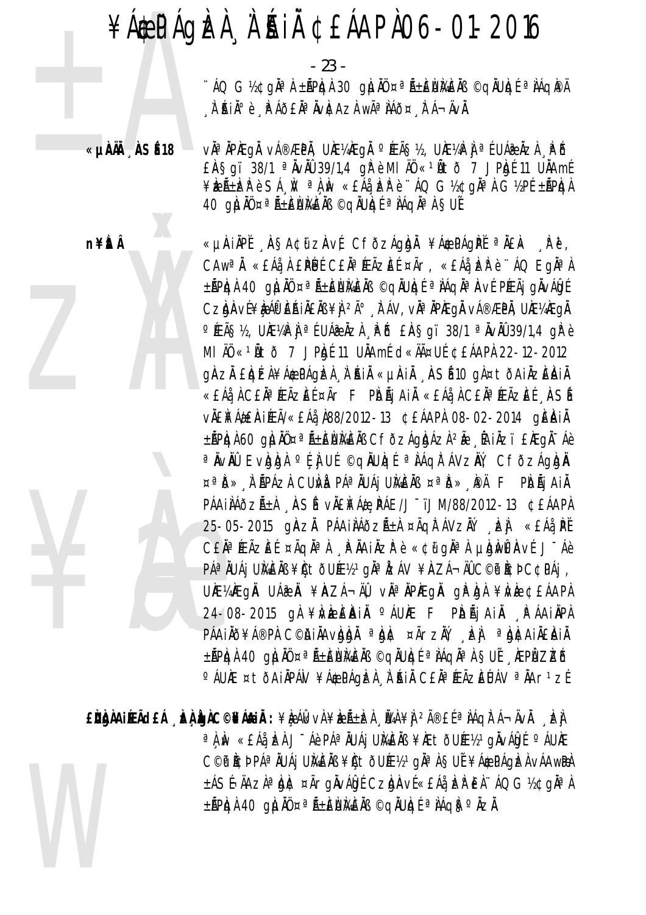¨ÁQ G ½¢gÀªÀ ±ÃPÀëAiÀÄ£ÀÄß «¢ü¸À¯ÁVzÉ.

«µÀAiÀÄ ¸ÀASÉå 18 : vÀªÀÄPÀÆgÀÄ vÁ®ÆèPÀÄ, UÀÆ¼ÀÆgÀÄ ºÉÆÃ§½, UÀÆ¼ÀÆgÀÄ UÁæªÀÄzÀ ¸À.£ÀA. 38/1 ªÀÄvÀÄÛ 39/1,4 gÀ°è ¸ÀÄªÀiÁgÀÄ 7 JPÀgÉ 11 UÀÄAmÉ ¥ÀæzÉñÀªÀ£ÀÄß ¸ÁªÀðd¤PÀgÀ G¥ÀAiÉÆÃUÀPÁÌV ¸ÀPÁðgÀPÉÌ »A¢gÀÄV¸ÀĪÀ §UÉÎ.

-23-

n¥ÀàuÉ : «µÀAiÀÄPÉÌ ¸ÀA§A¢ü¹zÀAvÉ CfðzÁgÀgÀÄ ¥ÁæPÀgÀtPÉÌ ºÁdgÁV ¸Àèè, CAwªÀÄ «ZÁgÀuÉUÉ CªÀPÁ±À PÉÆÃgÀ°gÀÄvÁÛgÉ. «ZÁgÀuÉAiÀÄ¯ÉèÁQ EgÀªÀ ±ÁPÀëAiÀÄ 40 gÀµÀÄÖ¤ªÀÄÃ£ÀÄ¥ÀPÀÈÄ ©qÀÄUÀqÉ ªÀÄÁqÀªÀAvÉ PÉÆÃj gÀÄvÁÛgÉ CzÀgÀAvÉ ¥ÀæPÀgÀtªÀ£ÀÄß ¥Àj²Ã°¸À¯ÁV, vÀªÀÄPÀÆgÀÄ vÁ®ÆèPÀÄ, UÀÆ¼ÀÆgÀÄ ºÉÆÃ§½, UÀÆ¼ÀÆgÀÄ UÁæªÀÄzÀ ¸À.£ÀA. 38/1 ªÀÄvÀÄÛ 39/1,4 gÀ°è ¸ÀÄªÀiÁgÀÄ 7 JPÀgÉ 11 UÀÄAmÉ d«ÄÃ¤UÉ ¢£ÁAPÀ 22-12-2012 gÀ°è £ÀqÉzÀ ¥ÁæPÀgÀtzÀ ¸À¨sÉAiÀÄ «µÀAiÀÄ ¸ÀASÉå 10 gÀ°è vÉUÉzÀÄPÉÆAqÀ «ZÁgÀuÉAiÀÄ CªÀPÁ±À ¤ÃrzÀ F PÀbÉÃjAiÀÄ «ZÁgÀuÉ CªÀPÁ±ÀzÀ ¸ÀASÉå vÀ¤SÁ/¥ÀæPÀgÀuÉ/«ZÁgÀuÉ/88/2012-13 ¢£ÁAPÀ 08-02-2014 gÀ DzÉÃ±ÀzÀAvÉ ±ÁPÀëAiÀÄ 60 gÀµÀÄÖ¤ªÀÄÃ£ÀÄ¥ÀPÀÈÄ CfðzÁgÀgÀ ªÉÄÃ¯ÉÃj £ÀÄUÉ ªÀÄvÀÄÛ EvÀgÀgÀ ºÉ¸ÀjUÉ ©qÀÄUÀqÉ ªÀÄÁqÀ¯ÁVzÀÝ, CfðzÁgÀgÀÄ ¤ªÀÄä» ¸ÀA§AzsÀ CUÀvÀå PÁªÀÄUÁjUÀ¼ÀÄß ¤ªÀÄä»¸ÀzÀ F PÀbÉÃjAiÀÄ PÁAiÀÄðzÀ±Àð ¸ÀASÉå vÀ¤SÁ/¥ÀæPÀgÀuÉ/J¯ïJM/88/2012-13 ¢£ÁAPÀ 25-05-2015 gÀ°è PÁAiÀÄðzÀ±Àð ¤ÃqÀ¯ÁVzÀÝ ¸ÀzÀj «ZÁgÀuÉ CªÀPÁ±ÀzÀ ¤ÃqÀªÀ ¸ÀªÀÄAiÀÄzÀ°è «¢üUÀªÀ µÀgÀvÀÄÛUÀ¼ÀAvÉ J¯Áè PÁªÀÄUÁjUÀ¼ÀÄß ¥ÀÆtðUÉÆ½¸ÀzÉ ¥ÀæzÉñÀzÀ C©üªÀÈ¢Þ PÁªÀÄUÁjUÀ¼ÀÄß ¥ÀÆtðUÉÆ½¸ÀzÉ UÁæªÀÄ ¥ÀAZÁ¬ÄÛ vÀªÀÄPÀÆgÀÄ gÀªÀgÀ ¥ÀvÀæ ¢£ÁAPÀ 24-08-2015 gÀ ¥ÀvÀæzÀ°è ºÁUÀÆ F PÀbÉÃjAiÀÄ ¸ÀPÁAiÀÄPÀ PÁAiÀÄð¥Á®PÀ C©üAiÀÄAvÀgÀgÀ ªÀgÀ¢ ¤ÃrzÀÝ ¸ÀzÀj ªÀgÀ¢AiÀÄ DzÉÃ±ÀzÀAvÉ ±ÁPÀëAiÀÄ 40 gÀµÀÄÖ¤ªÀÄÃ£ÀÄ¥ÀPÀÈÄ ©qÀÄUÀqÉ ªÀÄÁqÀªÀ §UÉÎ ¸ÀÆPÀÛ DzÉÃ±À ºÉÆgÀr¸À¯ÁVzÉ ¥ÁæPÀgÀtzÀ ¸À¨sÉAiÀÄ CªÀPÁ±À ¤ÃrzÀ ªÀÄAr¹zÉ.

£ÀqÀªÀ½AiÀÄ ¸ÀAQë¥ÀÛ ¤tðAiÀÄ : ¥Àæ¸ÁÛªÀ£ÉAiÀÄ ¥ÀæzÉñÀzÀ ¸ÀªÀÄUÀæ C©üªÀÈ¢Þ ¥Àj²Ã®£É ªÀÄÁqÀ¯ÁVzÉ. ¸ÀzÀj ¸ÀÜ¼ÀzÀ J¯Áè PÁªÀÄUÁjUÀ¼ÀÄß ¥ÀÆtðUÉÆ½¸ÀÄªÀAvÉ ºÁUÀÆ C©üªÀÈ¢Þ PÁªÀÄUÁjUÀ¼ÀÄß ¥ÀÆtðUÉÆ½¸ÀzÀ §UÉÎ ¥ÁæPÀgÀtzÀ vÁAwæPÀ ±ÁSÉ ªÀÄÄzÀÝªÀgÀ¢ ¤ÃrgÀÄvÁÛgÉ CzÀgÀAvÉ «ZÁgÀuÉ ¥ÀÆtð ¨ÁQ G½¢gÀªÀ ±ÁPÀëAiÀÄ 40 gÀµÀÄÖ¤ªÀÄÃ£ÀÄ¥ÀPÀÈÄ ©qÀÄUÀqÉ ªÀÄÁqÀ¯ÁVzÉ.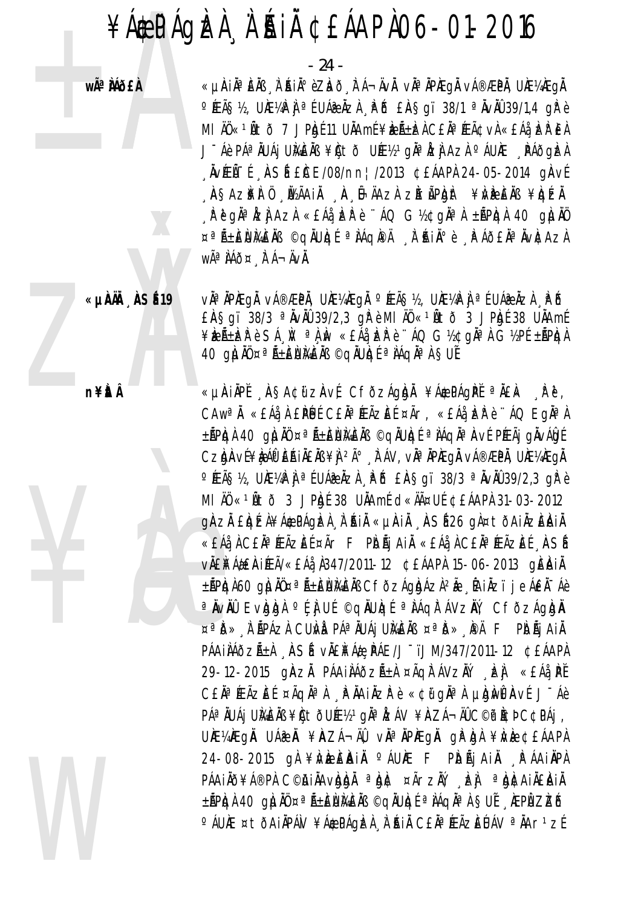wÃªÀÁð£À

«µÀiÁªÀÄ¸ÀÜ¼À ¸ÀASÉåAiÀÄ°èzÀÝ ¸ÀÁ¬ÄvÀÄ vÀÄªÀÄPÀÆgÀÄ vÁ®ÆèPÀÄ, UÀÆ¼ÀÆgÀÄ ºÉÆÃ§½, UÀÆ¼ÀÆgÀÄ UÁæªÀÄzÀ ¸ÀªÉð £ÀA§gï 38/1 ªÀÄvÀÄÛ 39/1,4 gÀ°è MlÄÖ «¹ÛÃtð 7 JPÀgÉ 11 UÀÄAmÉ ¥ÀæzÉñÀzÀ C£ÀªÀÄÆ¢vÀ «£Áå¸ÀPÉÌ PÁ¯ÁèPÁªÀÄUÁjUÀ¼ÀÄß ¥ÀçÃtð UÉÆ½¹ gÀªÉÃgÁ CzÀ£ÀÄß ºÁUÀÆ ¸ÀPÁðgÀzÀ ¸ÀÄvÉÆÃðÉ ¸ÀASÉå £ÀCE/08/nn¦/2013 ¢£ÁAPÀ 24-05-2014 gÀ£ÀéAiÀÄ ¸ÀA§AzsÀ¥ÀlÖ ¸ÀÆZÀÃAiÀÄ ¸ÀA¸ÉÜAiÀÄzÀ ¹ÉPÀgÀt ¥ÀæªÀiÁtzÀ ¥ÀæxÉÃAiÀÄ ¸ÀÜ¼ÉgÀªÉÃgÁ CzÀ «£Áå¸ÀPÉÌ ¨ÁQ G½¢gÀªÀ ±ÉÃPÀqÀ 40 gÀµÀÄÖ ¤ªÉÃ±À£À¥ÀÆ¼ÀÄß ©qÀÄUÀqÉ ªÀiÁqÀ®Ä ¸ÀASÉåAiÀÄ°è ¸ÀPÁð£ÀªÀÄvÀ¢AzÀ wÃªÀiÁð¤¸À¯ÁVzÉ.

«µÀAiÀÄ ¸ÀASÉå 19

vÀÄªÀÄPÀÆgÀÄ vÁ®ÆèPÀÄ, UÀÆ¼ÀÆgÀÄ ºÉÆÃ§½, UÀÆ¼ÀÆgÀÄ UÁæªÀÄzÀ ¸ÀªÉð £ÀA§gï 38/3 ªÀÄvÀÄÛ 39/2,3 gÀ°è MlÄÖ «¹ÛÃtð 3 JPÀgÉ 38 UÀÄAmÉ ¥ÀæzÉñÀzÀ°è ¸Á¸À¤ ªÀ¸Àw «£Áå¸ÀPÉÌ ¨ÁQ G½¢gÀªÀ G½PÉ ±ÉÃPÀqÀ 40 gÀµÀÄÖ ¤ªÉÃ±À£À¥ÀÆ¼ÀÄß ©qÀÄUÀqÉ ªÀiÁqÀªÀ §UÉÎ.

n¥ÀàtÂ

«µÀAiÀÄPÉÌ ¸ÀA§A¢ü¹zÀAvÉ, CfðzÁgÀgÀÄ ¥ÁæPÁgÀPÉÌ ªÀÄÄRå ¸ÀÌ°è, CAwªÀÄ «£Áå¸À £ÀPÉëUÉ C£ÀÄªÉÆÃzÀ£É ¤Ãr, «£Áå¸ÀPÉÌ ¨ÁQ EgÀÄªÀ ±ÉÃPÀqÀ 40 gÀµÀÄÖ ¤ªÉÃ±À£À¥ÀÆ¼ÀÄß ©qÀÄUÀqÉ ªÀiÁqÀ®Ä ªÀÄvÀÄÛ PÉÃAzÀæ ¸ÁÜ£À PÉÃªÀ® CzsÀåPÀëgÀ C£ÀÄªÉÆÃzÀ£É ¤Ãr, vÀÄªÀÄPÀÆgÀÄ vÁ®ÆèPÀÄ, UÀÆ¼ÀÆgÀÄ ºÉÆÃ§½, UÀÆ¼ÀÆgÀÄ UÁæªÀÄzÀ ¸ÀªÉð £ÀA§gï 38/3 ªÀÄvÀÄÛ 39/2,3 gÀ°è MlÄÖ «¹ÛÃtð 3 JPÀgÉ 38 UÀÄAmÉ d«ÄÃ¤UÉ ¢£ÁAPÀ 31-03-2012 gÀAzÀÄ £ÀqÉzÀ ¥ÁæPÁgÀzÀ ¸ÀÈ¬ÄAiÀÄ «µÀAiÀÄ ¸ÀASÉå 26 gÀ¤tðAiÀÄzÀAvÉ «£Áå¸ÀPÉÌ C£ÀÄªÉÆÃzÀ£É ¤Ãr F PÀbÉÃjAiÀÄ «£Áå¸À C£ÀÄªÉÆÃzÀ£É ¸ÀASÉå vÀÄªÀÄPÀÆgÀÄ/«£Áå¸À/347/2011-12 ¢£ÁAPÀ 15-06-2013 gÀ ¥ÀæPÁgÀ ±ÉÃPÀqÀ 60 gÀµÀÄÖ ¤ªÉÃ±À£À¥ÀÆ¼ÀÄß CfðzÁgÀgÀÄ ¥ÁæPÁgÀzÀ ºÉ¸ÀjUÉ ¨sÉÆÃUÀå ¥ÀvÀæ ªÀÄÆ®PÀ ºÀ¸ÁÛAvÀj¹ ©qÀÄUÀqÉ ªÀiÁqÀ¯ÁVzÀÄÝ, CfðzÁgÀgÀÄ ¤ªÀðºÀuÁ PÁAiÀÄðUÀ¼À£ÀÄß ¥ÀÆtðUÉÆ½¹gÀÄªÀ §UÉÎ F PÀbÉÃjAiÀÄ PÁAiÀÄðzÀ²ð ¸ÀASÉå vÀÄªÀÄPÀÆgÀÄ/J¯ïJAM/347/2011-12 ¢£ÁAPÀ 29-12-2015 gÀ PÁAiÀÄðzÀ²ð¸ÀÄ ¤ÃqÀ¯ÁVzÀÄÝ ¸ÀzÀj «£Áå¸ÀPÉÌ C£ÀÄªÉÆÃzÀ£É ¤ÃqÀÄªÀ ¸ÀªÀÄAiÀÄzÀ°è «¢üUÀªÀÄ µÀgÀvÀÄÛUÀ¼À£ÀéAiÀÄ PÁªÀÄUÁjUÀ¼ÀÄß ¥ÀÆtðUÉÆ½¹gÀÄªÀ ¥ÀæzÉñÀzÀ C©üªÀÈ¢Þ ¢£ÁAPÀ, UÀÆ¼ÀÆgÀÄ UÁæªÀÄ ¥ÀAZÁ¬ÄÛ vÀÄªÀÄPÀÆgÀÄ gÀªÀgÀ ¥ÀvÀæ ¢£ÁAPÀ 24-08-2015 gÀ ¥ÀvÀæzÀ£ÀéAiÀÄ ºÁUÀÆ F PÀbÉÃjAiÀÄ ¸ÀPÁAiÀÄPÀ PÁAiÀÄð¥Á®PÀ C©üAiÀÄAvÀgÀgÀÄ ªÀgÀ¢ ¤ÃrzÀÄÝ, ¸ÀzÀj ªÀgÀ¢AiÀÄ£ÀéAiÀÄ ±ÉÃPÀqÀ 40 gÀµÀÄÖ ¤ªÉÃ±À£À¥ÀÆ¼ÀÄß ©qÀÄUÀqÉ ªÀiÁqÀªÀ §UÉÎ ¸ÀÆPÀÛ DzÉñÀ ºÁUÀÆ ¤tðAiÀÄPÁÌV ¥ÁæPÁgÀzÀ ¸ÀÈ¬ÄAiÀÄ C£ÀÄªÉÆÃzÀ£ÉUÁV ªÀÄAr¹zÉ.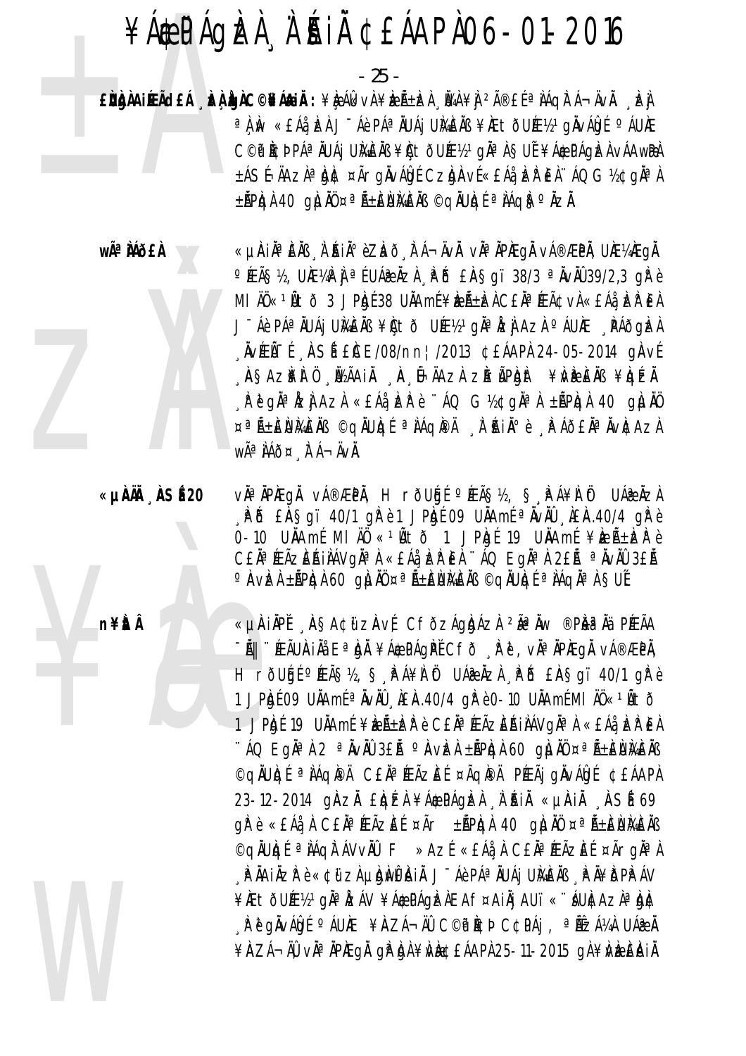**£ÀUÀgÀ ¤ªÀiÁðt ¸ÀºÀPÁgÀ ¸ÀAWÀ ¤AiÀÄ«ÄvÀ ¸ÀAWÀ ¸ÀA¸ÉÜ:** ¥ÀæÁ¢üPÁgÀ ¥ÀæzsÀAzÀ ¸ÀÄvÀÛªÀÄvÀÛ ¥ÀæzÉñÀzÀ ¸ÀAºÀ£À ªÀÄÆ®PÀ UÁæ«ÄÃt ¥ÀAZÁAiÀÄw ¸ÀzÀ¸ÀågÀ «£ÁåzÀ C©üªÀÈ¢Þ PÁAiÀÄðPÀæªÀÄzÀ CrAiÀÄ°è 40 UÀÄAmÉUÀ¼À ¸ÁªÀðd¤PÀ ¸ÉªÉ ¸À°è¸À®Ä 40 ºÀÄzÉÝUÀ¼À£ÀÄß ¤AiÀÄ«ÄvÀªÁV ¨sÀwð ªÀiÁqÀ®Ä C£ÀÄªÀÄw ¤ÃqÀ¯ÁVzÉ.

**wÃªÀiÁð£À**

«µÀAiÀÄªÀ£ÀÄß ¸ÀÄ«ÄÃPÀëªÁV ¥ÀjÃQë¹zÀ ¸ÀPÁðgÀªÀÅ ¸ÀPÁðgÀzÀ ªÀiÁ»w ¸ÀA¥ÀÆtð gÀÆ¥À ªÀiÁrzÀÄÝ, ¸ÀASÉå 38/3 ªÀÄvÀÄÛ 39/2,3 gÀ°è MlÄÖ 3 JPÀgÉ 38 UÀÄAmÉ ¥ÀæzÉñÀzÀ CzsÀªÀiÁ£À «£ÁåzÀ¸ÀºÀ PÀÈ¶ ¨ÁèPÁªÀÄUÁjUÀ¼ÀÄß ¥ÀÆtð UÉÆ½¸ÀªÀÅ ºÀPÀÄÌ ºÀÄzÉ ¸ÀPÁðgÀzÀ ¸ÀÄvÉÆÛÃ É ¸ÀASÉå £ÀCE/08/nn¦/2013 ¢£ÁAPÀ 24-05-2014 gÀ vÉ ¸ÀA§AzsÀ¥ÀÖ ¸ÀA¸ÉÜAiÀÄ ¸ÀA¸ÉÜ ÄAzÀ zÀÆgÀÄ ¥ÀæPÀgÀt ¸ÀÆPÀÛ «ZÁgÀuÉ ¸À°è¸ÀªÀ ºÀPÀÄÌ ºÀÄzÉÝAzÀ «£ÁåzÀ°è ¨ÁQ G½¢gÀªÀ ±ÀÄ®ÌªÀ 40 gÀµÀÄÖ ¤ªÀÄ±ÀÃ®£ÀUÀ¼ÀÄß ©qÀÄUÀqÉ ªÀiÁqÀ®Ä ¸ÀÄ«ÄÃºÀ ¸ÀPÁð£ÀªÀÄvÀAzÀ wÃªÀiÁð¤¸À¯ÁVzÉ.

**«µÀAiÀÄ ¸ÀASÉå 20**

vÀªÀÄPÀÆgÀÄ vÁ®ÆèPÀÄ, H rðUÉ ºÉÆÃ§½, §¸ÀªÁ¥ÀlÖ UÁæªÀÄzÀ ¸ÀªÉð £ÀA§gï 40/1 gÀ°è 1 JPÀgÉ 09 UÀÄAmÉ ªÀÄvÀÄÛ ¸ÀEÀ.40/4 gÀ°è 0-10 UÀÄAmÉ MlÄÖ «¹ÛÃtð 1 JPÀgÉ 19 UÀÄAmÉ ¥ÀæzÉñÀzÀ°è C£ÀªÀÄÆzÀÉÃiÀÄAVgÀªÀ «£ÁåzÀ°è ¨ÁQ EgÀªÀ 2£Éß ªÀÄvÀÄÛ 3£Éß ºÀAvÀzÀ ±ÀÄ®ÌªÀ 60 gÀµÀÄÖ ¤ªÀÄ±ÀÃ®£ÀUÀ¼ÀÄß ©qÀÄUÀqÉ ªÀiÁqÀªÀ §UÉÎ

**n¥Ààt**

«µÀAiÀÄPÉ ¸ÀA§A¢üzÀAvÉ CfðzÁgÀgÁzÀ ²æªÀÄw ®PÀëäªÀÄä PÉÆÃA ¯ÉÃ|¨ÉÆÃUÀAiÀÄå EªÀgÀÄ ¥ÁæªÀgÀPÉÌ Cfð ¸À°è, vÀªÀÄPÀÆgÀÄ vÁ®ÆèPÀÄ, H rðUÉ ºÉÆÃ§½, §¸ÀªÁ¥ÀlÖ UÁæªÀÄzÀ ¸ÀªÉð £ÀA§gï 40/1 gÀ°è 1 JPÀgÉ 09 UÀÄAmÉ ªÀÄvÀÄÛ ¸ÀEÀ.40/4 gÀ°è 0-10 UÀÄAmÉ MlÄÖ «¹ÛÃtð 1 JPÀgÉ 19 UÀÄAmÉ ¥ÀæzÉñÀzÀ°è C£ÀªÀÄÆzÀÉÃiÀÄAVgÀªÀ «£ÁåzÀ°è ¨ÁQ EgÀªÀ 2 ªÀÄvÀÄÛ 3£Éß ºÀAvÀzÀ ±ÀÄ®ÌªÀ 60 gÀµÀÄÖ ¤ªÀÄ±ÀÃ®£ÀUÀ¼ÀÄß ©qÀÄUÀqÉ ªÀiÁqÀ®Ä C£ÀªÀÄÆzÀ£É ¤ÃqÀ®Ä PÉÆÃjgÀÄvÁÛgÉ. ¢£ÁAPÀ 23-12-2014 gÀAzÀÄ £ÀqÉzÀ ¥ÁæªÀgÀzÀ ¸ÀÄ«ÄÃ «µÀAiÀÄ ¸ÀASÉå 69 gÀ°è «£Áå¸À C£ÀªÀÄÆzÀ£É ¤Ãr ±ÀÄ®ÌªÀ 40 gÀµÀÄÖ ¤ªÀÄ±ÀÃ®£ÀUÀ¼ÀÄß ©qÀÄUÀqÉ ªÀiÁqÀ¯ÁVvÀÄÛ F »AzÉ «£Áå¸À C£ÀªÀÄÆzÀ£É ¤ÃrgÀªÀ ¸ÀÜ¼ÀzÀ°è «¢üzÀ µÀgÀvÀÄÛUÀ½AiÀÄ ¨ÁèPÁªÀÄUÁjUÀ¼À ¸ÀÜ¼À¥ÀjPÀ¤AV ¥ÀÆtð UÉÆ½¸ÀªÀÅzÀÄ ¥ÁæªÀgÀzÀ EAf¤AiÀÄjAUï «¨sÁUÀzÀ ªÀgÀ¢ ¸À°è¸ÀªÀAvÉ ºÁUÀÆ ¥ÀÄZÁ¬ÄÛ C©üªÀÈ¢Þ C¢üPÁj, ªÀÄÉÊ¸ÀÆgÀÄ ¥ÀÄZÁ¬ÄÛ vÀªÀÄPÀÆgÀÄ gÀªÀgÀÄ ¥ÀvÀæ ¢£ÁAPÀ 25-11-2015 gÀ ¥ÀvÀæzÀ°è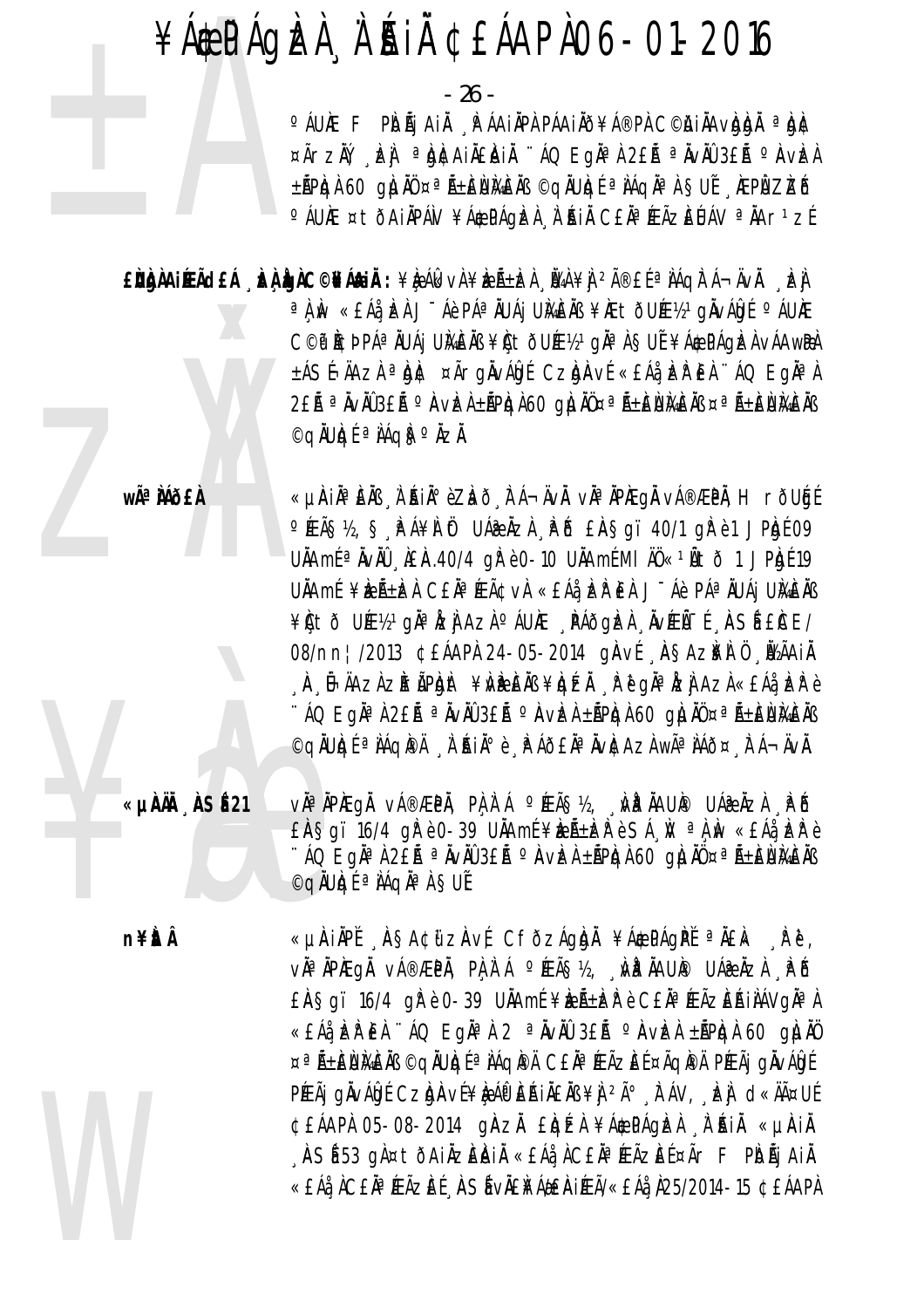ºÁUÀÆ F PÀbÉÃjAiÀÄ ¸ÀPÁðjÀPÁAiÀÄð¥Á®PÀ C©üAiÀÄAvÀgÀgÀÄ ªÀgÀzÀ ¤ÃrzÀÝ ¸ÀzÀj ªÀgÀzÀAiÀÄ£ÀéAiÀÄ ¨ÁQ EgÀĪÀ 2£Éà ªÀÄvÀÄÛ 3£Éà ºÀAvÀzÀ ±ÉÃPÀqÀ 60 gÀµÀÄÖ ¤ªÉñÀ£ÀUÀ¼À£ÀÄß ©qÀÄUÀqÉ ªÀiÁqÀĪÀ §UÉÎ ¸ÀÆPÀÛ DzÉñÀ ºÁUÀÆ ¤tðAiÀÄPÁÌV ¥Áæ¢üPÁgÀzÀ ¸À¨sÉAiÀÄ C£ÀĪÉÆÃzÀ£ÉUÁV ªÀÄAr¹zÉ

**£ÀUÀgÀAiÉÆÃd£Á ¸ÀzÀ¸ÀåAiÀÄgÀ C©üªÁ¥ÀæAiÀÄ:** ¥ÀæÁ¢üvÀ ¥ÀæzÉñÀzÀ ¸ÀÄvÀÛ¥À¹ÃgÁ ªÉÆ£É ªÀiÁqÀ¯ÁVgÀĪÀ ¸ÀzÀj ªÀ¸Àw «£Áå¸À £ÀPÉëAiÀÄ£ÀÄß ¥ÀjµÀÌöÈvÀ £ÀPÉëAiÀÄ£ÀÄß ¥ÀjUÀtÂ¹zÀ ºÁUÀÆ C©üªÀÈ¢Þ £ÀPÉëAiÀÄ£ÀÄß ¥ÀjUÀtÂ¹ §UÉÎ ¥Áæ¢üPÁgÀzÀ vÁAwæPÀ ±ÁSÉ ¤ÃrzÀ ªÀgÀzÀ ¤ÃrgÀĪÀÅzÀjAzÀ «£Áå¸À£ÀPÉëAiÀÄ ¨ÁQ EgÀĪÀ 2£Éà ªÀÄvÀÄÛ 3£Éà ºÀAvÀzÀ ±ÉÃPÀqÀ 60 gÀµÀÄÖ ¤ªÉñÀ£ÀUÀ¼À£ÀÄß ¤ªÉñÀ£ÀUÀ¼À£ÀÄß ©qÀÄUÀqÉ ªÀiÁqÀ§ºÀÄzÀÄ.

**wÃªÀiÁð£À**

«µÀAiÀÄzÀ°è ¸À«ÄÃPÀëzÀAvÉ ¸ÀPÁðgÀ vÀÄªÀÄPÀÆgÀÄ vÁ®ÆèPÀÄ, H¥ÀðUÉÃjUÉ ºÉÆÃ§½, §¸Àªæ¥ÀÄöÖ UÁæªÀÄzÀ ¸À.£ÀA.40/1 gÀ°è 1 JPÀgÉ 09 UÀÄAmÉ ªÀÄvÀÄÛ ¸À.£À.40/4 gÀ°è 0-10 UÀÄAmÉ MlÄÖ «¹ÛÃtð 1 JPÀgÉ 19 UÀÄAmÉ ¥ÀæzÉñÀzÀ C£ÀĪÉÆÃ¢vÀ «£Áå¸À£ÀPÉë J¯Áè ¥ÀjUÀtÂ¹ £ÀPÉëAiÀÄ£ÀÄß ¥ÀjµÀÌöÈvÀ ºÁUÀÆ ¸ÀPÁðgÀzÀ ¸ÀÄvÉÆÛÃ É¸ÀASÉå£ÀCE/08/nn¦/2013 ¢£ÁAPÀ 24-05-2014 gÀAvÉ ¸ÀSÁ¸ÀÌøÀÄ ¸ÀªÀÄÃAiÀÄ ¸À¸ÁÜAiÀÄzÀ ¸ÀzÀ¸ÀågÀÄ ¥ÀæªÀiÁtzÀ°è ¸ÀPÁðgÀzÀ £ÀÆvÀ£À «£Áå¸À£ÀPÉëAiÀÄ ¨ÁQ EgÀĪÀ 2£Éà ªÀÄvÀÄÛ 3£Éà ºÀAvÀzÀ ±ÉÃPÀqÀ 60 gÀµÀÄÖ ¤ªÉñÀ£ÀUÀ¼À£ÀÄß ©qÀÄUÀqÉ ªÀiÁqÀ®Ä ¸À¨sÉAiÀÄ°è ¸ÀPÁðgÀ ªÀÄvÀÄÛ zÀ wÃªÀiÁð¤¸À¯Á¬ÄvÀÄ.

**«µÀAiÀÄ ¸ÀASÉå 21**

vÀÄªÀÄPÀÆgÀÄ vÁ®ÆèPÀÄ, PÀ¸À¨Á ºÉÆÃ§½, ¸ÀvÀåªÀÄAUÀ® UÁæªÀÄzÀ ¸À.£ÀA 16/4 gÀ°è 0-39 UÀÄAmÉ ¥ÀæzÉñÀzÀ°è SÁ¸ÀV ªÀ¸Àw «£Áå¸À£ÀPÉë ¨ÁQ EgÀĪÀ 2£Éà ªÀÄvÀÄÛ 3£Éà ºÀAvÀzÀ ±ÉÃPÀqÀ 60 gÀµÀÄÖ ¤ªÉñÀ£ÀUÀ¼À£ÀÄß ©qÀÄUÀqÉ ªÀiÁqÀĪÀ §UÉÎ

**n¥ÀàtÂ**

«µÀAiÀÄPÉÌ ¸ÀA§A¢ü¹zÀAvÉ CfðzÁgÀgÀÄ ¥Áæ¢üPÁgÀPÉÌ ªÀÄ£À« ¸À°è¹, vÀÄªÀÄPÀÆgÀÄ vÁ®ÆèPÀÄ, PÀ¸À¨Á ºÉÆÃ§½, ¸ÀvÀåªÀÄAUÀ® UÁæªÀÄzÀ ¸À.£ÀA 16/4 gÀ°è 0-39 UÀÄAmÉ ¥ÀæzÉñÀzÀ°è C£ÀĪÉÆÃzÀ£É ¥ÀqÉ¢gÀĪÀ «£Áå¸À£ÀPÉë ¨ÁQ EgÀĪÀ 2 ªÀÄvÀÄÛ 3£Éà ºÀAvÀzÀ ±ÉÃPÀqÀ 60 gÀµÀÄÖ ¤ªÉñÀ£ÀUÀ¼À£ÀÄß ©qÀÄUÀqÉ ªÀiÁqÀ®Ä C£ÀĪÉÆÃzÀ£É ¤ÃqÀ®Ä PÉÆÃjgÀĪÀÅzÀjAzÀ PÉÆÃjgÀĪÀÅzÀjAzÀ ¥Áæ¢üPÁgÀzÀ ¥ÀvÀæ ¸ÀASÉå ¸ÀzÀj «µÀAiÀÄzÀ ¢£ÁAPÀ 05-08-2014 gÀAzÀÄ £ÀqÉzÀ ¥Áæ¢üPÁgÀzÀ ¸À¨sÉAiÀÄ «µÀAiÀÄ ¸ÀASÉå 53 gÀ¤tðAiÀÄzÀAvÉ «£Áå¸À C£ÀĪÉÆÃzÀ£É ¤Ãr F PÀbÉÃjAiÀÄ «£Áå¸À C£ÀĪÉÆÃzÀ£É ¸ÀASÉå vÀĪÀÄ¥Áæ¥Áæ/«£Áå¸À/25/2014-15 ¢£ÁAPÀ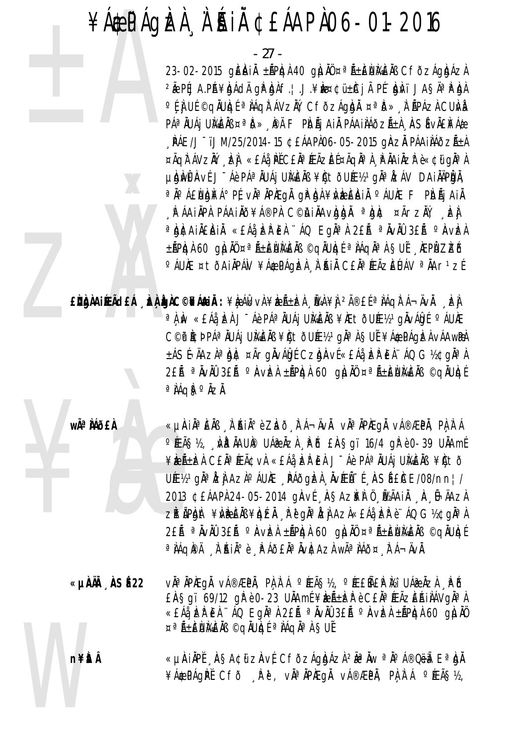23-02-2015 gÀ°èAiÀÄ ±ÁPÀëöå 40 gÀ ¯ÁÖ¤ªÀiÁ½AiÀÄ¼ÉAiÀÄß CfðzÁgÀgÀÄzÀÄ ²æÃPÀÈ¶ÚA.PÉ¥ÀÄdÁgÀgÀªÀgÀ f.¦.J.¥À檢¢ü±ÀPÀgÀ PÉ.gÀAvÀï JA§ÄªÀªÀgÀ ºÉ¸ÀgÀ£ÀÄß ©qÀÄUÀqÉ ªÀiÁqÀÄªÀAvÉ CfðzÁgÀgÀÄ ¤ªÉÃ¢¸À¯ÁVzÀÄÝ CzÀgÀAvÉ PÁªÀÄUÁjUÀ½AiÀÄ ¤ªÉÃ¢¸ÀPÀgÀÄ F PÀbÉÃjAiÀÄ PÁAiÀiÁðzÉñÀ ¸ÀASÉåvÀE¥À/æ¸ÀPÁE/J¯ïJM/25/2014-15 ¢£ÁAPÀ 06-05-2015 gÀ ªÀÄÆ®PÀ ¤ÃqÀÄvÁg ¯Áé «£Á¬ÄwÀ £ÃªÉ zÉ ¤ÃqÀ¯Á¢ ¸ÀPÀAiÀÄzÀ°è «¢üªÀÄUÀ¼À ªÉÆÃvÀÛ J¯ÉPÀ ªÀÄUÁjUÀ½AiÀÄ ¥ÀgÀÀðUÉ½ gÀªÀåÁV DAiÀÄPÀë, ªÀÄ ºÁ£ÀUÀgÀ ¥Á°PÉ vÀÄ ªÀÄ¸ÀÆgÀÄ gÀªÀgÀ ¥ÀæPÉgÀAiÀÄ ºÁUÀÆ F PÀbÉÃjAiÀÄ ¸ÀA ÁAiÀÄPÀ PÁAiÀÄð¥Á®PÀ C©üAiÀÄAvÀgÀgÀÄ ªÀgÀ ¤ÃrzÀÄÝ ¸ÀzÀj ªÀgÀ AiÀÄ°èAiÀÄ «£Á¬ÄzÀÄ ªÉ ¨ÁQ EgÀÄªÀ 2£Éà ªÀÄvÀÄÛ 3£Éà ºÀAvÀzÀ ±ÁPÀëöå 60 gÀ ¯ÁÖ¤ªÀiÁ½AiÀÄß ©qÀÄUÀqÉ ªÀiÁqÀÄªÀ §UÉ ¸ÀÆPÀÛ ZÀZÉð ºÁUÀÆ ¤tðAiÀÄPÁÌV ¥ÁæPÁgÀzÀ ¸ÀªÀiÁ£ÀªÉÃ±ÀzÀ°èÝ ªÀÄAr¹zÉ

**£ÀUÀgÀ AiÉÆÃd£Á ¸ÀzÀ¸ÀågÀ C©üªÀiÁAiÀÄ :** ¥ÀæÁÛªÀ¥ÀæÀÁ±ÀzÀ ¸ÀÄvÀ ¥À ²Ã®£É ªÀiÁqÀÄ Á¬ÄvÀÄ. ¸ÀzÀj ªÀ¸ÀÄw «£Á¬ÄzÀÄ J¯Áè PÁªÀÄUÁjUÀ½AiÀÄß ¥ÀÆtðUÉ½¹ gÀÄvÀÛÉ ºÁUÀÆ C©üªÀÈ¢Þ PÁªÀÄUÁjUÀ½AiÀÄß ¥ÀÆtðUÉ½¹ gÀªÀ §UÉ ¥ÁæPÁgÀzÀ vÁAwæPÀ ±ÁSÉ ªÀgÀ ªÀgÀ ¤ÃrgÀÄvÀÛÉ CzÀgÀAvÉ «£Á¬ÄzÀ ªÉ ¨ÁQ G½¢gÀªÀ 2£Éà ªÀÄvÀÄÛ 3£Éà ºÀAvÀzÀ ±ÁPÀëöå 60 gÀ ¯ÁÖ¤ªÀiÁ½AiÀÄß ©qÀÄUÀqÉ ªÀiÁqÀ§ ºÀzÀÄ.

**wÃªÀiÁð£À**

«µÀAiÀÄzÀ°è ¸ÀªÀiÁ°èZÀzÀ ¸À Á¬ÄvÀÄ. vÀÄªÀÄPÀgÀÄ vÁ®ÆèPÀÄ, PÀ¸À À Á ºÉÆÃ§½, ¸ÀASÀÁUÀ UÁæªÀÄzÀ ¸À Pï £ÀA§gï 16/4 gÀ°è 0-39 UÀÄAmÉ ¥ÀæzÉñÀzÀ C£ÀåPÁæAvÀ «£Á¬ÄzÀ ªÉ J¯Áè PÁªÀÄUÁjUÀ½AiÀÄß ¥ÀÆtð UÉ½¹ gÀªÀ §UÉ AzÀÄ ºÁUÀÆ ¸ÀPÁðgÀzÀ ¸ÀÄvÉÆÃ É ¸ÀASÉå£ÀE/08/nn¦/ 2013 ¢£ÁAPÀ 24-05-2014 gÀ vÉ ¸À§AzÀªÀ Ö ¸ÀÄzÁAiÀÄ ¸À ¸ËPÀAzÀ zÀ¯ÁPÀgÀ ¥ÀæÀÁ¥ÀqÉAiÀÄ ¸À°è gÀªÀ §UÉ AzÀÄ «£Á¬Äè ¨ÁQ G½¢gÀªÀ 2£Éà ªÀÄvÀÄÛ 3£Éà ºÀAvÀzÀ ±ÁPÀëöå 60 gÀ ¯ÁÖ¤ªÀiÁ½AiÀÄß ©qÀÄUÀqÉ ªÀiÁqÀ®Ä ¸ÀªÀiÁ£À è ¸ÀªÁð£ÀªÀÄvÀ¢AzÀ wÃªÀiÁð¤¸À Á¬ÄvÀÄ.

**«µÀAiÀÄ ¸ÀASÉå 22**

vÀÄªÀÄPÀgÀÄ vÁ®ÆèPÀÄ, PÀ¸À À Á ºÉÆÃ§½, ºÉ£ÀßÉ£ÀºÀ½î UÁæªÀÄzÀ ¸À Pï £ÀA§gï 69/12 gÀ°è 0-23 UÀÄAmÉ ¥ÀæzÉñÀzÀ°è C£ÀåPÁæAvÀ«ÀiÁVgÀªÀ «£Á¬ÄzÀ ªÉ ¨ÁQ EgÀÄªÀ 2£Éà ªÀÄvÀÄÛ 3£Éà ºÀAvÀzÀ ±ÁPÀëöå 60 gÀ ¯ÁÖ ¤ªÀiÁ½AiÀÄß ©qÀÄUÀqÉ ªÀiÁqÀÄªÀ §UÉ.

**n¥Ààt**

«µÀAiÀÄPÉÌ ¸À§A¢ü¹zÀAvÉ CfðzÁgÀgÀÄzÀ ²æÃªÀÄw ªÀÄ ºÁ®Qëä E ªÀgÀÄ ¥ÁæPÁgÀPÉÌ Cfð ¸À °è, vÀÄªÀÄPÀgÀÄ vÁ®ÆèPÀÄ, PÀ¸À À Á ºÉÆÃ§½,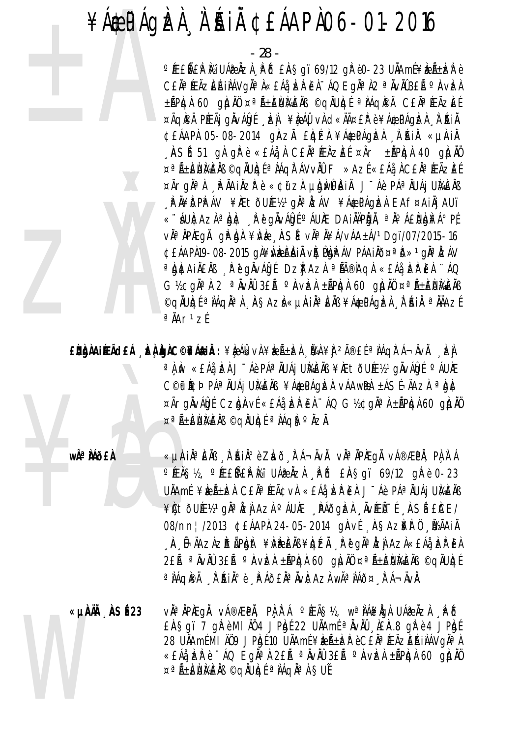ºÉÆ£ÉßÃgÀºÀ½îUÁæªÀÄzÀ ¸ÀªÉð £ÀA§gï 69/12 gÀ°è 0-23 UÀÄAmÉ ¥ÀæzÉñÀzÀ°è C£ÀÄªÉÆÃzÀEÁiÀiÁVgÀĪÀ «£Áå¸À£ÀPÉÌ ¨ÁQ EgÀĪÀ 2 ªÀÄ£ÉUÀ¼À£ÀÄ ºÀAvÀzÀ ±ÀÄ®Pï 60 gÀµÀÄÖ ¤ªÀÄð¸ÀĪÀÅzÀ£ÀÄß ©qÀÄUÀqÉ ªÀiÁqÀ¯Á CEÄªÉÆÃzÀEÉ ¤ÃqÀ¯ÁUÀÄwÛzÉ. ¸ÀzÀj ¥ÀæÁÛªÀ£É «µÀAiÀĪÀ£ÀÄß ¥Á°PÉAiÀÄ ¸ÀÄ¢ÞÃ ¢£ÁAPÀ 05-08-2014 gÀ ¸ÀzÀ¸Àå ¥Á°PÉAiÀÄ ¸À¨sÉAiÀÄ «µÀAiÀÄ ¸ÀASÉå 51 gÀ°è «£Áå¸À CEÄªÉÆÃzÀEÉ ¤Ãr ±ÀÄ®Pï 40 gÀµÀÄÖ ¤ªÀÄð¸ÀĪÀÅzÀ£ÀÄß ©qÀÄUÀqÉ ªÀiÁqÀ¯ÁVvÀÄÛ F »AzÉ «£Áå¸À CEÄªÉÆÃzÀEÉ ¤ÃrgÀĪÀ ¸ÀAzÀ¨sÀð «¢üzÀ µÀgÀvÀÄÛUÀ¼À£ÀÄß ¥Á°¸ÀzÉ EgÀĪÀ ªÀÄ£ÉUÀ¼À£ÀÄß ¥ÀvÉÛ ºÀZÀÄÑ ¥Á°PÉAiÀÄ EAf¤AiÀÄjAUï «¨sÁUÀzÀ ªÀÄÄRå EAf¤AiÀÄgï DAiÀÄÄPÀÛgÀ ªÀgÀ¢AiÀÄ£ÀÄß C£ÀĸÀj¹, ªÀÄgÀÄ¥Àj²Ã®£ÉUÁV ¥ÀÄ£ÀB ¸ÀASÉå vÀ/¥Á/vÁA±Á/¹Dgï/07/2015-16 ¢£ÁAPÀ 19-08-2015 gÀ ¥ÀæPÁgÀ ¸À¨sÉAiÀÄ vÀÄwÛ £ÀqÀªÀ½AiÀÄ°è ªÀÄAqÀ£É ªÀiÁqÀ¯ÁVzÉ. DzÀÝjAzÀ ªÀÄ£ÉUÀ¼À «£Áå¸ÀPÉÌ ¨ÁQ G½¢gÀĪÀ 2 ªÀÄ£ÉUÀ¼À£ÀÄß ºÀAvÀzÀ ±ÀÄ®Pï 60 gÀµÀÄÖ ¤ªÀÄð¸ÀĪÀÅzÀ£ÀÄß ©qÀÄUÀqÉ ªÀiÁqÀĪÀ §UÉÎ ¸ÀzÀj «µÀAiÀĪÀ£ÀÄß ¥Á°PÉAiÀÄ ¸À¨sÉAiÀÄ ªÀÄÄAzÉ ªÀÄAr¸À¯ÁVzÉ.

**£ÀUÀgÀ AiÉÆÃd£Á ¸ÀÜ¬Ä ¸À«ÄwAiÀÄ C©ü¥ÁæAiÀÄ :** ¥ÀæÁÛªÀ£É ¥ÀæzÉñÀzÀ ¸ÀÜ¼À¥Àj²Ã®£É ªÀiÁqÀ¯ÁVzÉ. ¸ÀzÀj ªÀÄ£É «£Áå¸ÀzÀ µÀgÀvÀÄÛUÀ¼À£ÀÄß ¥ÀvÉÛ ºÀZÀÄÑ ¥Á°¸ÀzÉ EgÀĪÀ C©üªÀÈ¢Þ µÀgÀvÀÄÛUÀ¼À£ÀÄß ¥Á°PÉAiÀÄ vÁAwæPÀ ±ÁSÉ ¥ÀjÃQë¹ gÀÄdĪÁvÀÄ ªÀiÁrgÀĪÀÅzÀjAzÀ «£Áå¸ÀPÉÌ ¨ÁQ G½¢gÀĪÀ ±ÀÄ®Pï 60 gÀµÀÄÖ ¤ªÀÄð¸ÀĪÀÅzÀ£ÀÄß ©qÀÄUÀqÉ ªÀiÁqÀ§ºÀÄzÀÄ.

**wÃªÀiÁð£À :** «µÀAiÀÄ¥ÀÄ ¸À¨sÉAiÀÄ°è ZÀað¸À¯ÁVzÉ. vÀ¥ÀÄ¥ÀzÀ vÁ®ÆèPÀÄ, PÀ¸À¨Á ºÉÆÃ§½, ºÉÆ£ÉßÃgÀºÀ½îUÁæªÀÄzÀ ¸ÀªÉð £ÀA§gï 69/12 gÀ°è 0-23 UÀÄAmÉ ¥ÀæzÉñÀzÀ CEÄªÉÆÃ¢vÀ «£Áå¸ÀPÉÌ µÀgÀvÀÄÛUÀ¼À£ÀÄß ¥Á°¸ÀzÉ EgÀĪÀ ¥ÀjAzÀ ºÁUÀÆ ¸ÀPÁðgÀzÀ ¸ÀÄvÉÆÛÃ¯É ¸ÀASÉå £ÀCE/08/nn¦/2013 ¢£ÁAPÀ 24-05-2014 gÀ vÉ ¸À§AzsÀ ¤Ö¸ÀtÃAiÀÄ ¸ÀÆZÀ£É¬ÄAzÀ ¥ÀjÃQë ¥ÀæPÀgÀtUÀ¼À£ÀÄß¥ÀqÉzÀÄ ¸ÀªÉð ¨sÀÆ«ÄAiÀÄ ¥ÀæzÉñÀzÀ «£Áå¸ÀPÉÌ 2£Éà ªÀÄ£ÉUÀ¼À£ÀÄß ºÀAvÀzÀ ±ÀÄ®Pï 60 gÀµÀÄÖ ¤ªÀÄð¸ÀĪÀÅzÀ£ÀÄß ©qÀÄUÀqÉ ªÀiÁqÀ¯Á ¸À¨sÉAiÀÄ°è ¸ÀªÁð£ÀĪÀÄvÀ¢AzÀ wÃªÀiÁð¤¸À¯ÁVzÉ.

**«µÀAiÀÄ ¸ÀASÉå 23**

vÀ¥ÀÄ¥ÀzÀ vÁ®ÆèPÀÄ, PÀ¸À¨Á ºÉÆÃ§½, wªÀiÁä¥ÀÄgÀ UÁæªÀÄzÀ ¸ÀªÉð £ÀA§gï 7 gÀ°è MI ÄÖ4 J PÀgÉ 22 UÀÄAmÉ ªÀÄvÀÄÛ ¸ÀEÀ.8 gÀ°è 4 J PÀgÉ 28 UÀÄAmÉ MI ÄÖ9 J PÀgÉ 10 UÀÄAmÉ ¥ÀæzÉñÀzÀ°è CEÄªÉÆÃzÀEÉAiÀiÁVgÀĪÀ «£Áå¸ÀzÀ°è ¨ÁQ EgÀĪÀ 2£Éà ªÀÄ£ÉUÀ¼À£ÀÄß ºÀAvÀzÀ ±ÀÄ®Pï 60 gÀµÀÄÖ ¤ªÀÄð¸ÀĪÀÅzÀ£ÀÄß ©qÀÄUÀqÉ ªÀiÁqÀĪÀ §UÉÎ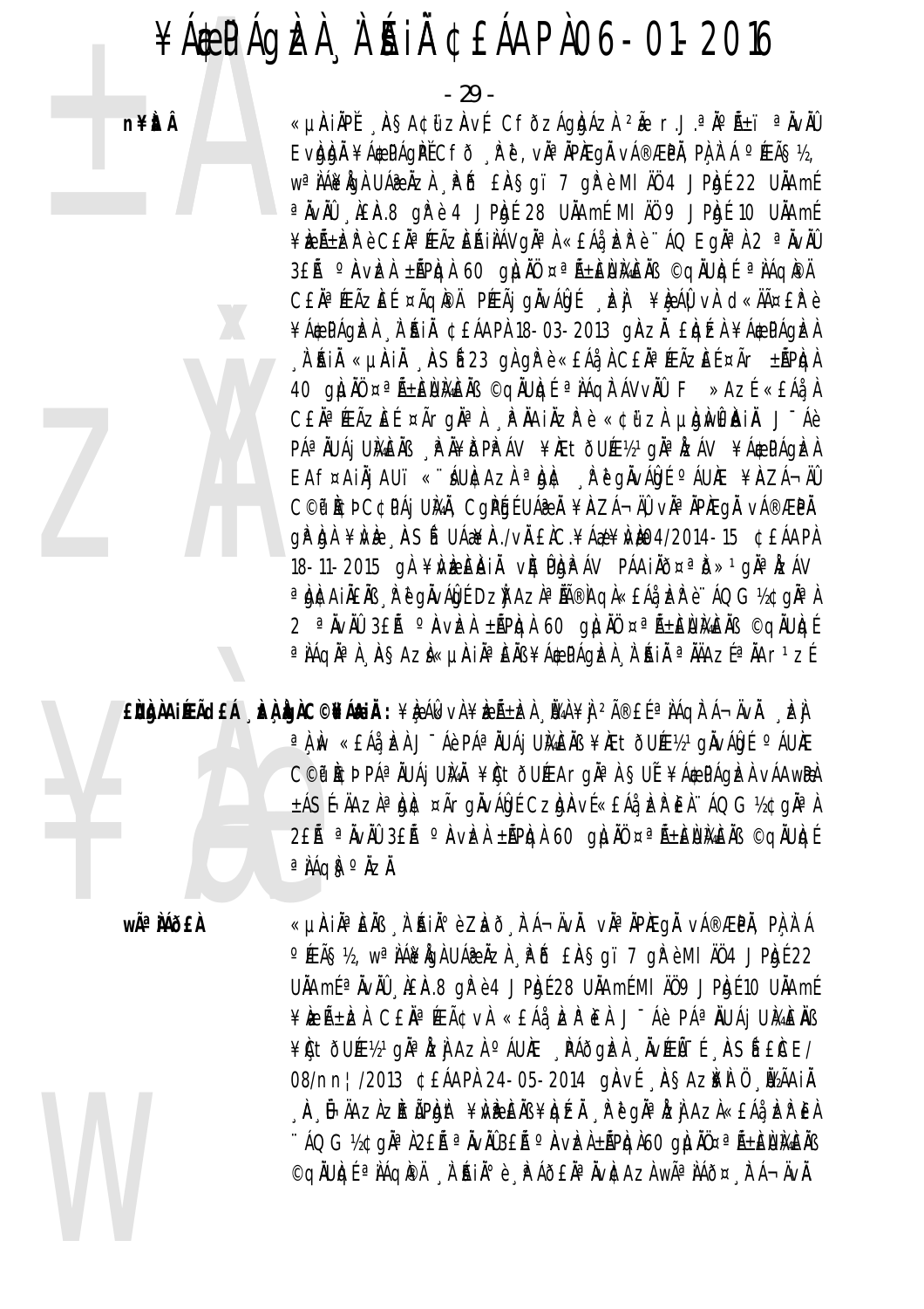n¥Àà

«µÀAiÀÄPÉ ¸ÀA§A¢ü¹zÀAvÉ CfðzÁgÀgÁzÀ ²æÃ r.J.ªÀÄºÀ£ï ªÀÄvÀÄÛ EvÀgÀgÀÄ ¥ÁæPÁgÀPÉÌ Cfð ¸À°è¹, vÀªÀÄä PÀæAiÀÄ vÁå®ÆPÀÄ, PÀ¸À¨Á ºÉÆÃ§½, wªÀÄäªÀgÀ UÁæªÀÄzÀ ¸ÀªÉð £ÀA§gï 7 gÀ°è MlÄÖ 4 JPÀgÉ 22 UÀÄAmÉ ªÀÄvÀÄÛ ¸ÀAR.8 gÀ°è 4 JPÀgÉ 28 UÀÄAmÉ MlÄÖ 9 JPÀgÉ 10 UÀÄAmÉ ¥ÀæÃ±ÀzÀ°è C£ÀªÀ±ÀåPÀ ZÀlÄªÀnPÉUÀ¼À «gÀÄzÀÞ PÀæªÀÄ PÉÊUÉÆ¼Àî®Ä ªÀÄvÀÄÛ 3£ÉÃ ºÀAvÀzÀ ±ÁPÀ¸À 60 gÀ ¥ÀÄlÖ¢AzÀ ªÀÄ£À«AiÀÄ ¸À°è¹zÀÄÝ, ¥ÀæPÀgÀtzÀ ¸ÀªÀÄUÀæ ¥ÀjÃPÀë ¥ÀæPÀgÀt ¸ÀAR¸À ¥ÀæPÀgÀtzÀ ¸ÀA¸ÉÜAiÀÄ ¢£ÁAPÀ 18-03-2013 gÀAzÀÄ £ÀqÉzÀ ¥ÁæPÁgÀzÀ ¸À¨sÉAiÀÄ «µÀAiÀÄ ¸ÀASÉå 23 gÀ gÀ°è «£Áå¸À C£ÀªÀ±ÀåPÀ ¤Ãr ±ÁPÀ¸À 40 gÀ ¥ÀÄlÖ¢AzÀ ªÀÄ£À«AiÀÄ ©qÀÄUÀqÉ ªÀiÁqÀ¯ÁVvÀÄÛ F »AzÉ «£Áå¸À C£ÀªÀ±ÀåPÀ ¤Ãr gÀªÀÄ ¸ÀªÀiÁzsÁ£À «¢ü¸À¯ÁVzÀÄÝ, EzÀ£ÀÄß ¥ÀæwªÁ¢ ¥ÀæwªÁ¢ ¥ÀæPÀgÀtzÀ PÁAiÀÄð¤ªÁðºÀPÀ C¢üPÁjUÀ¼ÀÄ, CgÀtå EjvÀå ¥ÀjÃPÀëPÀ vÀªÀÄä PÀæAiÀÄ vÁå®ÆPÀÄ gÀ°è ¥ÀjÃPÀë ¸ÀASÉå UÁæ¥ÀA./vÀ.£À.C.¥Áæ¥ÀjÃ4/2014-15 ¢£ÁAPÀ 18-11-2015 gÀ ¥ÀjÃPÀëuÉAiÀÄ vÀgÀÄªÁAiÀÄ PÁAiÀÄð¤ªÀð»¹ gÀªÀÄä ¥ÁæPÁgÀPÉÌ ªÀgÀ¢ AiÀÄ£ÀÄß ¸À°è¸ÀÄvÁÛgÉ DzÀÝjAzÀ ªÉÄÃ®ÌAqÀ «£Áå¸ÀzÀ°è ¨ÁQ G½¢gÀÄªÀ 2 ªÀÄvÀÄÛ 3£ÉÃ ºÀAvÀzÀ ±ÁPÀ¸À 60 gÀ ¥ÀÄlÖ¢AzÀ ªÀÄ£À«AiÀÄ ©qÀÄUÀqÉ ªÀiÁqÀ®Ä ¸ÀA§AzsÀ«µÀAiÀÄªÀ£ÀÄß ¥ÁæPÁgÀzÀ ¸À¨sÉAiÀÄ ªÀÄÄAzÉ ªÀÄAr¹zÉ

**£ÁåAiÀÄ ªÉÆÃ¢ £Á ¸ÀA¸ÀÜ ¸ÀA¸ÉÜ ¸À¨sÉAiÀÄ:** ¥ÀæÁ¢vÀ ¥ÀæÃ±ÀzÀ ¸ÀÄvÀÛ¥À¯ï ²Ã®£É ªÀiÁqÀ¯Á¬ÄvÀÄ. ¸ÀzÀj ªÀ¸ÀÛÄ «£Áå¸ÀzÀ J¯Áè PÁªÀÄUÁjUÀ¼ÀÄ ¥ÀÆtðUÉÆ½¹ gÀÄvÁÛgÉ ºÁUÀÆ C©üªÀÈ¢Þ PÁªÀÄUÁjUÀ¼À ¥ÀÆtðUÉÆAr gÀªÀÄ §UÉÎ ¥ÁæPÁgÀzÀ vÁAwæPÀ ±ÁSÉ ªÀgÀ¢ ¤Ãr gÀÄvÁÛgÉ CzÀgÀAvÉ «£Áå¸ÀzÀ°è ¨ÁQ G½¢gÀÄªÀ 2£ÉÃ ªÀÄvÀÄÛ 3£ÉÃ ºÀAvÀzÀ ±ÁPÀ¸À 60 gÀ ¥ÀÄlÖ¢AzÀ ªÀÄ£À«AiÀÄ ©qÀÄUÀqÉ ªÀiÁqÀ§ºÀÄzÀÄ.

wÃªÀiÁð£À

«µÀAiÀÄªÀ£ÀÄß ¸À¨sÉAiÀÄ°è ZÀað¸À¯Á¬ÄvÀÄ. vÀªÀÄä PÀæAiÀÄ vÁå®ÆPÀÄ, PÀ¸À¨Á ºÉÆÃ§½, wªÀÄäªÀgÀ UÁæªÀÄzÀ ¸ÀªÉð £ÀA§gï 7 gÀ°è MlÄÖ 4 JPÀgÉ 22 UÀÄAmÉ ªÀÄvÀÄÛ ¸ÀAR.8 gÀ°è 4 JPÀgÉ 28 UÀÄAmÉ MlÄÖ 9 JPÀgÉ 10 UÀÄAmÉ ¥ÀæÃ±ÀzÀ C£ÀªÀ±ÀåPÀ¢vÀ «£Áå¸ÀzÀ°è£À J¯Áè PÁªÀÄUÁjUÀ¼ÀÄ ¥ÀÆtðUÉÆ½¹gÀÄªÀ jAzÀ ºÁUÀÆ ¸ÀPÁðgÀzÀ ¸ÀÄvÉÆÛÃ¯É ¸ÀASÉå £ÀCE/08/nn¦/2013 ¢£ÁAPÀ 24-05-2014 gÀAvÉ ¸ÀA§AzsÀ¥ÀlÖ C¢üPÁjAiÀÄ ¸ÀºÀ-¸ÀA¸ÀÜ¸ÀÜÁ¥ÀPÀgÀ ¥ÀjÃPÀëuÉ¬ÄAzÀ ¸À°è¹gÀÄªÀ ªÀgÀ¢AiÀÄ «£Áå¸ÀzÀ°è£À ¨ÁQ G½¢gÀÄªÀ 2£ÉÃ ªÀÄvÀÄÛ 3£ÉÃ ºÀAvÀzÀ ±ÁPÀ¸À 60 gÀ ¥ÀÄlÖ¢AzÀ ©qÀÄUÀqÉ ªÀiÁqÀ®Ä ¸À¨sÉAiÀÄ°è ¸ÀªÁð£ÀÄªÀÄvÀ¢AzÀ wÃªÀiÁð¤¸À¯Á¬ÄvÀÄ.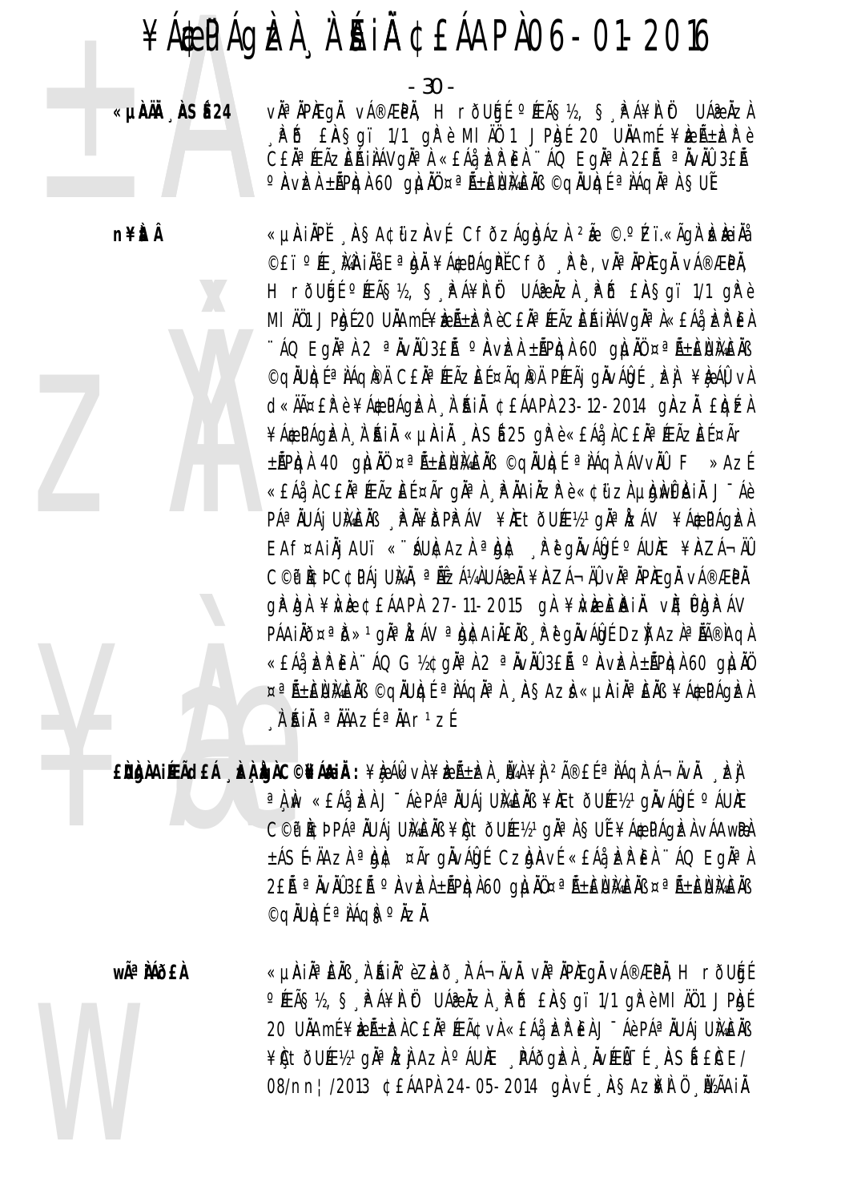**«µÀAiÀÄ ¸ÀASÉå 24**

vÀªÀÄPÀÆgÀÄ vÁ®ÆèPÀÄ, H rðUÉÃ ºÉÆÃ§½, § ¸ÀªÀÄ¥ÀÄÖ UÁæªÀÄzÀ ¸À.£ÀA 1/1 gÀ°è MlÄÖ 1 JPÀgÉ 20 UÀÄAmÉ ¥ÀæzÉñÀzÀ°è C£ÀªÀÄÉÃzÀ£ÉAiÀÄVgÀªÀ «£Áå¸ÀPÀ£À ¨ÁQ EgÀªÀ 2£Éà ªÀvÀÄÛ 3£Éà ºÀAvÀzÀ ±ÀÄ®Ì 60 gÀµÀÄÖ¤ªÀÄ ±ÀÄ®Ì¸ÀAiÀÄ ©qÀÄUÀqÉ ªÀiÁqÀªÀ §UÉÎ

**n¥ÀàtÂ**

«µÀAiÀÄPÉ ¸ÀA§A¢ü¸ÀzÀAvÉ CfðzÁgÀgÁzÀ ²æà ©.ºÉZï.«ÃgÀ¨sÀzÀæAiÀÄå ©£ï ºÉÆ¸ÀºÀAiÀÄå £ÀªÀÄä ¥ÁæPÁgÀPÉÌ Cfð ¸À°è, vÀªÀÄPÀÆgÀÄ vÁ®ÆèPÀÄ, H rðUÉÃ ºÉÆÃ§½, § ¸ÀªÀÄ¥ÀÄÖ UÁæªÀÄzÀ ¸À.£ÀA 1/1 gÀ°è MlÄÖ 1 JPÀgÉ 20 UÀÄAmÉ ¥ÀæzÉñÀzÀ°è C£ÀªÀÄÉÃzÀ£ÉAiÀÄVgÀªÀ «£Áå¸ÀPÀ£À ¨ÁQ EgÀªÀ 2 ªÀvÀÄÛ 3£Éà ºÀAvÀzÀ ±ÀÄ®Ì 60 gÀµÀÄÖ¤ªÀÄ ±ÀÄ®Ì¸ÀAiÀÄ ©qÀÄUÀqÉ ªÀiÁqÀ®Ä C£ÀªÀÄÉÃzÀ£É¤ÃqÀ®Ä PÉÆÃjgÀÄvÁÛgÉ. ¸ÀzÀj ¥ÀæÁÛªÀ d«ÄÃ£À£ÀÄè ¥ÁæPÁgÀzÀ ¸À¨sÉAiÀÄ ¢£ÁAPÀ 23-12-2014 gÀAzÀÄ £ÀqÉzÀ ¥ÁæPÁgÀzÀ ¸À¨sÉAiÀÄ «µÀAiÀÄ ¸ÀASÉå 25 gÀ°è «£Áå¸À C£ÀªÀÄÉÃzÀ£É¤Ãr ±ÀÄ®Ì 40 gÀµÀÄÖ¤ªÀÄ ±ÀÄ®Ì¸ÀAiÀÄ ©qÀÄUÀqÉ ªÀiÁqÀ¯ÁVvÀÄÛ F »AzÉ «£Áå¸À C£ÀªÀÄÉÃzÀ£É¤ÃrgÀªÀ ¸ÀªÀÄAiÀÄzÀ°è «¢üzÀ µÀgÀvÀÄÛUÀ¼À£ÀÄ J¯Áè PÁªÀÄUÁjUÀ¼À£ÀÄß ¸ÀªÀÄ¥ÀðPÀªÁV ¥ÀÆtðUÉÆ½¹gÀªÀÅzÀjAzÀ ¥ÁæPÁgÀzÀ EAf¤AiÀÄjAUï «¨sÁUÀzÀ ªÀgÀ¢ ¸À°è gÀÄvÁÛgÉ ºÁUÀÆ ¥ÀAZÁ¬ÄÛ C©üªÀÈ¢Ý C¢üPÁjUÀ¼À, ªÀÄÄRå ¼ÀUÁæªÀÄ ¥ÀAZÁ¬ÄÛ vÀªÀÄPÀÆgÀÄ vÁ®ÆèPÀÄ gÀªÀgÀ ¥ÀvÀæ ¢£ÁAPÀ 27-11-2015 gÀ ¥ÀvÀæ£ÉAiÀÄ vÀ¤SÁ ªÀgÀ¢AiÀÄ¤ªÀÄ»¹ gÀªÀÅzÀjAzÀ ¸ÀªÀÄ ªÀiÁqÀ¯ÁVzÀÄÝ ¨ÁQ EgÀªÀ «£Áå¸ÀPÀ£À ¨ÁQ G½zÀgÀªÀ 2 ªÀvÀÄÛ 3£Éà ºÀAvÀzÀ ±ÀÄ®Ì 60 gÀµÀÄÖ ¤ªÀÄ ±ÀÄ®Ì¸ÀAiÀÄ ©qÀÄUÀqÉ ªÀiÁqÀªÀ §UÉÎ «µÀAiÀÄªÀ£ÀÄß ¥ÁæPÁgÀzÀ ¸À¨sÉAiÀÄ ªÀÄÄAzÉ ªÀÄAr¸ÀzÉ

**£ÀqÀªÀ½AiÀÄ ¸ÀASÉå ¸À¨sÉAiÀÄ C©ü¥ÁæAiÀÄ:** ¥ÀæÁÛªÀ ¥Àæ±ÉßAiÀÄ ¸ÀªÀÄ¥À² Ã®£É ªÀiÁqÀ¯ÁVzÀÄ ¸ÀzÀj ªÀ¸Àw «£Áå¸ÀzÀ J¯Áè PÁªÀÄUÁjUÀ¼À£ÀÄß ¥ÀÆtðUÉÆ½¹ gÀÄvÁÛgÉ ºÁUÀÆ C©üªÀÈ¢Ý PÁªÀÄUÁjUÀ¼À£ÀÄß ¥ÀÆtðUÉÆ½¹gÀªÀ §UÉÎ ¥ÁæPÁgÀzÀ vÁAwæPÀ ±ÁSÉ ªÀgÀ¢ ¤ÃrgÀÄvÁÛgÉ CzÀgÀAvÉ «£Áå¸ÀPÀ£À ¨ÁQ EgÀªÀ 2£Éà ªÀvÀÄÛ 3£Éà ºÀAvÀzÀ ±ÀÄ®Ì 60 gÀµÀÄÖ¤ªÀÄ ±ÀÄ®Ì¸ÀAiÀÄ ¤ªÀÄ ±ÀÄ®Ì¸ÀAiÀÄ ©qÀÄUÀqÉ ªÀiÁqÀ®Ä ºÀzÀÄ

**wÃªÀiÁð£À**

«µÀAiÀÄªÀ£ÀÄß ¸À¨sÉAiÀÄ ºÉZÀÄÑ ¸À«¸ÁÛgÀªÁV ZÀað¹ vÀªÀÄPÀÆgÀÄ vÁ®ÆèPÀÄ, H rðUÉÃ ºÉÆÃ§½, § ¸ÀªÀÄ¥ÀÄÖ UÁæªÀÄzÀ ¸À.£ÀA 1/1 gÀ°è MlÄÖ 1 JPÀgÉ 20 UÀÄAmÉ ¥ÀæzÉñÀzÀ C£ÀªÀÄÉÃ¢vÀ «£Áå¸ÀPÀ£À J¯Áè PÁªÀÄUÁjUÀ¼À£ÀÄß ¥ÀÆtðUÉÆ½¹gÀÄªÀÅzÀjAzÀ ºÁUÀÆ ¸ÀPÁðgÀzÀ DzÉÃ±À ¸ÀASÉå £ÀCE/ 08/nn¦/2013 ¢£ÁAPÀ 24-05-2014 gÀAvÉ ¸À§AzsÀ¥ÀlÖ ¥ÀæÃAiÀÄ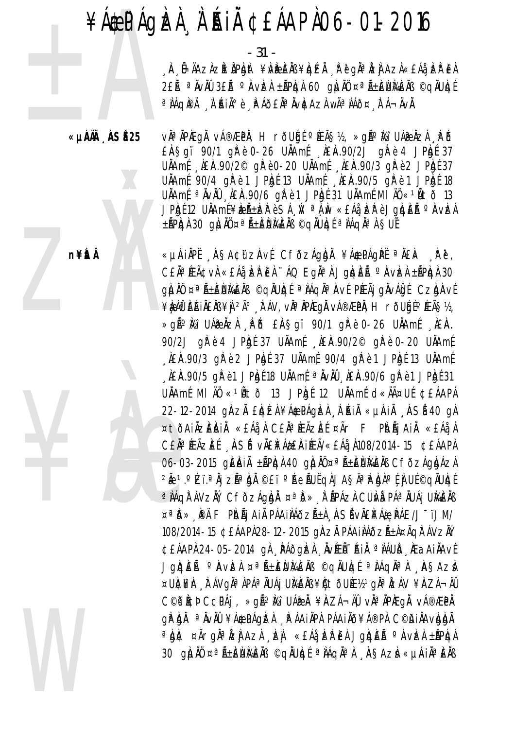¸À¸ÀÜ¤ÄAzÀzÀ ÃÃPÀgÀ ¥ÀgÀªÁ£ÀUÉzÀ ¸ÀPÁðgÀzÀ ¸ÀzÀjAzÀ «£Áå¸ÀPÀgÀ 2£Éà ªÀiÁ¼À 3£Éà ºÀAvÀzÀ ±ÉÃPÀqÀ 60 gÀµÀÄÖ ¤ªÉÃ±À£ÀUÀ¼À£ÀÄß ©qÀÄUÀqÉ ªÀiÁqÀ¯ÁUÀÄ ¸ÀAiÀÄPÀè ¸ÀPÁðgÀzÀ ªÀiÁ£ÀåvÉ ¥ÀqÉzÀ ªÀ¸ÀwªÀiÁð¤ ¸ÀA¹ÜAiÀiÁ¬ÄvÀÄ.

**«µÀAiÀÄ ¸ÀASÉå25**

vÀªÀÄPÀÆgÀÄ vÁ®ÆèPÀÄ, H rðUÉÆ ºÉÆÃ§½, »gÉÃºÀ½î UÁæªÀÄzÀ ¸ÀªÉð £ÀA§gï 90/1 gÀ°è 0-26 UÀÄAmÉ, ¸ÀªÉð.90/2J gÀ°è 4 JPÀgÉ 37 UÀÄAmÉ, ¸ÀªÉð.90/2© gÀ°è 0-20 UÀÄAmÉ, ¸ÀªÉð.90/3 gÀ°è 2 JPÀgÉ 37 UÀÄAmÉ, 90/4 gÀ°è 1 JPÀgÉ 13 UÀÄAmÉ, ¸ÀªÉð.90/5 gÀ°è 1 JPÀgÉ 18 UÀÄAmÉ, ªÀÄvÀÄÛ ¸ÀªÉð.90/6 gÀ°è 1 JPÀgÉ 31 UÀÄAmÉ MlÄÖ «¹ÛÃtð 13 JPÀgÉ 12 UÀÄAmÉ ¥ÀæzÉÃ±ÀzÀ°è ¸Á¸ÀÛ ªÀ¸Àw «£Áå¸ÀPÀÌ JgÀqÀ£Éà ºÀAvÀzÀ ±ÉÃPÀqÀ 30 gÀµÀÄÖ ¤ªÉÃ±À£ÀUÀ¼À£ÀÄß ©qÀÄUÀqÉ ªÀiÁqÀ¯ÁUÀ§UÉ.

**n¥Àà½**

«µÀAiÀÄPÉÌ ¸ÀA§A¢ü¸ÀzÀAvÉ CfðzÁgÀgÀÄ ¥ÁæPÁgÀPÉÌ ªÀÄ£À« ¸À°è¸È, C£ÀªÉÄÃ¢vÀ «£Áå¸ÀPÀÌ ¨ÁQ EgÀÄªÀ JgÀqÀ£Éà ºÀAvÀzÀ ±ÉÃPÀqÀ 30 gÀµÀÄÖ ¤ªÉÃ±À£ÀUÀ¼À£ÀÄß ©qÀÄUÀqÉ ªÀiÁqÀ®Ä ªÀÄvÉÛ PÉÆÃjgÀÄvÁÛgÉ. CzÀgÀAvÉ ¥ÀæPÁæ¢üPÁgÀzÀ¹AzÀ ¸ÀzÀj vÀªÀÄPÀÆgÀÄ vÁ®ÆèPÀÄ, H rðUÉÆ ºÉÆÃ§½, »gÉÃºÀ½î UÁæªÀÄzÀ ¸ÀªÉð £ÀA§gï 90/1 gÀ°è 0-26 UÀÄAmÉ, ¸ÀªÉð. 90/2J gÀ°è 4 JPÀgÉ 37 UÀÄAmÉ, ¸ÀªÉð.90/2© gÀ°è 0-20 UÀÄAmÉ, ¸ÀªÉð.90/3 gÀ°è 2 JPÀgÉ 37 UÀÄAmÉ, 90/4 gÀ°è 1 JPÀgÉ 13 UÀÄAmÉ, ¸ÀªÉð.90/5 gÀ°è 1 JPÀgÉ 18 UÀÄAmÉ, ªÀÄvÀÄÛ ¸ÀªÉð.90/6 gÀ°è 1 JPÀgÉ 31 UÀÄAmÉ MlÄÖ «¹ÛÃtð 13 JPÀgÉ 12 UÀÄAmÉ d«ÄÃ¤UÉ ¢£ÁAPÀ 22-12-2014 gÀAzÀÄ £ÀqÉzÀ ¥ÁæPÁgÀzÀ ¸À¨sÉAiÀÄ «µÀAiÀÄ ¸ÀASÉå 40 gÀ ¤tðAiÀÄzÀAvÉAiÀÄ «£Áå¸À C£ÀªÉÆÃzÀ£É ¤Ãr F PÀbÉÃj ¥ÀvÀæ «£Áå¸À C£ÀªÉÆÃzÀ£É ¸ÀASÉå vÀªÀÄPÀÆæ¥ÀæAiÀÄPÉÆ/«£Áå¸À/108/2014-15 ¢£ÁAPÀ 06-03-2015 gÀAvÀÄ ±ÉÃPÀqÀ 40 gÀµÀÄÖ ¤ªÉÃ±À£ÀUÀ¼À CfðzÁgÀgÁzÀ ²æÃ¹.ºÉZï.ªÀÄjzÉÃªÀgÀÄ ©£ï ºÉÆ£ÀßÉÃUËqÀ JA§ÄªÀªÀgÀ ºÉ¸Àj£À°è ©qÀÄUÀqÉ ªÀiÁqÀ¯ÁVzÀÄÝ, CfðzÁgÀgÀÄ ¤ªÉÃ±À£ÀUÀ¼À C©üªÀÈ¢ÞPÁgÀå ªÀÄÄUÀÄzÀ£ÀAvÀgÀ ¤ªÉÃ±À» ¸ÀA¥ÁzÀ£É PÁAiÀÄðPÁj ªÀÄvÀÄÛ F PÀbÉÃj ¥ÀvÀæ ¸ÀASÉå vÀªÀÄPÀÆæ¥Àæ/J¯ïJM/ 108/2014-15 ¢£ÁAPÀ 28-12-2015 gÀAzÀÄ PÁAiÀÄðzÀ±À¤ªÁqÀ¯ÁVzÀÄÝ ¢£ÁAPÀ 24-05-2014 gÀ ¸ÀPÁðgÀzÀ ¸ÀÄvÉÆÛÃ¯ÉAiÀÄ ªÀiÁ£ÀzÀAqÀAiÀÄAvÉ JgÀqÀ£Éà ºÀAvÀzÀ ¤ªÉÃ±À£ÀUÀ¼À£ÀÄß ©qÀÄUÀqÉ ªÀiÁqÀ¯ÁUÀ ¸ÀA§AzsÀ ¤UÀ¢¥Àr¸À¯ÁVgÀÄªÀ ±ÀÄ®ÌUÀ¼À£ÀÄß¥ÁªÀwð¹gÀÄªÀzÀjAzÀ ¥ÀjAiÀÄ C©üªÀÈ¢Þ ±ÀÄ®Ì, »gÉÃºÀ½î UÁæªÀÄ ¥ÀAZÁ¬ÄÛ vÀªÀÄPÀÆgÀÄ vÁ®ÆèPÀÄ gÀ¸ÉÛ ªÀÄvÀÄÛ ¥ÁæPÁgÀzÀ ¸ÀªÀÄAiÀÄPÀÌ PÁAiÀÄð¥Á®PÀ C©üAiÀÄAvÀgÀgÀ ªÀgÀ¢ ¤ÃrgÀÄªÀÅzÀjAzÀ ¸ÀzÀj «£Áå¸ÀPÀÌ JgÀqÀ£Éà ºÀAvÀzÀ ±ÉÃPÀqÀ 30 gÀµÀÄÖ ¤ªÉÃ±À£ÀUÀ¼À£ÀÄß ©qÀÄUÀqÉ ªÀiÁqÀ®Ä ¸ÀA§AzsÀ «µÀAiÀÄªÀ£ÀÄß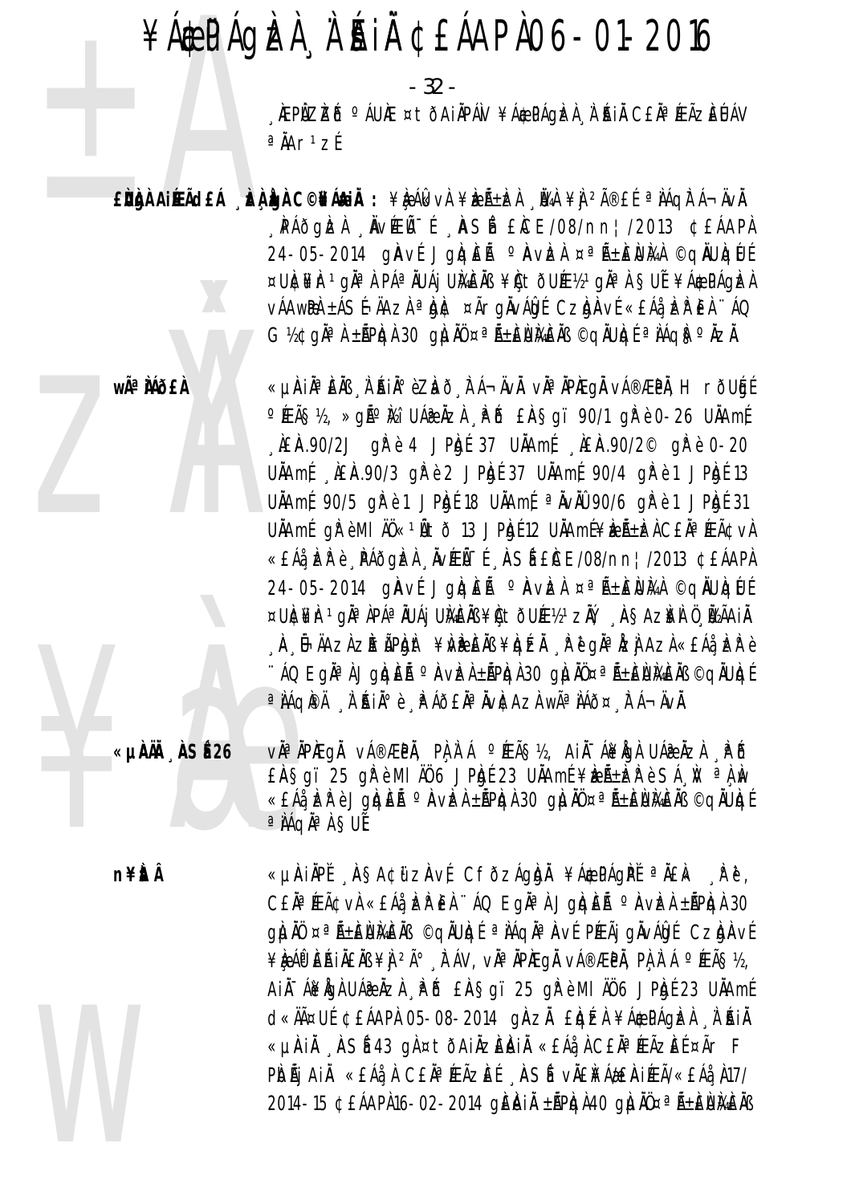¸ÀPÁðgÀzÀ ºÁUÀÆ ¤tðAiÀÄPÁÌV ¥ÁæPÁgÀzÀ ¸À¨sÉAiÀÄ C£ÀªÉÆÃzÀ£ÉUÁV ªÀÄAr¸À¯Á.

**£ÀUÀgÀ AiÉÆÃd£Á ¸ÀºÀ¤zÉÃð±ÀPÀgÀÄ :** ¥ÀæÁ¢üPÁgÀzÀ ¸À¨sÉAiÀÄ ¤tðAiÀÄ ªÀiÁqÀ¯ÁVzÉ. ¸ÀPÁðgÀzÀ ¸ÀÄvÉÆÛÃ¯É ¸ÀASÉå £ÀCE/08/nn¦/2013 ¢£ÁAPÀ 24-05-2014 gÀAvÉ JgÀqÀ£ÉÃ ºÀAvÀzÀ ¤ªÉÃ±À£ÀUÀ¼À ©qÀÄUÀqÉUÉ ¤UÀ¢¥Àr¹gÀªÀ PÁªÀÄUÁjUÀ¼À£ÀÄß ¥ÀÆtðUÉÆ½¹gÀªÀ §UÉ ¥ÁæPÁgÀzÀ vÁAwæPÀ ±ÁSÉ¬ÄAzÀ ªÀgÀ¢ ¤ÃrgÀÄvÁÛgÉ. CzÀgÀAvÉ «£Áå¸À£ÀPÉÌ ¨ÁQ G½¢gÀªÀ ±ÉÃPÀqÀ 30 gÀµÀÄÖ ¤ªÉÃ±À£ÀUÀ¼À£ÀÄß ©qÀÄUÀqÉ ªÀiÁqÀ§ºÀÄzÀÄ.

**wÃªÀiÁð£À**

«µÀAiÀÄªÀ£ÀÄß ¸À¨sÉAiÀÄ°èZÀað¸À¯Á¬ÄvÀÄ. vÀªÀÄPÀÆgÀÄ vÁ®ÆèPÀÄ, H rðUÉÆÃ ºÉÆÃ§½, »gÉÃºÀ½î UÁæªÀÄzÀ ¸ÀªÉð £ÀA§gï 90/1 gÀ°è 0-26 UÀÄAmÉ, ¸ÀEÀ.90/2J gÀ°è 4 JPÀgÉ 37 UÀÄAmÉ, ¸ÀEÀ.90/2© gÀ°è 0-20 UÀÄAmÉ, ¸ÀEÀ.90/3 gÀ°è 2 JPÀgÉ 37 UÀÄAmÉ, 90/4 gÀ°è 1 JPÀgÉ 13 UÀÄAmÉ, 90/5 gÀ°è 1 JPÀgÉ 18 UÀÄAmÉ, ªÀvÀÄÛ 90/6 gÀ°è 1 JPÀgÉ 31 UÀÄAmÉ gÀ°è MlÄÖ «¹ÛÃtð 13 JPÀgÉ 12 UÀÄAmÉ ¥ÀæzÉÃ±ÀzÀ C£ÀªÉÆÃ¢vÀ «£Áå¸À°è ¸ÀPÁðgÀzÀ ¸ÀÄvÉÆÛÃ¯É ¸ÀASÉå £ÀCE/08/nn¦/2013 ¢£ÁAPÀ 24-05-2014 gÀAvÉ JgÀqÀ£ÉÃ ºÀAvÀzÀ ¤ªÉÃ±À£ÀUÀ¼À ©qÀÄUÀqÉUÉ ¤UÀ¢¥Àr¹gÀªÀ PÁªÀÄUÁjUÀ¼À£ÀÄß ¥ÀÆtðUÉÆ½¹zÀÝ ¸ÀA§AzsÀ ¥ÀnÖ ¸À°èªÀÄ¢ÃgÀ¤AzÀ ¸À«ÃPÀÈvÀ ¥ÀæAiÀÄÄßÀ ¥ÀjUÀt¹ ¸ÀzÀj «£Áå¸À°è ¨ÁQ EgÀªÀ JgÀqÀ£ÉÃ ºÀAvÀzÀ ±ÉÃPÀqÀ 30 gÀµÀÄÖ ¤ªÉÃ±À£ÀUÀ¼À£ÀÄß ©qÀÄUÀqÉ ªÀiÁqÀ®Ä ¸À¨sÉAiÀÄ°è ¸ÀªÁð£ÀĄªÀvÀ¢AzÀ wÃªÀiÁð¤¸À¯Á¬ÄvÀÄ.

**«µÀAiÀÄ ¸ÀASÉå 26**

vÀªÀÄPÀÆgÀÄ vÁ®ÆèPÀÄ, PÀ¸À¨Á ºÉÆÃ§½, AiÀÄ¯Áè¥ÀÄgÀ UÁæªÀÄzÀ ¸ÀªÉð £ÀA§gï 25 gÀ°è MlÄÖ 6 JPÀgÉ 23 UÀÄAmÉ ¥ÀæzÉÃ±ÀzÀ°è ¸Á¸ÀÌ ªÀ¸Àw «£Áå¸À°è JgÀqÀ£ÉÃ ºÀAvÀzÀ ±ÉÃPÀqÀ 30 gÀµÀÄÖ ¤ªÉÃ±À£ÀUÀ¼À£ÀÄß ©qÀÄUÀqÉ ªÀiÁqÀÄªÀ §UÉÎ.

**n¥ÀàtÂ**

«µÀAiÀÄPÉÌ ¸ÀA§A¢ü¹zÀAvÉ CfðzÁgÀgÀÄ ¥ÁæPÁgÀPÉÌ ªÀÄ£À« ¸À°è¹, C£ÀªÉÆÃ¢vÀ «£Áå¸À£ÀPÉÌ ¨ÁQ EgÀªÀ JgÀqÀ£ÉÃ ºÀAvÀzÀ ±ÉÃPÀqÀ 30 gÀµÀÄÖ ¤ªÉÃ±À£ÀUÀ¼À£ÀÄß ©qÀÄUÀqÉ ªÀiÁqÀ®Ä PÉÆÃjgÀÄvÁÛgÉ. CzÀgÀAvÉ ¥ÀæÁ¢üPÁgÀªÀÅ ¥Àj²Ã°¸À¯ÁV, vÀªÀÄPÀÆgÀÄ vÁ®ÆèPÀÄ, PÀ¸À¨Á ºÉÆÃ§½, AiÀÄ¯Áè¥ÀÄgÀ UÁæªÀÄzÀ ¸ÀªÉð £ÀA§gï 25 gÀ°è MlÄÖ 6 JPÀgÉ 23 UÀÄAmÉ d«ÄÃ¤UÉ ¢£ÁAPÀ 05-08-2014 gÀAzÀÄ £ÀqÉzÀ ¥ÁæPÁgÀzÀ ¸À¨sÉAiÀÄ «µÀAiÀÄ ¸ÀASÉå 43 gÀ ¤tðAiÀÄzÀAvÉ «£Áå¸À C£ÀªÉÆÃzÀ£É ¤ÃrzÉ. F PÀbÉÃjAiÀÄ «£Áå¸À C£ÀªÉÆÃzÀ£É ¸ÀASÉå vÀÄ£À¥Áæ¥Àæ/«£Áå¸À/17/2014-15 ¢£ÁAPÀ 16-02-2014 gÀ°èAiÀÄ ±ÉÃPÀqÀ 40 gÀµÀÄÖ ¤ªÉÃ±À£ÀUÀ¼À£ÀÄß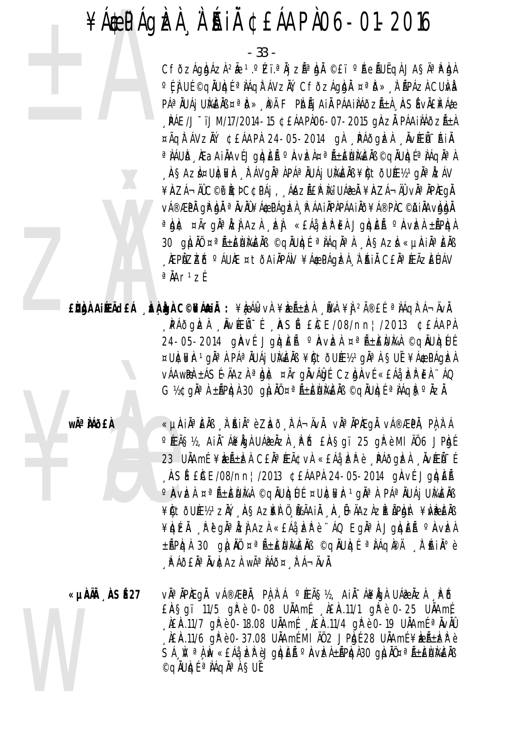CfðzÁgÀgÀÄ zÀÄ£ÀßA ¹.ºÉï.ªÀÄj zÀÄ£ÀßgÀ ©£ï ºÉÆ®zÀ ¸ÀAiÀÄ ¸ÀA§AzsÀ ºÉÆgÀ¹ ºÉÆgÀUÉ ©qÀÄUÀqÉ ªÀiÁqÀ¯ÁVzÀÝ CfðzÁgÀgÀ ¤ªÀÄð¸ÀÄªÀ ¨ÁPÁzÀ CUÀvÀå PÁªÀÄUÁjUÀ¼À£ÀÄß ¤ªÀð»¸À¯ÁUÀÄw F ¥ÀæPÀgÀtzÀ PÁAiÀÄðzÀ°è ¸ÀA§AzsÀ¥ÀlÖ ¸ÀPÁðgÀ/J¯ï/JM/17/2014-15 ¢£ÁAPÀ 06-07-2015 gÀAzÀÄ PÁAiÀÄðzÀ°è ¤ÃqÀ¯ÁVzÀÝ ¢£ÁAPÀ 24-05-2014 gÀ ¸ÀPÁðgÀzÀ ¸ÀÄvÉÆÛÃ¯ÉAiÀÄ ªÀiÁUÀð¸ÀÆa ¤AiÀÄªÀÄUÀ¼À£ÀÄß ¸ÀPÁðgÀPÉÌ ªÀiÁqÀ¨ÉÃPÀÄ ¸ÀA§AzsÀ¥ÀlÖ ¸ÀPÁðgÀ ªÀÄlÖzÀ°è ¥ÀjUÀtÂ¸ÀÄªÀ ¥ÀæPÁgÀ ¥ÀjUÀtÂ¹ ¥ÀæPÀgÀtzÀ ¥ÀjtÂvÀ ¤AiÀÄªÀÄ ¥ÀæPÁgÀ ¥ÀgÀªÁ¤UÉ ¤ÃqÀ®Ä ¸ÀPÁðgÀPÉÌ ¥ÀæPÀgÀtzÀ ¸ÀAPÀµÀÖ ¥ÀæPÁgÀ ¥ÀgÀªÁ¤UÉ ªÀiÁqÀ®Ä ªÀÄÄA¢£À ¸ÀÆPÀÛ PÀæªÀÄ PÉÊUÉÆAqÀÄ ºÀtªÀ£ÀÄß ¸ÀPÁðgÀPÉÌ 30 ¢£ÀUÀ¼ÉÆ¼ÀUÉ ¥ÁªÀw¸À®Ä ¸ÀÆa¹zÉ. ¸ÀzÀj ¸ÀPÁðgÀzÀ DzÉÃ±ÀzÀ ¥ÀæwAiÀÄ£ÀÄß ¸ÀA§AzsÀ¥ÀlÖ ªÀÄ£ÀªÀ¢¹ ¤ÃrzÉ.

**£ÀUÀgÀ AiÉÆÃd£Á ¸ÀzÀ¸ÀågÀ C©ü¥ÁæAiÀÄ :** ¥ÀæPÀgÀtªÀ£ÀÄß ¥Àj²Ã°¹ ªÀiÁqÀ¯ÁVzÉ. ¸ÀPÁðgÀzÀ ¸ÀÄvÉÆÛÃ¯É ¸ÀASÉå £ÀCE/08/nn¦/2013 ¢£ÁAPÀ 24-05-2014 gÀ ¤AiÀÄªÀÄzÀAvÉ ¸ÀPÁðgÀPÉÌ ¥ÁªÀw¸À¨ÉÃPÁzÀ ºÀtªÀ£ÀÄß ¸ÀPÁðgÀPÉÌ ¥ÁªÀw¸À®Ä ¥ÀæPÀgÀtzÀ ªÀiÁ°ÃPÀjUÉ wÃªÀiÁð¤¸À¯ÁVzÉ. CzÀgÀAvÉ «£ÁåAiÀÄ¥ÀvÀæ ¤ÃqÀ®Ä G½zÀ ªÉÆvÀÛªÀ£ÀÄß 30 ¢£ÀUÀ¼ÉÆ¼ÀUÉ ¥ÁªÀw¸À®Ä ¸ÀÆa¸À¯Á¬ÄvÀÄ.

**wÃªÀiÁð£À**

«µÀAiÀÄzÀ°è ¸ÀÆa¹gÀÄªÀ ¸ÀzÀj ¥Àæ¸ÁÛªÀ£ÉAiÀÄ£ÀÄß ¥Àj²Ã°¹, PÀ¸À¨Á ºÉÆÃ§½, AiÀÄ¯ÁºÀAPÀ UÁæªÀÄzÀ ¸ÀªÉð £ÀA§gï 25 gÀ°è MlÄÖ 6 JPÀgÉ 23 UÀÄAmÉ ¥ÀæzÉÃ±ÀzÀ C£ÀÄªÉÆÃzÀvÀÄ «£ÁåAiÀÄ¥ÀvÀæ ¸ÀPÁðgÀzÀ ¸ÀÄvÉÆÛÃ¯É ¸ÀASÉå £ÀCE/08/nn¦/2013 ¢£ÁAPÀ 24-05-2014 gÀAvÉ JgÀqÀ£ÉÃ ºÀAvÀzÀ ¤ªÀÄðtPÀÌ ©qÀÄUÀqÉUÉ ¤UÀ¢¥Àr¹ gÀ ¥ÁªÀw¸À¨ÉÃPÁzÀ ¥ÁªÀw¸À¨ÉÃPÁzÀ ¥ÀjªÀiÁtzÀ ¸ÀA§AzsÀ ¸ÀÆPÀÛ ¥ÁæªÀiÁtzÀ ¥ÀæzÉÃ±ÀzÀ ¥ÀjªÀvÀðPÀ ¸ÀªÀiÁzÀ «£ÁåAiÀÄ¥ÀvÀæ ¤ÃqÀ®Ä EgÀÄªÀ JgÀqÀ£ÉÃ ºÀAvÀzÀ ±ÀÄ®ÌªÀ£ÀÄß 30 ¢£ÀUÀ¼ÉÆ¼ÀUÉ ¥ÁªÀw¹ ¸ÀAiÀÄ°è ¸ÀÆa¸À¯ÁVzÉ ªÀÄvÀÄÛ ¸ÀzÀ¸ÀågÀ wÃªÀiÁð£À ¸À¨sÉ.

**«µÀAiÀÄ ¸ÀASÉå 27**

vÀªÀÄPÀgÀ vÁ®ÆèPÀ, PÀ¸À¨Á ºÉÆÃ§½, AiÀÄ¯ÁºÀAPÀ UÁæªÀÄzÀ ¸ÀªÉð £ÀA§gï 11/5 gÀ°è 0-08 UÀÄAmÉ, ¸ÀªÉð.11/1 gÀ°è 0-25 UÀÄAmÉ, ¸ÀªÉð.11/7 gÀ°è 0-18.08 UÀÄAmÉ, ¸ÀªÉð.11/4 gÀ°è 0-19 UÀÄAmÉ ªÀÄvÀÄÛ ¸ÀªÉð.11/6 gÀ°è 0-37.08 UÀÄAmÉ MlÄÖ 2 JPÀgÉ 28 UÀÄAmÉ ¥ÀæzÉÃ±ÀzÀ°è ¸Á¸À£À ªÀÄ£ÀÄ «£ÁåAiÀÄ¥ÀvÀæ JgÀqÀ£ÉÃ ºÀAvÀzÀ ±ÀÄ®ÌªÀ£ÀÄß 30 ¢£ÀUÀ¼ÉÆ¼ÀUÉ ¥ÁªÀw¸À®Ä ©qÀÄUÀqÉ ªÀiÁqÀ¯ÁVzÉ.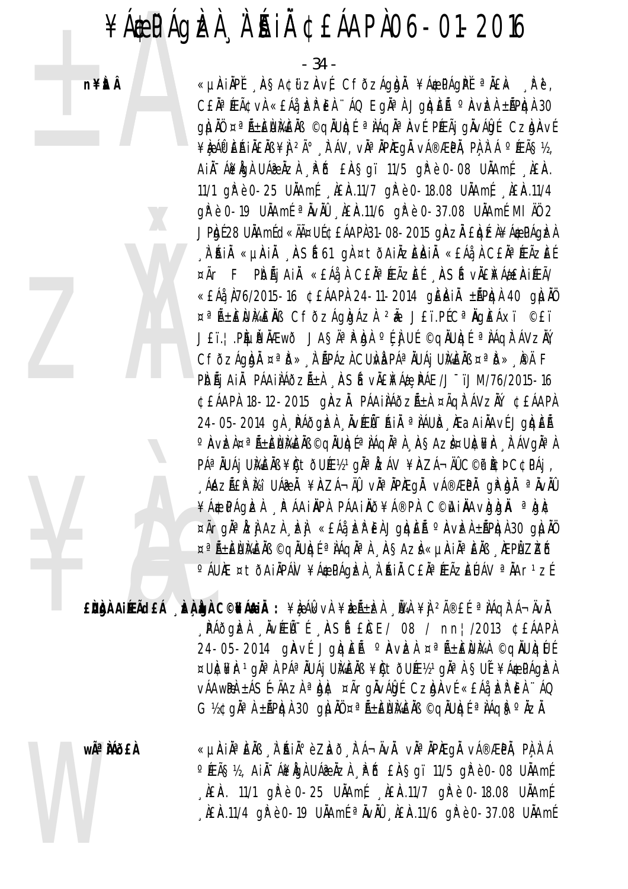n¥Àà£Â

«µÀAiÀÄPÉ ¸ÀA§A¢üzÀAvÉ CfðzÁgÀgÀÄ ¥ÁæPÁgÀPÉ ªÀÄ£À ¸À°è, C£ÀªÉÃÃ¢vÀ «£Áå¸ÀPÀÌÉ ¨ÁQ EgÀªÀ J¯Áè ¸ÉÃ ºÀvÀëÀ ±ÉÃPÀqÀ 30 gÀµÀÄÖ ¤ªÉÃ±ÀÀ£ÀÄ ¥ÀÄ®ÉÃß ©qÀÄUÀqÉ ªÀiÁqÀ¯ÁªÀvÉ PÉÃj gÀªÀÁgÉ CzÀgÀAvÉ ¥ÀæÁ¢ü¸ÀÆiÀÄ£ÀÄß¥Àj²Ã°¸À¯ÁV, vÀÄªÀÄPÀÆgÀÄ vÁ®ÆèPÀÄ, PÀ¸À§Á ºÉÆÃ§½, AiÀÄ¯ÁèÀªÀgÀ UÁæªÀÄzÀ ¸ÀªÉð £ÀA§gï 11/5 gÀ°è 0-08 UÀÄAmÉ ¸ÀÆÀ. 11/1 gÀ°è 0-25 UÀÄAmÉ ¸ÀÆÀ.11/7 gÀ°è 0-18.08 UÀÄAmÉ ¸ÀÆÀ.11/4 gÀ°è 0-19 UÀÄAmÉ ªÀÄvÀÄÛ ¸ÀÆÀ.11/6 gÀ°è 0-37.08 UÀÄAmÉ MlÄÖ2 JPÀgÉ28 UÀÄAmÉd«ÄÃ¤UÉ¢£ÁAPÀ31-08-2015 gÀAzÀÄ £ÀqÉzÀ¥ÁæPÁgÀzÀ ¸À¨sÉAiÀÄ «µÀAiÀÄ ¸ÀASÉå61 gÀ¤tðAiÀÄzÀAiÀÄ «£Áå¸À C£ÀªÉÃzÀ£É ¤Ãr F PÀbÉÃjAiÀÄ «£Áå¸À C£ÀªÉÃzÀ£É ¸ÀASÉå vÀÄ£ÀPÁ/ªÉÆÃ/«£Áå¸À/76/2015-16 ¢£ÁAPÀ 24-11-2014 gÀ°èAiÀÄ ±ÉÃPÀqÀ 40 gÀµÀÄÖ ¤ªÉÃ±ÀÀ£ÀÄ ¥ÀÄ®ÉÃß CfðzÁgÀgÀÄzÀ ²æÃ J£ï.PÉ.ªÀÄgÀ¼ÁAiÀÄ ©£ï J£ï.¦.PÀÄªÀiÁgïwð J£ÀÄßªÀªÀgÀ ºÉ¸ÀjUÉ ©qÀÄUÀqÉ ªÀiÁqÀ¯ÁVzÀÄÝ CfðzÁgÀgÀÄ ¤ªÀÄð»¸À¨ÉÃPÁzÀ CUÀvÀå PÁªÀÄUÁjUÀ¼À£ÀÄß ¤ªÀÄð»¸À®Ä F PÀbÉÃjAiÀÄ PÁAiÀÄðzÀ²ð±À ¸ÀASÉå vÀÄ£ÀPÁ/ªÉÆÃ/J¯ïJM/76/2015-16 ¢£ÁAPÀ 18-12-2015 gÀAzÀÄ PÁAiÀÄðzÀ²ð±À ¤ÃqÀ¯ÁVzÀÄÝ ¢£ÁAPÀ 24-05-2014 gÀ ¸ÀPÁðgÀzÀ ¸ÀÄvÉÆÛ¯ÉAiÀÄ ªÀiÁUÀð¸ÀÆaAiÀÄAvÉ J¯Áè ºÀAvÀzÀ ¤ªÉÃ±À£ÀÀÄß©qÀÄUÀqÉ ªÀiÁqÀ®Ä ¸ÀA§AzÀ¥ÀlÖ EÁRAiÀÄªÀgÀ PÁªÀÄUÁjUÀ¼À£ÀÄß¥ÀÆtðUÉÆ½¹ gÀªÀ ÀzÁV ¥ÀÀZÁ¬ÄÛC°è¤Þ¹PÉÆ¼Àîj ¸ÁªÀzÀÄÆPÀ ¥À¢ UÁæªÀÄ ¥ÀAZÁ¬ÄÛ vÀÄªÀÄPÀÆgÀÄ vÁ®ÆèPÀÄ gÀªÀgÀ ªÀÄvÀÄÛ ¥ÁæPÁgÀzÀ ¸ÀºÁAiÀÄPÀ PÁAiÀÄð¥Á®PÀ C©üAiÀÄAvÀgÀgÀÄ ªÀgÀ ¤ÃrgÀªÀ ªÀgÀ¢AiÀÄAzÀ ¸ÀzÀj «£Áå¸ÀPÀÌÉ J¯Áè ºÀAvÀzÀ ±ÉÃPÀqÀ 30 gÀµÀÄÖ ¤ªÉÃ±À£ÀÀÄß©qÀÄUÀqÉ ªÀiÁqÀ¯ÁªÀ ¸ÀA§AzÀ «µÀAiÀÄªÀ£ÀÄß ¸ÀÆPÀÛ¤ÃZÀ ºÁUÀÆ ¤tðAiÀÄPÁÌV ¥ÁæPÁgÀzÀ ¸À¨sÉAiÀÄ C£ÀªÉÃzÀ£ÉUÁV ªÀÄAr¹zÉ

£ÀqÀªÀ½AiÀÄ£ÉÃd£Á ¸À¸À¥ÀAqÀ C©üªÁAiÀÄ : ¥ÀæÁ¢vÀ ¥ÀæÃ±ÀÀ ¸ÀÀÄ ¥Àj²Ã®£É ªÀiÁqÀ¯Á¬ÄvÀÄ. ¸ÀPÁðgÀzÀ ¸ÀÄvÉÆÛ¯É ¸ÀASÉå £ÀCE/ 08 / nn¦/2013 ¢£ÁAPÀ 24-05-2014 gÀAvÉ J¯Áè ºÀAvÀzÀ ¤ªÉÃ±À£ÀÀ ©qÀÄUÀqÉUÉ ¤UÀ¢vÀ¥À¹ gÀªÀ PÁªÀÄUÁjUÀ¼À£ÀÄß¥ÀÆtðUÉÆ½¹ gÀªÀ ¸ÀUÉ ¥ÁæPÁgÀzÀ vÁAwæPÀ ±ÁSÉ ¬ÄAzÀ ªÀgÀ¢ ¤Ãr gÀªÀÁgÉ CzÀgÀAvÉ «£Áå¸ÀPÀÌÉ ¨ÁQ G½¢gÀªÀ ±ÉÃPÀqÀ 30 gÀµÀÄÖ ¤ªÉÃ±À£ÀÀÄß©qÀÄUÀqÉ ªÀiÁqÀ§ºÀÄzÀÄ

wÃªÀiÁð£À

«µÀAiÀÄªÀ£ÀÄß ¸À¨sÉAiÀÄ°èZÀað¸À¯Á¬ÄvÀÄ. vÀÄªÀÄPÀÆgÀÄ vÁ®ÆèPÀÄ, PÀ¸À§Á ºÉÆÃ§½, AiÀÄ¯ÁèÀªÀgÀ UÁæªÀÄzÀ ¸ÀªÉð £ÀA§gï 11/5 gÀ°è 0-08 UÀÄAmÉ ¸ÀÆÀ. 11/1 gÀ°è 0-25 UÀÄAmÉ ¸ÀÆÀ.11/7 gÀ°è 0-18.08 UÀÄAmÉ ¸ÀÆÀ.11/4 gÀ°è 0-19 UÀÄAmÉ ªÀÄvÀÄÛ ¸ÀÆÀ.11/6 gÀ°è 0-37.08 UÀÄAmÉ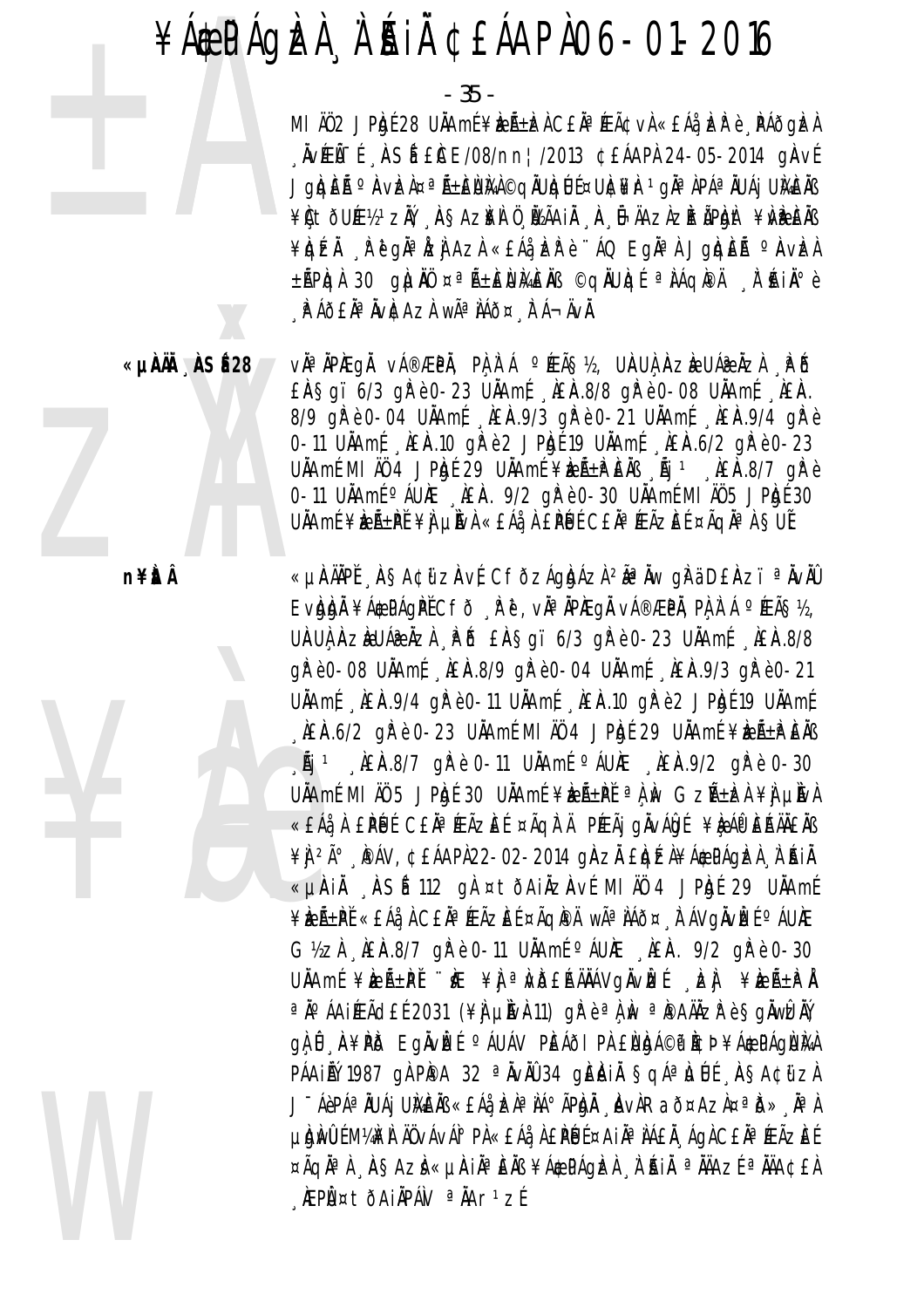MlÄÖ2 JPÀgÉ28 UÀÄAmÉ ¥ÀæÃ±ÀzÀ C£ÀåªÉÄÃ¢vÀ «£Áå¸ÀPÀè ¸ÀPÁðgÀzÀ ¸ÀvÉÄÛ¯É ¸ÀSÉå £ÀCE/08/nn¦/2013 ¢£ÁAPÀ 24-05-2014 gÀ vÉ JgÀqÀ£Éà ºÀvÀzÀ ¤ªÃ±À£ÀªÀ£ÀÄß ©qÀÄUÀqÉ ¤UÀ¢¥Àr¹ gÀªÀÀPÁªÀÄUÁj UÀÄ ÉÀß ¥ÀÇtðUÉ½¹zÀÝ ¸ÀSAzÀÉ ÀÖ¸ÁÄãAiÀÄ ¸À¸ÉÜ ÀÄAzÀ ÀzÀÉ ÃÃPÀgÀÉ ¥À ÀÉÀß ¥ÀqÉzÀÄ ¸ÀPÉgÀªÀzÀ¼ÀAzÀ «£Áå¸ÀPÀè ¨ÁQ EgÀĪÀ JgÀqÀ£Éà ºÀvÀzÀ ±ÃPÀqÀ 30 gÀµÀÄÖ ¤ªÃ±À£ÀªÀ£ÀÄß ©qÀÄUÀqÉ ªÀÄÁqÀ®Ä ¸ÀPÁðgÀªÀÅ è ¸ÀPÁð£ÀªÀÄvÀqÀAzÀ wÃªÀÄÁð¤¸À¯ÁVvÀÄÛ.

**«µÀAiÀÄ ¸ÀSÉå 28**

vÀªÀÄPÀEgÀÄ vÁ®ÆèPÀÄ, PÀ¸À¨Á ºÉÆÃ§½, UÀÄUÀÄ¸ÀzÀæUÁæÀzÀ ¸ÀPÉð £ÀA§gï 6/3 gÀ°è 0-23 UÀÄAmÉ, ¸ÀEÀ.8/8 gÀ°è 0-08 UÀÄAmÉ, ¸ÀEÀ. 8/9 gÀ°è 0-04 UÀÄAmÉ, ¸ÀEÀ.9/3 gÀ°è 0-21 UÀÄAmÉ, ¸ÀEÀ.9/4 gÀ°è 0-11 UÀÄAmÉ, ¸ÀEÀ.10 gÀ°è 2 JPÀgÉ 19 UÀÄAmÉ, ¸ÀEÀ.6/2 gÀ°è 0-23 UÀÄAmÉ MlÄÖ4 JPÀgÉ 29 UÀÄAmÉ ¥ÀæÃ±À¥ÀÈÀÄß ¸ÀÄj¹ ¸ÀEÀ.8/7 gÀ°è 0-11 UÀÄAmÉ ºÁUÀÆ ¸ÀEÀ. 9/2 gÀ°è 0-30 UÀÄAmÉ MlÄÖ5 JPÀgÉ 30 UÀÄAmÉ ¥ÀæÃ±ÀPÉ ¥À¦µÉvÀ «£Áå¸À£ÀPÉÆ C£ÀåªÉÄÃzÀ£É ¤ÃqÀĪÀ §UÉÎ.

**n¥ÀàtÂ**

«µÀAiÀÄPÉ ¸ÀA§A¢ü¹zÀAvÉ, CfðzÁgÀgÁzÀ ²æ ªÀÄw gÀªÀä D£ÀAzï ªÀÄvÀÛÄ EvÀgÀgÀÄ ¥ÁæPÁgÀPÉ Cfð ¸À°è, vÀªÀÄPÀEgÀÄ vÁ®ÆèPÀÄ, PÀ¸À¨Á ºÉÆÃ§½, UÀÄUÀÄ¸ÀzÀæUÁæÀzÀ ¸ÀPÉð £ÀA§gï 6/3 gÀ°è 0-23 UÀÄAmÉ, ¸ÀEÀ.8/8 gÀ°è 0-08 UÀÄAmÉ, ¸ÀEÀ.8/9 gÀ°è 0-04 UÀÄAmÉ, ¸ÀEÀ.9/3 gÀ°è 0-21 UÀÄAmÉ, ¸ÀEÀ.9/4 gÀ°è 0-11 UÀÄAmÉ, ¸ÀEÀ.10 gÀ°è 2 JPÀgÉ 19 UÀÄAmÉ, ¸ÀEÀ.6/2 gÀ°è 0-23 UÀÄAmÉ MlÄÖ4 JPÀgÉ 29 UÀÄAmÉ ¥ÀæÃ±À¥ÀÈÀÄß ¸ÀÄj¹ ¸ÀEÀ.8/7 gÀ°è 0-11 UÀÄAmÉ ºÁUÀÆ ¸ÀEÀ.9/2 gÀ°è 0-30 UÀÄAmÉ MlÄÖ5 JPÀgÉ 30 UÀÄAmÉ ¥ÀæÃ±ÀPÉ ªÀ¸Àw GzÉÝñÀPÉ ¥À¦µÉvÀ «£Áå¸À£ÀPÉÆ C£ÀåªÉÄÃzÀ£É ¤ÃqÀ®Ä PÉÆÃjgÀÄvÁÛgÉ. ¥ÀæÁ¢üPÁgÀzÀ ¥À²ÃÃ¸À®£É, ¢£ÁAPÀ 22-02-2014 gÀ ¸À¨sÉAiÀÄ ¥ÁæPÁgÀzÀ ¸À¨sÉAiÀÄ «µÀAiÀÄ ¸ÀSÉå 112 gÀ ¤tðAiÀÄzÀAvÉ MlÄÖ4 JPÀgÉ 29 UÀÄAmÉ ¥ÀæÃ±ÀPÉ «£Áå¸À C£ÀåªÉÄÃzÀ£É ¤ÃqÀ¯ÁVzÉ ºÁUÀÆ G½zÀ ¸ÀEÀ.8/7 gÀ°è 0-11 UÀÄAmÉ ºÁUÀÆ ¸ÀEÀ. 9/2 gÀ°è 0-30 UÀÄAmÉ ¥ÀæÃ±ÀPÉ ¨sÉ ¥À¦ªÀvÀð£É ªÀiÁqÀ¨ÉÃPÁVgÀÄvÀÛzÉ. ¸ÀzÀj ¥ÀæÃ±À ªÀÄºÁAiÉÆÃd£É 2031 (¥À¦µÀÌgÀt 11) gÀ°è ªÀ¸Àw ªÀ®AiÀÄzÀ°è§gÀÄvÀÛzÀÝ, gÀ¸ÉÛ ¸À¥ÀPÀð EgÀÄvÀÛzÉ ºÁUÀÆ PÀ£ÁðlPÀ £ÀUÀgÀ©üªÀÈ¢Þ ¥ÁæPÁgÀUÀ¼ÀÄ PÁAiÉÝ 1987 gÀ PÀ®A 32 ªÀÄvÀÄÛ 34 gÀ£ÀéAiÀÄ §qÁªÀuÉ, ¸ÀA§A¢ü¹zÀ J¯Áè PÁªÀÄUÁj UÀ¼À£ÀÄß «£Áå¸ÀzÁgÀgÀÄ ¥ÀÆgÉÊ¸ÀÄªÀ µÀgÀvÀÄÛUÉ M¼À¥ÀlÄÖ ¥À²ÃªÀvÀð£É ªÀiÁqÀ®Ä ºÁUÀÆ «£Áå¸À£ÀPÉÆ C£ÀåªÉÄÃzÀ£É ¤ÃqÀĪÀ §UÉÎ ¥ÁæPÁgÀzÀ ¸À¨sÉAiÀÄ ªÀÄÄAzÉ ªÀÄAr¹zÉ. ¸À¨sÉAiÀÄ ¤tðAiÀÄPÁV ªÀÄAr¹zÉ.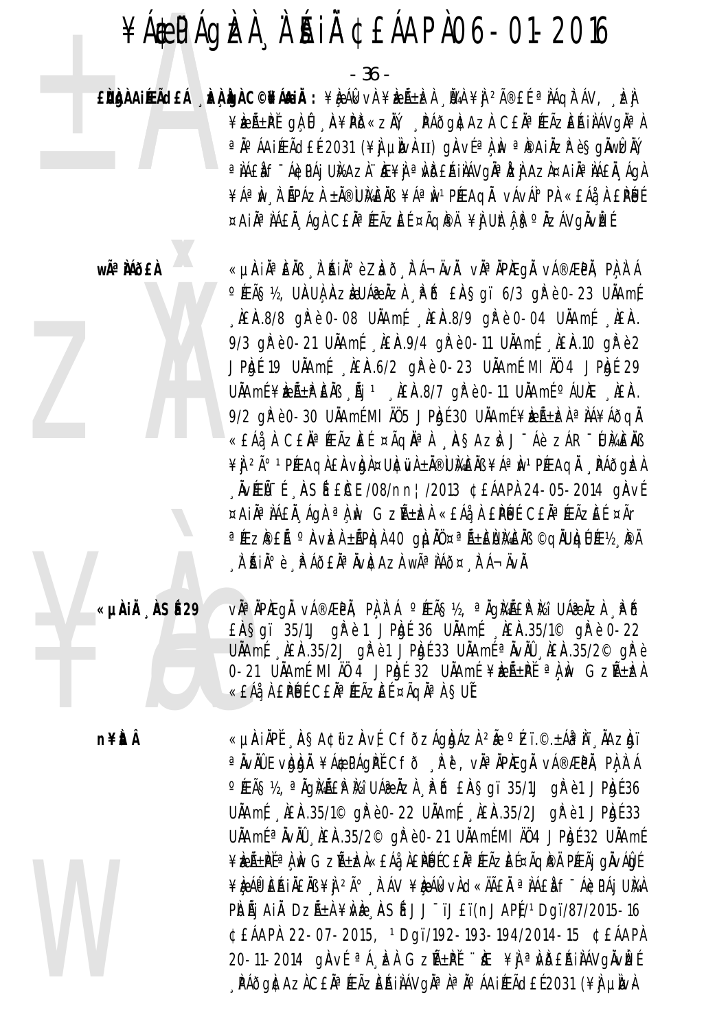**£ÀUÀgÀ AiÉÆÃd£Á ¸ÀPÁðgÀzÀ C©ü¥ÁæAiÀÄ :** ¥ÀæÁ¢üPÁgÀzÀ ¥Àæ¸ÁÛªÀ£ÉAiÀÄAvÉ, ¸ÀzÀj ¥Àæ¸ÁÛ¦vÀ gÀ¸ÉÛ ¸ÀA¥ÀPÀð «zÀåAiÀÄ ¸ÀPÁðgÀzÀ C£ÀÄªÉÆÃzÀ£ÉAiÀÄAvÉ gÀªÀÄ ªÀiÁ¹ÖgÀ ¥Áè£ï 2031 (¥ÀjµÀÌøvÀ II) gÀ°è ªÀ®AiÀÄ ªÀÄlÖzÀ°è gÀ¸ÉÛAiÀÄ ªÀÄ£ÀßuÉ ¨ÁåAPÀj ªÀiÁzÀj ¥Àæ¸ÁÛªÀ£ÉAiÀÄ£ÀÄß ¥ÀjµÀÌj¹ ªÀÄAdÆgÁw ¤ÃqÀ¯ÁVzÉ. ¥Àæ¸ÁÛªÀ£É ¥ÀæPÀgÀtzÀ ¸ÀA¥ÀÆtð ªÀiÁ»w ªÀÄvÀÄÛ «£Áå¸À £ÀPÉë ¤AiÀÄªÀiÁªÀ½AiÀÄ C£ÀÄªÉÆÃzÀ£É ¤ÃqÀ¯ÁVzÉ ¥ÀjUÀtÂ¸À§ºÀÄzÁVgÀÄvÀÛzÉ.

**wÃªÀiÁð£À**

«µÀAiÀÄªÀ£ÀÄß ¸ÀASÉå ªÀÄgÀÄ¥Àj²Ã°¸ÀÄvÀÛ vÀªÀÄäPÉgÀ vÁ®ÆèPÀ, PÀ¸À§Á ºÉÆÃ§½, UÀÄqÀÄUÀÄAzÀæ¥ÁªÀÄzÀ ¸ÀªÉð £ÀA§gï 6/3 gÀ°è 0-23 UÀÄAmÉ, ¸ÀEÀ.8/8 gÀ°è 0-08 UÀÄAmÉ, ¸ÀEÀ.8/9 gÀ°è 0-04 UÀÄAmÉ, ¸ÀEÀ. 9/3 gÀ°è 0-21 UÀÄAmÉ, ¸ÀEÀ.9/4 gÀ°è 0-11 UÀÄAmÉ, ¸ÀEÀ.10 gÀ°è 2 JPÀgÉ 19 UÀÄAmÉ, ¸ÀEÀ.6/2 gÀ°è 0-23 UÀÄAmÉ MlÄÖ 4 JPÀgÉ 29 UÀÄAmÉ ¥Àæ¸ÁÛ¦vÀ ¸ÀASÉå ¸Áj¹ ¸ÀEÀ.8/7 gÀ°è 0-11 UÀÄAmÉ ºÁUÀÆ ¸ÀEÀ. 9/2 gÀ°è 0-30 UÀÄAmÉ MlÄÖ 5 JPÀgÉ 30 UÀÄAmÉ ¥Àæ¸ÁÛªÀ£ÉAiÀÄ ªÀÄÄ¥ÁðqÀÄ «£Áå¸À C£ÀÄªÉÆÃzÀ£É ¤ÃqÀÄªÀ ¸À§AzsÀ J¯Áè zÁR¯ÉUÀ¼À£ÀÄß ¥Àj²Ã°¹ PÉÃAqÀ ÀEÀvÀgÀ¤UÀzÀü±À®ÄèUÀ¼À£ÀÄß ¥Áæw¤¢ü PÉÃAqÀ ¸ÀPÁðgÀzÀ ¸ÀÄvÉÆÛÃ¯É ¸ÀASÉå£ÀCE/08/n n¦/2013 ¢£ÁAPÀ 24-05-2014 gÀ°è ¤AiÀÄªÀiÁ£ÀÄ¸ÁgÀ ªÀ¸Àw GzÉÝñÀzÀ «£Áå¸À £ÀPÉë C£ÀÄªÉÆÃzÀ£É ¤Ãr ªÉÆzÀ®£É ºÀvÀÛzÀ ±ÀÄ®ÌªÀ£ÀÄß 40 gÀµÀÄÖ¤ªÀÄÆ±ÉÃµÀÄÖUÀ¼À£ÀÄß ©qÀÄUÀqÉ ªÀiÁqÀ½¸ÀÄªÀ ¸ÀASÉåAiÀÄ°è ¸ÀPÁðgÀzÀ ªÀiÁ£ÀåvÉ ¥ÀqÉzÀÄPÉÆAqÀÄ wÃªÀiÁð£À¸À¯ÁVzÉ.

**«µÀAiÀÄ ¸ÀASÉå 29**

vÀªÀÄäPÉgÀ vÁ®ÆèPÀ, PÀ¸À§Á ºÉÆÃ§½, ªÀÄgÀ¼ÀÄ£ÀPÀÄÌ UÁæªÀÄzÀ ¸ÀªÉð £ÀA§gï 35/1J gÀ°è 1 JPÀgÉ 36 UÀÄAmÉ, ¸ÀEÀ.35/1© gÀ°è 0-22 UÀÄAmÉ, ¸ÀEÀ.35/2J gÀ°è 1 JPÀgÉ 33 UÀÄAmÉ ªÀÄvÀÄÛ ¸ÀEÀ.35/2© gÀ°è 0-21 UÀÄAmÉ MlÄÖ 4 JPÀgÉ 32 UÀÄAmÉ ¥Àæ¸ÁÛ¦vÀ ªÀ¸Àw GzÉÝñÀzÀ «£Áå¸À £ÀPÉë C£ÀÄªÉÆÃzÀ£É ¤ÃqÀÄªÀ §UÉÎ.

**n¥ÀàtÂ**

«µÀAiÀÄPÉÌ ¸ÀA§A¢ü¹zÀAvÉ CfðzÁgÀgÀÄ ¸ÀzÀæ ºÉ¦.©.±Á¸ÀÛçÂ, ¨ÁAzsÀgï ªÀÄvÀÄÛ EvÀgÀgÀÄ ¥ÁæPÀgÀPÉÌ Cfð ¸À°è, vÀªÀÄäPÉgÀ vÁ®ÆèPÀ, PÀ¸À§Á ºÉÆÃ§½, ªÀÄgÀ¼ÀÄ£ÀPÀÄÌ UÁæªÀÄzÀ ¸ÀªÉð £ÀA§gï 35/1J gÀ°è 1 JPÀgÉ 36 UÀÄAmÉ, ¸ÀEÀ.35/1© gÀ°è 0-22 UÀÄAmÉ, ¸ÀEÀ.35/2J gÀ°è 1 JPÀgÉ 33 UÀÄAmÉ ªÀÄvÀÄÛ ¸ÀEÀ.35/2© gÀ°è 0-21 UÀÄAmÉ MlÄÖ 4 JPÀgÉ 32 UÀÄAmÉ ¥Àæ¸ÁÛ¦vÀ ªÀ¸Àw GzÉÝñÀzÀ «£Áå¸À £ÀPÉë C£ÀÄªÉÆÃzÀ£ÉUÁV PÉÆÃjgÀÄvÁÛgÉ. ¥ÀæÁ¢üPÁgÀzÀ¯ÉèÃ ¥Àj²Ã°¸À¯ÁV ¥ÀæÁ¢üPÁgÀzÀ «ÄÃ£À ªÀÄ£ÀßuÉ ¨ÁåAPÀj UÀÄA¥ÀÄ PÀÄÃj AiÀÄ DzÉñÀ ¥ÀvÀæ ¸ÀASÉå JJ¯ïJ£ï(n JAPÉ)/¹Dgï/87/2015-16 ¢£ÁAPÀ 22-07-2015, ¹Dgï/192-193-194/2014-15 ¢£ÁAPÀ 20-11-2014 gÀ°è ªÁ¸ÀzÀ GzÉÝ±ÀPÉÌ ¨ÉÃ ¥Àj ªÀÄð£ÉAiÀÄAvÉ gÀÄvÀÛzÉ ¸ÀPÁðgÀzÀ C£ÀÄªÉÆÃzÀ£ÉAiÀÄAvÉ gÀªÀÄ ªÀiÁ¹ÖgÀ ¥Áè£ï 2031 (¥ÀjµÀÌøvÀ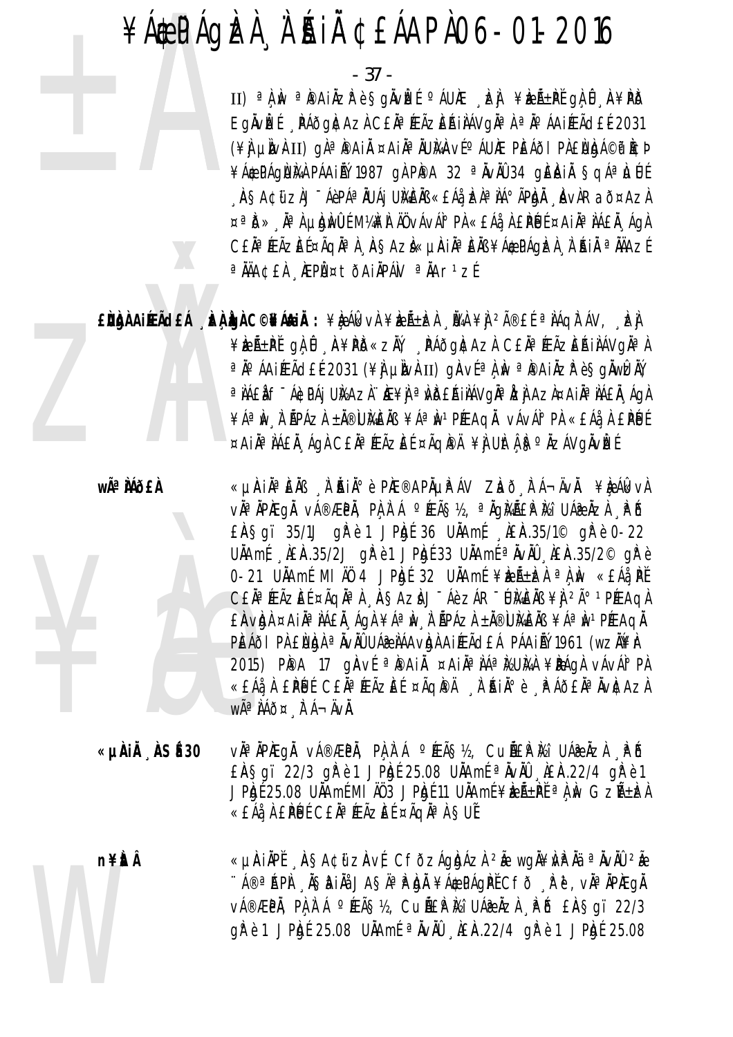II) ªÀ¸Àw ªÀÄ»AiÀÄzÀ è§gÀvÀÀÉ ºÁUÀÆ ¸ÀzÀj ¥ÀæzÉñÀPÉÌ gÀ¸ÉÛ ¸ÀA¥ÀPÀð EgÀvÀÀÉ ¸ÀPÁðgÀ¢AzÀ C£ÀÄªÉÆÃzÀ£ÉAiÀiÁVgÀªÀ ªÀÄºÁAiÉÆÃd£É 2031 (¥ÀµÀÖ-II) gÀ ªÀÄAiÀÄ ¤AiÀÄªÀÄUÀ¼À vÉºÁUÀÆ PÀ£ÁðlPÀ £ÀUÀgÁ©üªÀÈ¢Þ ¥ÁæPÁgÀUÀ¼À PÁAiÀÄÝ 1987 gÀ PÀ®A 32 ªÀÄvÀÄÛ 34 gÀ£ÀéAiÀÄ §qÁªÀuÉUÉ ¸ÀA§A¢üzÀ J¯Á PÁªÀÄUÁjUÀ¼À£ÀÄß «£Áå¸À ªÀiÁ°ÃPÀgÀÄ ¸ÀévÀRað¤AzÀ ¤ªÀð»¸À ÀªÀ µÀgÀwÛUÉ M¼À¥ÀnÖ vÁvÁÌ°PÀ «£Áå¸À £ÀPÉë ¤AiÀÄªÀÄ£À¸ÁgÀ C£ÀÄªÉÆÃzÀ£É ¤ÃqÀªÀ ¸À§AzsÀ «µÀAiÀÄ ªÀÄAiÀÄªÀ ¥ÁæPÁgÀzÀ ¸À¨sÉAiÀÄ ªÀÄÄAzÉ ªÀÄÄA¢£À ¸ÀÆPÀÛ ¤tðAiÀÄPÁÌV ªÀÄAr¹zÉ

**£ÀUÀgÀ AiÉÆÃd£Á ¸ÀzÀ¸ÀgÀ C©üªÀiÁAiÀÄ :** ¥ÀæÁ¢üPÀgÀ ¥ÀæzÉñÀzÀ ¸ÀÄvÀÛ ¥À²ÃªÀÄ£É ªÀiÁqÀ¯ÁV, ¸ÀzÀj ¥ÀæzÉñÀPÉÌ gÀ¸ÉÛ ¸ÀA¥ÀPÀð «zÀÄÝ ¸ÀPÁðgÀ¢AzÀ C£ÀÄªÉÆÃzÀ£ÉAiÀiÁVgÀªÀ ªÀÄºÁAiÉÆÃd£É 2031 (¥ÀµÀÖ-II) gÀ vÉ ªÀ¸Àw ªÀÄ»AiÀÄzÀ è§gÀvÀÀÄ«zÀÄÝ ªÀiÁ£Àå f¯ÁèPÁjUÀ¼ÀzÀ ¨sÀÆ¥À ªÀÄÀvÀ£ÉAiÀiÁVgÀªÀ ªÀ¸ÀÛ¢AzÀ ¤AiÀÄªÀiÁ£ÀÄ¸ÁgÀ ¥ÁªÀw ¸ÀzÀ¸ÀåjAzÀ ±ÀÄ®ÌUÀ¼À£ÀÄß ¥ÁªÀw¹PÉÆAqÀÄ vÁvÁÌ°PÀ «£Áå¸À £ÀPÉë ¤AiÀÄªÀiÁ£ÀÄ¸ÁgÀ C£ÀÄªÉÆÃzÀ£É ¤ÃqÀ§ºÀÄzÀÄ ¥ÀjUÀtÂ¸À§ºÀÄzÁVgÀvÀÛzÉ

wÃªÀiÁð£À

«µÀAiÀÄªÀ£ÀÄß ¸À¨sÉAiÀÄ°è ¸ÀÄ¢ÃWÀðªÁV ZÀað¸À¯Á¬ÄvÀÄ. ¥ÀæÁ¢üPÀgÀ vÀÄªÀÄPÀÆgÀÄ vÁ®ÆèPÀÄ, PÀ¸À¨Á ºÉÆÃ§½, ªÀÄgÀ¼ÀÆgÀÄ ºÁUÀÆ ºÉ¨ÁâgÉ UÁæªÀÄzÀ ¸À.£ÀA 35/1J gÀ°è 1 JPÀgÉ 36 UÀÄAmÉ, ¸À.£ÀA.35/1© gÀ°è 0-22 UÀÄAmÉ, ¸À.£ÀA.35/2J gÀ°è 1 JPÀgÉ 33 UÀÄAmÉ ªÀÄvÀÄÛ ¸À.£ÀA.35/2© gÀ°è 0-21 UÀÄAmÉ MlÄÖ 4 JPÀgÉ 32 UÀÄAmÉ ¥ÀæzÉñÀzÀ ªÀ¸Àw «£Áå¸À£ÀPÉë C£ÀÄªÉÆÃzÀ£É ¤ÃqÀªÀ ¸À§AzsÀ J¯Áè zÁR¯ÉUÀ¼À£ÀÄß ¥Àj²Ã°¹ PÉÆAqÀÄ £ÀUÀgÀ ¤AiÀÄªÀiÁ£ÀÄ¸ÁgÀ ¥ÁªÀw ¸ÀzÀ¸ÀåjAzÀ ±ÀÄ®ÌUÀ¼À£ÀÄß ¥ÁªÀw¹PÉÆAqÀÄ PÀ£ÁðlPÀ £ÀUÀgÀ ªÀÄvÀÄÛ UÁæªÀiÁAvÀgÀ AiÉÆÃd£Á PÁAiÀÄÝ 1961 (wzÀÄÝ¥Àr 2015) PÀ®A 17 gÀAvÉ ªÀÄAiÀÄ ¤AiÀÄªÀiÁªÀ½UÀ¼À ¥ÀæPÁgÀ vÁvÁÌ°PÀ «£Áå¸À £ÀPÉë C£ÀÄªÉÆÃzÀ£É ¤ÃqÀ®Ä ¸À¨sÉAiÀÄ°è ¸ÀªÁð£ÀÄªÀÄvÀ¢AzÀ wÃªÀiÁð¤¸À¯Á¬ÄvÀÄ.

**«µÀAiÀÄ ¸ÀASÉå 30**

vÀÄªÀÄPÀÆgÀÄ vÁ®ÆèPÀÄ, PÀ¸À¨Á ºÉÆÃ§½, CuÉÚÃ£ÀºÀ½î UÁæªÀÄzÀ ¸À.£ÀA 22/3 gÀ°è 1 JPÀgÉ 25.08 UÀÄAmÉ ªÀÄvÀÄÛ ¸À.£ÀA.22/4 gÀ°è 1 JPÀgÉ 25.08 UÀÄAmÉ MlÄÖ 3 JPÀgÉ 11 UÀÄAmÉ ¥ÀæzÉñÀPÉÌ ªÀ¸Àw GzÉÝñÀzÀ «£Áå¸À £ÀPÉëUÉ C£ÀÄªÉÆÃzÀ£É ¤ÃqÀªÀ §UÉÎ.

**n¥ÀàtÂ**

«µÀAiÀÄPÉÌ ¸ÀA§A¢üzÀAvÉ, CfðzÁgÀgÁzÀ ²æà wgÀÄ¥Àw ªÀÄvÀÄÛ ²æà ¨Á®ªÉÄPÀ ¸ÁéAiÀÄÄå JA§ÄªÀªÀgÀÄ ¥ÁæPÁgÀPÉÌ Cfð ¸À°è, vÀÄªÀÄPÀÆgÀÄ vÁ®ÆèPÀÄ, PÀ¸À¨Á ºÉÆÃ§½, CuÉÚÃ£ÀºÀ½î UÁæªÀÄzÀ ¸À.£ÀA 22/3 gÀ°è 1 JPÀgÉ 25.08 UÀÄAmÉ ªÀÄvÀÄÛ ¸À.£ÀA.22/4 gÀ°è 1 JPÀgÉ 25.08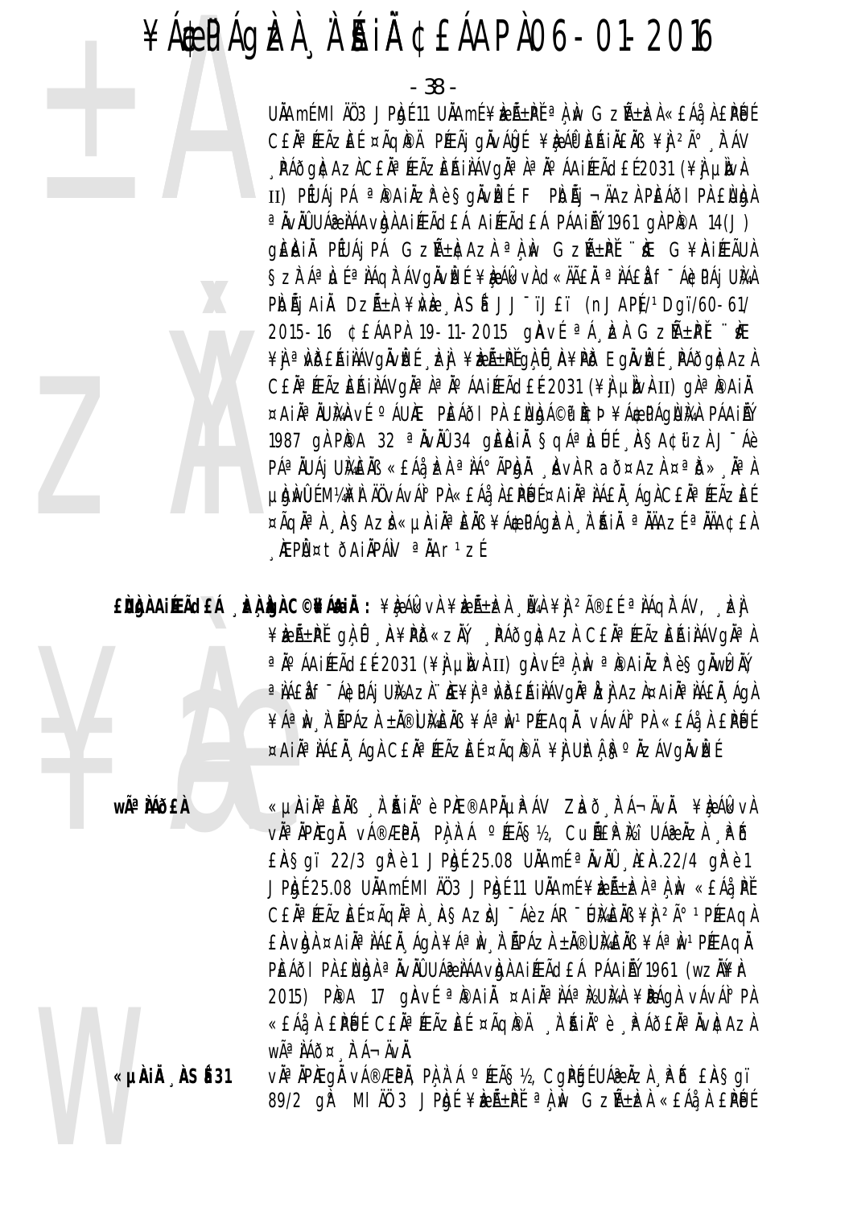UÀÄAmÉMI ÄÖ3 JPÀgÉ11 UÀÄAmÉ¥ÀæzÉñÀzÀ°è ªÀ¸ÀwÀ GzÉÝñÀPÁÌV «£Áå¸À£ÀPÉÌ C£ÀĪÉÆÃzÀ£É ¤ÃqÀÄ®Ä PÉÆÃjgÀÄvÁÛgÉ ¥ÀæÁ¢üPÁgÀªÀÅ ¥Àj²Ã°¹ ¸ÀPÁðgÀPÉÌ C£ÀĪÉÆÃzÀ£ÉUÁVgÀĪÀ ªÀÄ°ÛAiÉÆÃd£É2031 (¥ÀjµÀÌøvÀ II) PÉÌ ¸ÀA§A¢ü¹zÀAvÉ F PÉ¼ÀPÀAqÀ µÀgÀvÀÄÛUÀ¼ÉÆA¢UÉ PÀ£ÁðlPÀ £ÀUÀgÀ ªÀÄvÀÄÛ UÁæªÀiÁAvÀgÀ AiÉÆÃd£Á C¢ü¤AiÀĪÀÄ 1961 gÀ PÀ®A 14(J) gÀ£ÀéAiÀÄ PÉÌ ¸ÀA§A¢ü¹zÀAvÉ GzÉÝñÀzÀ ªÀ¸ÀwÀ GzÉÝñÀPÁÌV ¨sÀÆ G¥ÀAiÉÆÃUÀ §zÀ¯ÁªÀuÉUÁV ¥ÀæÁ¢üPÁgÀzÀ «ÄÃmïAUï£À ¤tðAiÀÄ ¸ÀASÉå JJ¯ïJ£ï (n JAPÉ)/¹Dgï/60-61/2015-16 ¢£ÁAPÀ 19-11-2015 gÀ ªÀÄÆ®PÀ ªÀÄA dÆgÁwUÁV ¸ÀPÁðgÀPÉÌ ¥Àæ¸ÁÛªÀ£É ¸À°è¹gÀÄvÁÛgÉ. ¸ÀPÁðgÀªÀÅ C£ÀĪÉÆÃzÀ£ÉUÁVgÀĪÀ ªÀÄ°ÛAiÉÆÃd£É2031 (¥ÀjµÀÌøvÀ II) gÀ ªÀ®AiÀÄ ¤AiÀĪÀÄUÀ¼ÀAvÉ ºÁUÀÆ PÀ£ÁðlPÀ £ÀUÀgÁ©üªÀÈ¢Þ ¥ÁæPÁgÀUÀ¼À PÁAiÉÄÝ 1987 gÀ PÀ®A 32 ªÀÄvÀÄÛ34 gÀ£ÀéAiÀÄ §qÁªÀuÉ ¸ÀASÉå¢üzÀÆgÀ ¸ÀÄ«zsÀ PÁªÀÄUÁjUÀ¼À£ÀÄß «£Áå¸ÀzÀ ªÀÄÁºÃPÀgÀÄ ¸ÀÌvÀÌ RaðAzÀ ¤ªÀð»¸À®Ä µÀgÀvÀÄÛ«ÄM¼ÀPÀÖvÁV¯ÉPÀ «£Áå¸À£ÀPÉÌ ¤AiÀĪÀÄ£ÀÄ¸ÁgÀ C£ÀĪÉÆÃzÀ£É ¤ÃqÀ®Ä ¸ÀA§AzsÀ«µÀAiÀÄPÉÌ ¥ÁæPÁgÀzÀ ¸ÀzÀ¸ÀåjAzÀ ªÀiÁªÀÄ¢ UÀªÀÄ£ÀPÉÌ ¸ÀPÀĤtðAiÀÄPÁÌV ªÀÄAr¸À¯ÁVzÉ

**£ÀUÀgÀ AiÉÆÃd£Á ¸ÀzÀ¸ÀågÀ C©ü¥ÁæAiÀÄ :** ¥ÁæÁ¢üPÁgÀzÀ ¸À¨sÉAiÀÄ ¥Àj²Ã®£ÉUÉ ªÀÄAqÀ¹zÀAvÉ, ¸ÀzÀj ¥ÀæzÉñÀzÀ°è gÀ¸ÀÛ¥À¹ªÀÄ «zÀÄåvï ¸ÀÀPÁðgÀzÀ C£ÀĪÉÆÃzÀ£ÉUÁVgÀĪÀ ªÀÄ°ÛAiÉÆÃd£É2031 (¥ÀjµÀÌøvÀ II) gÀ ªÀ¸ÀwÀ ªÀ®AiÀÄzÀ°è §gÀÄwÛzÀÄÝ, ªÀÄÁ£À¢AqÀ ¸ÀA§A¢ü¹zÀAvÉ EzÀÄÝ ¥ÀjªÀÄwÛªÀiÁqÀ§ºÀÄzÁVzÀÄÝ, ¤AiÀĪÀiÁ£ÀĸÁgÀ ¥ÁªÀw¸ÀÄªÀ ±ÀÄ®ÌUÀ¼À£ÀÄß ¥ÁªÀw¹PÉÆAqÀÄ vÁAwæPÀ «£Áå¸À£ÀPÉÌ ¤AiÀĪÀiÁ£ÀĸÁgÀ C£ÀĪÉÆÃzÀ£É ¤ÃqÀ®Ä ¥ÀjUÀt¸À§ºÀÄzÁVgÀÄvÀÛzÉ

**wÃªÀiÁð£À**

«µÀAiÀĪÀ£ÀÄß ¸À¨sÉAiÀÄ°è PÀÆ®APÀµÀªÁV ZÀað¸À¯Á¬ÄvÀÄ. ¥ÁæÁ¢üPÁgÀzÀ vÀÄAPÀÆgÀÄ vÁ®ÆPÀÄ, PÀ¸À¨Á ºÉÆÃ§½, CgÀ¼É¥ÉÃmÉ UÁæªÀÄzÀ ¸ÀªÉð £ÀA§gï 22/3 gÀ°è 1 JPÀgÉ 25.08 UÀÄAmÉ ªÀÄvÀÄÛ ¸À.£ÀA.22/4 gÀ°è 1 JPÀgÉ25.08 UÀÄAmÉMI ÄÖ3 JPÀgÉ11 UÀÄAmÉ¥ÀæzÉñÀzÀ ªÀ¸ÀwÀ «£Áå¸ÀPÉÌ C£ÀĪÉÆÃzÀ£É ¤ÃqÀ®Ä ªÀÄ¸ÀA§AzsÀ J¯Áè zÁR¯ÉUÀ¼À£ÀÄß ¥Àj²Ã°¹ PÉÆAqÀÄ £ÀvÀgÀ ¤AiÀĪÀiÁ£ÀĸÁgÀ ¥ÁªÀw¸À¨ÉÃPÁzÀ ±ÀÄ®ÌUÀ¼À£ÀÄß ¥ÁªÀw¹PÉÆAqÀÄ PÀ£ÁðlPÀ £ÀUÀgÀ ªÀÄvÀÄÛ UÁæªÀiÁAvÀgÀ AiÉÆÃd£Á PÁAiÉÄÝ 1961 (wzÀÄÝ¥Àr 2015) PÀ®A 17 gÀ ªÀÄ®AiÀÄ ¤AiÀĪÀiÁªÀ½UÀ¼À ¥ÀæPÁgÀ vÁAwæPÀ «£Áå¸À£ÀPÉÌ C£ÀĪÉÆÃzÀ£É ¤ÃqÀ®Ä ¸À¨sÉAiÀÄ°è ¸ÀªÁð£ÀĪÀÄvÀ¢AzÀ wÃªÀiÁð¤¸À¯Á¬ÄvÀÄ

**«µÀAiÀÄ ¸ÀASÉå31**

vÀÄªÀÄPÀÆgÀÄ vÁ®ÆPÀÄ, PÀ¸À¨Á ºÉÆÃ§½, CgÀ¼ÉÃUÁæªÀÄzÀ ¸ÀªÉð £ÀA§gï 89/2 gÀ° MlÄÖ3 JPÀgÉ ¥ÀæzÉñÀzÀ ªÀ¸ÀwÀ GzÉÝñÀzÀ «£Áå¸À£ÀPÉÌ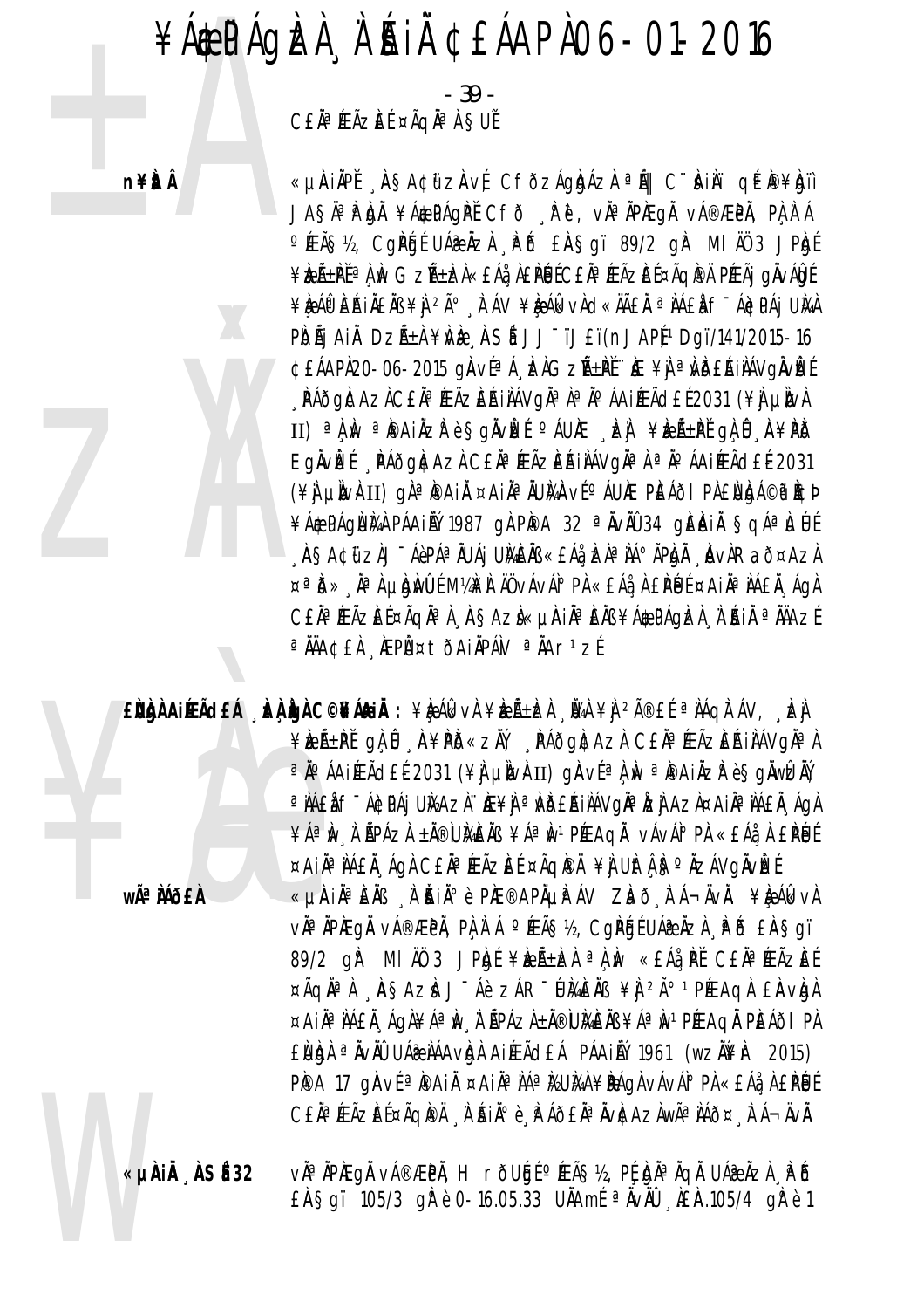C£ÀĄªÉÃzÀ£É ¤ÃqÀĄªÀ §UÉ

**n¥ÀàtÂ**

«µÀAiÀÄPÉ ¸ÀA§A¢üzÀAvÉ, CfðzÁgÀgÁzÀ ªÀÄ|| C¨sÀAiÀÄ qÉªÀ®¥Àgïì, JA§ÄªÀgÀÄ ¥ÁæPÁgÀPÉ Cfð ¸À°è, vÀªÀÄPÀ°gÀÄ vÁ®ÆPÀÄ, PÀ¸ÀÀ ºÉÆÃ§½, CgÀPÉgÉ UÁæªÀÄzÀ ¸À.£ÀA 89/2 gÀ° MlÄÖ 3 JPÀgÉ ¥ÀæzÉñÀPÉ ªÀ¸Àw GzÉÝñÀPÁÌV «£Áå¸À £ÀPÉëUÉ C£ÀĄªÉÃzÀ£É ¤ÃqÀĄªÀ PÀÄjvÀÄ vÁAiÀÄ CzÉñÀ ¥ÁæzsÁ£ÀåAiÀÄ vÀÄ ¥ÀAªÁ¼À vÀ/¥ÀæÁ ¸ÀA EAiÀÄ£À£É ¥ÀæÁªÀÄ ¥ÁæPÁgÀPÉ ¥ÀæAiÀÄvÀÄ. DzÉñÀ ¥ÀvÀæ ¸ÀASÉå JJ¯ïJ£ï(n JAPÉ¹ Dgï/141/2015-16 ¢£ÁAPÀ 20-06-2015 gÀAvÉ ªÁ¸ÀzÀ GzÉÝñÀPÉ ¨ÉÃ¥ÀÄðªÀÄÀß£ÉAiÀÄAVgÀĪÀÅzÉ ¸ÀPÁðgÀzÀ AzÀ C£ÀĄªÉÃzÀ£ÉAiÀÄAVgÀĪÀ ªÀÄ¥ÁAiÉÆÃd£É 2031 (¥ÀjµÀÌøvÀ II) ªÀ¸Àw ªÀ®AiÀÄzÀ°è §gÀĪÀÅzÉ ºÁUÀÆ ¸ÀzÀj ¥ÀæzÉñÀPÉ gÀ¸ÉÛ ¸ÀA¥ÀPÀð EgÀĪÀÅzÉ ¸ÀPÁðgÀzÀ AzÀ C£ÀĄªÉÃzÀ£ÉAiÀÄAVgÀĪÀ ªÀÄ¥ÁAiÉÆÃd£É 2031 (¥ÀjµÀÌøvÀ II) gÀ ªÀ®AiÀÄ ¤AiÀĪÀÄUÀ¼ÀAvÉ ºÁUÀÆ PÀ£ÁðlPÀ £ÀUÀgÀ ©ÃgÀÄ ¥ÁæPÁgÀUÀ¼À PÁAiÉÄÝ 1987 gÀ PÀ®A 32 ªÀÄvÀÄÛ 34 gÀ£ÀéAiÀÄ §qÁªÀuÉUÉ ¸ÀA§A¢üzÀAvÉ J¯Áè PÁªÀÄUÁjUÀ¼À£ÀÄß «£Áå¸ÀzÀ ªÀÄA°ÃPÀgÀÄ ¸ÀévÀAvÀ aÀð¤AzÀ ¤ªÀð» ¸ÀªÀÄ¥ÀðuÉ M¼À¥ÀnÖ vÁvÁÌ°PÀ «£Áå¸À £ÀPÉëUÉ ¤AiÀĪÀĤAiÀÄ¸ÁgÀ C£ÀĄªÉÃzÀ£É ¤ÃqÀĪÀ ¸ÀA§AzsÀ «µÀAiÀĪÀ£ÀÄß ¥ÁæPÁgÀzÀ ¸À¨sÉAiÀÄ ªÀÄÄAzÉ ªÀÄAqÀ¯Á¬ÄvÀÄ.

**£ÀUÀgÀ AiÉÆÃd£Á ¸ÀzÀ¸ÀågÀ C©ü¥ÁæAiÀÄ :** ¥ÀæÁ¸ÀÛvÀ ¥ÀæzÉñÀzÀ ¸ÀÄvÀÛ ¥ÀjªÀÄt ªÀÄÄAqÀ ¥ÁæAiÀÄ, ¸ÀzÀj ¥ÀæzÉñÀPÉ gÀ¸ÉÛ ¸ÀA¥ÀPÀð «zÀÄÝ ¸ÀPÁðgÀzÀ AzÀ C£ÀĄªÉÃzÀ£ÉAiÀÄAVgÀĪÀ ªÀÄ¥ÁAiÉÆÃd£É 2031 (¥ÀjµÀÌøvÀ II) gÀAvÉ ªÀ¸Àw ªÀ®AiÀÄzÀ°è §gÀĪÀÅzÀjAzÀ ªÀÄA°ÃPÀgÁgÀ ¥ÁæPÁgÀzÀ ¨ÉÃ¥ÀÄðªÀÄÀß£ÉAiÀÄAVgÀĪÀ ¸ÀzÀj ¥ÀæzÉñÀPÉ ¤AiÀĪÀĤAiÀÄ¸ÁgÀ ¥ÁªÀw ¸À°è¸ÀĪÀ µÀgÀvÀÄUÀ¼ÀÄ ¥ÁªÀw ¸À°è¸À vÁvÁÌ°PÀ «£Áå¸À £ÀPÉëUÉ ¤AiÀĪÀĤAiÀÄ¸ÁgÀ C£ÀĄªÉÃzÀ£É ¤ÃqÀ§ºÀÄzÀÄ ¥ÀjUÀt¸À§ºÀÄzÁVgÀĪÀÅzÉ.

**wÃªÀiÁð£À**

«µÀAiÀÄ ªÀÄA¸À ¸ÀÜ¼ÀzÀ°è ¸À¨sÉAiÀÄ°è ZÀað¸À¯Á¬ÄvÀÄ. ¥ÀæÁ¸ÀÛvÀ vÀªÀÄPÀ°gÀÄ vÁ®ÆPÀÄ, PÀ¸ÀÀ ºÉÆÃ§½, CgÀPÉgÉ UÁæªÀÄzÀ ¸À.£ÀA 89/2 gÀ° MlÄÖ 3 JPÀgÉ ¥ÀæzÉñÀzÀ ªÀ¸Àw «£Áå¸ÀPÉ C£ÀĄªÉÃzÀ£É ¤ÃqÀĪÀ ¸ÀA§AzsÀ J¯Áè zÁR¯ÁwUÀ¼À£ÀÄß ¥ÀjªÀıÉ¸À £ÀqɸÀĪÀ ¤AiÀĪÀĤAiÀÄ¸ÁgÀ ¥ÁªÀw ¸À°è¸ÀĪÀ µÀgÀvÀÄUÀ¼À£ÀÄß ¥ÁªÀw¸ÀĪÀ µÀgÀvÀÄUÀ¼À £ÀUÀgÀ ªÀÄvÀÄÛ UÁæªÀiÁAvÀgÀ AiÉÆÃd£Á PÁAiÉÄÝ 1961 (wzÀÄÝ¥Àr 2015) PÀ®A 17 gÀAvÉ ªÀ®AiÀÄ ¤AiÀĪÀÄ ªÀļÀUÀ¼À¥ÀæPÁgÀ vÁvÁÌ°PÀ «£Áå¸À £ÀPÉëUÉ C£ÀĄªÉÃzÀ£É ¤ÃqÀ®Ä ¸À¨sÉAiÀÄ°è ¸ÀªÁð£ÀĪÀÄvÀ¢AzÀ wÃªÀiÁð¤¸À¯Á¬ÄvÀÄ.

**«µÀAiÀÄ ¸ÀASÉå 32**

vÀªÀÄPÀ°gÀÄ vÁ®ÆPÀÄ, H¥ÀrðUÉ ºÉÆÃ§½, PÉ.gÀªÀÄ£ÀqÀ UÁæªÀÄzÀ ¸À.£ÀA 105/3 gÀ°è 0-16.05.33 UÀÄAmÉ ªÀÄvÀÄÛ ¸À.£À.105/4 gÀ°è 1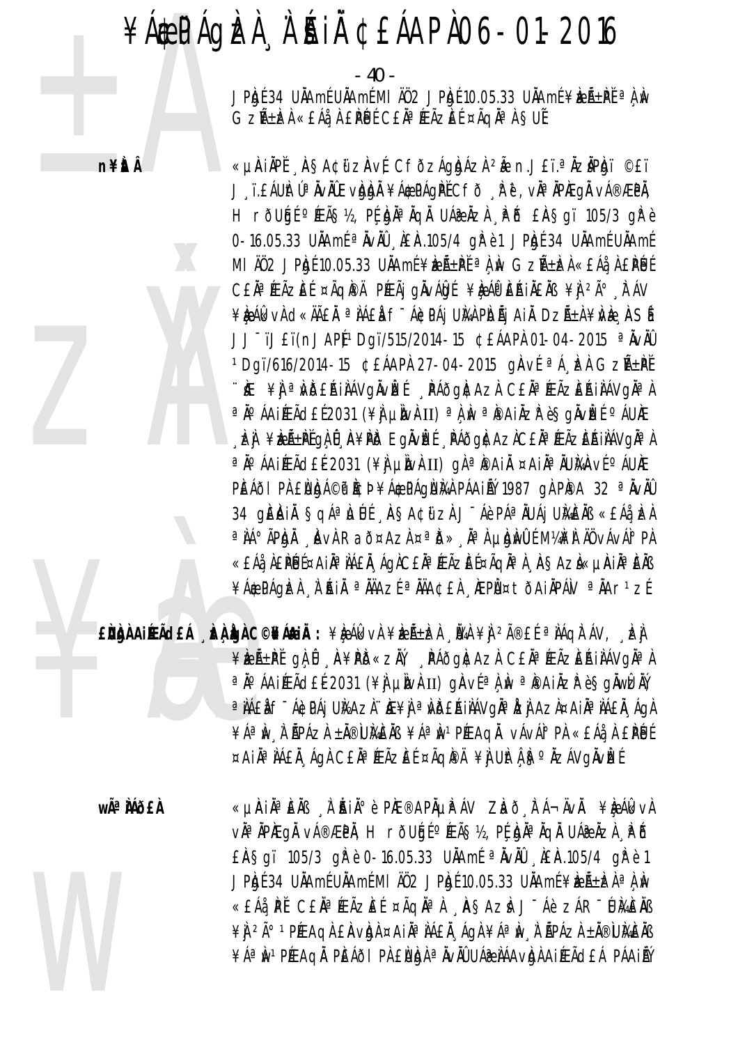JPÀgÉ 34 UÀÄAmÉUÀÄAmÉ Ml ÄÖ2 JPÀgÉ 10.05.33 UÀÄAmÉ ¥ÀæzÉñÀPÉ ªÀ¸Àw GzÉÝñÀPÀ«£Áå¸À£ÀPÉÌ C£ÀĪÉÆÃzÀ£É ¤ÃqÀ¯ÁUÀÄ

**n¥ÀÄÀ**

«µÀAiÀÄPÉ ¸ÀA§A¢üzÀAvÉ Cfð¢ÁgÀgÀÄzÀ ²æãn.J£ï.ªÀÄzÀÄPÀgï ©£ï J¸ï.£ÁUÀ¥ÀÆªÀÄÃUÉvÀgÀgÀÄ ¥ÁæPÁgÀPÉÌ Cfð ¸À°è, vÀĪÀÄPÀÆgÀÄ vÁ®ÆPÀÄ, H rðUÉgÉ ºÉÆÃ§½, PÉ¸ÀgÀªÀÄqÀÄ UÁæªÀÄzÀ ¸ÀªÉð £À§gï 105/3 gÀ°è 0-16.05.33 UÀÄAmÉ ªÀÄvÀÄÛ ¸ÀE£À.105/4 gÀ°è 1 JPÀgÉ 34 UÀÄAmÉUÀÄAmÉ Ml ÄÖ2 JPÀgÉ 10.05.33 UÀÄAmÉ ¥ÀæzÉñÀPÉ ªÀ¸Àw GzÉÝñÀPÀ«£Áå¸À£ÀPÉÌ C£ÀĪÉÆÃzÀ£É ¤ÃqÀ®Ä PÉÆÃjgÀÄvÁÛgÉ ¥ÀæÁ¢üPÁgÀzÀ ¥À¸ÁÛªÀ£ÉAiÀÄ ¥ÀæÁ¢üvÀd«ÄÃ£ÀÄ ªÀÄÁ£Àå f¯ÁèPÁj UÀªÀgÀ DzÉñÀ¸ÀASÉå JJ¯ïJ£ï(n)JAPÉ Dgï/515/2014-15 ¢£ÁAPÀ 01-04-2015 ªÀÄvÀÄÛ ¹Dgï/616/2014-15 ¢£ÁAPÀ 27-04-2015 gÀAvÉ ªÁ¸ÀzÀ GzÉÝñÀPÉÌ ¨sÉ ¥Àj ªÀwð£ÉAiÀiÁVgÀÄvÀÛzÉ ¸ÀªÀÄðgÀPÀ AzÀ C£ÀĪÉÆÃzÀ£ÉAiÀiÁVgÀĪÀ ªÀÄ°ÁAiÀÄ£ÉÃd£É 2031 (¥Àj µÀÌøvÀ II) ªÀ¸Àw ªÀ®AiÀÄzÀ°è§gÀÄvÀÛzÉ ºÁUÀÆ ¸ÀzÀj ¥ÀæzÉñÀPÉÌgÀ¸ÛÉ ¸À¥ÀPÀð EgÀÄvÀÛzÉ ¸ÀªÀÄðgÀPÀ AzÀ C£ÀĪÉÆÃzÀ£ÉAiÀiÁVgÀĪÀ ªÀÄ°ÁAiÀÄ£ÉÃd£É 2031 (¥Àj µÀÌøvÀ II) gÀ ªÀ®AiÀÄ ¤AiÀĪÀÄUÀ¼À vÉ ºÁUÀÆ PÀ£ÁðlPÀ £ÀUÀgÀ ©ÃzÀ ¥ÁæPÁgÀUÀ¼À PÁAiÉÄÝ 1987 gÀ PÀ®A 32 ªÀÄvÀÄÛ 34 gÀ£ÀéAiÀÄ §qÁªÀuÉUÉ ¸ÀA§A¢üzÀ J¯Áè PÁªÀÄUÁjUÀ¼À£ÀÄß «£Áå¸ÀzÀ ªÀÄÁ°ÃPÀgÀÄ ¸ÀévÀ Rað¤AzÀ ¤ªÀð» ¸ÀĪÀ µÀgÀvÀÛUÉ M¼À¥ÀlÄÖ vÁvÁÌ°PÀ «£Áå¸À£ÀPÉÌ ¤AiÀĪÀiÁ£ÀÄ¸ÁgÀ C£ÀĪÉÆÃzÀ£É ¤ÃqÀ¯ÁUÀ¸À§AzÀÄ «µÀAiÀĪÀ£ÀÄß ¥ÁæPÁgÀzÀ ¸À¨sÉAiÀÄ ªÀÄAzÉ ªÀÄAqÀ¢£À ¸ÀĪÀÄ¤ÛtðAiÀÄPÁV ªÀÄr¹zÉ

**£ÀUÀgÀAiÉÆÃd£Á ¸ÀzÀ¸ÀågÀ C©ü¥ÁæAiÀÄ :** ¥ÀæÁ¢üvÀ ¥ÀæzÉñÀzÀ ¸ÀÄvÀÛ ¥Àj²Ã®£É ªÀiÁqÀ¯ÁV, ¸ÀzÀj ¥ÀæzÉñÀPÉ gÀ¸ÛÉ ¸À¥ÀPÀð «zÀÝ ¸ÀªÀÄðgÀPÀ AzÀ C£ÀĪÉÆÃzÀ£ÉAiÀiÁVgÀĪÀ ªÀÄ°ÁAiÀÄ£ÉÃd£É 2031 (¥Àj µÀÌøvÀ II) gÀAvÉ ªÀ¸Àw ªÀ®AiÀÄzÀ°è§gÀÄwÛzÀÝ, ªÀÄÁ£Àå f¯ÁèPÁj UÀªÀgÀ AzÀ ¨sÉ ¥Àj ªÀwð£ÉAiÀiÁVgÀĪÀzÀj AzÀ ¤AiÀĪÀiÁ£ÀÄ¸ÁgÀ ¥ÁªÀw¸À¨ÉÃPÁzÀ ±ÀÄ®ÌUÀ¼À£ÀÄß ¥ÁªÀw¹PÉÆAqÀÄ vÁvÁÌ°PÀ «£Áå¸À£ÀPÉÌ ¤AiÀĪÀiÁ£ÀÄ¸ÁgÀ C£ÀĪÉÆÃzÀ£É ¤ÃqÀ®Ä ¥ÀjUÀt¸À§ºÀÄzÁVgÀÄvÀÛzÉ

**wÃªÀiÁð£À**

«µÀAiÀÄ£ÀÄß ¸À«ªÀgÀªÁV ZÀað¸À¯Á¬ÄvÀÄ. ¥ÀæÁ¢üvÀ vÀĪÀÄPÀÆgÀÄ vÁ®ÆPÀÄ, H rðUÉgÉ ºÉÆÃ§½, PÉ¸ÀgÀªÀÄqÀÄ UÁæªÀÄzÀ ¸ÀªÉð £À§gï 105/3 gÀ°è 0-16.05.33 UÀÄAmÉ ªÀÄvÀÄÛ ¸ÀE£À.105/4 gÀ°è 1 JPÀgÉ 34 UÀÄAmÉUÀÄAmÉ Ml ÄÖ2 JPÀgÉ 10.05.33 UÀÄAmÉ ¥ÀæzÉñÀzÀ ªÀ¸Àw «£Áå¸ÀPÉÌ C£ÀĪÉÆÃzÀ£É ¤ÃqÀ¯ÁUÀĪÀ ¸ÀA§AzÀ J¯Áè zÁR¯ÉUÀ¼À£ÀÄß ¥Àj²Ã°¹ PÉÆAqÀÄ £ÀAvÀgÀ ¤AiÀĪÀiÁ£ÀÄ¸ÁgÀ ¥ÁªÀw¸À¨ÉÃPÁzÀ ±ÀÄ®ÌUÀ¼À£ÀÄß ¥ÁªÀw¹PÉÆAqÀÄ PÀ£ÁðlPÀ £ÀUÀgÀ ªÀÄvÀÄÛ UÁæªÀiÁAvÀgÀ AiÉÆÃd£Á PÁAiÉÄÝ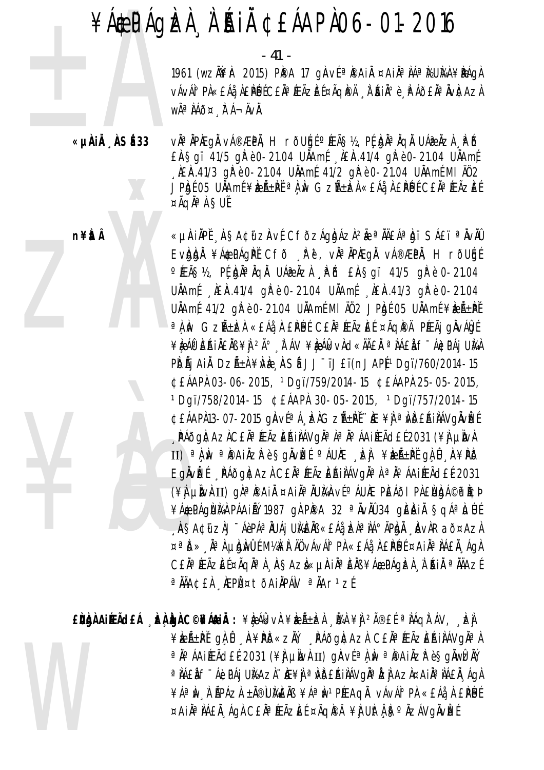1961 (wzÀ¥Àr 2015) PÀ®A 17 gÀ CrAiÀ ¤AiÀªÀÄ¨ÁªÀ½UÀ¼À ¥ÀæPÁgÀ vÁvÁÌ°PÀ «£Áå¸À£ÀPÉÌ C£ÀĪÉÆÃzÀ£É ¤ÃqÀ®Ä ¸ÀPÁðgÀ ºÉÆgÀr¹zÀ C¢ü¸ÀÆZÀ£É ºÉÆgÀr¸À¯ÁVzÉ.

**«µÀAiÀÄ ¸ÀASÉå 33**

vÀĪÀPÀÆgÀÄ vÁ®ÆèPÀÄ, H ðÄUÉgÉ ºÉÆÃ§½, PÉ¸ÀgÀªÀÄqÀÄ UÁæªÀÄzÀ ¸ÀªÉð £ÀA§gï 41/5 gÀ°è 0-21.04 UÀÄAmÉ, ¸ÀEA.41/4 gÀ°è 0-21.04 UÀÄAmÉ, ¸ÀEA.41/3 gÀ°è 0-21.04 UÀÄAmÉ 41/2 gÀ°è 0-21.04 UÀÄAmÉ MlÄÖ 2 JPÀgÉ 05 UÀÄAmÉ ¥ÀæzÉñÀPÉÌ ªÀ¸Àw GzÉÝñÀPÁÌV ¨sÀÆ ¥ÀjªÀvÀð£É C£ÀĪÉÆÃzÀ£É ¤ÃqÀĪÀ §UÉÎ.

**n¥Ààt**

«µÀAiÀÄPÉÌ ¸ÀA§A¢ü¹zÀAvÉ CfðzÁgÀgÁzÀ ²æ ªÀÄAdÄ£Áxï SÁ£ï ªÀÄvÀÄÛ EvÀgÀgÀÄ ¥ÁæPÁgÀPÉÌ Cfð ¸À°è¹, vÀĪÀPÀÆgÀÄ vÁ®ÆèPÀÄ, H ðÄUÉgÉ ºÉÆÃ§½, PÉ¸ÀgÀªÀÄqÀÄ UÁæªÀÄzÀ ¸ÀªÉð £ÀA§gï 41/5 gÀ°è 0-21.04 UÀÄAmÉ, ¸ÀEA.41/4 gÀ°è 0-21.04 UÀÄAmÉ, ¸ÀEA.41/3 gÀ°è 0-21.04 UÀÄAmÉ 41/2 gÀ°è 0-21.04 UÀÄAmÉ MlÄÖ 2 JPÀgÉ 05 UÀÄAmÉ ¥ÀæzÉñÀPÉÌ ªÀ¸Àw GzÉÝñÀPÁÌV ¨sÀÆ ¥ÀjªÀvÀð£É C£ÀĪÉÆÃzÀ£É ¤ÃqÀ®Ä PÉÆÃjgÀÄvÁÛgÉ. ¥ÀæPÀgÀtzÀ PÀqÀvÀªÀ£ÀÄß ¥Àj²Ã°¸À¯Á¬ÄvÀÄ. «ÄÃ£Àà ªÀiÁ£Àå ¸ÀPÁðgÀzÀ C¥Àgï ªÀÄÄRå PÁAiÀÄðzÀ²ðUÀ¼ÀÄ «µÀAiÀÄ DzÉñÀ¸ÀASÉå JJ¯ïJ£ï(n JAPÉ)[1] Dgï/760/2014-15 ¢£ÁAPÀ 03-06-2015, [1] Dgï/759/2014-15 ¢£ÁAPÀ 25-05-2015, [1] Dgï/758/2014-15 ¢£ÁAPÀ 30-05-2015, [1] Dgï/757/2014-15 ¢£ÁAPÀ 13-07-2015 gÀAvÉ ªÀ¸ÀwGzÉÝñÀPÉÌ ¨sÀÆ¥ÀjªÀvÀð£ÉUÁV PÉÆÃjgÀĪÀ ¸ÀªÉð £ÀA§gï ¥Àæ¸ÀÄÛvÀ C£ÀĪÉÆÃ¢vÀ ªÀiÁ¸ÀÖgï ¥ÁèåAiÀÄ£ï 2031 (¥Àj�µÀÌøvÀ II) ªÀ¸Àw ªÀ®AiÀÄzÀ°è§gÀÄvÀÛzÉ. ºÁUÀÆ ¸ÀzÀj ¥ÀæzÉñÀPÉÌ gÀ¸ÉÛ ¸ÀA¥ÀPÀð EgÀÄvÀÛzÉ. ¸ÀªÉð £ÀA§gï ¥Àæ¸ÀÄÛvÀ C£ÀĪÉÆÃ¢vÀ ªÀiÁ¸ÀÖgï ¥ÁèåAiÀÄ£ï 2031 (¥Àj¶ÌøvÀ II) gÀ ªÀ®AiÀÄ ¤AiÀªÀÄUÀ¼À vÉÆÃUÀÀ PÀ£ÁðlPÀ £ÀUÀgÀ©üªÀÈ¢Þ ¥ÁæPÁgÀUÀ¼À PÁAiÀÄÝ 1987 gÀ PÀ®A 32 ªÀÄvÀÄÛ 34 gÀ£ÀéAiÀÄ §gÀĪÀ ¥ÀæzÉñÀPÉÌ ¸ÀA§A¢ü¹zÀ J¯Áè PÀAiÀÄðUÀ¼À£ÀÄß «£Áå¸À ªÀÄvÀÄÛ ºÀAvÀ ¸ÀzÀ¸Àå gÀªÉ¤ÃzÀ ¤ªÀð» ¸ÀĪÀ ¤AiÀªÀÄUÀ½UÉ M¼À¥ÀlÄÖ vÁvÁÌ°PÀ «£Áå¸À£ÀPÉÌ ¤AiÀªÀiÁ£ÀÄ¸ÁgÀ C£ÀĪÉÆÃzÀ£É ¤ÃqÀĪÀ ¸ÀA§AzsÀ «µÀAiÀĪÀ£ÀÄß ¥ÁæPÁgÀzÀ ¸À¨sÉAiÀÄ ªÀÄÄAzÉ ªÀÄAqÀ¸À¯ÁUÀÄwÛzÉ. ªÀÄAqÀ¹zÉ.

**£ÀqÀªÀÀAiÀÄ£ÉÆ ¸ÀA¸ÀÌ C¨sÁ«ÄvÀ :** ¥ÀæÁ¸ÀvÀ ¥ÀæzÉñÀzÀ ¸ÀÄvÀÛ ¥Àj²Ã®£É ªÀiÁqÀ¯Á¬ÄvÀÄ, ¸ÀzÀj ¥ÀæzÉñÀPÉÌ gÀ¸ÉÛ ¸ÀA¥ÀPÀð«zÀÄÝ, ¸ÀzÀj ¥Àæ¸ÀÄÛvÀ C£ÀĪÉÆÃ¢vÀ ªÀiÁ¸ÀÖgï ¥ÁèåAiÀÄ£ï 2031 (¥Àj¶ÌøvÀ II) gÀAvÉ ªÀ¸Àw ªÀ®AiÀÄzÀ°è§gÀÄwÛzÀÄÝ, ªÀÄ£À«AiÀÄ£ÀÄß ¥ÀÄgÀ¸ÀÌj¹zÀ ¨sÀÆ ¥ÀjªÀvÀð£ÉUÁV ¸ÀPÁðgÀzÀ ¤AiÀªÀiÁ£ÀÄ¸ÁgÀ ¥ÁæªÀ¸À¤PÀ C£ÀĪÉÆÃzÀ£ÉUÁV ¸ÀPÁðgÀPÉÌ ²¥sÁgÀ¸ÀÄì ªÀiÁqÀ®Ä ¤AiÀªÀiÁ£ÀÄ¸ÁgÀ C£ÀĪÉÆÃzÀ£É ¤ÃqÀ®Ä ¥ÀjUÀt¸À§ºÀÄzÁVgÀÄvÀÛzÉ.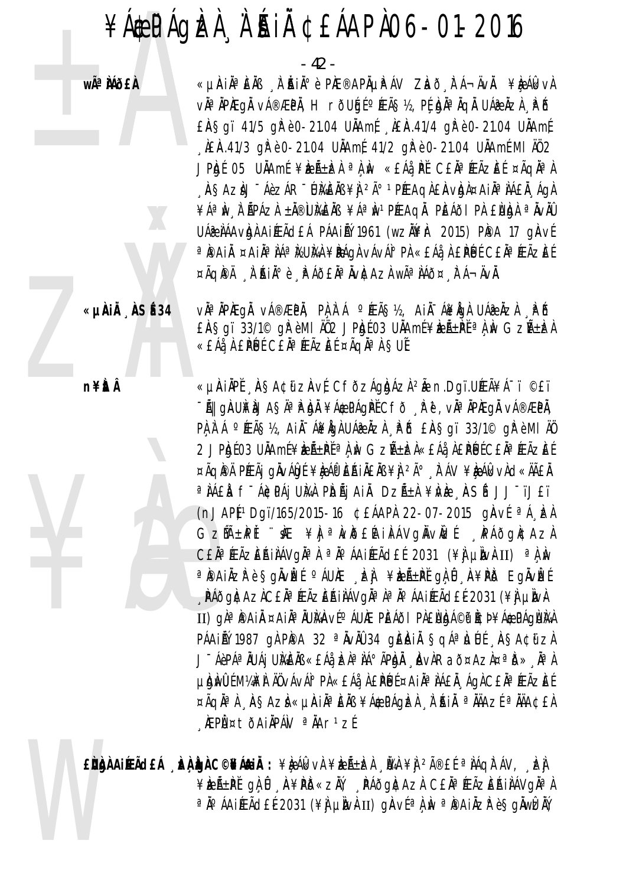**wÃªÀiÁð£À**

«µÀAiÀÄªÀ£ÀÄß ¸ÀÄ¢ÃWÀð ZÀZÉð¸À¯ÁV, ¥ÁæªÀÄvÀ£ÀÄß ¸ÁªÀðd¤PÀ gÀ¸ÉÛ FUÀ¯Éà EzÉ. DzÀÝjAzÀ ºÀ«ÄäPÉÆArgÀĪÀ ¥ÀæªÀiÁtªÀ£ÀÄß ¥ÀjUÀt¹ ¸ÀAPÀ°vÀ GzÉÝñÀPÉÌ C£ÀÄzÀAvÉ w¢ÝzÀ J¯ï.n. £ÀA.41/5 gÀ°è 0-21.04 UÀÄAmÉ, ¸ÀªÉð.41/4 gÀ°è 0-21.04 UÀÄAmÉ, ¸ÀªÉð.41/3 gÀ°è 0-21.04 UÀÄAmÉ 41/2 gÀ°è 0-21.04 UÀÄAmÉ MlÄÖ 2 JPÀgÉ 05 UÀÄAmÉ ¥ÀæzÉñÀªÀ£ÀÄß «£Áå¸À PÉÆÃzÀ£Éà ¥ÀæPÁgÀ ªÀ¸Àw GzÉÝñÀPÉÌ ¸ÉÃjzÀAvÉ EvÀgÉ C£ÀÄ¥ÀAiÉÆÃUÀzÀ ¥ÀæzÉñÀªÁV ¥Àj¢üAiÀÄ UÀrAiÀÄ ¨sÀÆ ¥ÀjªÀvÀð£ÉUÉ PÀ£ÁðlPÀ £ÀUÀgÀ ªÀÄvÀÄÛ UÁæªÀiÁAvÀgÀ AiÉÆÃd£Á PÁAiÉÄÝ 1961 (wzÀÄÝ¥Àr 2015) PÀ®A 17 gÀAvÉ ªÀiÁ¥ÁðqÀÄ ªÀiÁrPÉÆArgÀĪÀ §UÉÎ ¸ÀgÀPÁgÀPÉÌ ªÀgÀ¢ ¸À°è¸À®Ä wÃªÀiÁ¤¸À¯Á¬ÄvÀÄ.

**«µÀAiÀÄ ¸ÀASÉå34**

vÁªÀÄPÀgÀ UÁæªÀÄ, PÀ¸À¨Á ºÉÆÃ§½, AiÀÄ¯ÁèªÀgÀ UÁæªÀÄzÀ ¸ÀªÉð £ÀA§gï 33/1© gÀ°è MlÄÖ 2 JPÀgÉ 03 UÀÄAmÉ ¥ÀæzÉñÀªÀ£ÀÄß GzÉÝñÀ «£Áå¸À £ÀPÉëUÉ C£ÀÄªÉÆÃzÀ£É ¤ÃqÀĪÀ §UÉÎ.

**n¥Àà**

«µÀAiÀÄPÉÌ ¸ÀA§A¢ü¹zÀAvÉ Cfð zÁgÀgÁzÀ ²æà n.Dgï.UÉÆÃ¥Á¯ï ©£ï ¯ÉÃ|gÀAUÀAiÀÄå ¸ÀgÀ¸Àé¤ ¥ÀæPÁgÀPÉÌ Cfð ¸À°è¹, vÁªÀÄPÀgÀ UÁæªÀÄ, PÀ¸À¨Á ºÉÆÃ§½, AiÀÄ¯ÁèªÀgÀ UÁæªÀÄzÀ ¸ÀªÉð £ÀA§gï 33/1© gÀ°è MlÄÖ 2 JPÀgÉ 03 UÀÄAmÉ ¥ÀæzÉñÀPÉÌ ªÀ¸Àw GzÉÝñÀzÀ «£Áå¸À £ÀPÉëUÉ C£ÀÄªÉÆÃzÀ£É ¤ÃqÀ®Ä PÉÆÃjgÀÄvÁÛgÉ. ¥ÀæÁ¢üPÁgÀzÀ ¥Àj²Ã®£Á ¸À«ÄwAiÀÄ ¥ÀæÁ¢üPÁgÀzÀ ªÀÄÄ£ÀÆ¢ü ¥ÀæPÁgÀ ¸ÀASÉå J J¯ïJ£ï (n) J¸ï¦Dgï/165/2015-16 ¢£ÁAPÀ 22-07-2015 gÀAvÉ ªÁ¸ÀzÀ GzÉÝñÀPÉÌ ¨sÀÆ ¥ÀjªÀvÀð£ÉAiÀiÁVgÀÄvÀÛzÉ. ¸ÀPÁðgÀzÀ AzÀ C£ÀÄªÉÆÃzÀ£ÉAiÀiÁVgÀĪÀ ªÀÄºÁAiÉÆÃd£É 2031 (¥ÀjµÀÌøvÀ II) ªÀ¸Àw ªÀiÁAiÀÄzÀ°è §gÀÄvÀÛzÉ. ºÁUÀÆ ¸ÀzÀj ¥ÀæzÉñÀPÉÌ gÀ¸ÉÛ ¸ÀA¥ÀPÀð EgÀÄvÀÛzÉ. ¸ÀPÁðgÀzÀ AzÀ C£ÀÄªÉÆÃzÀ£ÉAiÀiÁVgÀĪÀ ªÀÄºÁAiÉÆÃd£É 2031 (¥ÀjµÀÌøvÀ II) gÀ ªÀiÁ¥ÁðqÀÄUÀ¼ÀAvÉ ºÁUÀÆ PÀ£ÁðlPÀ £ÀUÀgÀ ªÀÄvÀÄÛ UÁæªÀiÁAvÀgÀ PÁAiÉÄÝ 1987 gÀ PÀ®A 32 ªÀÄvÀÄÛ 34 gÀ£ÀéAiÀÄ §qÁªÀuÉ ¸ÀA¢ü¹zÀ J¯Áè PÁªÀÄUÁjUÀ¼À£ÀÄß «£Áå¸À zÀ°èAiÀÄ°è ¸ÉÃjzÀAvÉ ¸ÀgÀPÁgÀzÀ ªÀiÁ£ÀågÀ ªÉÆÃ®Ä¸ÀÄÛªÁjUÉ M¼À¥ÀqÀÄvÀÛzÉ. «£Áå¸À £ÀPÉëUÉ C£ÀÄªÉÆÃzÀ£É ¤ÃqÀ§ºÀÄzÉ. F §UÉÎ «µÀAiÀÄªÀ£ÀÄß ¥ÁæPÁgÀzÀ ¸À¨sÉAiÀÄ ªÀÄÄAzÉ ªÀÄAr¸À¯ÁVzÉ.

**£ÀUÀgÀAiÉÆÃd£Á ¸ÀºÀ¤zÉÃð±ÀPÀgÀ C©ü¥ÁæAiÀÄ :** ¥ÀæÁ¢üPÁgÀzÀ ¸ÀzÀ¸ÀågÀ ¥Àj²Ã®£Á ªÀgÀ¢AiÀÄAvÉ, ¸ÀzÀj ¥ÀæzÉñÀPÉÌ gÀ¸ÉÛ ¸ÀA¥ÀPÀð EzÀÄÝ, ¸ÀPÁðgÀzÀ AzÀ C£ÀÄªÉÆÃzÀ£ÉAiÀiÁVgÀĪÀ ªÀÄºÁAiÉÆÃd£É 2031 (¥ÀjµÀÌøvÀ II) gÀAvÉ ªÀ¸Àw ªÀiÁAiÀÄzÀ°è §gÀÄwÛzÀÄÝ,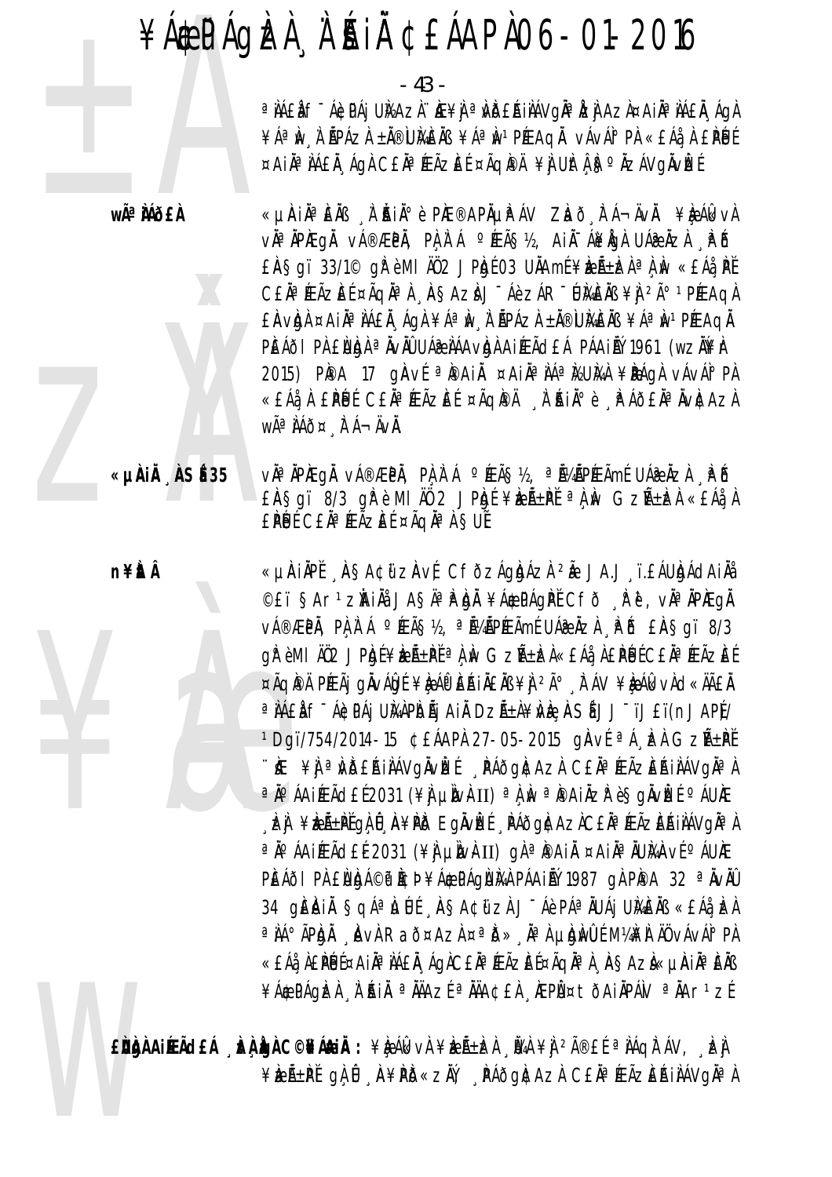ªÀÄÁ£Àå ¨ÁèPÁå UÀ¼ÀAzÀ ¨ÉÆ¥Àå ªÀÄÌ¼À£ÉàiÀÄÁVgÀªÀ¥Àå ÀAzÀ¤AiÀÄ ªÀÄÁ£À ÁgÀ ¥ÁªÀw ¸À¨sÉÁzÀ ±Á®UÀ¼ÀÆ ÀÆß ¥ÁªÀw ¹ PÉEAqÀ vÁvÁÌ°PÀ «£Áå¸À £ÀPÀ±É ¤AiÀÄªÀÄÁ£À ÁgÀ C£ÀªÉÆÃzÀ£É ¤ÃqÀ®Ä ¥ÀÄ£Àgï ¸À ªÀÄZÁVgÀÄvÀÛzÉ

**wÃªÀiÁð£À**

«µÀAiÀÄªÀEÀß ¸À¨sÉAiÀÄ°è PÀÆ®APÀµÀªÁV ZÀZÉð¸À ÁUÀvÀÄ ¥ÁæÁ¢üPÁgÀ vÀÄ ÃPÀEgÀÄ vÁ®ÆèPÀ, PÀ¸À À Á ºÉÆÃ§½, AiÀÄ ÁvÀ®gÀÄ UÁæªÀÄzÀ ¸À ÀÄ £À§gï 33/1© gÀ°è MI ÀÖ2 J PÀgÉ03 UÀÄAmÉ¥ÀæzÉÃ±ÀzÀ ªÀ¸À w «£Áå¸ÀPÉ C£ÀªÉÆÃzÀ£É¤ÃqÀªÀ ¸À§AzÀ J ¨ÁèzÁR ¯ÁUÀ¼ÀÆß¥ÀÄ ²Ã° ¹ PÉEAqÀ £ÀvÀgÀ ¤AiÀÄªÀÄÁ£À ÁgÀ ¥ÁªÀw ¸À ÀÄPÁzÀ ±Á®UÀ¼ÀÆß ¥ÁªÀw ¹ PÉEAqÀ PÈÁð I PÀ £ÀUÀgÀ ªÀÄvÀÛ UÁæªÀÄÁAvÀgÀ AiÉÆÃd£Á PÁAiÀÄÝ1961 (wzÀÝ¥Àr 2015) PÀ®A 17 gÀ vÉ ª ÀAiÀÄ ¤AiÀÄªÀÄÁ ªÀ½UÀ¼À ¥ÀæÁgÀ vÁvÁÌ°PÀ «£Áå¸À £ÀPÀ±É C£ÀªÉÆÃzÀ£É ¤ÃqÀ®Ä ¸À¨sÉAiÀÄ°è ¸ÀªÁð£ÀªÀÄvÀ¢AzÀ wÃªÀiÁð¤¸À ÁUÀvÀÄ

**«µÀAiÀÄ ¸ÀSÉå35**

vÀÄ ÃPÀEgÀÄ vÁ®ÆèPÀ, PÀ¸À À Á ºÉÆÃ§½, ªÀÄ¼ÀîPÉÃmÉ UÁæªÀÄzÀ ¸À ÀÄ £À§gï 8/3 gÀ°è MI ÀÖ2 J PÀgÉ ¥ÀæzÉÃ±ÀPÉ ª À¸À w GzÉÝÃ±ÀzÀ «£Áå¸À £ÀPÀ±É C£ÀªÉÆÃzÀ£É ¤ÃqÀªÀ §UÉ

**n¥ÀàtÂ**

«µÀAiÀÄPÉ ¸À§A¢ü¹zÀAvÉ CfðzÁgÀgÁzÀ ²æ J.A.J¸ï.£ÁUÀgÁdAiÀÄå ©£ï §Ar ¹zÀÝAiÀÄå J§ÄªÀgÀÄ ¥ÁæPÁgÀPÉ Cfð ¸À°è¹, vÀÄ ÃPÀEgÀÄ vÁ®ÆèPÀ, PÀ¸À À Á ºÉÆÃ§½, ªÀÄ¼ÀîPÉÃmÉ UÁæªÀÄzÀ ¸À ÀÄ £À§gï 8/3 gÀ°è MI ÀÖ2 J PÀgÉ ¥ÀæzÉÃ±ÀPÉ ª À¸À w GzÉÝÃ±ÀzÀ «£Áå¸À £ÀPÀ±É C£ÀªÉÆÃzÀ£É ¤ÃqÀ®Ä PÉÆÃjgÀÄvÁÛgÉ ¥ÀæÁ¢üPÁgÀªÀÅ ¥Àj²Ã° ¸À ÁV ¥ÁæÁ¢üPÁgÀ d«ÄÃ£À ªÀÄÁ£Àå ¨ÁèPÁå UÀ¼À PÉÃAiÀÄ DzÉÃ±À ¸ÀASÉå: J£ï.J¯ï.n.Dgï/¹ Dgï/754/2014-15 ¢£ÁAPÀ 27-05-2015 gÀ vÉ ªÁ¸À zÀ GzÉÝÃ±ÀPÉ ¨sÀÆ ¥ÀjªÀwð£ÉAiÀÄÁVgÀÄvÀÛzÉ ¸ÀzÀj ¥Àæ¸ÁÛ¦vÀ ¸ÀA ÀåzÀ PÀ ÉÁðA¢AzÀ C£ÀªÉÆÃzÀ£ÉAiÀiÁVgÀªÀ ªÀÄ¸ÀÖgï ¥ÁèãiÀÄ 2031 (¥ÀjµÀÌöÈvÀ II) ªÀ¸À w ªÀ®AiÀÄzÀ°è §gÀÄvÀÛzÉ ºÁUÀÆ ¸ÀzÀj ¥Àæ¸ÁÛ¦vÀ ¸ÀévÀÛ£ÀÄ ¥ÀæzsÁ£À gÀ ÉÛUÉ ºÉÆAzÀPÉÆArgÀÄvÀÛzÉ ¸ÀzÀj ¥ÀæzÉÃ±ÀPÉ ¸ÀA ÀåzÀ PÀ ÉÁðA¢AzÀ C£ÀªÉÆÃzÀ£ÉAiÀiÁVgÀªÀ ªÀÄ¸ÀÖgï ¥ÁèãiÀÄ 2031 (¥ÀjµÀÌöÈvÀ II) gÀ ª ÀAiÀÄ ¤AiÀÄªÀÄUÀ¼À vÉ ºÁUÀÆ PÈÁð I PÀ £ÀUÀgÀ ©ü ÀÈ¢Þ ¥ÁæPÁgÀUÀ¼À PÁAiÀÄÝ 1987 gÀ PÀ®A 32 ªÀÄvÀÄÛ 34 gÀ£ÀéAiÀÄ §zÀ ÁªÀuÉ ¸À§A¢ü¹zÀ J¯Áè PÁªÀÄUÁjUÀ¼ÀÆß «£Áå¸ÀzÀ ªÀÄÁ°ÃPÀgÀÄ ¸ÀévÀ Raë¤AzÀ ¤ªÀð»¸À ÉÃPÀ µÀgÀvÀÄÛUÉ M¼À¥ÀlÖ vÁvÁÌ°PÀ «£Áå¸À £ÀPÀ±É ¤AiÀÄªÀÄÁ£À ÁgÀ C£ÀªÉÆÃzÀ£É ¤ÃqÀªÀ ¸À§AzsÀ «µÀAiÀÄªÀEÀß ¥ÁæPÁgÀzÀ ¸À¨sÉAiÀÄ ªÀÄÄAzÉ ªÀÄAr¸À ¯ÁVzÉ CzÀÄ ¤tðAiÀÄPÁV ªÀÄAr¸À ¯ÁVzÉ

**£ÀUÀgÀ AiÉÆÃd£Á ¸ÀzÀ¸ÀågÀ C©ü ÁæAiÀÄ :** ¥ÁæÁ¢üPÁgÀ ¥ÀæzÉÃ±À ¸ÀÄvÀÛ¥Àj²Ã®£É ªÀÄÁqÀ ÁV, ¸ÀzÀj ¥ÀæzÉÃ±ÀPÉ gÀ ÉÛ ¸À¥ÀPÀð «zÀÝ, ¸ÀA ÀåzÀ PÀ ÉÁðA¢AzÀ C£ÀªÉÆÃzÀ£ÉAiÀiÁVgÀªÀ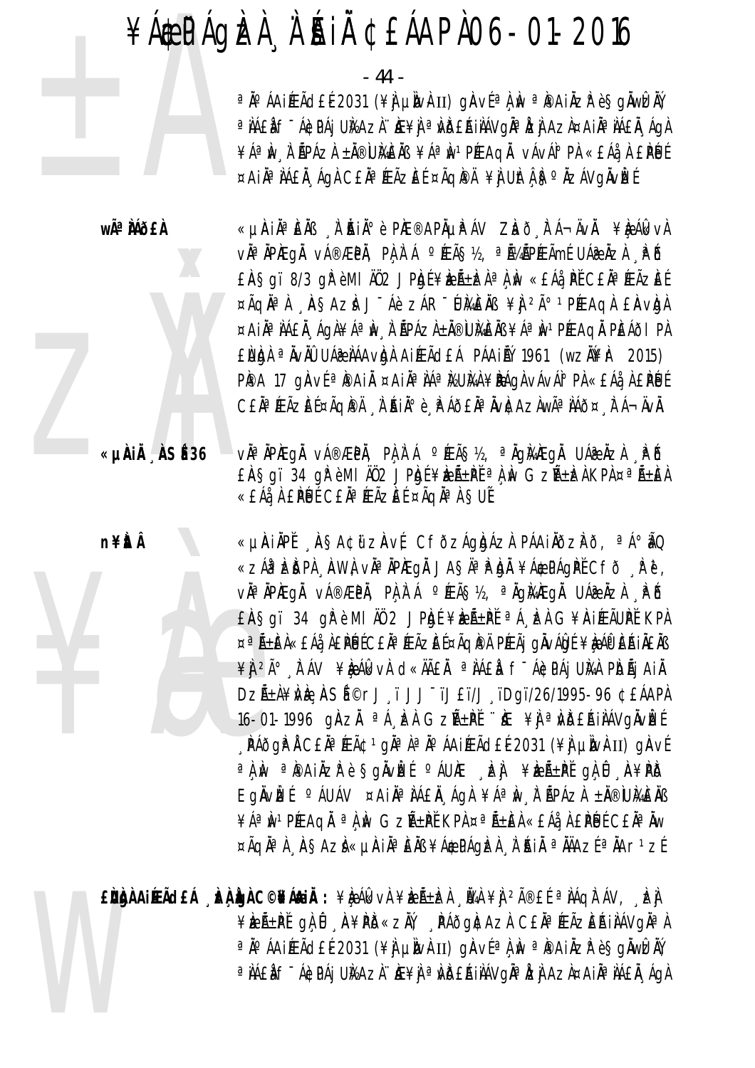ªÀĺÁAiÉÆÃd£É 2031 (¥ÀjµÀÌöÈvÀ II) gÀ°è vÉÆÃgÀ¯ÁzÀ ªÀiÁ¸ÀÖgï ¥ÁèöåUÉ ªÀiÁ£Àå ¸ÀPÁðgÀzÀ C£ÀĪÉÆÃzÀ£É ¥ÀqÉzÀ ªÀÄvÀÄÛ ªÀÄ°è¸ÀĪÀ ¥ÀæzsÁ¤AiÀÄ ¤AiÀĪÀiÁªÀ½UÀ¼À ¥ÀæPÁgÀ ¸ÀzÀj ¥ÀæzÉñÀªÀ£ÀÄß ¤ªÁð»¸À®Ä C£ÀĪÀÄw ¤ÃqÀ¯ÁUÀÄvÀÛzÉ ªÀÄvÀÄÛ ªÀÄÄA¢£À ¤AiÀĪÀiÁ£ÀĸÁgÀ PÀæªÀÄ PÉÊUÉƼÀÄîªÀÅzÀÄ.

**wÃªÀiÁð£À**

«µÀAiÀÄ ¸ÀASÉå:36 PÀAqÀwÛ ªÀiÁqÀ¯ÁUÀzÀ «µÀAiÀÄzÀ ¥ÀæPÁgÀ vÀ¼ÀPÀªÀ ¥Á¯ÁAiÀÄ ªÀiÁzsÀgÀ UÀÄgÀÄPÀÄ¥Àà ªÀÄAzsÀ ¸ÀASÉå ¸À.£ÀA 8/3 gÀ°è MlÄÖ 2 JPÀgÉ ¥ÀæzÉñÀªÀ£ÀÄß «£Áå¸À C£ÀĪÉÆÃzÀ£É ¤ÃqÀ®Ä ¸ÀPÁðgÀzÀ ¥ÀæzsÁ£À PÁAiÀÄðzÀ²ðUÀ¼ÀÄ ¤zÉÃð²¹gÀĪÀ ºÁUÀÆ ¸ÀPÁðgÀzÀ C£ÀĪÉÆÃzÀ£ÉAiÀÄ£ÀÄß ¥ÀqÉzÀÄ ¥Áæ¢üPÁgÀzÀ ¥ÀæPÀgÀt 17 gÀ CrAiÀÄ°è ¤AiÀĪÀiÁªÀ½AiÀÄ ¥ÀæPÁgÀ PÀæªÀÄ PÉÊUÉƼÀÄîªÀ ªÀÄÆ®PÀ C£ÀĪÉÆÃzÀ£É ¤ÃqÀ®Ä ¥Áæ¢üPÁgÀzÀ ¸À¨sÉAiÀÄ°è wÃªÀiÁð¤¸À¯Á¬ÄvÀÄ.

**«µÀAiÀÄ ¸ÀASÉå:36**

vÀ¼ÀPÀªÀ ¥Á¯ÁAiÀÄ ªÀiÁzsÀgÀ UÀÄgÀÄPÀÄ¥Àà ªÀÄAzsÀ ¸ÀASÉå ¸À.£ÀA 34 gÀ°è MlÄÖ 2 JPÀgÉ ¥ÀæzÉñÀPÉÌ ªÀ¸Àw GzÉÝñÀPÁÌV ªÀÄ£ÉUÀ¼À «£Áå¸À£ÀPÉÌ C£ÀĪÉÆÃzÀ£É ¤ÃqÀĪÀ §UÉÎ.

**n¥Ààt**

«µÀAiÀÄPÉÌ ¸ÀA§A¢ü¹zÀAvÉ CfðzÁgÀgÁzÀ PÁAiÀÄðzÀıÀð, ªÀÄ°èPÁQ «zÁå£ÀUÀgÀ ¸ÀAWÀ, vÀ¼ÀPÀªÀ J¸ï.ªÀgÀ¨sÀ ¥ÁæPÁgÀPÀÌ Cfð ¸À°è¹, vÀ¼ÀPÀªÀ ¥Á¯ÁAiÀÄ ªÀiÁzsÀgÀ UÀÄgÀÄPÀÄ¥Àà ªÀÄAzsÀ ¸ÀASÉå ¸À.£ÀA 34 gÀ°è MlÄÖ 2 JPÀgÉ ¥ÀæzÉñÀPÉÌ ªÀ¸Àw GzÉÝñÀPÁÌV ªÀÄ£ÉUÀ¼À «£Áå¸À C£ÀĪÉÆÃzÀ£É ¤ÃqÀ®Ä PÉÆÃjgÀĪÀAvÉ ¥ÀæzÉñÀzÀ ¨sÀÆ ¥ÀjªÀvÀð£É DzÉñÀªÀ£ÀÄß f¯Áè¢üPÁjUÀ¼ÀÄ PÀqÀvÀ ¸ÀASÉå: J¸ïJ¯ïJ£ï/¹Dgï/26/1995-96 ¢£ÁAPÀ 16-01-1996 gÀAzÀÄ ªÀiÁrzÀÄÝ GzÉÝñÀPÉÌ ¨sÀÆ ¥ÀjªÀvÀð£ÉAiÀiÁVgÀÄvÀÛzÉ. ¸ÀPÁðgÀªÀÅ C£ÀĪÉÆÃ¢¹gÀĪÀ ªÀĺÁAiÉÆÃd£É 2031 (¥ÀjµÀÌöÈvÀ II) gÀ°è vÉÆÃgÀ¯ÁzÀ ªÀiÁ¸ÀÖgï ¥Áèö£À°è ¸ÀzÀj ¥ÀæzÉñÀªÀÅ gÀ¸ÉÛ ¸À¥ÀÆgÀ EgÀÄvÀÛzÉ. ºÁUÀÆ ºÁUÀÆ ¤AiÀĪÀiÁªÀ½UÀ¼À ¥ÀæPÁgÀ ¸ÀzÀj ¥ÀæzÉñÀªÀ£ÀÄß ¥ÀæzsÁ¤AiÀÄ ªÀÄ£É GzÉÝñÀPÁÌV ªÀÄ£ÉUÀ¼À «£Áå¸À C£ÀĪÉÆÃzÀ£É ¤ÃqÀ®Ä ¸À¨sÉAiÀÄ «µÀAiÀÄ ¥ÁæPÁgÀzÀ ¸À¨sÉAiÀÄ ªÀÄÄAzÉ ªÀÄAr¸À¯ÁVzÉ.

**£ÀUÀgÀ AiÉÆÃd£Á ¸ÀzÀ¸ÀågÀ C©ü¥ÁæAiÀÄ:** ¥ÀæwÃvÀ ¥ÀæzÉñÀzÀ ¸ÀÄvÀÛ ¥Àj¸ÀgÀzÀ ªÀiÁ»w, ¸ÀzÀj ¥ÀæzÉñÀPÉÌ gÀ¸ÉÛ ¸À¥ÀÆgÀ «zÀÄå, ¸ÀPÁðgÀzÀ C£ÀĪÉÆÃzÀ£ÉAiÀiÁVgÀĪÀ ªÀĺÁAiÉÆÃd£É 2031 (¥ÀjµÀÌöÈvÀ II) gÀ°è vÉÆÃgÀ¯ÁzÀ ªÀiÁ¸ÀÖgï ¥ÁèöåUÉ ªÀiÁ£Àå ¸ÀPÁðgÀzÀ C£ÀĪÉÆÃzÀ£É ¥ÀqÉzÀ ªÀÄvÀÄÛ ªÀÄ°è¸ÀĪÀ ¥ÀæzsÁ¤AiÀÄ ¤AiÀĪÀiÁªÀ½UÀ¼À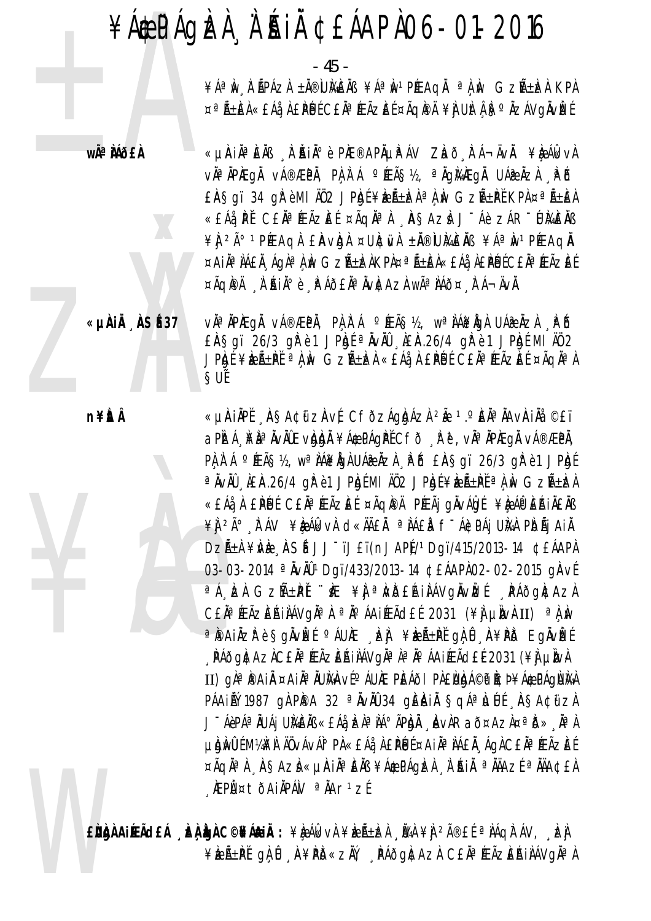¥ÁªwÀ¸ÀÃPÁzÀ ±Á®UÀ¼ÉÆ¼ÀUÉ ¥ÁªwÀ¹PÉÆAqÀ ªÀ¸Àw GzÉÝñÀPÁÌV ¤ªÀÄð¸À¯Á¢zÀ ªÀ¸ÀwUÀ¼À zÉÆgÀªÀ ¥ÀgÀªÀiÁ«zÉ.

**wÃªÀiÁð£À**

«µÀAiÀÄªÀ£ÀÄß ¸À«¸ÀÛgÀªÁV ¥Àj²Ã°¹zÀ £ÀAvÀgÀ ¸ÀPÁðgÀªÀÅ ¤ÃrzÀ ¸ÀÆZÀ£ÉAiÀÄ ¥ÀæPÁgÀ ¨ÉAUÀ¼ÀÆgÀÄ GvÀÛgÀ vÁ®ÆèPÀÄ, ºÉ¸ÀgÀWÀlÖ ºÉÆÃ§½, ªÀÄgÀ¼ÀPÉgÉ UÁæªÀÄzÀ ¸ÀªÉð £ÀA§gï 34 gÀ°è MlÄÖ 2 JPÀgÉ ¥ÀæzÉñÀzÀ ªÀ¸Àw GzÉÝñÀPÉÌ ¤ªÀÄð¸À¯Á¢zÀ ªÀ¸ÀwUÀ¼À ¤gÀÄ¥ÀAiÀÄÄPÀÛ CªÀPÁ±À ¤ÃqÀ¯ÁVzÉ. ¸ÀzÀj ¥ÀæzÉñÀzÀ ªÀ¸ÀwUÀ¼À ¤ªÀÄð¸À¯Á¢zÀ CzsÀåPÀëgÀÄ ¤gÀÄ¥ÀAiÀÄÄPÀÛ ¥ÀæªÀiÁt¥ÀvÀæªÀ£ÀÄß ¸À°è¸À¨ÉÃPÁVzÉ.

**«µÀAiÀÄ ¸ÀASÉå 37**

vÀªÀÄPÉgÀ vÁ®ÆèPÀÄ, PÀ¸À¨Á ºÉÆÃ§½, wªÀiÁä¸ÀAzÀæ UÁæªÀÄzÀ ¸ÀªÉð £ÀA§gï 26/3 gÀ°è 1 JPÀgÉ ªÀÄvÀÄÛ ¸ÀÀ.26/4 gÀ°è 1 JPÀgÉ MlÄÖ2 JPÀgÉ ¥ÀæzÉñÀPÉÌ ªÀ¸Àw GzÉÝñÀ «£ÁåAiÀÄ£ÀÄß CªÀPÁ±À ¤ÃqÀ¯Á¢zÉ.

**n¥ÀàtÂ**

«µÀAiÀÄPÉÌ ¸ÀA§A¢ü¸ÀzÀAvÉ CfðzÁgÀgÀÄ ¸À°è¹gÀÄªÀ ªÀÄAvÀæAiÀÄ ©£ï aPÀÌ ¥ÁªÀåPÀ JA§ÄªÀgÀÄ ¥ÁæzsÁgÀPÉÌ Cfð ¸À°è¹, vÀªÀÄPÉgÀ vÁ®ÆèPÀÄ, PÀ¸À¨Á ºÉÆÃ§½, wªÀiÁä¸ÀAzÀæ UÁæªÀÄzÀ ¸ÀªÉð £ÀA§gï 26/3 gÀ°è 1 JPÀgÉ ªÀÄvÀÄÛ ¸ÀÀ.26/4 gÀ°è 1 JPÀgÉ MlÄÖ2 JPÀgÉ ¥ÀæzÉñÀPÉÌ ªÀ¸Àw GzÉÝñÀ «£ÁåAiÀÄ£ÀÄß CªÀPÁ±À ¤ÃqÀÄªÀ PÉÆÃjgÀÄvÁÛgÉ. ¥ÀæÁ¢±ÀPÀ ¸ÀA¥ÀÄ£ÀPÀÄß ¥Àj²Ã°¸À¯ÁV ¥ÀæÁ¢±ÀPÀ ªÀÄ£ÁÃtå ¥ÁæzsÁ£ÀÀ ¤ÃrzÀ ¥ÀgÀªÀiÁ£À ¸ÀASÉå JJ¯ïJ£ï(n)J¸ÀPÉ/¹Dgï/415/2013-14 ¢£ÁAPÀ 03-03-2014 ªÀÄvÀÄÛ ¹Dgï/433/2013-14 ¢£ÁAPÀ 02-02-2015 gÀAvÉ ªÁ¸ÀzÀ GzÉÝñÀPÉÌ ¨sÀÆ ¥ÀjªÀvÀð£ÉAiÀiÁVgÀÄvÀÛzÉ. ¸ÀzÀj ¥ÀæzÉñÀªÀÅ PÀgÀqÀÄ ªÀÄºÁAiÉÆÃd£É 2031 (¥Àj�µÀÌøvÀ II) ªÀ¸Àw ªÀ®AiÀÄzÀ°è §gÀÄvÀÛzÉ. ºÁUÀÆ ¸ÀzÀj ¥ÀæzÉñÀPÉÌ gÀ¸ÉÛ ¸ÀA¥ÀPÀð EgÀÄvÀÛzÉ. ¸ÀzÀj ¥ÀæzÉñÀªÀÅ CªÀÄÈvÀ ªÀÄºÁAiÉÆÃd£É 2031 (¥Àj�µÀÌøvÀ II) gÀ ªÀ®AiÀÄ ¤AiÀÄªÀÄUÀ¼ÀAvÉ ºÁUÀÆ PÀ£ÁðlPÀ £ÀUÀgÀ ©üÃAiÀÄ ¥ÁæzsÁgÀUÀ¼À PÁAiÉÄÝ 1987 gÀ PÀ®A 32 ªÀÄvÀÄÛ 34 gÀ£ÀéAiÀÄ §qÁªÀuÉ ¸ÀA§A¢ü¸ÀzÀ J¯Áè PÁªÀÄUÁjUÀ¼À£ÀÄß «£ÁåzÀ£ÀéAiÀÄ ¤ªÀðºÀuÉ ªÀÄvÀÄÛ EvÀgÀ ¸ÀzÀ¸Àå ¸ÀªÀÄ£ÀéAiÀÄ ªÀiÁrPÉÆAqÀÄ ¥ÀjÃPÀë ªÀiÁr «£ÁåAiÀÄ£ÀÄß CzÁ£ÀÄ«Ä¸ÀÄ«PÉ ¤ÃqÀ§ºÀÄzÁVzÉ. ¸ÀzÀj ¥ÀæzÉñÀzÀ ªÀ¸Àw «£Á¸À¢AzÀ ªÀiÁ£ÀåvÉ ¥ÀqÉAiÀÄ®Ä PÀ£ÁðlPÀ ¸ÀPÁðgÀzÀ C£ÀÄªÉÆÃzÀ£É CUÀvÀå«gÀÄvÀÛzÉ.

**£ÀUÀgÀ AiÉÆÃd£Á ¸ÀºÀ¤zÉÃð±ÀPÀgÀ C©ü¥ÁæAiÀÄ :** ¥ÀæÁ¢±ÀPÀ ¥ÀæzÉñÀzÀ ¸ÀÄvÀÛ¯ÁUÀzÀ ¥Àj²Ã®£É ªÀiÁqÀ¯ÁV, ¸ÀzÀj ¥ÀæzÉñÀPÉÌ gÀ¸ÉÛ ¸ÀA¥ÀPÀð «zÀÄå ¸ÀÄPÀëvÀ ªÁzÀ CªÀPÁ±ÀUÀ¼ÀAiÀiÁVgÀÄ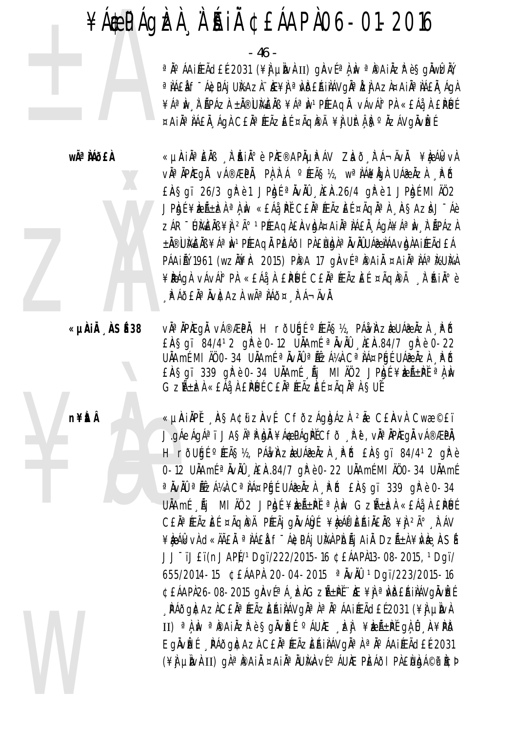ªÃºÁAiÆÃd£É 2031 (¥ÌµÌëÀII) gÀvÉªÀ¸ÀÄ ªÀÄAiÀÄzÀªÀè§gÀÄwÛzÀÝ ªÀÄÁ£Àå ¯ÉÆÃPÁAiÀÄÄPÀÛgÀÄ ¨ÉA¥À ªÀÄÆ£ÉÆÃiÀÄ ÁVgÀÄªÀÅzÀj AzÀ ¤AiÀÄªÀÄÁ£ÀÄ¸ÁgÀ ¥ÁªÀw¸À ÃPÁzÀ ±ÀÄ®Ì¥ÁìÁÄß ¥ÁªÀw¹ PÉÆAqÀÄ vÁvÁÌ°PÀ «£ÁåøÀ £ÀPÉë ¤AiÀÄªÀÄÁ£ÀÄ¸ÁgÀ C£ÀÄªÉÆÃzÀ£É ¤ÃqÀ§ºÀÄ ¥ÀÄUÀÛ ÁgÀ ºÀzÁVgÀÄvÀÛzÉ.

wÃªÀiÁð£À

«µÀAiÀÄ ÃÀÄß ¸ÀÀÌÀiÀÄ°è PÀÆ®APÀµÀPÁV ZÀZÉð¸À¯ÁªÀ¬ÄvÀÄ. ¥ÀæÁwÀvÀ vÀÄªÀÄPÀÆgÀÄ vÁ®ÆèPÀÄ, PÀ¸ÀâÀ ºÉÆÃ§½, wªÀÄä¥ÀÆgÀ UÁæªÀÄzÀ ¸ÀªÉð £ÀA§gï 26/3 gÀ°è 1 JPÀgÉ ªÀÄvÀÄÛ ¸ÀªÉð.26/4 gÀ°è 1 JPÀgÉ MlÄÖ 2 JPÀgÉ ¥ÀæzÉñÀªÀ¸ÀÄÛ «£ÁåøÀPÉÌ C£ÀÄªÉÆÃzÀ£É ¤ÃqÀªÀ ¸À§AzsÀ J¯Áè zÁR¯ÉUÀ¼À£ÀÄß ¥Àj²Ã°¹ PÉÆAqÀÄ £ÀvÀgÀ ¤AiÀÄªÀÄÁ£ÀÄ¸ÁgÀ ¥ÁªÀw¸ÀÄ ÃPÁzÀ ±ÀÄ®ÌUÀ¼À£ÀÄß ¥ÁªÀw¹ PÉÆAqÀÄ PÀÆÁðl PÀÆ£ÀÄgÀÀ ªÀÄvÀÄÛ UÁæªÀiÁAvÀgÀ AiÉÆÃd£Á PÁAiÀÄÝ 1961 (wzÀÄÝ¥Àr 2015) PÀ®A 17 gÀ CÀÄªÉ ¤AiÀÄªÀÄÁªÀ¼ÀUÀ¼À ¥ÀæPÁgÀ vÁvÁÌ°PÀ «£ÁåøÀ £ÀPÉë C£ÀÄªÉÆÃzÀ£É ¤ÃqÀ®Ä ¸ÀÀÌÀiÀÄ°è ¸ÀªÁð£ÀªÀÄvÀ¢AzÀ wÃªÀiÁð¤¸À¯ÁªÀ¬ÄvÀÄ.

«µÀAiÀÄ ¸ÀASÉå:38

vÀÄªÀÄPÀÆgÀÄ vÁ®ÆèPÀÄ, H®rðUÉgÉ ºÉÆÃ§½, PÁåvÀìzÀæUÁæªÀÄzÀ ¸ÀªÉð £ÀA§gï 84/4¹2 gÀ°è 0-12 UÀÄAmÉ ªÀÄvÀÄÛ ¸ÀªÉð.84/7 gÀ°è 0-22 UÀÄAmÉ MlÄÖ 0-34 UÀÄAmÉ ªÀÄvÀÄÛ ªÀÄÈzÁ¼ÀÀ CªÀÄÁ¤PÉgÉ UÁæªÀÄzÀ ¸ÀªÉð £ÀA§gï 339 gÀ°è 0-34 UÀÄAmÉ ¸ÃÀj MlÄÖ 2 JPÀgÉ ¥ÀæzÉñÀPÉÌ ªÀ¸ÀÄ GzÉÝñÀ«£ÁåøÀ £ÀPÉë C£ÀÄªÉÆÃzÀ£É ¤ÃqÀªÀ §UÉÎ.

n¥Ààt

«µÀAiÀÄPÉÌ ¸ÀA§A¢ü¹zÀAvÉ, CfðzÁgÀgÀÄ ²æÃ C£ÀAvÀ Cwæ©£ï J.gÁeÁgÁªÀi JA§ÄªÀªÀgÀÄ ¥ÁæPÁgÀPÉÌ Cfð ¸À°è, vÀÄªÀÄPÀÆgÀÄ vÁ®ÆèPÀÄ, H®rðUÉgÉ ºÉÆÃ§½, PÁåvÀìzÀæUÁæªÀÄzÀ ¸ÀªÉð £ÀA§gï 84/4¹2 gÀ°è 0-12 UÀÄAmÉ ªÀÄvÀÄÛ ¸ÀªÉð.84/7 gÀ°è 0-22 UÀÄAmÉ MlÄÖ 0-34 UÀÄAmÉ ªÀÄvÀÄÛ ªÀÄÈzÁ¼ÀÀ CªÀÄÁ¤PÉgÉ UÁæªÀÄzÀ ¸ÀªÉð £ÀA§gï 339 gÀ°è 0-34 UÀÄAmÉ ¸ÃÀj MlÄÖ 2 JPÀgÉ ¥ÀæzÉñÀPÉÌ ªÀ¸ÀÄ GzÉÝñÀ«£ÁåøÀ £ÀPÉë C£ÀÄªÉÆÃzÀ£É ¤ÃqÀ®Ä PÉÆÃjgÀÄvÁÛgÉ. ¥ÀæÁ¸ÀÛ ÉÆÃiÀÄ£ÀÄß ¥Àj²Ã°¸À¯ÁV ¥ÀæÁwÀvÀ d«ÄÃ£ÀÄ ªÀÄÁ£Àå f¯ÁèPÁjUÀ¼ÀÄ PÀæÃªÀiÁAiÀÄ DzÉñÀ ¥ÀvÀæ ¸ÀASÉå: JJ¯ïJ£ï(n) JAPÉ/¹Dgï/222/2015-16 ¢£ÁAPÀ 13-08-2015, ¹Dgï/655/2014-15 ¢£ÁAPÀ 20-04-2015 ªÀÄvÀÄÛ ¹Dgï/223/2015-16 ¢£ÁAPÀ 26-08-2015 gÀ CÀÄªÉ ªÁ¸ÀzÀ GzÉÝñÀPÉÌ ¨ÉA¥À ªÀÄÆ£ÉÆÃiÀÄÁVgÀÄvÀÛzÉ. ¸ÀPÁðgÀ¢AzÀ C£ÀÄªÉÆÃzÀ£ÉÆÃiÀÄÁVgÀÄªÀ ªÀÄºÁAiÉÆÃd£É 2031 (¥ÀµÀëÀII) ªÀ¸ÀÄ ªÀÄAiÀÄzÀªÀè§gÀÄvÀÛzÉ. ºÁUÀÆ ¸ÀzÀj ¥ÀæzÉñÀPÉÌ gÀ¸ÉÛ ¸À¥ÀPÀð EgÀÄvÀÛzÉ. ¸ÀPÁðgÀ¢AzÀ C£ÀÄªÉÆÃzÀ£ÉÆÃiÀÄÁVgÀÄªÀ ªÀÄºÁAiÉÆÃd£É 2031 (¥ÀµÀëÀII) gÀ ªÀÄAiÀÄ ¤AiÀÄªÀÄUÀ¼À¤éAiÀÄ ºÁUÀÆ PÀÆÁðl PÀÆ£ÀÄgÀÁ©üªÀ¢Þ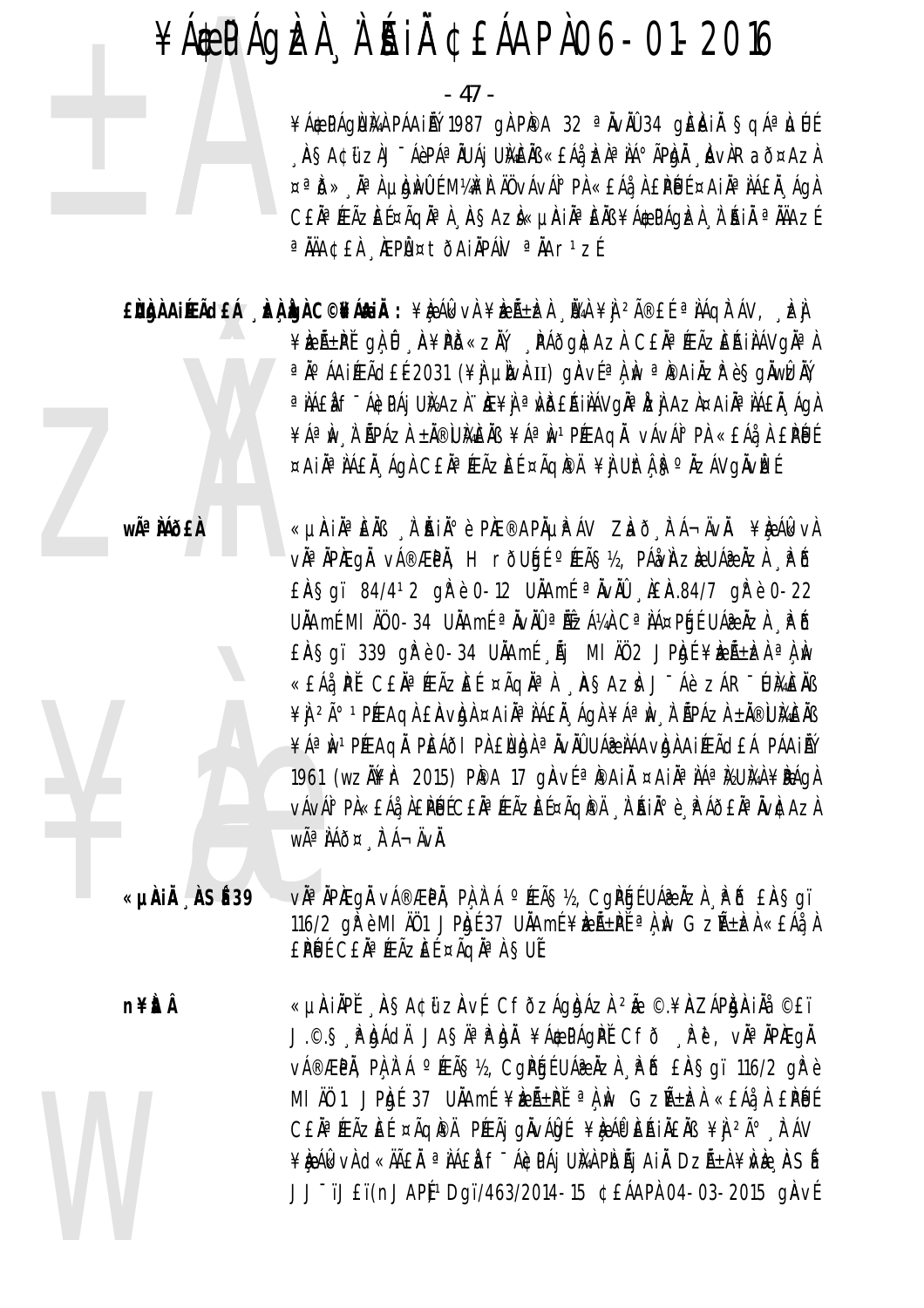¥ÁæPÁgÀÉÀÄ%ÀPÁAiÀÝ 1987 gÀ PÀ®A 32 ªÀÄvÀÛ 34 gÀ ÈÀiÀ §qÁªÀÀÉ ¸ÀA§A¢ü¹zÀAvÉ ¯ÁèPÁªÀÄÚAjUÀ¼ÀÈÀß «£Áå¸ÀzÀªÀÁ°ÃPÀÄ ¸ÀvÀRað¤AzÀ ¤ªÀð»¸À®ªÀÄÄ ¸ÀgÀPÁgÀzÀ ªÀÄÄAzÉ ªÀÄAqÀ¯ÁVzÉ. 

**£ÀUÀgÀ AiÉÆÃd£Á ¸ÀA¸ÀÜ¢AÌÀÝÀ ©ÃAiÀiÀÄ :** ¥ÀæÁ¢ªÀ ¥ÀæÃ±ÀzÀ ¸ÀA¥À ²Ã®£É ªÀiÁqÀ ÁV ¸ÀÀ ¥ÀæÃ±ÀPÉ gÀ¸ÛÀ ¥ÀÀ «zÀÀ ¸ÀPÁðgÀzÀ C£ÀªÉÆÃzÀ£É ¤ÃqÀ®Ä ªÀiÁ¹ÀÄ ¸ÀAiÉÆÃd£É 2031 (¥À¶µÀÌÀ II) gÀAvÉ ªÀ¸Àw ªÀ®AiÀÄzÀ°è §gÀÄvÀÛzÉ ªÀÁ£À ¯ÁèPÁjUÀ¼ÀzÀ ¥ÀªÁ£ÀUÉ ¥ÀzÀ«AiÀÄ ªÀÁ£À ÁgÀ ¥ÁªÀw ¸ÀA¥ÁzÀ ±ÀÃ®ÀUÀ¼ÀÄß ¥ÁªÀw¹ PÉÆAqÀÄ vÁvÁÌ°PÀ «£Áå¸À £ÀPÉë ¤AiÀÄªÀÁ£À ÁgÀ C£ÀªÉÆÃzÀ£É ¤ÃqÀ®Ä ¥ÀÄ£À ¸À°ð ºÀzÁVgÀÄvÀÛzÉ.

**wÃªÀiÁð£À**

«µÀAiÀÄªÀ£ÀÄß ¸À¨sÉAiÀÄ°è PÀÆ®APÀµÀªÁV ZÀað¸À¯ÁVvÀÄ. ¥ÀæÁ¢ªÀ vÀÄªÀÄPÀÆgÀÄ vÁ®ÆèPÀÄ, H rðUÉ ºÉÆÃ§½, PÁå¹ÛzÀÈUÁæªÀÄzÀ ¸À.£ÀA. £À§gï 84/4¹2 gÀ°è 0-12 UÀÄAmÉ ªÀÄvÀÛÛ ¸À.£À.84/7 gÀ°è 0-22 UÀÄAmÉ MlÄÖ 0-34 UÀÄAmÉ ªÀÄvÀÛÛªÀÉÆÃzÁ¼ÀÄ ¸ÀªÀiÁ¤PÀÉÃUÁæªÀÄzÀ ¸À.£À. £À§gï 339 gÀ°è 0-34 UÀÄAmÉ ¸ÉÃj MlÄÖ 2 JPÀgÉ ¥ÀæÃ±ÀzÀ ªÀ¸Àw «£Áå¸ÀPÉ C£ÀªÉÆÃzÀ£É ¤ÃqÀ®Ä ªÀ ¸ÀA§AzÀ ¯ÁèzÀR¯ÉUÀ¼ÀÄß ¥À²Ã°¹ PÉÆAqÀÄ £ÀvÀgÀ ¤AiÀÄªÀÁ£À ÁgÀ ¥ÁªÀw ¸ÀA¥ÁzÀ ±ÀÃ®ÀUÀ¼ÀÄß ¥ÁªÀw¹ PÉÆAqÀÄ PÉÁðI PÀ £ÀUÀgÀ ªÀÄvÀÛUÁæªÀiÁAvÀgÀ AiÉÆÃd£Á PÁAiÀÝ 1961 (wzÀÝ¥À 2015) PÀ®A 17 gÀAvÉ ªÀ®AiÀÄ ¤AiÀÄªÀÁªÀ½UÀ¼À¥ÀæPÁgÀ vÁvÁÌ°PÀ «£Áå¸À £ÀPÉë C£ÀªÉÆÃzÀ£É ¤ÃqÀ®Ä ¸À¨sÉAiÀÄ°è ¸ÀªÁð£ÀªÀÄvÀ¢AzÀ wÃªÀiÁð¤¸À¯ÁvÀÄ.

**«µÀAiÀÄ ¸ÀASÉå 39**

vÀÄªÀÄPÀÆgÀÄ vÁ®ÆèPÀÄ, PÀ¸À¨Á ºÉÆÃ§½, CgÀPÉgÉUÁæªÀÄzÀ ¸À.£À. £À§gï 116/2 gÀ°è MlÄÖ 1 JPÀgÉ 37 UÀÄAmÉ ¥ÀæÃ±ÀPÉ ªÀ¸Àw GzÀÝÃ±ÀzÀ «£Áå¸À £ÀPÉë C£ÀªÉÆÃzÀ£É ¤ÃqÀ®ªÀ §UÉÎ.

**n¥ÀàtÂ**

«µÀAiÀÄPÉ ¸ÀA§A¢ü¹zÀAvÉ CfðzÁgÀgÁzÀ ²æ ©.¥ÀÀZÁPÀgÀAiÀÄå ©£ï J.©.§¸ÀªÀgÁdÄ JA§ÄªÀªÀgÀÄ ¥ÁæPÁgÀPÉ Cfð ¸À°è, vÀÄªÀÄPÀÆgÀÄ vÁ®ÆèPÀÄ, PÀ¸À¨Á ºÉÆÃ§½, CgÀPÉgÉUÁæªÀÄzÀ ¸À.£À. £À§gï 116/2 gÀ°è MlÄÖ 1 JPÀgÉ 37 UÀÄAmÉ ¥ÀæÃ±ÀPÉ ªÀ¸Àw GzÀÝÃ±ÀzÀ «£Áå¸À £ÀPÉë C£ÀªÉÆÃzÀ£É ¤ÃqÀ®Ä PÉÆÃjgÀÄvÁÛgÉ. ¥ÀæÁ¢ªÀ£ÀAiÀÄ£ÀÄß ¥À²Ã°¸À ÁV ¥ÀæÁ¢ªÀ d«ÄÃ£À£ÀÄ ªÀÁ£À ÁgÀ ¯ÁèPÁjUÀ¼ÀPÀÉÃjAiÀÄ DzÉÃ±À¥À¸ÀASÉå JJ¯ïJ£ï(n)JAPÉ¹Dgï/463/2014-15 ¢£ÁAPÀ 04-03-2015 gÀAvÉ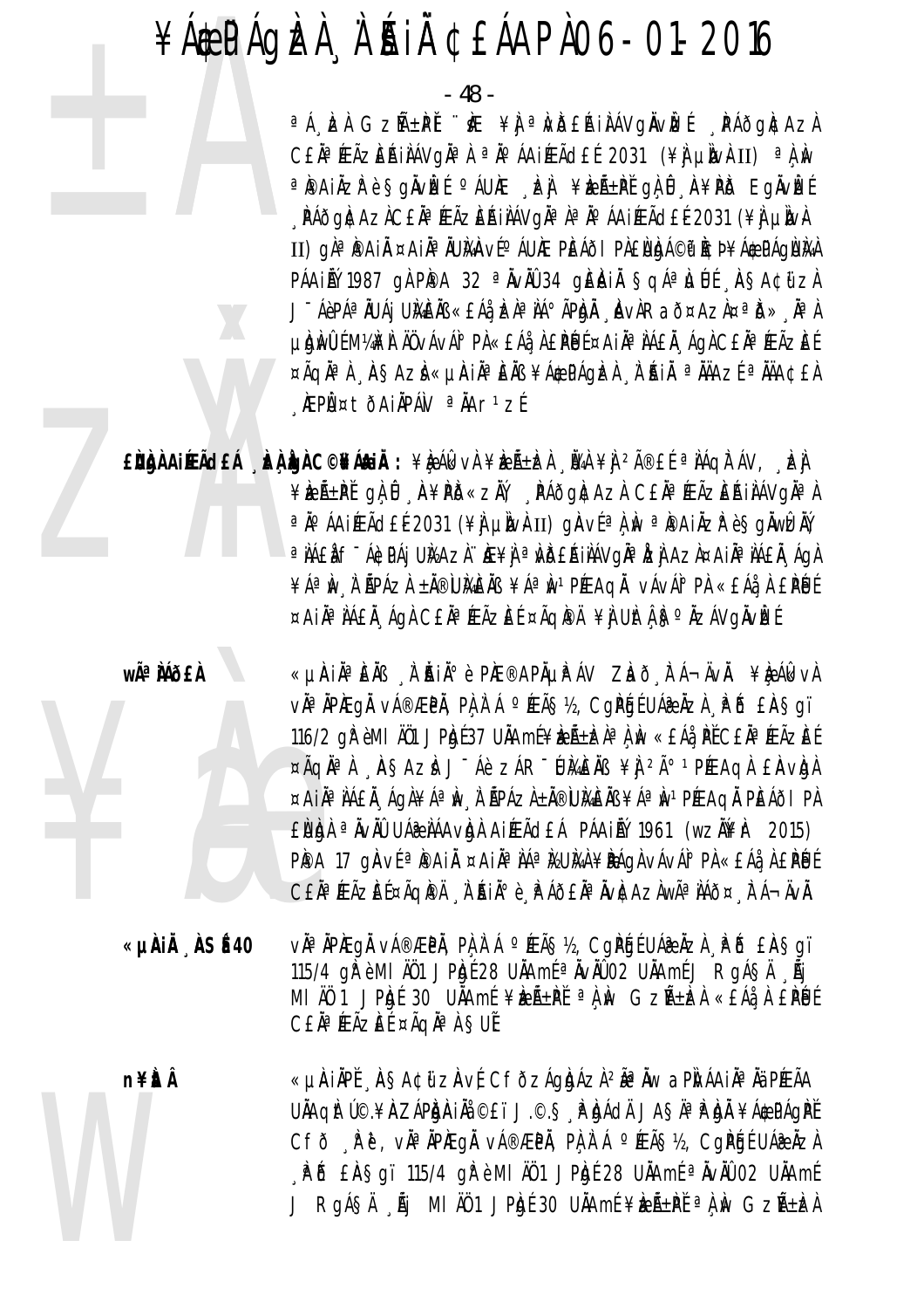ªÁ¸ÀzÀ GzÉÝñÀPÉÌ ¨sÀÆ ¥ÀjªÀvÀð£ÉAiÀiÁVgÀÄvÀÛzÉ. ¸ÀPÁðgÀzÀ AzÀ C£ÀªÉÆÃzÀ£ÉAiÀiÁVgÀªÀ ªÀÄ°ÁAiÉÆÃd£É 2031 (¥ÀjµÀÌøvÀ II) ªÀ¸Àw ªÀÄAiÀÄzÀ°è §gÀÄvÀÛzÉ. ºÁUÀÆ ¸ÀzÀj ¥ÀæzÉñÀPÉÌ gÀ¸ÉÛ ¸ÀA¥ÀPÀð EgÀÄvÀÛzÉ. ¸ÀPÁðgÀzÀ AzÀ C£ÀªÉÆÃzÀ£ÉAiÀiÁVgÀªÀ ªÀÄ°ÁAiÉÆÃd£É 2031 (¥ÀjµÀÌøvÀ II) gÀ ªÀÄAiÀÄ ¤AiÀÄªÀÄUÀ¼ÀAvÉ ºÁUÀÆ PÀ£Áðl PÀAzÁAiÀÄ C¢ü¤AiÀÄªÀÄ 1964 gÀ PÀ®A 95(2) gÀ£ÀéAiÀÄ ¸ÁªÀðd¤PÀ GzÉÝñÀ ªÀÄvÀÄÛ ¥ÀæzÉñÀ ¥ÀPÀÌzÀ ¸ÀªÀð£ÀA. ªÀÄvÀÄÛ PÀAzÁAiÀÄ E¯ÁSÉAiÀÄ C©üªÀÈ¢Þ ¥ÁæPÁgÀzÀ ¤ÃqÀ¨ÉÃPÁzÀ ¥ÀæªÀiÁtzÀ C©üªÀÈ¢Þ ±ÀÄ®ÌªÀ£ÀÄß ¥ÁªÀw¸ÀÄªÀ µÀgÀvÀÛ£ÉÆA¢UÉ ¤UÀ¢vÀ ¸ÀªÀÄAiÀÄzÀ°è ¸ÀzÀj ¥ÁæPÁgÀ ¥ÀæzÉñÀzÀ ªÀÄvÀÄÛ ¸ÀÄvÀÛªÀÄÄvÀÛ ¥ÀæzÉñÀzÀ ¨sÀÆ G¥ÀAiÉÆÃUÀ ¸ÀªÀÄAd¸ÀªÁVgÀÄvÀÛzÉ.

**£ÀUÀgÀAiÉÆÃd£Á ¸ÀzÀ¸ÀågÀ C©ü¥ÁæAiÀÄ :** ¥ÀæÁ¢üvÀ ¥ÀæzÉñÀzÀ ¸ÀÄvÀÛ¥ÀjzÀ ®£É ªÀÄÁqÀ¯ÁV, ¸ÀzÀj ¥ÀæzÉñÀPÉÌ gÀ¸ÉÛ ¸ÀA¥ÀPÀð «zÀÄÝ, ¸ÀPÁðgÀzÀ AzÀ C£ÀªÉÆÃzÀ£ÉAiÀiÁVgÀªÀ ªÀÄ°ÁAiÉÆÃd£É 2031 (¥ÀjµÀÌøvÀ II) gÀ°è ªÀ¸Àw ªÀÄAiÀÄzÀ°è §gÀÄwÛzÀÄÝ, ªÀÄÁ£Àå ¨sÀÆ¥ÀjªÀvÀð£ÉAiÀiÁVgÀÄªÀ ¥ÀæzÉñÀzÀ ¤AiÀÄªÀÄ ¥ÁæPÁgÀ ¥ÁªÀw¸À¨ÉÃPÁzÀ ±ÀÄ®ÌUÀ¼À£ÀÄß ¥ÁªÀw¹ PÉÆAqÀ £ÀAvÀgÀ ¤AiÀÄªÀÄ ¥ÁæPÁgÀ C£ÀªÉÆÃzÀ£É ¤ÃqÀ§ºÀÄzÀÄ ¥ÀjUÀt¸À§ºÀÄzÀAiÀiÁVgÀÄvÀÛzÉ.

**wÃªÀiÁð£À**

«µÀAiÀÄªÀ£ÀÄß ¸À«ªÀgÀªÁV ¥ÀjÃ²Ã°¹zÀ ¥Á¢üPÁgÀ ¸À¨sÉ ¥ÀæÁ¢üvÀ vÀÄªÀÄPÀÆgÀÄ vÁ®ÆèPÀÄ, PÀ¸À¨Á ºÉÆÃ§½, CgÀPÉgÉ UÁæªÀÄzÀ ¸ÀªÉð £ÀA§gï 116/2 gÀ°è MlÄÖ 1 JPÀgÉ 37 UÀÄAmÉ ¥ÀæzÉñÀzÀ ªÀ¸Àw «£Áå¸ÀPÉÌ C£ÀªÉÆÃzÀ£É ¤ÃqÀªÀ ¸À§AzsÀ J¯Áè zÁR¯ÁwUÀ¼À£ÀÄß ¥Àj²Ã°¹ PÉÆAqÀ £ÀAvÀgÀ ¤AiÀÄªÀÄ¢AzÀ ¥ÁªÀw¸À¨ÉÃPÁzÀ ±ÀÄ®ÌUÀ¼À£ÀÄß ¥ÁªÀw¹ PÉÆAqÀ PÀ£ÁðlPÀ £ÀUÀgÀ ªÀÄvÀÄÛ UÁæªÀiÁAvÀgÀ AiÉÆÃd£Á PÁAiÉÄÝ 1961 (wzÀÄ¥Àr 2015) PÀ®A 17 gÀ CvÉ ªÀÄAiÀÄ ¤AiÀÄªÀÄ ªÀÄ¼ÀUÀ¼ÀAvÉ ¥ÀæzÉñÀPÀÌ «£Áå¸À £ÀPÉëUÉ C£ÀªÉÆÃzÀ£É ¤ÃqÀ®Ä ¸À¨sÉAiÀÄ°è ¥ÀæÁ¢üvÀªÁV wÃªÀiÁ¤¸À¯Á¬ÄvÀÄ.

**«µÀAiÀÄ ¸ÀASÉå 40**

vÀÄªÀÄPÀÆgÀÄ vÁ®ÆèPÀÄ, PÀ¸À¨Á ºÉÆÃ§½, CgÀPÉgÉ UÁæªÀÄzÀ ¸ÀªÉð £ÀA§gï 115/4 gÀ°è MlÄÖ 1 JPÀgÉ 28 UÀÄAmÉ ªÀÄvÀÄÛ 02 UÀÄAmÉ J RgÁ§Ä ¸ÉÃj MlÄÖ 1 JPÀgÉ 30 UÀÄAmÉ ¥ÀæzÉñÀPÉÌ ªÀ¸Àw GzÉÝñÀzÀ «£Áå¸À £ÀPÉëUÉ C£ÀªÉÆÃzÀ£É ¤ÃqÀªÀ §UÉÎ.

**n¥Ààt**

«µÀAiÀÄPÉÌ ¸À§A¢ü¹zÀAvÉ CfðzÁgÀgÁzÀ ²æÃ ªÀÄw a¥ÀÌÁAiÀÄªÀÄä PÉÆÃA UÀÄAqÀ¥Àà© ¥ÀzÁPÀðgÀÄ ¦©£ï J.©.§ ¸ÀÄgÀÄdÄ J§ÄªÀgÀÄ ¥ÁæPÁgÀPÉÌ Cfð ¸À°è, vÀÄªÀÄPÀÆgÀÄ vÁ®ÆèPÀÄ, PÀ¸À¨Á ºÉÆÃ§½, CgÀPÉgÉ UÁæªÀÄzÀ ¸ÀªÉð £ÀA§gï 115/4 gÀ°è MlÄÖ 1 JPÀgÉ 28 UÀÄAmÉ ªÀÄvÀÄÛ 02 UÀÄAmÉ J RgÁ§Ä ¸ÉÃj MlÄÖ 1 JPÀgÉ 30 UÀÄAmÉ ¥ÀæzÉñÀPÉÌ ªÀ¸Àw GzÉÝñÀzÀ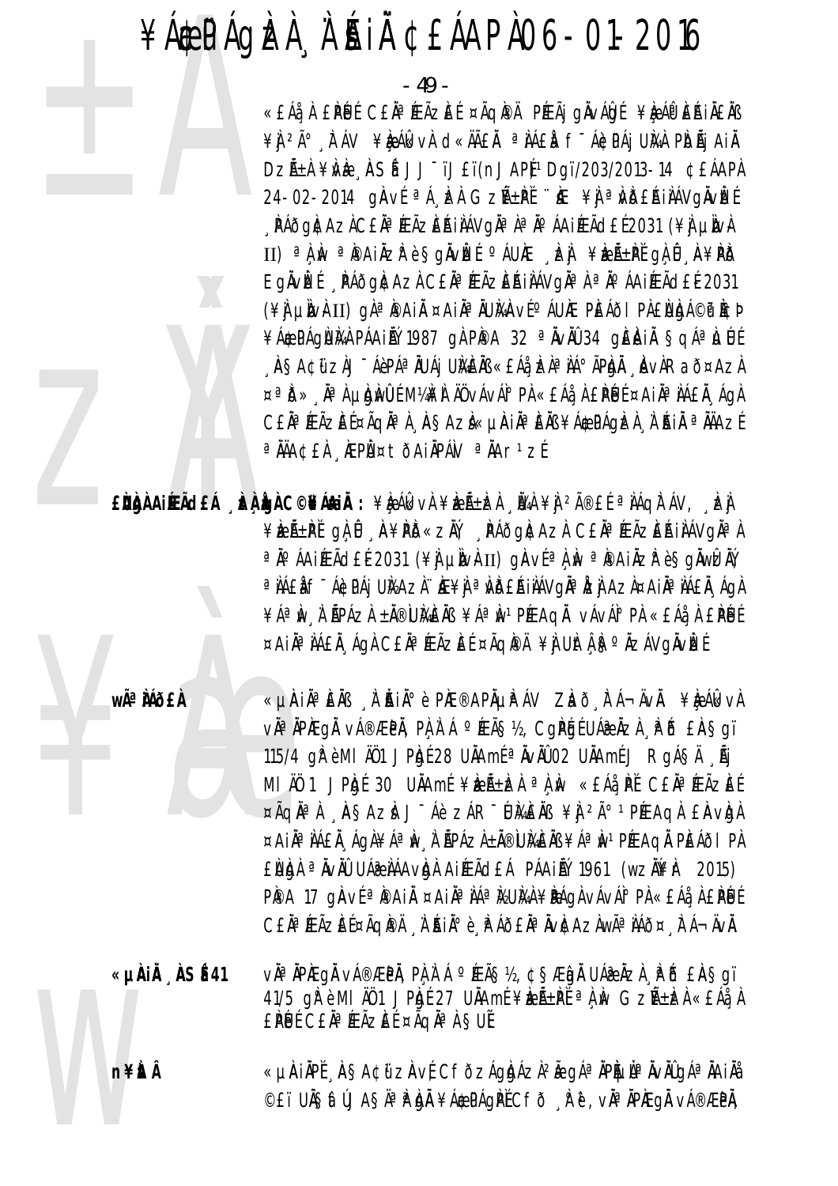«£Áå¸À £ÀªÀÄÆ£É C£ÀĪÉÆÃzÀ£É ¤ÃqÀÄ ªÀÄvÀÄÛ PÉÃAzÀæ ¸ÀPÁðgÀzÀ ¥ÀæPÀl£ÉAiÀÄAvÉ ¥ÀjµÀÌøvÀ ¸ÀA¸À ¥ÀjªÀvÀð£À ¤AiÀĪÀiÁªÀ½UÀ¼ÀÄ ªÀÄvÀÄÛ ªÀiÁ¥Àðr¹ ¥ÀæPÀl¥Àr¹zÀ PÀæªÀÄ ¸ÀASÉå JJ¯ïJ£ï(n)APÉ¹Dgï/203/2013-14 ¢£ÁAPÀ 24-02-2014 gÀAvÉ ªÁ¸ÀzÀ GzÉÝñÀPÉÌ ¥Àj ªÀvÀð£ÉAiÀiÁVgÀÄvÀÛzÉ ¸ÀPÁðgÀzÀ C£ÀĪÉÆÃzÀ£ÉAiÀiÁVgÀĪÀ ªÀĺÁAiÉÆÃd£É 2031 (¥ÀjµÀÌøvÀ II) ªÀÄvÀÄÛ ªÀ®AiÀÄ «¨sÁUÀ ¤AiÀĪÀiÁªÀ½UÀ¼À ¥ÀæPÁgÀ GzÉÝñÀªÀÅ ºÉÆA¢PÉ ¸ÀªÀÄ¥ÀðPÀªÁVgÀÄvÀÛzÉ ¸ÀPÁðgÀzÀ C£ÀĪÉÆÃzÀ£ÉAiÀiÁVgÀĪÀ ªÀĺÁAiÉÆÃd£É 2031 (¥ÀjµÀÌøvÀ II) gÀ ªÀ®AiÀÄ ¤AiÀĪÀÄUÀ¼À «ºÁgÀ PÀ£ÁðlPÀ £ÀUÀgÀ AiÉÆÃd£Á ¥ÁæPÁgÀUÀ¼À PÁAiÉÝ 1987 gÀ PÀ®A 32 ªÀÄvÀÄÛ 34 gÀ£ÀéAiÀÄ §qÁªÀuÉ ¸ÀASÉå ¢üÃzÀJ¯ÁèPÁªÀÄUÁjUÀ¼À£ÀÄß«£Áå¸À ªÀÄAdÆgÁw ¥ÀvÀæ ºÉÆgÀrsqÀ®Ä ¤ªÀÄäªÀÄ ªÀÄÆ®PÀ ¥Àæ¸ÁÛªÀ£É ¸À°è¸À¯ÁVvÀÄÛ. «£Áå¸À £ÀªÀÄÆ£É ¤AiÀĪÀiÁªÀ½UÀ¼À C£ÀĪÉÆÃzÀ£É ¤ÃqÀĪÀ ¸ÀA§AzsÀ «µÀAiÀÄ ¥ÀæPÁgÀzÀ ¸À¨sÉAiÀÄ ªÀÄÄAzÉ ªÀÄAr¸À¯ÁVzÉ.

**£ÀUÀgÀ AiÉÆÃd£Á ¸ÀzÀ¸ÀågÀ C©ü¥ÁæAiÀÄ:** ¥ÀæPÀgÀtªÀÅ ¥ÀæzÉñÀzÀ ¸ÀܼÀ ¥Àj²Ã®£É ªÀiÁqÀ¯ÁV, ¸ÀzÀj ¥ÀæzÉñÀPÉÌ gÀ¸ÉÛ ¸ÀA¥ÀPÀð«zÀÄÝ, ¸ÀPÁðgÀzÀ C£ÀĪÉÆÃzÀ£ÉAiÀiÁVgÀĪÀ ªÀĺÁAiÉÆÃd£É 2031 (¥ÀjµÀÌøvÀ II) gÀAvÉ ªÀ®AiÀÄ «¨sÁUÀªÀÅ ªÀÄ£ÀæAiÀiÁUÀÄwÛzÉ ¥ÀjªÀvÀð£ÉAiÀiÁVgÀÄvÀÛzÉ ºÁUÀÆ ¤AiÀĪÀiÁªÀ½UÀ¼ÀAvÉ ¥ÁªÀw¸À¯ÁVzÉ DzÀÝjAzÀ ¥ÀæPÀgÀtªÀ£ÀÄß ¸À¨sÉAiÀÄ ¤zsÁðgÀPÉÌ ªÀÄAr¸À¯ÁVzÉ.

**wêÀiÁð£À** «µÀAiÀÄPÉÌ ¸ÀA§A¢ü¹zÀAvÉ ¸À«¸ÀÛgÀªÁV ZÀað¸À¯Á¬ÄvÀÄ. ¥ÀæPÀgÀtªÀÅ vÀÄªÀÄPÀÆgÀÄ vÁ®ÆèPÀÄ, PÀ¸À¨Á ºÉÆÃ§½, CgÉPÉgÉ UÁæªÀÄzÀ ¸À.£ÀA. 115/4 gÀ°è MlÄÖ 1 JPÀgÉ 28 UÀÄAmÉ ªÀÄvÀÄÛ 02 UÀÄAmÉ, J RgÁ§Ä ¸ÉÃj MlÄÖ 1 JPÀgÉ 30 UÀÄAmÉ ¥ÀæzÉñÀzÀ ªÀ¸Àw «£Áå¸ÀPÉÌ C£ÀĪÉÆÃzÀ£É ¤ÃqÀĪÀ ¸ÀA§AzsÀ J¯Áè zÁR¯ÉUÀ¼ÀÄß ¥Àj²Ã°¹ PÉÃAzÀæ £ÀUÀgÀ ¤AiÀĪÀiÁªÀ½UÀ¼À ¥ÁªÀw¸À¯ÁVzÉ ºÁUÀÆ PÀ£ÁðlPÀ £ÀUÀgÀ ªÀÄvÀÄÛ UÁæªÀiÁAvÀgÀ AiÉÆÃd£Á PÁAiÉÝ 1961 (wzÀÄ¥Àr 2015) PÀ®A 17 gÀAvÉ ªÀ®AiÀÄ ¤AiÀĪÀÄUÀ¼À¥ÀæPÁgÀ vÁvÁÌ°PÀ «£Áå¸À £ÀªÀÄÆ£É C£ÀĪÉÆÃzÀ£É ¤ÃqÀ®Ä ¸À¨sÉAiÀÄ°è ¸ÀªÁð£ÀÄªÀÄvÀ¢AzÀ wêÀiÁð£À ¸ÀéÃPÀj¸À¯Á¬ÄvÀÄ.

**«µÀAiÀÄ ¸ÀASÉå 41** vÀĪÀÄPÀÆgÀÄ vÁ®ÆèPÀÄ, PÀ¸À¨Á ºÉÆÃ§½, ¢§âUÀ ¼À ° UÁæªÀÄzÀ ¸À.£ÀA. 41/5 gÀ°è MlÄÖ 1 JPÀgÉ 27 UÀÄAmÉ ¥ÀæzÉñÀPÉÌ ªÀ¸Àw GzÉÝñÀzÀ «£Áå¸À £ÀªÀÄÆ£É C£ÀĪÉÆÃzÀ£É ¤ÃqÀĪÀ §UÉÎ.

**n¥Àà£À** «µÀAiÀÄPÉÌ ¸ÀA§A¢ü¹zÀAvÉ CfðzÁgÀgÁzÀ ²æÃgÁªÀÄPÀȵÀÚ ªÀÄvÀÄÛ gÁªÀÄAiÀÄå ©£ï UÀÄ§â£Àß¸Á«ÄªÀgÀªÀgÀÄ ¥ÁæPÁgÀPÉÌ Cfð ¸À°è¹, vÀĪÀÄPÀÆgÀÄ vÁ®ÆèPÀÄ,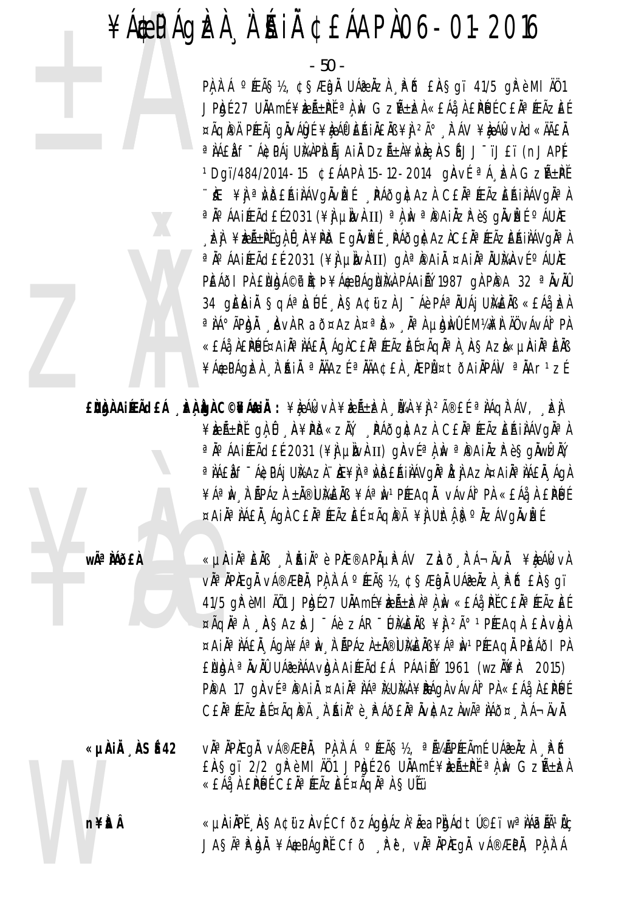PÀ¸ÀÆ¤Á ºÉÆÃ§½, ¢§ÆgÀÄ UÁæªÀÄzÀ ¸ÀªÉð £ÀA§gï 41/5 gÀ°è MlÄÖ1 JPÀgÉ 27 UÀÄAmÉ ¥ÀæzÉñÀPÉÌ ªÀ¸Àw GzÉÝñÀzÀ «£Áå¸À£ÀPÉÌ C£ÀĪÉÆÃzÀ£É ¤ÃqÀ¯ÁÄ PÉÆÃjgÀĪÀÅzÉ ¥ÀæÁ¢PÀ¨sÉÃªÉ «zÀĺÀÝzÀÄ¢â ¤ÃqÀ¯ÁzÀ CxÀªÁÉÃ
ªÀiÁ£Àå ¸ÀzÀ¸ÀågÀ ¥Àæ±Éß «µÀAiÀÄzÀ ªÀÄ£ÀªÀ¥Àß¸ÀØÀÁzÀ ¦ÃoÁ¢üÃ¥ÀÅ: (n JAP)
[1] Dgï/484/2014-15 ¢£ÁAPÀ 15-12-2014 gÀAvÉ ªÀ¸ÀwzÀ GzÉÝñÀPÉÌ ¨sÀÆ ¥ÀjªÀvÀð£ÉAiÀiÁVgÀÄvÀÛzÉ ¸ÀPÁðgÀzÀ AzÀÀ C£ÀĪÉÆÃzÀ£ÉAiÀiÁVgÀĪÀ ªÀiÁ¸ÀÖgï ¥ÁèÃ£ï 2031 (¥Àj�µÀÌøvÀ II) ªÀ¸Àw ªÀ®AiÀÄzÀ°è §gÀÄvÀÛzÉ ºÁUÀÆ ¸ÀzÀj ¥ÀæzÉñÀPÉÌ gÀ¸ÉÛ ¸ÀA¥ÀPÀð EgÀÄvÀÛzÉ ¸ÀPÁðgÀzÀ AzÀ C£ÀĪÉÆÃzÀ£ÉAiÀiÁVgÀĪÀ ªÀiÁ¸ÀÖgï ¥ÁèÃ£ï 2031 (¥Àj�µÀÌøvÀ II) gÀ ªÀ®AiÀÄ ¤AiÀĪÀÄUÀ¼À£ÀéAiÀÄ ºÁUÀÆ PÀ£ÁðlPÀ £ÀUÀgÀ ªÀÄvÀÄÛ UÁæªÀiÁAvÀgÀ AiÉÆÃd£Á PÁAiÉÄÝ 1987 gÀ PÀ®A 32 ªÀÄvÀÄÛ 34 gÀ£ÀéAiÀÄ §qÁªÀuÉ ¸ÀA§AzsÀ J¯Áè PÁªÀÄUÁjUÀ¼À£ÀÄß «£Áå¸À ªÀÄÁ°ÃPÀgÀÄ ¸ÀÀvÀ Rað¤AzÀ ¤ªÀð»¸À¯ÁÄ ¸ÀªÀÄä¤¸ÀÄvÀÛ MºÀÆPÀ ¤ÃqÀÄªÁzÀ PÀ «£Áå¸À£ÀPÉÌ ¤AiÀĪÀiÁ£ÀĸÁgÀ C£ÀĪÉÆÃzÀ£É ¤ÃqÀ¯ÁUÀ ¸ÀA§AzsÀ «µÀAiÀĪÀ£ÀÄß ¥ÁæPÁgÀzÀ ¸À¨sÉAiÀÄ ªÀÄAzÉ ªÀÄAqÀ£É ªÀiÁqÀ¯ÁVzÉ.

**£ÀUÀgÀ AiÉÆÃd£Á ¸ÀºÁAiÀÄPÀ ¤zÉÃð±ÀPÀgÀ C©ü¥ÁæAiÀÄ :** ¥ÀæÁ¢PÀ ¥ÀæzÉñÀªÀ£ÀÄß ¥Àj²Ã°¹ ªÀiÁqÀ¯ÁV, ¸ÀzÀj ¥ÀæzÉñÀPÉÌ gÀ¸ÉÛ ¸ÀA¥ÀPÀð «zÀÄÝ, ¸ÀPÁðgÀzÀ AzÀ C£ÀĪÉÆÃzÀ£ÉAiÀiÁVgÀĪÀ ªÀiÁ¸ÀÖgï ¥ÁèÃ£ï 2031 (¥Àj¸ÀÌøvÀ II) gÀAvÉ ªÀ¸Àw ªÀ®AiÀÄzÀ°è §gÀÄvÀÛzÀÝ, ªÀiÁ£Àå ¸À¨sÉAiÀÄ ¥Àj²ÃAiÀÄzÀ ¨sÀÆ ¥ÀjªÀvÀð£ÉAiÀiÁVgÀÄvÀÛzÀj AzÀ ¤AiÀĪÀiÁ£ÀĸÁgÀ ¥ÁªÀw¸À¯ÁzÀ ±ÀÄ®ÌUÀ¼À£ÀÄß ¥ÁªÀw¹PÉÆAqÀÄ vÁvÁÌ°PÀ «£Áå¸À£ÀPÉÌ ¤AiÀĪÀiÁ£ÀĸÁgÀ C£ÀĪÉÆÃzÀ£É ¤ÃqÀ§ºÀÄzÁVgÀÄvÀÛzÉ.

**wÃªÀiÁð£À** «µÀAiÀĪÀ£ÀÄß ¸À¨sÉAiÀÄ°è ZÀað¸À¯Á¬ÄvÀÄ. ¥ÀæÁ¢PÀ vÀÄÄPÀ gÀ vÁ®ÆèPÀÄ, PÀ¸ÀÆ¤Á ºÉÆÃ§½, ¢§ÆgÀÄ UÁæªÀÄzÀ ¸ÀªÉð £ÀA§gï 41/5 gÀ°è MlÄÖ1 JPÀgÉ 27 UÀÄAmÉ ¥ÀæzÉñÀzÀ ªÀ¸Àw «£Áå¸ÀPÉÌ C£ÀĪÉÆÃzÀ£É ¤ÃqÀĪÀ ¸ÀA§AzsÀ J¯Áè zÁR¯ÉUÀ¼À£ÀÄß ¥Àj²Ã°¹ PÉÃAqÀ £ÀvÀgÀ ¤AiÀĪÀiÁ£ÀĸÁgÀ ¥ÁªÀw¸À¯ÁzÀ ±ÀÄ®ÌUÀ¼À£ÀÄß ¥ÁªÀw¹PÉÆAqÀ PÀ£ÁðlPÀ £ÀUÀgÀ ªÀÄvÀÄÛ UÁæªÀiÁAvÀgÀ AiÉÆÃd£Á PÁAiÉÄÝ 1961 (wzÀÄÝ¥ÀqÀ 2015) PÀ®A 17 gÀAvÉ ªÀ®AiÀÄ ¤AiÀĪÀiÁªÀ½UÀ¼À¥ÀæPÁgÀ vÁvÁÌ°PÀ «£Áå¸À£ÀPÉÌ C£ÀĪÉÆÃzÀ£É ¤ÃqÀ®Ä ¸À¨sÉAiÀÄ°è ¸ÀªÁð£ÀĪÀÄvÀ¢AzÀ wÃªÀiÁð¤¸À¯Á¬ÄvÀÄ.

**«µÀAiÀÄ ¸ÀASÉå 42** vÀÄªÀÄPÀÆgÀÄ vÁ®ÆèPÀÄ, PÀ¸ÀÆ¤Á ºÉÆÃ§½, ªÀÄ¼ÀÆgÀÄ PÉÆÃmÉ UÁæªÀÄzÀ ¸ÀªÉð £ÀA§gï 2/2 gÀ°è MlÄÖ1 JPÀgÉ 26 UÀÄAmÉ ¥ÀæzÉñÀPÉÌ ªÀ¸Àw GzÉÝñÀzÀ «£Áå¸À£ÀPÉÌ C£ÀĪÉÆÃzÀ£É ¤ÃqÀĪÀ ¸ÀA§AzÀ.

**n¥ÀàtÂ** «µÀAiÀÄPÉÌ ¸ÀA§AzsÀ¥ÀlÖAvÉ CfðzÁgÀgÁzÀ ²æà ¥ÀÀgÀd¥ÀÀ dt ÚC£ï wªÀÄäAiÀÄå¹ÃÀÄ, JA§ÄªÀgÀÄ ¥ÁæPÁgÀPÉÌ Cfð ¸À°è, vÀÄªÀÄPÀÆgÀÄ vÁ®ÆèPÀÄ, PÀ¸ÀÆ¤Á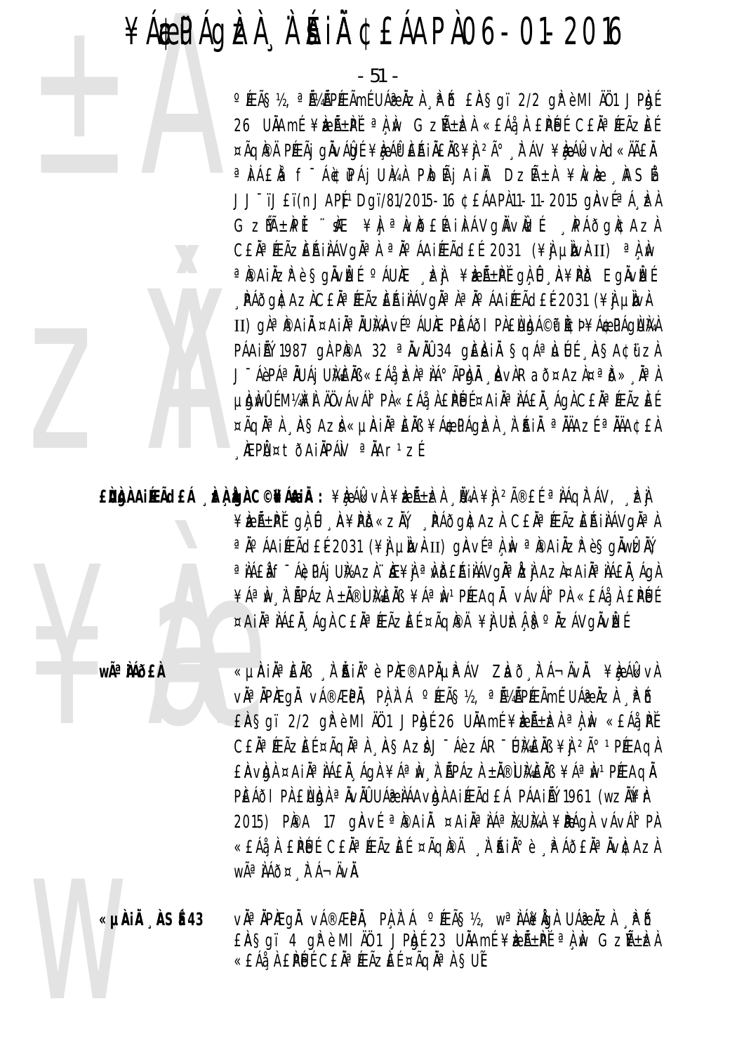ºÉÃgÉ§½, ªÀÄ¼ÀªÀ½îAiÀÄ vÁ®ÆèPÀÄ ¸ÀPÁðj «zÁåyð¤®AiÀÄ £ÀA.2 PÀZÉÃj ©°ØAUï ¸À¨sÁAUÀt, 2£Éà ªÀÄºÀr ¥sÀ¯ÁPÀ, ¸ÀAvÉAiÀÄ vÀÆPÀ ¥ÀæPÀgÀtUÀ¼À ¸ÀA. ºÉÃgÉ ¥ÀjÁtzÀ ¸ÀgÀPÀÄUÀ¼À C¼ÀvÉ ªÀiÁqÀ®Ä ªÀÄvÀÄÛ C¼ÀvÉ ªÀiÁqÀzÉ EnÖzÀÝ vÀÆPÀUÀ¼À£ÀÄß ¸ÀªÉÃð ªÀiÁqÀ®Ä, ºÀÄ¢ÛAiÀÄ ªÉÃ¯É ºÉZÀÄÑ C¥ÁAiÀÄ, ¸ÀÆPÀë÷ä «ÄÃgÀ® ºÁ¤AiÀÄ£ÀÄß ¤ªÁj¸À®Ä PÀæªÀÄ ¸ÀÆa¸À¯ÁVzÉ. GzÀÌ¤À¸À®Ä ºÁUÀÆ ªÀÄºÁ®Q ¸Àé vÀªÀÄ ±ÀAPÀgÀ £ÁAiÀÄ JA£ÀÄ ¨ÉAUÀ¼ÀÆgÀÄ £ÀUÀgÀ ªÀÄºÁ £ÀUÀgÀ¥Á°PÉ AiÀÄ Dgï/81/2015-16 ¢£ÁAPÀ 11-11-2015 gÀAvÉ ªÁ¸ÀzÀ GzÀÝ±ÀPÉÌ ¨sÀÆ ¥Àj ªÀvÀð£É ªÀiÁqÀ®Ä vÀÆPÀ ¸ÀªÉÃð ªÀiÁqÀ®Ä C£ÀÄªÀÄw ¤ÃqÀ¯ÁVzÉ. ¸ÀPÁðgÀzÀ C£ÀÄªÀÄw ªÀiÁ¹ÛPÀ ºÀwÚ AiÀÄ vÀ¤SÁ C¢üPÁgÀ Cr ªÀiÁ¸Á¯É ¥ÀqÉzÀ 2031 (¥Àj¶ÌøvÀ II) ªÀÄvÀÄÛ ªÀÄºÁAiÉÆÃd£É ºÁUÀÆ ¸ÀzÀj ¥ÀæPÀgÀtzÀ GzÀÝ¸À ¥ÀæPÁgÀ EgÀÄvÀÛzÉ ¸ÀPÁðgÀzÀ C£ÀÄªÀÄw ¤ÃqÀ¯ÁVzÀÄÝ ªÀÄºÁAiÉÆÃd£É 2031 (¥Àj¶ÌøvÀ II) gÀ ªÀÄÄAiÀÄ ¤AiÀÄªÀÄUÀ¼À vÉÆÃUÀÆ PÀæªÀÄ ¸ÀAPÀ ¨ÉAUÀ¼ÀÆgÀÄ ¥ÁæAvÀPÀ PÁAiÀÄÝ 1987 gÀ PÀ®A 32 ªÀÄvÀÄÛ 34 gÀ£ÀéAiÀÄ §qÁªÀuÉ ¸ÀÜ¼À ¢üzÀ J¯Áè PÁªÀÄUÁjUÀ¼À£ÀÄß «£Áå¸ÀzÀ ªÀÄÄA¢£À ¥ÀæQæAiÉÄUÀ¼À C£ÀÄ ªÀiÁqÀ¨ÉÃPÀÄ ¸ÀzÀj «£Áå¸À£ÀPÉÌ ¤AiÀÄªÀÄ£ÀÄ ºÁUÀÆ C£ÀÄªÀÄw ¤ÃqÀ¯ÁVzÉ. ¤ÃqÀªÀÄ ¸ÀPÁðgÀzÀ ¥ÀæPÀgÀtzÀ ¸ÀÄ¢ÛAiÀÄ ªÀiÁ»w ¢£ÁAPÀ ¸ÀÆPÀÛ PÀæªÀÄ ¤ªÀÄ ªÀiÁr¹zÉ.

**£ÀUÀgÀAiÉÆÃd£Á ¸ÀºÁAiÀÄPÀ ¤zÉÃð±ÀPÀgÀÄ :** ¥ÀæÁ¢üPÁgÀzÀ ¸À¨sÉ ¥Àj²Ã®£É ªÀiÁqÀ¯Á, ¸ÀzÀj ¥ÀæPÀgÀtzÀ ¸ÀÜ¼À ¥ÀjªÉÃPÀëuÉ, ¸ÀPÁðgÀzÀ C£ÀÄªÀÄw ¤ÃqÀ¯ÁVzÀÄÝ ªÀÄºÁAiÉÆÃd£É 2031 (¥Àj¶ÌøvÀ II) gÀAvÉ ªÀ¸Àw ªÀÄÄAiÀÄ ¥ÀæzÉÃ±À ªÀÄvÀÄÛ ¸ÀÆPÀÛ ¥ÀæzÉÃ±À ¸ÀªÉÃð ¸ÀASÉåUÀ¼À ¥ÀjªÀvÀð£É ªÀiÁqÀ¯ÁVzÀÄÝ ¥Àæ¸ÁÛªÀ£ÉAiÀÄ£ÀÄß ¥ÀæÁ¢üPÁgÀzÀ ¸À¨sÉAiÀÄ ªÀÄÄAzÉ ªÀÄAqÀ£É ªÀiÁqÀ¯ÁVzÉ. ¤ÃqÀ¯ÁVzÉ ¥Àæ¸ÁÛªÀ£ÉAiÀÄ£ÀÄß C£ÀÄªÉÆÃ¢¸À§ºÀÄzÁVzÉ.

**wÃªÀiÁð£À** «µÀAiÀÄªÀ£ÀÄß ¸ÀÄ¢üÃWÀð ZÀZÉð ¸À¨sÉAiÀÄ ¥ÀjUÀtÂ¸À¯Á¬ÄvÀÄ. ¥ÀæÁ¢üPÁgÀzÀ ¸À¨sÉAiÀÄ ¥ÀjÃPÀëuÉ, PÀ¸À¨Á ºÉÃgÉ§½, ªÀÄ¼ÀªÀ½îAiÀÄ vÁ®ÆèPÀÄ ¸ÀPÁðj £À§gï 2/2 gÀ ¸ÀªÉÃð £ÀA. 26 gÀ ¸ÀASÉå ¥ÀæPÀgÀtzÀ ªÀÄvÀÄÛ «£Áå¸ÀPÉÌ C£ÀÄªÀÄw ¤ÃqÀ¯ÁVzÉ. ªÀÄºÁAiÉÆÃd£É ¸ÀAPÀ¼À J¯Áè ¤AiÀÄªÀÄUÀ¼À£ÀÄß ¥Á°¸ÀvÀPÀÌzÀÄÝ £ÀUÀgÀ AiÉÆÃd£Á ¸ÀºÁAiÀÄPÀ ¤zÉÃð±ÀPÀgÀÄ ¸À°è¹gÀÄªÀ ªÀgÀ¢ ¥ÀæPÁgÀ PÀgÀ£ÁðlPÀ £ÀUÀgÀ AiÉÆÃd£Á PÁAiÉÄÝ 1961 (wzÀÄ¥Àr 2015) PÀ®A 17 gÀAvÉ ªÀÄÄAzÀÄ ¤AiÀÄªÀÄ ªÀiÁ£ÀåUÉÆ½¸À¯ÁUÀÄªÀ vÁvÁÌ°PÀ «£Áå¸À£ÀPÉÌ C£ÀÄªÀÄw ¤ÃqÀ®Ä ¸ÀÄ¢üÃWÀð ¸ÀPÁðgÀPÉÌ ªÀÄvÀÄÛ ¤zÉÃð±ÀPÀgÀÄ wÃªÀiÁð¤¸À¯Á¬ÄvÀÄ.

**«µÀAiÀÄ ¸ÀASÉå 43** vÀªÀÄä ¸ÀgÀPÀÄ vÁ®ÆèPÀÄ ºÉÃgÉ§½, wªÀiÁä¥ÀÄgÀ UÁæªÀÄzÀ ¸ÀPÁðj £À§gï 4 gÀ ¸ÀªÉÃð £ÀA. 23 gÀ ¸ÀASÉå ¥ÀæPÀgÀtzÀ ªÀÄvÀÄÛ GzÀÝ¸ÀzÀ «£Áå¸ÀPÉÌ C£ÀÄªÀÄw ¤ÃqÀ®Ä §UÉÎ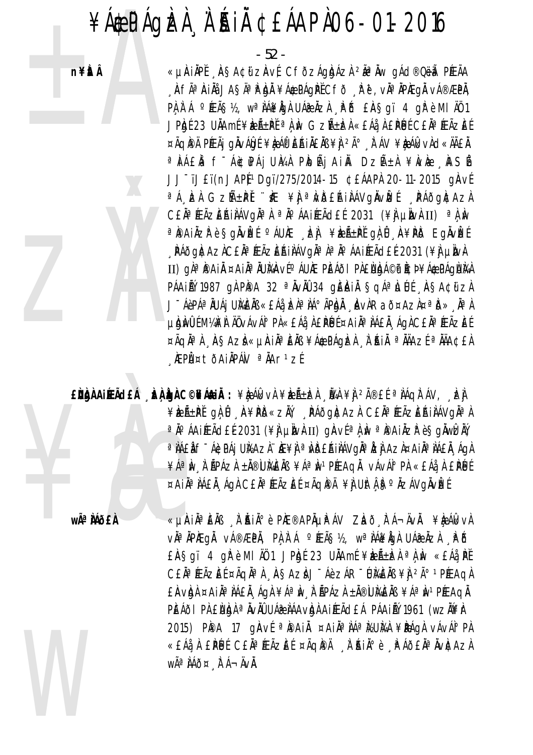n¥Àà

«µÀAiÀÄPÉ ¸ÀA§A¢ü¹zÀAvÉ CfðzÁgÀgÀÄ ¸À°è¹gÀÄªÀ gÁd®Qëäà PÉÃA ¸ÀÄfÃªÀiÁå JA§ÄªÀgÀÄ ¥ÁæªÀiÁtÂPÀ Cfð ¸À°è¹, vÀªÀÄä PÀÄlÄA§zÀ ¸ÀzÀ¸ÀåjUÉ ¸ÉÃjzÀ ¸ÀªÉð £ÀA§gï 4 gÀ°è MlÄÖ 1 JPÀgÉ 23 UÀÄAmÉ ¥ÀæzÉñÀPÉÌ ªÀÄAdÆgÁzÀ SÁvÉAiÀÄ£ÀÄß ¥ÀÄ£ÀB ¥ÀqÉzÀÄPÉÆ¼Àî¨ÉÃPÉAzÀÄ PÉÆÃjgÀÄvÁÛgÉ. ¥ÁæªÀiÁtÂPÀ CfðAiÀÄ£ÀÄß ¥Àj²Ã°¹ ¥ÀæPÀgÀt ªÀÄAdÆgÁw ¥ÀæQæAiÉÄAiÀÄ°è EgÀÄªÀ ¥ÀæPÀgÀtzÀ ¸ÀA§AzsÀ DzÉñÀ ¸ÀASÉå JJ¯ï£ï(n)JPÉ¹Dgï/275/2014-15 ¢£ÁAPÀ 20-11-2015 gÀAvÉ ªÁ¸ÀÛªÀ GzÉÝñÀPÉÌ ¨sÀÆ ¥Àj ªÀvÀð£ÉAiÀÄ£ÀÄß ªÀiÁrzÀÄzÀjAzÀ ¸ÀPÁðgÀPÉÌ ªÀÄÄlÄÖUÉÆÃ®Ä ºÁQzÉ. ¥ÀæPÀgÀtzÀ ¸ÀA§AzsÀ ¸ÀPÁðgÀzÀ C£ÀÄªÀÄwAiÀÄ£ÀÄß ¥ÀqÉzÀÄPÉÆ¼Àî¨ÉÃPÁVzÀÄÝ ªÀiÁ¹ÖgïÀ¥ÁèöåAV£À°è 2031 (¥Àj¶ÌÈvÀ II) ªÀÄvÀÄÛ ªÀÄAdÆgÁw ¸ÀºÀ «±ÉÃµÀ ¸ÀPÁðgÀzÀ C£ÀÄªÀÄwAiÀÄ£ÀÄß ¥ÀqÉzÀÄPÉÆ¼Àî¨ÉÃPÁVgÀÄvÀÛzÉ. PÀ£ÁðlPÀ ¨sÀÆ ¸ÀÄzsÁgÀuÁ C¢ü¤AiÀÄªÀÄ 1987 gÀ PÀ®A 32 ªÀÄvÀÄÛ 34 gÀ£ÀéAiÀÄ ¸ÀPÁðgÀzÀ ¸ÀA§A¢ü¹zÀ E¯ÁSÉUÀ½AzÀ C©üªÀÄvÀ ¥ÀqÉzÀÄ ¸ÀPÁðgÀzÀ C£ÀÄªÀÄwUÁV ¥Àæ¸ÁÛªÀ£ÉAiÀÄ£ÀÄß ¸À°è¸À®Ä PÀæªÀÄ PÉÊUÉÆ¼Àî¨ÉÃPÁVgÀÄvÀÛzÉ. ¸ÀPÁðgÀzÀ C£ÀÄªÀÄwUÁV ¥Àæ¸ÁÛªÀ£ÉAiÀÄ£ÀÄß ¸À°è¸À®Ä ¥Áæ¢üPÁgÀzÀ ¸À¨sÉAiÀÄ ªÀÄÄAzÉ ªÀÄAqÀ£É ¸À°è¸À¯ÁVzÉ.

**£ÀqÀªÀ½AiÀÄ ¸ÁgÁA±À :** ¥ÁæªÀiÁtÂPÀ CfðAiÀÄ£ÀÄß ¥Àj²Ã°¹, ¸ÀzÀj ¥ÀæPÀgÀtzÀ ¸ÀA§AzsÀ «±ÉÃµÀ ¸ÀPÁðgÀzÀ C£ÀÄªÀÄwAiÀÄ£ÀÄß ªÀiÁ¹ÖgïÀ¥ÁèöåAV£À°è 2031 (¥Àj¶ÌÈvÀ II) gÀAvÉ ªÀÄvÀÄÛ ªÀÄAdÆgÁw ¸ÀºÀ ªÀÄAqÀ£É ¥Àæ¸ÁÛªÀ£ÉAiÀÄ£ÀÄß ¸ÀPÁðgÀzÀ C£ÀÄªÀÄwUÁV ¥ÀæQæAiÉÄUÉ M¼À¥Àr¹ ¸ÀA§A¢ü¹zÀ E¯ÁSÉUÀ½AzÀ ¥ÀqÉzÀ C©üªÀÄvÀzÉÆA¢UÉ ¸ÀPÁðgÀPÉÌ ¥Àæ¸ÁÛªÀ£É ¸À°è¸À®Ä ¸ÀPÁðgÀPÉÌ ¸À°è¸À¨ÉÃPÁVgÀÄvÀÛzÉ.

wÃªÀiÁð£À

«µÀAiÀÄªÀ£ÀÄß ¸À¨sÉAiÀÄ°è ZÀZÁð¹ ¸ÀªÀiÁ¯ÉÆÃa¹ ¥ÁæªÀiÁtÂPÀ CfðAiÀÄ£ÀÄß ¥Àj²Ã°¹, ¸ÀzÀj ¸ÀªÉð £ÀA§gï 4 gÀ°è MlÄÖ 1 JPÀgÉ 23 UÀÄAmÉ ¥ÀæzÉñÀPÉÌ ªÀÄAdÆgÁzÀ SÁvÉAiÀÄ£ÀÄß ¸ÀPÁðgÀzÀ ªÀÄAdÆgÁwUÁV ¸ÀA§A¢ü¹zÀ E¯ÁSÉUÀ½AzÀ C©üªÀÄvÀ ¥ÀqÉzÀÄ ¸ÀPÁðgÀzÀ C£ÀÄªÀÄwUÁV ¥Àæ¸ÁÛªÀ£É ¸À°è¸À®Ä PÀ£ÁðlPÀ £ÀUÀgÀ AiÉÆÃd£Á C¢ü¤AiÀÄªÀÄ 1961 (wzÀÄÝ¥Àr 2015) PÀ®A 17 gÀAvÉ ªÀÄAdÆgÁw ¸ÀºÀ ªÀÄAqÀ£É ¸ÀPÁðgÀPÉÌ ¥Àæ¸ÁÛªÀ£ÉAiÀÄ£ÀÄß ¸À°è¸À®Ä ¸À¨sÉAiÀÄ°è ¸ÀªÁð£ÀÄªÀÄvÀ¢AzÀ wÃªÀiÁð¤¸À¯ÁVzÉ.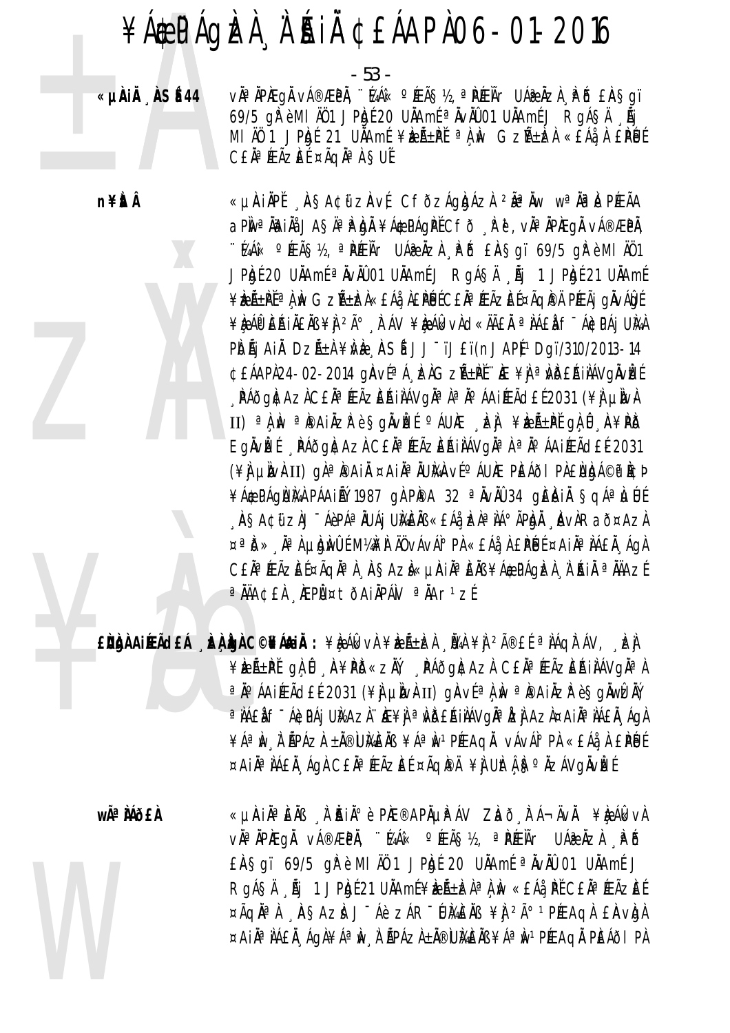**«µÀAiÀÄ ¸ÀASÉå 44**

vÀªÀÄPÀÆgÀÄ vÁ®ÆèPÀÄ, ¨É¼ÁîgÀ ºÉÆÃ§½, ªÀÄqÉÃgï UÁæªÀÄzÀ ¸ÀªÉð £ÀA§gï 69/5 gÀ°è MlÄÖ1 JPÀgÉ20 UÀÄAmÉ ªÀiÁvÀæ01 UÀÄAmÉ J RgÁ§Ä ¸ÉÃj MlÄÖ1 JPÀgÉ 21 UÀÄAmÉ ¥ÀæzÉñÀªÀ£ÀÄß ªÀ¸Àw GzÉÝñÀPÉÌ «£ÁåªÀiÁr C£ÀĪÉÆÃzÀ£É ¤ÃqÀĪÀ §UÉÎ

**n¥Ààt**

«µÀAiÀÄPÉÌ ¸ÀA§A¢ü¹zÀAvÉ CfðzÁgÀgÁzÀ ²æÃ ªÀÄAdÄ£ÁxÀ ªÀÄvÀÄÛ aPÀÌªÀÄäAiÀÄå ¸ÉÃj, vÀªÀÄPÀÆgÀÄ vÁ®ÆèPÀÄ, ¨É¼ÁîgÀ ºÉÆÃ§½, ªÀÄqÉÃgï UÁæªÀÄzÀ ¸ÀªÉð £ÀA§gï 69/5 gÀ°è MlÄÖ1 JPÀgÉ20 UÀÄAmÉ ªÀiÁvÀæ01 UÀÄAmÉ J RgÁ§Ä ¸ÉÃj 1 JPÀgÉ21 UÀÄAmÉ ¥ÀæzÉñÀªÀ£ÀÄß ªÀ¸Àw GzÉÝñÀPÉÌ C£ÀĪÉÆÃzÀ£É ¤ÃqÀĪÀAvÉ ¥ÀæzsÁ£À PÁAiÀÄðzÀ²ðUÀ¼ÀÄ ¸ÀPÁðgÀ, £ÀUÀgÁ©üªÀÈ¢Þ E¯ÁSÉ ¸ÀASÉå: £ÀC«E/310/2013-14 ¢£ÁAPÀ:24-02-2014 gÀAvÉ ªÀÄ£À« ¸À°è¹zÀÄÝ, ¸ÀzÀj ¥ÀæzÉñÀªÀÅ vÀÄªÀÄPÀÆgÀÄ ¸ÀܽÃAiÀÄ AiÉÆÃd£Á ¥ÀæzÉñÀPÉÌ ¸ÉÃjzÀÄÝ, ¸ÀzÀj ¥ÀæzÉñÀªÀÅ ¥ÀjµÀÌøvÀ ªÀÄºÁAiÉÆÃd£É-2031 (¥sÉÃ¸ï-II) gÀ ¥ÀæPÁgÀ ªÀ¸Àw G¥ÀAiÉÆÃUÀ ªÀ®AiÀÄzÀ°è §gÀÄvÀÛzÉ. ¸ÀzÀj ¥ÀæzÉñÀªÀ£ÀÄß ¥ÀjµÀÌøvÀ ªÀÄºÁAiÉÆÃd£É-2031 (¥sÉÃ¸ï-II) gÀ ªÀ¸Àw ªÀ®AiÀÄPÉÌ M¼À¥ÀqÀĪÀÅzÀjAzÀ PÀ£ÁðlPÀ £ÀUÀgÀ ªÀÄvÀÄÛ UÁæªÀiÁAvÀgÀ AiÉÆÃd£Á C¢ü¤AiÀÄªÀÄ 1987 gÀ PÀ®A 32 ªÀÄvÀÄÛ 34 gÀ£ÀéAiÀÄ ¸ÀPÁðgÀzÀ ªÀÄlÖzÀ°è ¸ÀA§A¢üvÀ E¯ÁSÉUÀ¼ÉÆA¢UÉ ¸ÀªÀiÁ¯ÉÆÃa¹, ¸ÀgÀPÁgÀ¢AzÀ ¸ÀÆPÀÛ ¤zÉðñÀ£À ¥ÀqÉzÀÄ C£ÀĪÉÆÃzÀ£É ¤ÃqÀ®Ä ¸À«Äw ¸À¨sÉAiÀÄ ¤tðAiÀÄPÁÌV ªÀÄAr¸À¯ÁVzÉ.

**£ÀUÀgÀ AiÉÆÃd£Á ¸ÀzÀ¸Àå PÁAiÀÄðzÀ²ðUÀ¼À C©ü¥ÁæAiÀÄ:** ¥Àæ¸ÁÛªÀ£É ¥ÀæzÉñÀªÀÅ ¸ÀܽÃAiÀÄ AiÉÆÃd£Á ¥ÀæzÉñÀzÀ°èzÀÄÝ, ¸ÀzÀj ¥ÀæzÉñÀªÀÅ ¥ÀjµÀÌøvÀ ªÀÄºÁAiÉÆÃd£É-2031 (¥sÉÃ¸ï-II) gÀAvÉ ªÀ¸Àw ªÀ®AiÀÄzÀ°è §gÀÄvÀÛzÉ. ¸ÀzÀj ¥ÀæzÉñÀªÀ£ÀÄß ªÀ¸Àw ªÀ®AiÀÄ GzÉÝñÀPÉÌ C£ÀĪÉÆÃzÀ£É ¤ÃqÀ®Ä ¸ÀPÁðgÀ¢AzÀ ¸ÀÆPÀÛ ¤zÉðñÀ£À ¥ÀqÉzÀÄ ¸ÀPÁðgÀPÉÌ ¥Àæ¸ÁÛªÀ£É ¸À°è¸À§ºÀÄzÁVzÉ.

**wÃªÀiÁð£À**

«µÀAiÀÄ£ÀÄß ¸À«ÄwAiÀÄ°è ZÀað¹ ¥Àæ¸ÁÛªÀ£É ¥ÀæzÉñÀªÁzÀ vÀªÀÄPÀÆgÀÄ vÁ®ÆèPÀÄ, ¨É¼ÁîgÀ ºÉÆÃ§½, ªÀÄqÉÃgï UÁæªÀÄzÀ ¸ÀªÉð £ÀA§gï 69/5 gÀ°è MlÄÖ1 JPÀgÉ 20 UÀÄAmÉ ªÀiÁvÀæ01 UÀÄAmÉ J RgÁ§Ä ¸ÉÃj 1 JPÀgÉ21 UÀÄAmÉ ¥ÀæzÉñÀªÀ£ÀÄß ªÀ¸Àw «£ÁåªÀiÁr C£ÀĪÉÆÃzÀ£É ¤ÃqÀ®Ä ¸ÀPÁðgÀPÉÌ ªÀÄÄAzÉ PÀæªÀÄPÁÌV ¥Àæ¸ÁÛªÀ£ÉAiÀÄ£ÀÄß ¸À°è¸À®Ä ¤tð¬Ä¸À¯Á¬ÄvÀÄ. ¸ÀPÁðgÀ¢AzÀ ¸ÀÆPÀÛ ¤zÉðñÀ£À ¥ÀqÉzÀ£ÀAvÀgÀ ªÀÄÄAzÀ£À PÀæªÀÄ PÉÊUÉÆ¼Àî®Ä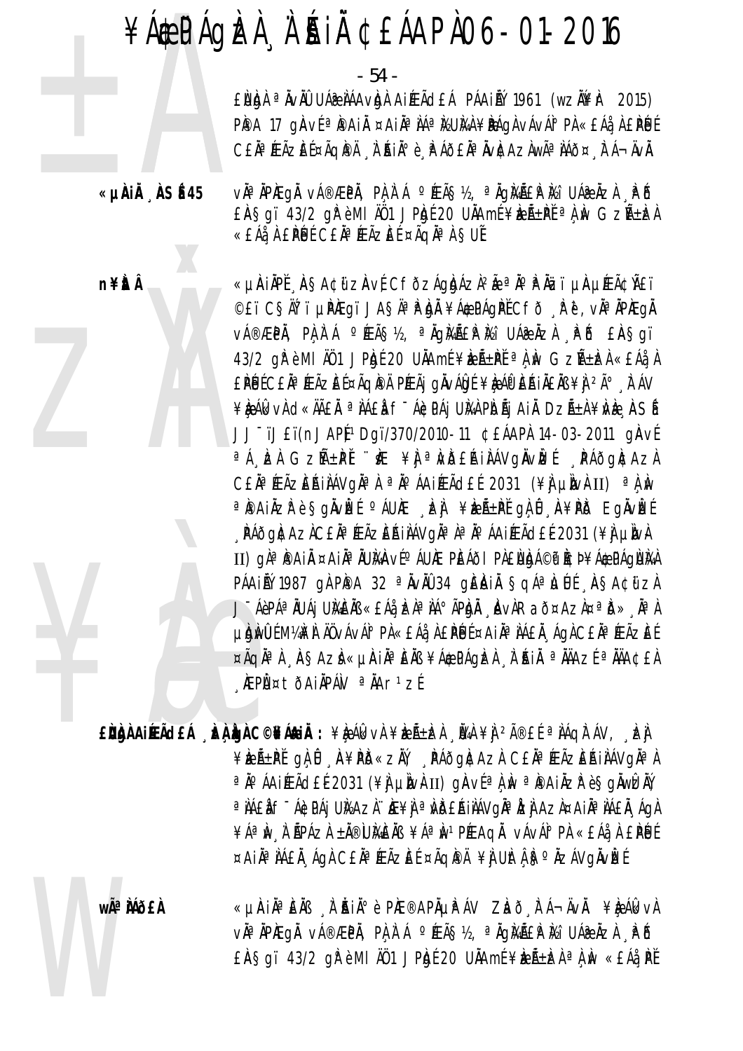£ÀUÀgÀ ªÀÄvÀÄÛ UÁæªÀiÁAvÀgÀ AiÉÆÃd£Á PÁAiÉÄÝ 1961 (wzÀÄÝ¥Àr 2015) PÀ®A 17 gÀ AvɪÀ®AiÀÄ ¤AiÀĪÀiÁªÀ½UÀ¼À¥ÀæPÁgÀ vÁvÁÌ°PÀ «£ÁåAiÀÄ£ÀÄß C£ÀĪÉÆÃzÀ£É ¤ÃqÀ®Ä ¸ÀPÁðgÀ ¸ÀºÀªÀÄvÀ CzÀ ªÀiÁqÀ¯ÁVzÉ.

**«µÀAiÀÄ ¸ÀASÉå 45** vÀĪÀÄPÀÆgÀÄ vÁ®ÆèPÀÄ, PÀ¸À¨Á ºÉÆÃ§½, ªÀÄgÀ½ÆgÀÄ ºÀ½î UÁæªÀÄzÀ ¸À.£ÀA §gï 43/2 gÀ°è MlÄÖ 1 JPÀgÉ 20 UÀÄAmÉ ¥ÀæzÉñÀªÀ£ÀÄß ªÀ¸Àw GzÉÝñÀPÉÌ «£ÁåAiÀÄ£ÀÄß C£ÀĪÉÆÃzÀ£É ¤ÃqÀĪÀ §UÉÎ

**n¥ÀàtÂ** «µÀAiÀÄPÉÌ ¸ÀA§A¢ü¹zÀAvÉ, CfðzÁgÀgÁzÀ ²æÃªÀÄw ¥ÀzÀä ºÉÆ¸ÀªÀÄ£É, ¢ªÀAUÀvÀ ±ÉÃSï C§Äÿ¯ï jAiÀiÁeï ¥ÀÄvÀæ ²æÃ ¤ÃgÀeï ¥Á±Á gÀªÀgÀÄ PÁ£ÀÆ£ÀÄ ¸À®ºÉUÁgÀgÀÄ, vÀĪÀÄPÀÆgÀÄ vÁ®ÆèPÀÄ, PÀ¸À¨Á ºÉÆÃ§½, ªÀÄgÀ½ÆgÀÄ ºÀ½î UÁæªÀÄzÀ ¸À.£ÀA §gï 43/2 gÀ°è MlÄÖ 1 JPÀgÉ 20 UÀÄAmÉ ¥ÀæzÉñÀªÀ£ÀÄß ªÀ¸Àw GzÉÝñÀPÉÌ «£ÁåAiÀÄ£ÀÄß C£ÀĪÉÆÃzÀ£É ¤ÃqÀ®Ä PÉÆÃjgÀÄvÁÛgÉ. ¥ÀæAiÀÄÄPÀÛ d«ÄãÀ£ÀÄß ¥Àæ¸ÁÛ¦¸À¯ÁVzÉ. ¥ÀæzÉñÀªÀ£ÀÄß ªÀÄ£ÀÄµÀå ¸ÀA§A¢ü GzÉÝñÀPÉÌ ¨sÀÆ¥ÀjªÀvÀð£ÉUÉ ¸ÀA§A¢ü¹zÀAvÉ f¯Áè¢üPÁjUÀ¼À DzÉñÀ ¸ÀASÉå J¯ïJ£ïJ (n JA) ¹Dgï/370/2010-11 ¢£ÁAPÀ 14-03-2011 gÀAvÉ ªÁ¸ÀzÀ GzÉÝñÀPÉÌ ¨sÀÆ ¥ÀjªÀvÀð£ÉAiÀiÁVgÀÄvÀÛzÉ. ¸ÀPÁðgÀzÀ DzÀ C£ÀĪÉÆÃzÀ£ÉAiÀiÁVgÀĪÀ ªÀÄºÁAiÉÆÃd£É 2031 (¥Àj¶ÌöÈvÀ II) ªÀÄvÀÄ ªÀ®AiÀÄzÀ°è §gÀÄvÀÛzÉ. ºÁUÀÆ ¸ÀzÀj ¥ÀæzÉñÀPÉÌ gÀ¸ÉÛ ¸À¥ÀPÀð EgÀÄvÀÛzÉ. ¸ÀPÁðgÀzÀ DzÀ C£ÀĪÉÆÃzÀ£ÉAiÀiÁVgÀĪÀ ªÀÄºÁAiÉÆÃd£É 2031 (¥Àj¶ÌöÈvÀ II) gÀ ªÀ®AiÀÄ ¤AiÀĪÀiÁªÀ½UÀ¼À£ÀéAiÀÄ ºÁUÀÆ PÀ£ÁðlPÀ £ÀUÀgÁ©üªÀÈ¢Þ ¥Áæ¢üPÁgÀUÀ¼À PÁAiÉÄÝ 1987 gÀ PÀ®A 32 ªÀÄvÀÄÛ 34 gÀ£ÀéAiÀÄ §qÁªÀuÉUÉ ¸ÀA§A¢ü¹zÀ J¯Áè PÁªÀÄUÁjUÀ¼À£ÀÄß «£ÁåzÀ ªÀÄAdÆgÁw ¸ÀªÀÄAiÀÄzÀ°è ¤UÀ¢ü¥Àr¸ÀvÀPÀÌzÀÄ. »ÃUÁV µÀgÀvÀÄÛUÉ M¼À¥ÀlÄÖ vÁvÁÌ°PÀ «£ÁåAiÀÄ£ÀÄß ¤AiÀĪÀiÁªÀ½UÀ¼À C£ÀĪÉÆÃzÀ£É ¤ÃqÀ§ºÀÄzÁVzÉ. ¸ÀzÀj «µÀAiÀĪÀ£ÀÄß ¥ÁæzsÁ¤PÀzÀ ¸À¨sÉAiÀÄ ªÀÄÄAzÉ ªÀÄAqÀ¸À¯ÁVzÉ.

**£ÀUÀgÀ AiÉÆÃd£Á ¸À¨sÁ¸À«ÄwAiÀÄ ¤tðAiÀÄ :** ¥ÀæAiÀÄÄPÀÛ ¥ÀæzÉñÀzÀ ¸ÀĪÀiÁgÀÄ ¥Àj²Ã®£É ªÀiÁqÀ¯ÁVzÉ, ¸ÀzÀj ¥ÀæzÉñÀPÉÌ gÀ¸ÉÛ ¸À¥ÀPÀð «zÀÄÝ, ¸ÀPÁðgÀzÀ DzÀ C£ÀĪÉÆÃzÀ£ÉAiÀiÁVgÀĪÀ ªÀÄºÁAiÉÆÃd£É 2031 (¥Àj¶ÌöÈvÀ II) gÀAvÉ ªÀÄvÀÄ ªÀ®AiÀÄzÀ°è §gÀÄwÛzÀÄÝ, ªÀiÁ£Àå ¥Áæ¢üPÁgÀzÀ CzÉÃ±ÀzÀ ¥Àæ±ÁÌ£ÉAiÀiÁVgÀĪÀzÀj¤AzÀ ¤AiÀĪÀiÁªÀ½UÀ¼À£ÀéAiÀÄ ¥ÁªÀw ±ÀÄ®ÌªÀ£ÀÄß ¸ÀA§A¢ü¹zÀ ¥ÁªÀw¸ÀĪÀAvÉ w½¸ÀÄvÁÛ vÁvÁÌ°PÀ «£ÁåAiÀÄ£ÀÄß ¤AiÀĪÀiÁªÀ½UÀ¼À C£ÀĪÉÆÃzÀ£É ¤ÃqÀ®Ä ¥ÀjUÀt¸À§ºÀÄzÁVgÀÄvÀÛzÉ.

**wÃªÀiÁð£À** «µÀAiÀÄPÉÌ ¸ÀA§A¢ü¹zÀAvÉ ¥ÀæªÀiÁtªÁV ZÀað¸À¯ÁVzÉ. ¥ÀæAiÀÄÄPÀÛ vÀĪÀÄPÀÆgÀÄ vÁ®ÆèPÀÄ, PÀ¸À¨Á ºÉÆÃ§½, ªÀÄgÀ½ÆgÀÄ ºÀ½î UÁæªÀÄzÀ ¸À.£ÀA §gï 43/2 gÀ°è MlÄÖ 1 JPÀgÉ 20 UÀÄAmÉ ¥ÀæzÉñÀzÀ ªÀÄvÀÄ «£ÁåPÉÌ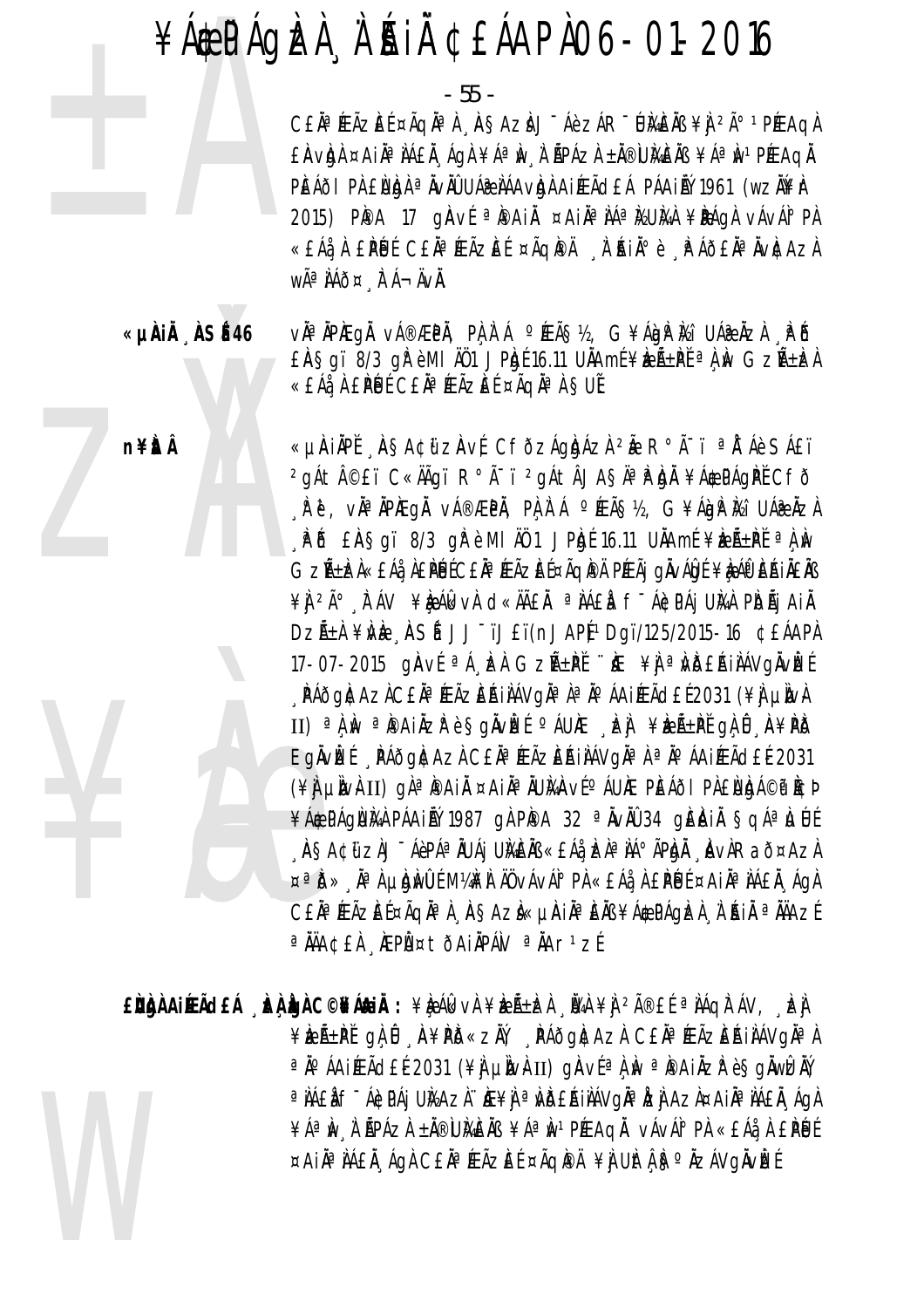C£Äª ÉÆÃzÀ£É ¤ÃqÀªÀ ¸ÀS¸ÀzÀÄ J¯ÁèzÀ R¯ÁºÉÃ ¸À £ÀÆÅ ²Ã°¹ PÉÆAqÀÄ £ÀvÀgÀ ¤AiÀÄªÀÄ£Á¸ÁgÀ ¥Áª ÀwÀ ¸ÀÄ¯ÁPÁzÀ ±ÀÄ®ÌÀ ÄÉÃ ¸À ¥ÁªÀw¹ PÉÆAqÀÄ PÈÁðl PÀ £ÀUÀgÀ ªÀ ÀAiÉÃd£Á PÁAiÀÄÝ 1961 (wzÀÄÝ¥ÀÄ 2015) PÀ®A 17 gÀ vÉ ª À®AiÀÄ ¤AiÀÄªÀÄ ¥ÀªÀ ¥ÀÄgÀ vÁvÁÌ PÀ «£Áå ¸À£ÀÄß ÉC£Äª ÉÆÃzÀ£É ¤ÃqÀ®Ä ¸ÀÄ¨sÉ°è ¸ÀÄ ÁðEÄª ÀvÀ AzÀ wÃªÀiÁð¤¸À Á¬ÄvÀÄ.

**«µÀAiÀÄ ¸ÀSÉå 46**

vÀªÀÄPÀÆgÀÄ vÁ®ÆèPÀÄ, PÀ¸À À Á ºÉÆÃ§½, G¥ÁgÀ ºÀ½î UÁæªÀÄzÀ ¸ÀªÉð £À§gï 8/3 gÀ°è MlÄÖ 1 JPÀgÉ 16.11 UÀÄAmÉ ¥ÀæzÉÃ±ÀPÉ ªÀ¸ÀW GzÉÝñÀzÀ «£Áå¸À £ÀÄßÉ C£Äª ÉÆÃzÀ£É ¤ÃqÀªÀ §UÉÎ.

**n¥ÀàtÂ**

«µÀAiÀÄPÉ ¸À§A¢ü¹zÀ vÉ CfðzÁgÀgÁzÀ ²æÃ R°Ã¯ï ªÀÄ ÁèSÁ£ï ²gÁtÂ ©£ï C«ÄÄgï R°Ã¯ï ²gÁtÂ J§ÄªÀªÀgÀÄ ¥ÁæPÁgÀPÉ Cfð ¸À è, vÀªÀÄPÀÆgÀÄ vÁ®ÆèPÀÄ, PÀ¸À À Á ºÉÆÃ§½, G¥ÁgÀ ºÀ½î UÁæªÀÄzÀ ¸ÀªÉð £À§gï 8/3 gÀ°è MlÄÖ 1 JPÀgÉ 16.11 UÀÄAmÉ ¥ÀæzÉÃ±ÀPÉ ªÀ¸ÀW GzÉÝñÀzÀ «£Áå¸À£ÀÄßÉ C£Äª ÉÆÃzÀ£É ¤ÃqÀ®Ä PÉÆÃjgÀÄvÁÛgÉ ¥ÀæÁ¢üPÁgÀzÀ ¥À ²Ã°¸À ÁV ¥ÀæÁªÀ d«ÄÄ£ÀÄ ªÀÄÁ£Àå f¯ÁèPÁj UÀÄ, PÀbÉÃj AiÀÄ DzÉñÀ ¥ÀæÀ ¸ÀSÉå J J¯ïJ£ï(n J APÀ¦ Dgï/125/2015-16 ¢£ÁAPÀ 17-07-2015 gÀ vÉ ªÁ¸ÀzÀ GzÉÝñÀPÉ ¨ÀÆ ¥À ªÀvÀð£ÉAiÀÄÁVgÀÄvÀÛÉ ¸ÀPÁðgÀÄ AzÀ C£Äª ÉÆÃzÀ£ÉAiÀÄÁVgÀÄª À ªÀÄº ÁAiÉÆÃd£É 2031 (¥À¸µÀÌ II) ª À¸ÀW ªÀ®AiÀÄzÀ°è§gÀÄvÀÛÉ ºÁUÀÆ ¸ÀzÀj ¥ÀæzÉÃ±ÀPÉ gÀ¸ÉÛ ¸À¥ÀPÀð EgÀÄvÀÛÉ ¸ÀPÁðgÀÄ AzÀ C£Äª ÉÆÃzÀ£ÉAiÀÄÁVgÀÄª À ªÀÄº ÁAiÉÆÃd£É 2031 (¥À¸µÀÌ II) gÀ ª À®AiÀÄ ¤AiÀÄªÀÄUÀ¼À vÉºÁUÀÆ PÈÁðl PÀ £ÀUÀgÁ©üªÀÈ¢Þ ¥ÁæPÁgÀUÀ¼À PÁAiÀÄÝ 1987 gÀ PÀ®A 32 ªÀÄvÀÄÛ 34 gÀ£ÀéAiÀÄ §qÁªÀuÉ ¸À§A¢ü¹zÀ ¯ÁèPÁªÀÄUÁj UÀ¼ÀÉÃ «£Áå¸ÀzÀ ªÀÄÁ°ÃPÀgÀÄ ¸ÀvÀÀ Rað¤AzÀ ¤ªÀð» ¸ÀÄª ÀµÀgÀwÛÉ M¼À¥ÀlÄÖ vÁvÁÌ PÀ «£Áå¸À £ÀÄßÉ ¤AiÀÄªÀÄ£Á¸ÁgÀ C£Äª ÉÆÃzÀ£É ¤ÃqÀªÀ ¸À§AzÀs «µÀAiÀÄªÀ£ÀÄß ¥ÁæPÁgÀzÀ ¸À ÁèAiÀÄ ªÀÄAzÉ ªÀÄAqÀ¢£À ¸ÀÆPÀÛ¤tðAiÀÄPÁÌV ªÀÄAr¸À É.

**£ÀUÀgÀ AiÉÆÃd£Á ¸À«Äw ¤tðAiÀÄ :** ¥ÀæÁªÀ vÀ ¥ÀæzÉÃ±ÀzÀ ¸ÀܼÀ ¥À²Ã®£É ªÀiÁqÀ ÁV, ¸ÀzÀj ¥ÀæzÉÃ±ÀPÉ gÀ¸ÉÛ ¸À¥ÀPÀð «zÀÄÝ, ¸ÀPÁðgÀÄ AzÀ C£Äª ÉÆÃzÀ£ÉAiÀÄÁVgÀÄª À ªÀÄº ÁAiÉÆÃd£É 2031 (¥À¸µÀÌ II) gÀ vÉ ª À¸ÀW ªÀ®AiÀÄzÀ°è§gÀÄwÛzÀÄÝ, ªÀÄÁ£Àå f¯ÁèPÁj UÀ¼À AzÀ ¨ÀÆ ¥À ªÀvÀð£ÉAiÀÄÁVgÀÄªÀÅzÀj AzÀ ¤AiÀÄªÀÄ£Á¸ÁgÀ ¥ÁªÀw¸À ÁzÀ ±ÀÄ®ÌÀ ÄÉÃ ¸À ¥ÁªÀw¹ PÉÆAqÀÄ vÁvÁÌ PÀ «£Áå¸À £ÀÄßÉ ¤AiÀÄªÀÄ£Á¸ÁgÀ C£Äª ÉÆÃzÀ£É ¤ÃqÀ®Ä ¥À¸ÀÛ¸À À ºÁzÀ ÁVgÀÄvÀÛÉ.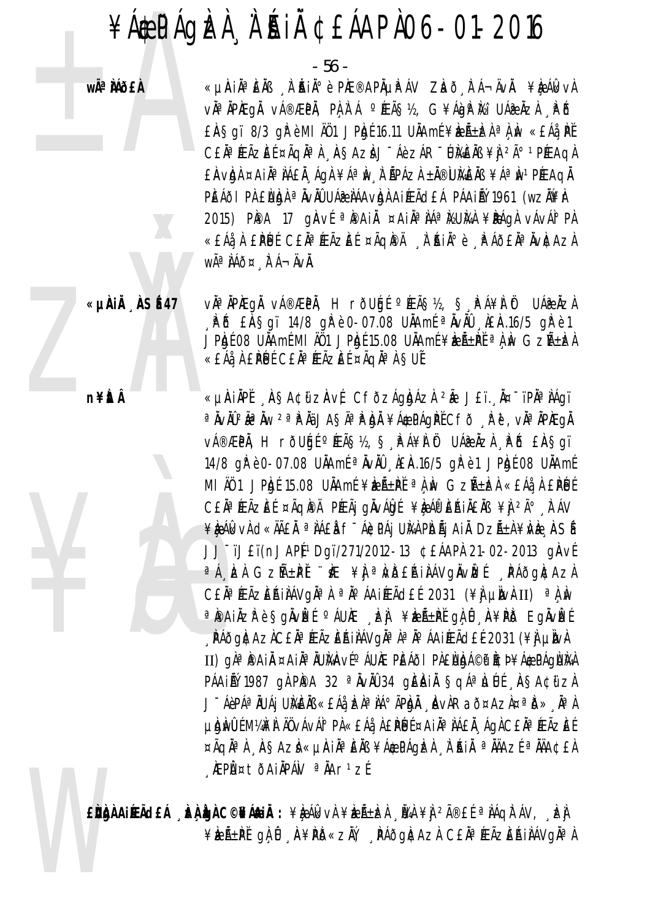**wÃªÀiÁð£À** «µÀAiÀÄªÀ£ÀÄß ¸À«ªÀgÀªÁV ¥ÀjÃPÀë¹ ZÀað¹ ¸À¨sÉAiÀÄÄ ¥ÀæìÁ¦vÀ vÁªÀÄPÀÆgÀÄ vÁ®ÆèPÀÄ, PÀ¸À¨Á ºÉÆÃ§½, G¥ÁgÀºÀ½î UÁæªÀÄzÀ ¸ÀªÉð £ÀA§gï 8/3 gÀ°è MlÄÖ 1 JPÀgÉ 16.11 UÀÄAmÉ ¥ÀæzÉñÀzÀ ªÀ¸Àw «£ÁåºÀPÉÌ C£ÀĪÉÆÃzÀ£É ¤ÃqÀ¯ÁUÀ¢gÀĪÀ PÁgÀt ªÀÄvÀÄÛ ¸ÀzÀj ¥ÀæzÉñÀªÀÅ ¸ÀAPÀÄ-¥ÀÄgÀ gÀ¸ÉÛAiÀÄ ¥ÀPÀÌzÀ°èzÀÄÝ ªÀ¸Àw G¥ÀAiÉÆÃUÀPÉÌ AiÉÆÃUÀåªÁVgÀĪÀÅzÀjAzÀ PÀ£ÁðlPÀ £ÀUÀgÀ ªÀÄvÀÄÛ UÁæªÀiÁAvÀgÀ AiÉÆÃd£Á PÁAiÉÝ 1961 (wzÀÄÝ¥Àr 2015) PÀ®A 17 gÀ£ÀéAiÀÄ ªÀ¸Àw «£ÁåºÀPÉÌ C£ÀĪÉÆÃzÀ£É ¤ÃqÀ®Ä ¸À¨sÉAiÀÄÄ wÃªÀiÁð¤¹vÀÄ.

**«µÀAiÀÄ ¸ÀASÉå 47** vÀĪÀÄPÀÆgÀÄ vÁ®ÆèPÀÄ, H rðUÉgÉ ºÉÆÃ§½, §¸ÀªÁ¥ÀlÖt UÁæªÀÄzÀ ¸ÀªÉð £ÀA§gï 14/8 gÀ°è 0-07.08 UÀÄAmÉ ªÀÄvÀÄÛ ¸ÀªÉð 16/5 gÀ°è 1 JPÀgÉ 08 UÀÄAmÉ MlÄÖ 1 JPÀgÉ 15.08 UÀÄAmÉ ¥ÀæzÉñÀPÉÌ ªÀ¸Àw GzÉÝñÀzÀ «£ÁåªÀ£ÀPÉÌ C£ÀĪÉÆÃzÀ£É ¤ÃqÀĪÀ §UÉÎ.

**n¥ÀàtÂ** «µÀAiÀÄPÉÌ ¸ÀA§A¢ü¹zÀAvÉ, CfðzÁgÀgÁzÀ ²æà J£ï.¸Ã¤¯ïPÀĪÀiÁgï ªÀÄvÀÄÛ EvÀgÀgÀÄ ²æà ¸ÀAeÁAiÀÄ J£ï.ªÀÄÆwð ¥ÁæªÀÄgÀPÉÌ Cfð ¸À°è¹, vÀĪÀÄPÀÆgÀÄ vÁ®ÆèPÀÄ, H rðUÉgÉ ºÉÆÃ§½, §¸ÀªÁ¥ÀlÖt UÁæªÀÄzÀ ¸ÀªÉð £ÀA§gï 14/8 gÀ°è 0-07.08 UÀÄAmÉ ªÀÄvÀÄÛ ¸ÀªÉð 16/5 gÀ°è 1 JPÀgÉ 08 UÀÄAmÉ MlÄÖ 1 JPÀgÉ 15.08 UÀÄAmÉ ¥ÀæzÉñÀPÉÌ ªÀ¸Àw GzÉÝñÀzÀ «£ÁåªÀ£ÀPÉÌ C£ÀĪÉÆÃzÀ£É ¤ÃqÀ®Ä PÉÆÃjgÀÄvÁÛgÉ. ¥ÀæzÉñÀzÀ ¨sÀÆ¥ÀjªÀvÀð£É ¸ÀA§AzsÀ ¥ÁæzÉÃ²PÀ DAiÀÄÄPÀÛgÀÄ ¨ÉAUÀ¼ÀÆgÀÄ EªÀgÀ DzÉÃ±À ¸ÀASÉå JJ¯ïJ£ï(n)JAPÉ¹Dgï/271/2012-13 ¢£ÁAPÀ 21-02-2013 gÀAvÉ ªÁtÂdå GzÉÝñÀPÉÌ ¨sÀÆ ¥ÀjªÀwð¹gÀÄvÀÛzÉ. ¸ÀzÀj ¥ÀæzÉñÀªÀÅ ¥ÀæZÀ°vÀ ªÀÄºÁAiÉÆÃd£É 2031 (¥Àj¶ÌævÀ II) gÀ°è ªÀ¸Àw G¥ÀAiÉÆÃUÀPÁÌV ¤UÀ¢AiÁVgÀÄvÀÛzÉ. ¸ÀzÀj ¥ÀæzÉñÀzÀ ªÀÄÆ®PÀ ºÁzÀÄ ºÉÆÃUÀÄªÀ gÀ¸ÉÛAiÀÄ ¥ÀPÀÌzÀ°èzÀÄÝ ªÀ¸Àw G¥ÀAiÉÆÃUÀPÉÌ AiÉÆÃUÀåªÁVgÀÄvÀÛzÉ. PÀ£ÁðlPÀ £ÀUÀgÀ ªÀÄvÀÄÛ UÁæªÀiÁAvÀgÀ AiÉÆÃd£Á PÁAiÉÝ 1987 gÀ PÀ®A 32 ªÀÄvÀÄÛ 34 gÀ£ÀéAiÀÄ §qÁªÀuÉ ¸ÀA§A¢ü¹zÀ J¯Áè PÁªÀÄUÁjUÀ¼À£ÀÄß «£ÁåzÀ ªÀÄÆ®PÀ ¸ÉÃjzÀAvÉ G¥À«¨sÁUÀ ªÀÄAdÆgÁw PÀæªÀÄ C£ÀĸÀj¸À®Ä ªÀ¸Àw «£ÁåªÀ£ÀPÉÌ C£ÀĪÉÆÃzÀ£É ¤ÃqÀ§ºÀÄzÀÄ JAzÀÄ «µÀAiÀÄªÀ£ÀÄß ¥ÁæªÀÄgÀzÀ ¸À¨sÉAiÀÄ ªÀÄÄAzÉ ¸ÀPÁðgÀ¢AzÀ ¸À°è¸À¯ÁVzÉ.

**£ÀUÀgÀAiÉÆÃd£Á ¸ÀºÀ¤zÉÃð±ÀPÀgÀ C©ü¥ÁæAiÀÄ :** ¥ÀæzÉñÀzÀ ¥ÀæzÉñÀzÀ ¸ÀÄvÀÛ¥ÀjªÀÄ£ÉªÀiÁqÀ¯ÁV, ¸ÀzÀj ¥ÀæzÉñÀPÉÌ gÀ¸ÉÛ ¸ÀA¥ÀPÀð «zÀÄå, ¸ÀzÀj ¥ÀæzÉñÀzÀ C£ÀĪÉÆÃzÀ£ÉAiÀÄ ¹ÃªÀiÁVgÀĪÀ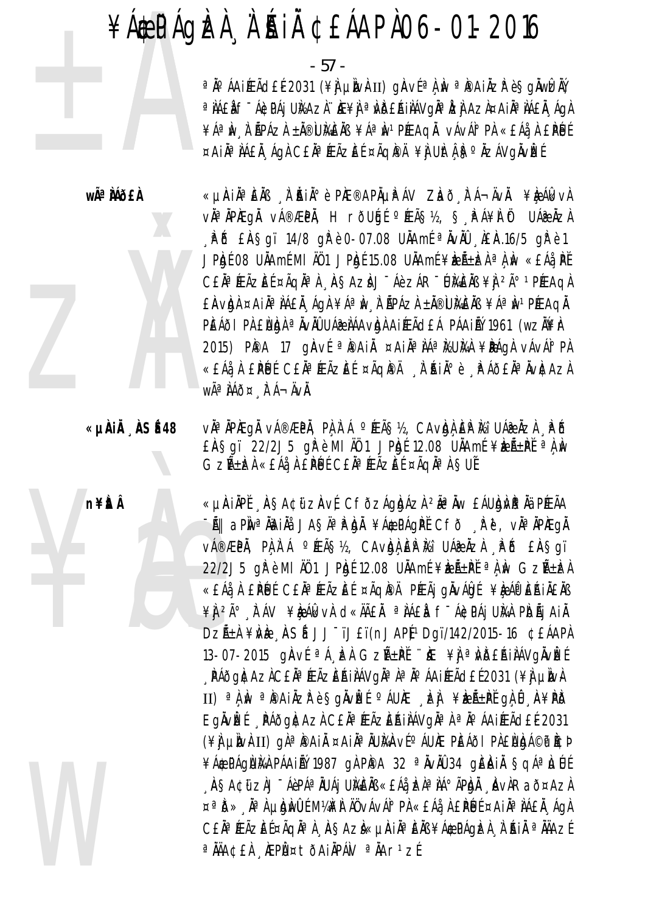ªÀÄºÁAiÉÆÃd£É 2031 (¥ÀjµÀÌøvÀ II) gÀ°è ªÀ¸Àw ªÀÄ®AiÀÄzÀ°è ¸ÉÃgÀĪÀÅzÀjAzÀ ªÀÄvÀÄÛ f¯Áè¢üPÁjUÀ¼ÀAzÀ ¨ÉÃ¥ÀðqÉ£ÁªÀiÁAiÀiÁVgÀĪÀ ¤AiÀĪÀĪÀiÁ£ÀzÀAvÉ ¥Á¸ï ¸À°è¹zÀ ±Á®Ä®èAiÀÄ ¥Áw ¥ÀgÀQAiÀÄ vÁvÁÌ°PÀ «£ÁåsÀ £ÀPÉë ¤AiÀĪÀÄ ªÀÄ£ÀÄ£ÀÄUÀÄtªÁVgÀÄvÀÛzÉ C£ÀªÉÆÃzÀ£É ¤ÃqÀ®Ä ¥ÀjUÀtÂ¸À §ºÀÄzÁVgÀÄvÀÛzÉ.

**wÃªÀiÁð£À**

«µÀAiÀÄ ªÀÄAqÀ¼ÀzÀ ¸ÀzÀ¸ÀåjAzÀ ZÀZÉð £ÀqɹzÀ £ÀAvÀgÀ ¸À¨sÉAiÀÄ ¤tðAiÀÄzÀ ªÉÄÃgÉUÉ ¥ÀæPÀgÀt vÀªÀÄPÀÆgÀÄ vÁ®ÆèPÀÄ, H gÀðUÉgÉ ºÉÆÃ§½, § ¸ÁA¥ÀÄgÀ ¤Ö UÁæªÀÄzÀ ¸À.£ÀA. 14/8 gÀ°è 0-07.08 UÀÄAmÉ ªÀÄvÀÄÛ ¸À.£ÀA.16/5 gÀ°è 1 JPÀgÉ 08 UÀÄAmÉ MlÄÖ 1 JPÀgÉ 15.08 UÀÄAmÉ ¥ÀæzÉñÀªÀ£ÀÄß ªÀ¸Àw «£Áå¸ÀPÉÌ C£ÀªÉÆÃzÀ£É ¤ÃqÀ®Ä ªÀÄvÀÄÛ ¸ÀzÀjAiÀÄ J¯Áè zÁR¯ÉUÀ¼À ¥Àj²Ã®£É ¸ÀAzÀ¨sÀðzÀ°è ¤AiÀĪÀÄ¤AiÀÄAvÀæt ¥ÁæzsÉÃPÀj ¤AiÀĪÀÄ ¥Àj²Ã®£ÉAiÀÄ£ÀÄß PÀ£ÁðlPÀ £ÀUÀgÀ ªÀÄvÀÄÛ UÁæªÀiÁAvÀgÀ AiÉÆÃd£Á PÁAiÉÄÝ 1961 (wzÀÄÝ¥Àr 2015) PÀ®A 17 gÀ°è ªÀÄ®AiÀÄ ¤AiÀĪÀiÁªÀ½UÀ¼À ¥ÀæPÁgÀ vÁvÁÌ°PÀ «£Áå¸À £ÀPÉëUÉ C£ÀªÉÆÃzÀ£É ¤ÃqÀ®Ä ¸À¨sÉAiÀÄ°è ¸ÀªÁð£ÀĪÀÄvÀ¢AzÀ wÃªÀiÁð¤¸À¯Á¬vÀÄ.

**«µÀAiÀÄ ¸ÀASÉå 48**

vÀªÀÄPÀÆgÀÄ vÁ®ÆèPÀÄ, PÀ¸À§Á ºÉÆÃ§½, CAvÀgÀ¸À£ÀºÀ½î UÁæªÀÄzÀ ¸À.£ÀA. 22/2J5 gÀ°è MlÄÖ 1 JPÀgÉ 12.08 UÀÄAmÉ ¥ÀæzÉñÀPÉÌ ªÀ¸Àw GzÉÝñÀPÁÌV «£Áå¸À £ÀPÉëUÉ C£ÀªÉÆÃzÀ£É ¤ÃqÀĪÀ §UÉÎ.

**n¥Ààt**

«µÀAiÀÄPÉÌ ¸ÀA§A¢ü¸ÀzÀAvÉ CfðzÁgÀgÁzÀ ²æÃªÀÄw £ÁUÀgÀvÀß®ä PÉÆÃA ¯ÉÃl ¸ÀwÃ±ï ªÀÄvÀÄÛ EvÀgÀgÀÄ, ¥ÀæPÀgÀtPÉÌ Cfð ¸À°è¹, vÀªÀÄPÀÆgÀÄ vÁ®ÆèPÀÄ, PÀ¸À§Á ºÉÆÃ§½, CAvÀgÀ¸À£ÀºÀ½î UÁæªÀÄzÀ ¸À.£ÀA. 22/2J5 gÀ°è MlÄÖ 1 JPÀgÉ 12.08 UÀÄAmÉ ¥ÀæzÉñÀPÉÌ ªÀ¸Àw GzÉÝñÀPÁÌV «£Áå¸À £ÀPÉëUÉ C£ÀªÉÆÃzÀ£É ¤ÃqÀ®Ä PÉÆÃjgÀÄvÁÛgÉ. ¥ÀæPÀgÀtªÀ£ÀÄß ¥Àj²Ã°¸À¯Á¬vÀÄ. ¥ÀæPÀgÀtªÀÅ f¯Áè¢üPÁjUÀ¼À ªÀÄAdÆgÁw DzÉñÀ ¸ÀASÉå J J¯ïJ£ï(n J¯ï) DgïJ/142/2015-16 ¢£ÁAPÀ 13-07-2015 gÀ°è ªÀ¸Àw GzÉÝñÀPÉÌ ¨sÀÆ ¥ÀjªÀvÀð£ÉAiÀiÁVgÀÄvÀÛzÉ. ¸ÀzÀgÀ d«ÄÃ£ÀÄ C£ÀªÉÆÃzÀ£ÉAiÀiÁVgÀĪÀ ªÀÄºÁAiÉÆÃd£É 2031 (¥ÀjµÀÌøvÀ II) ªÀ¸Àw ªÀÄ®AiÀÄzÀ°è ¸ÉÃgÀÄvÀÛzÉ. ºÁUÀÆ ¸ÀzÀj ¥ÀæzÉñÀPÉÌ gÀ¸ÉÛ ¸ÀA¥ÀPÀð EgÀÄvÀÛzÉ. ¸ÀzÀgÀ d«ÄÃ£ÀÄ C£ÀªÉÆÃzÀ£ÉAiÀiÁVgÀĪÀ ªÀÄºÁAiÉÆÃd£É 2031 (¥ÀjµÀÌøvÀ II) gÀ ªÀÄ®AiÀÄ ¤AiÀĪÀÄUÀ¼ÀAvÉ ºÁUÀÆ PÀ£ÁðlPÀ £ÀUÀgÀ AiÉÆÃd£Á ©üªÀÈ¢Þ ¥ÁæzsÉÃPÀgÀUÀ¼À PÁAiÉÄÝ 1987 gÀ PÀ®A 32 ªÀÄvÀÄÛ 34 gÀ£ÀéAiÀÄ §gÀ¨ÉÃPÁzÀ ¸ÀA§A¢üzÀ J¯Áè ¥ÁæªÀÄtÂPÀ zÁR¯ÉUÀ¼ÀÄ «£Áå¸ÀzÀ ªÀiÁ¥ÀzÀAqÀUÀ¼À ¸ÀªÀÄUÀæ ¥Àj²Ã®£É ¤gÀAvÀgÀ ¸ÀªÀÄ¥ÀðPÀªÁVgÀĪÀÅzÀjAzÀ vÁvÁÌ°PÀ «£Áå¸À £ÀPÉëUÉ ¤AiÀĪÀiÁªÀ½UÀ¼À ¥ÀæPÁgÀ C£ÀªÉÆÃzÀ£É ¤ÃqÀ®Ä ¸ÀA§A¢ü¸ÀzÀ «µÀAiÀÄªÀ£ÀÄß ¥ÀæPÀgÀtzÀ ¸À¨sÉAiÀÄ ªÀÄÄAzÉ ¸ÀªÀÄ¥Àð¸À¯ÁVzÉ ¤tðAiÀÄPÁÌV ªÀÄAr¹zÉ.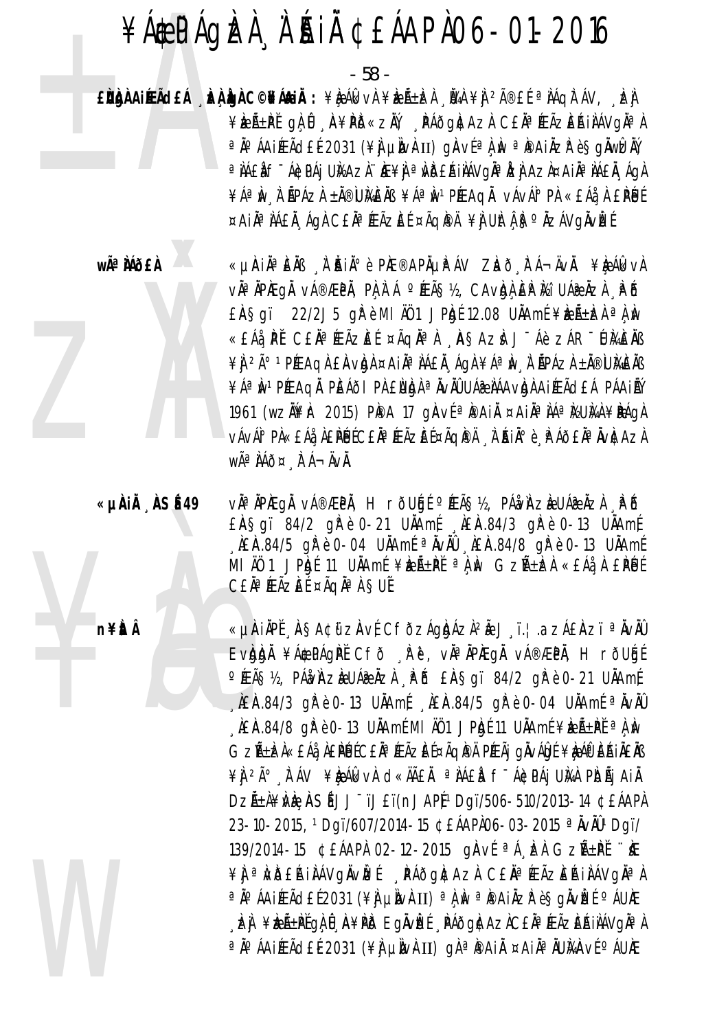**£ÀUÀgÀ AiÉÆÃd£Á ¸ÀºÀ¤zÉð±ÀPÀgÀ C©üªÀiÁvÀ :** ¥ÀæÁ¢üPÁgÀzÀ ¸ÀzÀ¸Àå ¥À¤²Ã®£É ªÀiÁqÀ¯ÁV, ¸ÀzÀj ¥ÀæzÉñÀªÀÅ gÀ¸ÉÛ ¸ÀA¥ÀPÀð «zÀåÄvï ¸ËPÀAiÀÄðUÀ¼À£ÀÄß ºÉÆA¢gÀÄvÀÛzÉ ªÀÄvÀÄÛ ¥Àj�president ªÀÄºÁAiÉÆÃd£É-2031 (¥ÀjµÀÌøvÀ-II) gÀ ¥ÀæPÁgÀ ªÀ¸Àw ªÀ®AiÀÄzÀ°èzÀÄÝ CzÀgÀAvÉ ªÀÄ£ÀªÀiÁr ¸À°è¹zÀ ¥ÀæzÉñÀªÀ£ÀÄß ¸ÀzÀj GzÉÝÃ±ÀPÁÌV G¥ÀAiÉÆÃV¸À®Ä ¥ÀæªÁ¢vÀ ¥ÀæzÉñÀzÀ ¸ÀÄvÀÛ-ªÀÄÄvÀÛ®Ä EgÀÄªÀ ¥ÀæzÉñÀUÀ¼À ¨sÀÆ-G¥ÀAiÉÆÃUÀ ºÁUÀÆ CPÀÌ¥ÀPÀÌzÀ C©üªÀÈ¢ÞUÀ¼À£ÀÄß ¥ÀjUÀtÂ¹ ¥ÀæªÁ¢vÀ ¨sÀÆ-G¥ÀAiÉÆÃUÀ §zÀ¯ÁªÀuÉUÉ ¸ÀªÀÄäw ¤ÃqÀ§ºÀÄzÁVzÉ.

**wÃªÀiÁð£À**

«µÀAiÀÄªÀ£ÀÄß ¸À¨sÉAiÀÄ°è ZÀað¸À¯Á¬ÄvÀÄ. ¥ÀæÁ¢üPÁgÀzÀ ¸ÀzÀ¸ÀågÀÄ ¥À¤²Ã®£É ªÀiÁrzÀ ªÀgÀ¢AiÀÄAvÉ, ¸ÀzÀj ¥ÀæzÉñÀªÀÅ ºÉÆ¸À ªÀÄ£ÉUÀ¼ÀÄ ¤«Äð¸À®Ä CAiÀÄPÀlÄÖ ¸ÀzÀj ¸ÀªÉð £ÀA. 22/J5 gÀ°è MlÄÖ 1 JPÀgÉ 12.08 UÀÄAmÉ ¥ÀæzÉñÀzÀ ªÀÄ£É¤ÃgÀ¢AzÀ «£ÁAiÀÄw ¤ÃrzÀ ¸ÀzÀj C£ÀÄªÀÄwAiÀÄ£ÀÄß PÉ.J¸ï.Dgï.¦. PÁAiÉÄÝ 1961 (wzÀÄ¥Àr 2015) PÀ®A 17 gÀ ¥ÀæPÁgÀ ¤AiÀÄªÀiÁªÀ½UÀ¼À£ÀÄß ¥Á°¸ÀÄªÀ µÀgÀvÀÛ£ÉÆA¢UÉ ¥ÀæªÁ¢vÀ ¨sÀÆ-G¥ÀAiÉÆÃUÀ §zÀ¯ÁªÀuÉUÉ ¸À¨sÉAiÀÄ°è ¸ÀªÀÄäw ¤ÃqÀ¯Á¬ÄvÀÄ.

**«µÀAiÀÄ ¸ÀASÉå 49**

ªÀÄÆqÀ£ÀPÉgÉ gÀ¸ÉÛ, H¼Àî°ªÀÄ¼ÉÆ ºÉÆÃ§½, PÁ«ÄÌzÀ½UÀ¼ÀÄ ¸ÀªÉð £ÀA. 84/2 gÀ°è 0-21 UÀÄAmÉ, ¸ÀªÉð.84/3 gÀ°è 0-13 UÀÄAmÉ, ¸ÀªÉð.84/5 gÀ°è 0-04 UÀÄAmÉ ªÀÄvÀÄÛ ¸ÀªÉð.84/8 gÀ°è 0-13 UÀÄAmÉ MlÄÖ 1 JPÀgÉ 11 UÀÄAmÉ ¥ÀæzÉ±ÀzÀ ªÀÄ£É GzÉÝÃ±ÀzÀ «£ÁåªÀÄ £ÀPÉë C£ÀÄªÉÆÃzÀ£ÉAiÀÄ §UÉÎ.

**n¥Ààt**

«µÀAiÀÄPÉÌ ¸ÀA§A¢ü¹zÀAvÉ Cfðz ÁgÀgÀÄ ²æÃJ¸ï.¦.J¸ï.zÁ£ÀAzï ªÀÄvÀÄÛ EvÀgÀgÀÄ ¥ÁæPÁgÀPÉÌ CfðAiÀÄ£ÀÄß ¸À°è¹, ªÀÄÆqÀ£ÀPÉgÉ gÀ¸ÉÛ, H¼Àî°ªÀÄ¼ÉÆ ºÉÆÃ§½, PÁ«ÄÌzÀ½UÀ¼ÀÄ ¸ÀªÉð £ÀA. 84/2 gÀ°è 0-21 UÀÄAmÉ, ¸ÀªÉð.84/3 gÀ°è 0-13 UÀÄAmÉ, ¸ÀªÉð.84/5 gÀ°è 0-04 UÀÄAmÉ ªÀÄvÀÄÛ ¸ÀªÉð.84/8 gÀ°è 0-13 UÀÄAmÉ MlÄÖ 1 JPÀgÉ 11 UÀÄAmÉ ¥ÀæzÉ±ÀzÀ ªÀÄ£É GzÉÝÃ±ÀzÀ «£ÁåªÀÄ £ÀPÉë C£ÀÄªÉÆÃzÀ£ÉAiÀÄ£ÀÄß PÉÃjgÀÄvÁÛgÉ. ¥ÀæÁ¢üPÁgÀzÀ ¥Àj²Ã®£Á ¸À«ÄwAiÀÄ ¥ÀæÁ¢üPÁgÀzÀ ¸À¨sÉAiÀÄ ¤tðAiÀÄ£ÀÄß ¸ÀASÉå: 506-510/2013-14 ¢£ÁAPÀ 23-10-2015, ¸ÀASÉå 607/2014-15 ¢£ÁAPÀ 06-03-2015 ªÀÄvÀÄÛ ¸ÀASÉå 139/2014-15 ¢£ÁAPÀ 02-12-2015 gÀ ¥ÀæPÁgÀ ¸ÀzÀj ¥ÀæzÉñÀªÀÅ gÀ¸ÉÛ ¸ÀA¥ÀPÀð ºÉÆA¢gÀÄvÀÛzÉ. ¸ÀzÀj ¥ÀæzÉñÀªÀÅ ªÀÄºÁAiÉÆÃd£É-2031 (¥ÀjµÀÌøvÀ-II) gÀ ¥ÀæPÁgÀ ªÀ¸Àw ªÀ®AiÀÄzÀ°èzÉ ºÁUÀÆ ¸ÀzÀj ¥ÀæzÉñÀzÀ°è ¸ÀA¥ÀPÀð gÀ¸ÉÛ EgÀÄvÀÛzÉ. ¸ÀzÀj ¥ÀæzÉñÀªÀÅ ªÀÄºÁAiÉÆÃd£É-2031 (¥ÀjµÀÌøvÀ-II) gÀ ªÀ®AiÀÄ ¤AiÀÄªÀiÁªÀ½UÀ¼À ¥ÀæPÁgÀ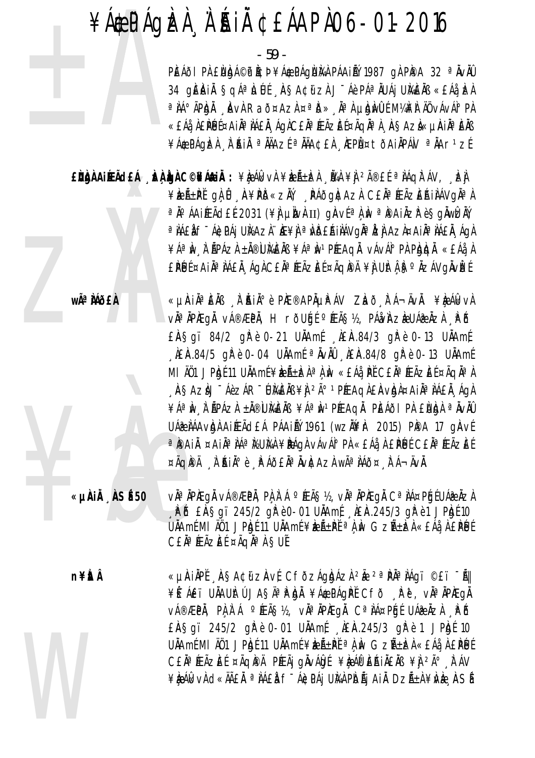PÈÁðI PÀ £ÀUÀgÀ AiÉÆÃd£Á PÁAiÉÝ 1987 gÀ PÀ®A 32 ªÀÄvÀÄÛ 34 gÀ£ÀéAiÀÄ §qÁªÀuÉ ¸ÀA§A¢üzÀ J¯Áè PÁªÀÄUÁjUÀ¼À£ÀÄß «£Á¬ÄvÀ ªÀiÁrPÉÆAqÀÄ ¸ÀÄvÀÛ Rað¤AzÀ ¤ªÀð» ¸ÀªÀÄUÀæªÁV ¥ÀjµÀÌÃvÀ «£Áå¸À£ÀPȨ́ ¤AiÀÄªÀiÁ£ÀÄ¸ÁgÀ C£ÀĪÉÆÃzÀ£É ¤ÃqÀĪÀ ¸ÀA§AzÀ «µÀAiÀĪÀ£ÀÄß ¥ÁæPÀgÀzÀ ¸ÀÀéAiÀÄ ªÀÄÄAzÉ ªÀÄAqÀ¸À¯ÁVzÉ. ¥ÁæPÀgÀ ªÀÄr¹zÉ.

**£ÀUÀgÀ AiÉÆÃd£Á ¸ÀzÀ¸ÀågÀ C©ü¥ÁæAiÀÄ:** ¥Àæ¸ÁÛvÀ ¥ÀæzÉñÀzÀ ¸ÀÄvÀÛ ¥Àj²Ã®£É ªÀiÁqÀ¯ÁV, ¸ÀzÀj ¥ÀæzÉñÀPÉÌ gÀ¸ÉÛ ¸ÀA¥ÀPÀð «zÀÄå¸À¸ÀgÀ¨ÀgÁdÀ¸AzÀ C£ÀĪÉÆÃzÀ£ÉAiÀiÁVgÀĪÀ ªÀĺÁAiÉÆÃd£É 2031 (¥Àj�µÀÌøvÀ II) gÀ°è ªÀ¸Àw ªÀ®AiÀÄzÀ°è§gÀÄwÛzÀÄÝ, ªÀiÁ£Àå ¯ÉÆÃPÉÆÃ¥ÀAiÉÆÃUÀ E¯ÁSÉ¬ÄAzÀ ¤gÁ¥ÀÄëuÁ ¥ÀvÀæ ¥ÀqÉzÀÄPÉÆArzÀÄÝ, ¥Àæ¸ÁÛ¦vÀ ¥ÀæzÉñÀªÀÅ «£Áå¸ÀPÉÌ C£ÀĪÉÆÃzÀ£É ¤ÃqÀ§ºÀÄzÁVzÉ.

**wÃªÀiÁð£À**

«µÀAiÀĪÀ£ÀÄß ¸ÀÀéAiÀÄ°è PÀÆ®APÀµÀªÁV ZÀað¸À¯Á¬ÄvÀÄ. ¥Àæ¸ÁÛvÀ vÀÄªÀÄPÀÆgÀÄ vÁ®ÆèPÀÄ, H rðUÉ ºÉÆÃ§½, PÁåvÀìzÀæUÁæªÀÄzÀ ¸À.£ÀA. 84/2 gÀ°è 0-21 UÀÄAmÉ, ¸À.£ÀA.84/3 gÀ°è 0-13 UÀÄAmÉ, ¸À.£ÀA.84/5 gÀ°è 0-04 UÀÄAmÉ ªÀÄvÀÄÛ ¸À.£ÀA.84/8 gÀ°è 0-13 UÀÄAmÉ MlÄÖ 1 JPÀgÉ 11 UÀÄAmÉ ¥ÀæzÉñÀzÀ ªÀ¸Àw «£Áå¸ÀPÉÌ C£ÀĪÉÆÃzÀ£É ¤ÃqÀĪÀ ¸ÀA§AzÀ J¯Áè zÁR¯ÉUÀ¼À£ÀÄß ¥Àj²Ã°¹ PÉÆAqÀÄ£ÀAvÀgÀ¤AiÀĪÀiÁ£ÀÄ¸ÁgÀ ¥ÁªÀw¸À¯ÁzÀ ±ÀÄ®ÌUÀ¼À£ÀÄß ¥ÁªÀw¹ PÉÆAqÀÄ PÈÁðI PÀ £ÀUÀgÀ ªÀÄvÀÄÛ UÁæ«ÄÃt AiÉÆÃd£Á PÁAiÉÝ 1961 (wzÀÄÝ¥Àr 2015) PÀ®A 17 gÀ°è ªÀ®AiÀÄ ¤AiÀĪÀiÁªÀ¼ÀUÀ¼À ¥ÀæPÁgÀ ªÁvÀÁr PÀ «£Áå¸À£ÀPÉÌ C£ÀĪÉÆÃzÀ£É ¤ÃqÀ®Ä ¸ÀÀéAiÀÄ°è ¸ÀªÁð£ÀĪÀÄvÀ¢AzÀ wÃªÀiÁð¤¸À¯Á¬ÄvÀÄ.

**«µÀAiÀÄ ¸ÀASÉå 50**

vÀÄªÀÄPÀÆgÀÄ vÁ®ÆèPÀÄ, PÀ¸À§Á ºÉÆÃ§½, vÀÄªÀÄPÀÆgÀÄ CªÀiÁ¤PÉgÉ UÁæªÀÄzÀ ¸À.£ÀA. 245/2 gÀ°è 0-01 UÀÄAmÉ, ¸À.£ÀA.245/3 gÀ°è 1 JPÀgÉ 10 UÀÄAmÉ MlÄÖ 1 JPÀgÉ 11 UÀÄAmÉ ¥ÀæzÉñÀPÉÌ ªÀ¸Àw GzÉÝñÀzÀ «£Áå¸À£ÀPÉÌ C£ÀĪÉÆÃzÀ£É ¤ÃqÀĪÀ §UÉÎ.

**n¥ÀàtÂ**

«µÀAiÀÄPÉÌ ¸ÀA§A¢üzÀAvÉ, CfðzÁgÀgÁzÀ ²æ ²ªÀPÀĪÀiÁgï ©£ï ¯ÉÃ|| ¥ÉÃ©ï UÀÄAUÀÄ ÚJA§ÄªÀ°gÀgÀÄ ¥ÁæPÀgÀPÉÌ Cfð ¸À°è, vÀÄªÀÄPÀÆgÀÄ vÁ®ÆèPÀÄ, PÀ¸À§Á ºÉÆÃ§½, vÀÄªÀÄPÀÆgÀÄ CªÀiÁ¤PÉgÉ UÁæªÀÄzÀ ¸À.£ÀA. 245/2 gÀ°è 0-01 UÀÄAmÉ, ¸À.£ÀA.245/3 gÀ°è 1 JPÀgÉ 10 UÀÄAmÉ MlÄÖ 1 JPÀgÉ 11 UÀÄAmÉ ¥ÀæzÉñÀPÉÌ ªÀ¸Àw GzÉÝñÀzÀ «£Áå¸À£ÀPÉÌ C£ÀĪÉÆÃzÀ£É ¤ÃqÀ®Ä PÉÆÃjgÀÄvÁÛgÉ. ¥Àæ¸ÁÛ¦vÀ ¥ÀæzÉñÀzÀ ¥Àj²Ã®£É ¸À¯ÁV ¥Àæ¸ÁÛvÀ d«ÄÃ£ÀÄ ªÀiÁ£Àå f¯ÁèPÀÄ¼ÁjUÀ¼À PÀbÉÃj AiÀÄ DzÉñÀ ¥ÀæPÁgÀ ¸ÀASÉå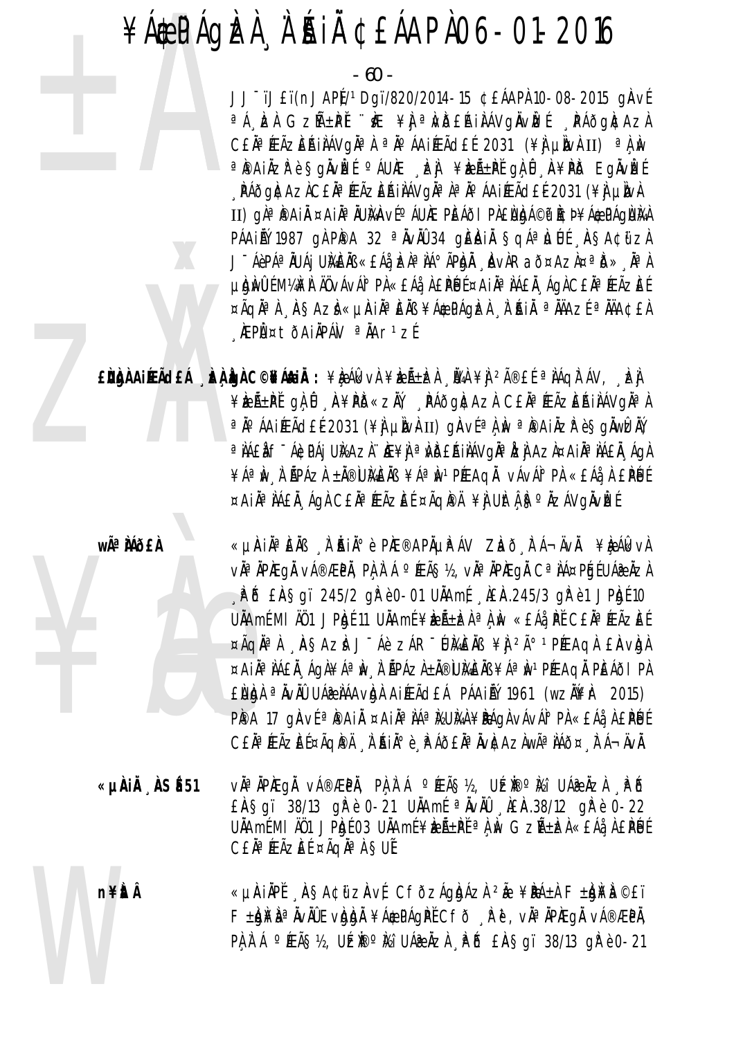JJ¯ïJ£ï(n JAPÉ/¹ Dgï/820/2014-15 ¢£ÁAPÀ 10-08-2015 gÀ vÉ ªÁ¸ÀzÀ GzÉÝ±ÀPÉ ¨sÀÆ ¥ÀjªÀvÀð£ÉAiÀÄÁVgÀÄvÀÛzÉ. ¸ÀPÁðgÀzÀ AzÀ C£ÀªÉÆÃzÀ£ÉAiÀÄÁVgÀÄªÀ ªÀÄºÁAiÉÆÃd£É 2031 (¥Àj�µÀÌöÈvÀ II) ªÀ¸Àw ªÀÄAiÀÄzÀ°è§gÀÄvÀÛzÉ. ºÁUÀÆ ¸ÀzÀj ¥ÀæzÉÃ±ÀPÉÌ gÀ¸ÉÛ ¸ÀA¥ÀPÀð EgÀÄvÀÛzÉ. ¸ÀPÁðgÀzÀ AzÀ C£ÀªÉÆÃzÀ£ÉAiÀÄÁVgÀÄªÀ ªÀÄºÁAiÉÆÃd£É 2031 (¥Àj�µÀÌöÈvÀ II) gÀ ªÀÄAiÀÄ ¤AiÀÄªÀÄUÀ¼À vÉºÁUÀÆ PÀÁðI PÀ £ÀUÀgÀ AiÉÆÃd£Á ©ü¤Ã¥Á¢ªÀ¤AiÀÄª PÁAiÉÝ 1987 gÀ PÀ®A 32 ªÀÄvÀÛÛ 34 gÀ£ÀéAiÀÄ §qÁªÀuÉ ¸À§A¢üzÀ J¯ÁèPÁªÀÄUÁjUÀ¼À£ÀÄß «£Áå¸À ªÀÄA°ÃPÀgÀÄ ¸ÀvÀÀRað¤AzÀ¤ªÀð»¸À® ªÀ µÀgÀvÀÛ£ÉM¼À¥ÀnÖ vÁvÁÌ°PÀ «£Áå¸À £ÀPÉ߃¤AiÀÄªÀÄ£À ¸ÁgÀ C£ÀªÉÆÃzÀ£É ¤ÃqÀÄªÀ §UÉÎ ¸À§AzÀ «µÀAiÀÄªÀ£ÀÄß ¥Áæ¢üPÁgÀzÀ ¸À¨sÉAiÀÄ ªÀÄÄAzÉ ªÀÄAqÀ£À ¸ÀÆPÀÛ¤tðAiÀÄPÁÌV ªÀÄAr¸À ÉÁ

**£ÀUÀgÀ AiÉÆÃd£Á ¸ÀzÀ¸ÀågÀ C©ü¥ÁæAiÀÄ :** ¥Àæ¸ÁÛvÀ ¥ÀæzÉÃ±ÀzÀ ¸ÀÄvÀÛ ¥Àj²Ã®£É ªÀiÁqÀ¯ÁV, ¸ÀzÀj ¥ÀæzÉÃ±ÀPÉÌ gÀ¸ÉÛ ¸ÀA¥ÀPÀð«zÀÝ ¸ÀPÁðgÀzÀ AzÀ C£ÀªÉÆÃzÀ£ÉAiÀÄÁVgÀÄªÀ ªÀÄºÁAiÉÆÃd£É 2031 (¥Àj¸ÀµÀÌöÈvÀ II) gÀ vÉ ªÀ¸Àw ªÀÄAiÀÄzÀ°è§gÀÄwÛzÀÝ, ªÀÄÁ£Àå ¯ÉPÀÌ¢üPÁjUÀ¼À AzÀ ¨sÀÆ ¥ÀjªÀvÀð£ÉAiÀÄÁVgÀÄªÀ ¥ÀæzÉÃ±ÀzÀ ¤AiÀÄªÀÄ£À ¸ÁgÀ ¥ÁªÀw¸À¯ÁzÀ ±ÀÄ®ÌUÀ¼À£ÀÄß ¥ÁªÀw¹PÉÆAqÀÄ vÁvÁÌ°PÀ «£Áå¸À £ÀPÉ߃ ¤AiÀÄªÀÄ£À ¸ÁgÀ C£ÀªÉÆÃzÀ£É ¤ÃqÀ®Ä ¥ÀjUÀt¸À§ºÀÄzÁVgÀÄvÀÛzÉ.

**wÃªÀiÁð£À**

«µÀAiÀÄªÀ£ÀÄß ¸À«ªÀgÀªÁV ¥ÀjÃ²Ã® ZÀað¸À¯Á¬ÄvÀÄ. ¥Àæ¸ÁÛvÀ vÀÄªÀÄPÀÆgÀÄ vÁ®ÆèPÀÄ, PÀ¸À¨Á ºÉÆÃ§½, vÀÄªÀÄPÀÆgÀÄ Cª ÀÄÁ¤PÉgÉ UÁæªÀÄzÀ ¸ÀªÉð £ÀA§gï 245/2 gÀ°è 0-01 UÀÄAmÉ ¸ÀºÀ. 245/3 gÀ°è 1 JPÀgÉ 10 UÀÄAmÉ MlÄÖ 1 JPÀgÉ 11 UÀÄAmÉ ¥ÀæzÉÃ±ÀzÀ ªÀ¸Àw «£Áå¸À£ÀPÉ C£ÀªÉÆÃzÀ£É ¤ÃqÀÄªÀ ¸À§AzÀ J¯Áè zÁR¯ÉUÀ¼À£ÀÄß ¥Àj²Ã°¹PÉÆAqÀÄ £ÀAvÀgÀ ¤AiÀÄªÀÄ£À ¸ÁgÀ ¥ÁªÀw¸À¨ÉÃPÁzÀ ±ÀÄ®ÌUÀ¼À£ÀÄß ¥ÁªÀw¹PÉÆAqÀÄ PÀ£ÁðI PÀ £ÀUÀgÀ ªÀÄvÀÄÛ UÁæªÀiÁAvÀgÀ AiÉÆÃd£Á PÁAiÉÝ 1961 (wzÀÄÝ¥Àr 2015) PÀ®A 17 gÀ vÉ ªÀÄAiÀÄ ¤AiÀÄªÀÄªÀ¼ÀUÀ¼À ¥ÀæPÁgÀ vÁvÁÌ°PÀ «£Áå¸À £ÀPÉ߃ C£ÀªÉÆÃzÀ£É ¤ÃqÀ®Ä ¸À¨sÉAiÀÄ°è ¸ÀPÁð£ÀªÀÄvÀ¢AzÀ wÃªÀiÁð¤¸À¯Á¬ÄvÀÄ.

**«µÀAiÀÄ ¸ÀASÉå 51**

vÀÄªÀÄPÀÆgÀÄ vÁ®ÆèPÀÄ, PÀ¸À¨Á ºÉÆÃ§½, UÉÆÃ®ºÀ½î UÁæªÀÄzÀ ¸ÀªÉð £ÀA§gï 38/13 gÀ°è 0-21 UÀÄAmÉ ªÀÄvÀÄÛ ¸ÀºÀ. 38/12 gÀ°è 0-22 UÀÄAmÉ MlÄÖ 1 JPÀgÉ 03 UÀÄAmÉ ¥ÀæzÉÃ±ÀPÉÌ ªÀ¸Àw GzÉÝ±ÀzÀ «£Áå¸À £ÀPÉ߃ C£ÀªÉÆÃzÀ£É ¤ÃqÀÄªÀ §UÉÎ.

**n¥Àà**

«µÀAiÀÄPÉÌ ¸À§A¢üzÀAvÉ CfðzÁgÀgÁzÀ ²æÃ ¥ÀæPÁ±À F ±ÀgÀ¥Àà ©£ï F ±ÀgÀ¥Àà ªÀÄvÀÄÛ EvÀgÀgÀÄ ¥Áæ¢üPÁgÀPÉÌ Cfð ¸À°è, vÀÄªÀÄPÀÆgÀÄ vÁ®ÆèPÀÄ, PÀ¸À¨Á ºÉÆÃ§½, UÉÆÃ®ºÀ½î UÁæªÀÄzÀ ¸ÀªÉð £ÀA§gï 38/13 gÀ°è 0-21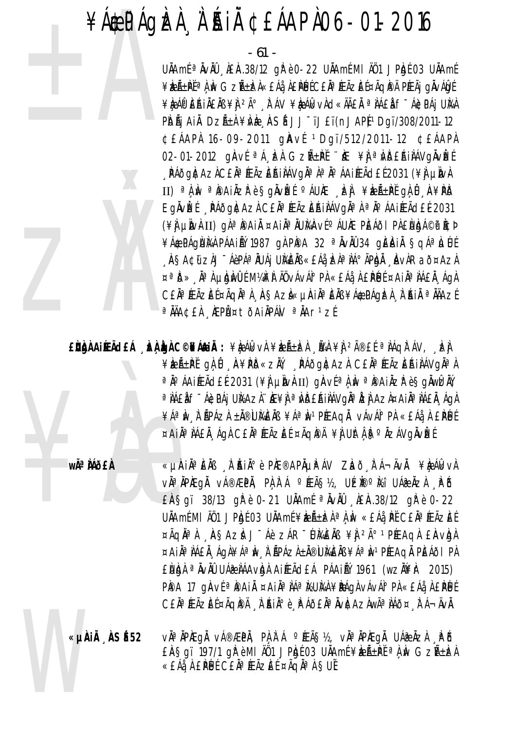UÃÃAmÉ ªÀvÀÛ ¸ÀEÀ.38/12 gÀ°è 0-22 UÃÃAmÉ MlÄÖ1 JPÀgÉ 03 UÃÃAmÉ ¥ÀæzÉñÀªÀ£ÀÄß G¢ÝµÀÖ «£Áå¸À£ÀPÉÌ C£ÀªÉÄÃzÀ£É ¤ÃqÀÄªÀ PÀÄjvÀÄ ¸ÀPÁðgÀzÀ ¥ÀvÀæ¸ÀASÉå £ÀAB¥À²ªÀ¸ÀÁV ¥ÀæÁ¢üPÁgÀzÀ «ÄÃ£ÀªÀÄ£Àf¯Áè¢üPÁjUÀ¼À PÀbÉÃjAiÀÄ DzÉñÀ¸ÀASÉå JJ¯ïJ£ï(n JAPÉ¹ Dgï/308/2011-12 ¢£ÁAPÀ 16-09-2011 gÀAvÉ ¹ Dgï/512/2011-12 ¢£ÁAPÀ 02-01-2012 gÀAvÉ ªÁ¸ÀvÀ G¢ÝµÀÖ ¨sÉ ¥Àj ªÀvÀð£ÉAiÀiÁVgÀÄvÀÛzÉ ¸ÀPÁðgÀzÀ C£ÀªÉÄÃzÀ£ÉAiÀiÁVgÀÄªÀ ªÀÄºÁAiÉÆÃd£É 2031 (¥Àj µÀÌøvÀ II) ªÀ¸Àw ªÀ®AiÀÄzÀ°è§gÀÄvÀÛzÉ ºÁUÀÆ ¸ÀzÀj ¥ÀæzÉñÀPÉÌ gÀ¸ÉÛ ¸ÀA¥ÀPÀð EgÀÄvÀÛzÉ ¸ÀPÁðgÀzÀ C£ÀªÉÄÃzÀ£ÉAiÀiÁVgÀÄªÀ ªÀÄºÁAiÉÆÃd£É 2031 (¥Àj µÀÌøvÀ II) gÀ ªÀ®AiÀÄ ¤AiÀÄªÀÄUÀ¼À¤vÉ ºÁUÀÆ PÀ£ÁðlPÀ £ÀUÀgÀ ©ü°Ö¥ÁæPÀgÀtUÀ¼À PÁAiÀÄÝ 1987 gÀ PÀ®A 32 ªÀÄvÀÄÛ 34 gÀ£ÀéAiÀÄ §qÁªÀuÉ ¸ÀA§A¢üzÀ J¯Áè PÁªÀÄUÁjUÀ¼À£ÀÄß «£Áå¸ÀzÀ ªÀÄÁ°ÃPÀgÀÄ ¸ÀévÀÀ RaðªÀzÀ ¤ªÀð» ¸ÀÄªÀ µÀgÀwÛUÉ M¼À¥ÀlÄÖ vÁvÁÌ°PÀ «£Áå¸À £ÀPÉëUÉ ¤AiÀÄªÀÄÁ£ÀÄ¸ÁgÀ C£ÀªÉÄÃzÀ£É ¤ÃqÀÄªÀ ¸ÀA§AzsÀ «µÀAiÀÄªÀ£ÀÄß ¥ÁæPÁgÀzÀ ¸À¨sÉAiÀÄ ªÀÄÄAzÉ ªÀÄAqÀ£É ¸À¯ÁèA¸À¯ÁVzÉ. ªÀÄAr¸À¯ÁVzÉ

**£ÀUÀgÀAiÉÆÃd£Á ¸ÀzÀ¸ÀågÀ C©ü¥ÁæAiÀÄ :** ¥ÀæÁ¢üvÀ ¥ÀæzÉñÀªÀ£ÀÄß ¥Àj²Ã®£É ªÀiÁqÀ¯ÁV, ¸ÀzÀj ¥ÀæzÉñÀPÉÌ gÀ¸ÉÛ ¸ÀA¥ÀPÀð«zÀÄÝ ¸ÀPÁðgÀzÀ C£ÀªÉÄÃzÀ£ÉAiÀiÁVgÀÄªÀ ªÀÄºÁAiÉÆÃd£É 2031 (¥Àj µÀÌøvÀ II) gÀAvÉ ªÀ¸Àw ªÀ®AiÀÄzÀ°è§gÀÄwÛzÀÄÝ, ªÀÄÁ£Àå f¯Áè¢üPÁjUÀ¼ÀzÀ ¨sÀÆ¥ÀjªÀvÀð£ÉAiÀiÁVgÀÄªÀzÀjAzÀ ¤AiÀÄªÀÄÁ£ÀÄ¸ÁgÀ ¥ÁªÀw¸À¯ÁzÀ ±ÀÄ®ÌUÀ¼À£ÀÄß ¥ÁªÀw¹PÉÆAqÀÄ vÁvÁÌ°PÀ «£Áå¸À £ÀPÉëUÉ ¤AiÀÄªÀÄÁ£ÀÄ¸ÁgÀ C£ÀªÉÄÃzÀ£É ¤ÃqÀ§ºÀÄzÀÄ ¥Àj²Ã°¸À§ºÀÄzÁVgÀÄvÀÛzÉ

**wÃªÀiÁð£À**

«µÀAiÀÄªÀ£ÀÄß ¸À«¸ÀÛgÀªÁV ZÀað¸À¯Á¬ÄvÀÄ. ¥ÀæÁ¢üvÀ vÀÄªÀÄPÀÆgÀÄ vÁ®ÆèPÀÄ, PÀ¸À¨Á ºÉÆÃ§½, UÀÆ¼ÀÆgÀÄ ºÉÆÃ§½ UÁæªÀÄzÀ ¸ÀªÉð £ÀA§gï 38/13 gÀ°è 0-21 UÀÄAmÉ ªÀÄvÀÄÛ ¸ÀªÉð.38/12 gÀ°è 0-22 UÀÄAmÉ MlÄÖ1 JPÀgÉ 03 UÀÄAmÉ ¥ÀæzÉñÀªÀ£ÀÄß «£Áå¸ÀPÉÌ C£ÀªÉÄÃzÀ£É ¤ÃqÀÄªÀ ¸ÀA§AzsÀ J¯Áè zÁR¯ÉUÀ¼À£ÀÄß ¥Àj²Ã°¹ PÉÃAqÀæ £ÀUÀgÀ ¤AiÀÄªÀÄÁ£ÀÄ¸ÁgÀ ¥ÁªÀw¸À¨ÉÃPÁzÀ ±ÀÄ®ÌUÀ¼À£ÀÄß ¥ÁªÀw¹PÉÆAqÀÄ PÀ£ÁðlPÀ £ÀUÀgÀ ªÀÄvÀÄÛ UÁæªÀiÁAvÀgÀ AiÉÆÃd£Á PÁAiÀÄÝ 1961 (wzÀÄ¥Àr 2015) PÀ®A 17 gÀAvÉ ªÀ®AiÀÄ ¤AiÀÄªÀiÁªÀ½UÀ¼À ¥ÀæPÁgÀ vÁvÁÌ°PÀ «£Áå¸À £ÀPÉëUÉ C£ÀªÉÄÃzÀ£É ¤ÃqÀ®Ä ¸À¨sÉAiÀÄ°è ¸ÀªÁð£ÀÄªÀÄvÀ¢AzÀ wÃªÀiÁð¤¸À¯Á¬ÄvÀÄ.

**«µÀAiÀÄ ¸ÀASÉå 52**

vÀÄªÀÄPÀÆgÀÄ vÁ®ÆèPÀÄ, PÀ¸À¨Á ºÉÆÃ§½, vÀÄªÀÄPÀÆgÀÄ UÁæªÀÄzÀ ¸ÀªÉð £ÀA§gï 197/1 gÀ°è MlÄÖ1 JPÀgÉ 03 UÀÄAmÉ ¥ÀæzÉñÀªÀ£ÀÄß G¢ÝµÀÖ «£Áå¸À£ÀPÉÌ C£ÀªÉÄÃzÀ£É ¤ÃqÀÄªÀ §UÉÎ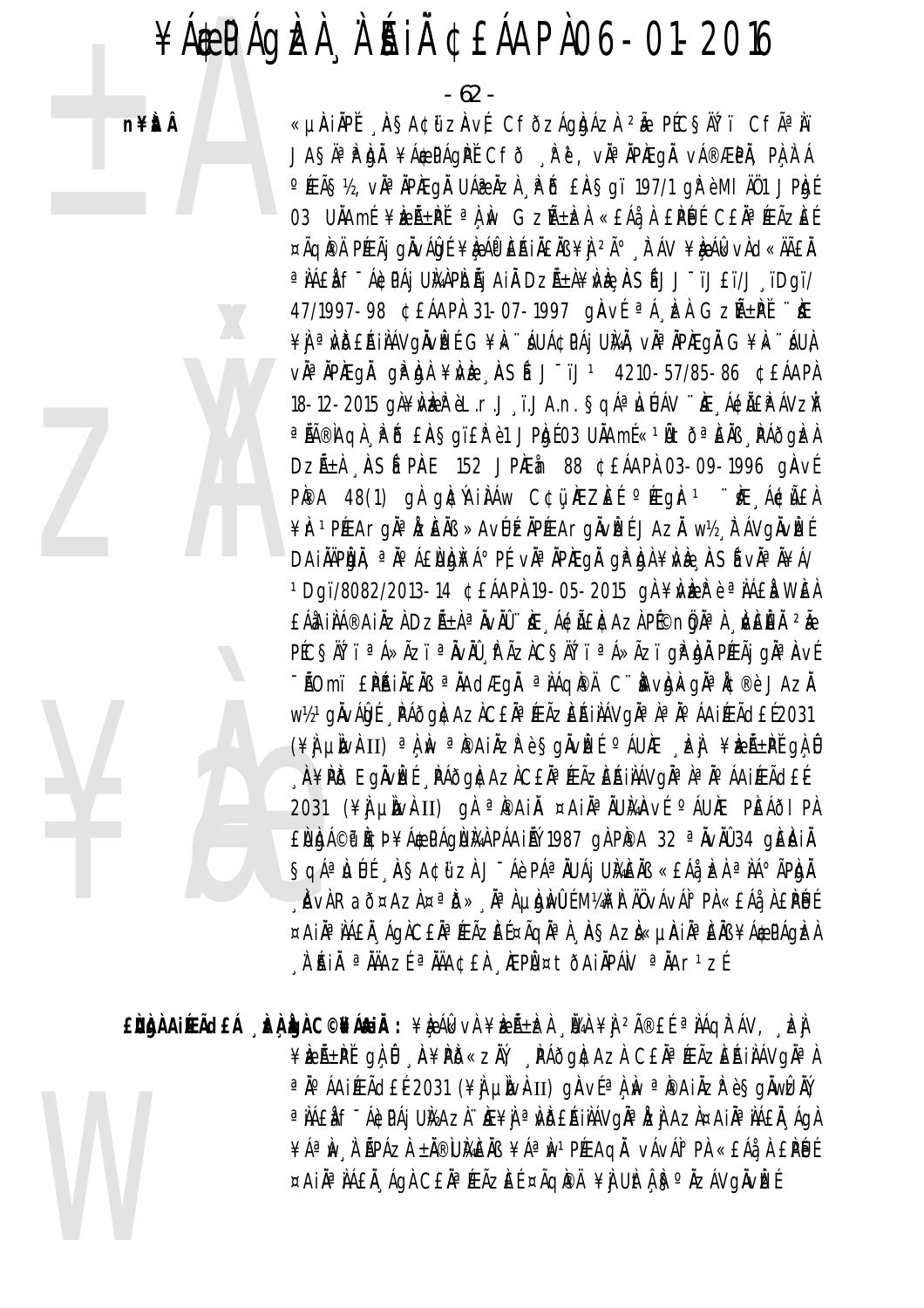n¥ÀìÀ

«µÀAiÀÄPÉ ¸À§A¢üzÀAvÉ CfðzÁgÀgÁzÀ ²æ PÉC§ÄÝï CfÁªÀÄ JA§ÄªÀgÀÄ ¥ÁæªÀÁgÀPÉ Cfð ¸À°è, vÀªÀÄPÀEgÀÄ vÁ®ÆèPÀ, PÀ¸À¨Á ºÉÆÃ§½, vÀªÀÄPÀEgÀÄ UÁæªÀÄzÀ ¸À.£ÀA.197/1 gÀ°è MlÄÖ1 JPÀgÉ 03 UÀÄAmÉ ¥ÀæzÉñÀPÉ ªÀ¸Àw GzÉÝñÀPÀÌ«£ÁåvÀ £ÀPÉëUÉ C£ÀÄªÉÆÃzÀ£É ¤ÃqÀ®Ä PÉÆÃjgÀÄvÁÛgÉ ¥ÀæÁ¢üPÁjAiÀÄ EzÀÄ¥À¸Àvï ªÁ°¸À ÁV ¥ÀæÁ¢vÀ¢«ÄÃ£À ªÀiÁ£Àå ¯ÉÆÃPÁjUÀ¼ÀÄPÀÄÃ] AiÀÄ DzÉÃ±À¥ÀæPÀ¸ÀSÉå J¯ï J£ï/J¸ïDgï/47/1997-98 ¢£ÁAPÀ 31-07-1997 gÀAvÉ ªÁ¸ÀzÀ GzÉÝñÀPÉ ¨ÉÃ ¥À¸ÁvÀÄ£ÉAiÀÄÁVgÀÄvÀÛªÉ G¥À ¨ÁUÁ¢PÁjUÀ¼ÀÄ, vÀªÀÄPÀEgÀÄ G¥À ¨ÁUÀ, vÀªÀÄPÀEgÀÄ gÀªÀgÀ ¥ÀvÀæ¸ÀASÉå J¯ïJ¹ 4210-57/85-86 ¢£ÁAPÀ 18-12-2015 gÀ¥ÀvÀæªÀè L.r.J¸ï.J.n.§qÁªÀuÉUÁV ¨ÉÃ¸Áé¢üPÁVzÀÝ ªÉÄÃ®ÌAqÀ ¸À.£ÀA.§gï£À°è1 JPÀgÉ03 UÀÄAmÉ«¹ÛÃtðªÀÄÄß ¸ÀPÁðgÀzÀ DzÉÃ±À ¸ÀASÉå PÀE 152 JPÀEå 88 ¢£ÁAPÀ 03-09-1996 gÀAvÉ PÀ®A 48(1) gÀ gÀèÉAiÀiÁw C¢üPÁÆZÀ£É ºÉÆgÀr¹ ¨ÉÃ¸Áé¢üÃ£À ¥Àr¹PÉÆArgÀÄªÀ ÀzÀÄÝß»AvÉUÉzÀÄPÉÆArgÀÄvÀÛªÉ JAzÀÄ w½¸À¯ÁVgÀÄvÀÛªÉ DAiÀÄÄPÀgÀÄ, ªÀÄºÁ£ÀUÀgÀ¥Á°PÉ vÀªÀÄPÀEgÀÄ gÀªÀgÀ ¥ÀvÀæ¸ÀASÉå vÀªÀÄ¥À/¹Dgï/8082/2013-14 ¢£ÁAPÀ 19-05-2015 gÀ¥ÀvÀæªÀè ªÀiÁ£ÀåwÉÃÀ £ÁåAiÀiÁ®AiÀÄzÀ DzÉÃ±ÀªÀÄvÀÄÛ ¨ÉÃ¸Áé¢üÃ£À AzÀ PÉ©nÖÃª À¸ÀÌÉÄÄ ²æ PÉC§ÄÝï ªÁ»ÃzïªÀÄvÀÄÛ ¸ÀºÃzÀ C§ÄÝï ªÁ»Ãzï gÀªÀgÀÄ PÉÆÃjgÀªÀAvÉ ¯ÉÃOmï £ÀPÉëAiÀÄ£ÀÄß ªÀÄAdÆgÀÄ ªÀiÁqÀ®Ä C¨sÀåAvÀgÀ«gÀªÀÅ¢®è JAzÀÄ w½¹gÀÄvÁÛgÉ ¸ÀPÁðgÀzÀ AzÀ C£ÀÄªÉÆÃzÀ£ÉAiÀiÁVgÀÄªÀ ªÀÄºÁAiÉÆÃd£É 2031 (¥À�jµÀÌøvÀ II) ªÀ¸Àw ªÀ®AiÀÄzÀ°è§gÀÄvÀÛªÉ ºÁUÀÆ ¸ÀzÀj ¥ÀæzÉñÀPÉ gÀ¸ÀÛ ¸À¥ÀÌð EgÀÄvÀÛªÉ ¸ÀPÁðgÀzÀ AzÀ C£ÀÄªÉÆÃzÀ£ÉAiÀiÁVgÀÄªÀ ªÀÄºÁAiÉÆÃd£É 2031 (¥À�jµÀÌøvÀ II) gÀ ªÀ®AiÀÄ ¤AiÀÄªÀÄUÀ¼ÀAvÉ ºÁUÀÆ PÀ£ÁðlPÀ £ÀUÀgÁ©üªÀÈ¢Þ ¥ÁæªÀÁgÀUÀ¼À PÁAiÉÝ 1987 gÀ PÀ®A 32 ªÀÄvÀÄÛ34 gÀ£ÀéAiÀÄ §qÁªÀuÉ ¸À§A¢üzÀ J¯Áè PÁªÀÄUÁjUÀ¼À£ÀÄß «£Áå¸ÀzÀ ªÀiÁ°ÃPÀgÀÄ ¸ÀåvÀAR að¤AzÀ¤ªÀð»¸ÀÄªÀ µÀgÀvÀÛUÉ M¼À¥ÀlÄÖ vÁvÁÌ°PÀ «£Áå¸À £ÀPÉëUÉ ¤AiÀÄªÀiÁ£ÀÄ¸ÁgÀ C£ÀÄªÉÆÃzÀ£É ¤ÃqÀ®Ä ¸À§AzÀs«µÀAiÀÄªÀÄÄß¥ÁæªÀÁgÀzÀ ¸À¨sÉAiÀÄ ªÀÄÄAzÉ ªÀÄAr¸À¯ÁVzÉ ¸ÀPÀÌ¤tðAiÀÄPÁÌV ªÀÄAr¹zÉ

**£ÀUÀgÀ AiÉÆÃd£Á ¸ÀÜ¸ÀÜÀ C©üªÁÛAiÀÄ :** ¥ÀæÁ¢vÀ ¥ÀæzÉÃñÀzÀ ¸ÀÄvÀÛ¥À¤ ²Ã®£É ªÀiÁqÀ¯ÁV, ¸ÀzÀj ¥ÀæzÉñÀPÉ gÀ¸ÀÛ ¸À¥ÀÌð «zÀÄÝ, ¸ÀPÁðgÀzÀ AzÀ C£ÀÄªÉÆÃzÀ£ÉAiÀiÁVgÀÄªÀ ªÀÄºÁAiÉÆÃd£É 2031 (¥À�jµÀÌøvÀ II) gÀAvÉ ªÀ¸Àw ªÀ®AiÀÄzÀ°è§gÀÄwÛzÀÄÝ, ªÀiÁ£Àå ¯ÉÆÃPÁjUÀ¼ÀzÀ ¨ÉÃ¥À¸ÁvÀÄ£ÉAiÀiÁVgÀÄªÀ ÀzÀj AzÀ ¤AiÀÄªÀiÁ£ÀÄ¸ÁgÀ ¥ÁªÀw¸À¯ÁÃPÁzÀ ±ÀÄ®ÌUÀ¼À£ÀÄß ¥ÁªÀw¹PÉÆAqÀÄ vÁvÁÌ°PÀ «£Áå¸À £ÀPÉëUÉ ¤AiÀÄªÀiÁ£ÀÄ¸ÁgÀ C£ÀÄªÉÆÃzÀ£É ¤ÃqÀ®Ä ¥À�jUÀtÂ¸À§ºÀÄzÁVgÀÄvÀÛªÉ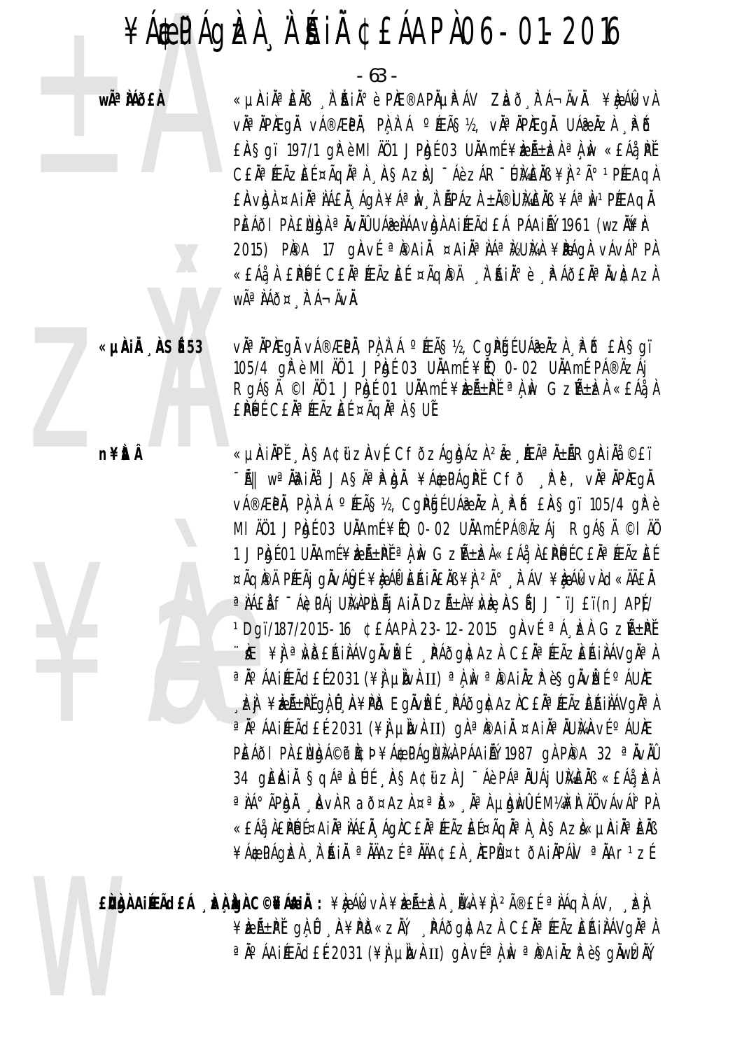**wÃªÀÄÁð£À**

«µÀAiÀÄªÀÅ£ÀÄß ¸ÀÁÉiÀÄ°è PÉÊ®APÀÄ¼ÀîÁV ZÀZÉð¸À¯Á¬ÄvÀÄ. ¥ÀæÁ±ÀÄvÀ vÀªÀÄPÀEgÀÄ vÁ®ÆPÀÄ, PÀ¸ÀÀÁ ºÉÆÃ§½, vÀªÀÄPÀEgÀÄ UÁæÀÄzÀ ¸ÀªÉð £À§gï 197/1 gÀ°è MlÄÖ1 J PÀgÉ 03 UÀÄAmÉ ¥ÀæÃ±ÀzÀ ªÀ¸ÀwÀ «£Áå¸ÀPÉ C£ÀªÉÆÃzÀ£É ¤ÃqÀÄªÀ ¸ÀÀ§AzsÀJ¯ÁèzÁR¯ÉUÀ¼À£ÀÄß ¥Àj²Ã°¹ PÉÃAqÀÄ £ÀvÀgÀ ¤AiÀÄªÀÄÁ£ÀÄ¸ÁgÀ ¥ÁªÀw¸ÀÄ ÃÄPÁzÀ ±ÀÄ®ÌUÀ¼À£ÀÄß ¥ÁªÀw¹ PÉÃAqÀÄ PÀ£ÁðlPÀ £ÀUÀgÀ ªÀÄvÀÄÛ UÁæÀÄÁAvÀgÀ AiÉÆÃd£Á PÁAiÉÄÝ 1961 (wzÀÄ¥À 2015) PÀ®A 17 gÀ vÉ ªÀ®AiÀÄ ¤AiÀÄªÀÄÁªÀ¼ÀUÀ¼À ¥ÀæÁgÀ vÁvÁÌ°PÀ «£Áå¸À £ÀPÀÉ C£ÀªÉÆÃzÀ£É ¤ÃqÀ®Ä ¸ÀÁÉiÀÄ°è ¸ÀªÁð£ÀªÀÄvÀ¢AzÀ wÃªÀÄÁð¤¸À¯Á¬ÄvÀÄ.

**«µÀAiÀÄ ¸ÀASÉå 53**

vÀªÀÄPÀEgÀÄ vÁ®ÆPÀÄ, PÀ¸ÀÀÁ ºÉÆÃ§½, CgÀPÉgÉUÁæÀÄzÀ ¸ÀªÉð £À§gï 105/4 gÀ°è MlÄÖ1 J PÀgÉ 03 UÀÄAmÉ ¥ÉQ 0-02 UÀÄAmÉ PÁ®ÄzÁj RgÁ§Ä ©lÄÖ1 J PÀgÉ 01 UÀÄAmÉ ¥ÀæÃ±ÀPÉ ªÀ¸ÀwÀ GzÉÃ±ÀzÀ «£Áå¸À £ÀPÀÉ C£ÀªÉÆÃzÀ£É ¤ÃqÀÄªÀ §UÉ.

**n¥ÀàtÂ**

«µÀAiÀÄPÉ ¸ÀA§A¢ü¹zÀ vÉ Cfð¢ÁgÀgÁzÀ ²æÃ ¸ÀÉÃªÀÄ±ÃRgÀ J¯ï §£ï ¯ÃÃ|| wªÀÄäAiÀÄå JA§ÄªÀªÀgÀÄ ¥ÁæPÁgÀPÉ Cfð ¸À°è, vÀªÀÄPÀEgÀÄ vÁ®ÆPÀÄ, PÀ¸ÀÀÁ ºÉÆÃ§½, CgÀPÉgÉUÁæÀÄzÀ ¸ÀªÉð £À§gï 105/4 gÀ°è MlÄÖ1 J PÀgÉ 03 UÀÄAmÉ ¥ÉQ 0-02 UÀÄAmÉ PÁ®ÄzÁj RgÁ§Ä ©lÄÖ 1 J PÀgÉ 01 UÀÄAmÉ ¥ÀæÃ±ÀPÉ ªÀ¸ÀwÀ GzÉÃ±ÀzÀ «£Áå¸À £ÀPÀÉ C£ÀªÉÆÃzÀ£É ¤ÃqÀ®Ä PÉÆÃj gÀÄvÁÛgÉ ¥ÀæÁ¸ÁÛ¦ÃAiÀÄ£ÀÄß ¥Àj²Ã°¸À ÁV ¥ÀæÁ±ÀÄvÀ d«ÄÃ£ÀÄ ªÀÄÁ£Àå f¯Áè¢üPÁjUÀ¼ÀªÀjAiÀÄ DzÉÃ±À¥ÀwæÀ¸ÀASÉå JJ¯ïJ£ï(n J APÉ/ ¹Dgï/187/2015-16 ¢£ÁAPÀ 23-12-2015 gÀ vÉ ªÁ ¸ÀzÀ GzÉÃ±ÀPÉ ¨ÉÆ ¥Àj ªÀvÀð£ÉAiÀÄÁVgÀÄvÀÛzÉ ¸ÀªÁðgÀ¢AzÀ C£ÀªÉÆÃzÀ£ÉAiÀÄÁVgÀÄªÀ ªÀÄº ÁAiÉÆÃd£É2031 (¥Àj µÀÌÈvÀ II) ªÀ¸ÀwÀ ªÀ®AiÀÄzÀ°è§gÀÄvÀÛzÉ ºÁUÀÆ ¸ÀzÀj ¥ÀæÃ±ÀPÉgÀ¸ÀÛ ¸À¥ÀPÀð EgÀÄvÀÛzÉ ¸ÀªÁðgÀ¢AzÀ C£ÀªÉÆÃzÀ£ÉAiÀÄÁVgÀÄªÀ ªÀÄº ÁAiÉÆÃd£É2031 (¥Àj µÀÌÈvÀ II) gÀ ªÀ®AiÀÄ ¤AiÀÄªÀÄUÀ¼À vÉ ºÁUÀÆ PÀ£ÁðlPÀ £ÀUÀgÀ ©ÃzÀ Þ¥ÁæPÁgÀUÀ¼À PÁAiÉÄÝ 1987 gÀ PÀ®A 32 ªÀÄvÀÄÛ 34 gÀ£ÀéAiÀÄ §gÀÄªÀ ±ÀÄ°Ì ¸ÀA§A¢ü¹zÀ J¯Áè PÁªÀÄUÁj UÀ¼À£ÀÄß «£Áå¸ÀzÀ ªÀÄÁ°ÃPÀgÀÄ ¸ÀÀvÀ Raõ¤AzÀ ¤ªÀð» ¸ÀªÀ µÀgÀwÛ£À ¼À¤Ü ÄÖvÁvÁÌ°PÀ «£Áå¸À £ÀPÉ ¤AiÀÄªÀÄÁ£ÀÄ¸ÁgÀ C£ÀªÉÆÃzÀ£É ¤ÃqÀ®Ä ªÀ¸ÀA§AzÀ «µÀAiÀÄªÀÅ£ÀÄß ¥ÁæPÁgÀzÀ ¸ÀÁÉiÀÄ ªÀÄÄAzÉ ªÀÄAqÀ¢£À ¸ÀÉPÀæ¤tðAiÀÄPÁV ªÀÄAr¹zÉ.

**£ÀUÀgÀ AiÉÆÃd£Á ¸ÀzÀ¸Àå PÁAiÀÄðzÀ²ð :** ¥ÀæÁ±ÀÄvÀ ¥ÀæÃ±ÀzÀ ¸ÀÀªÀ ¥Àj²Ã®£É ªÀÄÁqÀ ÁV, ¸ÀzÀj ¥ÀæÃ±ÀPÉ gÀ¸ÀÛ ¸À¥ÀPÀð «zÀÄÝ ¸ÀªÁðgÀ¢AzÀ C£ÀªÉÆÃzÀ£ÉAiÀÄÁVgÀÄªÀ ªÀÄº ÁAiÉÆÃd£É2031 (¥Àj µÀÌÈvÀ II) gÀ vÉ ªÀ¸ÀwÀ ªÀ®AiÀÄzÀ°è§gÀÄwÛzÀÄÝ,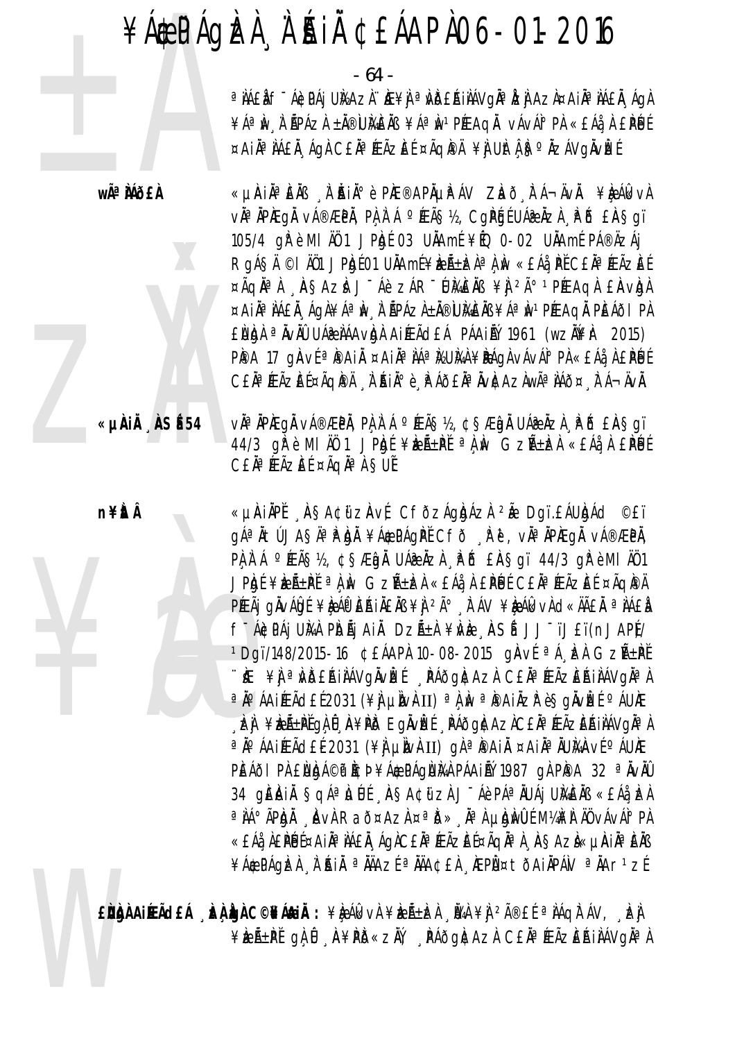ªÀiÁ£Àå f¯Áè¢üPÁjUÀ¼ÀzÀÄ ¸ÀPÁðgÀPÉÌ ¥ÀæªÀiÁtªÀÇªÀðPÀ ªÀgÀ¢AiÀÄ£ÀÄß ¸À°è¸ÀĪÀAvÉ ¸À«ÄwAiÀÄ ªÀiÁ£Àå CzsÀåPÀëgÀÄ ¸À£ÀĪÀÄw ¤ÃrzÀgÀÄ.

**wÃªÀiÁð£À**

«µÀAiÀÄ ¸ÀASÉå 53 ¸À¨sÉAiÀÄ°è ¥Àæ¸ÁÛªÀ£É ªÀiÁrzÀAvÉ, ¥ÀæPÀgÀtzÀ ªÀÄvÀÄÛ ªÀiÁ£Àå f¯Áè¢üPÁjUÀ¼À ªÀgÀ¢AiÀÄ ¥ÀæPÁgÀ vÀÄªÀÄPÀÆgÀÄ vÁ®ÆèPÀÄ, PÀ¸À¨Á ºÉÆÃ§½, CgÀPÉgÉ UÁæªÀÄzÀ ¸À.£ÀA. 105/4 gÀ°è MlÄÖ 1 JPÀgÉ 03 UÀÄAmÉ ¥ÉÊQ 0-02 UÀÄAmÉ PÁ®ÄzÁj RgÁ§Ä ©lÄÖ 1 JPÀgÉ 01 UÀÄAmÉ ¥ÀæzÉñÀzÀ ªÀ¸Àw «£Áå¸À PÀæªÀÄPÉÌ ¤AiÀÄ«Ä¸À¯ÁVgÀÄªÀ JvÀÛgÀ¢AzÀ ¸ÀzÀj gÀ¸ÉÛAiÀÄ ¥ÀPÀÌzÀ d«ÄãÀ£ÀÄß ªÀ¸Àw GzÉÝñÀPÉÌ G¥ÀAiÉÆÃV¸À®Ä C£ÀÄ«Äw ¤ÃqÀ¯ÁVzÉ.

**«µÀAiÀÄ ¸ÀASÉå 54**

vÀÄªÀÄPÀÆgÀÄ vÁ®ÆèPÀÄ, PÀ¸À¨Á ºÉÆÃ§½, ¢§ÆâgÀÄ UÁæªÀÄzÀ ¸À.£ÀA. 44/3 gÀ°è MlÄÖ 1 JPÀgÉ ¥ÀæzÉñÀzÀ ªÀ¸Àw GzÉÝñÀzÀ «£Áå¸À £ÀPÉëUÉ C£ÀÄªÉÆÃzÀ£É ¤ÃqÀÄªÀ §UÉÎ.

**n¥ÀàtÂ**

«µÀAiÀÄPÉÌ ¸ÀA§A¢ü¹zÀAvÉ CfðzÁgÀgÁzÀ ²æÃ Dgï.£ÁUÀgÁd ©£ï gÁªÀÄt ÚJA§Äª ªÀgÀÄ ¥ÁæPÁgÀPÉÌ Cfð ¸À°è¸À, vÀÄªÀÄPÀÆgÀÄ vÁ®ÆèPÀÄ, PÀ¸À¨Á ºÉÆÃ§½, ¢§ÆâgÀÄ UÁæªÀÄzÀ ¸À.£ÀA. 44/3 gÀ°è MlÄÖ 1 JPÀgÉ ¥ÀæzÉñÀPÉÌ ªÀ¸Àw GzÉÝñÀzÀ «£Áå¸À £ÀPÉëUÉ C£ÀÄªÉÆÃzÀ£É ¤ÃqÀ®Ä PÉÆÃjgÀÄvÁÛgÉ. ¥ÀæPÀgÀtzÀ ¥À²ÑªÀÄ ¨sÁUÀzÀ ¥ÀæzÉñÀzÀ ªÀiÁ£Àå f¯Áè¢üPÁjUÀ¼À PÀbÉÃjAiÀÄ DzÉñÀ ¥ÀvÀæ ¸ÀASÉå JJ¯ïJ£ï(n)J¹Dgï/¹Dgï/148/2015-16 ¢£ÁAPÀ 10-08-2015 gÀAvÉ ªÀÄ¸ÀÆzÀ GzÉÝñÀPÉÌ ¨sÀÆ ¥ÀjªÀvÀð£ÉAiÀiÁVgÀÄvÉÛ. ¸ÀPÁðgÀzÀ C£ÀÄªÉÆÃ¢vÀ ªÀÄ»Á AiÉÆÃd£É 2031 (¥ÀjµÀÌøvÀ II) ªÀ¸Àw ªÀ®AiÀÄzÀ°è§gÀÄvÀÛzÉ. ºÁUÀÆ ¸ÀzÀj ¥ÀæzÉñÀPÉÌ gÀ¸ÉÛ ¸ÀA¥ÀPÀð EgÀÄvÀÛzÉ. ¸ÀPÁðgÀzÀ C£ÀÄªÉÆÃ¢vÀ ªÀÄºÁ AiÉÆÃd£É 2031 (¥ÀjµÀÌøvÀ II) gÀ ªÀ®AiÀÄ ¤AiÀÄªÀiÁªÀ½UÀ¼ÀAvÉ ºÁUÀÆ PÀ£ÁðlPÀ £ÀUÀgÁ©üªÀÈ¢Þ ¥ÁæPÁgÀUÀ¼À PÁAiÉÄÝ 1987 gÀ PÀ®A 32 ªÀÄvÀÄÛ 34 gÀ£ÀéAiÀÄ §qÁªÀuÉUÉ ¸ÀA§A¢ü¹zÀ J¯Áè PÁªÀÄUÁjUÀ¼À£ÀÄß «£Áå¸ÀzÀ ªÀiÁ°ÃPÀgÀÄ ¸ÀºÀvÀ Rað¤AzÀ ¤ªÀð»¸À¨ÉÃPÁUÀÄvÀÛzÉ. M¼ÀZÀgÀAr ¯ÉÃOmï vÀAiÀiÁj¹ «£Áå¸À £ÀPÉëUÉ ¤AiÀÄªÀiÁ£ÀÄ¸ÁgÀ C£ÀÄªÉÆÃzÀ£É ¤ÃqÀ§ºÀÄzÁVzÉ. «µÀAiÀÄªÀ£ÀÄß ¥ÁæPÁgÀzÀ ¸À¨sÉAiÀÄ ªÀÄÄAzÉ ªÀÄAqÀ£É ªÀiÁqÀ¯ÁVzÉ. ªÀÄAdÆgÁw ¤ÃqÀ®Ä PÉÆÃgÀ¯ÁVzÉ.

**£ÀUÀgÀ AiÉÆÃd£Á ¸ÀzÀ¸ÀågÀ C©ü¥ÁæAiÀÄ:** ¥ÀæPÀgÀtzÀ ¥ÀæzÉñÀzÀ ¸ÀÄvÀÛ¯ÁgÀ°£À ªÀiÁqÀ¯ÁV, ¸ÀzÀj ¥ÀæzÉñÀPÉÌ gÀ¸ÉÛ ¸ÀA¥ÀPÀð «zÀÝ ¸ÀPÁðgÀzÀ C£ÀÄªÉÆÃ¢vÀ ªÀÄ»Á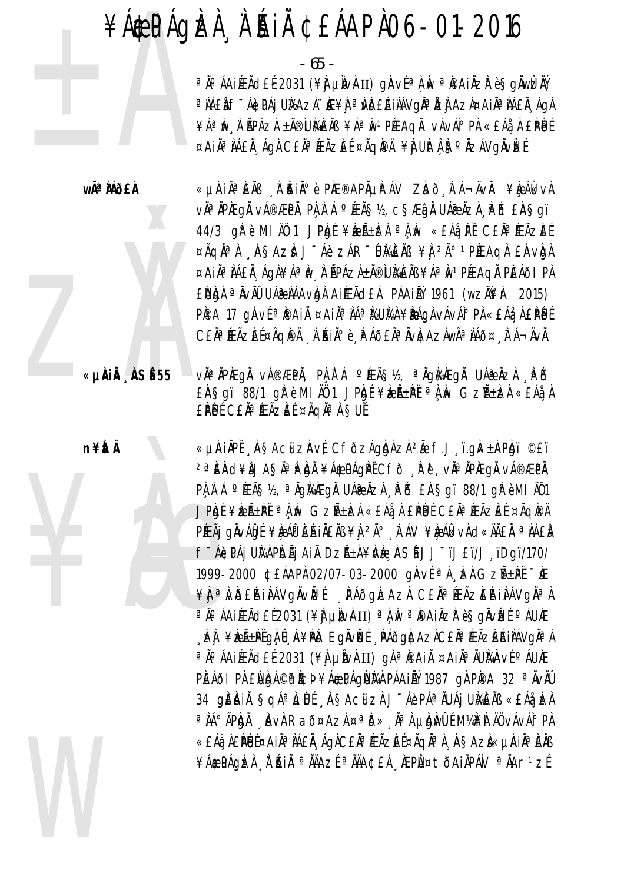ªÀÄºÁAiÉÆÃd£É 2031 (¥ÀjµÀÌöÈvÀ II) gÀ°è ªÀ¸Àw ªÀ®AiÀÄzÀ°è §gÀÄwÛzÉ. ªÀÄÄRå gÀ¸ÉÛ ¥ÀPÀÌzÀ DªÀgÀt ªÀÄvÀÄÛ ªÀÄÄRå ¸ÀA¥ÀQð gÀ¸ÉÛAiÀÄ ¥ÀPÀÌzÀ ¸ÉÃjgÀÄvÀÛzÉ. C¸ÀÄ£ÉÊ»vÀ ªÀ°AiÀÄ £ÀPÉëAiÀÄ£ÀÄß ¥ÀjUÀtÂ¹ ¥ÀæzÉÃ±ÀªÀ£ÀÄß ªÀ¸Àw ªÀ®AiÀÄzÀ°è §gÀÄªÀAvÉ ¤AiÀÄªÀiÁ£ÀÄ¸ÁgÀ DzÉÃ±À ºÉÆgÀr¸À¯ÁVzÉ.

**wÃªÀiÁð£À**

«µÀAiÀÄªÀ£ÀÄß ¸À¨sÉAiÀÄ°è ¥ÀjUÀt¹ ¥ÀjµÀÌöÈvÀ ªÀiÁ¹lgï ¥Áè¤ß£À ¤AiÀÄªÀiÁªÀ½AiÀÄ ¤AiÀÄªÀÄ 4.3 gÀ°è ¸ÀÆa¹gÀÄªÀ C£ÀÄªÀÄwAiÀÄ£ÀÄß ¤ÃqÀ¯ÁVzÉ. ¥ÁæzsÁ¤PÀgÀt ¥ÀæzÉÃ±À ¸ÉÃjgÀÄªÀ ¸À.£ÀA.44/3 gÀ°è ¨sÀÆ G¥ÀAiÉÆÃUÀ ¥ÀjªÀvÀð£ÉUÉ C£ÀÄªÀÄw ¤ÃqÀ®Ä ¸ÀPÁðgÀPÉÌ ²¥sÁgÀ¸ÀÄì ªÀiÁqÀ®Ä, ªÀiÁ¹lgï ¥Áè¤ß£À ¤AiÀÄªÀÄUÀ¼À£ÀéAiÀÄ ¸ÀPÁðgÀPÉÌ ²¥sÁgÀ¸ÀÄì ªÀiÁr, PÀ£ÁðlPÀ £ÀUÀgÀ ªÀÄvÀÄÛ UÁæªÀiÁAvÀgÀ AiÉÆÃd£Á PÁAiÉÄÝ 1961 (wzÀÄÝ¥Àr 2015) PÀ®A 17 gÀ£ÀéAiÀÄ ¤AiÀÄªÀiÁªÀ½UÀ¼À ¥ÀæPÁgÀ ªÀÄÄAzÀÄªÀgÉAiÀÄ®Ä C£ÀÄªÀÄw ¤ÃqÀ®Ä ¸À¨sÉAiÀÄ°è ¸ÀªÁð£ÀÄªÀÄvÀ¢AzÀ wÃªÀiÁð¤¸À¯Á¬ÄvÀÄ.

**«µÀAiÀÄ ¸ÀASÉå 55**

vÁªÀgÉPÉgÀ ªÀÄ®èPÀÄ, PÀ¸À¨Á ºÉÆÃ§½, ªÀÄgÀ¼ÀPÉgÀ UÁæªÀÄzÀ ¸À.£ÀA 88/1 gÀ°è ¨sÀÆ G¥ÀAiÉÆÃUÀ ¥ÀjªÀvÀð£ÉUÉ C£ÀÄªÀÄw ¤ÃqÀÄªÀ §UÉÎ.

**n¥ÀàtÂ**

«µÀAiÀÄPÉÌ ¸ÀA§A¢ü¹zÀAvÉ, CfðzÁgÀgÁzÀ ²æ f.J¸ï.gÀ«±ÀAPÀgï ©£ï ²æ ¸ÀÄ§âAiÀÄå ¥ÁæPÁgÀPÉÌ Cfð ¸À°è¹, vÁªÀgÉPÉgÀ ªÀÄ®èPÀÄ, PÀ¸À¨Á ºÉÆÃ§½, ªÀÄgÀ¼ÀPÉgÀ UÁæªÀÄzÀ ¸À.£ÀA 88/1 gÀ°è ¨sÀÆ G¥ÀAiÉÆÃUÀ ¥ÀjªÀvÀð£ÉUÉ C£ÀÄªÀÄw ¤ÃqÀ®Ä PÉÆÃjgÀÄvÁÛgÉ. ¥ÀæPÀÈvÀ ¸ÀzÀj d«Ä£ÀÄ ªÀÄÄRå gÀ¸ÉÛAiÀÄ ¥ÀPÀÌzÀ°èzÀÄÝ f¯Áè¢üPÁjUÀ¼À DzÉÃ±À¸ÀASÉå J¯ïJ£ï/J¸ïDgï/170/1999-2000 ¢£ÁAPÀ 02/07-03-2000 gÀAvÉ ªÁ¸ÀzÀ GzÉÝÃ±ÀPÉÌ ¨sÀÆ ¥ÀjªÀvÀð£ÉAiÀiÁVgÀÄvÀÛzÉ. ¸ÀPÁðgÀzÀ DzÉÃ±ÀzÀ C£ÀÄªÀÄw ¤ÃqÀ¯ÁVzÉ. ¥ÀjµÀÌöÈvÀ ªÀiÁ¹lgï ¥Áè£ï 2031 (¥ÀjµÀÌöÈvÀ II) ªÀ¸Àw ªÀ®AiÀÄzÀ°è §gÀÄvÀÛzÉ. ºÁUÉ ¸ÀzÀj ¥ÀæzÉÃ±ÀPÉÌ gÀ¸ÉÛ ¸ÀA¥ÀPÀð EgÀÄvÀÛzÉ. ¸ÀPÁðgÀzÀ DzÉÃ±ÀzÀ C£ÀÄªÀÄw ¤ÃqÀ¯ÁVzÉ. ªÀÄºÁAiÉÆÃd£É 2031 (¥ÀjµÀÌöÈvÀ II) gÀ°è ªÀ®AiÀÄ ¤AiÀÄªÀiÁªÀ½UÀ¼À ¥ÀæPÁgÀ ºÁUÀÆ PÀ£ÁðlPÀ £ÀUÀgÀ ©üªÀÄ¢ÞÃ ¥ÁæPÁgÀUÀ¼À PÁAiÉÄÝ 1987 gÀ PÀ®A 32 ªÀÄvÀÄÛ 34 gÀ£ÀéAiÀÄ §qÁªÀuÉ ¸ÀA§A¢ü¹zÀ J¯Áè PÁªÀÄUÁjUÀ¼À£ÀÄß «£Áå¸ÀzÀ ªÀÄÄAiÀÄgÀ¯ÁUÀzÀ ¸ÀPÀëªÀÄ ¥Áæ¢üPÁjAiÀÄ ªÀÄÄRåªÀÄAvÀæ ªÀiÁrzÀ ªÀ¸Àw ªÀ®AiÀÄzÀ°è §gÀÄªÀAvÉ, ¥ÀæzÉÃ±ÀªÀ£ÀÄß «£Áå¸À £ÀPÉëUÉ ¤AiÀÄªÀiÁ£ÀÄ¸ÁgÀ C£ÀÄªÀÄw ¤ÃqÀ¯ÁªÀ¸À§AzÀ«µÀAiÀÄªÀ£ÀÄß ¥ÁæPÁgÀzÀ ¸À¨sÉAiÀÄ ªÀÄÄAzÉ ªÀÄAqÀ¯ÁVzÉ ¸ÀPÁðgÀ¢AzÀ ¥ÀjAiÀÄ ªÀÄAr¹zÉ.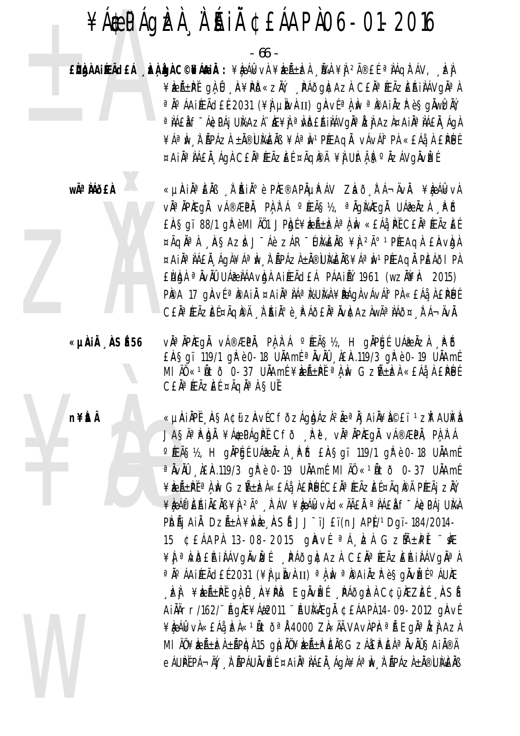**£ÀUÀgÀ AiÉÆÃd£Á ¸ÀºÀ¤zÉÃð±ÀPÀgÀÄ :** ¥ÀæÁ¢üPÁgÀzÀ ¸À¨sÉAiÀÄ ¥Àj²Ã®£ÉUÉ ªÀÄAqÀ¯ÁV, ¸ÀzÀj ¥ÀæzÉñÀªÀÅ gÀ¸ÉÛ ¸ÀA¥ÀPÀð«zÀÝ ¸ÀÄvÀÛ¯ÉgÀ¹ ¸ÀÄvÀÛ ¥ÀæzÉñÀzÀ° C£ÀÄªÉÆÃ¢vÀ ªÀÄ¯ÉÛ AiÉÆÃd£É 2031 (¥ÀjµÀÌøvÀ II) gÀ°è ªÀ¸Àw ªÀ®AiÀÄzÀ°è G¥ÀAiÉÆÃUÀPÉÌ ªÀÄÆ®zÀ°è ¤UÀ¢¥Àr¹zÀ PÁgÀt ªÀÄvÀÄÛ ¸ÀzÀj ¥ÀæzÉñÀzÀ°è ªÀÄ£ÉUÀ¼À C£ÀÄªÉÆÃzÀ£É ¤ÃqÀ®Ä ¥ÀæzÉñÀzÀ ¸ÀÄvÀÛªÀÄÄvÀÛ ¸ÁªÀðd¤PÀ GzÉÝÃ±ÀPÁÌV ªÀÄAdÆgÁwUÉ ¥ÀjUÀt¸À®Ä ¤AiÀÄªÀiÁ£ÀÄ¸ÁgÀ C£ÀÄªÉÆÃzÀ£É ¤ÃqÀ¯ÁUÀÄªÀÅzÀÄ ¸ÀÆPÀÛªÉAzÀÄ vÀ½¹zÉ.

**wÃªÀiÁð£À**

«µÀAiÀÄªÀ£ÀÄß ¸À«¸ÀÛgÀªÁV ¥ÀjUÀt¹ ZÀað¸À¯Á¬vÀÄ. ¥ÀæÁ¢üvÀ vÁ®ÆèPÀÄ vÁ®ÆèPÀÄ, ¥ÀÄvÀÆÛgÀÄ ºÉÆÃ§½, ªÀÄgÀPÀÆgÀÄ UÁæªÀÄzÀ ¸ÀªÉð £ÀA§gï 88/1 gÀ°è MlÄÖ1 JPÀgÉ ¥ÀæzÉñÀzÀ ªÀ¸Àw «£Áå¸ÀPÉÌ C£ÀÄªÉÆÃzÀ£É ¤ÃqÀÄªÀ ¸ÀA§AzsÀ J¯Áè zÁR¯ÉUÀ¼À£ÀÄß ¥Àj²Ã°¹ PÉÆÃqÀ¯ÁVzÀÄÝ ¤AiÀÄªÀiÁ£ÀÄ¸ÁgÀ ¥ÀæzÉñÀzÀ ¸ÀÄvÀÛªÀÄÄvÀÛ ¥ÀjUÀt¹ PÀ£ÁðlPÀ £ÀUÀgÀ ªÀÄvÀÄÛ UÁæªÀiÁAvÀgÀ AiÉÆÃd£Á PÁAiÉÝ 1961 (wzÀÄÝ¥Àr 2015) PÀ®A 17 gÀ°è ªÀ®AiÀÄ ¤AiÀÄªÀÄ¤AiÀÄªÀÄUÀ¼À ¥ÀæPÁgÀ vÁvÁÌ°PÀ «£Áå¸À £ÀPÉëUÉ C£ÀÄªÉÆÃzÀ£É ¤ÃqÀ®Ä ¸À¨sÉAiÀÄ°è ¸ÀªÁð£ÀÄªÀÄvÀzÀ wÃªÀiÁð¤¸À¯Á¬vÀÄ.

**«µÀAiÀÄ ¸ÀASÉå56**

vÁ®ÆèPÀÄ vÁ®ÆèPÀÄ, ¥ÀÄvÀÆÛgÀÄ ºÉÆÃ§½, H gÀÄPÉgÉ UÁæªÀÄzÀ ¸ÀªÉð £ÀA§gï 119/1 gÀ°è 0-18 UÀÄAmÉ ªÀÄvÀÄÛ ¸ÀE.119/3 gÀ°è 0-19 UÀÄAmÉ MlÄÖ «¹ÛÃtð 0-37 UÀÄAmÉ ¥ÀæzÉñÀPÉÌ ªÀ¸Àw GzÉÝñÀzÀ «£Áå¸À £ÀPÉëUÉ C£ÀÄªÉÆÃzÀ£É ¤ÃqÀÄªÀ §UÉÎ

**n¥ÀàtÂ**

«µÀAiÀÄPÉÌ ¸ÀA§A¢ü¹zÀAvÉ Cfðzkgágu ²æÃ ªÀÄAiÀÄÆgï ©£ï ¹zÀÝ¥ÀÄUÀÄ¼À JA§ÄªÀªÀgÀÄ ¥ÁæPÁgÀPÉÌ Cfð ¸À°è, vÁ®ÆèPÀÄ vÁ®ÆèPÀÄ, ¥ÀÄvÀÆÛgÀÄ ºÉÆÃ§½, H gÀÄPÉgÉ UÁæªÀÄzÀ ¸ÀªÉð £ÀA§gï 119/1 gÀ°è 0-18 UÀÄAmÉ ªÀÄvÀÄÛ ¸ÀE.119/3 gÀ°è 0-19 UÀÄAmÉ MlÄÖ «¹ÛÃtð 0-37 UÀÄAmÉ ¥ÀæzÉñÀPÉÌ ªÀ¸Àw GzÉÝñÀzÀ «£Áå¸À £ÀPÉëUÉ C£ÀÄªÉÆÃzÀ£É ¤ÃqÀ®Ä PÉÆÃjzÀÄÝ, ¥ÀæÁ¢üPÁgÀzÀ ¥Àj²Ã°¸À¯ÁV ¥ÀæÁ¢üvÀ «£Áå¸ÀzÀ ªÀÄÆ®¸ÀÜ¼À¸ÀA¥ÀÆtð¸ÀAiÀÄ PÀbÃjAiÀÄ DzÉñÀ ¥ÀvÀæ ¸ÀASÉå J J¯ïJ£ï(n JAPÉ/¹ Dgï-184/2014-15 ¢£ÁAPÀ 13-08-2015 gÀ°è ªÁ¸ÀzÀ GzÉÝñÀPÉÌ ¨sÀÆ ¥Àj ªÀvÀð£ÉAiÀiÁVgÀÄvÀÛzÉ. ¸ÀÄvÀÛgÀzÀ C£ÀÄªÉÆÃ¢vÀ ªÀÄ¯ÉÛ AiÉÆÃd£É 2031 (¥ÀjµÀÌøvÀ II) ªÀ¸Àw ªÀ®AiÀÄzÀ°è §gÀÄvÀÛzÉ ºÁUÀÆ ¸ÀzÀj ¥ÀæzÉñÀPÉÌ gÀ¸ÉÛ ¸ÀA¥ÀPÀð EgÀÄvÀÛzÉ. ¸ÀÄvÀÛgÀzÀ C¢ü¸ÀÆZÀ£É ¸ÀASÉå AiÀÄÄrr/162/¨ÉAUÀ¥Àæ/2011 ¨ÉAUÀ¼ÀÆgÀÄ ¢£ÁAPÀ 14-09-2012 gÀ°è ¥ÀæÁ¢üvÀ «£Áå¸ÀzÀ «¹ÛÃtðªÀÅ 4000 ZÀ.«ÄÃ.VAvÀ PÀrªÉÄ EgÀÄªÀ ¥ÀæzÀ¸ÀzÀ MlÄÖ ¥ÀæzÉñÀzÀ ±ÉÃPÀqÀ 15 gÀµÀÄÖ ¥ÀæzÉñÀªÀ£ÀÄß GzÁå£ÀªÀ£ÀªÀÄvÀÄÛ §AiÀÄ®Ä eÁUÀPÉÌ PÁ¬ÄÝj¸À¯ÁUÀÄwÛzÉ ¤AiÀÄªÀiÁ£ÀÄ¸ÁgÀ ¥ÀæzÉñÀzÀ ¸ÀÄvÀÛªÀÄÄvÀÛ¯ÉUÀ¼À£ÀÄß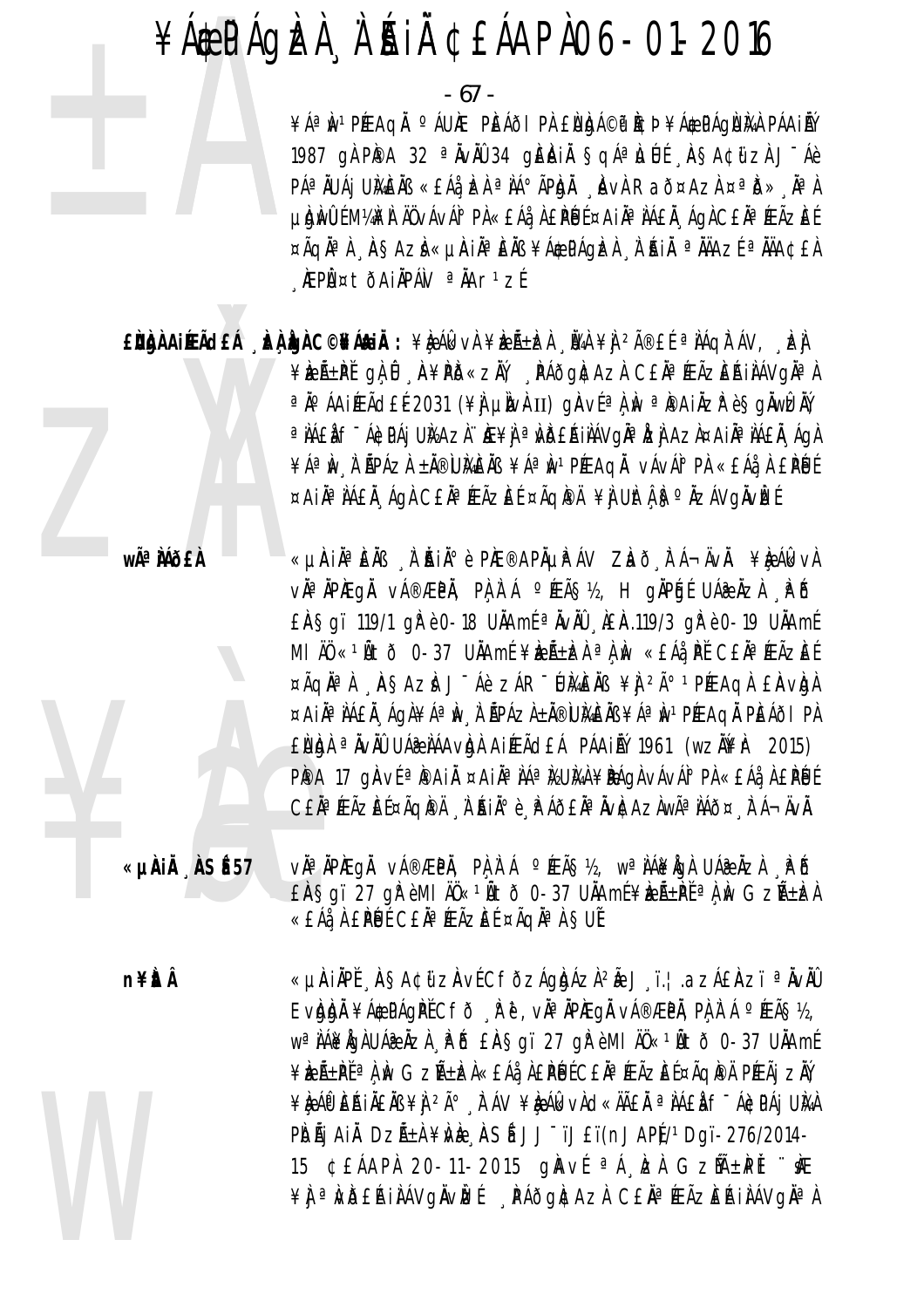¥ÁªÀw¹PÉÆAqÀ ºÁUÀÆ PÀ£ÁðlPÀ £ÀUÀgÁ©üªÀÈ¢Þ ¥Áæ¢üPÁgÀUÀ¼À PÁAiÀÄÝ 1987 gÀ PÀ®A 32 ªÀÄvÀÄÛ 34 gÀ£ÀéAiÀÄ §qÁªÀuÉ ¸ÀA§A¢üzÀ J¯Áè PÁªÀÄUÁjUÀ¼À£ÀÄß «£Áå¸À ªÀÄAºÀ¯ÁgÀ ¸ÀºÀ ¸Àj ªÀiÁrzÉ ªÀÄvÀÄÛ ¸ÀAgÀPÀëuÉ ¥ÁªÀw¹PÉÆAqÀ «£Áå¸À £ÀPÉëAiÀÄ£ÀÄß ¸ÀPÀëªÀÄ ¥Áæ¢üPÁgÀ¢AzÀ C£ÀĪÉÆÃzÀ£É ¤ÃqÀ®Ä ¸ÀPÁðgÀzÀ ªÀiÁ£ÀåvÉ ¥ÀqÉAiÀįÁVzÉ.

**£ÀUÀgÀ AiÉÆÃd£Á ¸ÀºÀ¤zÉÃð±ÀPÀgÀ C©ü¥ÁæAiÀÄ:** ¥ÀæPÀgÀtzÀ ¥Àæ¸ÁÛªÀ£ÉAiÀÄ£ÀÄß ¥Àj²Ã°¸À¯Á¬ÄvÀÄ. ¸ÀzÀj ¥Àæ¸ÁÛªÀ£ÉAiÀÄ ¸ÀÜ¼ÀªÀÅ ¥À槡«zÀ ¸ÀªÀÄUÀæ C©üªÀÈ¢Þ AiÉÆÃd£É 2031 (¥ÀjµÀÌøvÀ-II) gÀ°è ªÀ¸Àw G¥ÀAiÉÆÃUÀ ªÀ®AiÀÄzÀ°è EzÀÄÝ, ªÀÄAdÆgÁw ¥ÀqÉAiÀÄ®Ä CªÀPÁ±À«zÀÄÝ, ¸ÀzÀj ¸ÀܼÀzÀ°è ªÀ¸Àw «£Áå¸À £ÀPÉëUÉ C£ÀĪÉÆÃzÀ£É ¤ÃqÀ®Ä ¥Àj²Ã°¸À§ºÀÄzÁVgÀÄvÀÛzÉ.

**wêÀiÁð£À**

«µÀAiÀÄzÀ §UÉÎ ¸À«¸ÀÛgÀªÁV ZÀað¸À¯Á¬ÄvÀÄ. ¥ÀæPÀgÀtzÀ vÀªÀÄPÀÆgÀÄ vÁ®ÆèPÀÄ, PÀ¸À¨Á ºÉÆÃ§½, H gÀÄPÀgÀé UÁæªÀÄzÀ ¸À.£ÀA. 119/1 gÀ°è 0-18 UÀÄAmÉ ªÀÄvÀÄÛ ¸À.£ÀA.119/3 gÀ°è 0-19 UÀÄAmÉ MlÄÖ «¹ÛÃtð 0-37 UÀÄAmÉ ¥Àæ¸ÁÛªÀ£É ªÀ¸Àw «£Áå¸À £ÀPÉë C£ÀĪÉÆÃzÀ£É ¤ÃqÀ®Ä ¸ÀA§AzsÀ J¯Áè zÁR¯ÉUÀ¼À£ÀÄß ¥Àj²Ã°¹PÉÆAqÀÄ £ÀAvÀgÀ ¤AiÀĪÀiÁ£ÀĸÁgÀ ¥Áæ¢üPÁgÀzÀ «£Áå¸À £ÀPÉëUÀ¼À£ÀÄß ¥ÁªÀw¹PÉÆAqÀÄ PÀ£ÁðlPÀ £ÀUÀgÀ ªÀÄvÀÄÛ UÁæªÀiÁAvÀgÀ AiÉÆÃd£Á PÁAiÀÄÝ 1961 (wzÀÄÝ¥Àr 2015) PÀ®A 17 gÀ°è ªÀÄAiÀÄ ¤AiÀĪÀiÁªÀ¼ÀUÀ¼À ¥ÀæPÁgÀ vÁvÁÌ°PÀ «£Áå¸À £ÀPÉë C£ÀĪÉÆÃzÀ£É ¤ÃqÀ®Ä ¸À«¸ÀÛgÀ ZÀað¹ ªÀÄvÀÛzÀAvÉ wêÀiÁð¤¸À¯Á¬ÄvÀÄ.

**«µÀAiÀÄ ¸ÀASÉå 57**

vÀªÀÄPÀÆgÀÄ vÁ®ÆèPÀÄ, PÀ¸À¨Á ºÉÆÃ§½, wªÀiÁä¥ÀÄgÀ UÁæªÀÄzÀ ¸À.£ÀA 27 gÀ°è MlÄÖ «¹ÛÃtð 0-37 UÀÄAmÉ ¥Àæ¸ÁÛ¦vÀ ªÀ¸Àw GzÉÝñÀzÀ «£Áå¸À £ÀPÉë C£ÀĪÉÆÃzÀ£É ¤ÃqÀĪÀ §UÉÎ.

**n¥ÀàtÂ**

«µÀAiÀÄPÉÌ ¸ÀA§A¢ü¹zÀAvÉ CfðzÁgÀgÁzÀ ²æÃ J¸ï.¦.azÁ£ÀAzï ªÀÄvÀÄÛ EvÀgÀgÀÄ ¥Áæ¢üPÁgÀPÉÌ Cfð ¸À°è¹, vÀªÀÄPÀÆgÀÄ vÁ®ÆèPÀÄ, PÀ¸À¨Á ºÉÆÃ§½, wªÀiÁä¥ÀÄgÀ UÁæªÀÄzÀ ¸À.£ÀA 27 gÀ°è MlÄÖ «¹ÛÃtð 0-37 UÀÄAmÉ ¥Àæ¸ÁÛ¦vÀ ªÀ¸Àw GzÉÝñÀzÀ «£Áå¸À £ÀPÉë C£ÀĪÉÆÃzÀ£É ¤ÃqÀ®Ä PÉÆÃjzÀÄÝ, ¥ÀæPÀgÀtzÀ §UÉÎ ¥Àj²Ã°¸À¯Á¬ÄvÀÄ. ¥ÀæPÀgÀtªÀÅ d¤¯Áè¢üPÁjUÀ¼ÀªÀgÀ ¨sÀÆ¥ÀjªÀvÀð£Á DzÉÃ±À ¥ÀvÀæ ¸ÀASÉå J¯ï.J£ï.J(n)J¸ïDgï/¹Dgï-276/2014-15 ¢£ÁAPÀ 20-11-2015 gÀAvÉ ªÀ¸ÀwUÉ ¨sÀÆ¥ÀjªÀvÀð£ÉAiÀiÁVgÀÄvÀÛzÉ. ¸ÀzÀj ¸ÀܼÀzÀ C£ÀĪÉÆÃzÀ£ÉUÁV ¸ÀPÀëªÀÄ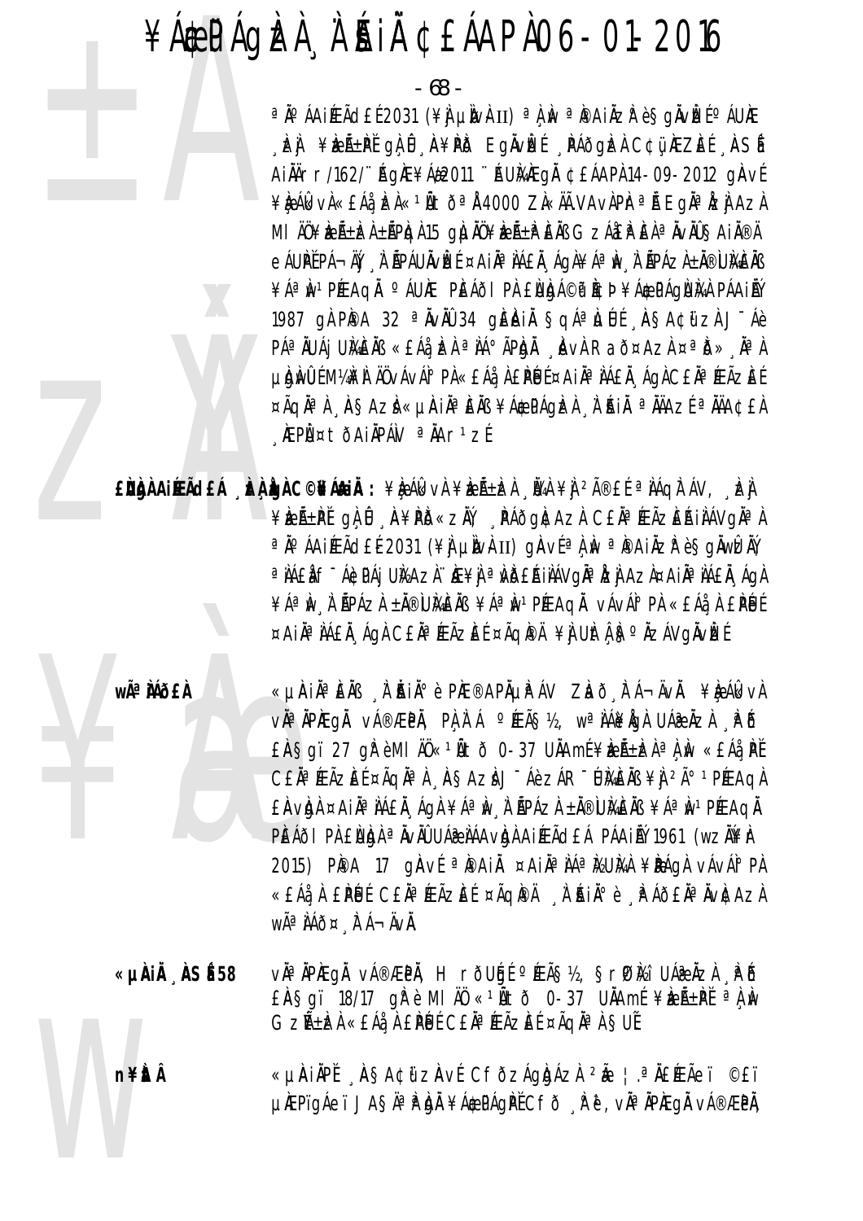ªÀÄºÁAiÉÆÃd£É2031 (¥ÀjµÀÌøvÀ II) ªÀ¸Àw ªÀÄAiÀÄzÀ°è §gÀÄªÀ ÉºÁUÀÆ ¸ÀzÀj ¥ÀæzÉñÀPÉÌ gÀ¸ÉÛ ¸ÀA¥ÀPÀð EgÀÄªÀÅzÉ ¸ÀPÁðgÀzÀ C¢ü¸ÀÆZÀ£É ¸ÀASÉå AiÉÆÃr/162/¨ÉAqÀÆ¥Á/2011 ¨ÉAUÀ¼ÀÆgÀÄ ¢£ÁAPÀ 14-09-2012 gÀAvÉ ¥ÀæÁ¢üPÁgÀzÀ «£ÁåAiÀÄ«¹ÛªÀ¼À4000 ZÀ.«ÄÃ.VAvÀ PÀrªÉÄ EgÀÄªÀ ¥ÀæzÉñÀzÀ±ÀÄPÀèzÀ15 gÀµÀÄÖ ¥ÀæzÉñÀPÉÌ ¤ÃqÀ§ºÀÄzÀÄ. ªÀÄÄAzÀÄªÀgÉzÀÄ ¸ÀzÀj eÁUÀPÉÌ PÁ¬ÄÝ ¸ÀA§AzsÀ EvÀgÀ ¤AiÀÄªÀÄUÀ¼À£ÀÄß ¥ÁAvÀ ¥Á¯ÉPÉAiÀÄ ¤AiÀÄªÀÄUÀ¼À£ÀÄß ¥ÁªÀw¹ PÉÃAqÀ ºÁUÀÆ PÀ£ÁðlPÀ £ÀUÀgÀ ªÀÄvÀÄÛ UÁæªÀiÁAvÀgÀ AiÉÆÃd£Á PÁAiÉÄÝ 1987 gÀ PÀ®A 32 ªÀÄvÀÄÛ 34 gÀ£ÀéAiÀÄ §qÁªÀuÉ ¸ÀA§A¢üzÀ J¯Áè PÁªÀÄUÁjUÀ¼À£ÀÄß «£ÁåAiÀÄ ªÀÄÄA°ÃPÀgÀ ¸ÀévÀ Ra¤AzÀ ¤ªÀð»¸À®Ä µÀgÀvÀÄÛ M¼À¥ÀlÄÖ vÁAvÀæPÀ «£ÁåAiÀÄ £ÀPÉëUÉ ¤AiÀÄªÀÄ¦£À ¸ÁgÀ C£ÀÄªÉÆÃzÀ£É ¤ÃqÀ®Ä ¸À¨sÉAiÀÄ «µÀAiÀÄªÀ£ÀÄß ¥ÁæPÀgÀtÀ ¸À¨sÉAiÀÄ ªÀÄÄAzÉ ªÀÄAqÀ¢¸À ¯ÁVzÉ ¤tðAiÀÄPÁÌV ªÀÄAr¹zÉ.

**£ÀUÀgÀ AiÉÆÃd£Á ¸ÀzÀ¸Àå PÁAiÀÄðzÀ²ð:** ¥ÀæÁ¢üvÀ ¥ÀæzÉñÀzÀ ¸ÀÄvÀÛ ¥ÀjªÁgÀ£ÉÃ ªÀÄÁqÀ¯ÁV, ¸ÀzÀj ¥ÀæzÉñÀPÉÌ gÀ¸ÉÛ ¸ÀA¥ÀPÀð «zÀÄå ¸ÀPÁðgÀzÀ C£ÀÄªÉÆÃzÀ£ÉAiÀÄAvÉ ªÀÄºÁAiÉÆÃd£É2031 (¥ÀjµÀÌøvÀ II) gÀAvÉ ªÀ¸Àw ªÀÄAiÀÄzÀ°è §gÀÄwÛzÀÄÝ, ªÀÄÄA£ÉßZÀjPÉ PÀæªÀÄUÀ¼À£ÀÄß C£ÀÄ¸Àj¸À¨ÉÃPÁVgÀÄªÀgÀÄ ºÁUÀÆ ¤AiÀÄªÀÄ¦£À ¸ÁgÀ ¥ÁªÀw¹ PÉÃAqÀ ¥ÁAvÀ ¤AiÀÄªÀÄUÀ¼À£ÀÄß ¥ÁªÀw¹ PÉÃAqÀ vÁAvÀæPÀ «£ÁåAiÀÄ £ÀPÉëUÉ ¤AiÀÄªÀÄ¦£À ¸ÁgÀ C£ÀÄªÉÆÃzÀ£É ¤ÃqÀ§ºÀÄzÁVgÀÄvÀÛzÉ.

**wÃªÀiÁð£À:** «µÀAiÀÄªÀ£ÀÄß ¸À¨sÉAiÀÄ°è PÀÆ®APÀµÀªÁV ZÀað¸À¯Á¬ÄvÀÄ. ¥ÀæÁ¢üvÀ vÀÄªÀÄPÀÆgÀÄ vÁ®ÆèPÀÄ, PÀ¸À¨Á ºÉÆÃ§½, wªÀiÁä£ÀºÀ½î UÁæªÀÄzÀ ¸ÀªÉð £ÀA§gï 27 gÀ°è MlÄÖ «¹ÛÃtð 0-37 UÀÄAmÉ ¥ÀæzÉñÀzÀ ªÀ¸Àw «£ÁåAiÀÄPÉÌ C£ÀÄªÉÆÃzÀ£É ¤ÃqÀ®Ä ¸À§AzsÀ J¯Áè zÁR¯ÉUÀ¼À£ÀÄß ¥Àj²Ã°¹ PÉÃAqÀ £ÀAvÀgÀ ¤AiÀÄªÀÄ¦£À ¸ÁgÀ ¥ÁªÀw¹ PÉÃAqÀ vÁAvÀæPÀ «£ÁåAiÀÄ £ÀPÉëUÉ ¤AiÀÄªÀÄ¦£À ¸ÁgÀ PÀ£ÁðlPÀ £ÀUÀgÀ ªÀÄvÀÄÛ UÁæªÀiÁAvÀgÀ AiÉÆÃd£Á PÁAiÉÄÝ 1961 (wzÀÄÝ¥Àr 2015) PÀ®A 17 gÀAvÉ ªÀÄAiÀÄ ¤AiÀÄªÀÄ¦ªÀÄ¼ÀUÀ¼À ¥ÀæPÁgÀ vÁAvÀæPÀ «£ÁåAiÀÄ £ÀPÉëUÉ C£ÀÄªÉÆÃzÀ£É ¤ÃqÀ®Ä ¸À¨sÉAiÀÄ°è ¸ÀªÁð£ÀÄªÀÄvÀ¢AzÀ wÃªÀiÁð¤¸À¯Á¬ÄvÀÄ.

**«µÀAiÀÄ ¸ÀASÉå 58** vÀÄªÀÄPÀÆgÀÄ vÁ®ÆèPÀÄ, H¥ÀðgÀUÉ ºÉÆÃ§½, §rØºÀ½î UÁæªÀÄzÀ ¸ÀªÉð £ÀA§gï 18/17 gÀ°è MlÄÖ «¹ÛÃtð 0-37 UÀÄAmÉ ¥ÀæzÉñÀPÉÌ ªÀ¸Àw GzÉÝñÀzÀ «£ÁåAiÀÄ £ÀPÉëUÉ C£ÀÄªÉÆÃzÀ£É ¤ÃqÀÄªÀ §UÉÎ.

**n¥Ààt:** «µÀAiÀÄPÉÌ ¸ÀA§A¢üzÀAvÉ CfðzÁgÀgÁzÀ ²æ ¦.ªÀÄ£ÉÆÃeï ©£ï µÀÄPÀÆgÁeï J£ÀÄßªÀgÀÄ ¥ÁæPÁgÀPÉÌ Cfð ¸À°è, vÀÄªÀÄPÀÆgÀÄ vÁ®ÆèPÀÄ,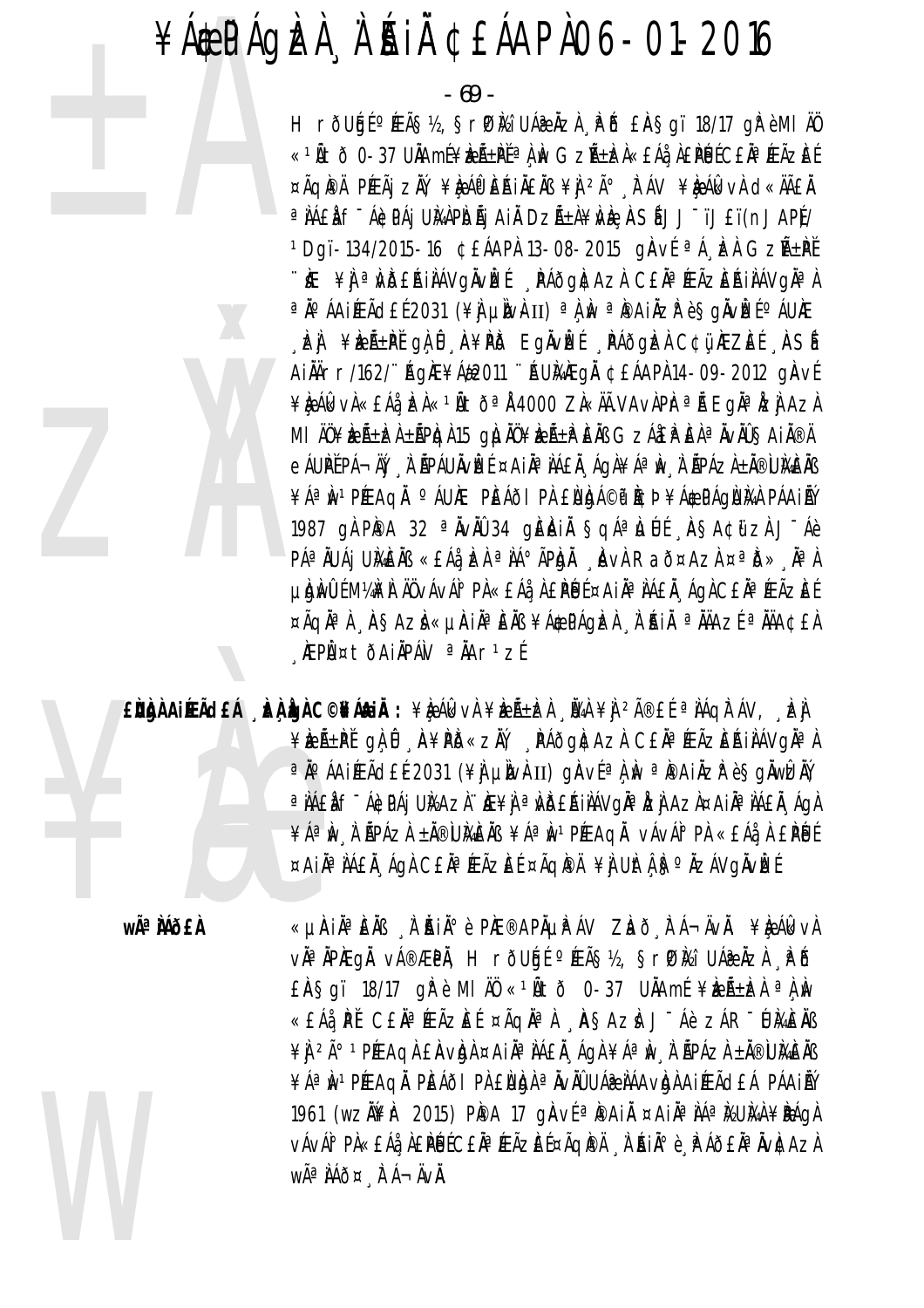H rðUÉ ºÉÆ§½, §rÆ¥Àî UÁæªÀÄzÀ ¸À.£ÀA 18/17 gÀ°è MlÄÖ «¹Û÷tð 0-37 UÀÄAmÉ ¥ÉÊQ 0-37 UÀÄAmÉ ¥ÀæzÉñÀªÀ£ÀÄß ªÀ¸Àw GzÉÝñÀPÁÌV ¥ÀjªÀvÀð£É ªÀiÁqÀ®Ä ªÀiÁ¸ÀÖgï ¥ÁèöåqïUÉ wzÀÄÝ¥Àr ªÀiÁqÀ®Ä ¥ÀæzÉñÀzÀ£ÀÄß ¥ÀæPÀlÂ¹ ¥ÀjªÀvÀð£É ªÀiÁqÀ®Ä ¥ÀæzÉñÀªÀ£ÀÄß GzÉÝñÀPÁÌV ¥ÀjªÀvÀð£É ªÀiÁqÀ®Ä PÁAiÀÄð ªÀiÁqÀ®Ä ¸ÀzÀj ¸ÀA.PÀÆ¤¥Á/DA/134/2015-16 ¢£ÁAPÀ 13-08-2015 gÀAvÉ ªÀÄ¸ÀÆzÉ ¥ÀæPÀlÂ¹ ¸ÁªÀðd¤PÀjAzÀ DPÉëÃ¥ÀuÉ/¸À®ºÉUÀ¼À£ÀÄß DºÁé¤¹zÀÄÝ, ¥Àæ¸ÁÛªÀ£ÉUÉ ¸ÀA§AzsÀ¥ÀlÖ ¸ÀzÀj ¥ÀæzÉñÀªÀÅ ªÀÄÄRå gÀ¸ÉÛUÉ ºÉÆA¢PÉÆAqÀAvÉ EgÀÄvÀÛzÉ. ¸ÀzÀj ¥ÀæzÉñÀªÀÅ ªÀÄÄRå gÀ¸ÉÛUÉ ºÉÆA¢PÉÆAqÀAvÉ EgÀÄvÀÛzÀ°è, ¸ÀzÀj ¥ÀæzÉñÀ ¥ÁæzsÁ¤PÀzÀ ªÀiÁ¸ÀÖgï ¥ÁèöåqïUÉ CAvÀ PÀ£ÁðlPÀ £ÀUÀgÀ ªÀÄvÀÄÛ UÁæªÀiÁAvÀgÀ AiÉÆÃd£Á PÁAiÉÄÝ 1961 gÀ PÀ®A 14(J) ºÁUÀÆ 14(©) ¥ÀæPÁgÀ ¥Àæ¸ÁÛªÀ£ÉAiÀÄ£ÀÄß ¥ÀjUÀtÂ¹ ªÀÄvÀÄÛ ¸ÀA§A¢ü¸ÀzÀ EvÀgÉ ¸ÀPÁðj E¯ÁSÉUÀ½AzÀ ¤gÁPÉëÃ¥ÀuÁ ¥ÀæªÀiÁt ¥ÀvÀæ ¥ÀqÉAiÀÄ¨ÉÃPÀÄ JA§ µÀgÀwUÉ M¼À¥ÀlÄÖ ¸ÀzÀj ¥ÀæzÉñÀªÀ£ÀÄß ªÀ¸Àw GzÉÝñÀPÁÌV ¥ÀjªÀvÀð£É ªÀiÁqÀ®Ä ¸ÀPÁðgÀzÀ C£ÀÄªÉÆÃzÀ£É PÉÆÃgÀ¯ÁVzÉ.

**£ÀUÀgÀ AiÉÆÃd£Á ¸ÀzÀ¸ÀågÀ C©ü¥ÁæAiÀÄ :** ¥ÀæzÉñÀªÀÅ ¥ÀæPÀlÂ¹zÀ ¸ÀªÀÄUÀæ ¥ÀjªÀvÀð£É ªÀiÁqÀ®Ä DAiÀÄÄPÀÛgÀ, ¸ÀzÀj ¥ÀæzÉñÀªÀ£ÀÄß ¸ÀA§AzsÀ¥ÀlÖ «µÀAiÀÄ ¸ÀPÁðgÀzÀ C£ÀÄªÉÆÃzÀ£ÉUÉ ¸À°è¸À®Ä ¥ÀjUÀtÂ¸À®Ä ªÀiÁ¸ÀÖgï ¥ÁèöåqïUÉ wzÀÄÝ¥Àr ªÀiÁqÀ®Ä ¥ÀæzÉñÀªÀ£ÀÄß ¥ÁæzsÁ¤PÀzÀ ¸ÁªÀðd¤PÀjAzÀ ¸À®ºÉ DPÉëÃ¥ÀuÉUÀ½UÉ ¥ÀæzÉñÀªÀ£ÀÄß ¥ÀæPÀlÂ¹ ¸ÀPÁðgÀzÀ C£ÀÄªÉÆÃzÀ£ÉUÉ ¥ÀjUÀtÂ¸À¨ÉÃPÁVgÀÄvÀÛzÉ.

**wÃªÀiÁð£À**

«µÀAiÀÄªÀ£ÀÄß ¸ÀÄ¢ÃWÀðªÁV ZÀað¸À¯Á¬ÄvÀÄ. ¥ÀæzÉñÀªÀÅ vÀªÀÄUÉ vÀ®¥ÀnÖ H rðUÉ ºÉÆ§½, §rÆ¥Àî UÁæªÀÄzÀ ¸À.£ÀA 18/17 gÀ°è MlÄÖ «¹Ût÷ð 0-37 UÀÄAmÉ ¥ÀæzÉñÀªÀ£ÀÄß ªÀ¸Àw «£Áå¸À PÀ£ÀðlPÀ £ÀUÀgÀ ªÀÄvÀÄÛ UÁæªÀiÁAvÀgÀ AiÉÆÃd£Á PÁAiÉÄÝ 1961 (wzÀÄÝ¥Àr 2015) gÀ PÀ®A 17 gÀAvÉ ªÀ¸Àw GzÉÝñÀPÁÌV ¥ÀjªÀvÀð£É ªÀiÁqÀ®Ä ¸ÀPÁðgÀzÀ C£ÀÄªÉÆÃzÀ£ÉUÉ ¸À°è¸À®Ä wÃªÀiÁð¤¸À¯Á¬ÄvÀÄ.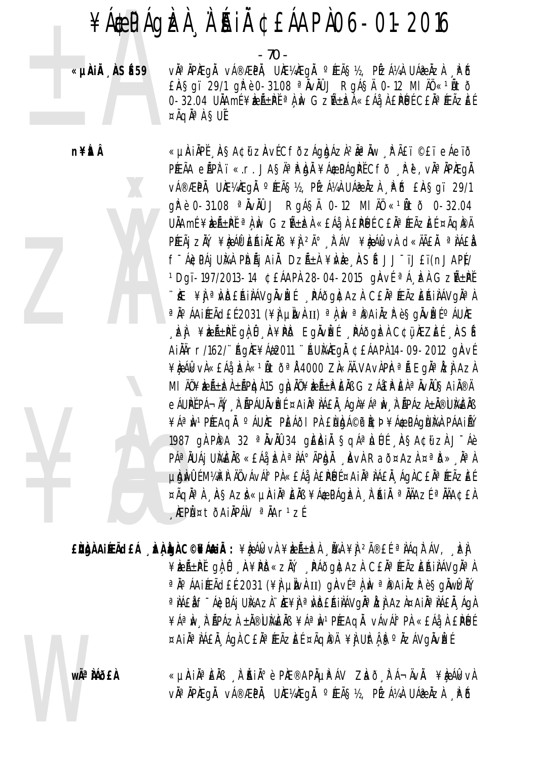**«µÀAiÀÄ ¸ÀASÉå59** vÀªÀÄPÀÆgÀÄ vÁ®ÆèPÀÄ, UÀÆ¼ÀÆgÀÄ ºÉÆÃ§½, PÀÈµÁ¼À UÁæªÀÄzÀ ¸ÀªÉð £ÀA§gï 29/1 gÀ°è 0-31.08 ªÀÄvÀÄÛ Rgá§Ä 0-12 MlÄÖ «¹ÛÃtð 0-32.04 UÀÄAmÉ¥ÀæzÉñÀPÉ ªÀ¸Àw GzÉÝñÀzÀ «£Áå¸À£ÀPÉÌ C£ÀĪÉÆÃzÀ£É ¤ÃqÀĪÀ §UÉ

**n¥ÀàtÂ** «µÀAiÀÄPÉÌ ¸ÀA§A¢ü¹zÀAvÉ Cfðzár ¸ÀÄgÉñï ©£ï eÁeïð PÉÆÃA eÉÃPÀ ï «.r. JA§ÄªÀªÀgÀÄ ¥ÁæPÁgÀPÉÌ Cfð ¸À°è, vÀªÀÄPÀÆgÀÄ vÁ®ÆèPÀÄ, UÀÆ¼ÀÆgÀÄ ºÉÆÃ§½, PÀÈµÁ¼À UÁæªÀÄzÀ ¸ÀªÉð £ÀA§gï 29/1 gÀ°è 0-31.08 ªÀÄvÀÄÛ Rgá§Ä 0-12 MlÄÖ «¹ÛÃtð 0-32.04 UÀÄAmÉ¥ÀæzÉñÀPÉ ªÀ¸Àw GzÉÝñÀzÀ «£Áå¸À£ÀPÉÌ C£ÀĪÉÆÃzÀ£É ¤ÃqÀ®Ä PÉÆÃjzÀÝgÀÄ. ¥ÀæÁ¢üPÁgÀªÀÅ ¥ÀjµÀÌÈvÀ ¥ÀæÁ¢üPÁgÀzÀ ¸À¨sÉAiÀÄ ¤tðAiÀÄzÀAvÉ ¸ÀPÁðgÀPÉÌ ¸À°è¹zÀÝ ¥Àæ¸ÁÛªÀ£ÉUÉ ¸ÀPÁðgÀªÀÅ £ÀUÁ C¢ü 141 ¨ÉAUÀ¼ÀÆgÀÄ 2013 ¢£ÁAPÀ 28-04-2015 gÀAvÉ ªÀÄgÀ½ GzÉÝñÀPÉ ¨sÀÆ ¥ÀjªÀvÀð£É ªÀiÁr ¨sÀÆ¥ÀjªÀvÀð£ÉUÉ C£ÀĪÉÆÃzÀ£É ¤ÃrzÉ. ªÀĺÁAiÉÆÃd£É 2031 (¥ÀjµÀÌÈvÀ II) ªÀ¸Àw ªÀ®AiÀÄzÀ°è§gÀÄvÀÛzÉ ºÁUÀÆ ¸ÀzÀj ¥ÀæzÉñÀPÉÌ gÀ¸ÉÛ ¸ÀA¥ÀPÀð EgÀÄvÀÛzÉ ¸ÀPÁðgÀzÀ C¢ü¸ÀÆZÀ£É ¸ÀASÉå AiÀÄr/162/¨ÉAUÀ¥Á/2011 ¨ÉAUÀ¼ÀÆgÀÄ ¢£ÁAPÀ 14-09-2012 gÀAvÉ ¥ÀæÁ¢üPÁgÀzÀ «¹ÛÃtðªÀÅ 4000 ZÀ.«ÄÃ.UÀ¼À°è ªÀÄÆgÀÄ ªÀÄ»rAiÀÄ ºÉZÀÄÑ ¥ÀæzÉñÀzÀ ±ÉÃPÀqÀ 15 gÀµÀÄÖ ¥ÀæzÉñÀªÀ£ÀÄß GzÁå£ÀªÀ£ÀªÁV ¸Á«ðd¤PÀ GzÉÝñÀUÀ½UÁV ªÀÄvÀÄÛ £ÁUÀjÃPÀ ¸Ë®¨sÀåPÁÌV ¥ÀæzÉñÀªÀ£ÀÄß PÀ£ÁðlPÀ £ÀUÀgÀ AiÉÆÃd£Á ªÀÄvÀÄÛ ¥ÁæzÉÃ²PÀ C©üªÀÈ¢Þ C¢ü¤AiÀÄªÀÄ 1987 gÀ PÀ®A 32 ªÀÄvÀÄÛ 34 gÀ°èAiÀÄ ¸ÀgÀPÁgÀzÀ ¸ÀA¢ü¹zÀ J¯Á PÀªÀÄÄ¥ÀjUÀ½UÉ ¤AiÀĪÀiÁ£ÀĸÁgÀ ¨sÀÆ ¸ÀA¥ÁzÀ£ÉAiÀÄ ¥ÀæÁ¢üPÁgÀzÀ ªÀ±ÀPÉÌ ¥ÀqÉzÀÄ ªÀÄÄAzÀĪÀj¸À®Ä «£Áå¸À£ÀPÉÌ C£ÀĪÉÆÃzÀ£É ¤ÃqÀ§ºÀÄzÉAzÀÄ «µÀAiÀĪÀ£ÀÄß ¥ÁæPÁgÀzÀ ¸À¨sÉAiÀÄ ªÀÄÄAzÉ ªÀÄAqÀ¸À¯ÁVzÉ. ¸ÀPÁðgÀzÀ ¤tðAiÀÄPÁÌV ªÀÄAr¸À¯ÁVzÉ

**£ÀUÀgÀ AiÉÆÃd£Á ¸ÀzÀ¸ÀågÀ C©ü¥ÁæAiÀÄ :** ¥ÀæÁ¢üPÁgÀ ¥ÀæzÉñÀzÀ ¸ÀÄvÀÛ ¥ÀjµÀÌÈvÀ ªÀĺÁAiÉÆÃd£É, ¸ÀzÀj ¥ÀæzÉñÀªÀÅ gÀ¸ÉÛ ¸ÀA¥ÀPÀð«zÀÝ, ¸ÀPÁðgÀzÀ C¢ü¸ÀÆZÀ£ÉAiÀÄAvÉ ªÀĺÁAiÉÆÃd£É 2031 (¥ÀjµÀÌÈvÀ II) gÀAvÉ ªÀ¸Àw ªÀ®AiÀÄzÀ°è§gÀÄwÛzÀÝ, ªÀÄÆ®¨sÀÆvÀ ¸ËPÀAiÀÄðUÀ¼À£ÀÄß MzÀV¹PÉÆAqÀÄ ¥ÀjªÀvÀð£ÉUÉ ªÀÄAdÆgÁw ¤ÃqÀ§ºÀÄzÀÄ ¸ÀzÀj ¥ÀæzÉñÀªÀ£ÀÄß GzÁå£ÀªÀ£ÀªÁV ¸Á«ðd¤PÀ GzÉÝñÀUÀ½UÁV ¥ÀæzÉñÀªÀ£ÀÄß PÀ£ÁðlPÀ £ÀUÀgÀ ¤AiÀĪÀiÁ£ÀĸÁgÀ C£ÀĪÉÆÃzÀ£É ¤ÃqÀ®Ä ¥ÀjUÀt¸À§ºÀÄzÁVzÉ.

**wÃªÀiÁð£À** «µÀAiÀÄPÉÌ ¸ÀA§A¢ü¹zÀAvÉ ZÀað¸À¯Á¬ÄvÀÄ. ¥ÀæÁ¢üPÁgÀ vÀªÀÄPÀÆgÀÄ vÁ®ÆèPÀÄ, UÀÆ¼ÀÆgÀÄ ºÉÆÃ§½, PÀÈµÁ¼À UÁæªÀÄzÀ ¸ÀªÉð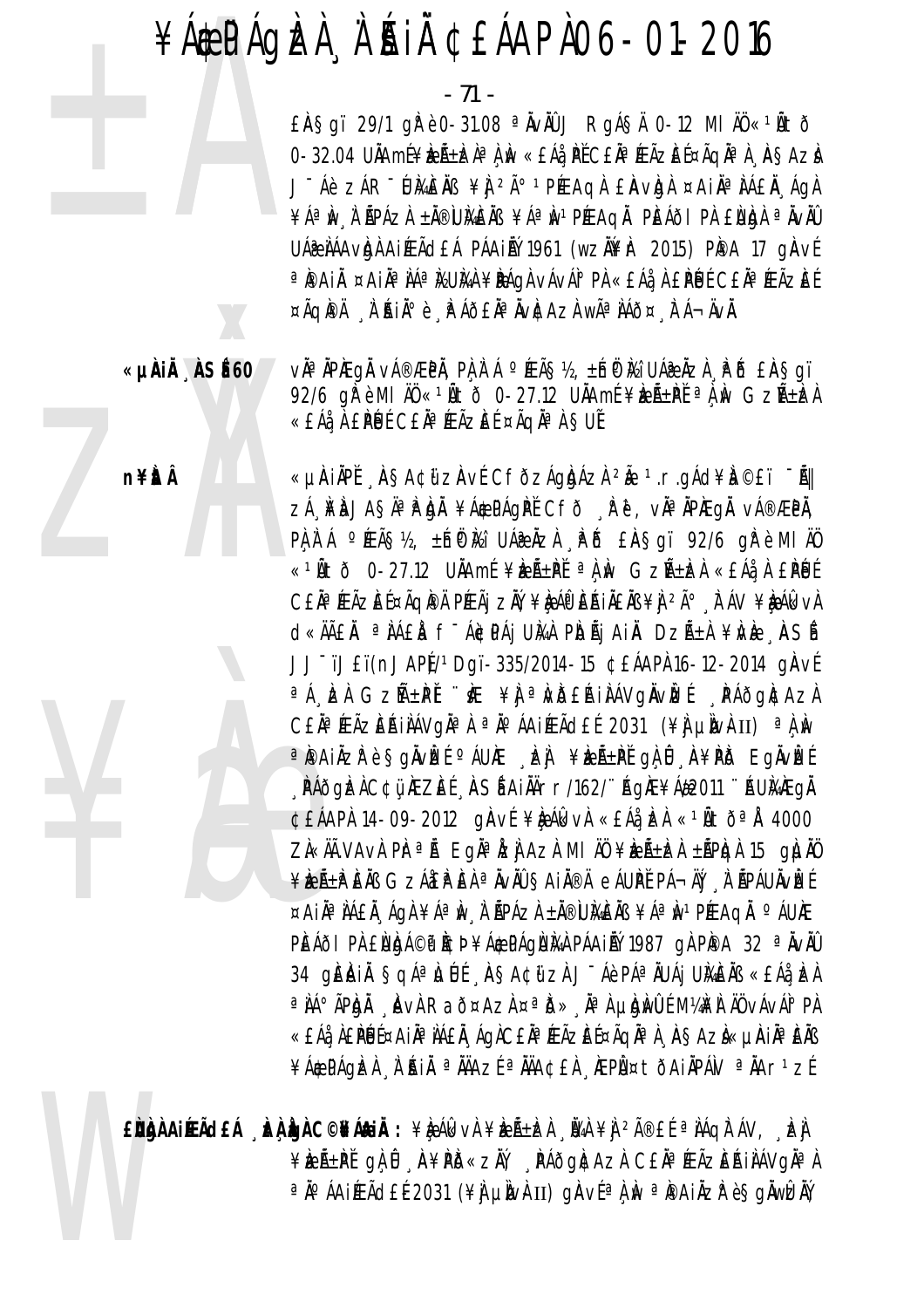£À§gï 29/1 gÀ°è 0-31.08 ªÀÄvÀÛÄJ RgÁ§Ä 0-12 MlÄÖ «¹Ìtð 0-32.04 UÀÄAmÉ ¥ÉÊQ ªÀiÁj¸À®Ä «£Áå¸À£ÀPÀ ¥ÀgÀªÀiÁ¸À gÀ£ÀÄß ºÀ¯ÁëÁ AuÁUÁj ¸À¦ ªÉÆÃ¸À dÀ¬Ä ¥ÁgÀPÀ ¸Á«ð ¸À¸À PÀAiÀÄ ¥Á¢ ªÀAiÀÄ ¥ÁgÀPÀ ¥ÀV¤ ¥ÀPÀ PÉÁð ºÀ PÀ £ÀÄß ªÀÄvÀÄÛ UÁæªÀiÁAvÀgÀ AiÉÆÃd£Á PÁAiÀÄÝ 1961 (wzÀÄÝ¥À 2015) PÀ®A 17 gÀ ªÉ ªÀiÁªÀiÁ¸À ¸À ¸ÁªÀÄ UÁæªÀiÁAvÀgÀ ¥ÀæÁgÀ¸À vÁvÁÌ°PÀ «£Áå¸À £ÀPÉ ªÀÄ C£ÀªÉÆÃzÀ£É ¤ÃqÀ®Ä ¸À¨ÉAiÀÄ°è ¸ÀPÁð£ÀªÀÄvÀ¢ AzÀ wÃªÀiÁð¤¸À¯Á¬ÄvÀÄ.

**«µÀAiÀÄ ¸ÀASÉå 60** vÁªÀÄPÀEgÀÄ vÁ®ÆèPÀ, PÀ¸À¨Á ºÉÆÃ§½, ±É£ÉÆÃ¼ÀÄ UÁæªÀÄzÀ ¸ÀªÉð £ÀA§gï 92/6 gÀ°è MlÄÖ «¹Ìtð 0-27.12 UÀÄAmÉ ¥ÉÊQ ªÀ¸Àw GzÉÝ±ÀPÀÌ«£Áå¸À £ÀPÉ C£ÀªÉÆÃzÀ£É ¤ÃqÀÄªÀ §UÉÎ.

**n¥Ààt** «µÀAiÀÄPÉÌ ¸ÀA§A¢ü¹zÀAvÉ CfðzÁgÀgÁzÀ ²æ ¹.r.gÁd¥Àà ©£ï ¯ÉÃl zÁ¸À¥Àà J£ï.J¸ï ¸ÀªÀiÁ¸À ¥ÁæzsÁgÀPÉÌ Cfð ¸À°è, vÀªÀÄPÀEgÀÄ vÁ®ÆèPÀ, PÀ¸À¨Á ºÉÆÃ§½, ±É£ÉÆÃ¼ÀÄ UÁæªÀÄzÀ ¸ÀªÉð £ÀA§gï 92/6 gÀ°è MlÄÖ «¹Ìtð 0-27.12 UÀÄAmÉ ¥ÉÊQ ªÀ¸Àw GzÉÝ±ÀPÀÌ«£Áå¸À £ÀPÉ C£ÀªÉÆÃzÀ£É ¤ÃqÀ®Ä PÉÆÃjzÀÝ ¥ÀæÁªÀ£É ¥ÀjÃ²Ã°¸À¯ÁV ¥ÀæÁ¢vÀ d«ÄÃ£ÀÄ ªÀiÁ£Àå f¯Áè¢üPÁjUÀ¼À PÀbÉÃjAiÀÄ DzÉñÀ ¥ÀvÀæ ¸ÀASÉå JJ¯ïJ£ï(n)J¸ï/¹Dgï-335/2014-15 ¢£ÁAPÀ 16-12-2014 gÀAvÉ ªÁ¸ÀzÀ GzÉÝ±ÀPÉÌ ¨sÀÆ ¥ÀjªÀvÀð£ÉAiÀiÁVgÀÄvÀÛzÉ. ¸ÀPÁðgÀ¢AzÀ C£ÀªÉÆÃzÀ£ÉAiÀiÁVgÀªÀ ªÀÄºÁAiÉÆÃd£É 2031 (¥ÀjµÀÌøvÀ II) ªÀ¸Àw ªÀ®AiÀÄzÀ°è§gÀÄvÀÛzÉ ºÁUÀÆ ¸ÀzÀj ¥ÉÊQPÉÌ gÀ¸ÉÛ ¸À¥ÀPÀð EgÀÄvÀÛzÉ. ¸ÀPÁðgÀzÀ C¢ü¸ÀÆZÀ£É ¸ÀASÉåAiÀÄÄ: r/162/¨ÉgÀE¥Á/2011 ¨ÉAUÀ¼ÀÆgÀÄ ¢£ÁAPÀ 14-09-2012 gÀAvÉ ¥ÀæÁ¢vÀ «£Áå¸ÀzÀ «¹Ìtð ªÀÄ 4000 ZÀ«ÄÃ.VAvÀ PÀrªÉÄ EgÀÄªÀzÀjAzÀ MlÄÖ ¥ÉÊQ±ÀzÀ ±ÉÃPÀqÀ 15 gÀµÀÄÖ ¥ÉÊQ±ÀPÉÌ GzÁå£ÀªÀ£ÀÄß ªÀÄvÀÄÛ §AiÀÄ®Ä eÁUÀPÉÌ PÁ¬ÄÝj¸À¯ÁUÀÄvÀÛzÉ. ¤AiÀÄªÀiÁ£ÀÄ¸ÁgÀ ¥ÁªÀw¸À¯ÁzÀ ±ÀÄ®ÌUÀ¼À£ÀÄß ¥ÁªÀw¹PÉÆAqÀ ºÁUÀÆ PÉÁð ºÀ £ÀÄßgÁ©ü£À ¥ÁæªÀÄrÀPÁAiÀÄÝ 1987 gÀ PÀ®A 32 ªÀÄvÀÄÛ 34 gÀAiÀÄ §qÁªÀuÉ ¸ÀA§A¢ü¹ J¯Áè PÁªÀÄUÁjUÀ¼À£ÀÄß «£Áå¸ÀzÀ ªÀiÁ°ÃPÀgÀÄ ¸ÀévÀ RaðÀ¤AzÀ ¤ªÀð»¸À ªÀµÀgÀÄ EÛÀÄ ¼ÀÄÄÀ¤ÄÖvÁvÁÌ°PÀ «£Áå¸À £ÀPÉ ¤AiÀÄªÀiÁ£À ¸ÁgÀ C£ÀªÉÆÃzÀ£É ¤ÃqÀ®Ä ¸À§AzsÀ «µÀAiÀÄªÀ£ÀÄß ¥ÁæªÁgÀzÀ ¸À¨ÉAiÀÄ ªÀÄAzÉ ªÀÄAr¸À¯ÁVzÉ.

**£ÀUÀgÀ AiÉÆÃd£Á ¸À«Äw¬ÄAzÀ ¤tðAiÀÄ :** ¥ÀæÁ¢vÀ ¥ÉÊQ ¸À¼ÀªÀ ¥ÀjªÀÃ®£É ªÀiÁqÀ¯ÁV, ¸ÀzÀj ¥ÉÊQPÉÌ gÀ¸ÉÛ ¸À¥ÀPÀð «zÀÄÝ ¸ÀPÁðgÀ¢AzÀ C£ÀªÉÆÃzÀ£ÉAiÀiÁVgÀªÀ ªÀÄºÁAiÉÆÃd£É 2031 (¥ÀjµÀÌøvÀ II) gÀAvÉ ªÀ¸Àw ªÀ®AiÀÄzÀ°è§gÀÄvÀÛzÉ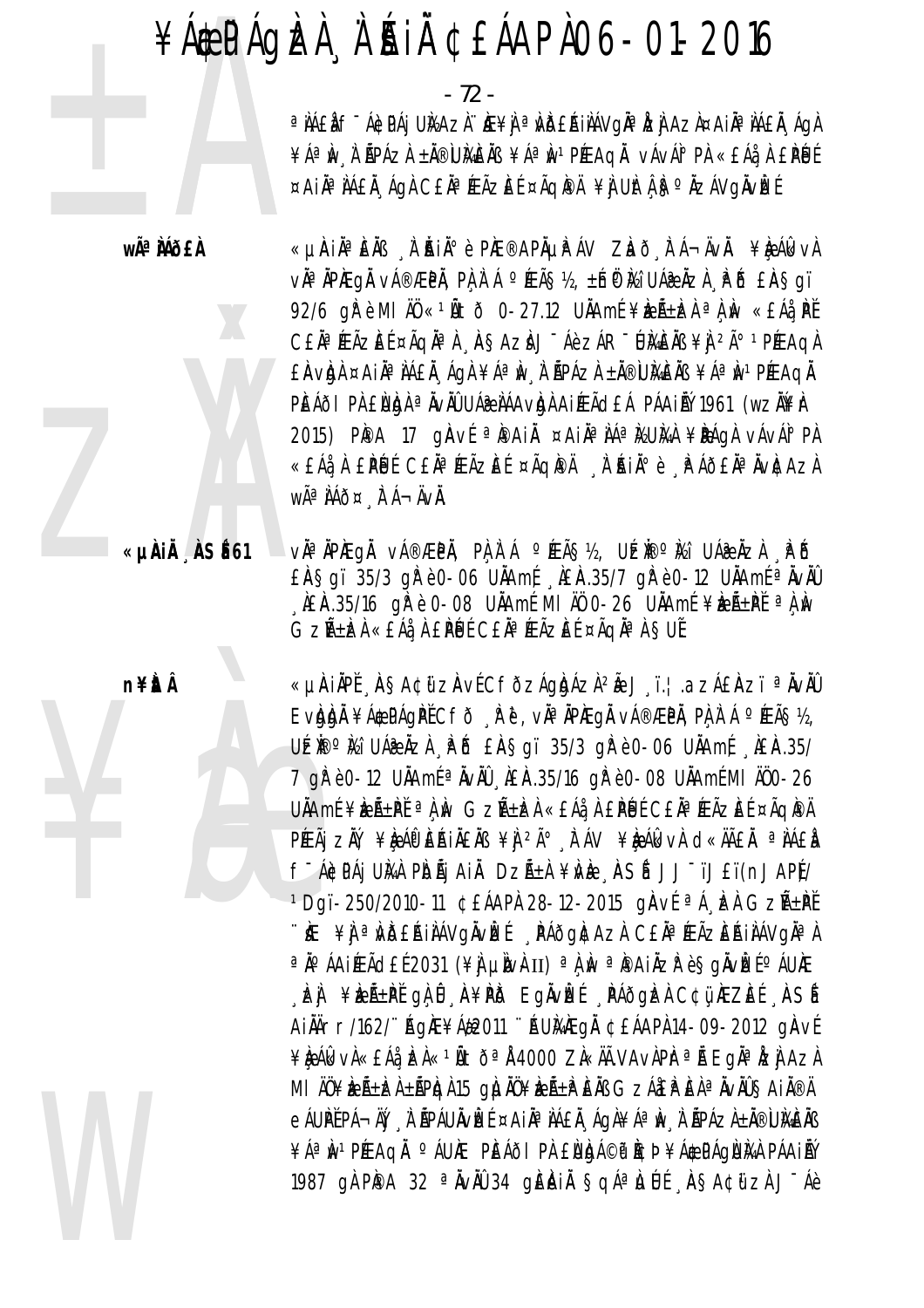ªÀÄA£Àå f¯Áè¥ÀAZÁAiÀÄvï ¸À¨sÉAiÀÄ ªÀÄÄAzÉ ªÀÄAqÀ£ÉAiÀiÁVgÀÄªÀ ¤AiÀĪÀiÁ£ÀÄ¸ÁgÀ ¥ÁªÀw¸À¨ÉÃPÁzÀ ±ÀÄ®ÌUÀ¼À£ÀÄß ¥ÁªÀw¹PÉÆAqÀÄ vÁvÁÌ°PÀ «£Áå¸À £ÀPÉë ¤AiÀĪÀiÁ£ÀÄ¸ÁgÀ C£ÀĪÉÆÃzÀ£É ¤ÃqÀ¯ÁVzÉ ¥ÀjUÀt¸À§ºÀÄzÁVgÀÄvÀÛzÉ.

**wÃªÀiÁð£À**

«µÀAiÀÄªÀ£ÀÄß ¸ÀÄ¢ÃWÀðªÁV ZÀað¸À¯Á¬ÄvÀÄ. ¥ÀæÁ¢üPÁgÀ vÀªÀÄPÀÆgÀÄ vÁ®ÆèPÀÄ, PÀ¸À¨Á ºÉÆÃ§½, ±ÉnÖºÀ½îUÁæªÀÄzÀ ¸ÀªÉð £ÀA§gï 92/6 gÀ°è MlÄÖ «¹ÛÃtð 0-27.12 UÀÄAmÉ ¥ÀæzÉÃ±ÀzÀ ªÀ¸Àw «£Áå¸À £ÀPÉë C£ÀĪÉÆÃzÀ£É ¤ÃqÀ®Ä ªÀ¸ÀÛÄ±ÀB ¸Àj¬ÄgÀÄvÀÛzÉ. CAvÉAiÉÄÃ ¥ÀjµÀÌj¹ PÉÆAqÀ £ÀPÉëAiÀÄAvÉ ¤AiÀĪÀiÁ£ÀÄ¸ÁgÀ ¥ÁªÀw¸À¨ÉÃPÁzÀ ±ÀÄ®ÌUÀ¼À£ÀÄß ¥ÁªÀw¹PÉÆAqÀÄ PÀ£ÁðlPÀ £ÀUÀgÀ ªÀÄvÀÄÛ UÁæªÀiÁAvÀgÀ AiÉÆÃd£Á PÁAiÉÄÝ 1961 (wzÀÄÝ¥Àr 2015) PÀ®A 17 gÀ ªÉÃgÉUÉ ¤AiÀĪÀiÁ£ÀÄ¸ÁgÀ ¥Àæ¸ÁÛ¦¸À¯ÁVgÀÄªÀ vÁvÁÌ°PÀ «£Áå¸À £ÀPÉëUÉ C£ÀĪÉÆÃzÀ£É ¤ÃqÀ®Ä ¸À¨sÉAiÀÄ°è ¸ÀªÁð£ÀĪÀÄvÀ¢AzÀ wÃªÀiÁð¤¸À¯Á¬ÄvÀÄ.

**«µÀAiÀÄ ¸ÀASÉå 61**

vÀªÀÄPÀÆgÀÄ vÁ®ÆèPÀÄ, PÀ¸À¨Á ºÉÆÃ§½, UÉÆ®ègÀºÀ½îUÁæªÀÄzÀ ¸ÀªÉð £ÀA§gï 35/3 gÀ°è 0-06 UÀÄAmÉ, ¸ÀªÉð.35/7 gÀ°è 0-12 UÀÄAmÉ ªÀÄvÀÄÛ ¸ÀªÉð.35/16 gÀ°è 0-08 UÀÄAmÉ MlÄÖ 0-26 UÀÄAmÉ ¥ÀæzÉÃ±ÀzÀ ªÀ¸Àw GzÉÝÃ±ÀzÀ «£Áå¸À £ÀPÉëUÉ C£ÀĪÉÆÃzÀ£É ¤ÃqÀĪÀ §UÉÎ.

**n¥ÀàtÂ**

«µÀAiÀÄPÉÌ ¸ÀA§A¢ü¹zÀAvÉ Cfð¸ÀzÁgÀgÁzÀ ²æÃ J¸ï.¦.azÁ£ÀAzï ªÀÄvÀÄÛ EvÀgÀgÀÄ ¥ÁæPÁgÀPÉÌ Cfð ¸À°è¹, vÀªÀÄPÀÆgÀÄ vÁ®ÆèPÀÄ, PÀ¸À¨Á ºÉÆÃ§½, UÉÆ®ègÀºÀ½îUÁæªÀÄzÀ ¸ÀªÉð £ÀA§gï 35/3 gÀ°è 0-06 UÀÄAmÉ, ¸ÀªÉð.35/7 gÀ°è 0-12 UÀÄAmÉ ªÀÄvÀÄÛ ¸ÀªÉð.35/16 gÀ°è 0-08 UÀÄAmÉ MlÄÖ 0-26 UÀÄAmÉ ¥ÀæzÉÃ±ÀPÉÌ ªÀ¸Àw GzÉÝÃ±ÀzÀ «£Áå¸À £ÀPÉëUÉ C£ÀĪÉÆÃzÀ£É ¤ÃqÀ®Ä PÉÆÃjzÀÄÝ, ¥ÀæzÉÃ±ÀªÀ£ÀÄß ¥Àj²Ã°¸À¯Á¬ÄvÀÄ. ¥ÀæzÉÃ±ÀPÉÌ d«ÄÃ£ÀÄ ªÀiÁ°ÃPÀgÀÄ f¯Áè¢üPÁjUÀ¼À PÀbÉÃjAiÀÄ DzÉÃ±À ¥ÀvÀæ ¸ÀASÉå J¯ï J£ï J(n J¯ï¦)/ ¹Dgï-250/2010-11 ¢£ÁAPÀ 28-12-2015 gÀ ªÉÄÃgÉUÉ ¨sÀÆ¥ÀjªÀvÀð£ÉAiÀiÁVgÀÄvÀÛzÉ. ¸ÀzÀj ¥ÀæzÉÃ±ÀªÀÅ ¸ÀPÁðgÀ C£ÀĪÉÆÃ¢vÀ ªÀÄºÁAiÉÆÃd£É2031 (¥ÀjµÀÌöÈvÀ II) ªÀ¸Àw ªÀ®AiÀÄzÀ°è §gÀÄvÀÛzÉ. ºÁUÀÆ ¸ÀzÀj ¥ÀæzÉÃ±ÀPÉÌ gÀ¸ÉÛ ¸ÀA¥ÀPÀð EgÀÄvÀÛzÉ. ¸ÀPÁðgÀzÀ C¢ü¸ÀÆZÀ£É ¸ÀASÉå AiÀÄÄrr/162/¨ÉAUÀ¼ÀÆgÀÄ2011 ¨ÉAUÀ¼ÀÆgÀÄ ¢£ÁAPÀ 14-09-2012 gÀ ªÉÄÃgÉUÉ «£Áå¸ÀzÀ «¹ÛÃtð ªÀÄÆ4000 ZÀ.«ÄÃ.UÀ½VAvÀ PÀrªÉÄ EgÀÄªÀ ¸ÀtÚ ¥ÀæzÉÃ±ÀzÀ ±ÉÃPÀqÀ 15 gÀµÀÄÖ ¥ÀæzÉÃ±ÀªÀ£ÀÄß GzÁå£ÀPÁÌV ªÀÄvÀÄÛ ¸ËPÀAiÀÄð ¤ªÉÃ±À£ÀPÁÌV ¸ÀgÀÌjUÉ ºÀ¸ÁÛAvÀj¸ÀĪÀ ¤AiÀĪÀÄ«zÀÄÝ, C£ÀéAiÀĪÁUÀĪÀ ¤AiÀĪÀiÁ£ÀÄ¸ÁgÀ ¥ÁªÀw¸À¨ÉÃPÁzÀ ±ÀÄ®ÌUÀ¼À£ÀÄß ¥ÁªÀw¹PÉÆAqÀÄ ºÁUÀÆ PÀ£ÁðlPÀ £ÀUÀgÁ©üªÀÈ¢Þ ¥ÁæPÁgÀUÀ¼À PÁAiÉÄÝ 1987 gÀ PÀ®A 32 ªÀÄvÀÄÛ 34 gÀ£ÀéAiÀÄ §qÁªÀuÉUÉ ¸ÀA§A¢ü¹zÀAvÉ J¯Áè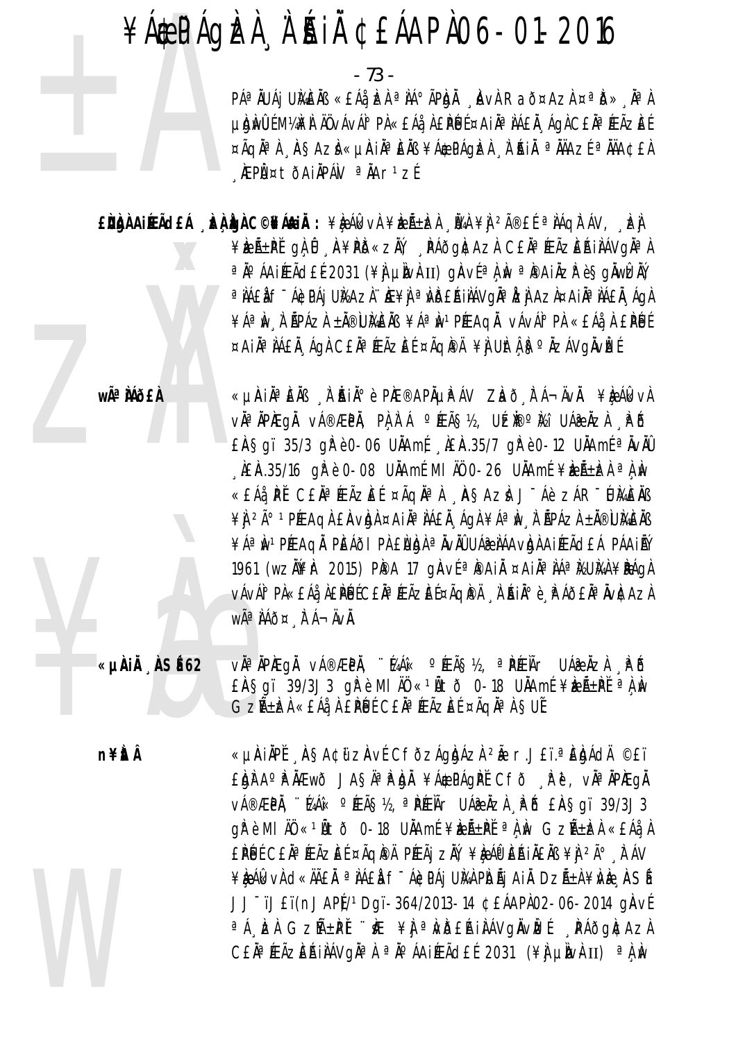PÁªÀÄUÁj UÀÄA¯ÉÃ¸À «£Áå¸ÀzÀ ªÀÄÄ°ÃPÀgÀÄ ¸ÀvÀå Raõ¤AzÀ ¤ªÀð» ¸ÀÃªÀ µÀgÀvÀÛUÉM¼ÀPÀ ÀÄÖvÁvÀÀ PÀ «£Áå¸À£ÀÄßÉ¤AiÀÄªÀÄ£À ¸ÁgÀ C£ÀªÉÆÃzÀ£É ¤ÃqÀªÀ ¸À§AzÀ «µÀAiÀÄªÀÄß ¥ÁæPÁgÀzÀ ¸À¨sÉAiÀÄ ªÀÄÄAzÉ ªÀÄAqÀ¢£À ¸ÀEPÀÛ¤tðAiÀÄPÁV ªÀÄAr¹zÉ

**£ÀUÀgÀ AiÉÆÃd£Á ¸ÀºÀ¸ÀAiÀÄ C©üªÀÈ¢Þ :** ¥ÀæÁÙvÀ ¥ÀæÃ±ÀzÀ ¸ÀÄ¼À ¥Àj²Ã®£É ªÀÄÁqÀ¯ÁV, ¸ÀzÀj ¥ÀæÃ±ÀPÉ gÀ¸ÛÉ ¸À¥ÀÄÖ«zÀÄÝ ¸ÀPÁðgÀzÀ C£ÀªÉÆÃzÀ£É AiÀÄÁVgÀªÀ ªÀÄ°ÁAiÉÆÃd£É 2031 (¥ÀjµÀÌöÈvÀ II) gÀ°è ªÀ¸Àw ªÀ®AiÀÄzÀ°è§gÀÄwÛzÀÝ ªÀÄÁ£Àå ¯ÉÆÃPÁAiÀÄÄPÀÛgÀ DzÉ±À ¥Àj¤ÃªÀÄ£ÉAiÀÄÁVgÀÄªÀzÀj¤AzÀ ¤AiÀÄªÀÄ£À ¸ÁgÀ ¥Áªw ¸À®èPÁzÀ ±ÀÄ®ÌªÀ£ÀÄß ¥Áªw¹ PÉÆAqÀ vÁvÁÌÀ PÀ «£Áå¸À£ÀÄßÉ ¤AiÀÄªÀÄ£À ¸ÁgÀ C£ÀªÉÆÃzÀ£É ¤ÃqÀ®Ä ¥Àj²Ã°¸À§ºÀÄzÁVgÀÄvÀÛzÉ

**wÃªÀiÁð£À** «µÀAiÀÄªÀÄß ¸À¨sÉAiÀÄ°è PÀÆ®APÀµÀªÁV ZÀað¸À¯Á¬ÄvÀÄ. ¥ÀæÁÙvÀ vÃªÀÄPÀÆgÀÄ vÁ®ÆèPÀÄ, PÀ¸À¨Á ºÉÆÃ§½, UÉÆ®ºÀ½î UÁæªÀÄzÀ ¸ÀªÉð £ÀA§gï 35/3 gÀ°è 0-06 UÀÄAmÉ, ¸ÀªÉð.35/7 gÀ°è 0-12 UÀÄAmÉ ªÀÄvÀÄÛ ¸ÀªÉð.35/16 gÀ°è 0-08 UÀÄAmÉ MlÄÖ 0-26 UÀÄAmÉ ¥ÀæÃ±ÀzÀ ªÀ¸Àw «£Áå¸ÀPÉ C£ÀªÉÆÃzÀ£É ¤ÃqÀªÀ ¸À§AzÀ J¯Áè zÁR¯ÉUÀ¼À£ÀÄß ¥Àj²Ã°¹ PÉÆAqÀ £ÀvÀgÀ ¤AiÀÄªÀÄ£À ¸ÁgÀ ¥Áªw ¸À®èPÁzÀ ±ÀÄ®ÌªÀ£ÀÄß ¥Áªw¹ PÉÆAqÀ PÀEÁðI PÀ £ÀUÀgÀ ªÀÄvÀÄÛ UÁæªÀiÁAvÀgÀ AiÉÆÃd£Á PÁAiÀÄÝ 1961 (wzÀÄÝ¥Àr 2015) PÀ®A 17 gÀ°è ªÀ®AiÀÄ ¤AiÀÄªÀÄ ªÀÄ¼ÀªÀ¼À¥ÀrgÁgÀ vÁvÁÌÀ PÀ «£Áå¸À£ÀÄßÉ C£ÀªÉÆÃzÀ£É ¤ÃqÀ®Ä ¸À¨sÉAiÀÄ°è ¸ÀªÁð£ÀÄªÀÄvÀ¢AzÀ wÃªÀiÁð¤¸À¯Á¬ÄvÀÄ.

**«µÀAiÀÄ ¸ÀASÉå 62** vÃªÀÄPÀÆgÀÄ vÁ®ÆèPÀÄ, ¨ É¼Áî ºÉÆÃ§½, ªÀÄÄÉÃÀr UÁæªÀÄzÀ ¸ÀªÉð £ÀA§gï 39/3J3 gÀ°è MlÄÖ «¹ÛÃtð 0-18 UÀÄAmÉ ¥ÀæÃ±ÀPÉ ªÀ¸Àw GzÉÝÃ±ÀzÀ «£Áå¸À£ÀÄßÉ C£ÀªÉÆÃzÀ£É ¤ÃqÀªÀ §UÉÎ

**n¥Ààt** «µÀAiÀÄPÉ ¸À§A¢ü¹zÀAvÉ CfðzÁgÀgÁzÀ ²æà r.J£ï.ªÀÄgÀÄdÄ ©£ï £ÀgÀ¹AºÀ¥ÀàÀÄEwð J¸ï.ªÀÄºÀgÀÄ ¥ÁæPÁgÀPÉ Cfð ¸À°è, vÃªÀÄPÀÆgÀÄ vÁ®ÆèPÀÄ, ¨ É¼Áî ºÉÆÃ§½, ªÀÄÄÉÃÀr UÁæªÀÄzÀ ¸ÀªÉð £ÀA§gï 39/3J3 gÀ°è MlÄÖ «¹ÛÃtð 0-18 UÀÄAmÉ ¥ÀæÃ±ÀPÉ ªÀ¸Àw GzÉÝÃ±ÀzÀ «£Áå¸À £ÀÄßÉ C£ÀªÉÆÃzÀ£É ¤ÃqÀ®Ä PÉÆÃjzÀÝ, ¥ÀæÁÙªÀÉAiÀÄ£ÀÄß ¥Àj²Ã°¸À¯ÁV ¥ÀæÁÙvÀ d«ÄÃ£ÀÄ ªÀÄÁ£Àå f¯ÁèPÁjUÀ¼ÀÄ PÀÆÃjAiÀÄ DzÉÃ±À ¥ÀæÀÌæ¸ÀASÉå JJ¯ïJ£ï(n)J¦Ã/¹Dgï-364/2013-14 ¢£ÁAPÀ 02-06-2014 gÀ°è ªÁ¸ÀzÀ GzÉÝÃ±ÀPÉ ¨sÀE ¥Àj ªÀvÀð£ÉAiÀiÁVgÀÄvÀÛzÉ. ¸ÀPÁðgÀ¢AzÀ C£ÀªÉÆÃzÀ£ÉAiÀiÁVgÀªÀ ªÀÄ°ÁAiÉÆÃd£É 2031 (¥ÀjµÀÌöÈvÀ II) ªÀ¸Àw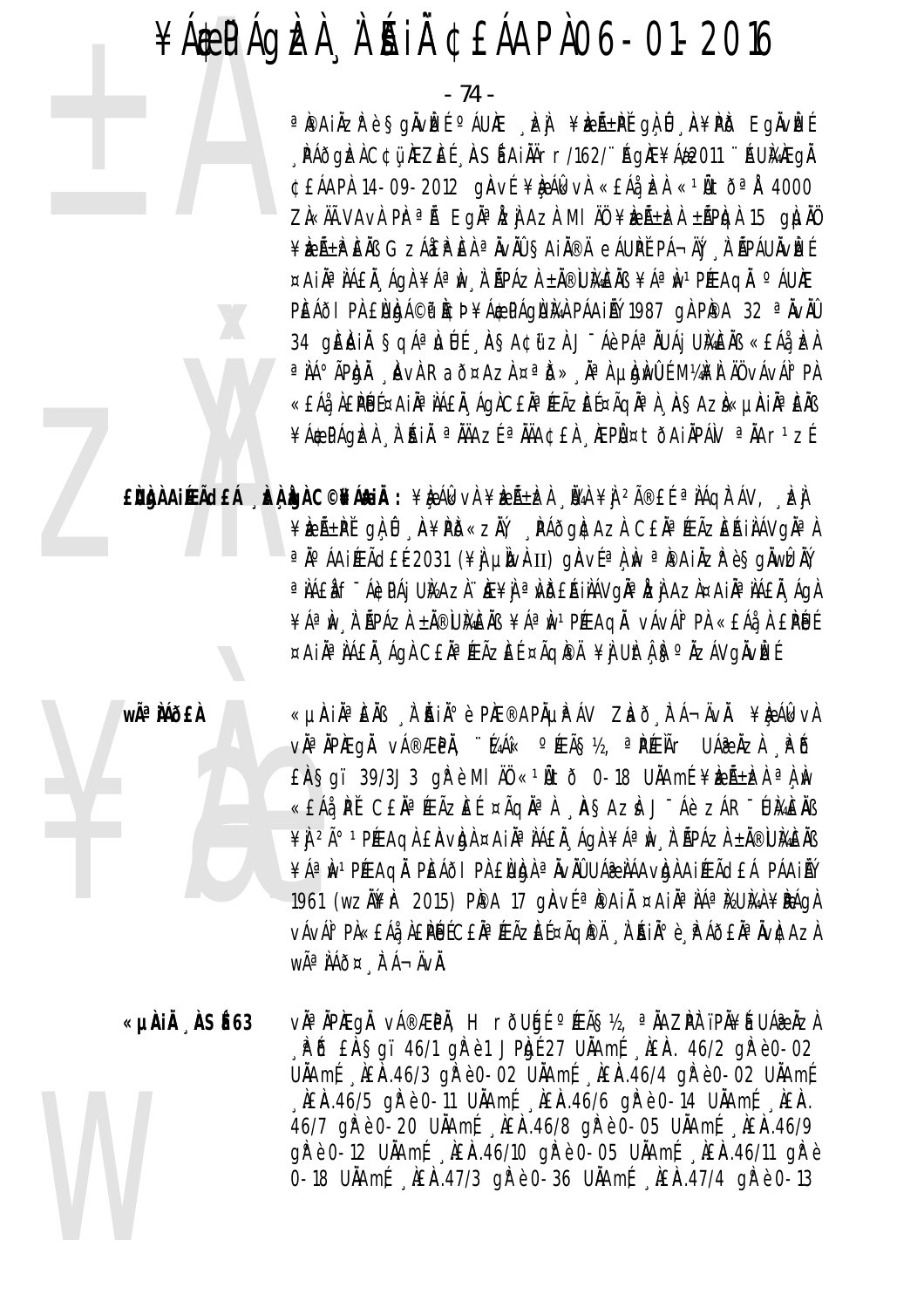ªÀÄAiÀÄÆPÀè§gÀvÀÛÉ ºÁUÉ ¸ÀzÀj ¥ÀæPÀgÀtPÉÌ gÀ¸ÀÛ ¸À¥ÀÄèöÊ EgÀÄvÀÛÉ ¸ÀPÁðgÀzÀ C¢üPÀÈvÀ eÉÕ¥À£À ¸ÀASÉå AiÀiÁrr /162/ ¨ÉgÀÆ¥Á 2011 ¨ÉAUÀ¼ÀÆgÀÄ ¢£ÁAPÀ 14-09-2012 gÀ vÉ¥À¸ÀuÉ vÀ«£ÁAiÀÄ «¹ÛÃtð ªÀÄ 4000 ZÀ«ÄÃ.VAvÀ PÀrªÉÄ EgÀÄªÀÅzÀjAzÀ MlÄÖ ¥ÀæPÀgÀt ±ÀÄ®ÌªÀÅ 15 gÀÆ.ÄÖ ¥ÀæPÀgÀt ¥ÀÆtð Gzï ¥ÀæPÀtzÀ ªÀÄvÀÄÛ§AiÀÄ®Ä eÁUÀÈPÉ PÁ¬ÄÝ ¸ÀA¥ÁzÀ£É ¤AiÀÄªÀiÁªÀ½ ÁgÀ ¥ÁªÀw ¸ÀA¥ÁzÀ ±ÀÄ®ÌzÀ ¥ÁªÀw ¥ÁªÀw¹ PÉÆAqÀÄ ºÁUÉ PÀÈÁð¤ PÀ£ÀßqÀ ©ü¥ÀAiÀÄ ¥ÁæPÀgÀtÀ¼À PÁAiÀÄÝ 1987 gÀ PÀ®A 32 ªÀÄvÀÄÛ 34 gÀ¤AiÀÄ §qÁªÀtÉ ¸ÀA§A¢üzÀ J¯Áè PÁªÀÄUÁjUÀ¼À£ÀÄß «£ÁåzÀ ªÀÄÁ°ÃPÀgÀÄ ¸ÀÄvÀ Raðº¤AzÀ ¤ªÀÄð» ¸Ãª À µÀgÀwÛ£É M¼À¥ÀÄÖvÁvÁÛPÀ «£Áå£ÉPÀÀÉ ¤AiÀÄªÀiÁªÀ½ ÁgÀ C£ÀªÉÆÃzÀ£É ¤ÃqÀªÀ ¸ÀA§AzÀ¥µÀAiÀÄªÀÄß ¥ÁæPÀgÀtÀ ¸ÀASÉåAiÀÄ ªÀÄÄAzÉ ªÀÄÄA¢£À ¸ÀÆPÀÛ¤tðAiÀÄPÁÌV ªÀÄr¹zÉ

**£ÀUÀgÀ AiÉÆÃd£Á ¸ÀÀAiÀÄÄ C©üªÀÈ¢Ý :** ¥À¸ÀÁÛªÀ¥ÀæPÀgÀt ¸ÀÜ¼À ¥À ²Ã®£É ªÀiÁqÀ¯ÁV, ¸ÀzÀj ¥ÀæPÀgÀtPÉÌ gÀ¸ÀÛ ¸À¥ÀÄèöÊ «zÀåÝ ¸ÀPÁðgÀzÀ C£ÀªÉÆÃzÀ£ÉAiÀiÁVgÀªÀ ªÀÄº ÁAiÉÆÃd£É 2031 (¥Àj µÀÌÈvÀ II) gÀ vÉ ª À¸Àw ªÀÄAiÀÄÆPÀè§gÀwÝzÀÄÝ ªÀiÁ£Àå¯ÁæPÀÁjUÀ¼ÀzÀ ¨ÉÆ¥ÀjªÀiÁ£ÀAiÀiÁVgÀªÀÅzÀjAzÀ ¤AiÀÄªÀiÁªÀ½ ÁgÀ ¥ÁªÀw ¸ÀA¥ÁzÀ ±ÀÄ®ÌUÀ¼ÀÄß ¥ÁªÀw¹ PÉÆAqÀÄ vÁvÁÌPÀ «£Áå£ÉPÀÀÉ ¤AiÀÄªÀiÁªÀ½ ÁgÀ C£ÀªÉÆÃzÀ£É ¤ÃqÀ®Ä ¥ÀjUÀt¸À§ºÀÄzÁVgÀÄvÀÛÉ

**wÃªÀiÁð£À**

«µÀAiÀÄªÀ£ÀÄß ¸ÀÄ¢ÃWÀð ZÀZÉð¸À¯ÁV ZÀZÁð ¸ÀA¬ÄvÀÄ ¥À¸ÀÁÛªÀ vÁèÃPÀÄgÀÄ vÁ®ÆèPÀÄ ¨ÉÆÃ« ºÉÆÃ§½ ªÀÄÆÄð UÁæªÀÄzÀ ¸À.£ÀA §gÀr 39/3J3 gÀ°è MlÄÖ «¹ÛÃtð 0-18 UÀÄAmÉ ¥ÀæPÀgÀtªÀ¸Àw «£ÁåPÉ C£ÀªÉÆÃzÀ£É ¤ÃqÀÄªÀ ¸ÀA§AzÀ J¯Áè zÁR¯ÉUÀ¼À£ÀÄß ¥Àj²Ã°¹ PÉÆAqÀÄ £ÀvÀgÀ ¤AiÀÄªÀiÁªÀ½ ÁgÀ ¥ÁªÀw ¸ÀA¥ÁzÀ ±ÀÄ®ÌUÀ¼À£ÀÄß ¥ÁªÀw¹ PÉÆAqÀÄ PÀÈÁð¤ PÀ£ÀßqÀ ªÀÄvÀÄÛUÁæªÀiÁAvÀgÀ AiÉÆÃd£Á PÁAiÀÄÝ 1961 (wzÀÄÝ¥À 2015) PÀ®A 17 gÀ vÉ ªÀÄAiÀÄ ¤AiÀÄªÀiÁªÀ¼ÀUÀ¼À ¥ÀæÁgÀ vÁvÁÌPÀ «£Áå£ÉPÀÀÉ C£ÀªÉÆÃzÀ£É ¤ÃqÀ®Ä ¸ÀÄ¢ÃWÀð ZÀZÉð£À ªÀvÀgÀ wÃªÀiÁð¤ ¸À¯Á¬ÄvÀÄ

**«µÀAiÀÄ ¸ÀASÉå 63**

vÁèÃPÀÄgÀÄ vÁ®ÆèPÀÄ, H rðUÉgÉ ºÉÆÃ§½, ªÀÄAZÀPÀ ïPÀÄ¥Éå UÁæªÀÄzÀ ¸À.£À. £À§gï 46/1 gÀ°è 1 J PÀgÉ 27 UÀÄAmÉ, ¸À.£À. 46/2 gÀ°è 0-02 UÀÄAmÉ, ¸À.£À.46/3 gÀ°è 0-02 UÀÄAmÉ, ¸À.£À.46/4 gÀ°è 0-02 UÀÄAmÉ, ¸À.£À.46/5 gÀ°è 0-11 UÀÄAmÉ, ¸À.£À.46/6 gÀ°è 0-14 UÀÄAmÉ, ¸À.£À. 46/7 gÀ°è 0-20 UÀÄAmÉ, ¸À.£À.46/8 gÀ°è 0-05 UÀÄAmÉ, ¸À.£À.46/9 gÀ°è 0-12 UÀÄAmÉ, ¸À.£À.46/10 gÀ°è 0-05 UÀÄAmÉ, ¸À.£À.46/11 gÀ°è 0-18 UÀÄAmÉ, ¸À.£À.47/3 gÀ°è 0-36 UÀÄAmÉ, ¸À.£À.47/4 gÀ°è 0-13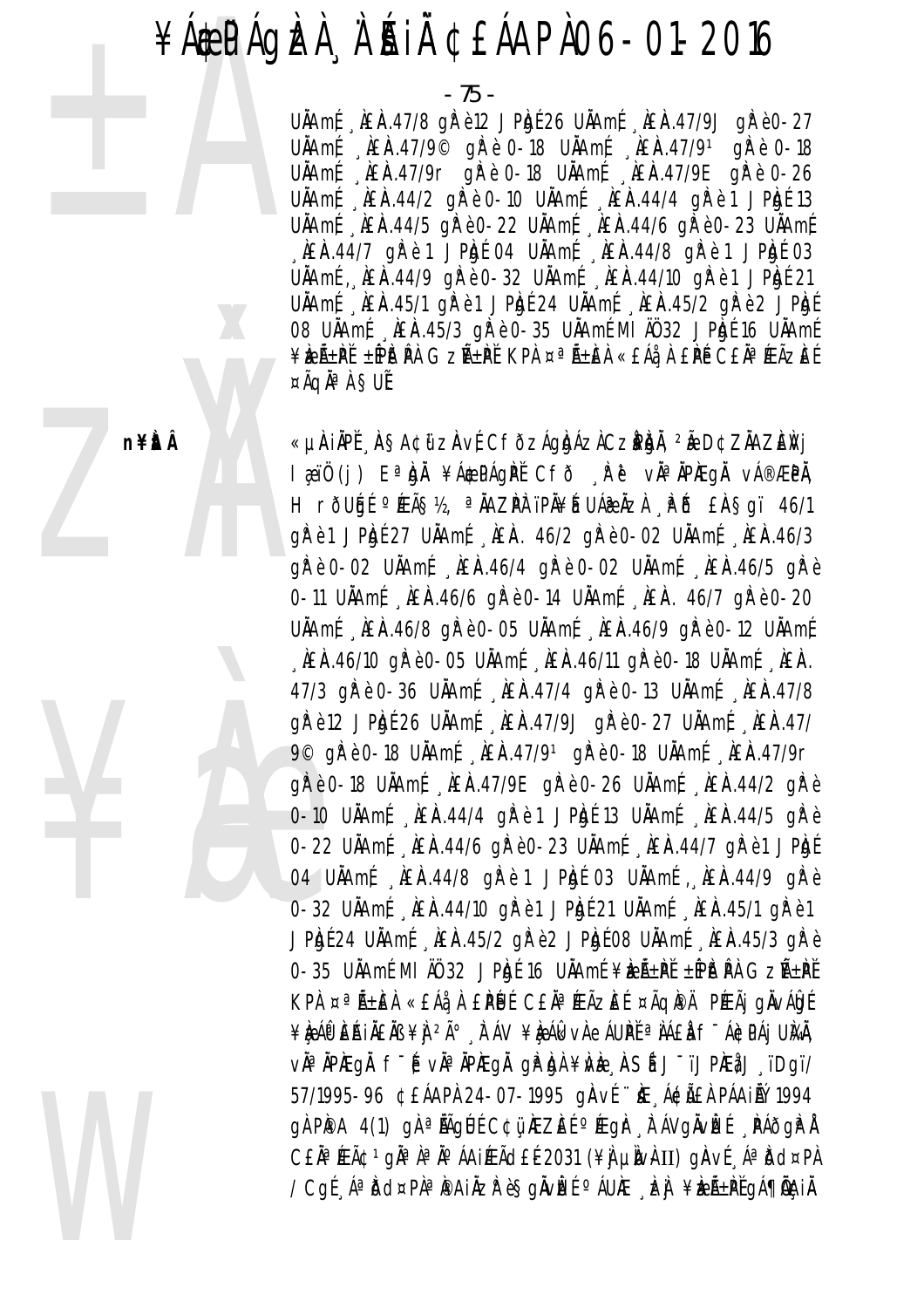UÀAmÉ ¸ÀEÀ.47/8 gÀ°è 12 JPÀgÉ 26 UÀAmÉ ¸ÀEÀ.47/9J gÀ°è 0-27 UÀAmÉ ¸ÀEÀ.47/9© gÀ°è 0-18 UÀAmÉ ¸ÀEÀ.47/9¹ gÀ°è 0-18 UÀAmÉ ¸ÀEÀ.47/9r gÀ°è 0-18 UÀAmÉ ¸ÀEÀ.47/9E gÀ°è 0-26 UÀAmÉ ¸ÀEÀ.44/2 gÀ°è 0-10 UÀAmÉ ¸ÀEÀ.44/4 gÀ°è 1 JPÀgÉ 13 UÀAmÉ ¸ÀEÀ.44/5 gÀ°è 0-22 UÀAmÉ ¸ÀEÀ.44/6 gÀ°è 0-23 UÀAmÉ ¸ÀEÀ.44/7 gÀ°è 1 JPÀgÉ 04 UÀAmÉ ¸ÀEÀ.44/8 gÀ°è 1 JPÀgÉ 03 UÀAmÉ ¸ÀEÀ.44/9 gÀ°è 0-32 UÀAmÉ ¸ÀEÀ.44/10 gÀ°è 1 JPÀgÉ 21 UÀAmÉ ¸ÀEÀ.45/1 gÀ°è 1 JPÀgÉ 24 UÀAmÉ ¸ÀEÀ.45/2 gÀ°è 2 JPÀgÉ 08 UÀAmÉ ¸ÀEÀ.45/3 gÀ°è 0-35 UÀAmÉ MlÄÖ 32 JPÀgÉ 16 UÀAmÉ ¥ÀæzÉñÀPÉ ±ÉÃµÀPÀ GzÉÝñÀPÉ KPÀ ¤ªÉñÀEÀ «£Áå¸À £ÀPÉë C£ÀªÉÆÃzÀEÉ ¤ÃqÀ¯ÁVzÉ.

**n¥ÀÀÂ** «µÀAiÀPÉ ¸À§A¢üzÀAvÉ Cf𒟎zÁgÀgÀ CzÀPÀgÀ, ²æD¢ZÀAZÀEÀj l æïÖ (j) E ªÀgÀ ¥ÁæPÀgÀPÉ Cf𒟎 ¸À°è vÀªÀPÀEgÀ vÁ®ÆPÀ, H rðUÉ ºÉÆÃ§½, ªÀAZÀPÀ ïPÀ¥Éà UÁæÃzÀ ¸À°è £À§gï 46/1 gÀ°è 1 JPÀgÉ 27 UÀAmÉ ¸ÀEÀ. 46/2 gÀ°è 0-02 UÀAmÉ ¸ÀEÀ.46/3 gÀ°è 0-02 UÀAmÉ ¸ÀEÀ.46/4 gÀ°è 0-02 UÀAmÉ ¸ÀEÀ.46/5 gÀ°è 0-11 UÀAmÉ ¸ÀEÀ.46/6 gÀ°è 0-14 UÀAmÉ ¸ÀEÀ. 46/7 gÀ°è 0-20 UÀAmÉ ¸ÀEÀ.46/8 gÀ°è 0-05 UÀAmÉ ¸ÀEÀ.46/9 gÀ°è 0-12 UÀAmÉ ¸ÀEÀ.46/10 gÀ°è 0-05 UÀAmÉ ¸ÀEÀ.46/11 gÀ°è 0-18 UÀAmÉ ¸ÀEÀ. 47/3 gÀ°è 0-36 UÀAmÉ ¸ÀEÀ.47/4 gÀ°è 0-13 UÀAmÉ ¸ÀEÀ.47/8 gÀ°è 12 JPÀgÉ 26 UÀAmÉ ¸ÀEÀ.47/9J gÀ°è 0-27 UÀAmÉ ¸ÀEÀ.47/9© gÀ°è 0-18 UÀAmÉ ¸ÀEÀ.47/9¹ gÀ°è 0-18 UÀAmÉ ¸ÀEÀ.47/9r gÀ°è 0-18 UÀAmÉ ¸ÀEÀ.47/9E gÀ°è 0-26 UÀAmÉ ¸ÀEÀ.44/2 gÀ°è 0-10 UÀAmÉ ¸ÀEÀ.44/4 gÀ°è 1 JPÀgÉ 13 UÀAmÉ ¸ÀEÀ.44/5 gÀ°è 0-22 UÀAmÉ ¸ÀEÀ.44/6 gÀ°è 0-23 UÀAmÉ ¸ÀEÀ.44/7 gÀ°è 1 JPÀgÉ 04 UÀAmÉ ¸ÀEÀ.44/8 gÀ°è 1 JPÀgÉ 03 UÀAmÉ ¸ÀEÀ.44/9 gÀ°è 0-32 UÀAmÉ ¸ÀEÀ.44/10 gÀ°è 1 JPÀgÉ 21 UÀAmÉ ¸ÀEÀ.45/1 gÀ°è 1 JPÀgÉ 24 UÀAmÉ ¸ÀEÀ.45/2 gÀ°è 2 JPÀgÉ 08 UÀAmÉ ¸ÀEÀ.45/3 gÀ°è 0-35 UÀAmÉ MlÄÖ 32 JPÀgÉ 16 UÀAmÉ ¥ÀæzÉñÀPÉ ±ÉÃµÀPÀ GzÉÝñÀPÉ KPÀ ¤ªÉñÀEÀ «£Áå¸À £ÀPÉë C£ÀªÉÆÃzÀEÉ ¤ÃqÀ®Ä PÉÆÃjgÀÄvÁÛgÉ ¥ÀæÁÛªÀEÉAiÀÄEÀÄß ¥Àj²Ã°¸À¯ÁV ¥ÀæÁÛªÀ vÀÄ eÁUÀPÉÌ ªÀÄÁ£Àå f¯ÁèzsÁjUÀ¼À, vÀªÀÄPÀEgÀ f¯Éè vÀªÀÄPÀEgÀ gÀ¸ÉÛ ¥ÀæÁ¸À §Ä J¯ï JPÀÆå J¸ï Dgï/57/1995-96 ¢£ÁAPÀ 24-07-1995 gÀAvÉ ¨sÀÆ ¸Áé¢üãÀ PÁAiÀÄÝ 1994 gÀ PÀ®A 4(1) gÀ ªÀÄÄgÀÄ C¢ü¸ÀÆZÀEÉ ºÉÆgÀr¸À¯ÁVgÀÄvÀÛzÉ ¸ÀPÁðgÀPÉÌ C£ÀªÉÆÃ¢¹gÀÄªÀ ªÀÄºÁAiÉÆÃd£É 2031 (¥Àj µÀÌøvÀ II) gÀAvÉ ¸ÁªÀðd¤PÀ / CgÉ ¸ÁªÀðd¤PÀ ªÀ®AiÀÄzÀ°è §gÀÄvÀÛzÉ ºÁUÀÆ ¸ÀzÀj ¥ÀæzÉñÀPÉÌ gÁ¶ÖçÃAiÀÄ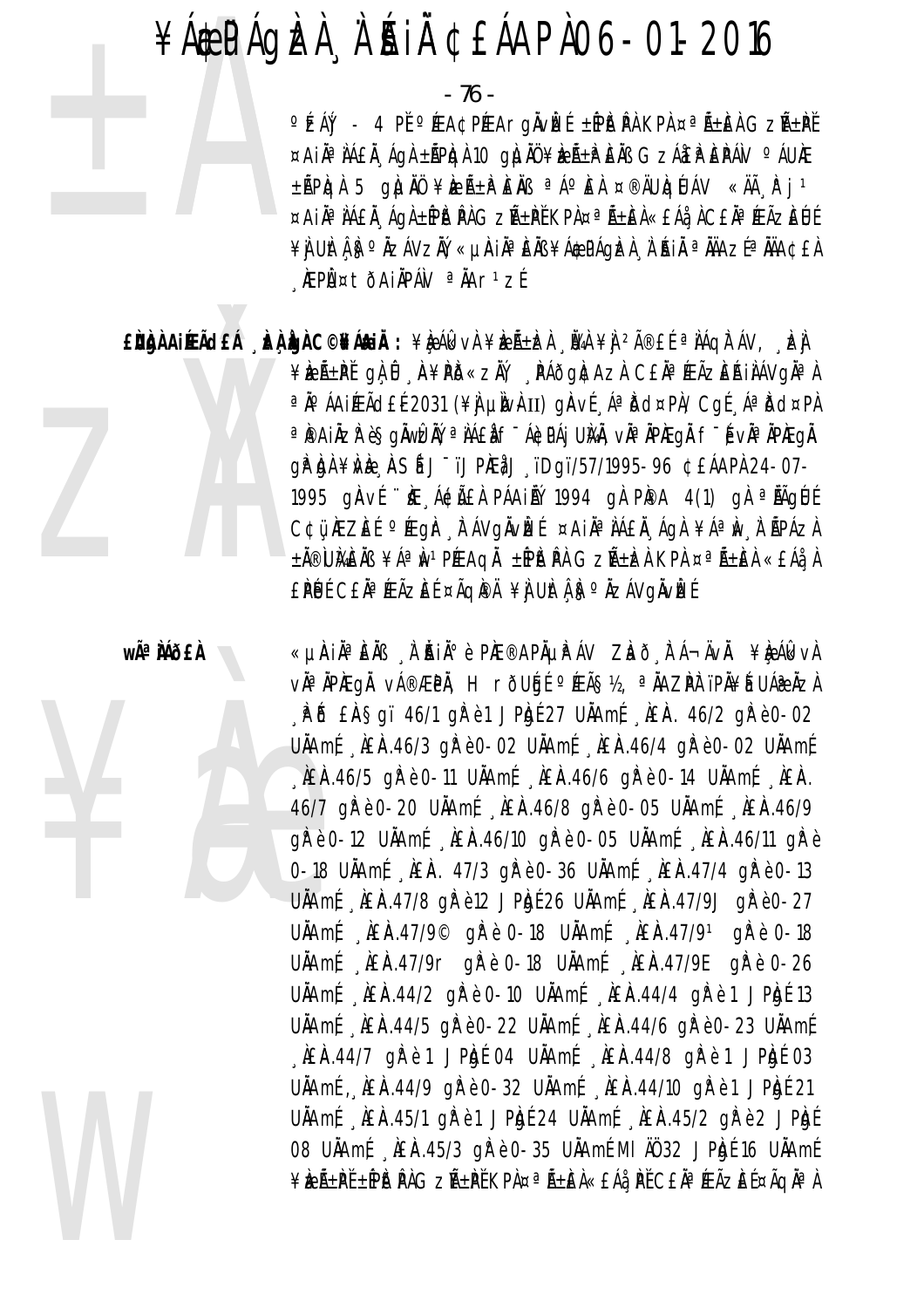ºÉÁÝ - 4 PÉ ºÉA¢PÉAr gÀvÀÄÛ ±ÉPÀëtÂPÀ KPÀ¤ªÀÄ±ÀÄÀ GzÀÝ±ÀPÉ ¤AiÀÄªÀÄ£À ÁgÀ±ÀÉPÀqÀ 10 gÀµÀÄÖ ¥ÀæzÀ±Àð£ÀÉß GzÁå£À ¥ÀæzÀ±Àð£ÀÉß ªÀÄvÀÄÛ ºÁUÀÆ ±ÉPÀqÀ 5 gÀµÀÄÖ ¥ÀæzÀ±Àð£ÀÉß ªÁºÀ£À ¤®ÄUÀqÉUÁV «ÄÃ¸À¯Á j¹ ¤AiÀÄªÀÄ£À ÁgÀ±ÀÉPÀëtÂPÀ GzÀÝ±ÀPÉ KPÀ¤ªÀÄ±ÀÄÀ «£Áå¸À C£ÀÄªÉÆÃzÀ£ÉUÉ ¥ÀjUÀt¸À§ºÀÄzÁVzÀÄÝ «µÀAiÀÄªÀ£ÀÄß ¥Áæ¢üPÁgÀzÀ ¸À¨sÉAiÀÄ ªÀÄÄAzÉ ªÀÄAqÀ¢£À ¸ÀÆPÀÛ¤tðAiÀÄPÁÌV ªÀÄAr¹zÉ.

**£ÀUÀgÀ AiÉÆÃd£Á ¸ÀzÀ¸ÀågÀ C©ü¥ÁæAiÀÄ :** ¥ÀæÁ¢üvÀ ¥ÀæzÀ±Àð£À ¸ÀÜ¼À ¥Àj²Ã®£É ªÀiÁqÀ¯ÁV, ¸ÀzÀj ¥ÀæzÀ±ÀðÉ gÀ¸ÉÛ ¸À¥ÀÆtð «zÀÄå ¸ÀÁðgÀ¤PÀ C£ÀÄªÉÆÃzÀ£É¬ÄAzÀ ªÀÄ¨ÁAiÀÄ¯ÁVgÀÄªÀ ªÀÄºÁAiÉÆÃd£É 2031 (¥ÀjµÀÌøvÀ-II) gÀ°è ¸ÁªÀðd¤PÀ/ CgÉ ¸ÁªÀðd¤PÀ ªÀ®AiÀÄzÀ°è §gÀÄwÛzÀÄÝ ªÀÄÁ£Àå f¯Áè¢üPÁjUÀ¼À, vÀªÀÄPÀÆgÀÄ f¯ÉèvÀªÀÄPÀÆgÀÄ gÀªÀgÀ ¥ÀvÀæ ¸ÀASÉå J¯ï.J.PÉ.J¸ï.Dgï/57/1995-96 ¢£ÁAPÀ 24-07-1995 gÀ°è ¨sÀÆ ¸Áé¢üãÀ£À PÁAiÉÝ 1994 gÀ PÀ®A 4(1) gÀ ªÀÄÃgÉUÉ C¢ü¸ÀÆZÀ£É ºÉÆgÀr¸À¯ÁVgÀÄvÀÛzÉ ¤AiÀÄªÀÄ£À ÁgÀ ¥ÁªÀw¸À¯ÁÌPÀzÀ ±Á®UÀ¼ÀÀÉß ¥ÁªÀw¹ PÉÆAqÀÄ ±ÉPÀëtÂPÀ GzÀÝ±ÀzÀ KPÀ¤ªÀÄ±ÀÄÀ «£Áå¸À £ÀPÉëUÉ C£ÀÄªÉÆÃzÀ£É ¤ÃqÀ®Ä ¥ÀjUÀt¸À§ºÀÄzÁVgÀÄvÀÛzÉ.

**wÃªÀiÁð£À** «µÀAiÀÄªÀ£ÀÄß ¸À¨sÉAiÀÄ°è PÀÆ®APÀµÀªÁV ZÀað¸À¯Á¬ÄvÀÄ. ¥ÀæÁ¢üvÀ vÀªÀÄPÀÆgÀÄ vÁ®ÆèPÀÄ, H rðUÉgÉ ºÉÆÃ§½, ªÀÄAZÀPÀ¯ïPÀÄ¥Éà UÁæªÀÄzÀ ¸À.£ÀA §gï 46/1 gÀ°è 1 JPÀgÉ 27 UÀÄAmÉ, ¸À.£À. 46/2 gÀ°è 0-02 UÀÄAmÉ, ¸À.£À.46/3 gÀ°è 0-02 UÀÄAmÉ, ¸À.£À.46/4 gÀ°è 0-02 UÀÄAmÉ, ¸À.£À.46/5 gÀ°è 0-11 UÀÄAmÉ, ¸À.£À.46/6 gÀ°è 0-14 UÀÄAmÉ, ¸À.£À. 46/7 gÀ°è 0-20 UÀÄAmÉ, ¸À.£À.46/8 gÀ°è 0-05 UÀÄAmÉ, ¸À.£À.46/9 gÀ°è 0-12 UÀÄAmÉ, ¸À.£À.46/10 gÀ°è 0-05 UÀÄAmÉ, ¸À.£À.46/11 gÀ°è 0-18 UÀÄAmÉ, ¸À.£À. 47/3 gÀ°è 0-36 UÀÄAmÉ, ¸À.£À.47/4 gÀ°è 0-13 UÀÄAmÉ, ¸À.£À.47/8 gÀ°è 12 JPÀgÉ 26 UÀÄAmÉ, ¸À.£À.47/9J gÀ°è 0-27 UÀÄAmÉ, ¸À.£À.47/9© gÀ°è 0-18 UÀÄAmÉ, ¸À.£À.47/9¹ gÀ°è 0-18 UÀÄAmÉ, ¸À.£À.47/9r gÀ°è 0-18 UÀÄAmÉ, ¸À.£À.47/9E gÀ°è 0-26 UÀÄAmÉ, ¸À.£À.44/2 gÀ°è 0-10 UÀÄAmÉ, ¸À.£À.44/4 gÀ°è 1 JPÀgÉ 13 UÀÄAmÉ, ¸À.£À.44/5 gÀ°è 0-22 UÀÄAmÉ, ¸À.£À.44/6 gÀ°è 0-23 UÀÄAmÉ, ¸À.£À.44/7 gÀ°è 1 JPÀgÉ 04 UÀÄAmÉ, ¸À.£À.44/8 gÀ°è 1 JPÀgÉ 03 UÀÄAmÉ, ¸À.£À.44/9 gÀ°è 0-32 UÀÄAmÉ, ¸À.£À.44/10 gÀ°è 1 JPÀgÉ 21 UÀÄAmÉ, ¸À.£À.45/1 gÀ°è 1 JPÀgÉ 24 UÀÄAmÉ, ¸À.£À.45/2 gÀ°è 2 JPÀgÉ 08 UÀÄAmÉ, ¸À.£À.45/3 gÀ°è 0-35 UÀÄAmÉ MlÄÖ 32 JPÀgÉ 16 UÀÄAmÉ ¥ÀæzÀ±ÀðÉ ±ÉPÀëtÂPÀ GzÀÝ±ÀPÉ KPÀ¤ªÀÄ±ÀÄÀ «£Áå¸ÀPÉ C£ÀÄªÉÆÃzÀ£É ¤ÃqÀ®Ä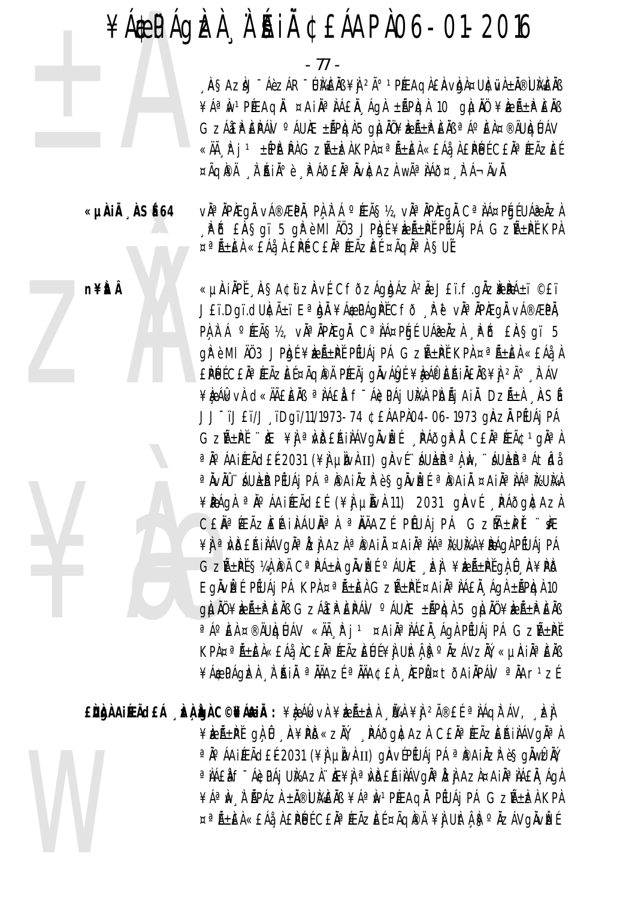¸ÀA§AzsÀ¥ÀlÖ ¨sÀÆ¸Áé¢üãzÁgÀgÀ ¸ÀªÀÄä¢AiÀÄ£ÀÄß ¥ÀqÉzÀÄPÉÆAqÀÄ, ¥ÀæwÃ ZÀzÀgÀ ªÀÄÄÃlgï 10 gÀÆ.UÀ¼ÀÄ ¥ÀæwÃ PÁAiÀÄðPÀæªÀÄ ªÀiÁqÀÄªÀ C½vÉ ZÀzÀgÀ ªÀÄÄÃlgï 5 gÀÆ.UÀ¼ÀÄ ¥ÀæwÃ PÁAiÀÄðPÀæªÀÄ ªÀÄÄAzÀĪÀgÉzÀ ªÀiÁ¢j ±ÀÄ®ÌªÀ£ÀÄß ¸ÀPÁðgÀPÉÌ ¥ÁªÀw¸ÀĪÀ µÀgÀvÀÛ£À ªÉÄÃgÉUÉ ¤UÀ¢¥Àr¹ ¸ÀPÁðgÀzÀ DzÉñÀ ¸ÀASÉå: £ÀCE 45 ¨ÉAeÉ 2015 ¢£ÁAPÀ 13.08.2015 PÉÌ ¸ÉÃ¥ÀðqÉ

**«µÀAiÀÄ ¸ÀASÉå 64** vÀĪÀÄPÀÆgÀÄ vÁ®ÆèPÀÄ, PÀ¸À¨Á ºÉÆÃ§½, vÀĪÀÄPÀÆgÀÄ CªÀiÁ¤PÉgÉ UÁæªÀÄzÀ ¸ÀªÉð £ÀA§gï 5 gÀ°è MlÄÖ 3 J PÀgÉ ¥ÀæzÉñÀªÀ£ÀÄß PÉÊUÁjPÁ GzÉÝñÀPÁÌV PÀ£ÁðlPÀ PÉÊUÁjPÁ ¥ÀæzÉñÁ©üªÀÈ¢Þ ªÀÄAqÀ½UÉ

**n¥ÀàtÂ** «µÀAiÀÄPÉÌ ¸ÀA§A¢ü¹zÀAvÉ, Cfðzr ¸ÀAiÀÄåzÀ ²æÃ J£ï.f.gÀhÄ«ÃzÀ ±ÉÃ SïÉ J£ï.Dgï.dUÀ¢Ã±ï E ªÀgÀÄ ¥ÁæPÁgÀPÉÌ Cfð ¸À°è vÀĪÀÄPÀÆgÀÄ vÁ®ÆèPÀÄ, PÀ¸À¨Á ºÉÆÃ§½, vÀĪÀÄPÀÆgÀÄ CªÀiÁ¤PÉgÉ UÁæªÀÄzÀ ¸ÀªÉð £ÀA§gï 5 gÀ°è MlÄÖ 3 J PÀgÉ ¥ÀæzÉñÀªÀ£ÀÄß PÉÊUÁjPÁ GzÉÝñÀPÁÌV PÀ£ÁðlPÀ PÉÊUÁjPÁ ¥ÀæzÉñÁ©üªÀÈ¢Þ ªÀÄAqÀ½UÉ ¥ÀæzÉñÀªÀ£ÀÄß ¥ÀqÉ¢zÀÝgÀÆ ¸ÀzÀj ¥ÀæzÉñÀªÀ£ÀÄß ¸ÀPÁðgÀ DzÉñÀ ¸ÀASÉå J J ¯ïJ£ï/J¸ïDgï/11/1973-74 ¢£ÁAPÀ 04-06-1973 gÀ DzÉñÀzÀ ¥ÀæPÁgÀ PÉÊUÁjPÁ GzÉÝñÀPÉÌ ¨sÀÆ ¥ÀjªÀvÀð£ÉAiÀiÁVgÀĪÀÅzÀjAzÀ ¸ÀzÀj ¸ÀªÉð £ÀA§gï 5 gÀ°è MlÄÖ 3 J PÀgÉ ¥ÀæzÉñÀªÀ£ÀÄß ¥ÀæzÀ±Àð£À ªÀÄvÀÄÛ ªÀiÁgÁl ¥Àæ¢±Àð£À ªÀiÁrPÉÆ¼Àî¯ÁUÀÄvÀÛzÉ, ªÀĺÁAiÉÆÃd£É (¥ÀjµÀÌöÈvÀ 11) 2031 gÀAvÉ ¸ÀzÀj ¥ÀæzÉñÀªÀÅ CzÀ®èzÉ PÉÊUÁjPÁ GzÉÝñÀPÉÌ ¨sÀÆ ¥ÀjªÀvÀð£ÉAiÀiÁVgÀĪÀÅzÀjAzÀ ¸ÀzÀj ¥ÀæzÉñÀªÀ£ÀÄß PÉÊUÁjPÁ GzÉÝñÀPÁÌV ¸ÀPÁðgÀzÀ DzÉñÀzÀ ¥ÀæPÁgÀ ¥ÀæzÉñÀ ªÀiÁ¹PÀ ZÀzÀgÀ ¨ÁrUÉ ªÀiÁ¹PÀ ¨ÁrUÉ ¸ÀzÀj ¥ÀæzÉñÀªÀ£ÀÄß PÉÊUÁjPÁ GzÉÝñÀPÁÌV ¥ÀæwÃ ZÀzÀgÀ ªÀÄÄÃlgï 10 gÀÆ.UÀ¼ÀÄ ¥ÀæwÃ PÁAiÀÄðPÀæªÀÄ ªÀiÁqÀÄªÀ C½vÉ ZÀzÀgÀ ªÀÄÄÃlgï 5 gÀÆ.UÀ¼ÀÄ ¥ÀæwÃ PÁAiÀÄðPÀæªÀÄ ªÀÄÄAzÀĪÀgÉzÀ ªÀiÁ¢j ±ÀÄ®ÌªÀ£ÀÄß PÉÊUÁjPÁ GzÉÝñÀPÁÌV PÀ£ÁðlPÀ PÉÊUÁjPÁ ¥ÀæzÉñÁ©üªÀÈ¢Þ ªÀÄAqÀ½UÉ ¥ÀjUÀtÂ¸À ºÀÄzÉÝAiÀÄ «µÀAiÀĪÀ£ÀÄß ¥ÁæPÁgÀzÀ ¸ÀÄAiÀÄ ªÀÄAqÀ£ÉUÉ ªÀÄAqÀ¢¸À¯ÁVzÉ. ¥ÀæwÃ¸À¯ÁVzÉ ªÀÄAr¹zÉ

**£ÀUÀgÀAiÉÆÃd£Á ¸ÀÄAiÀÄAvÀæuÁ¢üPÁgÀzÀ ¤tðAiÀÄ:** ¥ÀæzÉñÀªÀÅ ¥ÀæwÃ ¸ÀªÉðAiÀÄ ¥À²ÑªÀiÁqÀ¯ÁVzÉ, ¸ÀzÀj ¥ÀæzÉñÀªÀ£ÀÄß gÀ¸ÉÛ ¸ÀA¥ÀPÀð ºÉÆA¢zÀÄÝ, ¸ÀzÀj ¥ÀæzÉñÀªÀÅ CzÀ®èzÉ PÉÊUÁjPÁ GzÉÝñÀPÁÌV ªÀĺÁAiÉÆÃd£É 2031 (¥ÀjµÀÌöÈvÀ 11) gÀAvÉ PÉÊUÁjPÁ ªÀiÁ¹PÀ ¸ÀgÀ¼ÀªÁVzÉ ªÀiÁ£ÀåvÉ ¨sÀÆ ¥ÀjªÀvÀð£ÉAiÀiÁVgÀĪÀÅzÀjAzÀ ¥ÀæwÃ ZÀzÀgÀ ªÀÄÄÃlgï ¥Áæ¢üPÁgÀzÀ ¥ÀæwÃ ¥ÀæzÉñÀ PÉÊUÁjPÁ GzÉÝñÀPÁÌV PÀ£ÁðlPÀ PÉÊUÁjPÁ ¥ÀæzÉñÁ©üªÀÈ¢Þ ªÀÄAqÀ½ ¥ÀjUÀtÂ¸À ºÀÄzÉÝAiÀÄ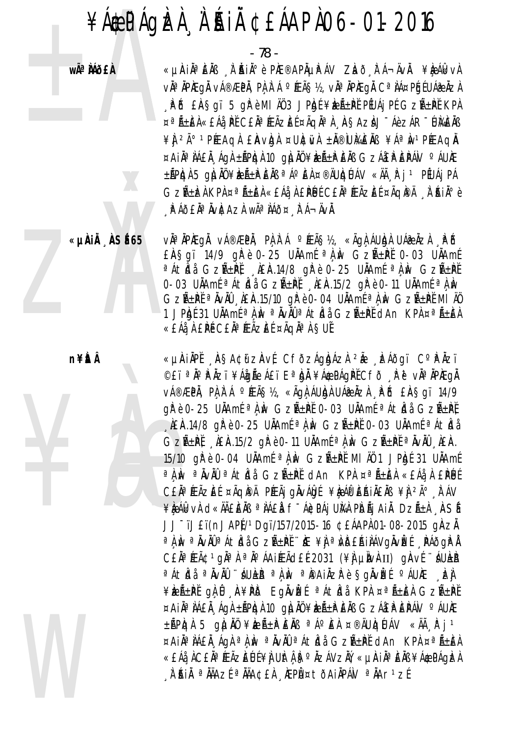**wÃªÀiÁð£À**

«µÀAiÀÄªÀ£ÀÄß ¸À¨sÉAiÀÄ°è PÀÆ®APÀµÀªÁV ZÀað¸À¯Á¬ÄvÀÄ. ¥Áæ¢üPÁgÀªÀÅ vÀªÀÄPÀÆgÀÄ vÁ®ÆPÀ, PÀ¸À§Á ºÉÆÃ§½, vÀªÀÄPÀÆgÀÄ CªÀiÁ¤PÉgÉUÁæªÀÄzÀ ¸ÀªÉð £ÀA§gï 5 gÀ°è MlÄÖ 3 JPÀgÉ ¥ÀæzÉñÀªÀ£ÀÄß PÉÊUÁjPÉ GzÉÝñÀPÉÌ KPÀ ¤ªÉñÀ£À«£Áå¸À PÉÌ C£ÀĪÉÆÃzÀ£É ¤ÃqÀĪÀ ¸ÀA§AzsÀ J¯Áè zÁR¯ÉUÀ¼À£ÀÄß ¥Àj²Ã°¹ PÉÆAqÀÄ £ÀAvÀgÀ ¤UÀ¢üvÀ ±ÀÄ®ÌªÀ£ÀÄß ¥ÁªÀw¹ PÉÆAqÀÄ ¤AiÀÄªÀiÁ£ÀÄ¸ÁgÀ ±ÀĵÀgÀvÀÄÛ10 gÀµÀÄÖ ¥ÀæzÉñÀªÀ£ÀÄß GzÁå£ÀªÀ£ÀªÁV ºÁUÀÆ ±ÉÃPÀqÀ 5 gÀµÀÄÖ ¥ÀæzÉñÀªÀ£ÀÄß ªÁºÀ£À ¤®ÄUÀqÉUÁV «ÄÃ¸À®j¹ PÉÊUÁjPÁ GzÉÝñÀPÁÌV KPÀ ¤ªÉñÀ£À«£Áå¸À £ÀPÉëUÉ C£ÀĪÉÆÃzÀ£É ¤ÃqÀ®Ä ¸À¨sÉAiÀÄ°è ¸ÀªÁð£ÀĪÀÄvÀ¢AzÀ wÃªÀiÁð¤¸À¯Á¬ÄvÀÄ.

**«µÀAiÀÄ ¸ÀASÉå 65**

vÀªÀÄPÀÆgÀÄ vÁ®ÆPÀ, PÀ¸À§Á ºÉÆÃ§½, «ÃgÀ¸ÁUÀgÀ UÁæªÀÄzÀ ¸ÀªÉð £ÀA§gï 14/9 gÀ°è 0-25 UÀÄAmÉ ªÀ¸Àw GzÉÝñÀPÉÌ 0-03 UÀÄAmÉ ªÁtÂdå GzÉÝñÀPÉÌ, ¸ÀSÉå.14/8 gÀ°è 0-25 UÀÄAmÉ ªÀ¸Àw GzÉÝñÀPÉÌ 0-03 UÀÄAmÉ ªÁtÂdå GzÉÝñÀPÉÌ, ¸ÀSÉå.15/2 gÀ°è 0-11 UÀÄAmÉ ªÀ¸Àw GzÉÝñÀPÉÌ ªÀvÀÄÛ ¸ÀSÉå.15/10 gÀ°è 0-04 UÀÄAmÉ ªÀ¸Àw GzÉÝñÀPÉÌ MlÄÖ 1 JPÀgÉ 31 UÀÄAmÉ ªÀ¸Àw ªÀvÀÄÛ ªÁtÂdå GzÉÝñÀPÉÌ dAn KPÀ ¤ªÉñÀ£À «£Áå¸À £ÀPÉëUÉ C£ÀĪÉÆÃzÀ£É ¤ÃqÀĪÀ §UÉÎ.

**n¥ÀàtÂ**

«µÀAiÀÄPÉÌ ¸ÀA§A¢ü¹zÀAvÉ CfðzÁgÀgÁzÀ ²æÃ ¸ÀzÁ²ªÀgï C¼ÀªÀÄzÁgï ©£ï ªÀÄ»ªÀÄzï ¥ÁgÀÆSï ©£ï ªÀÄgÀºÀÆA ¥ÁæPÁgÀPÉÌ CfðAiÀÄ°è vÀªÀÄPÀÆgÀÄ vÁ®ÆPÀ, PÀ¸À§Á ºÉÆÃ§½, «ÃgÀ¸ÁUÀgÀ UÁæªÀÄzÀ ¸ÀªÉð £ÀA§gï 14/9 gÀ°è 0-25 UÀÄAmÉ ªÀ¸Àw GzÉÝñÀPÉÌ 0-03 UÀÄAmÉ ªÁtÂdå GzÉÝñÀPÉÌ, ¸ÀSÉå.14/8 gÀ°è 0-25 UÀÄAmÉ ªÀ¸Àw GzÉÝñÀPÉÌ 0-03 UÀÄAmÉ ªÁtÂdå GzÉÝñÀPÉÌ, ¸ÀSÉå.15/2 gÀ°è 0-11 UÀÄAmÉ ªÀ¸Àw GzÉÝñÀPÉÌ ªÀvÀÄÛ ¸ÀSÉå. 15/10 gÀ°è 0-04 UÀÄAmÉ ªÀ¸Àw GzÉÝñÀPÉÌ MlÄÖ 1 JPÀgÉ 31 UÀÄAmÉ ªÀ¸Àw ªÀvÀÄÛ ªÁtÂdå GzÉÝñÀPÉÌ dAn KPÀ ¤ªÉñÀ£À «£Áå¸À £ÀPÉëUÉ C£ÀĪÉÆÃzÀ£É ¤ÃqÀ®Ä PÉÆÃjgÀĪÀAvÉ ¥Áæ¢üPÁgÀzÀ ¥Àj²Ã®£ÉAiÀÄ°èzÀÄÝ, ¸ÀzÀj d«ÄÃ£ÀÄUÀ¼ÀÄ ªÀiÁ£Àå f¯ÁèzsÁjUÀ¼ÀªÀgÀ DzÉñÀ ¸ÀASÉå JJ¯ïJ£ï(n)JAPÉ/¹Dgï/157/2015-16 ¢£ÁAPÀ 01-08-2015 gÀAvÉ ªÀ¸Àw ªÀvÀÄÛ ªÁtÂdå GzÉÝñÀPÉÌ ¨sÀÆ ¥ÀjªÀvÀð£ÉAiÀiÁVgÀÄvÀÛzÉ. ¸ÀzÀjAiÀÄªÀgÀÄ C£ÀĪÉÆÃ¢vÀ ªÀÄ¸ÀÖgï ¥Áèöå£ï 2031 (¥ÀµÀÖA-II) gÀAvÉ ¨sÀÆ§¼ÀPÉ ªÁtÂdå ªÀvÀÄÛ ¨sÀÆ§¼ÀPÉ ªÀ¸Àw ªÀ®AiÀÄzÀ°è §gÀÄvÀÛzÉ. ºÁUÀÆ ¸ÀzÀj ¥ÀæzÉñÀPÉÌ gÀ¸ÉÛ ¸ÀA¥ÀPÀð EgÀÄvÀÛzÉ. ªÁtÂdå KPÀ ¤ªÉñÀ£À GzÉÝñÀPÉÌ ¤AiÀÄªÀiÁ£ÀÄ¸ÁgÀ ±ÀĵÀgÀvÀÄÛ10 gÀµÀÄÖ ¥ÀæzÉñÀªÀ£ÀÄß GzÁå£ÀªÀ£ÀªÁV ºÁUÀÆ ±ÉÃPÀqÀ 5 gÀµÀÄÖ ¥ÀæzÉñÀªÀ£ÀÄß ªÁºÀ£À ¤®ÄUÀqÉUÁV «ÄÃ¸À®j¹ ¤AiÀÄªÀiÁ£ÀÄ¸ÁgÀ ªÀ¸Àw ªÀvÀÄÛ ªÁtÂdå GzÉÝñÀPÉÌ dAn KPÀ ¤ªÉñÀ£À «£Áå¸À C£ÀĪÉÆÃzÀ£ÉUÉ ¥ÀjUÀt¸À§ºÀÄzÁVzÉ. «µÀAiÀÄªÀ£ÀÄß ¥ÁæPÁgÀzÀ ¸À¨sÉAiÀÄ ªÀÄÄAzÉ ªÀÄAqÀ¢£À ¸ÀÆPÀÛ wÃªÀiÁð£ÀPÁÌV ªÀÄAr¹zÉ.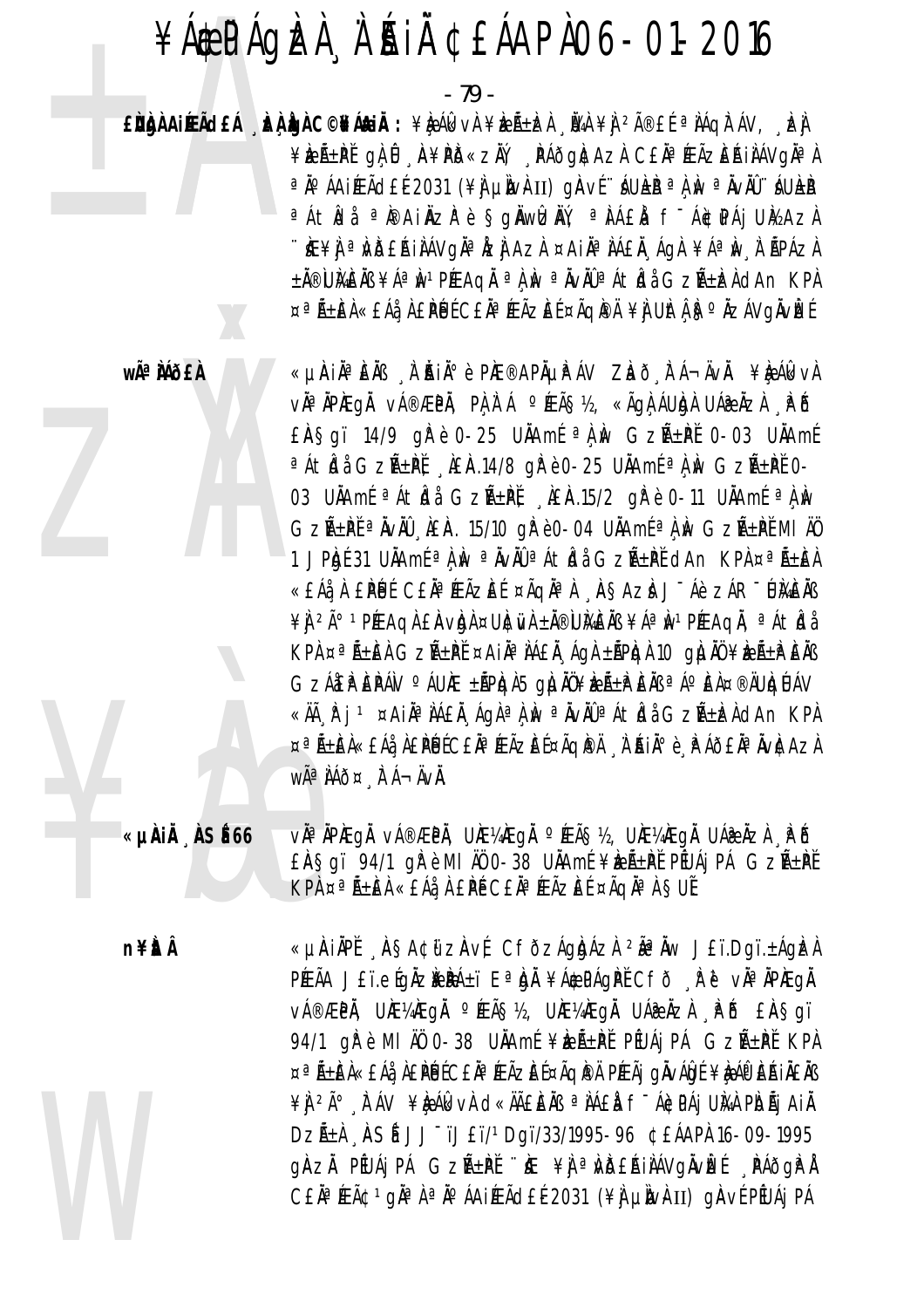**£ÀUÀgÀ AiÉÆÃd£Á ¸ÀzÀ¸ÀågÀ C©ü¥ÁæAiÀÄ :** ¥Áæ¢üPÁgÀzÀ ¸ÀzÀ¸ÀåjAzÀ ¸ÀܼÀ ¥Àj²Ã®£É ªÀiÁqÀ¯ÁV, ¸ÀzÀj ¥ÀæzÉñÀªÀÅ gÀ¸ÉÛ ¸ÀA¥ÀPÀð«zÀÄÝ, ¸ÀÄvÀÛªÀÄÄvÀÛ®Ä C£ÀÄªÉÆÃ¢vÀ §qÁªÀuÉUÀ½zÀÄÝ, ªÀÄºÁAiÉÆÃd£É-2031 (¥ÀjµÀÌøvÀ-II) gÀ°è ¨sÁUÀ±À: ªÀ¸Àw ªÀÄvÀÄÛ ¨sÁUÀ±À: ªÁtÂdå ªÀ®AiÀÄzÀ°è §gÀÄwÛzÀÄÝ, ªÀÄÄRå ¥sÀ¯Á£ÀÄ¨sÀ«AiÀÄÄ ¸ÀܼÀzÀ ¨sÉÆ¥Àj ªÀÄvÀÄÛ £ÉgÉºÉÆgÉAiÀÄ ¤AiÀÄªÀÄUÀ¼À£ÀÄß ¥Á®£É ªÀiÁqÀ¨ÉÃPÀÄ ±ÀgÀvÀÄÛ §zÀÞ£ÀÄªÉÆÃzÀ£É ¤ÃqÀ®Ä ªÀÄvÀÄÛ ªÁtÂdå GzÉÝÃ±ÀPÁÌV ¨sÀÆ G¥ÀAiÉÆÃUÀ §zÀ¯ÁªÀuÉUÉ ¸ÀPÁðgÀPÉÌ ²¥sÁgÀ¸ÀÄì ªÀiÁqÀ®Ä ¸À¨sÉ ¤tð¬Ä¹vÀÄ.

**wÃªÀiÁð£À**

«µÀAiÀÄªÀ£ÀÄß ¸À«ªÀgÀªÁV ZÀað¸À¯Á¬ÄvÀÄ. ¥Áæ¢üPÁgÀ vÀ£Àß ¸À¨sÉAiÀÄ ¤tðAiÀÄzÀAvÉ, «ÃgÀ¨sÀzÀæ £ÀUÀgÀ UÁæªÀÄzÀ ¸À.£ÀA. 14/9 gÀ°è 0-25 UÀÄAmÉ ªÀ¸Àw GzÉÝÃ±À 0-03 UÀÄAmÉ ªÁtÂdå GzÉÝÃ±À, ¸À.£ÀA.14/8 gÀ°è 0-25 UÀÄAmÉ ªÀ¸Àw GzÉÝÃ±À 0-03 UÀÄAmÉ ªÁtÂdå GzÉÝÃ±À, ¸À.£ÀA.15/2 gÀ°è 0-11 UÀÄAmÉ ªÀ¸Àw GzÉÝÃ±À ªÀÄvÀÄÛ ¸À.£ÀA. 15/10 gÀ°è 0-04 UÀÄAmÉ ªÀ¸Àw GzÉÝÃ±À MlÄÖ 1 JPÀgÉ 31 UÀÄAmÉ ªÀ¸Àw ªÀÄvÀÄÛ ªÁtÂdå GzÉÝÃ±ÀzÀ ¨sÀÆ ¥ÀjªÀvÀð£ÉUÉ ¸ÀPÁðgÀPÉÌ ²¥sÁgÀ¸ÀÄì ªÀiÁqÀ®Ä ¸ÀªÀÄÄzÁAiÀÄ ¸Ë®¨sÀåPÁÌV ¨sÀÆ¥ÀjªÀvÀð£É ±ÀÄ®Ì ¥ÁªÀw¸ÀÄªÀÅzÀgÉÆA¢UÉ ¥ÀæzÉñÀzÀ ¸ÀªÀðvÉÆÃªÀÄÄR C©üªÀÈ¢ÞUÁV ±ÉÃPÀqÀ 10 gÀµÀÄÖ ¥ÀæzÉñÀªÀ£ÀÄß GzÁå£ÀªÀ£ÀPÁÌV ºÁUÀÆ ±ÉÃPÀqÀ 5 gÀµÀÄÖ ¥ÀæzÉñÀªÀ£ÀÄß ªÀÄÆ®¨sÀÆvÀ ¸ËPÀAiÀÄðUÀ½UÁV «ÄÃ¸À°j¸À¨ÉÃPÁVgÀÄvÀÛzÉ JAzÀÄ µÀgÀvÀÄÛ«£ÉÆA¢UÉ ªÀ¸Àw ªÀÄvÀÄÛ ªÁtÂdå GzÉÝÃ±ÀzÀ ¨sÀÆ ¥ÀjªÀvÀð£ÉUÉ ¸ÀPÁðgÀPÉÌ ²¥sÁgÀ¸ÀÄì ªÀiÁqÀ®Ä ¸À¨sÉ ¸ÀªÁðÄÄvÀªÁV wÃªÀiÁð¤¸À¯Á¬ÄvÀÄ.

**«µÀAiÀÄ ¸ÀASÉå 66**

vÁªÀgÉPÉgÉ UÁæªÀÄ, UÉÆÃ¼ÀgÀºÀnÖ ºÉÆÃ§½, UÉÆÃ¼ÀgÀºÀnÖ UÁæªÀÄzÀ ¸À.£ÀA. 94/1 gÀ°è MlÄÖ 0-38 UÀÄAmÉ ¥ÀæzÉñÀªÀ£ÀÄß PÉÊUÁjPÁ GzÉÝÃ±ÀzÀ ¨sÀÆ ¥ÀjªÀvÀð£ÉUÉ ¸ÀPÁðgÀPÉÌ ²¥sÁgÀ¸ÀÄì.

**n¥ÀàtÂ**

«µÀAiÀÄPÉÌ ¸ÀA§A¢ü¹zÀAvÉ CfðzÁgÀgÁzÀ ²æÃªÀÄw J£ï.Dgï.±ÁgÀzÀ PÉÆÃA J£ï.eÉ.gÀÄzÀæ¥Àà±ÉnÖ EªÀgÀÄ ¥ÁæªÀÄ¸ÀPÉÌ Cfð ¸À°è vÁªÀgÉPÉgÉ UÁæªÀÄ, UÉÆÃ¼ÀgÀºÀnÖ ºÉÆÃ§½, UÉÆÃ¼ÀgÀºÀnÖ UÁæªÀÄzÀ ¸À.£ÀA. 94/1 gÀ°è MlÄÖ 0-38 UÀÄAmÉ ¥ÀæzÉñÀªÀ£ÀÄß PÉÊUÁjPÁ GzÉÝÃ±ÀzÀ ¨sÀÆ ¥ÀjªÀvÀð£ÉUÉ PÉÆÃjgÀÄvÁÛgÉ. ¥Áæ¢üPÁgÀzÀ°è ¥Àj²Ã°¸À¯ÁV ¥Áæ¢üPÁgÀ d«ÄÃ£ÀÄUÀ¼À ªÀiÁ°ÃPÀgÀÄ ¥sÀ¯Á£ÀÄ¨sÀ« ¥ÀvÀæ¸ÀASÉå J¯ïJ¯ï/Dgï/33/1995-96 ¢£ÁAPÀ 16-09-1995 gÀAzÀÄ PÉÊUÁjPÁ GzÉÝÃ±ÀPÉÌ ¨sÀÆ ¥ÀjªÀvÀð£ÉAiÀiÁVgÀÄvÀÛzÉ. ¸ÀzÀj ¥ÀæzÉñÀªÀÅ C£ÀÄªÉÆÃ¢vÀ ªÀÄºÁAiÉÆÃd£É-2031 (¥ÀjµÀÌøvÀ-II) gÀ°è PÉÊUÁjPÁ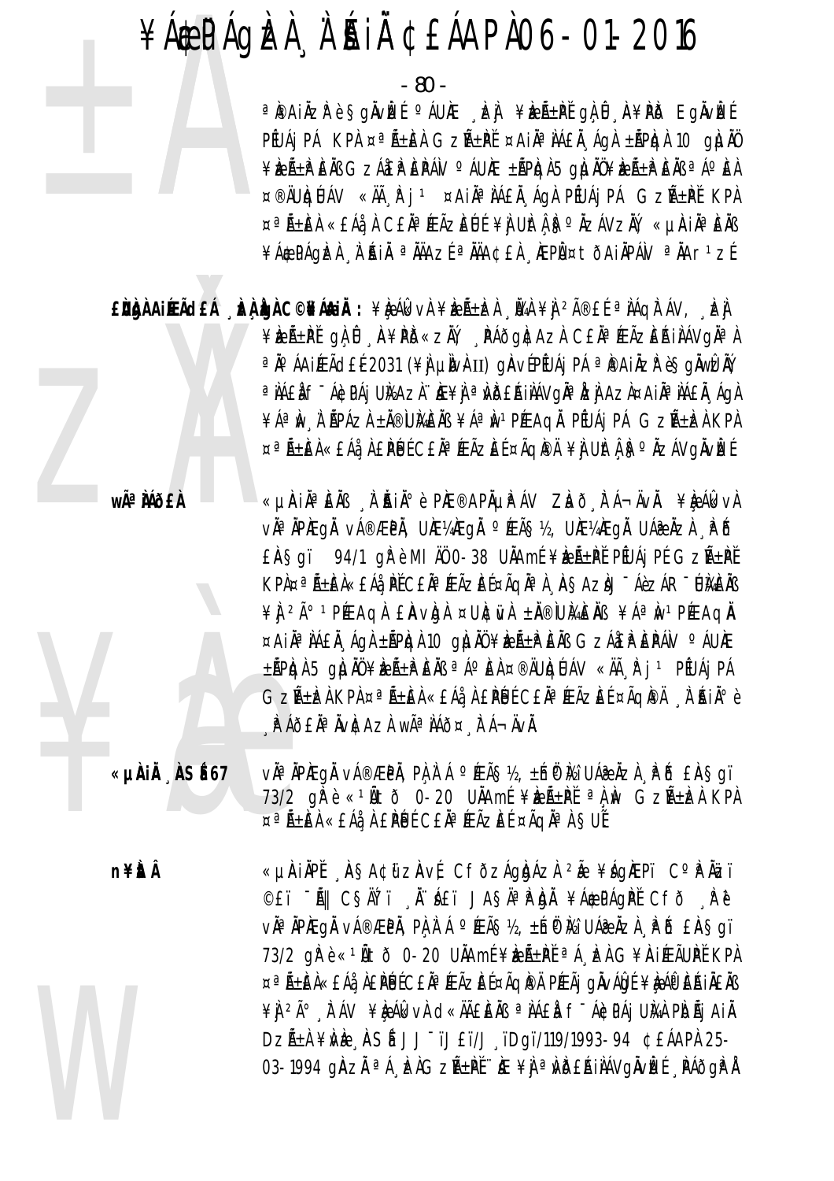ªÀÄAiÀÆgÀ è§gÀÄvÀÛzÉ ºÁUÀÆ ¸ÀzÀj ¥ÀæzÉñÀªÀÅ gÀ¸ÉÛ ¸ÀA¥ÀPÀð EgÀÄvÀÛzÉ PÉÊUÁjPÁ KPÀ ¤ªÉÃ±À À GzÉÝñÀPÉÌ ¤AiÀÄªÀÄ¢AzÀ ¸ÁgÀÀ ±ÉÃPÀqÀ 10 gÀµÀÄÖ ¥ÀæzÉñÀªÀ£ÀÄß GzÁå£ÀªÀ£ÀPÁÌV ºÁUÀÆ ±ÉÃPÀqÀ 5 gÀµÀÄÖ ¥ÀæzÉñÀªÀ£ÀÄß ªÁºÀ£À ¤®ÄUÀqÉUÁV «ÄÃ¸À°j¹ ¤AiÀÄªÀÄ¢AzÀ ¸ÁgÀÀ PÉÊUÁjPÁ GzÉÝñÀPÉÌ KPÀ ¤ªÉÃ±À À «£ÁåµÀ C£ÀÄªÉÆÃzÀ£ÉUÉ ¥ÀjUÀt À§ºÀÄzÁVzÀÄÝ «µÀAiÀÄªÀ£ÀÄß ¥ÁæPÁgÀzÀ ¸À¨ÉAiÀÄ ªÀÄÄAzÉ ªÀÄAqÀ£À ÀÆPÀÛ¤tðAiÀÄPÁÌV ªÀÄAr¹zÉ

**£ÀUÀgÀ AiÉÆÃd£Á ¸ÀzÀ¸ÀågÀ C©ü¥ÁæAiÀÄ :** ¥ÀæÁ¢üPÁgÀzÀ ¥ÀæzÉñÀzÀ ¸ÀÄvÀÛ ¥Àj²Ã®£É ªÀiÁqÀ ÁV, ¸ÀzÀj ¥ÀæzÉñÀªÀÅ gÀ¸ÉÛ ¸ÀA¥ÀPÀð «zÀÄÝ ¸ÀÄPÁðgÀzÀ AzÀ C£ÀÄªÉÆÃzÀ£ÉAiÀiÁVgÀÄªÀ ªÀÄº ÁAiÉÆÃd£É 2031 (¥ÀjµÀÌøvÀ II) gÀ vÉPÉÊUÁjPÁ ªÀÄAiÀÆgÀ è§gÀÄwÛzÀÄÝ ªÀÄ£À§f¯ÁèPÁjUÀ½AzÀ ¨ÉÃ¥Àj ªÀÄÌ ¢£ÀAiÀiÁVgÀÄªÀ ÀzÀj AzÀ ¤AiÀÄªÀÄ¢AzÀ ¸ÁgÀÀ ¥ÁªÀw À ÉÃPÁzÀ ±Á®¤UÀ¼À£ÀÄß ¥ÁªÀw¹ PÉÆAqÀÄ PÉÊUÁjPÁ GzÉÝñÀzÀ KPÀ ¤ªÉÃ±À À «£ÁåµÀ £ÀPÉë C£ÀÄªÉÆÃzÀ£É ¤ÃqÀ®Ä ¥ÀjUÀt À§ºÀÄzÁVgÀÄvÀÛzÉ

**wÃªÀiÁð£À**

«µÀAiÀÄªÀ£ÀÄß ¸À¨ÉAiÀÄ°è PÀÆ®APÀµÀªÁV ZÀað¸À Á¬ÄvÀÄ. ¥ÁæÁ¢üPÁgÀ vÀÄªÀÄPÀÆgÀÄ vÁ®ÆèPÀÄ, UÀÆ¼ÀÆgÀÄ ºÉÆÃ§½, UÀÆ¼ÀÆgÀÄ UÁæªÀÄzÀ ¸À.£ÀA. £À§gï 94/1 gÀ°è MlÄÖ 0-38 UÀÄAmÉ ¥ÀæzÉñÀPÉÌ PÉÊUÁjPÉ GzÉÝñÀPÉÌ KPÀ ¤ªÉÃ±À À «£ÁåµÀPÉÌ C£ÀÄªÉÆÃzÀ£É ¤ÃqÀÄªÀ ¸À§AzsÀ ¯ÁèzÁR¯ÉUÀ¼À£ÀÄß ¥Àj²Ã°¹ PÉÆAqÀÄ £ÀAvÀgÀ ¤UÀ¢üvÀ ±Á®¤UÀ¼À£ÀÄß ¥ÁªÀw¹ PÉÆAqÀÄ ¤AiÀÄªÀÄ¢AzÀ ¸ÁgÀÀ ±ÉÃPÀqÀ 10 gÀµÀÄÖ ¥ÀæzÉñÀªÀ£ÀÄß GzÁå£ÀªÀ£ÀPÁÌV ºÁUÀÆ ±ÉÃPÀqÀ 5 gÀµÀÄÖ ¥ÀæzÉñÀªÀ£ÀÄß ªÁºÀ£À ¤®ÄUÀqÉUÁV «ÄÃ¸À°j¹ PÉÊUÁjPÁ GzÉÝñÀzÀ KPÀ ¤ªÉÃ±À À «£ÁåµÀ £ÀPÉë C£ÀÄªÉÆÃzÀ£É ¤ÃqÀ®Ä ¸À¨ÉAiÀÄ°è ¸ÀªÁð£ÀÄªÀÄvÀ¢AzÀ wÃªÀiÁð¤¸À Á¬ÄvÀÄ.

**«µÀAiÀÄ ¸ÀASÉå 67**

vÀÄªÀÄPÀÆgÀÄ vÁ®ÆèPÀÄ, PÀ¸À À ºÉÆÃ§½, ±ÉnÖºÀ½îUÁæªÀÄzÀ ¸À.£ÀA. £À§gï 73/2 gÀ°è «¹ÛÃtð 0-20 UÀÄAmÉ ¥ÀæzÉñÀPÉÌ ªÀ¸Àw GzÉÝñÀzÀ KPÀ ¤ªÉÃ±À À «£ÁåµÀ £ÀPÉë C£ÀÄªÉÆÃzÀ£É ¤ÃqÀÄªÀ §UÉÎ

**n¥ÀàtÂ**

«µÀAiÀÄPÉÌ ¸ÀA§A¢üzÀAvÉ CfðzÁgÀgÁzÀ ²æ ¥ÀgÀªÉÄÃPÀï C°ÀÄäzï ©£ï ¯ÉÃlÖ C§ÄÝ¯ï ¸ÀÄ¨ÁºÉ£ï J¸ï ªÀÄgÀÄ ¥ÁæPÁgÀPÉÌ Cfð ¸À°è vÀÄªÀÄPÀÆgÀÄ vÁ®ÆèPÀÄ, PÀ¸À À ºÉÆÃ§½, ±ÉnÖºÀ½îUÁæªÀÄzÀ ¸À.£ÀA. £À§gï 73/2 gÀ°è «¹ÛÃtð 0-20 UÀÄAmÉ ¥ÀæzÉñÀPÉÌ ªÁ¸ÀzÀ G¥ÀAiÉÆÃUÀPÉÌ KPÀ ¤ªÉÃ±À À «£ÁåµÀ £ÀPÉë C£ÀÄªÉÆÃzÀ£É ¤ÃqÀ®Ä PÉÆÃjgÀÄvÁÛgÉ ¥ÁæÁ¢üPÁgÀªÀÅ EzÀ£ÀÄß ¥Àj²Ã°¸À ÁV ¥ÁæÁ¢üPÁgÀzÀ ¢£ÁAPÀªÀÄ£À§f¯ÁèPÁjUÀ¼À PÀbÉÃjAiÀÄ DzÉÃ±À ¥ÀæªÀÄ ¸ÀASÉå JJ¯ïJ£ï/J¸ïDgï/119/1993-94 ¢£ÁAPÀ 25-03-1994 gÀAzÀ ªÁ¸ÀzÀ GzÉÝñÀPÉÌ ¨ÉÃ¥Àj ªÀÄÌ ¢£ÀAiÀiÁVgÀÄvÀÛzÉ ¸ÀPÁðgÀ ÀÅ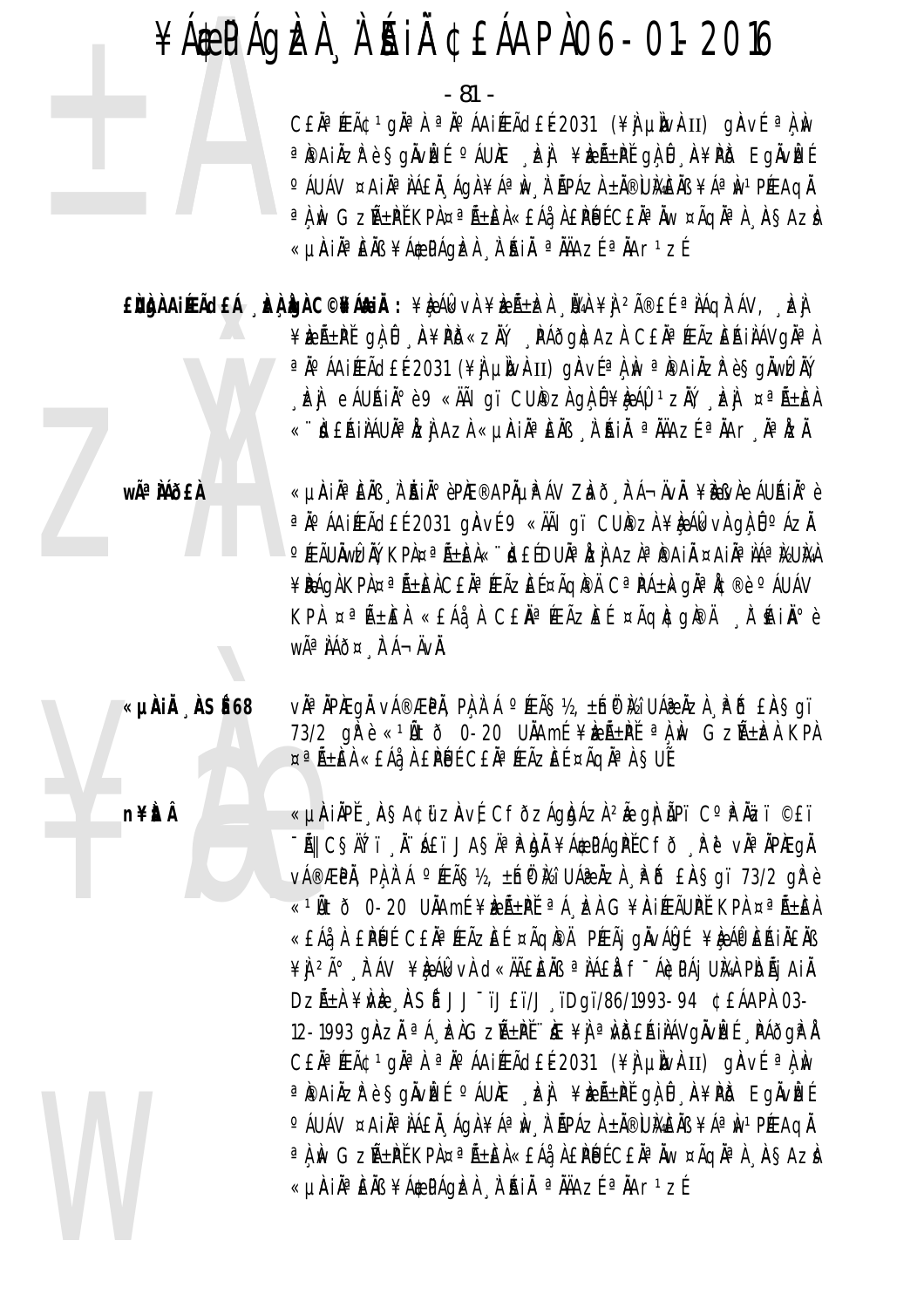C£ÀĪÀÉÃ¢¹gÀĪÀ ªÀĸÀÁAiÀÉÃd£É 2031 (¥Àj�µÀÌøvÀ-II) gÀ°èÉ ªÀ¸Àwà ªÀ®AiÀÄzÀ°è §gÀĪÀÅzÉ ºÁUÀÆ ¸ÀzÀj ¥ÀæzÉñÀPÉ̌ gÀ¸ÀÛ ¸ÀA¥ÀPÀð EgÀĪÀÅzÉ ºÁUÁV ¤AiÀĪÀÄ£À¸ÁgÀ ¥Áªàw ¸ÀA¥ÁzÀ£À ±ÀÄ®ÌªÀ£ÀÄß ¥ÁªÀw¹PÉÆAqÀÄ ªÀ¸Àwà GzÉÝñÀPÉ̌ KPÀ¤ªÉñÀ£À «£Áå¸À £ÀPÉëUÉ C£ÀĪÀÄw ¤ÃqÀĪÀ §UÉÎ «µÀAiÀĪÀ£ÀÄß ¥ÁæPÀ¨sÁgÀzÀ ¸À¨sÉAiÀÄ ªÀÄAzÉ ªÀÄAr¹zÉ.

**£ÀUÀgÀ AiÉÆÃd£Á ¸ÀzÀ¸ÀågÀ C©üªÀiÁw :** ¥ÀæÁ¢üPÁgÀzÀ ¥ÀæÆvÀæÁ¥À ¥À°²Ã®£É ªÀiÁqÀ¯ÁV, ¸ÀzÀj ¥ÀæzÉñÀPÉ̌ gÀ¸ÀÛ ¸ÀA¥ÀPÀð «zÀÄå ¸ÀA¥ÀgÀðPÀ EzÀÄÝ C£ÀĪÀÉÃzÀ£ÉAiÀiÁVgÀĪÀ ªÀĸÀÁAiÀÉÃd£É 2031 (¥ÀjµÀÌøvÀ-II) gÀ°èÉ ªÀ¸Àwà ªÀ®AiÀÄzÀ°è §gÀĪÀÅzÀjAzÀ ¸ÀzÀj eÁUÀªÀÅ ¸ÀAzÀ¨sÀð 9 «ÄÃl gï CUÀ®zÀ gÀ¸ÀÛ ¥ÀæÁ¥ÀÛ ¸ÀzÀj ¤ªÉñÀ£À «¨sÁUÀ£ÁUÀÄ ¸ÀzÀj «µÀAiÀĪÀ£ÀÄß ¸À¨sÉAiÀÄ ªÀÄAzÉ ªÀÄAr¸À¯ÁVzÉ.

**wÃªÀiÁð£À** «µÀAiÀĪÀ£ÀÄß ¸À¨sÉAiÀÄ°è ZÀZÀð¹, ¥Áæ¢üPÁgÀzÀ ¥Àæ¸ÁÛªÀ£ÉAiÀÄ°è ªÀĸÀÁAiÀÉÃd£É 2031 gÀ°èÉ 9 «ÄÃl gï CUÀ®zÀ ¥ÀæÁ¢üvÀ gÀ¸ÉÛAiÀÄ£ÀÄß ºÉÆA¢gÀĪÀÅzÀjAzÀ KPÀ¤ªÉñÀ£À «¨sÁUÀ£ÉUÉ ¸ÀA§AzsÀ¥ÀlÖ ¥ÀæÁ¢üPÁgÀzÀ ¸ÀPÁðj C£ÀĪÀÄwAiÀÄ £ÀAvÀgÀ ¤AiÀĪÀÄ£ÀĸÁgÀ KPÀ ¤ªÉñÀ£À «£Áå¸À £ÀPÉëUÉ C£ÀĪÀÄw ¤ÃqÀ®Ä ¸À¨sÉAiÀÄ°è wÃªÀiÁð¤¸À¯Á¬ÄvÀÄ.

**«µÀAiÀÄ ¸ÀASÉå 68** vÀĪÀÄPÀÆgÀÄ vÁ®ÆèPÀÄ, PÀ¸À¨Á ºÉÆÃ§½, ±ÉnÖºÀ½î UÁæªÀÄzÀ ¸À.£ÀA 73/2 gÀ°è «¹ÛÃtð 0-20 UÀÄAmÉ ¥ÀæzÉñÀPÉ̌ ªÀ¸Àwà GzÉÝñÀzÀ KPÀ ¤ªÉñÀ£À «£Áå¸À £ÀPÉëUÉ C£ÀĪÉÆÃzÀ£É ¤ÃqÀĪÀ §UÉÎ

**n¥Àà tÂ** «µÀAiÀÄPÉ̌ ¸ÀA§A¢ü¹zÀAvÉ, CfðzÁgÀgÁzÀ ²æà gÀ«PÀÄ ªÀÄvÀÄÛ ©£ï ¯ÉÃ|C§ÄÝ¯ï ¸ÀÄ¨sÁ£ï J.A§ÄªÀgÀÄ ¥ÁæPÁgÀPÉ̌ Cfð ¸À°è¹ vÀĪÀÄPÀÆgÀÄ vÁ®ÆèPÀÄ, PÀ¸À¨Á ºÉÆÃ§½, ±ÉnÖºÀ½î UÁæªÀÄzÀ ¸À.£ÀA 73/2 gÀ°è «¹ÛÃtð 0-20 UÀÄAmÉ ¥ÀæzÉñÀPÉ̌ ªÁ¸ÀzÀ GzÀÝAiÉÆÃUÀPÉ̌ KPÀ¤ªÉñÀ£À «£Áå¸À £ÀPÉëUÉ C£ÀĪÉÆÃzÀ£É ¤ÃqÀ®Ä PÉÆÃj gÀÄvÁÛgÉ. ¥ÀæÁ¢üPÁgÀzÀ ¥À²Ã°¸À¯ÁV ¥ÀæÁ¢ü¸À®ÄªÀ «ÄÃ£ÀÄ ªÀiÁ£Àå f¯Áè¢üPÁjUÀ¼ÀªÀgÀ DzÉñÀ ¸ÀASÉå J J¯ïJ£ï/J¸ïDgï/86/1993-94 ¢£ÁAPÀ 03-12-1993 gÀAzÀÄ ªÁ¸ÀzÀ GzÉÝñÀPÉ̌ C£Àå ¥ÀæªÀiÁtPÉÌ ¨sÀÆ¥ÀjªÀwð¸À¯ÁVgÀĪÀÅzÉ. ¸ÀzÀj eÁUÀªÀÅ C£ÀĪÀÉÃ¢¹gÀĪÀ ªÀĸÀÁAiÀÉÃd£É 2031 (¥Àj¥ÀÌøvÀ-II) gÀ°èÉ ªÀ¸Àwà ªÀ®AiÀÄzÀ°è §gÀĪÀÅzÉ ºÁUÀÆ ¸ÀzÀj ¥ÀæzÉñÀPÉ̌ gÀ¸ÀÛ ¸ÀA¥ÀPÀð EgÀĪÀÅzÉ ºÁUÁV ¤AiÀĪÀÄ£À¸ÁgÀ ¥Áªàw ¸ÀA¥ÁzÀ£À ±ÀÄ®ÌªÀ£ÀÄß ¥ÁªÀw¹PÉÆAqÀÄ ªÀ¸Àwà GzÉÝñÀPÉ̌ KPÀ¤ªÉñÀ£À «£Áå¸À £ÀPÉëUÉ C£ÀĪÀÄw ¤ÃqÀĪÀ §UÉÎ «µÀAiÀĪÀ£ÀÄß ¥ÁæPÀ¨sÁgÀzÀ ¸À¨sÉAiÀÄ ªÀÄAzÉ ªÀÄAr¹zÉ.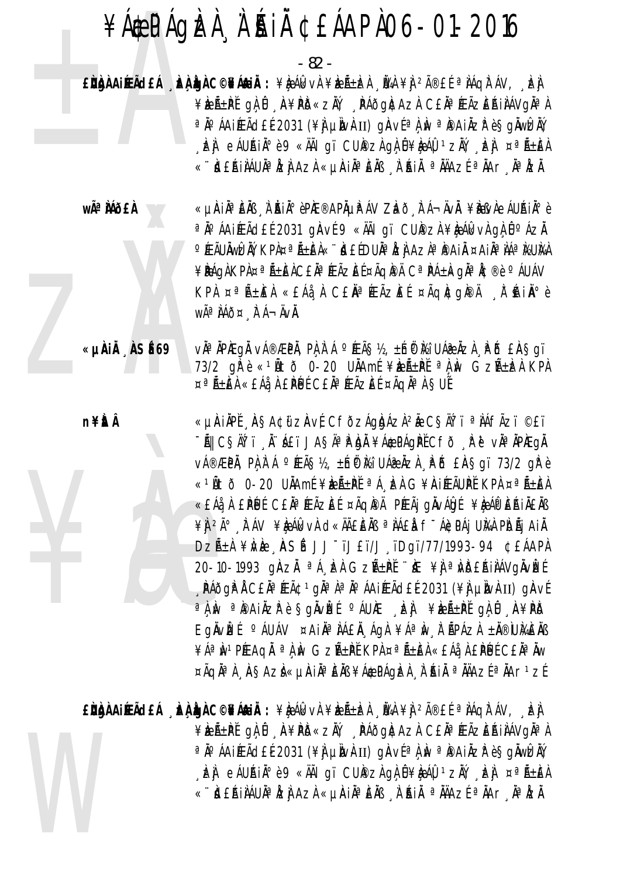**£ÀUÀgÀAiÉÆÃd£É ¸ÀºÀ¤zÉÃð±ÀPÀgÀ C©üªÀiÁAiÀÄ :** ¥ÀæuÁ½vÀ ¥ÀæzÉÃ±ÀªÀ£ÀÄß ¸ÀܼÀ ¥Àj²Ã®£É ªÀiÁqÀ¯ÁV, ¸ÀzÀj ¥ÀæzÉñÀPÉÌ gÀ¸ÛÉ ¸ÀA¥ÀPÀð«zÀÄÝ, ¸ÀÄvÀÛªÀÄÄvÀÛ C£ÀÄªÉÆÃzÀ£ÉAiÀiÁVgÀÄªÀ ªÀÄºÁAiÉÆÃd£É 2031 (¥ÀjµÀÌøvÀ II) gÀ£ÀéAiÀÄ ªÀ¸Àw ªÀ®AiÀÄzÀ°è§gÀÄwÛzÀÄÝ, ¸ÀzÀj eÁUÀzÀ°è 9 «ÄÃlgï CUÀ®zÀ gÀ¸ÉÛ ¥ÀæÁ¦¸ÀzÀÄÝ, ¸ÀzÀj ¤ªÉÃ±À£À «¨sÀd£ÉAiÀÄ£ÀÄß ªÀiÁqÀ§ºÀÄzÀÄ JAzÀÄ «µÀAiÀÄªÀ£ÀÄß ¸À¨sÉAiÀÄ ªÀÄÄAzÉ ªÀÄAr¸À¯ÁVzÉ.

**wÃªÀiÁð£À** «µÀAiÀÄªÀ£ÀÄß ¸À¨sÉAiÀÄ°è ZÀað¹, ¥ÀæuÁ½vÀ ¥ÀæzÉñÀªÀÅ ªÀÄºÁAiÉÆÃd£É 2031 gÀ£ÀéAiÀÄ 9 «ÄÃlgï CUÀ®zÀ ¥ÀæuÁ½vÀ gÀ¸ÉÛ ºÉÆAzÀÄwÛzÀÄÝ, KPÀ ¤ªÉÃ±ÀªÀ£ÀÄß «¨sÀd£ÉUÉ C£ÀÄªÉÆÃzÀ£É ¤ÃqÀ®Ä C£ÀÄªÀiÁw ¤ÃqÀ®Ä ªÀÄvÀÄÛ KPÀ ¤ªÉÃ±À «£Áå¸À C£ÀÄªÉÆÃzÀ£É ¤ÃqÀ®Ä CªÀPÁ±À«gÀÄªÀÅzÀjAzÀ ¸ÀzÀj KPÀ ¤ªÉÃ±À «£Áå¸À C£ÀÄªÉÆÃzÀ£É ¤ÃqÀ®Ä ¸À¨sÉAiÀÄ°è wÃªÀiÁð¤¸À¯Á¬ÄvÀÄ.

**«µÀAiÀÄ ¸ÀASÉå 69** vÀªÀÄPÀÆgÀÄ vÁ®ÆèPÀÄ, PÀ¸À¨Á ºÉÆÃ§½, ±ÉnÖºÀ½îUÁæªÀÄzÀ ¸À.£ÀA. 73/2 gÀ°è «¹ÛÃtð 0-20 UÀÄAmÉ ¥ÀæzÉñÀPÉÌ ªÀ¸Àw GzÉÝÃ±ÀzÀ KPÀ ¤ªÉÃ±À «£Áå¸À £ÀPÉëUÉ C£ÀÄªÉÆÃzÀ£É ¤ÃqÀÄªÀ §UÉÎ.

**n¥ÀàtÂ** «µÀAiÀÄPÉÌ ¸ÀA§A¢ü¹zÀAvÉ, CfðzÁgÀgÁzÀ ²æà C§ÄÝ¯ï ªÀiÁfÃzï ©£ï ¯ÃÛ C§ÄÝ¯ï ¸ÀÄ¨sÁ£ï J¸ï ªÀÄvÀÄÛ ¥ÀgÀªÁgÀ ¥ÀqÉzÀ Cfðzï ¸À.£À. vÀªÀÄPÀÆgÀÄ vÁ®ÆèPÀÄ, PÀ¸À¨Á ºÉÆÃ§½, ±ÉnÖºÀ½îUÁæªÀÄzÀ ¸À.£ÀA. 73/2 gÀ°è «¹ÛÃtð 0-20 UÀÄAmÉ ¥ÀæzÉñÀPÉÌ ªÀ¸Àw GzÉÝÃ±ÀPÉÌ KPÀ ¤ªÉÃ±À «£Áå¸À £ÀPÉëUÉ C£ÀÄªÉÆÃzÀ£É ¤ÃqÀ®Ä PÉÆÃjgÀÄvÁÛgÉ. ¥ÀæuÁ½vÀ eÁUÀzÀ ¥Àj²Ã®£É ªÀiÁqÀ¯ÁV ¸ÀzÀj ¥ÀæzÉñÀªÀÅ d«ÄÃ£ÀÄ ªÀiÁ°ÃPÀgÀÄ f¯Áè¢üPÁjUÀ¼À PÀbÉÃjAiÀÄ DzÉÃ±À ¥ÀvÀæ ¸ÀASÉå J¯ï¯ïJ£ï/J¸ïDgï/77/1993-94 ¢£ÁAPÀ 20-10-1993 gÀAzÀÄ ªÀ¸Àw GzÉÝÃ±ÀPÉÌ ¨sÀÆ ¥ÀjªÀvÀð£ÉAiÀiÁVgÀÄvÀÛzÉ. ¸ÀÄvÀÛªÀÄÄvÀÛ C£ÀÄªÉÆÃ¢vÀ gÀªÀÄºÁAiÉÆÃd£É 2031 (¥ÀjµÀÌøvÀ II) gÀAvÉ ªÀ¸Àw ªÀ®AiÀÄzÀ°è§gÀÄvÀÛzÉ. ºÁUÀÆ ¸ÀzÀj ¥ÀæzÉñÀPÉÌ gÀ¸ÉÛ ¸ÀA¥ÀPÀð EgÀÄvÀÛzÉ. ºÁUÁV ¤AiÀÄªÀiÁ£ÀÄ¸ÁgÀ ¥ÁªÀw¸À¨ÉÃPÁzÀ ±ÀÄ®ÌUÀ¼À£ÀÄß ¥ÁªÀw¹PÉÆAqÀÄ ªÀ¸Àw GzÉÝÃ±ÀPÉÌ KPÀ ¤ªÉÃ±À «£Áå¸À £ÀPÉëUÉ C£ÀÄªÉÆÃzÀ£É ¤ÃqÀ®Ä ªÀÄAdÆgÁw ¤ÃqÀÄªÀ §UÉÎ ¸À¨sÉAiÀÄ ªÀÄÄAzÉ ªÀÄAr¹zÉ.

**£ÀUÀgÀAiÉÆÃd£É ¸ÀºÀ¤zÉÃð±ÀPÀgÀ C©üªÀiÁAiÀÄ :** ¥ÀæuÁ½vÀ ¥ÀæzÉÃ±ÀªÀ£ÀÄß ¸ÀܼÀ ¥Àj²Ã®£É ªÀiÁqÀ¯ÁV, ¸ÀzÀj ¥ÀæzÉñÀPÉÌ gÀ¸ÛÉ ¸ÀA¥ÀPÀð«zÀÄÝ, ¸ÀÄvÀÛªÀÄÄvÀÛ C£ÀÄªÉÆÃzÀ£ÉAiÀiÁVgÀÄªÀ ªÀÄºÁAiÉÆÃd£É 2031 (¥ÀjµÀÌøvÀ II) gÀ£ÀéAiÀÄ ªÀ¸Àw ªÀ®AiÀÄzÀ°è§gÀÄwÛzÀÄÝ, ¸ÀzÀj eÁUÀzÀ°è 9 «ÄÃlgï CUÀ®zÀ gÀ¸ÉÛ ¥ÀæÁ¦¸ÀzÀÄÝ, ¸ÀzÀj ¤ªÉÃ±À£À «¨sÀd£ÉAiÀÄ£ÀÄß ªÀiÁqÀ§ºÀÄzÀÄ JAzÀÄ «µÀAiÀÄªÀ£ÀÄß ¸À¨sÉAiÀÄ ªÀÄÄAzÉ ªÀÄAr¸À¯ÁVzÉ.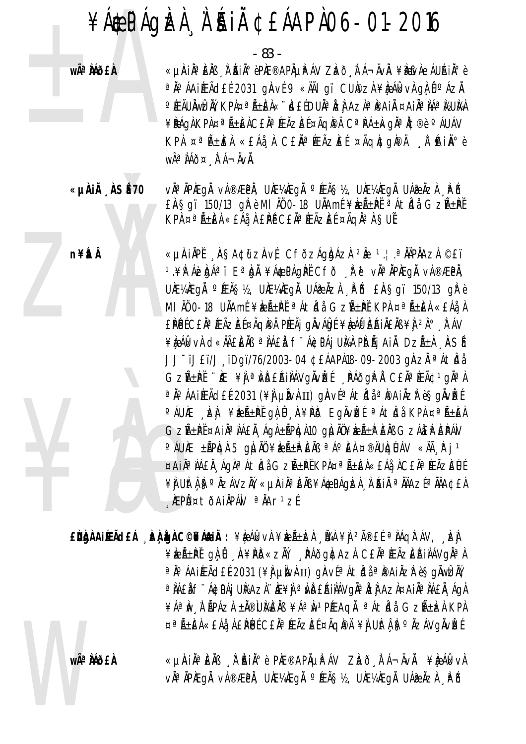**wÃªÀÄð£À**

«µÀAiÀÄªÀÄEÃß ¸À¨sÁiÀÄ°è PÉÊ®APÀÄ¼ÀîÁV ZÀZÉð¸À¯ÁV¬ÄvÀÄ. ¥Àæ¸ÁÛªÀ£ÉAiÀÄ°è ªÀÄºÁAiÉÆÃd£É 2031 gÀ¤vÉ 9 «ÄÃI gï CUÀ®zÀ ¥ÀæÁ¢ªÀA gÀ¸ÛÉºÁzÀÄ ºÉÆÃUÀÄwÛzÀÝ KPÀ¤ªÁ±ÀÀ« ¨sÀÆ£ÉÃDUÀÄªÀzÀj AzÀ ªÀ®AiÀÄ ¤AiÀÄªÀÄÁªÀ½UÀ¼À ¥ÀæÁgÀ KPÀ¤ªÁ±ÀÀ C£ÀÄªÉÆÃzÀ£É ¤ÃqÀ®Ä CªÀPÁ±À«gÀÄªÀÅzÀj®è ºÁUÁV KPÀ ¤ªÁ±ÀÀ «£Áå¸À C£ÀÄªÉÆÃzÀ£É ¤ÃqÀ¢gÀ®Ä ¸À¨sÉAiÀÄ°è wÃªÀiÁð¤¸À¯ÁV¬ÄvÀÄ.

**«µÀAiÀÄ ¸ÀASÉå 70**

vÀÄªÀÄPÀÆgÀÄ vÁ®ÆèPÀÄ, UÀÆ¼ÀÆgÀÄ ºÉÆÃ§½, UÀÆ¼ÀÆgÀÄ UÁæªÀÄzÀ ¸À.£ÀA 150/13 gÀ°è MlÄÖ 0-18 UÀÄAmÉ ¥ÀæzÉñÀPÉÌ ªÁtÂdå GzÉÝñÀPÉÌ KPÀ¤ªÁ±ÀÀ «£Áå¸À £ÀPÉë C£ÀÄªÉÆÃzÀ£É ¤ÃqÀÄªÀ §UÉÎ.

**n¥ÀàtÂ**

«µÀAiÀÄPÉÌ ¸ÀA§A¢ü¹zÀAvÉ CfðzÁgÀgÁzÀ ²æÃ ¹.¦.ªÀÄÄPÀÄAzÀ ©£ï ¹.¥ÀPÀæ¥ÁÀ ï E ªÀgÀÄ ¥ÁæªÀÄgÀPÉÌ Cfð ¸À°è vÀÄªÀÄPÀÆgÀÄ vÁ®ÆèPÀÄ, UÀÆ¼ÀÆgÀÄ ºÉÆÃ§½, UÀÆ¼ÀÆgÀÄ UÁæªÀÄzÀ ¸À.£ÀA 150/13 gÀ°è MlÄÖ 0-18 UÀÄAmÉ ¥ÀæzÉñÀPÉÌ ªÁtÂdå GzÉÝñÀPÉÌ KPÀ¤ªÁ±ÀÀ «£Áå¸À £ÀPÉëUÉ C£ÀÄªÉÆÃzÀ£É¤ÃqÀ®Ä PÉÆÃjgÀÄvÁÛgÉ ¥ÀæÁ¢üPÁjAiÀÄ°è ¥Àj²Ã°¸À¯ÁV ¥ÀæÁ¢ªÀA d«ÄÃ£À£ÀÄß ªÀÄÁ£Àå f¯ÁèªÀÄPÁjUÀ¼ÀÄ PÀÈ¶AiÉÄÃvÀgÀ GzÉÝñÀPÉÌ ¸ÀASÉå J¯ï J£ï/J¸ïDgï/76/2003-04 ¢£ÁAPÀ 18-09-2003 gÀAzÀÄ ªÁtÂdå GzÉÝñÀPÉÌ ¨sÀÆ ¥ÀjªÀvÀð£ÉAiÀiÁVgÀÄvÀÛzÉ ¸ÀPÁðgÀzÀ C£ÀÄªÉÆÃ¢¹gÀÄªÀ ªÀÄºÁAiÉÆÃd£É 2031 (¥Àj�µÀÌøvÀ II) gÀAvÉ ªÁtÂdå ªÀ®AiÀÄzÀ°è §gÀÄvÀÛzÉ ºÁUÀÆ ¸ÀzÀj ¥ÀæzÉñÀPÉÌ gÀ¸ÛÉ ¸ÀA¥ÀPÀð EgÀÄvÀÛzÉ ªÁtÂdå KPÀ¤ªÁ±ÀÀ GzÉÝñÀPÉÌ¤AiÀÄªÀÄÁ£ÀÄ¸Áj ªÀÄÄA¨sÁUÀzÀ°è 10 «ÄÃ ¥ÀæzÉñÀªÀ£ÀÄß GzÁå£À PÉëÃvÀæPÁÌV ºÁUÀÆ ºÀ¹gÀÄ 5 «ÄÃ ¥ÀæzÉñÀªÀ£ÀÄß ªÁºÀ£À ¤®ÄUÀqÉUÁV «ÄÃ¸À°j¹ ¤AiÀÄªÀÄÁ£ÀÄ¸ÁgÀ ªÁtÂdå GzÉÝñÀPÉÌ KPÀ¤ªÁ±ÀÀ «£Áå¸À C£ÀÄªÉÆÃzÀ£ÉUÉ ¥ÀjUÀt¸À§ºÀÄzÁVzÀÄÝ «µÀAiÀÄªÀ£ÀÄß ¥ÁæªÀÄgÀzÀ ¸À¨sÉAiÀÄ ªÀÄÄAzÉ ªÀÄAqÀ£É ¸ÀÆPÀÛ¤tðAiÀÄPÁÌV ªÀÄAr¹zÉ.

**£ÀUÀgÀ AiÉÆÃd£Á ¸ÀzÀ¸ÀågÀ C©ü¥ÁæAiÀÄ :** ¥ÀæÁ¢ªÀA ¥ÀæzÉñÀzÀ ¸ÀÜ¼À¥Àj²Ã®£É ªÀiÁqÀ¯ÁV, ¸ÀzÀj ¥ÀæzÉñÀPÉÌ gÀ¸ÛÉ ¸ÀA¥ÀPÀð «zÀÄÝ, ¸ÀPÁðgÀ¢AzÀ C£ÀÄªÉÆÃzÀ£ÉAiÀiÁVgÀÄªÀ ªÀÄºÁAiÉÆÃd£É 2031 (¥Àj�µÀÌøvÀ II) gÀAvÉ ªÁtÂdå ªÀ®AiÀÄzÀ°è §gÀÄwÛzÀÄÝ ªÀÄÁ£Àå f¯ÁèªÀÄPÁjUÀ¼ÀAzÀ ¨sÀÆ¥ÀjªÀvÀð£ÉAiÀiÁVgÀÄªÀÅzÀjAzÀ ¤AiÀÄªÀÄÁ£ÀÄ¸ÁgÀ ¥ÁªÀw¸À¯ÁVgÀÄªÀ ±ÀÄ®ÌUÀ¼À£ÀÄß ¥ÁªÀw¹PÉÆAqÀÄ ªÁtÂdå GzÉÝñÀzÀ KPÀ ¤ªÁ±ÀÀ «£Áå¸À £ÀPÉëUÉ C£ÀÄªÉÆÃzÀ£É¤ÃqÀ®Ä ¥ÀjUÀt¸À§ºÀÄzÁVgÀÄvÀÛzÉ.

**wÃªÀÄð£À**

«µÀAiÀÄªÀÄEÃß ¸À¨sÁiÀÄ°è PÉÊ®APÀÄ¼ÀîÁV ZÀZÉð¸À¯ÁV¬ÄvÀÄ. ¥ÀæÁ¢ªÀA vÀÄªÀÄPÀÆgÀÄ vÁ®ÆèPÀÄ, UÀÆ¼ÀÆgÀÄ ºÉÆÃ§½, UÀÆ¼ÀÆgÀÄ UÁæªÀÄzÀ ¸À.£ÀA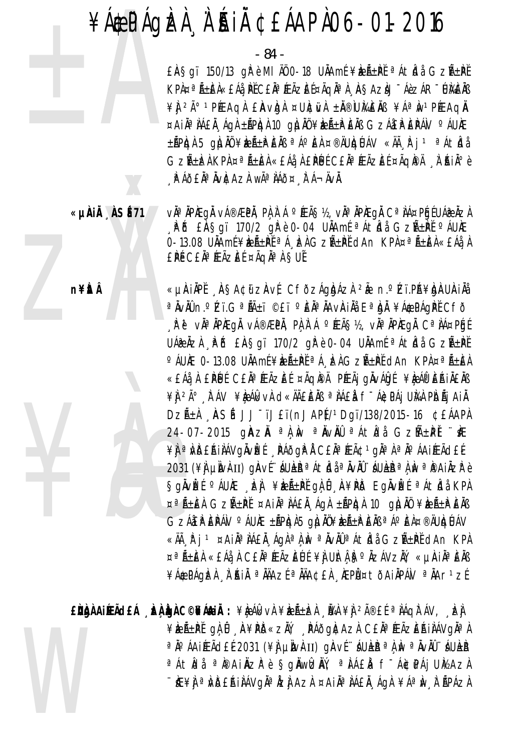£À§gï 150/13 gÀ°è MlÄÖ 0-18 UÀÄAmÉ ¥ÀæzÉñÀªÀ£ÀÄß ªÁtÂdå GzÉÝñÀPÉÌ KPÀ¤ªÉñÀ£À «£Áå¸ÀPÉÌ C£ÀĪÉÆÃzÀ£É ¤ÃqÀĪÀ ¸ÀA§AzsÀ ¨ÁèzÀAR¯ÉUÀ¼À°è ¥Àæ²ß¹ PÉÃAqÀ £ÀAvÀgÀ ¤UÀ¢üvÀ ±ÀÄ®ÌUÀ¼À£ÀÄß ¥ÁªÀw¹ PÉÃAqÀ ¤AiÀĪÀiÁ£ÀĸÁgÀ ±ÉÃPÀqÀ 10 gÀµÀÄÖ ¥ÀæzÉñÀªÀ£ÀÄß GzÁå£ÀªÀ£ÀPÁÌV ºÁUÀÆ ±ÉÃPÀqÀ 5 gÀµÀÄÖ ¥ÀæzÉñÀªÀ£ÀÄß ªÁºÀ£À ¤®ÄUÀqÉUÁV «ÄÃ¸À°j¹ ªÁtÂdå GzÉÝñÀzÀ KPÀ¤ªÉñÀ£À «£Áå¸À £ÀPÉëUÉ C£ÀĪÉÆÃzÀ£É ¤ÃqÀ®Ä ¸À¨sÉAiÀÄ°è ¸ÀªÀÄðw£ÀªÀÄvÀ¢AzÀ wêÀiÁð¤¸À¯Á¬ÄvÀÄ.

**«µÀAiÀÄ ¸ÀASÉå 71**

vÀĪÀÄPÀÆgÀÄ vÁ®ÆèPÀÄ, PÀ¸À¨Á ºÉÆÃ§½, vÀĪÀÄPÀÆgÀÄ CªÀiÁ¤PÉgÉ UÁæªÀÄzÀ ¸ÀªÉð £ÀA§gï 170/2 gÀ°è 0-04 UÀÄAmÉ ªÁtÂdå GzÉÝñÀPÉÌ ºÁUÀÆ 0-13.08 UÀÄAmÉ ¥ÀæzÉñÀªÀÅ ªÁ¸ÀzÀ GzÉÝñÀPÉÌ d«Ät KPÀ¤ªÉñÀ£À «£Áå¸À £ÀPÉë C£ÀĪÉÆÃzÀ£É ¤ÃqÀĪÀ §UÉÎ.

**n¥ÀàtÂ**

«µÀAiÀÄPÉÌ ¸ÀA§A¢ü¹zÀAvÉ, CfðzÁgÀgÁzÀ ²æà n.º˵ï.PÀȵÀÚ¥Àà gÀªÀgÀ ¥ÀÄvÀæ n.º˵ï.G¥ÉÃAzÀæ ©£ï ºÉÆ£ÀߥÀàgÀªÀgÀÄ ¥ÁæPÁgÀPÉÌ Cfð ¸À°è¹, vÀĪÀÄPÀÆgÀÄ vÁ®ÆèPÀÄ, PÀ¸À¨Á ºÉÆÃ§½, vÀĪÀÄPÀÆgÀÄ CªÀiÁ¤PÉgÉ UÁæªÀÄzÀ ¸ÀªÉð £ÀA§gï 170/2 gÀ°è 0-04 UÀÄAmÉ ªÁtÂdå GzÉÝñÀPÉÌ ºÁUÀÆ 0-13.08 UÀÄAmÉ ¥ÀæzÉñÀªÀÅ ªÁ¸ÀzÀ GzÉÝñÀPÉÌ d«Ät KPÀ¤ªÉñÀ£À «£Áå¸À £ÀPÉë C£ÀĪÉÆÃzÀ£É ¤ÃqÀ®Ä PÉÆÃjgÀÄvÁÛgÉ. ¥ÀæPÀgÀtzÀ §UÉÎ ¥Àæ¢üPÁgÀzÀ ¥ÀvÀæ ¸ÀASÉå JJ¯ïJ£ï(n)J¯ïJ/¹Dgï/138/2015-16 ¢£ÁAPÀ 24-07-2015 gÀAzÀÄ ªÀ¸Àw ªÀÄvÀÄÛ ªÁtÂdå GzÉÝñÀPÉÌ ¨sÀÆ ¥ÀjªÀvÀð£É ªÀiÁqÀ¯ÁVzÉ. ¸ÀzÀj ¥ÀæzÉñÀªÀÅ ªÀÄAdÆgÁzÀ ªÀĺÁAiÉÆÃd£É 2031 (¥ÀjµÀÌøvÀ-II) gÀAvÉ ¨sÁUÀ±À: ªÁtÂdå ªÀÄvÀÄÛ ¨sÁUÀ±À: ªÀ¸Àw ªÀ®AiÀÄzÀ°è §gÀÄvÀÛzÉ ºÁUÀÆ ¸ÀzÀj ¥ÀæzÉñÀPÉÌ gÀ¸ÉÛ ¸ÀA¥ÀPÀð EgÀÄvÀÛzÉ. ªÁtÂdå KPÀ¤ªÉñÀ£À GzÉÝñÀPÉÌ ¤AiÀĪÀiÁ£ÀĸÁgÀ ±ÉÃPÀqÀ 10 gÀµÀÄÖ ¥ÀæzÉñÀªÀ£ÀÄß GzÁå£ÀªÀ£ÀPÁÌV ºÁUÀÆ ±ÉÃPÀqÀ 5 gÀµÀÄÖ ¥ÀæzÉñÀªÀ£ÀÄß ªÁºÀ£À ¤®ÄUÀqÉUÁV «ÄÃ¸À°j¹ ¤AiÀĪÀiÁ£ÀĸÁgÀ ªÀ¸Àw ªÀÄvÀÄÛ ªÁtÂdå GzÉÝñÀzÀ d«Ät KPÀ¤ªÉñÀ£À C£ÀĪÉÆÃzÀ£ÉUÉ ¥ÀjUÀt¸À§ºÀÄzÁVzÉ. «µÀAiÀĪÀ£ÀÄß ¥ÁæPÁgÀzÀ ¸À¨sÉAiÀÄ ªÀÄÄAzÉ ¸ÀÆPÀÛ wÃªÀiÁð£ÀPÁÌV ªÀÄAr¹zÉ.

**£ÀqÀªÀ½PÉ ¸À¨sÉAiÀÄ C©ü¥ÁæAiÀÄ :** ¥ÀæPÀgÀtªÀ£ÀÄß ¥ÀæzÉñÀzÀ ¸ÀܼÀ ¥Àj²Ã®£É ªÀiÁqÀ¯ÁV, ¸ÀzÀj ¥ÀæzÉñÀPÉÌ gÀ¸ÉÛ ¸ÀA¥ÀPÀð «zÀÄå, ¸ÁªÀðd¤PÀ C£ÀĪÉÆÃzÀ£ÉUÁV ªÀÄAdÆgÁzÀ ªÀĺÁAiÉÆÃd£É 2031 (¥ÀjµÀÌøvÀ-II) gÀAvÉ ¨sÁUÀ±À: ªÀ¸Àw ªÀÄvÀÄÛ ¨sÁUÀ±À: ªÁtÂdå ªÀ®AiÀÄzÀ°è §gÀÄwÛzÀÄÝ, ªÀiÁ£Àå f¯Áè¢üPÁjUÀ¼ÀªÀgÀÄ ¨sÀÆ¥ÀjªÀvÀð£É ªÀiÁrgÀĪÀÅzÀjAzÀ ¤AiÀĪÀiÁ£ÀĸÁgÀ ¥ÁªÀw¸À¨ÉÃPÁzÀ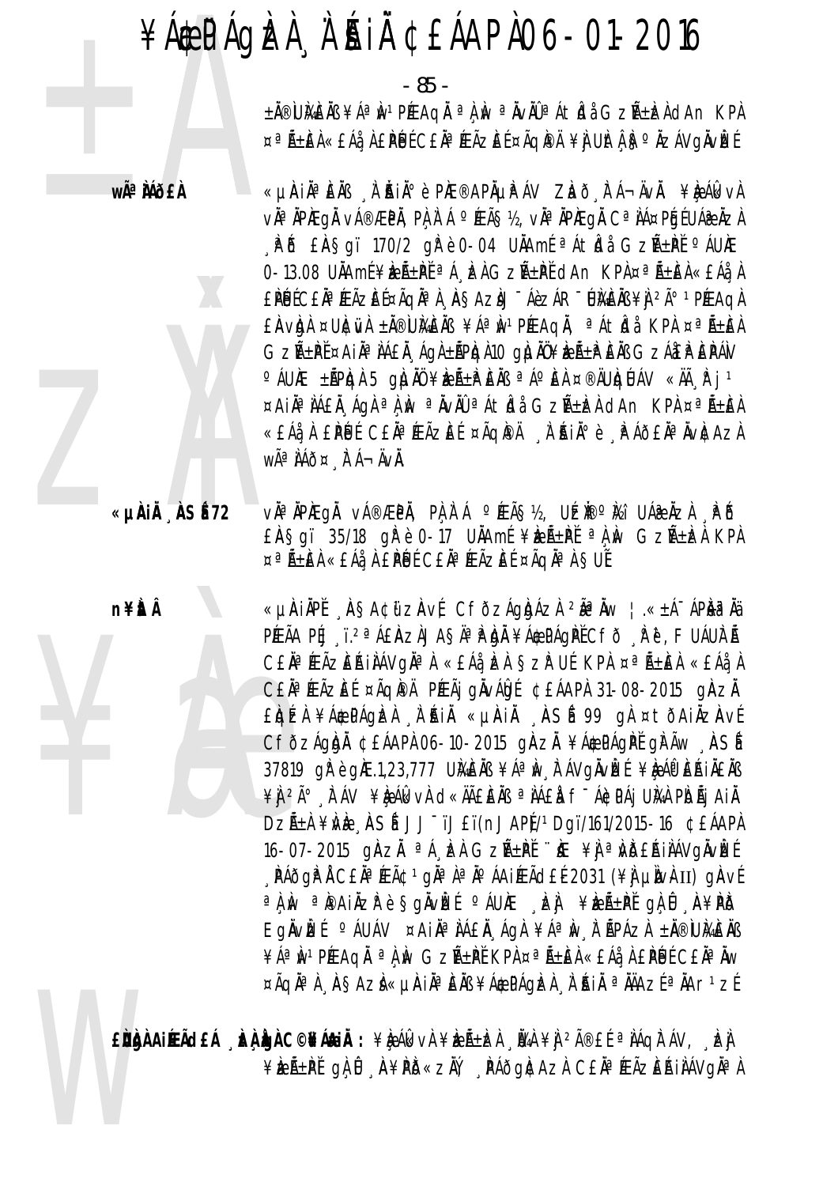±Ã®UÀÉÀß ¥Áª À¹ PÉAqÀ ª À¸À w ª ÀvÀÛ ª ÁtÂå GzÉÞ±ÀzÀ dAn KPÀ ¤ª ÃÞ±ÀPÀ «£Áå¸À £ÀPÉÀÉ CEÀª ÉÃzÉÀÉ ¤ÃqÀ®Ä ¥Àj UÀẗ ÀÀ ¸À® ºÀzÁVgÀvÀÛÉ

wÃª ÀÄð£À «µÀAiÀª ÉÀß¸À̈ ÀÉiÀÄ°è PÀE®APÀµÀPÁV ZÀZÉð¸À̈ À Á¬ÄvÀÄ. ¥ÀæÁÛ vÀ vÀÃª ÄPÀEgÀÄ vÁ®ÆPÀÄ, PÀ¸À̈ À Á ºÉÆ§½, vÀÃª ÄPÀEgÀÄ Cª ÀÁ¤PÀÉÌUÁæÀzÀ ¸À²ð £À§gï 170/2 gÀ° è 0-04 UÀAmÉ ª ÁtÂå GzÉÞ±ÀPÉ ºÁUÀE 0-13.08 UÀAmÉ ¥ÀæÃ±ÀPÉ ª Á¸ÀzÀ GzÉÞ±ÀPÉ dAn KPÀ ¤ª ÃÞ±ÀPÀ «£Áå¸À £ÀPÉÀÉ C£ÀªÉÆÃzÀÉ ¤ÃqÀ®ª À¸À§AzÀ ̄ÁèzÁR ̄ÉUÀÉÀß ¥Àj²Ã°¹ PÉAqÀ £ÀvÀgÀ ¤UÀ¢üvÀ ±Ã®UÀÉÀß ¥Áª À¹ PÉAqÀ, ª ÁtÂå KPÀ ¤ª ÃÞ±ÀPÀ GzÉÞ±ÀPÉ ¤AiÀª ÀÁ£À¸ÁgÀ ±ÀÃPÀ¢À 10 gÀμÀÄÖ ¥ÀæÃ±À ÀÉÀß GzÁÌÀ ÀÉPÀÁV ºÁUÀE ±ÀÃPÀ¢À 5 gÀμÀÄÖ ¥ÀæÃ±À ÀÉÀß ª ÁºÀ ¤®ÄUÀqÉUÁV «ÃÀ¸À̈ À¹ ¤AiÀª ÀÁ£À¸ÁgÀ ª À¸À w ª ÀvÀÛ ª ÁtÂå GzÉÞ±ÀzÀ dAn KPÀ ¤ª ÃÞ±ÀPÀ «£Áå¸À £ÀPÉÀÉ C£Àª ÉÆÃzÀÉ ¤ÃqÀ®Ä ¸À̈ ÀÉiÀÄ°è ¸À̈ À ÁðÀ£Àª ÀvÀ¢AzÀ wÃª ÀÄð¤¸À̈ À Á¬ÄvÀÄ.

«µÀAiÀÄ ¸ÀASÉå 72

vÀÃª ÄPÀEgÀÄ vÁ®ÆPÀÄ, PÀ¸À̈ À Á ºÉÆ§½, UÉÆÃ®ºÀ¼î UÁæÀzÀ ¸À²ð £À§gï 35/18 gÀ° è 0-17 UÀAmÉ ¥ÀæÃ±ÀPÉ ª À¸À w GzÉÞ±ÀzÀ KPÀ ¤ª ÃÞ±ÀPÀ «£Áå¸À £ÀPÉÀÉ C£Àª ÉÆÃzÀÉ ¤ÃqÀªÀ §UÉ

n¥ÀàtÂ

«µÀAiÀÄPÉ ¸ÀA§A¢üzÀAvÉ Cfðzá gÀgÁzÀ ²æª ÀÄw ¦.« ±Á ̄ ÁPÀëªÀÄä PÉÆÃA PÀJ ̧ï.²ª Á£ÀzÀJ A§ÃªÀgÀÄ ¥ÁæPÁgÀPÉ Cfð ¸À°è, F UÁUÀ ÀÃ C£Àª ÉÆÃzÀÉÀiÀÁVgÀª À «£Áå¸ÀzÀ §zÀ UÉ KPÀ ¤ª ÃÞ±ÀPÀ «£Áå¸À C£Àª ÉÆÃzÀÉ ¤ÃqÀ®Ä PÉÆÃj gÀvÁÛÉ ¢£ÁAPÀ 31-08-2015 gÀzÀÄ £ÀqÉzÀ ¥ÁæPÁgÀzÀ ¸À̈ ÀÉiÀÄ «µÀAiÀÄ ¸ÀASÉå 99 gÀ ¤tðAiÀÄzÀAvÉ CfðzÁgÀgÀÄ ¢£ÁAPÀ 06-10-2015 gÀzÀÄ ¥ÁæPÁgÀPÉ gÀ̈ ÃÄw ¸ÀASÉå 37819 gÀ° è gÀÆ.1,23,777 UÀÀÉÀß ¥Áª À¸À̈ ÁVgÀvÀÛÉ ¥ÀæÁ¥ÉÀiÀÄ£ÀÀß ¥Àj²Ã°¸À̈ ÁV ¥ÀæÁÛ vÀ d«ÄÃ£ÀÀß ª ÀÁ£ÀåÀ f ̄ Áè¢PÁj UÀÀ PÀbÉÃj AiÀÄ DzÉÃ±À ¥ÀÀæ¸ÀASÉå J J ̄ ïJ£ï(n) J APÉ/¹ Dgï/161/2015-16 ¢£ÁAPÀ 16-07-2015 gÀ̀ zÀÄ ª Á¸ÀzÀ GzÉÞ±ÀPÉ ¨ÀE ¥Àjª ÀÀð£ÉiÀÁVgÀvÀÛÉ ¸ÀPÁðgÀÀ C£Àª ÉÆÃ¢¹ gÀªÀªÀÄ¸ÁAiÉÆÃd£É 2031 (¥Àj µÀÌvÀ II) gÀAvÉ ª À¸À w ª À®AiÀÄzÀ° è §gÀvÁÛÉ ºÁUÀE ¸ÀzÀj ¥ÀæÃ±ÀPÉ gÀ¸ÉÛ ¸À¥ÀPÀð EgÀvÁÛÉ ºÁUÁV ¤AiÀª ÀÁ£À¸ÁgÀ ¥Áª À¸À̈ ÃPÁzÀ ±Ã®UÀÉÀß ¥Áª À¹ PÉAqÀÄ ª À¸À w GzÉÞ±ÀPÉ KPÀ ¤ª ÃÞ±ÀPÀ «£Áå¸À £ÀPÉÀÉ C£Àª ÀÄw ¤ÃqÀª À ¸À̈ ÀA§AzÀ «µÀAiÀª ÀÉÀß ¥ÁæPÁgÀzÀ ¸À̈ ÀÉiÀÄ ª ÀÄÄAzÉ ª ÀÄAr¹ zÉ

£ÀUÀgÀ AiÉÆÃd£Á ¸ÀzÀ¸ÀåÀ C©ü ÁæAiÀÄ: ¥ÀæÁÛ vÀ ¥ÀæÃ±ÀzÀ ¸ÀÄvÀÛ ¥Àj²Ã®£É ª ÀÁqÀ ÁV, ¸ÀzÀj ¥ÀæÃ±ÀPÉ gÀ¸ÉÛ ¸À¥ÀPÀð «zÀÝ ¸ÀPÁðgÀ¢AzÀ C£Àª ÉÆÃzÀÉÀiÁVgÀª À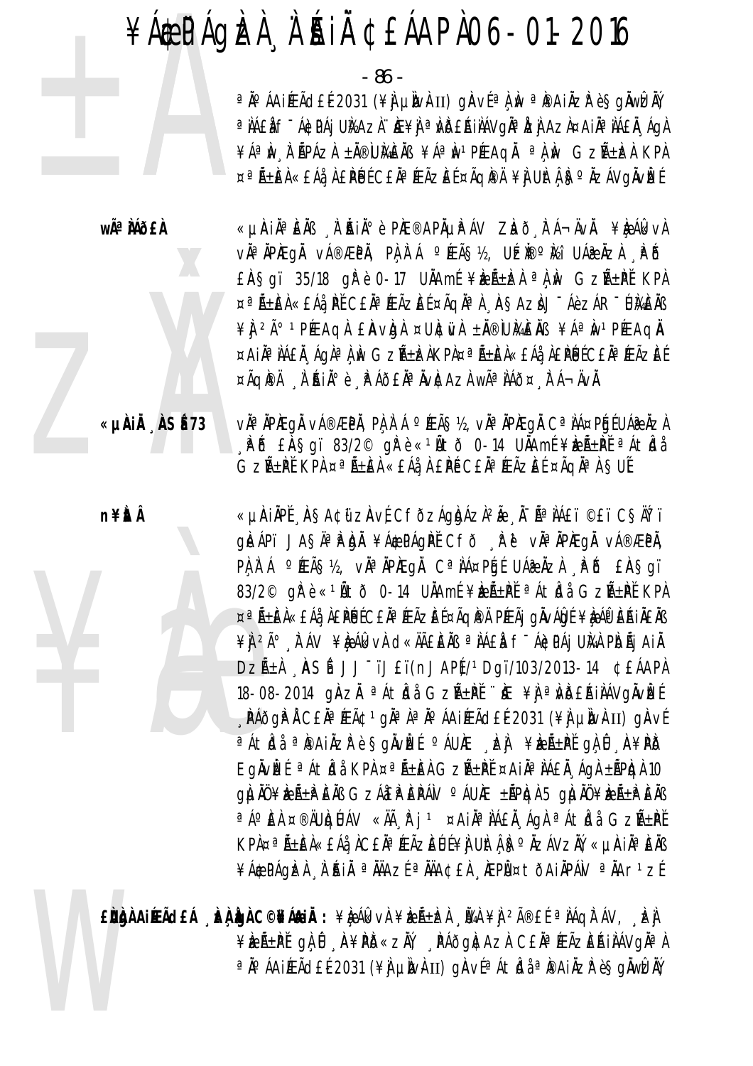ªÀiÁ¥ÀðrAiÀÄ£ÀÄß ¤ÃrzÉ. ¸ÁªÀðd¤PÀ C¨sÀå«ÄvÀØgÀ ¥Àæ¸ÁÛªÀ£ÉAiÀÄAvÉ. ªÀÄÄRå ¸ÁªÀÄ£ÀåªÀÄAvÀæ ¸ÀºÀ CzsÀåPÀëgÀ¼ÀÄ ¸ÀºÀ ¸ÀÆa¸À¯ÁVzÉ ªÀiÁ¸ÀÖgï ¥Áè£ï 2031 (¥Àj�µÀÌøvÀ-II) gÀ ¥ÀæPÁgÀ ªÀ®AiÀÄzÀ ªÁtÂdå G¥ÀAiÉÆÃUÀ ªÀ®AiÀÄ ¥Àæ¸ÁÛªÀ£ÉAiÀÄ ªÀiÁ¥ÀðrUÉ C£ÀÄªÉÆÃzÀ£É ¤ÃqÀ§ºÀÄzÉA¢zÉ. ¥ÀjUÀtÂ¸ÀºÀÄzÁVgÀÄvÀÛzÉ.

**wÃªÀiÁð£À**

«µÀAiÀÄªÀ£ÀÄß ¸À«ªÀgÀªÁV ¥Àj²Ã°¹zÀ ¸À¨sÉAiÀÄÄ, ¥ÁæzsÁ¤PÀzÀ ªÀÄAdÆgÁw gÀzÀÝ¥Àr¹ ¸ÀzÀj d«ÄÃ£ÀÄ ªÁtÂdå G¥ÀAiÉÆÃUÀ ªÀ®AiÀÄªÀ£ÁßV §zÀ¯Á¬Ä¸ÀÄªÀ ¥Àæ¸ÁÛªÀ£ÉAiÀÄ£ÀÄß ªÀiÁ¸ÀÖgï ¥Áè£ï 2031 (¥Àj¸ÀÌøvÀ-II) gÀ ¥ÀæPÁgÀ ªÁtÂdå G¥ÀAiÉÆÃUÀ ªÀ®AiÀÄ ¥Àæ¸ÁÛªÀ£ÉAiÀÄ ªÀiÁ¥ÀðrUÉ C£ÀÄªÉÆÃzÀ£É ¤ÃqÀ®Ä ¸ÀPÁðgÀPÉÌ ²¥sÁgÀ¸ÀÄì ªÀiÁqÀ¯ÁAiÀÄÄ.

**«µÀAiÀÄ ¸ÀASÉå 73**

vÀªÀÄäAiÀÄ vÁ®ÆèPÀÄ, PÀ¸À¨Á ºÉÆÃ§½, vÀªÀÄäAiÀÄ CªÀiÁ¤PÉgÉ UÁæªÀÄzÀ ¸ÀªÉð £ÀA§gï 83/2© gÀ°è «¹ÛÃtð 0-14 UÀÄAmÉ ¥ÀæzÉñÀªÀ£ÀÄß ªÁtÂdå G¥ÀAiÉÆÃUÀ ªÀ®AiÀÄPÉÌ §zÀ¯Á¬Ä¸ÀÄªÀ ¥Àæ¸ÁÛªÀ£ÉAiÀÄ §UÉÎ.

**n¥ÀàtÂ**

«µÀAiÀÄPÉÌ ¸ÀA§A¢ü¹zÀAvÉ CfðzÁgÀgÁzÀ ²æÃ ¸ÀÄ¨sÁµï ©£ï C§ÄÝï gÀªÀgÀÄ vÀªÀÄäAiÀÄ vÁ®ÆèPÀÄ, PÀ¸À¨Á ºÉÆÃ§½, vÀªÀÄäAiÀÄ CªÀiÁ¤PÉgÉ UÁæªÀÄzÀ ¸ÀªÉð £ÀA§gï 83/2© gÀ°è «¹ÛÃtð 0-14 UÀÄAmÉ ¥ÀæzÉñÀªÀ£ÀÄß ªÁtÂdå G¥ÀAiÉÆÃUÀ ªÀ®AiÀÄPÉÌ §zÀ¯Á¬Ä¸À®Ä PÉÆÃjgÀÄvÁÛgÉ. ¥ÁæzsÁ¤PÀªÀÄÄ ¸ÀPÁðgÀªÀÄÄ C£ÀÄªÉÆÃ¢¹zÀ ªÀiÁ¸ÀÖgï ¥Áè£ï-2031 (¥Àj¸ÀÌøvÀ-II) £À ¥ÀæPÁgÀ ¸ÀzÀj d«ÄÃ£ÀÄ DgÉÆÃUÀå ¸ÀASÉå ¸ÀPÁðgÀzÀ DzÉÃ±À ¸ÀASÉå JJ¯ïJ£ï(n)JAJ¯ï/¹Dgï/103/2013-14 ¢£ÁAPÀ 18-08-2014 gÀAvÉ ªÁtÂdå G¥ÀAiÉÆÃUÀPÉÌ §zÀ¯Á¬Ä¹gÀÄvÀÛzÉ. ¸ÀPÁðgÀzÀ C£ÀÄªÉÆÃ¢vÀ ªÀiÁ¸ÀÖgï ¥Áè£ï 2031 (¥Àj¸ÀÌøvÀ-II) gÀAvÉ ªÁtÂdå ªÀ®AiÀÄzÀ°è§gÀÄvÀÛzÉ. ºÁUÀÆ ¸ÀzÀj ¥ÀæzÉñÀPÉÌ gÀ¸ÉÛ ¸ÀA¥ÀPÀð EgÀÄvÀÛzÉ. ªÁtÂdå PÀlÖqÀ ¤ªÀiÁðtPÉÌ ºÉÆA¢PÉÆ¼ÀîªÀ 10 gÀµÀÄÖ ¥ÀæzÉñÀªÀ£ÀÄß G¼ÀîAvÉ ªÀiÁqÀ¯ÁVzÉ. ºÁUÀÆ ±ÉÃPÀqÀ 5 gÀµÀÄÖ ¥ÀæzÉñÀªÀ£ÀÄß ªÀÄ£ÉUÀ¼ÀÄ ¤ªÀiÁðtPÉÌ ¸ÀÆPÀÛªÁVzÉ. «µÀAiÀÄªÀ£ÀÄß ¥ÁæzsÁ¤PÀzÀ ¸À¨sÉAiÀÄ ªÀÄÄAzÉ ªÀÄAqÀ£ÉUÁV ¸À°è¸À¯ÁVzÉ.

**£ÀUÀgÀ AiÉÆÃd£Á ¸ÀzÀ¸Àå PÁAiÀÄðzÀ²ð:** ¥ÁæzsÁ¤PÀzÀ ¥ÀæzÉñÀzÀ°è ¸ÀzÀj ¥ÀæzÉñÀªÀÅ ªÀiÁ¸ÀÖgï ¥Áè£ï 2031 (¥Àj¸ÀÌøvÀ-II) gÀ ¥ÀæPÁgÀ ªÁtÂdå ªÀ®AiÀÄzÀ°è §gÀÄvÀÛzÉ. C£ÀÄªÉÆÃzÀ£ÉUÁV ªÀiÁ¸ÀÖgï ¥Áè£ï 2031 (¥Àj¸ÀÌøvÀ-II) gÀAvÉ ªÁtÂdå ªÀ®AiÀÄzÀ°èzÉ.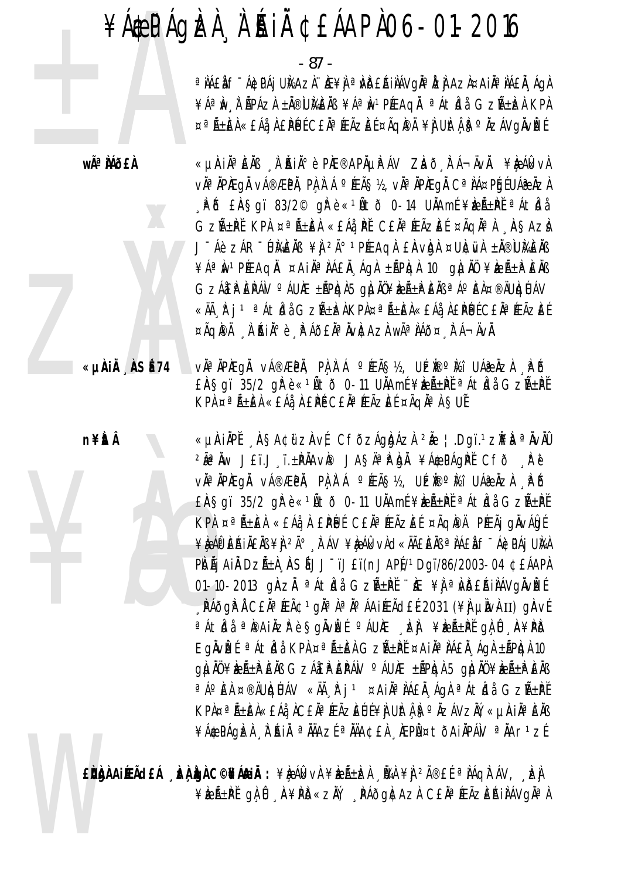ªÀÆÃµÃ¯Áé¤ÀÁjUÀÀzÀ¨Æ¥À ªÀÄÆ£ÉiÁÄVgÀªÀÄzÀ ¤AiÀÄªÀÄÁ£ÀÄ¸ÁgÀ ¥ÁªÀw¸À ÀÃPÁzÀ ±ÀÄ®ÌUÀ¼ÀÉÃß ¥ÁªÀw¹ PÉÆAqÀÄ ªÁtÂdå GzÉÃÝÉñÀ KPÀ ¤ªÉÃ±ÀÀ «£Áå¸À£ÀÀÀÉ C£ÀªÉÆÃzÀ£É ¤ÃqÀÀÄ ¥À¸ÀÛÁªÀ£É¸À ºÉÆzÀÁVgÀÄvÀÛzÉ

**wÃªÀÄÁð£À**

«µÀAiÀÄªÀ£ÀÄß ¸ÀÄ¢ÃWÀðªÁV ZÀað¸À¯ÁVzÉ. ¥ÀæÁÙvÀ vÀÁÄPÀÆgÀÄ vÁ®ÆèPÀÄ, PÀ¸À¨Á ºÉÆÃ§½, vÀÁÄPÀÆgÀÄ CªÀÄ¤PÉgÉUÁæªÀÄzÀ ¸À.£ÀA 83/2© gÀè «¹Ûtð 0-14 UÀAmÉ¥ÀæzÉÃ±ÀªÀÅ ªÁtÂdå GzÉÃÝÉñÀ KPÀ ¤ªÉÃ±ÀÀ «£Áå¸ÀPÉ C£ÀªÉÆÃzÀ£É ¤ÃqÀÀªÀ ¸ÀA§AzÀ J¯Áè zÁR¯ÉUÀ¼ÀÉÃß ¥ÀjÃ° PÉÆAqÀ £ÀAvÀgÀ ¤UÀ¢ü ±ÀÄ®ÌUÀ¼ÀÉÃß ¥ÁªÀw¹ PÉÆAqÀÄ ¤AiÀÄªÀÄÁ£ÀÄ¸ÁgÀ ±ÉÃPÀqÀ 10 gÀµÀÄÖ ¥ÀæzÉÃ±ÀªÀÉÃß GzÁåÀªÀÀªÁV ºÁUÀÆ ±ÉÃPÀqÀ 5 gÀµÀÄÖ ¥ÀæzÉÃ±ÀªÀÉÃß ªÁºÀ£À¤®ÀÄUÀqÉUÁV «ÄÃ¸À¯Áj¹ ªÁtÂdå GzÉÃÝÉñÀ KPÀ ¤ªÉÃ±ÀÀ «£Áå¸À£ÀÀÀÉ C£ÀªÉÆÃzÀ£É ¤ÃqÀÀÄ ¸À¨sÉAiÀÄ°è ¸ÀªÁð£ÀÄªÀÄvÀ¢AzÀ wÃªÀÄÁð¤¸À¯ÁVzÉ.

**«µÀAiÀÄ ¸ÀASÉå 74**

vÀÁÄPÀÆgÀÄ vÁ®ÆèPÀÄ, PÀ¸À¨Á ºÉÆÃ§½, UÉÆÃ°ºÀ½î UÁæªÀÄzÀ ¸À.£ÀA 35/2 gÀè «¹Ûtð 0-11 UÀAmÉ¥ÀæzÉÃ±ÀzÀ ªÁtÂdå GzÉÃÝÉñÀzÀ KPÀ ¤ªÉÃ±ÀÀ «£Áå¸À£ÀPÉ C£ÀªÉÆÃzÀ£É ¤ÃqÀÀªÀ §UÉÎ.

**n¥ÀàtÂ**

«µÀAiÀÄPÉÌ ¸ÀA§A¢ü¹zÀAvÉ CfðzÁgÀgÁzÀ ²æà ¦.Dgï.¹zÀÞ¥Àà ªÀÄvÀÄÛ ²æÃªÀÄw J£ï.J¸ï.±ÉÆÃ¨sÀ JA§ÄªÀªÀgÀÄ ¥ÁæPÁgÀzÀ Cfð ¸À°è vÀÁÄPÀÆgÀÄ vÁ®ÆèPÀÄ, PÀ¸À¨Á ºÉÆÃ§½, UÉÆÃ°ºÀ½î UÁæªÀÄzÀ ¸À.£ÀA 35/2 gÀè «¹Ûtð 0-11 UÀAmÉ¥ÀæzÉÃ±ÀzÀ ªÁtÂdå GzÉÃÝÉñÀzÀ KPÀ ¤ªÉÃ±ÀÀ «£Áå¸À£ÀPÉ C£ÀªÉÆÃzÀ£É ¤ÃqÀÀÄ PÉÆÃjgÀÄvÁÛgÉ ¥ÀæÁÛÀÀ¤ÃÉÃß¥ÀjÃ°¸À¯ÁV ¥ÀæÁÙvÀd «ÄÃ£ÀÀÄß ªÀÄÆÃ£Àf¯Áè¢üPÁjUÀ¼ÀÀ PÀbÉÃjAiÀÄ DzÉÃ±À¸ÀASÉå J¯ï£ï(n)J¦Pï/¹Dgï/86/2003-04 ¢£ÁAPÀ 01-10-2013 gÀAzÀÄ ªÁtÂdå GzÉÃÝÉñÀPÉÌ ¨ÉÃ ¥ÀjªÀvÀð£ÉiÁÄVgÀÄvÀÛzÉ. ¸ÀÄÁðgÀÀ C£ÀªÉÆÃ¢¹gÀªÀ ªÀÄºÁAiÉÆÃd£É 2031 (¥ÀjµÀÌøvÀ II) gÀAvÉ ªÁtÂdå ªÀ®AiÀÄzÀ°è§gÀÄvÀÛzÉ ºÁUÀÆ ¸ÀzÀj ¥ÀæzÉÃ±ÀPÉÌ gÀ¸ÛÉ ¸ÀA¥ÀPÀð EgÀÄvÀÛzÉ ªÁtÂdå KPÀ ¤ªÉÃ±ÀÀ GzÉÃÝÉñÀPÉ ¤AiÀÄªÀÄÁ£ÀÄ¸ÁgÀ ±ÉÃPÀqÀ 10 gÀµÀÄÖ ¥ÀæzÉÃ±ÀªÀÉÃß GzÁåÀªÀÀªÁV ºÁUÀÆ ±ÉÃPÀqÀ 5 gÀµÀÄÖ ¥ÀæzÉÃ±ÀªÀÉÃß ªÁºÀ£À¤®ÀÄUÀqÉUÁV «ÄÃ¸À¯Áj¹ ¤AiÀÄªÀÄÁ£ÀÄ¸ÁgÀ ªÁtÂdå GzÉÃÝÉñÀzÀ KPÀ ¤ªÉÃ±ÀÀ «£Áå¸ÀPÉ C£ÀªÉÆÃzÀ£ÉUÉ ¥À¸ÀÛÁªÀ£É¸À ºÉÆzÀÁVzÀÄÝ, «µÀAiÀÄªÀ£ÀÄß ¥ÁæPÁgÀzÀ ¸À¨sÉAiÀÄ ªÀÄÄAzÉ ªÀÄAr¸À¯ÁVzÉ. ªÀÄAr¹zÉ

**£ÀUÀgÀ AiÉÆÃd£Á ¸ÀzÀ¸ÀågÀ C©ü¥ÁæAiÀÄ :** ¥ÀæÁÙvÀ ¥ÀæzÉÃ±ÀzÀ ¸ÀÄvÀÛ ¥Àj²Ã®£É ªÀÄÁqÀ¯ÁV, ¸ÀzÀj ¥ÀæzÉÃ±ÀPÉÌ gÀ¸ÛÉ ¸ÀA¥ÀPÀð «zÀÄÝ ¸ÀÄÁðgÀ¢AzÀ C£ÀªÉÆÃzÀ£ÉiÁÄVgÀªÀ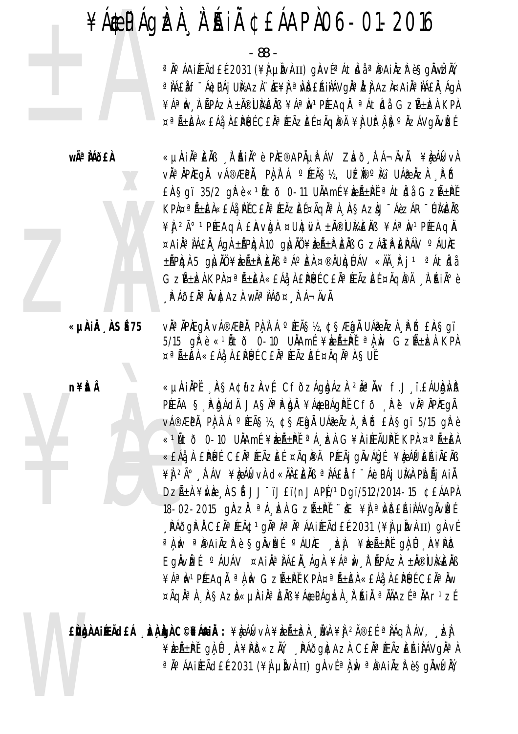ªÀÄ°ÁAiÀÄÉÃd£É 2031 (¥ÀjµÀÌöÈvÀ-II) gÀ°èvÉ ªÁtÂdå ªÀ®AiÀÄzÀ°è §gÀÄvÀÛzÉ. ªÀÄAdÆj¸À¯ÁèzÀ PÀlÖqÀ £ÀPÉë¬ÄAzÀ ¨ÉÃgÉ ¥ÀæªÀiÁtzÀ ¤ªÉñÀ£À ªÀiÁqÀ®Ä ¸ÀPÁðgÀªÀ£ÀÄß PÉÆÃgÀ¯ÁVzÉ. ¥ÀjUÀt¸À®Ä ªÀÄ£À« ªÀiÁr¸À®Ä ¥ÉÆæ¥ÉÆÃ¸À¯ï ªÀiÁrzÉ ªÀiÁ½zÀ ¤ªÉñÀ£À ºÉZÀÄÑ ¥ÁæªÀiÁtzÀ ¸ÀÆavÀ ¸ÀPÁðgÀzÀ «ÄÃ¸À®Ä ¥ÀjªÀvÀð£É ªÀiÁqÀ®Ä ªÀÄ£À« ªÀiÁrzÉ.

**wÃªÀiÁð£À**

«µÀAiÀÄªÀ£ÀÄß ¸ÀÄ¢üÃWÀðªÁV ZÀað¸À¯Á¬ÄvÀÄ. ¥ÀæÁ¢üPÁgÀ vÀªÀÄä ¥ÀæPÀgÀtzÀ°è §AzÀ ¸À®ºÉAiÀÄAvÉ ¸À. £ÀA. 35/2 gÀ°è «¹ÛÃtð 0-11 UÀÄAmÉ ¥ÀæzÉñÀªÀ£ÀÄß ªÁtÂdå GzÉÝñÀPÁÌV ¨sÀÆ G¥ÀAiÉÆÃV¹PÉÆ¼Àî®Ä ªÀÄAdÆgÁw ¤ÃqÀ®Ä ¥ÀæªÁ¢¹zÉ. ¸ÀgÀPÁj ¤AiÀÄªÀÄzÀ ¥ÀæPÁgÀ ±ÉÃPÀqÀ 10 gÀµÀÄÖ ¥ÀæzÉñÀªÀ£ÀÄß GzÁå£ÀªÀ£ÀPÁÌV ºÁUÀÆ ±ÉÃPÀqÀ 5 gÀµÀÄÖ ¥ÀæzÉñÀªÀ£ÀÄß ªÁºÀ£À ¤®ÄUÀqÉUÁV «ÄÃ¸À°j¹ ªÁtÂdå GzÉÝñÀPÁÌV ¨sÀÆ G¥ÀAiÉÆÃUÀ §zÀ¯ÁªÀuÉ ªÀiÁqÀ®Ä ¸ÀPÁðgÀPÉÌ ²¥sÁgÀ¸ÀÄì ªÀiÁqÀ®Ä wÃªÀiÁð¤¸À¯Á¬ÄvÀÄ.

**«µÀAiÀÄ ¸ÀASÉå 75**

vÀªÀÄPÀÆgÀÄ vÁ®ÆèPÀÄ, PÀ¸À§ ºÉÆÃ§½, ¢§ÆâgÀÄ UÁæªÀÄzÀ ¸À.£À. 5/15 gÀ°è «¹ÛÃtð 0-10 UÀÄAmÉ ¥ÀæzÉñÀªÀ£ÀÄß ªÁtÂdå GzÉÝñÀPÁÌV ¨sÀÆ G¥ÀAiÉÆÃUÀ §zÀ¯ÁªÀuÉ.

**n¥ÀàtÂ**

«µÀAiÀÄPÉÌ ¸ÀA§A¢ü¹zÀAvÉ, CfðzÁgÀgÁzÀ ²æÃªÀÄw f.J¸ï.£ÁUÀgÀvÀß PÉÆÃA §¸À¥ÀàgÀªÀgÀÄ J¸ïªÀÄ ¥ÀæPÁgÀ PÁæPÁgÀPÉÌ Cfð ¸À°è vÀªÀÄPÀÆgÀÄ vÁ®ÆèPÀÄ, PÀ¸À§ ºÉÆÃ§½, ¢§ÆâgÀÄ UÁæªÀÄzÀ ¸À.£À. 5/15 gÀ°è «¹ÛÃtð 0-10 UÀÄAmÉ ¥ÀæzÉñÀªÀ£ÀÄß ªÁtÂdå G¥ÀAiÉÆÃUÀPÁÌV «£ÁåAiÀÄ£À ¥ÀæPÁgÀ ¨sÀÆ G¥ÀAiÉÆÃUÀ §zÀ¯ÁªÀuÉ PÉÆÃjgÀÄvÁÛgÉ. ¥ÀæÁ¢üPÁgÀzÀ EAd¤AiÀÄgïUÀ¼À ¥Àj²Ã®£É ªÀÄvÀÄÛ f¯ÁèrPÁj, vÀªÀÄPÀÆgÀÄ gÀªÀgÀ ¥ÀvÀæ ¸ÀASÉå J£ï.J£ï.(n.J¯ï.J)/¹Dgï/512/2014-15 ¢£ÁAPÀ 18-02-2015 gÀ ªÀgÀ¢AiÀÄ ¥ÀæPÁgÀ ªÁtÂdå GzÉÝñÀPÉÌ ¨sÀÆ ¥ÀjªÀvÀð£É ªÀiÁqÀ®Ä ¸ÀPÁðgÀPÉÌ ²¥sÁgÀ¸ÀÄì ªÀiÁqÀ®Ä ªÀÄ°ÁAiÀÄÉÃd£É 2031 (¥ÀjµÀÌöÈvÀ-II) gÀ°èvÉ ªÁtÂdå ªÀ®AiÀÄzÀ°è §gÀÄvÀÛzÉ. ºÁUÁV, ¸ÀzÀj ¥ÀæzÉñÀPÉÌ gÀ¸ÉÛ ¸ÀA¥ÀPÀð EgÀÄvÀÛzÉ. ºÁUÁV ¤AiÀÄªÀiÁ£ÀÄ¸ÁgÀ ¥ÁæªÀiÁtzÀ ±ÀÄ®ÌªÀ£ÀÄß ¥ÁªÀw¹PÉÆAqÀÄ ªÁtÂdå GzÉÝñÀPÁÌV ¨sÀÆ G¥ÀAiÉÆÃUÀ §zÀ¯ÁªÀuÉ ªÀiÁqÀ®Ä ¸À¨sÉAiÀÄ ¥ÀjUÀt£ÉUÉ ªÀÄAr¸À¯ÁVzÉ.

**£ÀUÀgÀ AiÉÆÃd£Á ¸ÀzÀ¸Àå PÁAiÀÄðzÀ²ðgÀªÀgÀ C©ü¥ÁæAiÀÄ :** ¥ÀæÁ¢üPÁgÀzÀ ¥ÀæzÉñÀzÀ°è ¸ÀzÀj ¥ÀæzÉñÀPÉÌ gÀ¸ÉÛ ¸ÀA¥ÀPÀð EzÀÄÝ, ¸ÀPÁðgÀzÀ C£ÀÄªÉÆÃzÀ£É¬ÄAzÀ ªÀÄ°ÁAiÀÄÉÃd£É 2031 (¥ÀjµÀÌöÈvÀ-II) gÀ°èvÉ ªÁtÂdå ªÀ®AiÀÄzÀ°è §gÀÄvÀÛzÉ.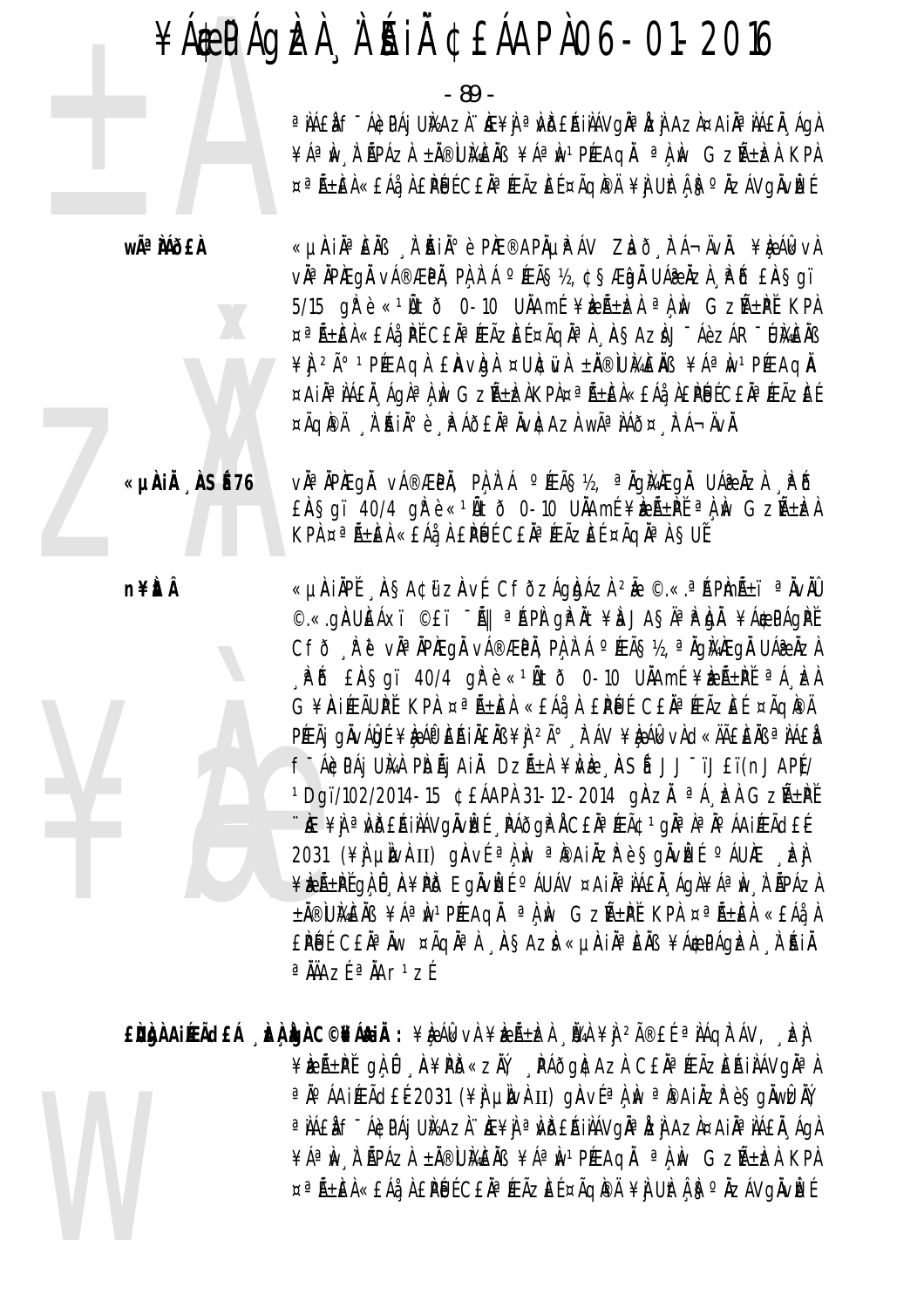ªÀÄ£À¸Àìf¯Áè¥ÀÆjUÉ ¸ÀzÀj ¨É¥Àj ªÀÄvÀÛ£ÉÊdiÁVgÀªÀ ¸ÀzÀj ¸ÀzÀ¸ÀåjAiÀÄ ªÀÄ£ÀÃ¸ÁgÀ ¥ÁªÀw ¸ÀªÀPÁzÀ ±ÀÄ®ÌªÀ£ÀÄß ¥ÁªÀw¹ PÉÆAqÀÄ ªÀiÁw G¥ÉÃ±ÀzÀ KPÀ ¤ªÉÃ±À£À«£Áå¸À£ÀPÉÌ C£ÀĪÉÆÃzÀ£É ¤ÃqÀ®Ä ¥Àj±ÀÄÌ¸À§ºÀzÁVgÀÄvÀÛzÉ

**wÃªÀiÁð£À**

«µÀAiÀÄªÀÄß ¸ÀÄ¢ÃWÀð ZÀað¸À¯Á¬ÄvÀÄ. ¥ÀæÁªÀvÀ vÀÄªÀÄPÀÆgÀÄ vÁ®ÆPÀÄ, PÀ¸À§Á ºÉÆÃ§½, ¢§ÆgÀÄ UÁæªÀÄzÀ ¸À.£ÀA§gï 5/15 gÀ°è «¹ÛÃtð 0-10 UÀÄAmÉ ¥ÀæzÉÃ±ÀzÀ ªÀ¸Àw G¥ÉÃ±ÀPÉÌ KPÀ ¤ªÉÃ±À£À«£Áå¸ÀPÉÌ C£ÀĪÉÆÃzÀ£É ¤ÃqÀÄªÀ ¸ÀA§AzÀ JÃ¯ÁèzÁgÀ ¯ÉÃSÀPÀ£ÀÄß ¥Àj²Ã°¹ PÉÆAqÀÄ £ÀAvÀgÀ ¤UÀ¢üvÀ ±ÀÄ®ÌªÀ£ÀÄß ¥ÁªÀw¹ PÉÆAqÀÄ ¤AiÀÄªÀiÁ£ÀÄ¸ÁgÀ ªÀ¸Àw G¥ÉÃ±ÀzÀ KPÀ ¤ªÉÃ±À£À«£Áå¸À£ÀPÉÌ C£ÀĪÉÆÃzÀ£É ¤ÃqÀ®Ä ¸ÀÄ¢Ãè¸À¨sÉAiÀÄ°è wÃªÀiÁð¤¸À¯Á¬ÄvÀÄ.

**«µÀAiÀÄ ¸ÀASÉå76**

vÀÄªÀÄPÀÆgÀÄ vÁ®ÆPÀÄ, PÀ¸À§Á ºÉÆÃ§½, ªÀÄgÀ¼ÀÆgÀÄ UÁæªÀÄzÀ ¸À.£ÀA§gï 40/4 gÀ°è «¹ÛÃtð 0-10 UÀÄAmÉ ¥ÀæzÉÃ±ÀPÉÌ ªÀ¸Àw G¥ÉÃ±ÀzÀ KPÀ ¤ªÉÃ±À£À«£Áå¸À£ÀPÉÌ C£ÀĪÉÆÃzÀ£É ¤ÃqÀĪÀ §UÉÎ.

**n¥Àà£Â**

«µÀAiÀÄPÉÌ ¸ÀA§A¢ü¹zÀAvÉ CfðzÁgÀgÁzÀ ²æ ©.«.ªÉÃPÀmÉÃ±ï ªÀÄvÀÄÛ ©.«.gÀAUÉÃxï ©£ï ¯ÉÃ| ªÉÃPÀlgÁªÀÄ ¥ÀzÀ JA§ÄªÀªÀgÀÄ ¥ÁæPÀgÀPÉÌ Cfð ¸À°è vÀÄªÀÄPÀÆgÀÄ vÁ®ÆPÀÄ, PÀ¸À§Á ºÉÆÃ§½, ªÀÄgÀ¼ÀÆgÀÄ UÁæªÀÄzÀ ¸À.£ÀA§gï 40/4 gÀ°è «¹ÛÃtð 0-10 UÀÄAmÉ ¥ÀæzÉÃ±ÀPÉÌ ªÁ¸ÀzÀ G¥ÀAiÉÆÃUÀPÉÌ KPÀ ¤ªÉÃ±À£À«£Áå¸À£ÀPÉÌ C£ÀĪÉÆÃzÀ£É ¤ÃqÀ®Ä PÉÆÃjgÀÄvÁÛgÉ ¥ÀæÁªÀÀ£ÉAiÀÄ£ÀÄß ¥Àj²Ã°¸À¯ÁV ¥ÀæÁªÀvÀ d«ÄÃ£À£ÀÄß ªÀÄ£À¸Àì f¯Áè¥ÀÆjUÀ¼À PÀbÉÃjAiÀÄ DzÉÃ±À ¥ÀvÀæ ¸ÀASÉå JJ¯ïJ£ï(n)APÉ/ ¹Dgï/102/2014-15 ¢£ÁAPÀ 31-12-2014 gÀ°èzÀÄ ªÁ¸ÀzÀ G¥ÉÃ±ÀPÉÌ ¨É¥Àj ªÀÄvÀÛ£ÉÊdiÁVgÀÄvÀÛzÉ ¸ÀzÀj d«ÄÃ£ÀÄ C£ÀĪÉÆÃ¢¹gÀÄªÀ ªÀÄºÁAiÉÆÃd£É 2031 (¥Àj�µÀÌÈvÀ II) gÀ°èvÉ ªÀ¸Àw ªÀ®AiÀÄzÀ°è §gÀÄvÀÛzÉ ºÁUÀÆ ¸ÀzÀj ¥ÀæzÉÃ±ÀPÉÌ gÀ¸ÉÛ ¸ÀA¥ÀPÀð EgÀÄvÀÛzÉ ºÁUÁV ¤AiÀÄªÀiÁ£ÀÄ¸ÁgÀ ¥ÁªÀw ¸ÀªÀPÁzÀ ±ÀÄ®ÌªÀ£ÀÄß ¥ÁªÀw¹ PÉÆAqÀÄ ªÀ¸Àw G¥ÉÃ±ÀPÉÌ KPÀ ¤ªÉÃ±À£À«£Áå¸À£ÀPÉÌ C£ÀĪÀÄw ¤ÃqÀÄªÀ ¸ÀA§AzÀ «µÀAiÀÄªÀÄß ¥ÁæPÀgÀtzÀ ¸À¨sÉAiÀÄ ªÀÄÄAzÉ ªÀÄAr¹zÉ.

**£ÀUÀgÀ AiÉÆÃd£Á ¸ÀºÀ¤zÉÃð±ÀPÀgÀ C©ü¥ÁæAiÀÄ:** ¥ÀæÁªÀvÀ ¥ÀæzÉÃ±ÀzÀ ¸ÀÄvÀÛ ¥Àj²Ã®£É ªÀiÁqÀ¯ÁV, ¸ÀzÀj ¥ÀæzÉÃ±ÀPÉÌ gÀ¸ÉÛ ¸ÀA¥ÀPÀð «zÀÄÝ ¸ÀPÁðgÀ¢AzÀ C£ÀĪÉÆÃzÀ£ÉUÉÆArgÀÄªÀ ªÀÄºÁAiÉÆÃd£É 2031 (¥ÀjµÀÌÈvÀ II) gÀ°èvÉ ªÀ¸Àw ªÀ®AiÀÄzÀ°è §gÀÄwÛzÀÄÝ, ªÀÄ£À¸Àìf¯Áè¥ÀÆjUÉ ¸ÀzÀj ¨É¥Àj ªÀÄvÀÛ£ÉÊdiÁVgÀªÀ ¸ÀzÀj ¤AiÀÄªÀiÁ£ÀÄ¸ÁgÀ ¥ÁªÀw ¸ÀªÀPÁzÀ ±ÀÄ®ÌªÀ£ÀÄß ¥ÁªÀw¹ PÉÆAqÀÄ ªÀiÁw G¥ÉÃ±ÀzÀ KPÀ ¤ªÉÃ±À£À«£Áå¸À£ÀPÉÌ C£ÀĪÉÆÃzÀ£É ¤ÃqÀ®Ä ¥Àj±ÀÄÌ¸À§ºÀzÁVgÀÄvÀÛzÉ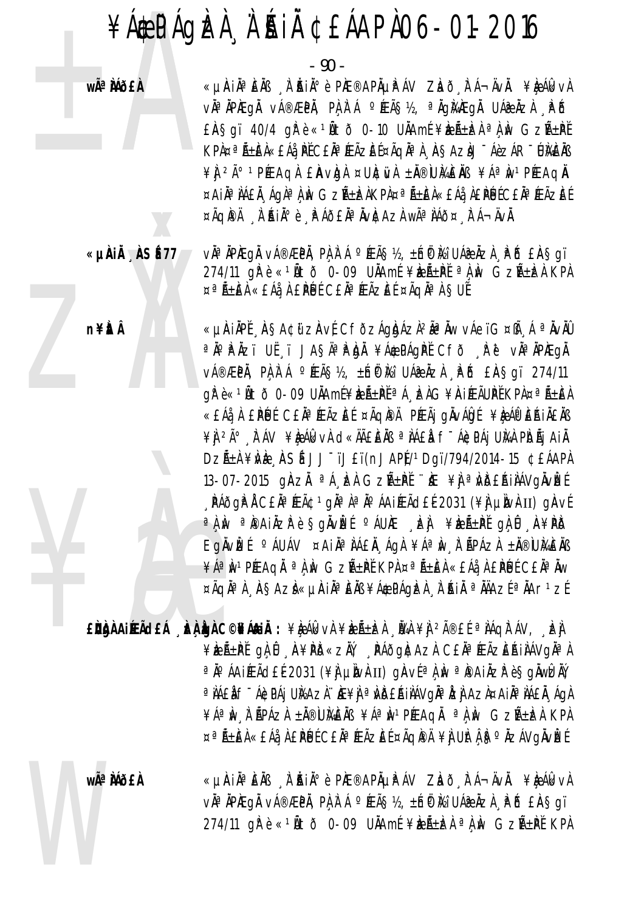**wÃªÀÄð£À** «µÀAiÀÄªÀÄ£ÀÄß ¸À¨sÉAiÀÄ°è PÀÆ®APÀµÀªÁV ZÀað¸À¯Á¬ÄvÀÄ. ¥ÁæÁ¢üPÁgÀzÀ ¸Àð£À PÀÄAiÀÄ ªÀÄvÀÄÛ ¸ÀªÀiÁªÉÃ±À vÀªÀÄä PÁAiÀÄ ¸ÀzÀ¸Àå£ÀÄß UÁæªÀÄzÀ ¸À.£ÀA 40/4 gÀ°è «¹Ût ð 0-10 UÀÄAmÉ ¥ÀæzÉñÀzÀ ªÀ¸Àw GzÉÝñÀPÉÌ KPÀ¤ªÉñÀ£À «£Áå¸À£ÀPÉÌ C£ÀÄªÉÆÃzÀ£É ¤ÃqÀ¯ÁVzÀÄÝ ¥ÀæQæAiÉÄAiÀÄ£ÀÄß ¥À²Ã°¸À¯ÁV ¥ÀæAiÀiÁtÂ¸ÀÄvÀÛzÀ ¤AiÀÄªÀiÁ£ÀÄ¸ÁgÀ ªÀ¸Àw GzÉÝñÀzÀ KPÀ¤ªÉñÀ£À «£Áå¸À£ÀPÉÌ C£ÀÄªÉÆÃzÀ£É ¤ÃqÀ®Ä ¸À¨sÉAiÀÄ°è ¸ÀªÀÄä£ÀÄvÀ¸ÀzÀ wÃªÀiÁð¤¸À¯Á¬ÄvÀÄ.

**«µÀAiÀÄ ¸ÀASÉå 77** vÀªÀÄä PÁAiÀÄ ¸ÀzÀ¸Àå£ÀÄß ±Áå«¯ÉÆ UÁæªÀÄzÀ ¸À.£ÀA 274/11 gÀ°è «¹Ût ð 0-09 UÀÄAmÉ ¥ÀæzÉñÀPÉÌ ªÀ¸Àw GzÉÝñÀzÀ KPÀ¤ªÉñÀ£À «£Áå¸À£ÀPÉÌ C£ÀÄªÉÆÃzÀ£É ¤ÃqÀ®Ä ¸ÀÆÜ

**n¥ÀàtÂ** «µÀAiÀÄPÉÌ ¸ÀA§A¢ü¹zÀAvÉ CfðzÁgÀgÁzÀ²æªÀÄw vÁeïG¤ß¸Á ªÀÄvÀÄÛ ªÀiÁºÀªÀÄzï UÉ¹ï J¸À§ÄªÀÄgÀgÀÄ ¥ÁæPÁgÀPÉÌ Cfð ¸À°è vÀªÀÄä PÁAiÀÄ ¸ÀzÀ¸Àå£ÀÄß ±Áå«¯ÉÆ UÁæªÀÄzÀ ¸À.£ÀA 274/11 gÀ°è «¹Ût ð 0-09 UÀÄAmÉ ¥ÀæzÉñÀPÉÌ ªÁ¸ÀzÀ G¥ÀAiÉÆÃUÀPÉÌ KPÀ¤ªÉñÀ£À «£Áå¸À£ÀPÉÌ C£ÀÄªÉÆÃzÀ£É ¤ÃqÀ®Ä PÉÆÃjgÀÄvÁÛgÉ ¥ÁæÁ¢üPÁgÀzÀ ¥À²Ã°¸À¯ÁV ¥ÁæÁ¢üPÁgÀzÀ ¥ÀæPÀ¶ßvÀ ªÀiÁ£Àå f¯ÁèPÁjUÀ¼ÁPÀ¥ÀÄAiÀÄ DzÉñÀ¥ÀæPÀ ¸ÀASÉå JJ¯ïJ£ï(nJAPÉ)/¹Dgï/794/2014-15 ¢£ÁAPÀ 13-07-2015 gÀAzÀÄ ªÁ¸ÀzÀ GzÉÝñÀPÉÌ ¨sÀÆ ¥ÀjªÀvÀð£ÉAiÀiÁVgÀÄvÀÛzÉ ¸ÀPÁðgÀªÀÅ C£ÀÄªÉÆÃ¢¹gÀªÀÄ ªÀÄºÁAiÉÆÃd£É 2031 (¥ÀjµÀÌøvÀ II) gÀAvÉ ªÀ¸Àw ªÀ®AiÀÄzÀ°è §gÀÄvÀÛzÉ ºÁUÀÆ ¸ÀzÀj ¥ÀæzÉñÀPÉÌ gÀ¸ÉÛ ¸ÀA¥ÀPÀð EgÀÄvÀÛzÉ ºÁUÁV ¤AiÀÄªÀiÁ£ÀÄ¸ÁgÀ ¥ÁªÀw¸À¨ÉÃPÁzÀ ±ÀÄ®ÌUÀ¼À£ÀÄß ¥ÁªÀw¹PÉÆAqÀÄ ªÀ¸Àw GzÉÝñÀPÉÌ KPÀ¤ªÉñÀ£À «£Áå¸À£ÀPÉÌ C£ÀÄªÀÄw ¤ÃqÀ®Ä ªÀ¸ÀÄ§ÀzÀÄ «µÀAiÀÄªÀÄ£ÀÄß ¥ÁæPÁgÀzÀ ¸À¨sÉAiÀÄ ªÀÄÄAzÉ ªÀÄAr¹zÉ

**£ÀUÀgÀ AiÉÆÃd£Á ¸ÀzÀ¸ÀågÀ C©ü¥ÁæAiÀÄ :** ¥ÁæÁ¢üPÁgÀzÀ ¸ÀÄ¥À¦ðAzÀ ¥ÀjªÀ®£É ªÀiÁqÀ¯ÁV, ¸ÀzÀj ¥ÀæzÉñÀPÉÌ gÀ¸ÉÛ ¸ÀA¥ÀPÀð «zÀÄÝ ¸ÀPÁðgÀªÀÅ C£ÀÄªÉÆÃ¢¹gÀªÀÄ ªÀÄºÁAiÉÆÃd£É 2031 (¥ÀjµÀÌøvÀ II) gÀAvÉ ªÀ¸Àw ªÀ®AiÀÄzÀ°è §gÀÄvÀÛzÀÝ ªÀiÁ£Àå f¯ÁèPÁjUÀ¼ÀÄ ¨sÀÆ¥ÀjªÀvÀð£ÉAiÀiÁVgÀÄªÀÅzÀj ¤AiÀÄªÀiÁ£ÀÄ¸ÁgÀ ¥ÁªÀw¸À¨ÉÃPÁzÀ ±ÀÄ®ÌUÀ¼À£ÀÄß ¥ÁªÀw¹PÉÆAqÀÄ ªÀ¸Àw GzÉÝñÀzÀ KPÀ¤ªÉñÀ£À «£Áå¸À£ÀPÉÌ C£ÀÄªÉÆÃzÀ£É ¤ÃqÀ®Ä ¥ÀjUÀt¸À§ºÀÄzÁVgÀÄvÀÛzÉ

**wÃªÀÄð£À** «µÀAiÀÄªÀÄ£ÀÄß ¸À¨sÉAiÀÄ°è PÀÆ®APÀµÀªÁV ZÀað¸À¯Á¬ÄvÀÄ. ¥ÁæÁ¢üPÁgÀzÀ vÀªÀÄä PÁAiÀÄ ¸ÀzÀ¸Àå£ÀÄß ±Áå«¯ÉÆ UÁæªÀÄzÀ ¸À.£ÀA 274/11 gÀ°è «¹Ût ð 0-09 UÀÄAmÉ ¥ÀæzÉñÀzÀ ªÀ¸Àw GzÉÝñÀPÉÌ KPÀ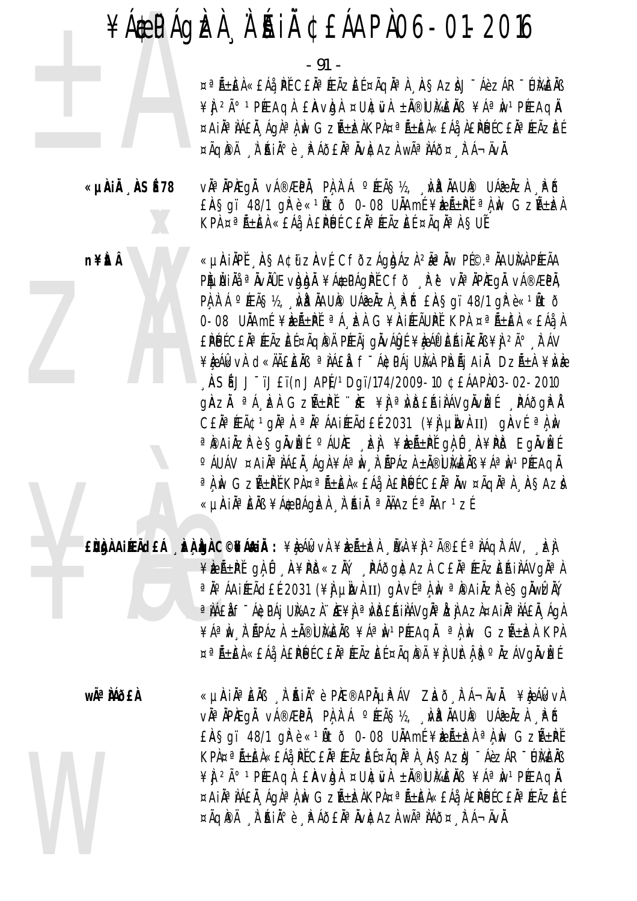¤ªÀÄä ÀzÀÀå«£Áå¸ÀPÉ C£ÀĪÉÆÃzÀPÉ ¤ÃqÀĪÀ ¸ÀA§AzsÀ ¯ÉÆÃPÀ¸À¨sÁ ÀaªÁ® AiÀÄ ¥Àj²Ã° ¹PÉÆAqÀÄ £ÀAvÀgÀ ¤UÀ¢üvÀ ±ÀÄ®ÌªÀ£ÀÄß ¥ÁªÀw¹PÉÆAqÀÄ ¤AiÀĪÀiÁ£ÀĸÁgÀªÀ ¸ÀÄw GzÉÝñÀPÁÌV¤ªÀÄä ÀzÀÀå«£Áå¸ÀzÀ C£ÀĪÉÆÃzÀ£É ¤ÃqÀ®Ä ¸À ÀÄÖAiÀÄ°è ¸ÀºÀÁð£ÀĪÀÄw ¤ÃqÀ¯Á¬ÄvÀÄ.

**«µÀAiÀÄ ¸ÀASÉå 78** vÀĪÀÄPÀÆgÀÄ vÁ®ÆèPÀÄ, PÀ¸À¨Á ºÉÆÃ§½, ¸ÀvÀå ÀAUÀ® UÁæªÀzÀ ¸À.£ÀA§gï 48/1 gÀ°è «¹ÛÃtð 0-08 UÀAmÉ ¥ÀæzÉñÀPÉ ªÀ¸Àw GzÉÝñÀPÁÌV ¤ªÀÄä ÀzÀÀå«£Áå¸ÀzÀ C£ÀĪÉÆÃzÀ£É ¤ÃqÀĪÀ §UÉÎ

**n¥Ààt** «µÀAiÀÄPÉÌ ¸ÀA§A¢ü¹zÀAvÉ CfðzÁgÀgÁzÀ ²æà ªÀÄw PÉ©.ªÀÄAUÀ¼ÀªÀÄä PÉÆÃA PÀÄlÄAiÀİªÀÄvÀÄÛ EvÀgÀgÀÄ ¥ÁæPÁgÀPÉÌ Cfð ¸À°è vÀĪÀÄPÀÆgÀÄ vÁ®ÆèPÀÄ, PÀ¸À¨Á ºÉÆÃ§½, ¸ÀvÀå ÀAUÀ® UÁæªÀzÀ ¸À.£ÀA§gï 48/1 gÀ°è «¹ÛÃtð 0-08 UÀAmÉ ¥ÀæzÉñÀPÉÌ ªÁ¸ÀzÀ G¥ÀAiÉÆÃUÀPÉÌ KPÀ ¤ªÀÄä ÀzÀÀå «£Áå¸ÀzÀ C£ÀĪÉÆÃzÀ£É ¤ÃqÀ®Ä PÉÆÃjgÀĪÁUÉ ¥ÀæÁ¸ÀÛÉ ÀAiÀÄ£ÀÄß ¥Àj²Ã°¸À¯ÁV ¥ÀæÁ¸ÀÛvÀ d«ÄãÀ£ÀÄß ªÀÄÁ£Àå f¯Áè¢üPÁjUÀ¼À DzÉñÀ ¸ÀASÉå J¯ïJ£ï(n J)PÉ/¹Dgï/174/2009-10 ¢£ÁAPÀ 03-02-2010 gÀAzÀ ªÁ¸ÀzÀ GzÉÝñÀPÉÌ ¨sÀÆ ¥ÀjªÀvÀð£ÉAiÀiÁVgÀĪÀÅzÉÃ ¸ÀºÁðgÀÆ C£ÀĪÉÆÃ¢¹gÀĪÀ ªÀÄ¸ÁÖgï ¥Áè£ï 2031 (¥Àj µÀÌöÈvÀ II) gÀAvÉ ªÀ¸Àw ªÀ®AiÀÄzÀ°è §gÀĪÀÅzÉ ºÁUÀÆ ¸ÀzÀj ¥ÀæzÉñÀPÉÌ gÀ¸ÉÛ ¸ÀA¥ÀPÀð EgÀĪÀÅzÉ ºÁUÁV ¤AiÀĪÀiÁ£ÀĸÁgÀ ¥ÁªÀw¸À¨ÉÃPÁzÀ ±ÀÄ®ÌªÀ£ÀÄß ¥ÁªÀw¹PÉÆAqÀÄ ªÀ¸Àw GzÉÝñÀPÉÌ KPÀ ¤ªÀÄä ÀzÀÀå«£Áå¸ÀzÀ C£ÀĪÉÆÃzÀ£ÉAiÀÄ£ÀÄß ¤ÃqÀĪÀ ¸ÀA§AzsÀ «µÀAiÀĪÀ£ÀÄß ¥ÁæPÁgÀzÀ ¸À ÀÄÖAiÀÄ ªÀÄÄAzÉ ªÀÄAr¹zÉ.

**£ÀUÀgÀAiÉÆÃd£Á ¸ÀzÀ¸ÀågÀ C©ü¥ÁæAiÀÄ :** ¥ÀæÁ¸ÀÛvÀ ¥ÀæzÉñÀzÀ ¸ÀܼÀ ¥Àj²Ã®£É ªÀiÁqÀ¯ÁV, ¸ÀzÀj ¥ÀæzÉñÀPÉÌ gÀ¸ÉÛ ¸ÀA¥ÀPÀð«zÀÄÝ ¸ÀºÁðgÀ¢AzÀ C£ÀĪÉÆÃzÀ£ÉAiÀiÁVgÀĪÀ ªÀÄ¸ÁÖgï ¥Áè£ï 2031 (¥Àj µÀÌöÈvÀ II) gÀAvÉ ªÀ¸Àw ªÀ®AiÀÄzÀ°è §gÀÄwÛzÀÄÝ, ªÀiÁ£Àå f¯Áè¢üPÁjUÀ¼ÀzÀ ¨sÀÆ¥ÀjªÀvÀð£ÉAiÀiÁVgÀĪÀÅzÀjAzÀ ¤AiÀĪÀiÁ£ÀĸÁgÀ ¥ÁªÀw¸À¨ÉÃPÁzÀ ±ÀÄ®ÌªÀ£ÀÄß ¥ÁªÀw¹PÉÆAqÀÄ ªÀ¸Àw GzÉÝñÀzÀ KPÀ ¤ªÀÄä ÀzÀÀå«£Áå¸ÀzÀ C£ÀĪÉÆÃzÀ£É ¤ÃqÀ®Ä ¥ÀjUÀt¸À§ºÀÄzÁVgÀÄvÀÛzÉ.

**wÃªÀiÁð£À** «µÀAiÀÄzÀ §UÉÎ ¸À ÀÄÖAiÀÄ°è ZÀað¸À¯Á¬ÄvÀÄ. ¥ÀæÁ¸ÀÛvÀ vÀĪÀÄPÀÆgÀÄ vÁ®ÆèPÀÄ, PÀ¸À¨Á ºÉÆÃ§½, ¸ÀvÀå ÀAUÀ® UÁæªÀzÀ ¸À.£ÀA§gï 48/1 gÀ°è «¹ÛÃtð 0-08 UÀAmÉ ¥ÀæzÉñÀzÀ ªÀ¸Àw GzÉÝñÀPÉÌ KPÀ ¤ªÀÄä ÀzÀÀå«£Áå¸ÀPÉ C£ÀĪÉÆÃzÀ£É ¤ÃqÀĪÀ ¸ÀA§AzsÀ ¯ÉÆÃPÀ¸À¨sÁ ÀaªÁ®AiÀÄ ¥Àj²Ã° ¹PÉÆAqÀÄ £ÀAvÀgÀ ¤UÀ¢üvÀ ±ÀÄ®ÌªÀ£ÀÄß ¥ÁªÀw¹PÉÆAqÀÄ ¤AiÀĪÀiÁ£ÀĸÁgÀªÀ ¸Àw GzÉÝñÀzÀ KPÀ ¤ªÀÄä ÀzÀÀå«£Áå¸ÀzÀ C£ÀĪÉÆÃzÀ£É ¤ÃqÀ®Ä ¸À ÀÄÖAiÀÄ°è ¸ÀºÀÁð£ÀĪÀÄw ¤ÃqÀ¯Á¬ÄvÀÄ.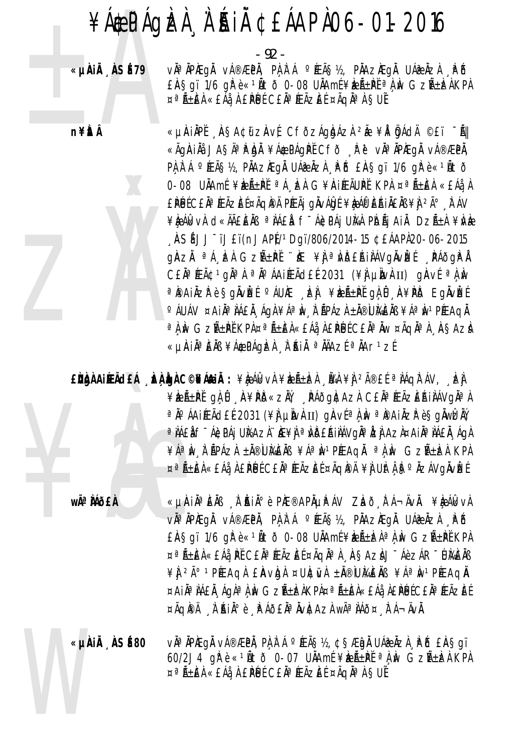«µÀiÀ ¸ÀSÉå 79 vÃªÀÄPÀÆgÀÄ vÁ®ÆèPÀÄ, PÀ¸À¨Á ºÉÆÃ§½, PÀÄAzÀÆgÀÄ UÁæªÀÄzÀ ¸À.£ÀA. £À§gï 1/6 gÀ°è «¹ÛÃtð 0-08 UÀÄAmÉ ¥ÀæzÉÃ±ÀªÀ£ÀÄß GzÉÝÃ±ÀPÁÌV ¸ÀPÁðgÀPÉÌ ¸ÉÃjzÉ JAzÀÄ vÀ£ÀUÉ ¸ÉÃjzÀÄÝ

n¥ÀÀÂ «µÀAiÀÄPÉÌ ¸ÀA§A¢ü¹zÀAvÉ CfðzÁgÀgÀÄ ¸ÀzÀgÀ ¥ÀæPÀgÀtzÀ°è ©£ï ¯ÉÃ¦ «ÃgÀAiÀÄå JA§ÄªÀgÀ ¥ÀgÀªÁV ªÀPÁ®vÀÄÛ ºÁdgÀÄ ¥Àr¹ vÀªÀÄä ªÁzÀªÀ£ÀÄß ªÀÄAqÀ¹zÀgÀÄ. ¸ÀzÀgÀ ¸Àé¹ÛAiÀÄ ¸ÀA§AzsÀ vÀ£ÀUÉ ¸ÀPÁðgÀzÀ ªÀÄAdÆgÁw DzÉÃ±ÀªÁVzÀÄÝ, CzÀgÀAvÉ ¸Àé¹ÛAiÀÄ C¢üPÀÈvÀ ªÁ¹¢ÝgÀÄvÉÛÃªÉ JAzÀÄ ªÁ¢¹zÀgÀÄ. ¸ÀzÀgÀ ¸Àé¹ÛAiÀÄÄ CfðzÁgÀjUÉ ¸ÀPÁðgÀ¢AzÀ ªÀÄAdÆgÁVzÀÄÝ, DzÉÃ±À ¸ÀASÉå JJ¯ïJ£ï(n)JAPÉ/¹Dgï/806/2014-15 ¢£ÁAPÀ 20-06-2015 gÀAzÀÄ ªÀÄAdÆgÁw DzÉÃ±À ºÉÆgÀr¹zÀÄÝ, ¸ÀzÀgÀ DzÉÃ±ÀzÀ ¥ÀæPÁgÀ ¸ÀPÁðgÀPÉÌ ¸ÀzÀgÀ ¸Àé¹ÛAiÀÄ ¨Á§ÄÛ ºÀtªÀ£ÀÄß ¥ÁªÀw¹ ¸ÀPÁðgÀ¢AzÀ ªÀÄAdÆgÁw ¥ÀqÉ¢gÀÄvÁÛgÉ JAzÀÄ ªÁ¢¹zÀgÀÄ. C¢üPÀÈvÀ ªÁ¹¢ÝgÀÄvÉÛÃªÉ JAzÀÄ ªÁ¢¹ ¸Àé¹ÛAiÀÄ£ÀÄß «µÀAiÀÄ ¥ÀæPÀgÀtzÀ°è ¸ÀzÀgÀ ¸Àé¹ÛAiÀÄ ¸Àé¢üÃ£Á£ÀÄ¨sÀªÀzÀ°èzÀÄÝ, «µÀAiÀÄªÀ£ÀÄß ¥ÀæPÀgÀtzÀ CAwªÀÄ ¤tðAiÀÄPÉÌ ¨ÁQ EqÀ¯Á¬ÄvÀÄ.

£ÀåAiÀÄ¤tðAiÀÄzÀ ¸ÀA§AzsÀ C©ü¥ÁæAiÀÄ: ¥ÀæPÀgÀtzÀ ¥ÀæzÉÃ±ÀzÀ ¸ÀÄvÀÛ¥À¤AiÀÄ°è, ¸ÀzÀgÀ ¥ÀæzÉÃ±ÀªÀÅ ¥Àj²µÀÖ eÁw ªÀÄvÀÄÛ ¥Àj²µÀÖ ¥ÀAUÀqÀzÀ ¸ÀPÁðgÀzÀ ¸Àé¹ÛAiÀÄ ªÀVðÃPÀgÀt£ÀªÁV PÀ£ÁðlPÀ ¨sÀÆ PÀAzÁAiÀÄ C¢ü¤AiÀÄªÀÄ 1964 gÀ PÀ®A 94 (¹) ªÀÄvÀÄÛ 2031 (¥À¸ÀÄÛvÀ II) gÀAvÉ ªÀÄAdÆgÁw ¥ÀqÉzÀÄ ¸Àé¹ÛAiÀÄ£ÀÄß ¸ÁUÀÄªÀ½ ªÀiÁqÀÄwÛzÀÄÝ, ¸ÀzÀgÀ ¸Àé¹ÛAiÀÄÄ ¸ÀPÁðgÀPÉÌ ¸ÉÃjzÀÄÝ, ¸ÀzÀgÀ ¸Àé¹ÛAiÀÄ£ÀÄß vÀ£Àß ¸Àé¢üÃ£ÀzÀ°èlÄÖPÉÆAqÀÄ ¸ÀPÁðgÀPÉÌ ¸ÉÃjzÀ ¸Àé¹ÛAiÀÄ JAzÀÄ WÉÆÃ¶¸À¨ÉÃPÀÄ JAzÀÄ ¤tðAiÀÄPÉÌ §gÀ¯Á¬ÄvÀÄ.

wÃªÀiÁð£À «µÀAiÀÄªÀ£ÀÄß ¸À«¸ÀÛgÀªÁV ¥Àj²Ã°¸À¯ÁV ¸ÀzÀgÀ ¸Àé¹ÛAiÀÄ ¥ÀæPÀgÀtzÀ vÀªÀÄä ªÁzÀªÀ£ÀÄß vÀ¼Àî¯ÁVzÉ. ¸ÀzÀgÀ ¸Àé¹ÛAiÀÄÄ ¸ÀPÁðgÀzÀ ¸Àé¹ÛAiÀÄ JAzÀÄ WÉÆÃ¶¹ DzÉÃ²¸À¯ÁVzÉ. vÃªÀÄPÀÆgÀÄ vÁ®ÆèPÀÄ, PÀ¸À¨Á ºÉÆÃ§½, PÀÄAzÀÆgÀÄ UÁæªÀÄzÀ ¸À.£ÀA. £À§gï 1/6 gÀ°è «¹ÛÃtð 0-08 UÀÄAmÉ ¥ÀæzÉÃ±ÀªÀ£ÀÄß GzÉÝÃ±ÀPÁÌV ¸ÀPÁðgÀPÉÌ ¸ÉÃjzÉ JAzÀÄ WÉÆÃ¶¸À¯ÁVzÉ. ¸ÀzÀgÀ ¸Àé¹ÛAiÀÄ ¸Àé¢üÃ£ÀªÀ£ÀÄß ¸ÀPÁðgÀPÉÌ ¤ÃqÀ¯ÁVzÉ. ¸ÀzÀgÀ ¸Àé¹ÛAiÀÄ£ÀÄß ¸ÀPÁðgÀzÀ ¸Àé¹ÛAiÀÄ JAzÀÄ WÉÆÃ¶¸À¯ÁVzÉ. wÃªÀiÁð£À ¸À«¸ÀÛgÀªÁV.

«µÀAiÀÄ ¸ÀASÉå 80 vÃªÀÄPÀÆgÀÄ vÁ®ÆèPÀÄ, PÀ¸À¨Á ºÉÆÃ§½, ¢§ÆâgÀÄ UÁæªÀÄzÀ ¸À.£ÀA. £À§gï 60/2J4 gÀ°è «¹ÛÃtð 0-07 UÀÄAmÉ ¥ÀæzÉÃ±ÀªÀ£ÀÄß GzÉÝÃ±ÀPÁÌV ¸ÀPÁðgÀPÉÌ ¸ÉÃjzÉ JAzÀÄ vÀ£ÀUÉ ¸ÉÃjzÀÄÝ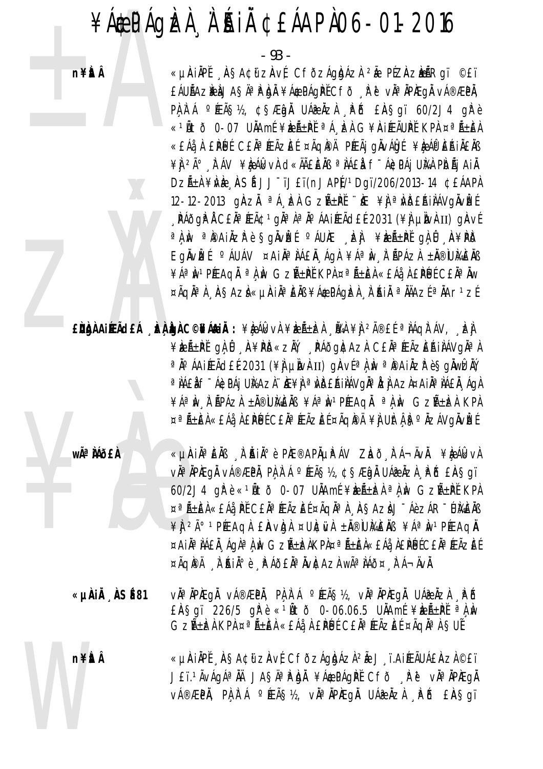«µÀiÀPÉ ¸ÀSÀ¢ÜzÀvÉ Cfðzár À²ÃPÉ ÀzÀÄÉRgï ©£ï £ÁUÉAzÀæÀJ À§Äª ÀÌgÀ ¥ÁæPÁgÀPÉ Cfð ¸ À è vÁª ÄPÀEgÀ vÁ®ÆPÀ, PÀ¸ÀÁ ºÉÆ§½, ¢§ÆgÀ UÁæÃzÀ ¸ÀªÉ £À§gï 60/2J4 gÀ°è «¹ÛtÃð 0-07 UÀAmÉ ¥ÀæÃ±ÀPÉ ªÁ¸ÀzÀ G¥ÀAiÉÆÃUÀPÉ KPÀ ¤ªÉÃ±ÀEÀ «£Áå¸À £ÀPÉÉ C£ÀªÉÆÃzÀ£É ¤ÃqÀÄ PÉÆÃjgÀvÁÛgÉ ¥ÀæÁ¢ÃPÁiÀÄÀß ¥Àj²Ã°¸À ÁV ¥ÀæÁ¢ÃvÀ d«ÄÃ£ÀÄß ªÀÄÁ£Àå f¯ÁèPÁj UÀ¼À PÀbÃjAiÀÄ DzÉÃ±À ¥ÀæÀ¸ÀSÉå JJ¯ïJ£ï(n J APÉ/¹ Dgï/206/2013-14 ¢£ÁAPÀ 12-12-2013 gÀ°zÀ ªÁ¸ÀzÀ GzÉÝÃ±ÀPÉ ¨ÀÆ ¥Àj ªÀvÀð£ÉAiÀiÁVgÀvÀÛÉ ¸ÀªÁðgÀPÀ C£ÀªÉÆÃ¢¹gÀªÀ ªÀÄºÁAiÉÆÃd£É 2031 (¥Àj µÀÌvÀ II) gÀ vÉ ªÀ¸Àw ªÀ®AiÀÄzÀ°è§gÀvÀÛÉ ºÁUÀÆ ¸ÀzÀj ¥ÀæÃ±ÀPÉ gÀ¸ÛÉ ¸À¥ÀPÀð EgÀvÀÛÉ ºÁUÁV ¤AiÀÄªÀÄÁ£ÀÄ¸ÁgÀ ¥ÁªÀw¸À¯ÁZÁzÀ ±ÀÄ®Ì¼ÀÄÀß ¥ÁªÀw¹PÉÆAqÀÄ ªÀ¸Àw GzÉÝÃ±ÀPÉ KPÀ ¤ªÉÃ±ÀEÀ «£Áå¸À £ÀPÉÉ C£ÀªÀÄw ¤ÃqÀÄªÀ ¸À§AzÀ «µÀAiÀÄªÀÄÀß ¥ÁæPÁgÀzÀ ¸À¨ÉAiÀÄ ªÀÄÄAzÉ ªÀÄAr¹zÉ

**£ÀUÀgÀ AiÉÆÃd£Á ¸ÀzÀ¸ÀågÀ C©üÁææAiÀÄ:** ¥ÀæÁ¢ÃvÀ ¥ÀæÃ±ÀzÀ ¸ÀÜ¼À ¥Àj²Ã®£É ªÀÄÁqÀ¯ÁV, ¸ÀzÀj ¥ÀæÃ±ÀPÉ gÀ¸ÛÉ ¸À¥ÀPÀð «zÀÝÀ ¸ÀªÁðgÀPÀ C£ÀªÉÆÃzÀ£ÉAiÀiÁVgÀªÀ ªÀÄºÁAiÉÆÃd£É 2031 (¥Àj µÀÌvÀ II) gÀ vÉ ªÀ¸Àw ªÀ®AiÀÄzÀ°è§gÀwÛzÀÝ ªÀÄÁ£Àå f¯ÁèPÁj UÀ¼ÀzÀ ¨ÀÆ¥Àj ªÀvÀð£ÉAiÀiÁVgÀÄªÀ ÀzÀj AzÀ¤AiÀÄªÀÄÁ£ÀÄ¸ÁgÀ ¥ÁªÀw¸À¯ÁZÁzÀ ±ÀÄ®Ì¼ÀÄÀß ¥ÁªÀw¹PÉÆAqÀÄ ªÀ¸Àw GzÉÝÃ±ÀzÀ KPÀ ¤ªÉÃ±ÀEÀ «£Áå¸À £ÀPÉÉ C£ÀªÉÆÃzÀ£É ¤ÃqÀ®Ä ¥Àj UÀt¸À§ºÀÄzÁVgÀvÀÛÉ

**wÃªÀiÁð£À** «µÀAiÀÄªÀ£ÀÄß ¸À¨ÉAiÀÄ°è PÀÆ®APÀµÀªÁV ZÀað¸À¯Á¬ÄvÀÄ. ¥ÀæÁ¢ÃvÀ vÁª ÄPÀEgÀ vÁ®ÆPÀ, PÀ¸ÀÁ ºÉÆ§½, ¢§ÆgÀ UÁæÃzÀ ¸ÀªÉ £À§gï 60/2J4 gÀ°è «¹ÛtÃð 0-07 UÀAmÉ ¥ÀæÃ±ÀzÀ ªÀ¸Àw GzÉÝÃ±ÀPÉ KPÀ ¤ªÉÃ±ÀEÀ «£Áå¸ÀPÉ C£ÀªÉÆÃzÀ£É ¤ÃqÀÄªÀ ¸À§AzÀJ¯ÁèzÁR¯ÉUÀ¼ÀÄß ¥Àj²Ã°¹PÉÆAqÀ £ÀAvÀgÀ ¤UÀ¢üvÀ ±ÀÄ®Ì¼ÀÄß ¥ÁªÀw¹PÉÆAqÀÄ ¤AiÀÄªÀÄÁ£ÀÄ¸ÁgÀªÀ¸Àw GzÉÝÃ±ÀzÀKPÀ ¤ªÉÃ±ÀEÀ «£Áå¸À £ÀPÉÉ C£ÀªÉÆÃzÀ£É ¤ÃqÀ®Ä ¸À¨ÉAiÀÄ°è ¸ÀªÁð£ÀÄªÀÄvÀzÀ wÃªÀiÁð£À ¸À¯Á¬ÄvÀÄ.

**«µÀAiÀÄ ¸ÀASÉå 81** vÁª ÄPÀEgÀ vÁ®ÆPÀ, PÀ¸ÀÁ ºÉÆ§½, vÁª ÄPÀEgÀ UÁæÃzÀ ¸ÀªÉ £À§gï 226/5 gÀ°è «¹ÛtÃð 0-06.06.5 UÀAmÉ ¥ÀæÃ±ÀPÉ ªÀ¸Àw GzÉÝÃ±ÀzÀ KPÀ ¤ªÉÃ±ÀEÀ «£Áå¸À £ÀPÉÉ C£ÀªÉÆÃzÀ£É ¤ÃqÀÄªÀ §UÉÎ

**n¥ÀàtÂ** «µÀAiÀÄPÉ ¸ÀA§A¢ü¹zÀAvÉ Cfðzár À²ÃPÉ J¸ï.AiÉÆÃUÁ£ÀAzÀ ©£ï J£ï.¹ÃvÁgÁªÀÄÄ J¸ÁªÀÄÄ ¥ÁæPÁgÀPÉ Cfð ¸À è vÁª ÄPÀEgÀ vÁ®ÆPÀ, PÀ¸ÀÁ ºÉÆ§½, vÁª ÄPÀEgÀ UÁæÃzÀ ¸ÀªÉ £À§gï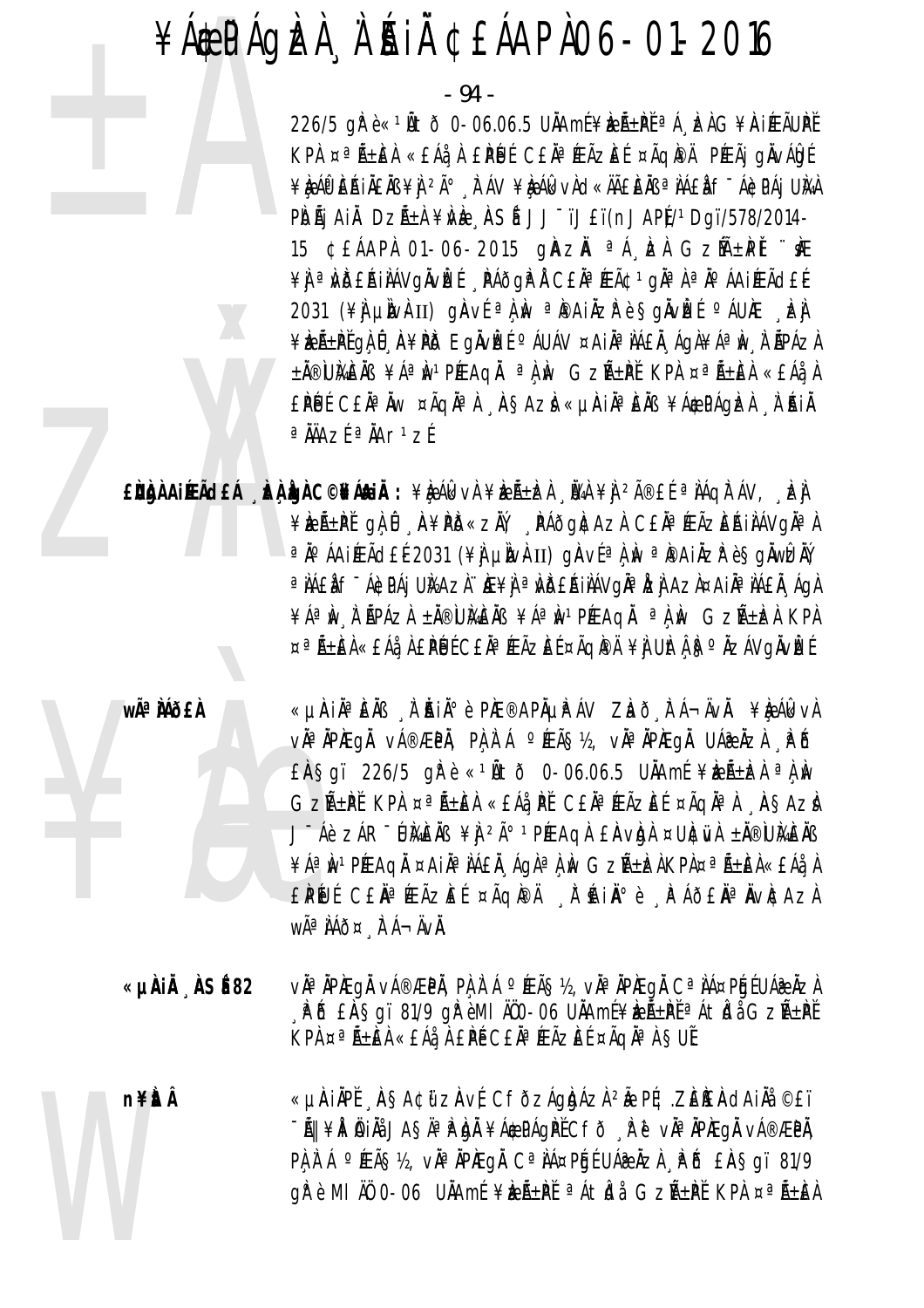226/5 gÀ°è «¹ÛÃtð 0-06.06.5 UÀÄAmÉ ¥ÀæÃ±ÀPÀÌ ªÁ¸ÀzÀ G¥ÀAiÉÆÃUÀPÁÌV PÀÈ¶AiÉÄvÀgÀ GzÉÝñÀPÁÌV ¨sÀÆ¥ÀjªÀvÀð£É ªÀiÁqÀ®Ä ¨sÀÆ ¥ÀjªÀvÀð£É ¥ÁæeÉPÀëÃ±À¼ÀÄ ªÀ¯ÁßgÀ ±ÁSÉ ¸ÀASÉå, ªÀÄvÀÄÛ ªÀÄAdÆgÁw DzÉñÀ ¸ÀASÉå JJ¯ïJ£ï(n)JAPÉ/¹Dgï/578/2014-15 ¢£ÁAPÀ 01-06-2015 gÀAzÀÄ ªÁ¸ÀzÀ GzÉÝñÀPÀÌ ¨sÀÆ ¥Àj ªÀvÀð£ÉAiÀiÁVgÀÄvÀÛzÉ ¸ÀzÀj ¥ÀæzÉñÀªÀÅ C£ÀÄªÉÆÃ¢¹gÀÄªÀ ªÀÄºÁAiÉÆÃd£É 2031 (¥ÀjµÀÌöÈvÀ II) gÀ°è ªÀ¸Àw ªÀ®AiÀÄzÀ°è §gÀÄvÀÛzÉ. ºÁUÀÆ ¸ÀzÀj ¥ÀæzÉñÀzÀ gÀ¸ÉÛ CUÀ® 9 «ÄÃ EgÀÄvÀÛzÉ. ºÁUÁV ¤AiÀÄªÀiÁ£ÀÄ¸ÁgÀ ¥Áæ¸ÁÛ«vÀ ¸ÀzÀj ¥ÀæzÉñÀPÉÌ ªÀ¸Àw GzÉÝñÀPÉÌ PÀÈ¶ AiÉÄvÀgÀ GzÉÝñÀPÁÌV C£ÀÄªÉÆÃzÀ£É ¤ÃqÀ®Ä ¸ÀzÀj ¸ÀASÉå«µÀAiÀÄªÀ£ÀÄß ¥ÁæPÀgÀtzÀ ¸À¨sÉAiÀÄ ªÀÄÄAzÉ ªÀÄAr¹zÉ.

**£ÀUÀgÀ AiÉÆÃd£Á ¸ÀzÀ¸ÀågÀ C©ü¥ÁæAiÀÄ :** ¥ÀæÁ¢üPÁgÀzÀ ¸ÀÄvÉÆÃ¯ÉPÀ: ¸ÀzÀj ¥ÀæzÉñÀªÀÅ PÀÈ¶ JA§ ¥ÀæzÉñÀzÀ°è §gÀÄvÀÛzÉ. C£ÀÄªÉÆÃ¢vÀ ªÀÄºÁAiÉÆÃd£É 2031 (¥ÀjµÀÌöÈvÀ II) gÀ°è ªÀ¸Àw ªÀ®AiÀÄzÀ°è §gÀÄwÛzÉ. ªÀÄ£ÀÄß ¨sÀÆ¥ÀjªÀvÀð£ÉAiÀiÁVgÀÄvÀÛzÉ. ¤AiÀÄªÀiÁ£ÀÄ¸ÁgÀ ¥Áæ¸ÁÛ«vÀ ¸ÀzÀj ¥ÀæzÉñÀPÉÌ ªÀ¸Àw GzÉÝñÀPÉÌ PÀÈ¶ AiÉÄvÀgÀ GzÉÝñÀPÁÌV C£ÀÄªÉÆÃzÀ£É ¤ÃqÀ®Ä ¥ÀjUÀt¸À§ºÀÄzÁVgÀÄvÀÛzÉ.

**wÃªÀiÁð£À** «µÀAiÀÄªÀ£ÀÄß ¸À«ªÀgÀªÁV ZÀað¸À¯Á¬ÄvÀÄ. ¥ÀæÁ¢üPÁgÀzÀ ¸ÀzÀ¸Àå PÁAiÀÄðzÀ±Àð ºÁUÀÆ DAiÀÄÄPÀgÀ ¸ÀÆZÀ£ÉAiÀÄ ªÉÄÃgÉUÉ ¸À. £ÀA 226/5 gÀ°è «¹ÛÃtð 0-06.06.5 UÀÄAmÉ ¥ÀæzÉñÀzÀ ªÀ¸Àw GzÉÝñÀPÉÌ PÀÈ¶ AiÉÄvÀgÀ GzÉÝñÀPÁÌV C£ÀÄªÉÆÃzÀ£É ¤ÃqÀ®Ä ¸ÀASÉå «µÀAiÀÄzÀ°è C£ÀÄªÉÆÃzÀ£É ¤ÃqÀ®Ä ¸ÀPÁðgÀPÉÌ ²¥sÁgÀ¸ÀÄì ªÀiÁqÀ®Ä ¸À¨sÉAiÀÄ°è wÃªÀiÁð¤¸À¯Á¬ÄvÀÄ.

**«µÀAiÀÄ ¸ÀASÉå 82** vÀªÀÄPÀÆgÀÄ vÁ®ÆèPÀÄ, PÀ¸À¨Á ºÉÆÃ§½, vÀªÀÄPÀÆgÀÄ CªÀÄÈvÀÆgÀÄ UÁæªÀÄzÀ ¸À.£ÀA 81/9 gÀ°è MlÄÖ 0-06 UÀÄAmÉ ¥ÀæzÉñÀPÉÌ ªÁtÂdå GzÉÝñÀPÉÌ PÀÈ¶AiÉÄvÀgÀ GzÉÝñÀPÁÌV C£ÀÄªÉÆÃzÀ£É ¤ÃqÀÄªÀ §UÉÎ.

**n¥ÀàtÂ** «µÀAiÀÄPÉÌ ¸ÀA§A¢ü¹zÀAvÉ CfðzÁgÀgÁzÀ ²æÃ PÉ.Z.£ÀAd¥Àà ©£ï ¯Éläà¥Àà DiÀÄå JA§ÄªÀªÀgÀÄ ¥ÁæPÁgÀPÉÌ Cfð ¸À°è¹ vÀªÀÄPÀÆgÀÄ vÁ®ÆèPÀÄ, PÀ¸À¨Á ºÉÆÃ§½, vÀªÀÄPÀÆgÀÄ CªÀÄÈvÀÆgÀÄ UÁæªÀÄzÀ ¸À.£ÀA 81/9 gÀ°è MlÄÖ 0-06 UÀÄAmÉ ¥ÀæzÉñÀPÉÌ ªÁtÂdå GzÉÝñÀPÉÌ PÀÈ¶AiÉÄvÀgÀ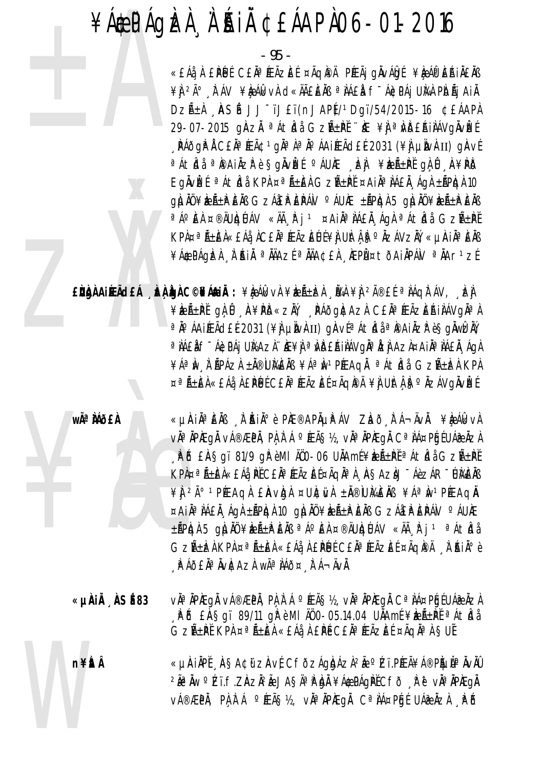«£Áå¸À £ÀÊðÉ C£Àª ÉÃzÀ£É ¤ÃqÀÄªÀ ºÉÃgÀÄªÁUÉ ¥ÀæÁ¢üPÁgÀzÀ ¥Àj²Ã°¸À¯ÁV ¥ÀæÁ¢üvÀ d«ÄÃ£ÀÄ ªÀÄ£ÀÄµÀå ¨ÁzsÀPÀ JA§ÄzÀPÉÌ AiÀiÁªÀÅzÉÃ DzsÁgÀ EgÀ¨ÁgÀzÀÄ.» ªÀÄvÀÄÛ ¤AiÀÄªÀÄ 32(J)gÀ£ÀéAiÀÄ ¸ÀPÁðgÀzÀ DzÉñÀ ¸ÀASÉå JJ¯ïJ£ï(n)J¦é/¹Dgï/54/2015-16 ¢£ÁAPÀ 29-07-2015 gÀAvÉ ªÀÄÄAzÀÄªÀgÉzÀ ¥ÀæQæAiÉÄAiÀÄ£ÀÄß PÉÊUÉÆ¼Àî¯ÁVzÉ. ¥ÀæÁ¢üPÁgÀzÀ ¥Àj²Ã®£Á ¸À«Äw ¸À¨sÉAiÀÄ°è ¥ÀæzÉñÀ ªÀÄvÀÄÛ ¥ÀæzÉñÀzÀ ¸ÀÄvÀÛ®Ä EgÀÄªÀ C©üªÀÈ¢Þ ¸ÀAzÀ¨sÀðªÀ£ÀÄß ¥Àj²Ã°¹ ¥Àæ¸ÁÛªÀ£ÉAiÀÄ£ÀÄß CAVÃPÀj¸À®Ä wÃªÀiÁ£À¸À¯ÁVzÉ.

**£ÀUÀgÀ AiÉÆÃd£Á ¸ÀºÁAiÀÄPÀ ¤zÉÃð±ÀPÀgÀ C©üªÀÄvÀ :** ¥ÀæÁ¢üvÀ ¥ÀæzÉñÀzÀ ¸ÀÄvÀÛ ¥Àj²Ã®£É ªÀiÁqÀ¯ÁV, ¸ÀzÀj ¥ÀæzÉñÀªÀÅ ¸ÁUÀgÀ ¸ÀxÀ½ÃAiÀÄ AiÉÆÃd£Á ¥ÁæzsÉÃPÀgÀtzÀ ªÀÄºÁAiÉÆÃd£É 2031 (¥ÀjµÀÌøvÀ-II) gÀ°è ªÁtÂdå ªÀÄvÀÄÛ ªÀ¸Àw G¥ÀAiÉÆÃUÀPÉÌ ªÀÄ£ÀÄµÀå ¨ÁzsÀPÀ JA§ÄzÀPÉÌ AiÀiÁªÀÅzÉÃ DzsÁgÀ EgÀ¨ÁgÀzÀÄ.

**wÃªÀiÁð£À**

«µÀAiÀÄªÀ£ÀÄß ¸À«ªÀgÀªÁV ZÀað¸À¯Á¬ÄvÀÄ. ¥ÀæÁ¢üvÀ vÁ®ÆèPÀÄ ¸ÁUÀgÀ, ºÉÆÃ§½ PÀ¸À¨Á, UÁæªÀÄzÀ ¸À.£ÀA 81/9 gÀ°è 0-06 UÀÄAmÉ ¥ÀæzÉñÀªÀ£ÀÄß ªÁtÂdå GzÉÝÃ±ÀPÁÌV PÀÈ¶AiÉÄÃvÀgÀ GzÉÝÃ±ÀPÉÌ ¨sÀÆ ¥ÀjªÀvÀð£É ªÀiÁqÀ®Ä ¥ÀæPÀluÉ ºÉÆgÀr¸À¯ÁVzÉ. ¸ÁªÀðd¤PÀjAzÀ AiÀiÁªÀÅzÉÃ DPÉëÃ¥ÀuÉ ¹éÃPÀÈvÀªÁVgÀÄªÀÅ¢®è. ¸ÀzÀj ¥ÀæzÉñÀªÀÅ ¸ÀÄvÀÛ®Ä 10 gÀ°è ¥ÀæzÉñÀzÀ ªÁtÂdå GzÉÝÃ±ÀPÁÌV ºÁUÀÆ 5 gÀ°è ¥ÀæzÉñÀªÀ£ÀÄß ªÀ¸Àw GzÉÝÃ±ÀPÁÌV G¥ÀAiÉÆÃV¸À®ÄzÉÝÃ±À«gÀÄvÀÛzÉ. ¥ÀæÁ¢üPÁgÀzÀ ¥Àj²Ã®£Á ¸À«ÄwAiÀÄ ¸À¨sÉAiÀÄ°è ¥ÀæzÉñÀzÀ ¸ÀÄvÀÛ®Ä EgÀÄªÀ C©üªÀÈ¢Þ ¸ÀAzÀ¨sÀðªÀ£ÀÄß ¥Àj²Ã°¹ ¥Àæ¸ÁÛªÀ£ÉAiÀÄ£ÀÄß CAVÃPÀj¸À®Ä wÃªÀiÁ£À¸À¯Á¬ÄvÀÄ.

**«µÀAiÀÄ ¸ÀASÉå 83**

vÁ®ÆèPÀÄ ¸ÁUÀgÀ, ºÉÆÃ§½ PÀ¸À¨Á, UÁæªÀÄzÀ ¸À.£ÀA 89/11 gÀ°è 0-05.14.04 UÀÄAmÉ ¥ÀæzÉñÀªÀ£ÀÄß ªÁtÂdå GzÉÝÃ±ÀPÁÌV PÀÈ¶AiÉÄÃvÀgÀ GzÉÝÃ±ÀPÉÌ ¨sÀÆ ¥ÀjªÀvÀð£É.

**n¥Ààt**

«µÀAiÀÄPÉÌ ¸ÀA§A¢ü¹zÀAvÉ CfðzÁgÀgÁzÀ ²æÃ º£ï.PÉ. ¥Á®PÀgÀªÀgÀÄ ²æÃ ºÉZï.f.ZÀAzÀæ¥Àæ¨sÀ ¥ÁæzsÁå¥ÀPÀgÀÄ Cfð ¸À°è¹ vÁ®ÆèPÀÄ ¸ÁUÀgÀ, ºÉÆÃ§½ PÀ¸À¨Á, UÁæªÀÄzÀ ¸À.£ÀA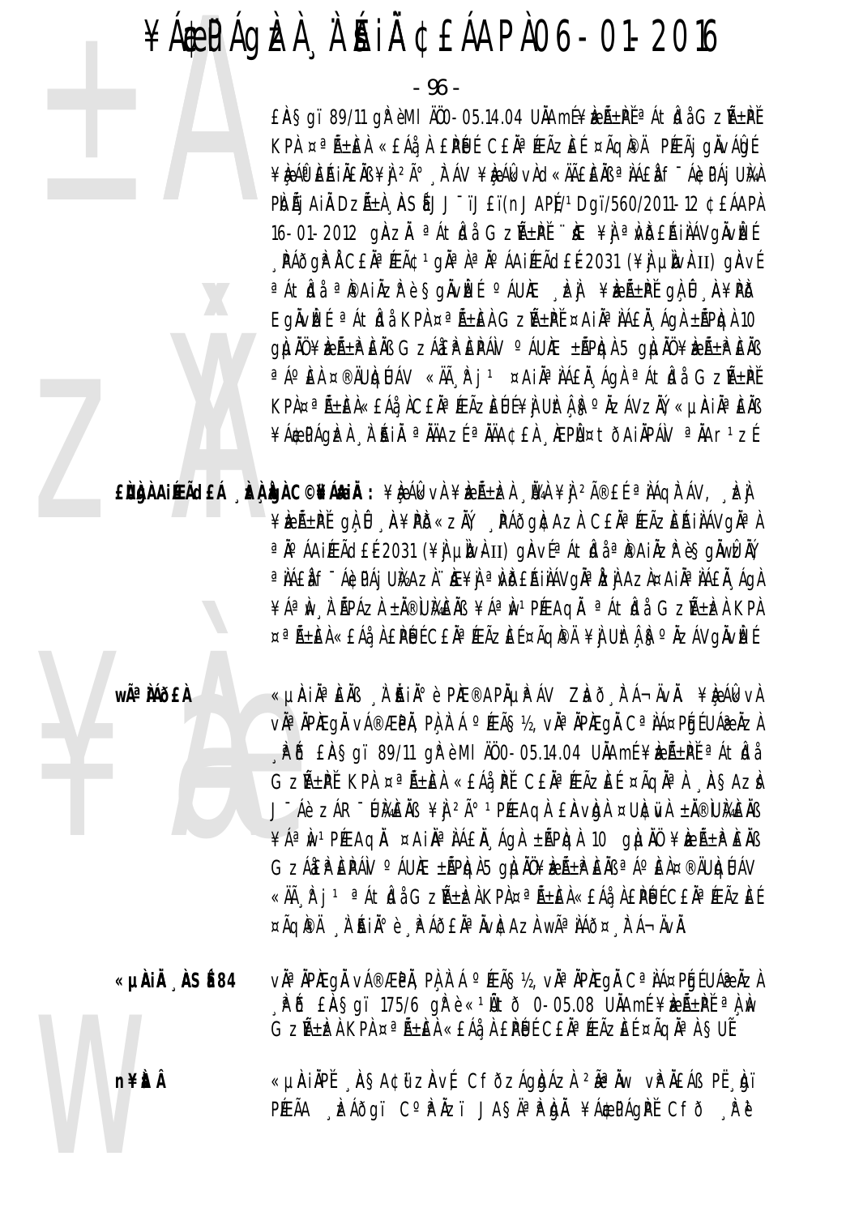£À§gï 89/11 gÀ°èMl ÄÛ0-05.14.04 UÀÄAmÉ¥ÀæÃ±ÀÀPÉ ªÁtÂdå GzÉÝñÀPÉ KPÀ ¤ªÉñÀ£À «£ÁåÀ £ÀPÉÀÉ C£ÀªÉÆÃzÀ£É ¤ÃqÀ®Ä PÉÆÃjgÀÄvÁÛgÉ ¥ÀæÁ¢üPÁgÀzÀ ¥À¦²Ã° À ¸ÀÁV ¥ÀæÁ¢üvÀ «ÄÃ£ÀÀß ªÀÄ£Àß¨ÁeÉPÁjUÀ¼À PÀbÉÃjAiÀÄ DzÉñÀ ¸ÀASÉå J¯ïJ£ï(n JAPÉ/¹ Dgï/560/2011-12 ¢£ÁAPÀ 16-01-2012 gÀ zÀ ªÁtÂdå GzÉÝñÀPÉ ¨sÀÆ ¥À ªÀÄð£ÀUÀÁVgÀÄvÀÛzÉ ¸ÀPÁðgÀ PÀC£ÀªÉÆÃ¢¹gÀ ªÀ ªÀ¥ÁAiÉÆÃd£É 2031 (¥À¤µÀÌgÀ II) gÀ vÉ ªÁtÂdå ªÀ®AiÀÄzÀ°è §gÀÄvÀÛzÉ ºÁUÀÆ ¸ÀzÀj ¥ÀæÃ±ÀÀPÉ gÀ¸ÉÛ ¸À¥ÀÌð EgÀÄvÀÛzÉ ªÁtÂdå KPÀ ¤ªÉñÀ£À GzÉÝñÀPÉ ¤AiÀÄªÀÄ£À ÁgÀ ±ÉÃPÀqÀ 10 gÀµÀÄÖ ¥ÀæÃ±ÀÀ£ÀÀß GzÁÝ£À£ÀPÁV ºÁUÀÆ ±ÉÃPÀqÀ 5 gÀµÀÄÖ ¥ÀæÃ±ÀÀ£ÀÀß ªÁ¹£À ¤®ÄUÀqÉUÁV «ÄÃ¸À j¹ ¤AiÀÄªÀÄ£À ÁgÀ ªÁtÂdå GzÉÝñÀPÉ KPÀ ¤ªÉñÀ£À «£ÁåÀ C£ÀªÉÆÃzÀ£ÉUÉ ¥ÀjUÀt¸À§ºÀÄzÁVzÀÝ «µÀAiÀÄªÀ£ÀÀß ¥ÁæPÁgÀzÀ ¸À¨sÉAiÀÄ ªÀÄAzÉ ªÀÄAqÀ£É ¸ÀÀÆZÀ£É ¤tðAiÀÄPÁV ªÀÄAr¹zÉ

**£ÀUÀgÀ AiÉÆÃd£Á ¸ÀzÀ¸ÀågÀ C©ü¥ÁæAiÀÄ:** ¥ÀæÁ¢üvÀ ¥ÀæÃ±ÀzÀ ¸ÀÄvÀÛ ¥À ²Ã®£É ªÀÄÁqÀ¯ÁV, ¸ÀzÀj ¥ÀæÃ±ÀÀPÉ gÀ¸ÉÛ ¸À¥ÀÌð «zÀÝ, ¸ÀPÁðgÀ¢AzÀ C£ÀªÉÆÃzÀ£ÉUÀÆAqÀgÀÄªÀ ªÀ¥ÁAiÉÆÃd£É 2031 (¥À¤µÀÌgÀ II) gÀ vÉ ªÁtÂdå ªÀ®AiÀÄzÀ°è §gÀÄwÛzÀÝ ªÀÄ£Àß¨ÁeÉPÁjUÀ¼ÀzÀ ¨sÀÆ¥À ªÀÄð£ÀUÀÁVgÀÄªÀ ¥ÀjAzÀ ¤AiÀÄªÀÄ£À ÁgÀ ¥ÁªÀw¸À ÉÃPÁzÀ ±ÀÄ®ÌUÀ¼À£ÀÀß ¥ÁªÀw¹ PÉÆAqÀÄ ªÁtÂdå GzÉÝñÀzÀ KPÀ ¤ªÉñÀ£À «£ÁåÀ £ÀPÉÀÉ C£ÀªÉÆÃzÀ£É ¤ÃqÀ®Ä ¥ÀjUÀt¸À§ºÀÄzÁVgÀÄvÀÛzÉ

**wÃªÀÄð£À**

«µÀAiÀÄªÀ£ÀÀß ¸À¨sÉAiÀÄ°è PÀÆ®APÀµÀªÁV ZÀað¸À¯ÁAiÀÄÄ ¥ÀæÁ¢üvÀ vÀªÀÄPÀEgÀÄ vÁ®ÆPÀÄ, PÀ¸À À ºÉÆÃ§½, vÀªÀÄPÀEgÀÄ CªÀÄ¤PÉgÉUÁæªÀÄzÀ ¸À.£ÀA. £À§gï 89/11 gÀ°èMl ÄÛ0-05.14.04 UÀÄAmÉ¥ÀæÃ±ÀÀPÉ ªÁtÂdå GzÉÝñÀPÉ KPÀ ¤ªÉñÀ£À «£ÁåÀPÉ C£ÀªÉÆÃzÀ£É ¤ÃqÀÄªÀ ¸À§AzÀ J¯Áè zÁR¯ÁwUÀ¼À£ÀÀß ¥À²Ã°¹ PÉÆAqÀ £ÀAvÀgÀ ¤UÀ¢üÀ ±ÀÄ®ÌUÀ¼À£ÀÀß ¥ÁªÀw¹ PÉÆAqÀÄ ¤AiÀÄªÀÄ£À ÁgÀ ±ÉÃPÀqÀ 10 gÀµÀÄÖ ¥ÀæÃ±ÀÀ£ÀÀß GzÁÝ£À£ÀPÁV ºÁUÀÆ ±ÉÃPÀqÀ 5 gÀµÀÄÖ ¥ÀæÃ±ÀÀ£ÀÀß ªÁ¹£À ¤®ÄUÀqÉUÁV «ÄÃ¸À j¹ ªÁtÂdå GzÉÝñÀzÀ KPÀ ¤ªÉñÀ£À «£ÁåÀ £ÀPÉÀÉ C£ÀªÉÆÃzÀ£É ¤ÃqÀ®Ä ¸À¨sÉAiÀÄ°è ¸ÀªÁð£ÀÄªÀÄvÀ¢AzÀ wÃªÀÄð¤¸À¯ÁAiÀÄÄ.

**«µÀAiÀÄ ¸ÀASÉå 84**

vÀªÀÄPÀEgÀÄ vÁ®ÆPÀÄ, PÀ¸À À ºÉÆÃ§½, vÀªÀÄPÀEgÀÄ CªÀÄ¤PÉgÉUÁæªÀÄzÀ ¸À.£ÀA. £À§gï 175/6 gÀ°è «¹ÛÃtð 0-05.08 UÀÄAmÉ¥ÀæÃ±ÀÀPÉ ª¸Àw GzÉÝñÀzÀ KPÀ ¤ªÉñÀ£À «£ÁåÀ £ÀPÉÀÉ C£ÀªÉÆÃzÀ£É ¤ÃqÀÄªÀ §UÉ.

**n¥ÀàtÂ**

«µÀAiÀÄPÉ ¸ÀA§A¢ü¹zÀAvÉ CfðzÁgÀgÁzÀ ²æÃ ÃÄw vÀPÀÃEÁß PÉ¸Àgï PÉÆÃA ¸ÀzÁðgï C¤PÀÄzï JA§ªÀgÀgÀÄ ¥ÁæPÁgÀPÉ Cfð ¸À°è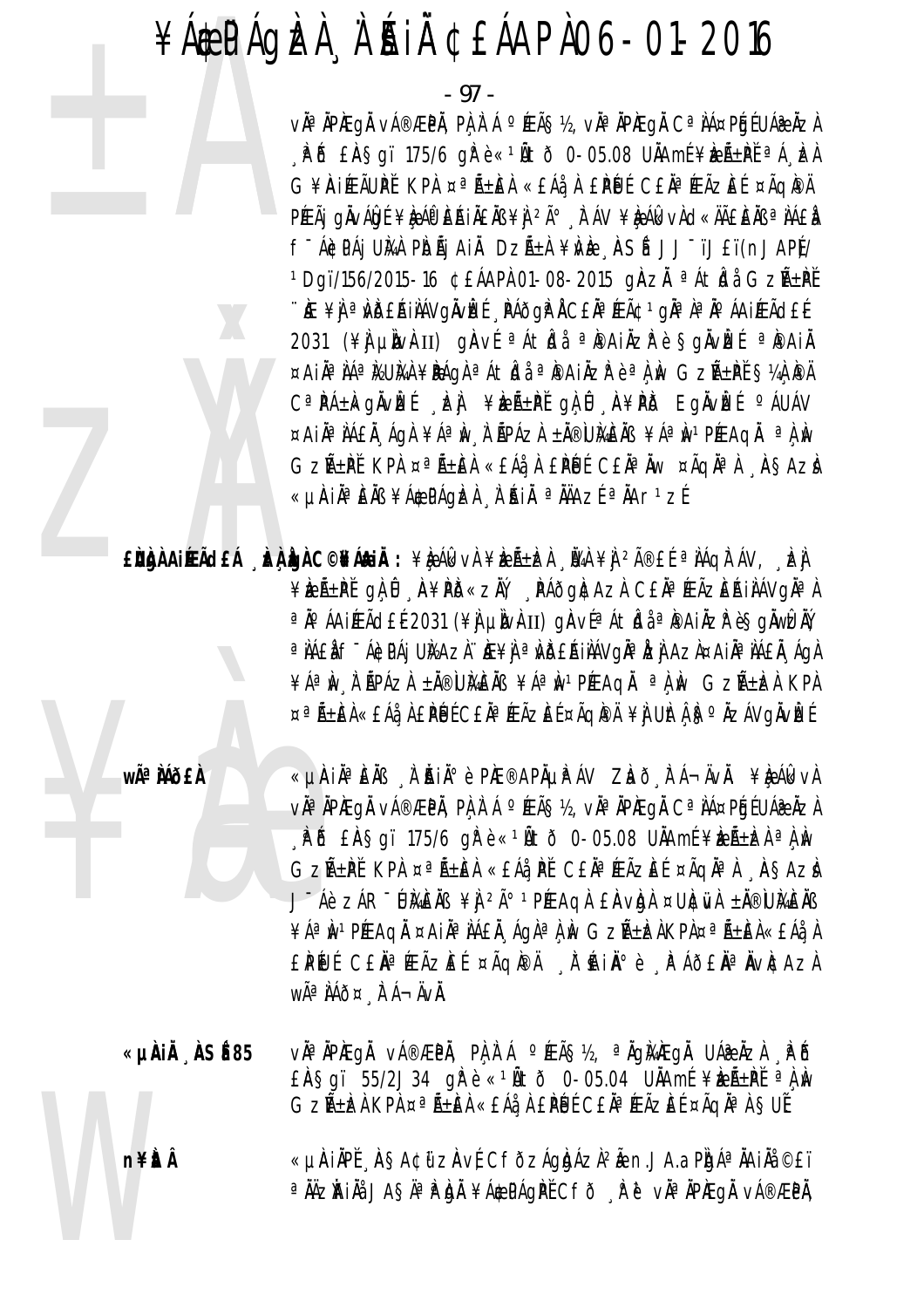vÃªÀÄPÀEgÀÄ vÁ®ÆèPÀ, PÀ¸ÀªÁ ºÉÆÃ§½, vÃªÀÄPÀEgÀÄ CªÀÄá¤PÀgÉUÁæªÀÄzÀ ¸ÀªÉð £ÀA§gï 175/6 gÀ°è «¹ÛÃtð 0-05.08 UÀÄAmÉ ¥ÀæzÉñÀPÉÌ ªÁ¸ÀzÀ G¥ÀAiÉÆÃUÀPÉÌ KPÀ ¤ªÉñÀ£À «£Áå¸À £ÀPÉë C£ÀĪÉÆÃzÀ£É ¤ÃqÀ®Ä PÉÆÃjgÀÄvÁÛgÉ ¥ÀæAiÉÆÃd£ÀiÁ£ÀĪÀÄw ²Ã¶ðPÉAiÀÄ «ÄÃ£ÀĪÀÄá£À¸À f¯Áè¢üPÁjUÀ¼À PÀbÉÃjAiÀÄ DzÉñÀ ¥ÀæPÀ¸ÀASÉå JJ¯ïJ£ï(n) APÀ/ ¹Dgï/156/2015-16 ¢£ÁAPÀ 01-08-2015 gÀ°è ªÁtÂdå GzÉÝñÀPÉÌ ¨sÀÆ¥Àj ªÀvÀð£É ªÀiÁrgÀÄvÀÛzÉ. ¥ÀæÀöÛvÀ eÁUÀªÀÅ vÀÄªÀÄPÀÆgÀÄ ªÀÄºÁAiÉÆÃd£É 2031 (¥ÀjµÀÌøvÀ II) gÀAvÉ ªÁtÂdå ªÀ®AiÀÄzÀ°è §gÀÄvÀÛzÉ. ªÀ®AiÀÄ ¤AiÀÄªÀÄáªÀ½UÀ¼À¥ÀæPÁgÀ ªÁtÂdå ªÀ®AiÀÄzÀ°è ªÀ¸Àw GzÉÝñÀPÉÌ §¼À¸À®Ä CªÀPÁ±À«gÀÄvÀÛzÉ. ¸ÀzÀj ¥ÀæzÉñÀPÉÌ gÀ¸ÉÛ ¸ÀA¥ÀPÀð EgÀÄvÀÛzÉ. ºÁUÁV ¤AiÀÄªÀiÁ£ÀÄ¸ÁgÀ ¥ÁªÀw¸À¯ÁåzÀ ±ÀÄ®ÌUÀ¼À£ÀÄß ¥ÁªÀw¹PÉÆAqÀÄ ªÀ¸Àw GzÉÝñÀPÉÌ KPÀ ¤ªÉñÀ£À «£Áå¸À £ÀPÉë C£ÀĪÀw ¤ÃqÀ¨ÀºÀÄzÉ JAzÀÄ ¸ÀA§A¢üvÀ «µÀAiÀÄ¤ªÁðºÀPÀgÀÄ ªÀgÀ¢ ¸À°è¹gÀÄvÁÛgÉ.

**£ÀUÀgÀ AiÉÆÃd£Á ¸ÀzÀ¸ÀågÀ C©ü¥ÁæAiÀÄ :** ¥ÀæÀöÛvÀ ¥ÀæzÉñÀªÀÅ ¸ÀªÀÄUÀæ ¥ÀjµÀÌøvÀ £ÀPÉë ªÀÄAdÆgÁw ¸ÀzÀj ¥ÀæzÉñÀPÉÌ gÀ¸ÉÛ ¸ÀA¥ÀPÀð «zÀÄå¸À ¥ÀÆðgÀÌ CzÀ C£ÀĪÉÆÃzÀ£ÉAiÀiÁVgÀªÀ ªÀÄºÁAiÉÆÃd£É 2031 (¥ÀjµÀÌøvÀ II) gÀAvÉ ªÁtÂdå ªÀ®AiÀÄzÀ°è §gÀÄwÛzÀÄÝ ªÀÄá£Àå f¯Áè¢üPÁjUÀ¼ÀzÀ ¨sÀÆ¥Àj ªÀvÀð£ÉAiÀiÁVgÀÄªÀ ¥ÀæAiÀÄ ¤AiÀĪÀiÁ£ÀÄ¸ÁgÀ ¥ÁªÀw¸À¯ÁåzÀ ±ÀÄ®ÌUÀ¼À£ÀÄß ¥ÁªÀw¹PÉÆAqÀÄ ªÀ¸Àw GzÉÝñÀPÉÌ KPÀ ¤ªÉñÀ£À «£Áå¸ÀzÀ £ÀPÉë C£ÀĪÉÆÃzÀ£É ¤ÃqÀ®Ä ¥ÀjUÀt¸À§ºÀÄzÁVgÀÄvÀÛzÉ.

**wÃªÀiÁð£À**

«µÀAiÀÄªÀ£ÀÄß ¸À«ªÀgÀªÁV ZÀað¸À¯Á¬ÄvÀÄ. ¥ÀæÀöÛvÀ vÃªÀÄPÀEgÀÄ vÁ®ÆèPÀ, PÀ¸ÀªÁ ºÉÆÃ§½, vÃªÀÄPÀEgÀÄ CªÀÄá¤PÀgÉUÁæªÀÄzÀ ¸ÀªÉð £ÀA§gï 175/6 gÀ°è «¹ÛÃtð 0-05.08 UÀÄAmÉ ¥ÀæzÉñÀªÀ£ÀÄß ªÀ¸Àw GzÉÝñÀPÉÌ KPÀ ¤ªÉñÀ£À «£Áå¸ÀPÉÌ C£ÀĪÉÆÃzÀ£É ¤ÃqÀ®Ä ªÀ¸Àw GzÉÝñÀPÉÌ ¸ÀA§A¢üvÀ J¯Áè zÁR¯ÉUÀ¼À£ÀÄß ¥Àj²Ã°¹PÉÆAqÀÄ £ÀA vÀgÀ ¤UÀ¢üvÀ ±ÀÄ®ÌUÀ¼À£ÀÄß ¥ÁªÀw¹PÉÆAqÀÄ ¤AiÀĪÀiÁ£ÀÄ¸ÁgÀªÀ¸Àw GzÉÝñÀPÉÌ KPÀ ¤ªÉñÀ£À «£Áå¸À £ÀPÉëUÉ C£ÀĪÉÆÃzÀ£É ¤ÃqÀ®Ä ¸À¨sÉAiÀÄ°è ¸ÀªÁð£ÀĪÀÄvÀ¢AzÀ wÃªÀiÁð£À¸À¯Á¬ÄvÀÄ.

**«µÀAiÀÄ ¸ÀASÉå 85** vÃªÀÄPÀEgÀÄ vÁ®ÆèPÀ, PÀ¸ÀªÁ ºÉÆÃ§½, ªÀÄgÀ¼ÀEgÀÄ UÁæªÀÄzÀ ¸ÀªÉð £ÀA§gï 55/2J34 gÀ°è «¹ÛÃtð 0-05.04 UÀÄAmÉ ¥ÀæzÉñÀPÉÌ ªÀ¸Àw GzÉÝñÀPÉÌ KPÀ ¤ªÉñÀ£À «£Áå¸À £ÀPÉë C£ÀĪÉÆÃzÀ£É ¤ÃqÀĪÀ §UÉÎ.

**n¥ÀàtÂ** «µÀAiÀÄPÉÌ ¸ÀA§A¢ü¹zÀAvÉ CfðzÁgÀgÁzÀ ²æà n.J.a PÀÌgÁªÀiÁAiÀÄå©£ï ªÀÄÄzÀÝAiÀÄå J£À§ªÀgÀÄ ¥ÁæPÁgÀPÉÌ Cfð ¸À°è¹ vÃªÀÄPÀEgÀÄ vÁ®ÆèPÀ,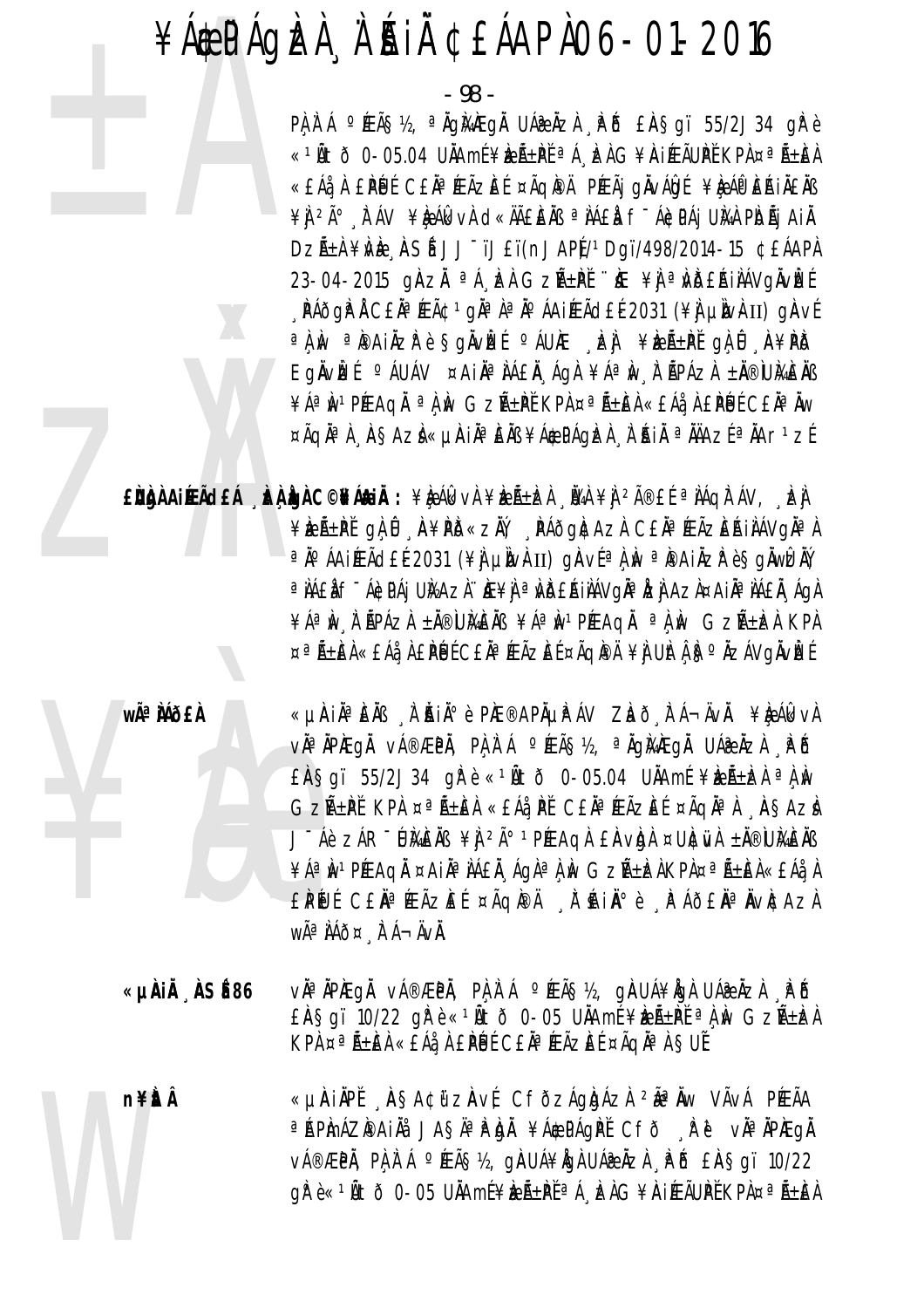PÀ¸À¨Á ºÉÆÃ§½, ªÀÄgÀ¼ÀPÉgÀ UÁæªÀÄzÀ ¸ÀªÉð £ÀA§gï 55/2J34 gÀ°è «¹Ûtð 0-05.04 UÀÄAmÉ ¥ÀæzÉñÀPÉÌ ªÁ¸ÀzÀ G¥ÀAiÉÆÃUÀPÉÌ PÀÄ¤ªÀÄð£À «£Áå¸À £ÀPÉëUÉ C£ÀÄªÉÆÃzÀ£É ¤ÃqÀ®Ä PÉÆÃjgÀÄvÁÛgÉ. ¥ÀæÁ¢üPÁgÀzÀ ¥Àj²Ã°¸À¯ÁV ¥ÀæÁ¢üvÀ d«ÄÃ£ÀÄ ªÀÄÆ®vÀB f¯ÁèPÁjUÀ¼À PÀbÉÃjAiÀÄ DzÉÃ±À¥ÀvÀæ ¸ÀASÉå J J¯ï J£ï(n J APÉ/¹ Dgï/498/2014-15 ¢£ÁAPÀ 23-04-2015 gÀ°è PÀÈ¶ AiÉÄÃvÀgÀ G¢ÝÃ±ÀPÉÌ ¨sÀÆ ¥Àj ªÀvÀð£É AiÀiÁVgÀÄvÀÛzÉ. ¸ÀPÁðgÀªÀÅ C£ÀÄªÉÆÃ¢¹gÀÄªÀ ªÀÄºÁAiÉÆÃd£É 2031 (¥ÀjµÀÌøvÀ II) gÀ°è ªÀ¸Àw ªÀ®AiÀÄzÀ°è §gÀÄvÀÛzÉ. ºÁUÀÆ ¸ÀzÀj ¥ÀæzÉñÀPÉÌ gÀ¸ÉÛ ¸À¥ÀÌð EgÀÄvÀÛzÉ. ºÁUÁV ¤AiÀÄªÀÄ£ÀÄß¸ÁgÀ ¥ÁªÀw¸À¨ÉÃPÁzÀ ±ÀÄ®ÌUÀ¼À£ÀÄß ¥ÁªÀw¹PÉÆAqÀÄ ªÀ¸Àw G¢ÝÃ±ÀPÉÌ PÀÄ¤ªÀÄð£À «£Áå¸À £ÀPÉëUÉ C£ÀÄªÀÄw ¤ÃqÀ®Ä ªÀÄ¸ÀÆzÉAiÀÄ£ÀÄß ¥ÁæPÁgÀzÀ ¸À¨sÉAiÀÄ ªÀÄÄAzÉ ªÀÄAr¸À¯ÁVzÉ.

**£ÀUÀgÀ AiÉÆÃd£Á ¸ÀzÀ¸ÀågÀ C©ü¥ÁæAiÀÄ :** ¥ÀæÁ¢üvÀ ¥ÀæzÉñÀªÀÅ ¥Àj²Ã®£É ªÀiÁqÀ¯ÁV, ¸ÀzÀj ¥ÀæzÉñÀPÉÌ gÀ¸ÉÛ ¸À¥ÀÌð«zÀÄÝ, ¸ÀPÁðgÀzÀ C£ÀÄªÉÆÃzÀ£ÉAiÀiÁVgÀÄªÀ ªÀÄºÁAiÉÆÃd£É 2031 (¥ÀjµÀÌøvÀ II) gÀ°è ªÀ¸Àw ªÀ®AiÀÄzÀ°è §A¢zÀÄÝ, ªÀÄÆ®vÀB f¯ÁèPÁjUÀ¼ÀÄ ¨sÀÆ ¥Àj ªÀvÀð£É ªÀiÁrzÀÄÝ, ¤AiÀÄªÀÄ£ÀÄß¸ÁgÀ ¥ÁªÀw¸À¨ÉÃPÁzÀ ±ÀÄ®ÌUÀ¼À£ÀÄß ¥ÁªÀw¹PÉÆAqÀÄ ªÀ¸Àw G¢ÝÃ±ÀPÉÌ PÀÄ¤ªÀÄð£À «£Áå¸À £ÀPÉëUÉ C£ÀÄªÉÆÃzÀ£É ¤ÃqÀ§ºÀÄzÁVgÀÄvÀÛzÉ.

**wÃªÀiÁð£À** «µÀAiÀÄªÀ£ÀÄß ¸À¨sÉAiÀÄ°è ZÀað¸À¯Á¬ÄvÀÄ. ¥ÀæÁ¢üvÀ vÀÄªÀÄPÀÆgÀÄ vÁ®ÆèPÀÄ, PÀ¸À¨Á ºÉÆÃ§½, ªÀÄgÀ¼ÀPÉgÀ UÁæªÀÄzÀ ¸ÀªÉð £ÀA§gï 55/2J34 gÀ°è «¹Ûtð 0-05.04 UÀÄAmÉ ¥ÀæzÉñÀzÀ ªÀ¸Àw G¢ÝÃ±ÀPÉÌ PÀÄ¤ªÀÄð£À «£Áå¸À £ÀPÉë C£ÀÄªÉÆÃzÀ£É ¤ÃqÀÄªÀ §UÉÎ ¸ÀzÀj d«Ä£ÀÄ ¸ÀA§AzsÀ ¥Àj²Ã®£Á ±ÀÄ®ÌªÀ£ÀÄß ¥ÁªÀw¸À®Ä ¤AiÀÄªÀÄ£ÀÄß¸ÁgÀ ¥ÁªÀw¹PÉÆAqÀÄ ªÀ¸Àw G¢ÝÃ±ÀPÉÌ PÀÄ¤ªÀÄð£À «£Áå¸À £ÀPÉë C£ÀÄªÉÆÃzÀ£É ¤ÃqÀ®Ä ¸À¨sÉAiÀÄ°è ¸ÀªÀð£ÀÄªÀÄvÀ¢AzÀ wÃªÀiÁð£À¸À¯Á¬ÄvÀÄ.

**«µÀAiÀÄ ¸ÀASÉå:86** vÀÄªÀÄPÀÆgÀÄ vÁ®ÆèPÀÄ, PÀ¸À¨Á ºÉÆÃ§½, gÀAUÁ¥ÀÄgÀ UÁæªÀÄzÀ ¸ÀªÉð £ÀA§gï 10/22 gÀ°è «¹Ûtð 0-05 UÀÄAmÉ ¥ÀæzÉñÀPÉÌ ªÀ¸Àw G¢ÝÃ±ÀPÉÌ PÀÄ¤ªÀÄð£À «£Áå¸À £ÀPÉë C£ÀÄªÉÆÃzÀ£É ¤ÃqÀÄªÀ §UÉÎ.

**n¥ÀàtÂ** «µÀAiÀÄPÉÌ ¸ÀA§A¢ü¹zÀAvÉ CfðzÁgÀgÁzÀ ²æÃ ªÀÄw VÃvÁ PÉÆÃA ªÀÄºÉÃAzÀæ¥Àæ¸Ázï J£ï ¸ÉÃjzÀAvÉ EvÀgÀgÀÄ ¥ÁæPÁgÀPÉÌ Cfð ¸À°è¹ vÀÄªÀÄPÀÆgÀÄ vÁ®ÆèPÀÄ, PÀ¸À¨Á ºÉÆÃ§½, gÀAUÁ¥ÀÄgÀ UÁæªÀÄzÀ ¸ÀªÉð £ÀA§gï 10/22 gÀ°è «¹Ûtð 0-05 UÀÄAmÉ ¥ÀæzÉñÀPÉÌ ªÁ¸ÀzÀ G¥ÀAiÉÆÃUÀPÉÌ PÀÄ¤ªÀÄð£À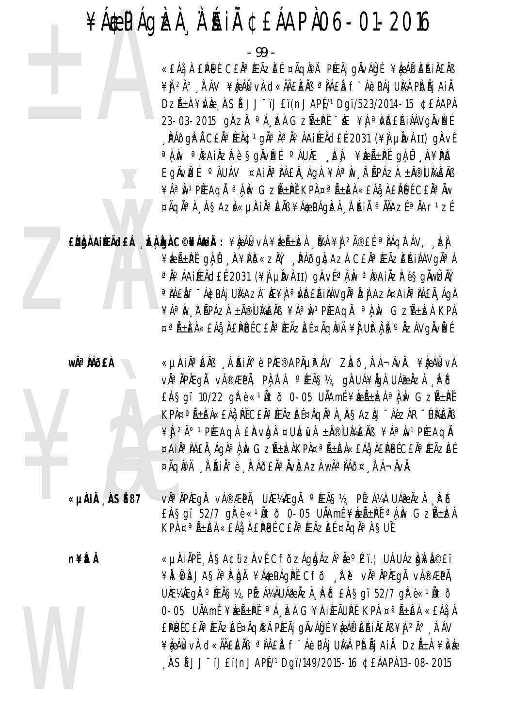«£Áå¸À £ÀPÉëUÉ C£ÀĪÉÆÃzÀ£É ¤ÃqÀ®Ä PÉÆÃjgÀĪÀÅzÀjAzÀ ¥ÀæPÀgÀtªÀ£ÀÄß ¥Àj²Ã°¸À¯ÁV ¥ÀæÁ¢üPÁgÀzÀ d«ÄÃ£ÀÄ ªÀiÁ°ÃPÀgÀ ¯ÉÃSÁ£ÀÄß f¯ÁèPÁjUÀ¼À PÀbÉÃjAiÀÄ DzÉñÀ ¥ÀvÀæ ¸ÀASÉå JJ¯ïJ£ï(n)JAPÉ/¹Dgï/523/2014-15 ¢£ÁAPÀ 23-03-2015 gÀAzÀÄ ªÀÄ¸ÀÆzÀ GzÉÝñÀPÉÌ ¥ÀjªÀwð¸À¯ÁVgÀÄvÀÛzÉ. ¸ÀPÁðgÀzÀ C£ÀĪÉÆÃ¢vÀ ªÀĺÁ AiÉÆÃd£É 2031 (¥Àj¶ÌøvÀ II) gÀ°è ªÀ¸Àw ªÀ®AiÀÄzÀ°è §gÀÄvÀÛzÉ. ºÁUÀÆ ¸ÀzÀj ¥ÀæzÉñÀPÉÌ gÀ¸ÉÛ ¸ÀA¥ÀPÀð EgÀÄvÀÛzÉ. ºÁUÁV ¤AiÀĪÀiÁ£ÀÄ¸ÁgÀ ¥Áæw¸ÀÆÖ ±ÀÄ®ÌUÀ¼À£ÀÄß ¥ÁªÀw¹PÉÆAqÀÄ ªÀ¸Àw GzÉÝñÀPÁÌV ¤ªÉñÀ£À «£Áå¸À £ÀPÉëUÉ C£ÀĪÉÆÃzÀ£É ¤ÃqÀĪÀ ¸ÀA§AzsÀ «µÀAiÀÄªÀ£ÀÄß ¥ÁæPÀgÀtzÀ ¸À¨sÉAiÀÄ ªÀÄÄAzÉ ªÀÄAr¹zÉ.

**£ÀUÀgÀ AiÉÆÃd£Á ¸ÀºÁAiÀÄPÀ ¤zÉÃð±ÀPÀgÀ C©ü¥ÁæAiÀÄ :** ¥ÀæÁ¢üPÁgÀzÀ ¥ÀæzÉñÀzÀ ¸ÀܼÀ ¥Àj²Ã®£É ªÀiÁqÀ¯ÁV, ¸ÀzÀj ¥ÀæzÉñÀPÉÌ gÀ¸ÉÛ ¸ÀA¥ÀPÀð«zÀÄÝ, ¸ÀPÁðgÀ¢AzÀ C£ÀĪÉÆÃ¢vÀ ªÀĺÁ AiÉÆÃd£É 2031 (¥Àj¶ÌøvÀ II) gÀ°è ªÀ¸Àw ªÀ®AiÀÄzÀ°è §gÀÄwÛzÀÄÝ, ªÀÄAdÆgÁwUÉ ¥ÀjUÀt¸À§ºÀÄzÁVzÉ. ¥ÀjªÀwð¸À¯ÁVgÀĪÀ ¤AiÀĪÀiÁ£ÀÄ¸ÁgÀ ¥Áæw¸ÀÆÖ ±ÀÄ®ÌUÀ¼À£ÀÄß ¥ÁªÀw¹PÉÆAqÀÄ ªÀ¸Àw GzÉÝñÀPÁÌV «£Áå¸À £ÀPÉëUÉ C£ÀĪÉÆÃzÀ£É ¤ÃqÀ®Ä ¥ÀjUÀt¸À§ºÀÄzÁVgÀÄvÀÛzÉ.

**wÃªÀiÁð£À** «µÀAiÀĪÀ£ÀÄß ¸À¨sÉAiÀÄ°è ¸À«ªÀgÀªÁV ZÀað¹, ¥ÀæPÀgÀtzÀ vÀªÀÄä ¥ÀæzÉñÀzÀ vÁ®ÆèPÀÄ, PÀ¸À¨Á ºÉÆÃ§½, gÀÄUÀÄtÂAiÀÄ UÁæªÀÄzÀ ¸À.£ÀA 10/22 gÀ°è «¹ÛÃtð 0-05 UÀÄAmÉ ¥ÀæzÉñÀzÀ°è ªÀ¸Àw GzÉÝñÀPÁÌV ¤ªÉñÀ£À «£Áå¸À £ÀPÉëUÉ C£ÀĪÉÆÃzÀ£É ¤ÃqÀ®Ä ¸ÀPÁðgÀ ¤UÀ¢¥Àr¹zÀ ¥Áæw¸ÀÆÖ ±ÀÄ®ÌUÀ¼À£ÀÄß ¥ÁªÀw¹PÉÆAqÀÄ ¤AiÀĪÀiÁ£ÀÄ¸ÁgÀ ªÀ¸Àw GzÉÝñÀPÁÌV ¤ªÉñÀ£À «£Áå¸À £ÀPÉëUÉ C£ÀĪÉÆÃzÀ£É ¤ÃqÀ®Ä ¸À¨sÉAiÀÄÄ wÃªÀiÁð¤¸À¯Á¬ÄvÀÄ.

**«µÀAiÀÄ ¸ÀASÉå 87** vÀªÀÄä ¥ÀæzÉñÀzÀ vÁ®ÆèPÀÄ, UÀÆ½ºÉÆÃ§½, PÀÆrUÉ¼ÀÄ UÁæªÀÄzÀ ¸À.£ÀA 52/7 gÀ°è «¹ÛÃtð 0-05 UÀÄAmÉ ¥ÀæzÉñÀPÉÌ ªÀ¸Àw GzÉÝñÀPÁÌV ¤ªÉñÀ£À «£Áå¸À £ÀPÉëUÉ C£ÀĪÉÆÃzÀ£É ¤ÃqÀĪÀ §UÉÎ.

**n¥ÀàtÂ** «µÀAiÀÄPÉÌ ¸ÀA§A¢ü¹zÀAvÉ ²æÃ.¦.J£ï.UÀAUÁzsÀgÀ£ï ¥ÀæPÀgÀtzÀ ¥ÀæzÉñÀzÀ vÀªÀÄä ¥ÀæzÉñÀzÀ vÁ®ÆèPÀÄ, UÀÆ½ºÉÆÃ§½, PÀÆrUÉ¼ÀÄ UÁæªÀÄzÀ ¸À.£ÀA 52/7 gÀ°è «¹ÛÃtð 0-05 UÀÄAmÉ ¥ÀæzÉñÀPÉÌ ªÀÄ¸ÀÆzÀ GzÉÝñÀPÉÌ ¤ªÉñÀ£À «£Áå¸À £ÀPÉëUÉ C£ÀĪÉÆÃzÀ£É ¤ÃqÀ®Ä PÉÆÃjgÀĪÀÅzÀjAzÀ ¥ÀæPÀgÀtªÀ£ÀÄß ¥Àj²Ã°¸À¯ÁV ¥ÀæÁ¢üPÁgÀzÀ d«ÄÃ£ÀÄ ªÀiÁ°ÃPÀgÀ ¯ÉÃSÁ£ÀÄß f¯ÁèPÁjUÀ¼À PÀbÉÃjAiÀÄ DzÉñÀ ¥ÀvÀæ ¸ÀASÉå JJ¯ïJ£ï(n)JAPÉ/¹Dgï/149/2015-16 ¢£ÁAPÀ 13-08-2015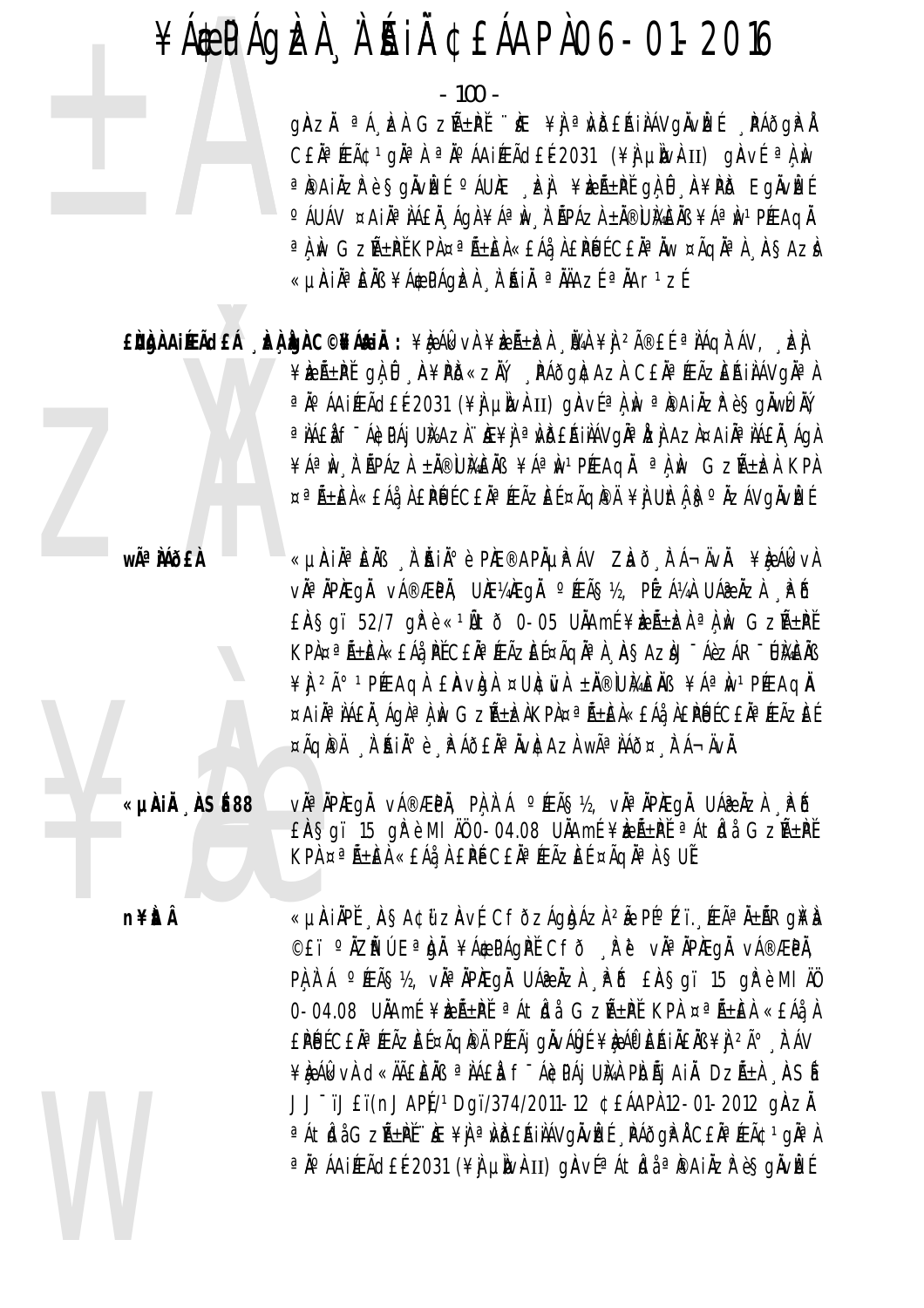gÀzÀ ªÁ¸ÀzÀ GzÉÝñÀ ¨sÉ ¥Àæ«ÄÃ£ÀiÀÄAvÀgÀ ¨ÉÃ ¸ÀPÁðgÀÄ C£ÀªÉÃ¢¹gÀªÀ ªÀÄºÁAiÉÆÃd£É 2031 (¥Àj�µÀÌøvÀ II) gÀ vÉ ªÀ¸Àw ªÀ®AiÀÄzÀ°è §gÀÄvÀÛzÉ ºÁUÀÆ ¸ÀzÀj ¥ÀæzÉÃ±ÀzÀ ¸ÀÄvÀÛ ªÀÄÄ EgÀÄvÀÛzÉ ºÁUÁV ¤AiÀÄªÀÄ£À ¸ÁgÀ ¥ÁªÀw¸ÀÄ ÃPÁzÀ ±ÀÄ®ÌªÀ£ÀÄß ¥ÁªÀw¹ PÉÆAqÀÄ ªÀ¸Àw GzÉÝñÀPÉÌ ¤ªÉÄðÀ«£ÁåÀ£ÀPÉÌ C£ÀªÀÄw ¤ÃqÀÄªÀ ¸ÀA§AzÀ «µÀAiÀÄªÀ£ÀÄß ¥ÁæPÁgÀzÀ ¸ÀÀ¨sÉAiÀÄ ªÀÄÄAzÉ ªÀÄAr¹zÉ.

**£ÀUÀgÀ AiÉÆÃd£Á ¸ÀzÀ¸ÀågÀ C©ü¥ÁæAiÀÄ :** ¥ÀæÁ¢üvÀ ¥ÀæzÉÃ±ÀzÀ ¸ÀÄvÀÛ ¥Àj²Ã®£É ªÀiÁqÀ¯ÁV, ¸ÀzÀj ¥ÀæzÉÃ±ÀzÀ ¸ÀÄvÀÛ ªÀÄÄ «zÀå ¸ÀPÁðgÀzÀ C£ÀªÉÆÃ¢vÀ ªÀÄºÁAiÉÆÃd£É 2031 (¥Àj¸ÀÌøvÀ II) gÀ vÉ ªÀ¸Àw ªÀ®AiÀÄzÀ°è §gÀÄwÛzÀÄÝ, ªÀiÁ£Àå f¯Áè¢üPÁjUÀ¼À ¨sÉ ¥Àæ«ÄÃ£ÀiÀÄAvÀgÀ ªÀ¸ÀzÀ ¤AiÀÄªÀÄ£À ¸ÁgÀ ¥ÁªÀw¸ÀÄ ÃPÁzÀ ±ÀÄ®ÌªÀ£ÀÄß ¥ÁªÀw¹ PÉÆAqÀÄ ªÀ¸Àw GzÉÝñÀPÉÌ ¤ªÉÄðÀ«£ÁåÀ£ÀPÉÌ C£ÀªÉÆÃzÀ£É ¤ÃqÀ§ºÀÄzÁVgÀÄvÀÛzÉ.

**wÃªÀiÁð£À**

«µÀAiÀÄªÀ£ÀÄß ¸À«ªÀgÀªÁV ZÀað¸À¯Á¬ÄvÀÄ. ¥ÀæÁ¢üvÀ vÀªÀÄPÀÆgÀÄ vÁ®ÆèPÀÄ, UÀÆ¼ÀÆgÀÄ ºÉÆÃ§½, PÉÆÃ¼Á¼À UÁæªÀÄzÀ ¸ÀªÉð £ÀA§gï 52/7 gÀ°è «¹Û\*Ãtð 0-05 UÀÄAmÉ ¥ÀæzÉÃ±ÀzÀ ªÀ¸Àw GzÉÝñÀPÉÌ ¤ªÉÄðÀ«£ÁåÀ£ÀPÉÌ C£ÀªÉÆÃzÀ£É ¤ÃqÀ®ÄªÀ ¸ÀA§AzÀ f¯Áè¢üPÁjUÀ¼À£ÀÄß ¥Àj²Ã°¹ PÉÆAqÀÄ £ÀAvÀgÀ ¤UÀ¢üvÀ ±ÀÄ®ÌªÀ£ÀÄß ¥ÁªÀw¹ PÉÆAqÀÄ ¤AiÀÄªÀÄ£ÀÄ ¸ÁgÀªÀ¸Àw GzÉÝñÀPÉÌ ¤ªÉÄðÀ«£ÁåÀ£ÀPÉÌ C£ÀªÉÆÃzÀ£É ¤ÃqÀ®Ä ¸À¨sÉAiÀÄ°è ¸ÀªÁð£ÀÄªÀÄvÀªÁV wÃªÀiÁð¤¸À¯Á¬ÄvÀÄ.

**«µÀAiÀÄ ¸ÀASÉå 88**

vÀªÀÄPÀÆgÀÄ vÁ®ÆèPÀÄ, PÀ¸À¨Á ºÉÆÃ§½, vÀªÀÄPÀÆgÀÄ UÁæªÀÄzÀ ¸ÀªÉð £ÀA§gï 15 gÀ°è MlÄÖ 0-04.08 UÀÄAmÉ ¥ÀæzÉÃ±ÀPÉÌ ªÁtÂdå GzÉÝñÀPÉÌ PÀÆ¤ªÉÄðÀ«£ÁåÀ£ÀPÉÌ C£ÀªÉÆÃzÀ£É ¤ÃqÀÄªÀ §UÉÎ

**n¥ÀàtÂ**

«µÀAiÀÄPÉÌ ¸ÀA§A¢ü¹zÀAvÉ CfðzÁgÀgÁzÀ ²æÃ PÉ.Pï.¸ÉÆÃªÀÄ±ÉÃRgï ©£ï ºÀÄZÀÑ ÚUÉ ªÀgÀÄ ¥ÁæPÁgÀPÉÌ Cfð ¸À°è vÀªÀÄPÀÆgÀÄ vÁ®ÆèPÀÄ, PÀ¸À¨Á ºÉÆÃ§½, vÀªÀÄPÀÆgÀÄ UÁæªÀÄzÀ ¸ÀªÉð £ÀA§gï 15 gÀ°è MlÄÖ 0-04.08 UÀÄAmÉ ¥ÀæzÉÃ±ÀPÉÌ ªÁtÂdå GzÉÝñÀPÉÌ PÀÆ ¤ªÉÄðÀ«£ÁåÀ £ÀPÉÌ C£ÀªÉÆÃzÀ£É ¤ÃqÀ®Ä PÉÆÃjgÀÄvÁÛgÉ. ¥ÀæÁ¢üvÀ ¥ÀæzÉÃ±ÀPÉÌ ¥Àj²Ã°¸À¯ÁV ¥ÀæÁ¢üvÀ d«ÄÃ¤UÉ ªÀiÁ£Àå f¯Áè¢üPÁjUÀ¼À DzÉÃ±À ¸ÀASÉå J J¯ïJ£ï(n) J¸ïDgï/374/2011-12 ¢£ÁAPÀ 12-01-2012 gÀAzÀÄ ªÁtÂdå GzÉÝñÀPÉÌ ¨sÉ ¥Àæ«ÄÃ£ÀiÀÄAvÀgÀ ¨ÉÃ¸ÀPÁðgÀzÀ C£ÀªÉÆÃ¢¹gÀªÀ ªÀÄºÁAiÉÆÃd£É 2031 (¥Àj¸ÀÌøvÀ II) gÀ vÉ ªÁtÂdå ªÀ®AiÀÄzÀ°è §gÀÄvÀÛzÉ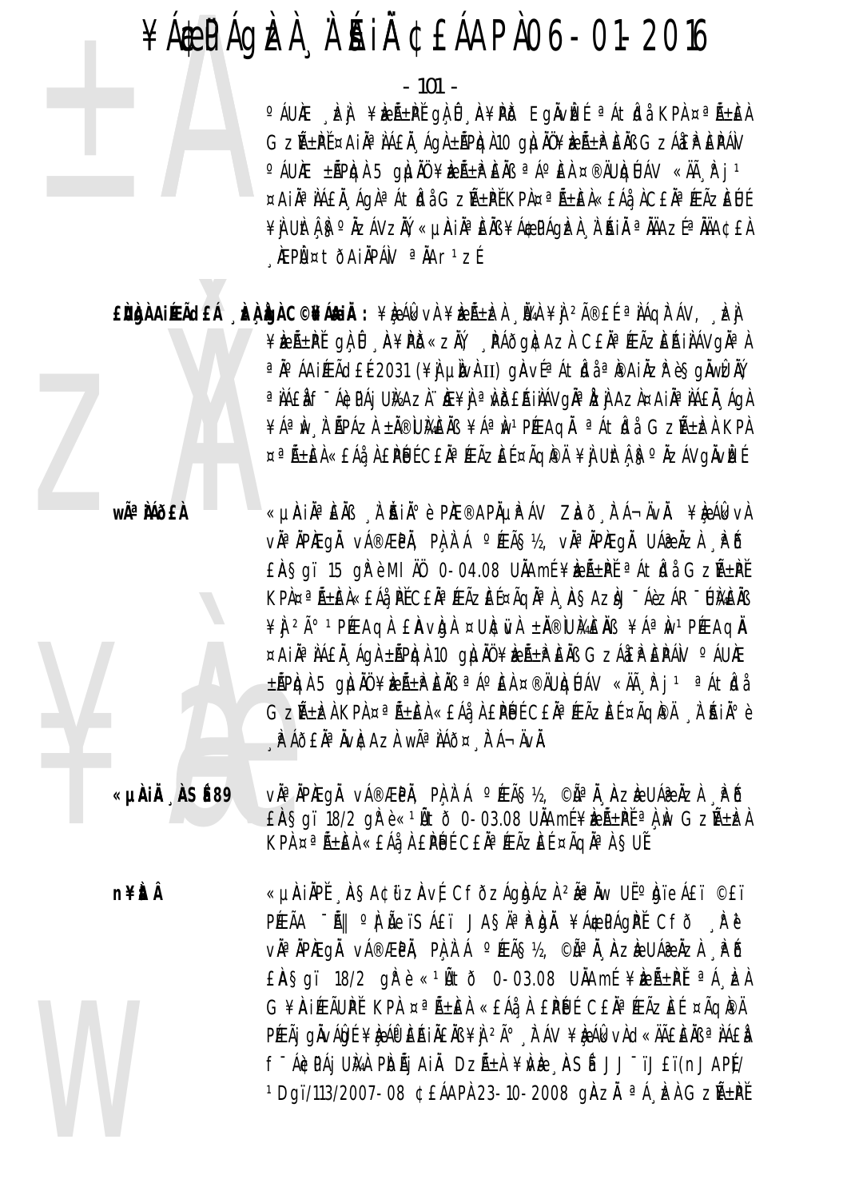ºÁUÀÆ ¸ÀzÀj ¥ÀæzÉñÀªÀ£ÀÄß gÀ¸ÉÛ ¸ÀA¥ÀPÀð EgÀÄªÀAvÉ ªÁtÂdå KPÀ¤ªÉñÀ£À GzÉÝñÀPÉÌ ¤AiÀÄ«ÄvÀ¼À£ÀÄß ¸ÁgÀÄ ±ÀÄ®èªÁV 10 gÀµÀÄÖ ¥ÀæzÉñÀªÀ£ÀÄß GzÁåªÀ£ÀªÁV ºÁUÀÆ ±ÀÄ®èªÁV 5 gÀµÀÄÖ ¥ÀæzÉñÀªÀ£ÀÄß ªÁºÀ£À ¤®ÄèqÉUÁV «ÄÃ¸À°j¹ ¤AiÀÄ«ÄvÀ¼À£ÀÄß ¸ÁgÀÄ ªÁtÂdå GzÉÝñÀPÉÌ KPÀ¤ªÉñÀ£À «£Áå¸ÀªÀ£ÀÄß ¥ÀæPÀmÉ ¸ÀÆZÀPÀ ºÉÆgÀrzÀÄÝ ¥ÀæPÀmÉAiÀÄ «µÀAiÀÄªÀ£ÀÄß ¸ÁªÀðd¤PÀgÀ DPÉëÃ¥ÀuÉUÁV ¥ÀæPÀn¸À¯ÁVzÉ.

**£ÀUÀgÀAiÉÆÃd£Á ¸ÀºÀ¤zÉÃð±ÀPÀgÀÄ :** ¥ÀæPÀmÉAiÀÄ «µÀAiÀÄzÀ°è ¥Àæ¸ÁÛ¦¸À¯ÁVgÀÄªÀ ¸ÀzÀj ¥ÀæzÉñÀªÀÅ ¥ÀjµÀÌøvÀ ªÀÄºÁAiÉÆÃd£É 2031 (¥ÀjµÀÌøvÀ-II) gÀ°è ªÁtÂdå ªÀ®AiÀÄzÀ°èzÀÄÝ, ªÀÄ£ÀÄ¸ÀÆ«ÄAiÀÄ D¨sÉÆÃUÀzÁgÀgÀÄ ¸ÀzÀj ¥ÀæzÉñÀªÀ£ÀÄß ¸ÁgÀÄ ±ÀÄ®èªÁV ¥ÀÄgÀ¸À¨sÉUÉ ºÀ¸ÁÛAvÀj¸ÀÄªÀ µÀgÀwUÉ M¼À¥ÀlÄÖ ªÁtÂdå GzÉÝñÀPÁÌV KPÀ¤ªÉñÀ£À «£Áå¸À£ÀPÉÌ C£ÀÄªÉÆÃzÀ£É ¤ÃqÀ§ºÀÄzÉAzÀÄ C©ü¥ÁæAiÀÄ¥ÀnÖzÁÝgÉ.

**wÃªÀiÁð£À** «µÀAiÀÄªÀ£ÀÄß ¸ÀPÁðgÀªÀÅ PÀÆ®APÀµÀªÁV ¥ÀjworkgÀt¹zÉ. ¥ÀæPÀmÉAiÀÄ vÁªÀÄgÉPÉgÉ UÁæªÀÄ, PÀ¸À¨Á ºÉÆÃ§½, vÁªÀÄgÉPÉgÉ UÁæªÀÄzÀ ¸À.£ÀA. 15 gÀ°è MlÄÖ 0-04.08 UÀÄAmÉ ¥ÀæzÉñÀªÀ£ÀÄß ªÁtÂdå GzÉÝñÀPÁÌV KPÀ¤ªÉñÀ£À «£Áå¸ÀPÉÌ C£ÀÄªÉÆÃzÀ£É ¤ÃqÀ®Ä, ¸ÀzÀj ¥ÀæzÉñÀªÀ£ÀÄß ¥ÀÄgÀ¸À¨sÉUÉ ºÀ¸ÁÛAvÀj¸ÀÄªÀ µÀgÀwUÉ M¼À¥ÀlÄÖ ¤AiÀÄ«ÄvÀ¼À£ÀÄß ¸ÁgÀÄ ±ÀÄ®èªÁV 10 gÀµÀÄÖ ¥ÀæzÉñÀªÀ£ÀÄß GzÁåªÀ£ÀªÁV ºÁUÀÆ ±ÀÄ®èªÁV 5 gÀµÀÄÖ ¥ÀæzÉñÀªÀ£ÀÄß ªÁºÀ£À ¤®ÄèqÉUÁV «ÄÃ¸À°j¹ ªÁtÂdå GzÉÝñÀPÁÌV KPÀ¤ªÉñÀ£À «£Áå¸ÀPÉÌ C£ÀÄªÉÆÃzÀ£É ¤ÃqÀ®Ä ¸ÀPÁðgÀªÀÅ ¸ÀºÀªÀÄvÀªÀ£ÀÄß ¤ÃrzÀÄÝ wÃªÀiÁð¤¸À¯ÁVzÉ.

**«µÀAiÀÄ ¸ÀASÉå 89** vÁªÀÄgÉPÉgÉ UÁæªÀÄ, PÀ¸À¨Á ºÉÆÃ§½, ©qÀzÀ¢ gÀ¸ÉÛ DzÉ UÁæªÀÄzÀ ¸À.£ÀA. 18/2 gÀ°è «¹ÛÃtð 0-03.08 UÀÄAmÉ ¥ÀæzÉñÀªÀ£ÀÄß GzÉÝñÀPÉÌ KPÀ¤ªÉñÀ£À «£Áå¸ÀPÉÌ C£ÀÄªÉÆÃzÀ£É ¤ÃqÀÄªÀ §UÉÎ.

**N¢zÀÄÝ** «µÀAiÀÄPÉÌ ¸ÀA§A¢ü¹zÀAvÉ CfðzÁgÀgÁzÀ ²æÃ ªÀÄÄ¤gÀvÀß ©£ï PÉÃ§¯ïzÁgï ¢ «ÄÃ£ïS£ï, J¸ï. ªÉÆÃºÀ£ï ¥ÁæªÀÄgÀ CfðzÁgÀgÀÄ vÁªÀÄgÉPÉgÉ UÁæªÀÄ, PÀ¸À¨Á ºÉÆÃ§½, ©qÀzÀ¢ gÀ¸ÉÛ DzÉ UÁæªÀÄzÀ ¸À.£ÀA. 18/2 gÀ°è «¹ÛÃtð 0-03.08 UÀÄAmÉ ¥ÀæzÉñÀªÀ£ÀÄß ªÁ¸ÀzÀ GzÉÝñÀPÉÌ KPÀ¤ªÉñÀ£À «£Áå¸ÀPÉÌ C£ÀÄªÉÆÃzÀ£É ¤ÃqÀÄªÀAvÉ PÉÆÃjgÀÄªÀÅzÀjAzÀ ¥ÀæzÉñÀªÀÅ PÀÈ¶ ¥ÀæzÉñÀªÀÅ ¥ÀjªÀwðvÀ ¥ÀæzÉñÀªÁVzÀÄÝ, D¢ü¸ÀÆZÀ£É ¸ÀASÉå J J¯ï.J£ï (J.Dgï)/ ¹Dgï/113/2007-08 ¢£ÁAPÀ 23-10-2008 gÀAzÀÄ ªÁ¸ÀzÀ GzÉÝñÀPÉÌ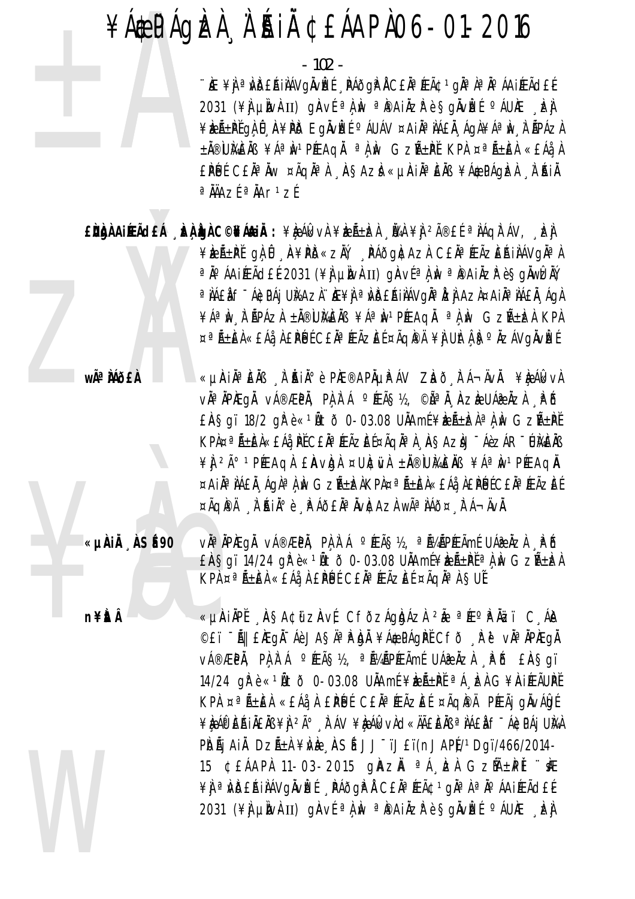¨sÉ ¥Àj²Ã®£ÉAiÀÄ°èzÉ. ¸ÀPÁðgÀªÀÅ C£ÀÄªÉÆÃ¢¹gÀÄªÀ ªÀÄºÁAiÉÆÃd£É 2031 (¥ÀjµÀÌöÈvÀ-II) gÀ°è ¸ÀzÀj ¥Àæ¸ÁÛªÀ£ÉAiÀÄ£ÀÄß ¥ÀjUÀtÂ¸À¨ÉÃPÉAzÀÄ ¸ÀzÀj ¥ÀæzÉñÀªÀ£ÀÄß ¸ÁªÀðd¤PÀ G¥ÀAiÉÆÃUÀPÉÌ CªÀPÁ±À PÀ°à¸ÀÄªÀ GzÉÝñÀ¢AzÀ ªÁtÂdå GzÉÝñÀ¢AzÀ ¸ÁªÀðd¤PÀ G¥ÀAiÉÆÃUÀ GzÉÝñÀPÉÌ ¨sÀÆ G¥ÀAiÉÆÃUÀ §zÀ¯ÁªÀuÉ ¥Àæ¸ÁÛªÀ£ÉAiÀÄ£ÀÄß ¥ÀjUÀtÂ¸À¨ÉÃPÁVzÉ.

**£ÀUÀgÀAiÉÆÃd£Á ¸ÀzÀ¸ÀågÀ C©ü¥ÁæAiÀÄ :** ¥ÀæÁÛªÀ¤vÀ ¥ÀæzÉñÀªÀÅ ¸ÀzÀj ¥ÀæzÉñÀªÀ£ÀÄß ºÉÆA¢PÉÆAqÀAvÉ, ¸ÀzÀj ¥Àæ¸ÁÛªÀ£ÉAiÀÄ£ÀÄß ¥ÀjUÀtÂ¸À¨ÉÃPÀÄ ¸ÀPÁðgÀªÀÅ C£ÀÄªÉÆÃ¢¹gÀÄªÀ ªÀÄºÁAiÉÆÃd£É 2031 (¥ÀjµÀÌöÈvÀ-II) gÀ°è ¸ÀzÀj ¥Àæ¸ÁÛªÀ£ÉAiÀÄ£ÀÄß ¸ÁªÀðd¤PÀ G¥ÀAiÉÆÃUÀPÉÌ ªÀÄvÀÄÛ ¨sÀÆ G¥ÀAiÉÆÃUÀ §zÀ¯ÁªÀuÉ ¥Àæ¸ÁÛªÀ£ÉAiÀÄ£ÀÄß ¥ÀjUÀtÂ¸À¨ÉÃPÁVzÉ.

**wÃªÀiÁð£À** «µÀAiÀÄªÀ£ÀÄß ¸À«ªÀgÀªÁV ¥ÀjUÀtÂ¹, ZÀað¹ ¸À¨sÉAiÀÄ°è ¥ÀæÁÛªÀ¤vÀ vÁ®ÆèPÀÄ ¸ÀªÉð £ÀA§gï 18/2 gÀ°è «¹ÛÃtð 0-03.08 JPÀgÉ ¥ÀæzÉñÀªÀ£ÀÄß ¸ÁªÀðd¤PÀ G¥ÀAiÉÆÃUÀPÉÌ ªÀÄvÀÄÛ ¨sÀÆ G¥ÀAiÉÆÃUÀ §zÀ¯ÁªÀuÉ ¥Àæ¸ÁÛªÀ£ÉAiÀÄ£ÀÄß ¸ÀPÁðgÀPÉÌ C£ÀÄªÉÆÃzÀ£ÉUÁV PÀ¼ÀÄ»¸À®Ä ¸À¨sÉAiÀÄÄ wÃªÀiÁð¤¹vÀÄ.

**«µÀAiÀÄ ¸ÀASÉå 90** vÁ®ÆèPÀÄ ¸ÀªÉð £ÀA§gï 14/24 gÀ°è «¹ÛÃtð 0-03.08 JPÀgÉ ¥ÀæzÉñÀªÀ£ÀÄß ¸ÁªÀðd¤PÀ G¥ÀAiÉÆÃUÀPÉÌ ªÀÄvÀÄÛ ¨sÀÆ G¥ÀAiÉÆÃUÀ §zÀ¯ÁªÀuÉ.

**n¥ÀàtÂ** «µÀAiÀÄPÉÌ ¸ÀA§A¢ü¹zÀAvÉ CfðzÁgÀgÀÄ ¸ÀzÀj ¥ÀæzÉñÀzÀ ¨sÀÆ G¥ÀAiÉÆÃUÀ §zÀ¯ÁªÀuÉ ¥Àæ¸ÁÛªÀ£ÉAiÀÄ£ÀÄß ¸À°è¹gÀÄvÁÛgÉ. vÁ®ÆèPÀÄ ¸ÀªÉð £ÀA§gï 14/24 gÀ°è «¹ÛÃtð 0-03.08 JPÀgÉ ¥ÀæzÉñÀªÀ£ÀÄß ¸ÁªÀðd¤PÀ G¥ÀAiÉÆÃUÀPÉÌ ªÀÄvÀÄÛ ¨sÀÆ G¥ÀAiÉÆÃUÀ §zÀ¯ÁªÀuÉ ¥Àæ¸ÁÛªÀ£ÉAiÀÄ£ÀÄß ¥ÀæÁÛªÀ¤vÀ «µÀAiÀÄzÀ ¸ÀASÉå JJ¯ïJ£ï(n J¸ï)/¹Dgï/466/2014-15 ¢£ÁAPÀ 11-03-2015 gÀ°è ¸À°è¹zÀ GzÉÝñÀPÉÌ ¨sÀÆ ¥Àj²Ã®£ÉAiÀÄ°èzÉ. ¸ÀPÁðgÀªÀÅ C£ÀÄªÉÆÃ¢¹gÀÄªÀ ªÀÄºÁAiÉÆÃd£É 2031 (¥ÀjµÀÌöÈvÀ-II) gÀ°è ¸ÀzÀj ¥Àæ¸ÁÛªÀ£ÉAiÀÄ£ÀÄß ¸ÀzÀj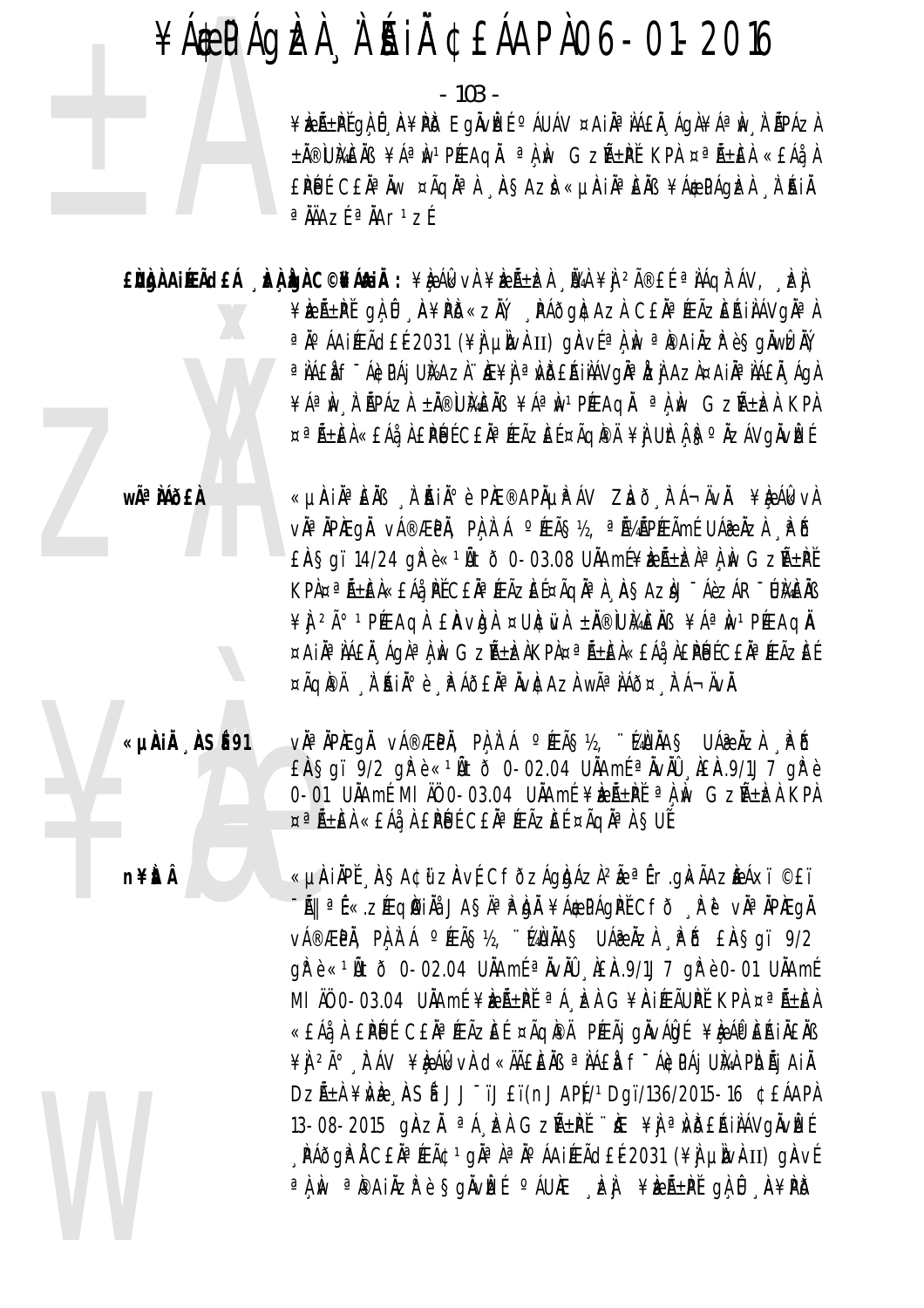¥ÀæÃ±ÀßzÀ gÀÆ¸ÀÄ¥ÀÄÖ EgÀÄªÀ ºÁUÁV ¤AiÀÄªÀÄ¢AzÀ¸ÁgÀÄ¥Á¸ÀÄ ¸ÀÌÄÃÖAzÀÄ ±ÃµÀUÀ¼ÀÄ¼ÀÄß ¥ÁªÀw¹PÉÆAqÀÄ ªÀ¸ÀwÌ GzÉÞÃ±ÀPÉÌ KPÀ ¤ªÉÃ±ÀÀ «£Áå¸À £ÀÞÉÃ C£ÀÄªÀÄw ¤ÃqÀªÀ¸ÀA§AzÀ «µÀAiÀÄªÀÄß ¥ÁæPÁgÀzÀ ¸ÀA¨sÀ ªÀÄÄAzÉªÀÄAr¹zÉ

**£ÀUÀgÀAiÉÆÃd£Á ¸ÀAAiÀÄÖC©üªÁæAiÀÄ :** ¥ÀæÁÛvÀ ¥ÀæÃ±ÀÀ ¸ÀéÀ ¥Àj²Ã®£É ªÀiÁqÀ¯ÁV, ¸ÀzÀj ¥ÀæÃ±ÀßPÉ gÀ¸ÀÛ ¸ÀA¥ÀPÀð «zÀÄå ¸ÀPÁðgÀ¢AzÀ C£ÀÄªÉÆÃzÀ£ÉAiÀiÁVgÀÄªÀ ªÀÄºÁAiÉÆÃd£É 2031 (¥ÀjµÀÌvÀ II) gÀ£Àé ªÀ¸Àw ªÀ®AiÀÄzÀ°è§gÀÄwÛzÀÄÝ, ªÀiÁ£Àå f¯ÁèPÁjUÀ¼ÀzÀÀ¨sÉ¥Àj ªÀÄÀð£ÉAiÀiÁVgÀÄªÀÄzÀj AzÀ¤AiÀÄªÀÄ¢AzÀ¸ÁgÀÄ ¥ÁªÀw¸ÀÄÃÖAzÀÄ ±ÃµÀUÀ¼ÀÄ¼ÀÄß ¥ÁªÀw¹PÉÆAqÀÄ ªÀ¸ÀwÌ GzÉÞÃ±ÀÀ KPÀ ¤ªÉÃ±ÀÀ «£Áå¸À £ÀÞÉÃ C£ÀÄªÉÆÃzÀ£É ¤ÃqÀ®Ä ¥ÀjUÀt¸À§ºÀÄzÁVgÀÄvÀÛzÉ

**wÃªÀiÁð£À**

«µÀAiÀÄªÀÄß ¸ÀA¨sÀ°è PÀÆ®APÀµÀªÁV ZÀZÀð¸À¯Á¬ÄvÀÄ. ¥ÀæÁÛvÀ vÁªÀÄPÀÆgÀÄ vÁ®ÆèPÀÄ, PÀ¸À¨Á ºÉÆÃ§½, ªÀÄ¼ÀÄPÉÆÃmÉ UÁæªÀÄzÀ ¸ÀªÉð £ÀA§gï 14/24 gÀ°è «¹ÛÃtð 0-03.08 UÀÄAmÉ ¥ÀæÃ±ÀÀ ªÀ¸Àw GzÉÞÃ±ÀPÉÌ KPÀ ¤ªÉÃ±ÀÀ «£Áå¸ÀPÉÌ C£ÀÄªÉÆÃzÀ£É ¤ÃqÀªÀ¸À§AzÀÀ ¯ÉÁzÀR¯ÉUÀ¼ÀÄß ¥Àj²Ã°¹PÉÆAqÀ £ÀAvÀgÀ ¤UÀ¢üvÀ ±ÃµÀUÀ¼ÀÄß ¥ÁªÀw¹PÉÆAqÀÄ ¤AiÀÄªÀÄ¢AzÀ¸ÁgÀÄ ªÀ¸Àw GzÉÞÃ±ÀÀ KPÀ ¤ªÉÃ±ÀÀ «£Áå¸ÀPÀÌÉÃ C£ÀÄªÉÆÃzÀ£É ¤ÃqÀ®Ä ¸ÀA¨sÀ°è ¸ÀªÁð£ÀÄªÀÄvÀ¢AzÀ wÃªÀiÁð¤¸À¯Á¬ÄvÀÄ.

**«µÀAiÀÄ ¸ÀASÉå 91**

vÁªÀÄPÀÆgÀÄ vÁ®ÆèPÀÄ, PÀ¸À¨Á ºÉÆÃ§½, ¨É¼ÀUÀÄA§ UÁæªÀÄzÀ ¸ÀªÉð £ÀA§gï 9/2 gÀ°è «¹ÛÃtð 0-02.04 UÀÄAmÉ ªÀvÀÄÛ ¸ÀÀ.9/1J 7 gÀ°è 0-01 UÀÄAmÉ MlÄÖ 0-03.04 UÀÄAmÉ ¥ÀæÃ±ÀßPÉ ªÀ¸Àw GzÉÞÃ±ÀÀ KPÀ ¤ªÉÃ±ÀÀ «£Áå¸À £ÀÞÉÃ C£ÀÄªÉÆÃzÀ£É ¤ÃqÀªÀ¸À§UÉ

**n¥ÀàtÂ**

«µÀAiÀÄPÉÌ ¸ÀA§A¢üzÀAvÉ CfðzÁgÀgÀÄAzÀ²æÃªÀÄw.gÀÀÃAzÀæÁxï ©£ï ¯ÉÃ||ªÀÄ«.zÀÉqÀÀÄiÀÄå J¸Á§Äª¥ÀgÀÄ ¥ÁæPÁgÀPÉÌ Cfð ¸À°è vÁªÀÄPÀÆgÀÄ vÁ®ÆèPÀÄ, PÀ¸À¨Á ºÉÆÃ§½, ¨É¼ÀUÀÄA§ UÁæªÀÄzÀ ¸ÀªÉð £ÀA§gï 9/2 gÀ°è «¹ÛÃtð 0-02.04 UÀÄAmÉ ªÀvÀÄÛ ¸ÀÀ.9/1J 7 gÀ°è 0-01 UÀÄAmÉ MlÄÖ 0-03.04 UÀÄAmÉ ¥ÀæÃ±ÀßPÉ ªÁ¸ÀzÀ G¥ÀAiÉÆÃUÀPÉÌ KPÀ ¤ªÉÃ±ÀÀ «£Áå¸À £ÀÞÉÃ C£ÀÄªÉÆÃzÀ£É ¤ÃqÀ®Ä PÉÆÃjgÀÄvÁÛgÉ ¥ÀæÁÛªÀ£ÉAiÀÄ£ÀÄß ¥Àj²Ã°¸À¯ÁV ¥ÀæÁÛvÀ d«ÄÃ£ÀÄß ªÀiÁ£Àå f¯ÁèPÁjUÀ¼À PÀbÉÃjAiÀÄ DzÉÃ±À¥ÀæÀ ¸ÀASÉå J J¯ïJ£ï(n J APÉ)/¹Dgï/136/2015-16 ¢£ÁAPÀ 13-08-2015 gÀ°èzÀÄ ªÁ¸ÀzÀ GzÉÞÃ±ÀPÉÌ ¨sÀÆ ¥ÀjªÀÄªÀð£ÉAiÀiÁVgÀÄvÀÛzÉ ¸ÀPÁðgÀ¢AzÀ C£ÀÄªÉÆÃ¢¹gÀÄªÀ ªÀÄºÁAiÉÆÃd£É 2031 (¥ÀjµÀÌvÀ II) gÀ£Àé ªÀ¸Àw ªÀ®AiÀÄzÀ°è §gÀÄvÀÛzÉ ºÁUÀÆ ¸ÀzÀj ¥ÀæÃ±ÀßPÉ gÀ¸ÀÛ ¸ÀA¥ÀPÀð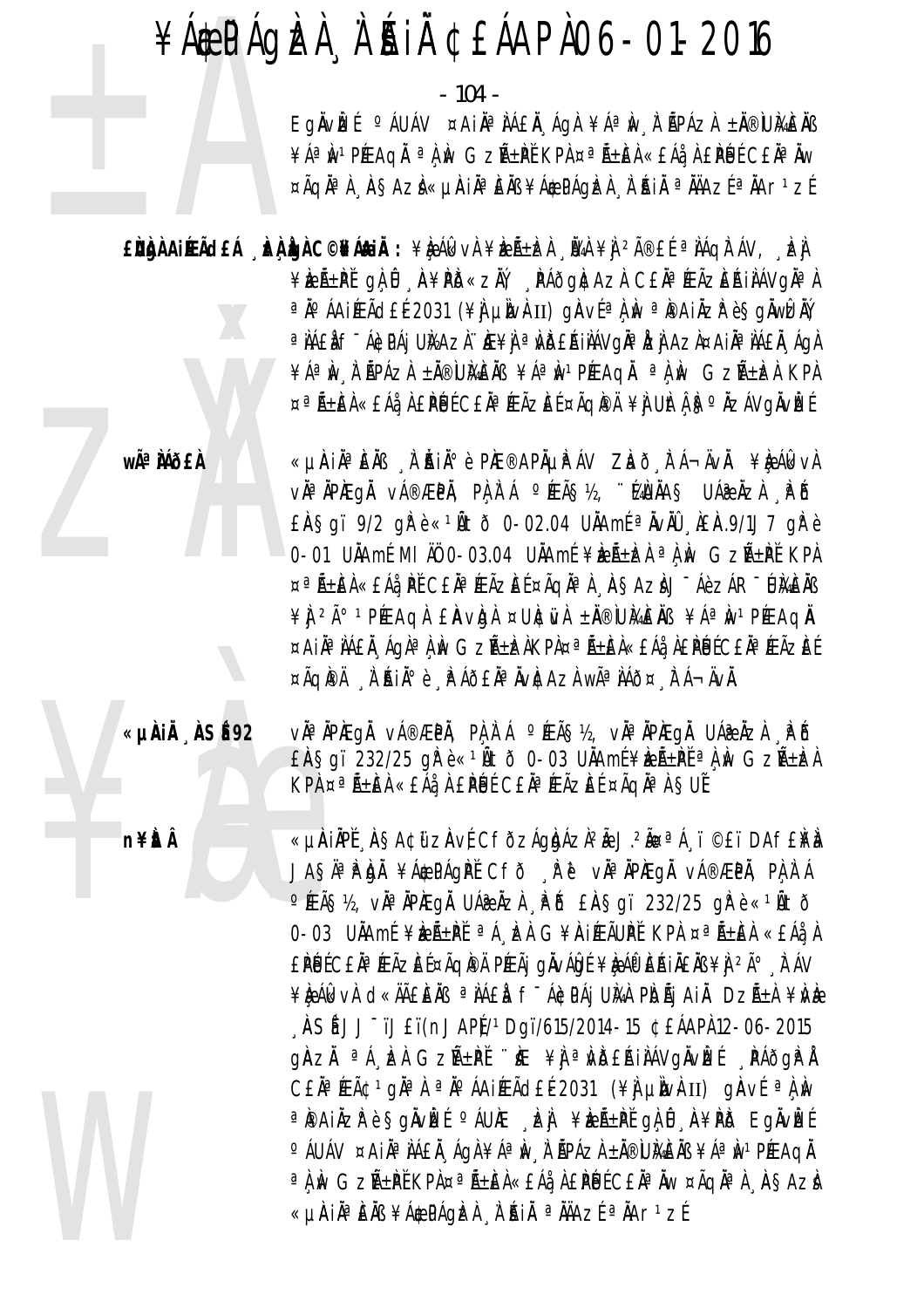EgÀĪÀÅzÉ ºÁUÀÆ ¤AiÀĪÀiÁ£ÀĸÁgÀ ¥ÁªÀw¸À¨ÉÃPÁzÀ ±ÀÄ®ÌªÀ£ÀÄß ¥ÁªÀw¹ PÉÆAqÀÄ ªÀÄÄAzÉ GzÉÝñÀPÀ¤ªÉñÀ£À «£Áå¸À £ÀPÉëUÉ C£ÀĪÉÆÃzÀ£É ¤ÃqÀ®Ä ªÀÄÄA¸À ¸À§AzsÀ «µÀAiÀÄªÀ£ÀÄß ¥Áæ¢üPÁgÀzÀ ¸À¨sÉAiÀÄ ªÀÄÄAzÉ ªÀÄAr¹zÉ

**£ÀUÀgÀ AiÉÆÃd£Á ¸ÀzÀ¸ÀågÀ C©ü¥ÁæAiÀÄ :** ¥ÀæÁ¢üPÁgÀzÀ ¥ÀæªÀÄÄR ¸ÀzÀ¸ÀågÀ ¥À²ÑªÀÄ ªÀiÁqÀÄ ¸ÀzÀå ¥ÀæzÉñÀªÀÅ ¸ÀPÁðgÀ ¸ÀàµÀ× ¥Àr¸À¨ÉÃPÁVzÀÝ C£ÀĪÉÆÃzÀ£ÉAiÀiÁVgÀĪÀ ªÀÄºÁ AiÉÆÃd£É 2031 (¥ÀÄ£ÀgÀ¹II) gÀ£ÀéAiÀÄ ªÀ®AiÀÄzÀ°è §gÀĪÀÅzÀjAzÀ ªÀiÁ£Àå ¨ÉAUÀ¼ÀÆgÀÄ C©üªÀÈ¢Þ ¥Áæ¢üPÁgÀzÀ ¤AiÀĪÀiÁ£ÀĸÁgÀ ¥ÁªÀw¸À¨ÉÃPÁzÀ ±ÀÄ®ÌªÀ£ÀÄß ¥ÁªÀw¹ PÉÆAqÀÄ ªÀÄÄAzÉ GzÉÝñÀPÀ¤ªÉñÀ£À «£Áå¸À £ÀPÉëUÉ C£ÀĪÉÆÃzÀ£É ¤ÃqÀ®Ä ¥ÀjUÀt¸À§ºÀÄzÁVgÀĪÀÅzÉ.

**wÃªÀiÁð£À**

«µÀAiÀÄªÀ£ÀÄß ¸À¨sÉAiÀÄ°è PÀÆ®APÀµÀªÁV ZÀað¸À¯ÁAiÀÄÄ. ¥ÀæÁ¢üPÁgÀ vÀªÀÄä¤ÃgÀÄ vÁ®ÆèPÀÄ, PÀ¸À§Á ºÉÆÃ§½, ¨ÉÃUÀÆgÀÄ UÁæªÀÄzÀ ¸ÀªÉð £ÀA§gï 9/2 gÀ°è «¹ÛÃtð 0-02.04 UÀÄAmÉ ªÀÄvÀÄÛ ¸ÀªÉð.9/1J 7 gÀ°è 0-01 UÀÄAmÉ MlÄÖ 0-03.04 UÀÄAmÉ ¥ÀæzÉñÀzÀ ªÀ¸Àw GzÉÝñÀPÀ ¤ªÉñÀ£À «£Áå¸À £ÀPÉë C£ÀĪÉÆÃzÀ£É ¤ÃqÀ®Ä ¸À¨sÉAiÀÄ J¯Áè ¸ÀzÀ¸ÀågÀÄ ¥À²Ã°¹ PÉÆAqÀÄ £ÀAvÀgÀ ¤UÀ¢üvÀ ±ÀÄ®ÌªÀ£ÀÄß ¥ÁªÀw¹ PÉÆAqÀÄ ¤AiÀĪÀiÁ£ÀĸÁgÀ ªÀ¸Àw GzÉÝñÀPÀ ¤ªÉñÀ£À «£Áå¸À £ÀPÉëUÉ C£ÀĪÉÆÃzÀ£É ¤ÃqÀ®Ä ¸À¨sÉAiÀÄ°è ¸ÀªÁð£ÀĪÀÄvÀ¢AzÀ wÃªÀiÁð£À ¸ÀÌ÷¯ÁAiÀÄÄ.

**«µÀAiÀÄ ¸ÀASÉå 92**

vÀªÀÄä¤ÃgÀÄ vÁ®ÆèPÀÄ, PÀ¸À§Á ºÉÆÃ§½, vÀªÀÄä¤ÃgÀÄ UÁæªÀÄzÀ ¸ÀªÉð £ÀA§gï 232/25 gÀ°è «¹ÛÃtð 0-03 UÀÄAmÉ ¥ÀæzÉñÀPÉ ªÀ¸Àw GzÉÝñÀPÀ ¤ªÉñÀ£À «£Áå¸À £ÀPÉëUÉ C£ÀĪÉÆÃzÀ£É ¤ÃqÀĪÀ §UÉÎ.

**n¥Ààt**

«µÀAiÀÄPÉÌ ¸ÀA§A¢ü¹zÀAvÉ CfðzÁgÀgÁzÀ ²æÃ J.²æÃ¤ªÁ¸ï ©£ï DAf£ÉÃAiÀÄ J¸ï.Dgï.gÉrØ ¥Áæ¢üPÁgÀPÉÌ Cfð ¸À°è¹ vÀªÀÄä¤ÃgÀÄ vÁ®ÆèPÀÄ, PÀ¸À§Á ºÉÆÃ§½, vÀªÀÄä¤ÃgÀÄ UÁæªÀÄzÀ ¸ÀªÉð £ÀA§gï 232/25 gÀ°è «¹ÛÃtð 0-03 UÀÄAmÉ ¥ÀæzÉñÀPÉ ªÀ¸Àw GzÉÝñÀPÁÌV ¤ªÉñÀ£À «£Áå¸À £ÀPÉëUÉ C£ÀĪÉÆÃzÀ£É ¤ÃqÀ®Ä PÉÆÃjgÀÄvÁÛgÉ. ¥ÀæÁ¢üPÁgÀzÀ ¥À²Ã°¸À¯ÁV ¥ÀæÁ¢üPÁgÀzÀ ªÀiÁ£Àå ¨ÉAUÀ¼ÀÆgÀÄ C©üªÀÈ¢Þ ¥Áæ¢üPÁgÀzÀ DzÉñÀ ¥ÀvÀæ ¸ÀASÉå J¯ï.J£ï(n.J¸ï.¦)/¹Dgï/615/2014-15 ¢£ÁAPÀ 12-06-2015 gÀAzÀ ªÀ¸Àw GzÉÝñÀPÉÌ ¨sÀÆ ¥ÀjªÀvÀð£ÉAiÀiÁVgÀĪÀÅzÉ. ¸ÀzÀj ¥Àæ¸ÁÛ¥À C£ÀĪÉÆÃ¢¹gÀĪÀ ªÀÄºÁ AiÉÆÃd£É 2031 (¥ÀÄ£ÀgÀ¹II) gÀ£ÀéAiÀÄ ªÀ®AiÀÄzÀ°è §gÀĪÀÅzÉ ºÁUÀÆ ¸ÀzÀå ¥ÀæzÉñÀPÉÌ gÀ¸ÉÛ ¸ÀA¥ÀPÀð EgÀĪÀÅzÉ ºÁUÀÆ ¤AiÀĪÀiÁ£ÀĸÁgÀ ¥ÁªÀw¸À¨ÉÃPÁzÀ ±ÀÄ®ÌªÀ£ÀÄß ¥ÁªÀw¹ PÉÆAqÀÄ ªÀÄÄAzÉ GzÉÝñÀPÀ¤ªÉñÀ£À «£Áå¸À £ÀPÉëUÉ C£ÀĪÉÆÃzÀ£É ¤ÃqÀ®Ä ªÀÄÄA¸À ¸À§AzsÀ «µÀAiÀÄªÀ£ÀÄß ¥Áæ¢üPÁgÀzÀ ¸À¨sÉAiÀÄ ªÀÄÄAzÉ ªÀÄAr¹zÉ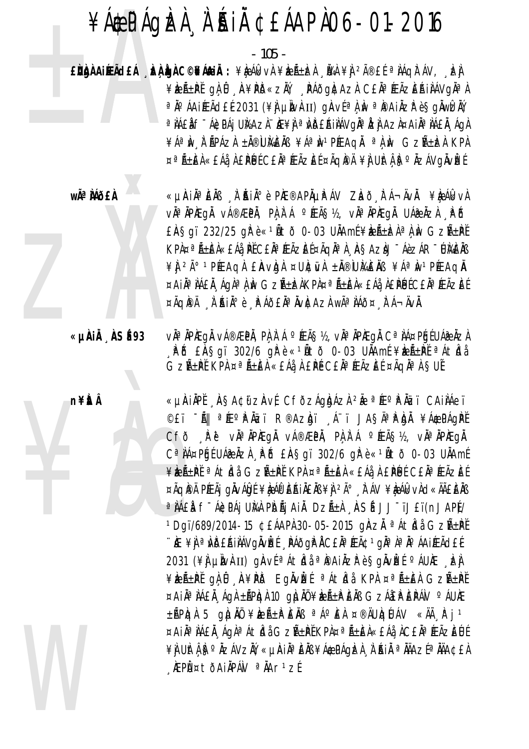**£ÀUÀgÀ AiÉÆÃd£Á ¸ÀºÀ¤zÉÃð±ÀPÀgÀÄ :** ¥ÁæÁ¢üPÁgÀzÀ ¸À¨sÉAiÀÄ ¥Àj²Ã®£ÉUÉ ªÀÄAqÀ¯ÁV, ¸ÀzÀj ¥ÀæzÉÃ±ÀªÀÅ gÀ¸ÉÛ ¸ÀA¥ÀPÀð«zÀÄÝ, ¸ÀÄvÀÛ®Æ CzÉÃ GzÉÝÃ±ÀPÉÌ ¤UÀ¢vÀªÁVgÀÄªÀ ªÀ®AiÀÄ£ÀÄß ¥ÀjµÀÌøvÀ ªÀÄºÀAiÉÆÃd£É 2031 (¥Àj¸ÀgÀ-II) gÀ°è ªÀ¸Àw ªÀ®AiÀÄzÀ°è ¸ÉÃj¸À§ºÀÄzÁVzÀÄÝ, ªÀÄÄAzÉ ¥ÁæzsÉÃ²PÀ DAiÀÄÄPÀÛgÀÄ, ¨ÉAUÀ¼ÀÆgÀÄ ¥ÁæzÉÃ²PÀ «¨sÁUÀ EªÀgÀ ªÀÄÆ®PÀ ¸ÀPÁðgÀzÀ C£ÀÄªÉÆÃzÀ£ÉUÉ ¸À°è¸ÀÄªÀ ¸À®ÄªÁV ¥ÁæzsÀåvÉ ªÉÄÃgÉUÉ ¥Àj²Ã®£ÉUÉ ªÀÄAqÀ¸À¯ÁVzÉ.

**wÃªÀiÁð£À**

«µÀAiÀÄªÀ£ÀÄß ¸À¨sÉAiÀÄ°è ZÀað¸À¯Á¬ÄvÀÄ. ¥ÁæÁ¢üPÁgÀªÀÅ vÁªÀgÉPÉgÉ ºÉÆÃ§½, PÀ¸À¨Á ºÉÆÃ§½, vÁªÀgÉPÉgÉ UÁæªÀÄzÀ ¸À.£ÀA 232/25 gÀ°è«gÀÄªÀ 0-03 UÀÄAmÉ ¥ÀæzÉÃ±ÀªÀ£ÀÄß ªÀ¸Àw GzÉÝÃ±ÀPÉÌ ¨sÀÆ G¥ÀAiÉÆÃUÀ §zÀ¯ÁªÀuÉUÁV ¥Àj²Ã°¹ ªÀÄÄAzÉ ¥ÁæzsÉÃ²PÀ DAiÀÄÄPÀÛgÀÄ, ¨ÉAUÀ¼ÀÆgÀÄ ¥ÁæzÉÃ²PÀ «¨sÁUÀ EªÀgÀ ªÀÄÆ®PÀ ¸ÀPÁðgÀzÀ C£ÀÄªÉÆÃzÀ£ÉUÉ ¸À°è¸À®Ä ¸À¨sÉAiÀÄ°è wÃªÀiÁð¤¸À¯Á¬ÄvÀÄ.

**«µÀAiÀÄ ¸ÀASÉå 93**

vÁªÀgÉPÉgÉ ºÉÆÃ§½, PÀ¸À¨Á ºÉÆÃ§½, vÁªÀgÉPÉgÉ UÁæªÀÄzÀ ¸À.£ÀA 302/6 gÀ°è«gÀÄªÀ 0-03 UÀÄAmÉ ¥ÀæzÉÃ±ÀzÀ ªÀÄgÀÄ §zÀ¯ÁªÀuÉUÉ ¸ÀPÁðgÀzÀ C£ÀÄªÉÆÃzÀ£ÉUÉ ¸À°è¸ÀÄªÀ §UÉÎ.

**n¥ÀàtÂ**

«µÀAiÀÄPÉÌ ¸ÀA§A¢ü¹zÀAvÉ CfðzÁgÀgÁzÀ ²æÃ ªÉÄÃºÀ£ï CAiÀÄåAqï ©£ï ¯Ár ªÉÄÃºÀ£ï R®Azï ¸Á¨ï JA§ÄªÀgÀÄ ¥ÁæªÀiÁtÂPÀ Cfð ¸À°è¹ vÁªÀgÉPÉgÉ ºÉÆÃ§½, PÀ¸À¨Á ºÉÆÃ§½, vÁªÀgÉPÉgÉ UÁæªÀÄzÀ ¸À.£ÀA 302/6 gÀ°è«gÀÄªÀ 0-03 UÀÄAmÉ ¥ÀæzÉÃ±ÀzÀ ªÀÄgÀÄ§zÀ¯ÁªÀuÉUÉ ¸ÀPÁðgÀzÀ C£ÀÄªÉÆÃzÀ£ÉUÁV ¥ÁæÁ¢üPÁgÀPÉÌ ¥Àj²Ã°¸À®Ä ¥ÁæÁ¢üPÁgÀzÀ ¸ÀPÁðgÀzÀ ¥ÀvÀæ ¸ÀASÉå £ÀCE(n)J¦J/¹Dgï/689/2014-15 ¢£ÁAPÀ 30-05-2015 gÀ°è ªÀÄgÀÄ§zÀ¯ÁªÀuÉUÉ ¸ÀPÁðgÀzÀ C£ÀÄªÉÆÃzÀ£É ¥ÀqÉAiÀÄ®Ä ¸ÀÆa¹zÀAvÉ ªÀÄÄAzÀÄªÀgÉzÀÄ ¥ÀjµÀÌøvÀ ªÀÄºÀAiÉÆÃd£É 2031 (¥Àj¸ÀgÀ-II) gÀ°è ªÀÄgÀÄ§zÀ¯ÁªÀuÉAiÀÄAvÉ ¸ÀzÀj ¥ÀæzÉÃ±ÀzÀ gÀ¸ÉÛ ¸ÀA¥ÀPÀð EgÀÄªÀÅzÀjAzÀ ªÀÄgÀÄ§zÀ¯ÁªÀuÉ ªÀÄÆ®PÀ DzÀ ¥ÀæzÉÃ±ÀzÀ°è 10 gÀµÀÄÖ ¥ÀæzÉÃ±ÀªÀ£ÀÄß GzÁå£ÀªÀ£ÀªÁV ºÁUÀÆ ±ÉÃPÀqÀ 5 gÀµÀÄÖ ¥ÀæzÉÃ±ÀªÀ£ÀÄß ªÁºÀ£À ¤®ÄUÀqÉUÁV «¤AiÉÆÃV¸À®Ä µÀgÀvÀÄÛ«¢ìAiÉÆA¢UÉ ªÀÄgÀÄ§zÀ¯ÁªÀuÉ ªÀÄÆ®PÀ ¸ÀPÁðgÀzÀ C£ÀÄªÉÆÃzÀ£ÉUÉ ¥Àj²Ã°¸À¯ÁVzÉ, «µÀAiÀÄªÀ£ÀÄß ¥ÁæÁ¢üPÁgÀzÀ ¸À¨sÉAiÀÄ ªÀÄÄAzÉ ªÀÄAr¹zÉ ¸ÀPÁðgÀzÀ wÃªÀiÁð£ÀPÁÌV ªÀÄAr¹zÉ.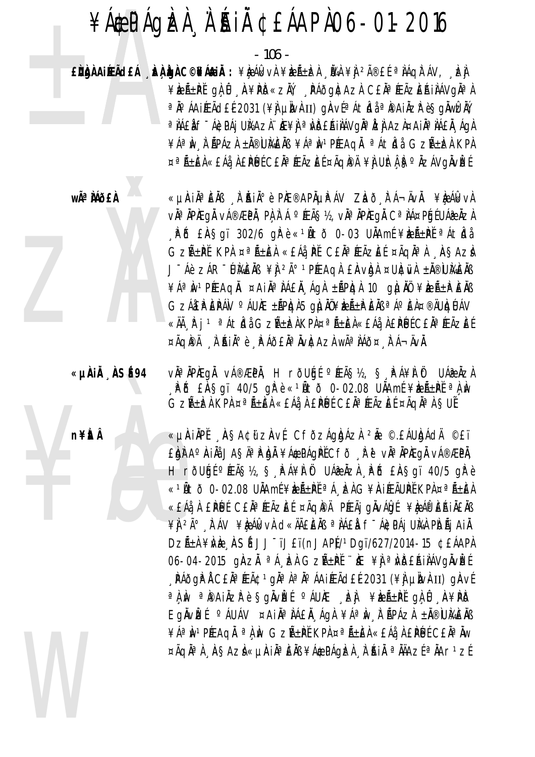£ÀUÀgÀ AiÉÆÃd£Á ¸ÀzÀ¸ÀågÀ C©üªÀÄvÀ : ¥ÀæÁ¢üPÁgÀzÀ ¸ÀÄvÀÛ¥ÀvÀæ ¸ÀASÉå ¥ÀæzÀ±Àð£À ¥Àæ¸ÁÛªÀ£ÉAiÀÄ£ÀÄß ¥ÀæzÉÃ±ÀzÀ ªÀÄ®AiÀÄ D¢AiÀÄ ¥Àæ¸ÁÛ¥À £ÀUÀgÀ AiÉÆÃd£É 2031 (¥ÀjµÀÌöÈvÀ II) gÀ £ÀPÉë ªÀÄvÀÄÛ ªÀ®AiÀÄ ¤AiÀÄªÀÄUÀ¼À£ÀéAiÀÄ ªÀiÁ£Àå ªÀiÁqÀ®Ä ¥Àj²Ã°¸À¯ÁVzÉ. F ¥Àæ¸ÁÛªÀ£ÉAiÀÄ£ÀÄß ¸ÀPÁðgÀPÉÌ PÀ¼ÀÄ»¸À®Ä ±ÉÃPÀgÀ ¥ÀjÃPÁë ¸À«Äw ªÀiÁqÀ¯ÁVzÉ. ¥ÀæzÉÃ±ÀzÀ ¤AiÀÄªÀÄUÀ¼À£ÀéAiÀÄ ¥ÀjUÀtÂ¸À§ºÀÄzÁVzÉ.

**wÃªÀiÁð£À**

«µÀAiÀÄªÀ£ÀÄß ¸À«ªÀgÀªÁV ZÀað¹, ¥ÀæÁ¢üPÁgÀzÀ vÀªÀÄPÀÆgÀÄ vÁ®ÆèPÀÄ, PÀ¸À¨Á ºÉÆÃ§½, vÀªÀÄPÀÆgÀÄ C«ÄÃ£ÀPÀgÉ UÁæªÀÄzÀ ¸ÀªÉð £ÀA§gï 302/6 gÀ°è «¹ÛÃtð 0-03 UÀÄAmÉ ¥ÀæzÉÃ±ÀªÀ£ÀÄß ªÀÄvÀÄÛ GzÉÝÃ²vÀ KPÀ ¤ªÉÃ±ÀªÀ£ÀÄß «£Áå¸À £ÀPÉë C£ÀÄªÉÆÃzÀ£É ¤ÃqÀ®Ä ªÀÄ¸ÀÆzÉ J¯ÁèzÀgÀÆ ¸ÀºÀ ¥Àj²Ã°¸À¯ÁV ¤AiÀÄªÀiÁ£ÀÄ¸ÁgÀ ±ÉÃPÀqÀ 10 gÀµÀÄÖ ¥ÀæzÉÃ±ÀªÀ£ÀÄß GzÁå£ÀªÀ£ÀPÁÌV ºÁUÀÆ ±ÉÃPÀqÀ 5 gÀµÀÄÖ ¥ÀæzÉÃ±ÀªÀ£ÀÄß ªÁºÀ£À ¤®ÄUÀqÉUÁV «ÄÃ¸À°j¹ ªÀÄvÀÄÛ GzÉÝÃ²vÀ KPÀ ¤ªÉÃ±ÀªÀ£ÀÄß «£Áå¸À £ÀPÉë C£ÀÄªÉÆÃzÀ£É ¤ÃqÀ®Ä ¸À¨sÉAiÀÄ°è ¸ÀªÀiÁ£ÀÄªÀÄvÀzÀ wÃªÀiÁð¤¸À¯Á¬ÄvÀÄ.

**«µÀAiÀÄ ¸ÀASÉå 94**

vÀªÀÄPÀÆgÀÄ vÁ®ÆèPÀÄ, H¥ÀgÀºÀ½î ºÉÆÃ§½, §¸Àªá¥ÀlÖt UÁæªÀÄzÀ ¸ÀªÉð £ÀA§gï 40/5 gÀ°è «¹ÛÃtð 0-02.08 UÀÄAmÉ ¥ÀæzÉÃ±ÀzÀ ªÀ¸Àw GzÉÝÃ±ÀzÀ KPÀ ¤ªÉÃ±ÀzÀ «£Áå¸À £ÀPÉë C£ÀÄªÉÆÃzÀ£É ¤ÃqÀÄªÀ§UÉÎ.

**n¥ÀàtÂ**

«µÀAiÀÄPÉÌ ¸ÀA§A¢ü¹zÀAvÉ, CfðzÁgÀgÁzÀ ²æÃ.©.£ÁUÀgÁdÄ ©£ï £ÀgÀ¹AºÀAiÀÄå, J¸ï.ªÀÄºÀzÀ ¥ÀæPÁgÀ CfðzÁgÀgÀÄ vÀªÀÄPÀÆgÀÄ vÁ®ÆèPÀÄ, H¥ÀgÀºÀ½î ºÉÆÃ§½, §¸ÀªÁ¥ÀlÖt UÁæªÀÄzÀ ¸ÀªÉð £ÀA§gï 40/5 gÀ°è «¹ÛÃtð 0-02.08 UÀÄAmÉ ¥ÀæzÉÃ±ÀªÀ£ÀÄß ªÀ¸ÀwG¥ÀAiÉÆÃUÀPÁÌV KPÀ ¤ªÉÃ±ÀzÀ «£Áå¸À £ÀPÉë C£ÀÄªÉÆÃzÀ£É ¤ÃqÀ®Ä PÉÆÃjgÀÄvÁÛgÉ. ¥ÀæzÉÃ±ÀPÉÌ ¸ÀA§A¢ü¹zÀAvÉ ¥Àj²Ã°¸À¯ÁV ¥ÀæzÉÃ±ÀªÀ£ÀÄß ¢£ÁAPÀzÀ ªÀiÁ£Àå f¯Áè¢üPÁjUÀ¼À DzÉÃ±À¸ÀASÉå J¯ïJ£ï(n)J/PÉ/¹Dgï/627/2014-15 ¢£ÁAPÀ 06-04-2015 gÀAzÀÄ ªÀ¸ÀwG¥ÀAiÉÆÃUÀPÉÌ ¥ÀjªÀvÀð£ÉAiÀiÁVgÀÄvÀÛzÉ. ¸ÀPÁðgÀ C£ÀÄªÉÆÃ¢¹gÀÄªÀ ªÀÄ®AiÀÄ D¢AiÀÄ £ÀUÀgÀ AiÉÆÃd£É 2031 (¥ÀjµÀÌöÈvÀ II) gÀ£ÀéAiÀÄ ªÀ¸Àw ªÀ®AiÀÄzÀ°è §gÀÄvÀÛzÉ. ºÁUÀÆ ¸ÀzÀj ¥ÀæzÉÃ±ÀzÀ gÀ¸ÉÛ ¸À¥ÀÄÖ EgÀÄvÀÛzÉ. ºÁUÁV ¤AiÀÄªÀiÁ£ÀÄ¸ÁgÀ ¥Àj²Ã°¸À¯ÁV ªÀ¸Àw GzÉÝÃ±ÀzÀ KPÀ ¤ªÉÃ±ÀzÀ «£Áå¸À £ÀPÉë C£ÀÄªÉÆÃzÀ£É ¤ÃqÀ®Ä ªÀÄ¸ÀÆzÉ «µÀAiÀÄªÀ£ÀÄß ¥ÀæÁ¢üPÁgÀzÀ ¸À¨sÉAiÀÄ ªÀÄÄAzÉ ªÀÄAr¸À¯ÁVzÉ.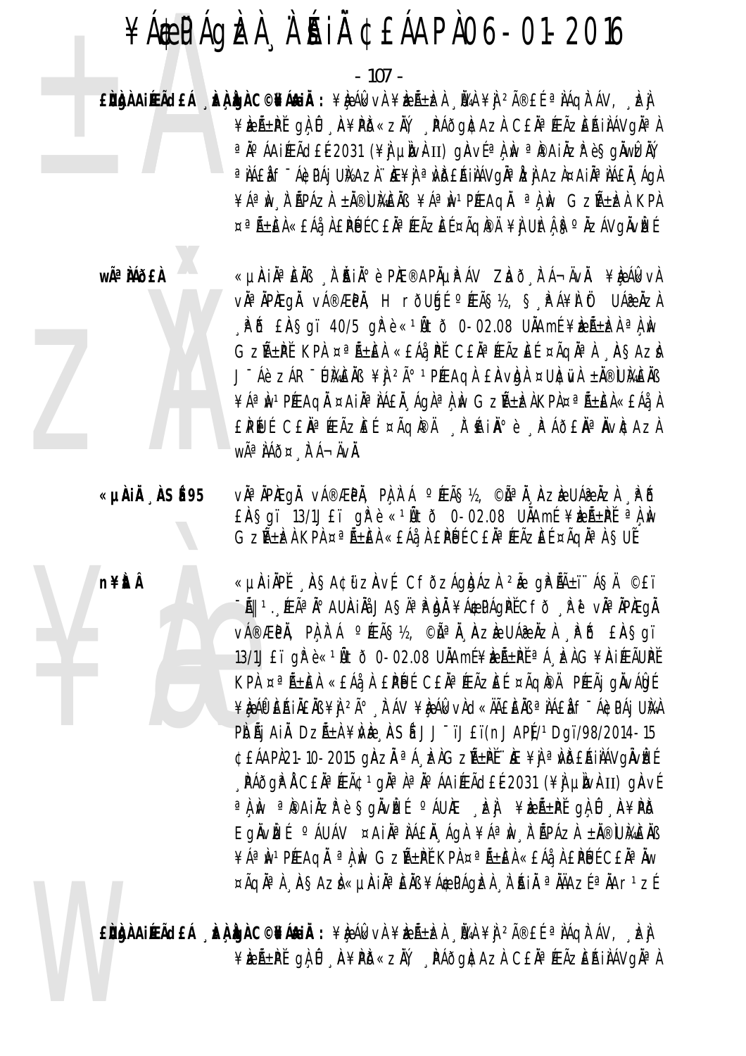**£ÀUÀgÀ AiÉÆÃd£Á ¸ÀºÁAiÀÄPÀ ¤zÉðñÀPÀgÀÄ :** ¥ÀæÁ¢üPÁgÀzÀ ¸À¨sÉAiÀÄ ¤tðAiÀÄzÀAvÉ ¥ÀæPÀgÀtzÀ ¸ÀégÀÆ¥ÀªÀ£ÀÄß UÀªÀÄ¤¹ ¥ÀæPÀgÀtªÀ£ÀÄß ¸ÀPÁðgÀzÀ C£ÀÄªÉÆÃzÀ£ÉUÁV ¸À°è¸À¯ÁVzÉ. ¥ÀæÁ¢üPÁgÀzÀ ¸À¨sÉAiÀÄ ¤tðAiÀÄzÀAvÉ ¥ÀæPÀgÀtªÀ£ÀÄß ¥ÀjµÀÌøvÀ ªÀÄºÁAiÉÆÃd£É 2031 (¥ÀjµÀÌøvÀ II) gÀ ¥ÀæPÀgÀt ¸ÀASÉå: ¸ÀA.7 gÀ°è ¸ÀPÁðgÀPÉÌ ¸À°è¸À¯ÁVzÉ. ¸ÀPÁðgÀzÀ C£ÀÄªÉÆÃzÀ£É ¤ÃqÀ¯Á¢zÉ. ¥Àæ¸ÁÛªÀ£ÉAiÀÄ£ÀÄß C£ÀÄªÉÆÃzÀ£ÉUÁV ¸À°è¸À¯ÁVzÉ.

**wÃªÀiÁð£À**

«µÀAiÀÄ¸ÀÆaAiÀÄ°è ¥ÀæPÀgÀtzÀ ¸ÀASÉå ªÀÄvÀÄÛ ¸ÀܼÀzÀ ¨sÁUÀzÀ ªÀiÁ»w. ¥ÀæPÀgÀtzÀ ¸ÀASÉå «µÀAiÀÄ ¸ÀASÉå: 40/5 gÀ°è «¹Û÷tð 0-02.08 UÀÄAmÉ ¥ÀæªÀÄÄR ¸ÀASÉå ªÀÄvÀÄÛ ¸ÀPÁðgÀzÀ C£ÀÄªÉÆÃzÀ£É ¤ÃqÀ¯Á¢zÉ. ¥ÀæPÀgÀtªÀ£ÀÄß ¸ÀPÁðgÀzÀ C£ÀÄªÉÆÃzÀ£ÉUÁV ¸À°è¸À®Ä wÃªÀiÁð¤¸À¯Á¬ÄvÀÄ.

**«µÀAiÀÄ ¸ÀASÉå 95**

vÁ®ÆèPÀÄ, UÁæªÀÄ, ºÉÆÃ§½, ©ÃzÀ¢AiÀÄ ¸ÀªÉð £ÀA§gï 13/1J£ï gÀ°è «¹Û÷tð 0-02.08 UÀÄAmÉ ¥ÀæªÀÄÄR ¸ÀASÉå ªÀÄvÀÄÛ ¸ÀPÁðgÀzÀ C£ÀÄªÉÆÃzÀ£É ¤ÃqÀ¯Á¢zÉ.

**n¥ÀàtÂ**

«µÀAiÀÄPÉÌ ¸ÀA§A¢ü¹zÀAvÉ CfðzÁgÀgÀÄ ²æ gÀªÉÄï ©£ï ¯ÉÃmï ¸ÀÄ§âAiÀÄå ±ÉnÖ ªÀÄvÀÄÛ EvÀgÀgÀÄ ¥ÁæPÁgÀPÉÌ Cfð ¸À°è¹ vÁ®ÆèPÀÄ, UÁæªÀÄ, ºÉÆÃ§½, ©ÃzÀ¢AiÀÄ ¸ÀªÉð £ÀA§gï 13/1J£ï gÀ°è «¹Û÷tð 0-02.08 UÀÄAmÉ ¥ÀæªÀÄÄR ¸ÀASÉå KPÀ ¤ªÉÃ±À£À «£Áå¸À £ÀPÉë C£ÀÄªÉÆÃzÀ£É ¤ÃqÀ®Ä PÉÆÃjgÀÄvÁÛgÉ. ¥ÀæÁ¢üPÁgÀ¢AzÀ ¥Àj²Ã°¸À¯ÁV ¥ÀæÁ¢üPÁgÀzÀ «¨sÁUÀªÁgÀÄ ªÀÄÄAzÀÄªÀgÉzÀ ¥Àæ¸ÁÛªÀ£ÉAiÀÄ£ÀÄß DzÉÃ±À ¸ÀASÉå J¯ï J£ï (n J¯ï)/¹Dgï/98/2014-15 ¢£ÁAPÀ 21-10-2015 gÀAzÀÄ ªÀÄAqÀ¸À¯ÁzÀ ¸À¨sÉAiÀÄ ¤tðAiÀÄzÀAvÉ ¸ÀPÁðgÀPÉÌ C£ÀÄªÉÆÃzÀ£É¤gÀÄªÀ ªÀÄºÁAiÉÆÃd£É 2031 (¥ÀjµÀÌøvÀ II) gÀ ¥ÀæPÀgÀt ¸ÀASÉå ¸À°è¸À¯ÁVzÉ. ºÁUÀÆ ¸ÀzÀj ¥ÀæPÀgÀtªÀ£ÀÄß EgÀÄvÀÛzÉ. ºÁUÁV ¤AiÀÄªÀiÁ£ÀÄ¸ÁgÀ ¥ÀæPÀgÀtzÀ ¸ÀégÀÆ¥ÀªÀ£ÀÄß ¥Àj²Ã°¹ ¸ÀPÁðgÀzÀ C£ÀÄªÉÆÃzÀ£É ¤ÃqÀ®Ä ¸À°è¸À¯Á¢zÉ. ¥ÁæPÁgÀzÀ ¸À¨sÉAiÀÄ ªÀÄÄA¢£À ªÀÄAr¹zÉ.

**£ÀUÀgÀ AiÉÆÃd£Á ¸ÀºÁAiÀÄPÀ ¤zÉðñÀPÀgÀÄ :** ¥ÀæÁ¢üPÁgÀzÀ ¸À¨sÉAiÀÄ ¤tðAiÀÄzÀAvÉ ¥ÀæPÀgÀtzÀ ¸ÀégÀÆ¥ÀªÀ£ÀÄß UÀªÀÄ¤¹ ¥ÀæPÀgÀtªÀ£ÀÄß ¸ÀPÁðgÀzÀ C£ÀÄªÉÆÃzÀ£ÉUÁV ¸À°è¸À¯ÁVzÉ.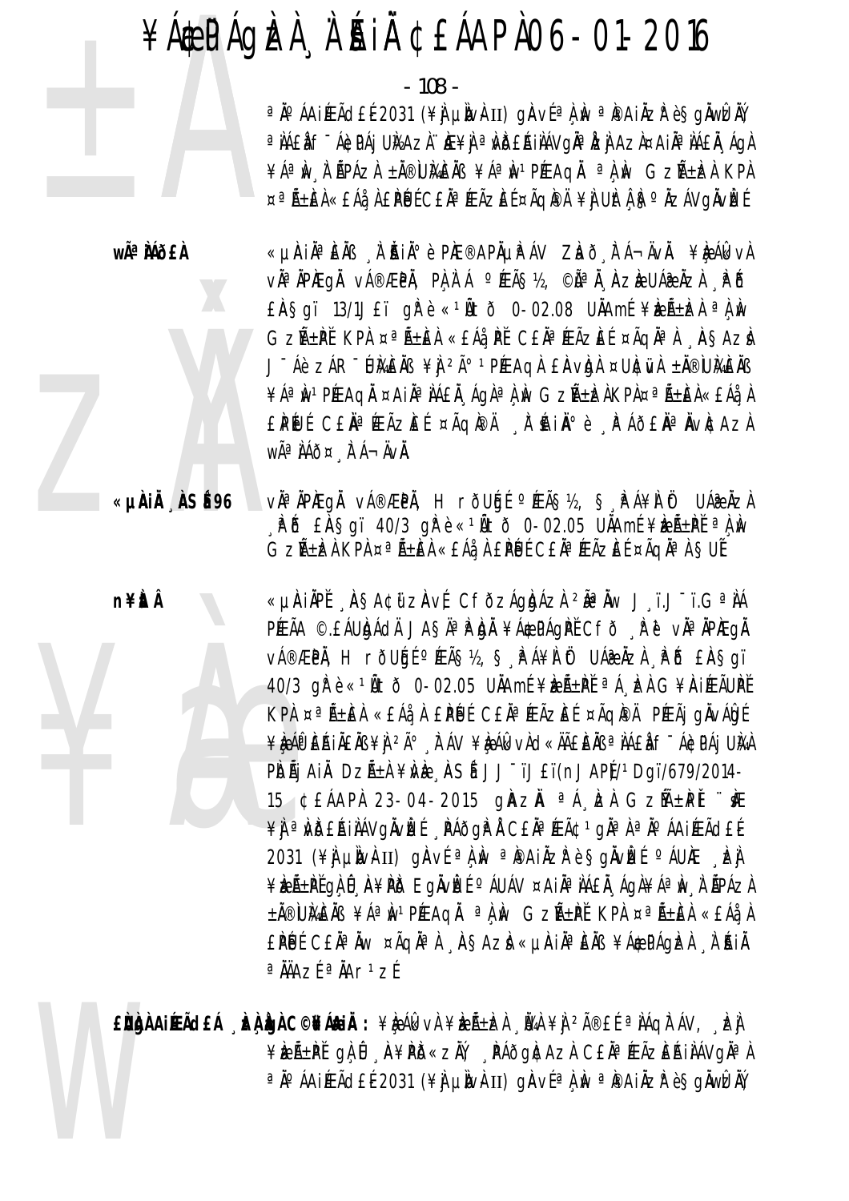ªÀÄºÁAiÉÆÃd£É 2031 (¥ÀµÀðªÀII) gÀ°è ªÀ¸Àw ªÀ®AiÀÄzÀ°è §gÀÄwÛzÀÝ, ªÀÄÄRå gÀ¸ÉÛAiÀÄ ¥ÀPÀÌzÀ°è EgÀĪÀ JªÀiïJ¸ï ¸Àé¸ÀAiÀiï ¥ÁªÀiï£ÀÆ ±ÉÃPÀqÁ 33 gÀ DgÉÆÃUÀå ¥ÁªÀiï, ªÀ¸Àw GzÉÝñÀPÌ ¥ÀPÀÌzÀ ±ÉÃPÀqÁ 12 gÀ G¥ÀAiÉÆÃUÀPÉÌ ¥Àj«ÄvÀ¢AzÀ ¨sÀÆ G¥ÀAiÉÆÃUÀ §zÀ¯ÁªÀuÉ ¥ÀæQæAiÉÄUÉ ªÀiÁqÀ§ºÀÄzÉAzÀÄ ¥ÁæPÁgÀzÀ ¸À¨sÉ w¼ÀĹzÉ.

**wÃªÀiÁð£À**

«µÀAiÀÄ£ÀÄß ¸À«¸ÀÛgÀªÁV ZÀað¹zÀ ¥Áæ¢üPÁgÀzÀ ¸À¨sÉ, vÁ®ÆèPÀÄ, PÀ¸À¨Á ºÉÆÃ§½, ©¼ÀªÀgÀzÀ ºÀ½îAiÀÄ ¸À.£ÀA. 13/1J£ï gÀ°è «¹Ûtð 0-02.08 JPÀgÉ ¥ÀæzÉñÀªÀ£ÀÄß ªÀ¸Àw GzÉÝñÀ¢AzÀ ªÁtÂdå GzÉÝñÀPÉÌ ¨sÀÆ G¥ÀAiÉÆÃUÀ §zÀ¯ÁªÀuÉ ªÀiÁqÀ®Ä ¥Àæ¸ÁÛªÀ£É ¸À°è¸À®Ä ¸ÀPÁðgÀPÉÌ ²¥sÁgÀ¸ÀÄì ªÀiÁqÀ®Ä wÃªÀiÁ¤¸À¯Á¬ÄvÀÄ.

**«µÀAiÀÄ ¸ÀASÉå 96**

vÁ®ÆèPÀÄ, PÀ¸À¨Á ºÉÆÃ§½, §¸ÀªÀ£ÀºÀ½î UÁæªÀÄzÀ ¸À.£ÀA. 40/3 gÀ°è «¹Ûtð 0-02.05 JPÀgÉ ¥ÀæzÉñÀzÀ ªÀ¸Àw GzÉÝñÀPÌ ªÁtÂdå GzÉÝñÀPÉÌ ¨sÀÆ G¥ÀAiÉÆÃUÀ §zÀ¯ÁªÀuÉ.

**n¥ÀàtÂ**

«µÀAiÀÄPÉÌ ¸ÀA§A¢ü¹zÀAvÉ Cfðzg ²æÃ J¸ï.J¯ï.G ªÀÄ ºÉÃ.©.£ÁUÀgÁdÄ JA§ÄªÀªÀgÀÄ ¥ÁæPÁgÀPÉÌ Cfð ¸À°è vÁ®ÆèPÀÄ PÀ¸À¨Á ºÉÆÃ§½, §¸ÀªÀ£ÀºÀ½î UÁæªÀÄzÀ ¸À.£ÀA. 40/3 gÀ°è «¹Ûtð 0-02.05 JPÀgÉ ¥ÀæzÉñÀªÀ£ÀÄß ªÀ¸Àw GzÉÝñÀPÌ ªÁtÂdå GzÉÝñÀPÉÌ ¨sÀÆ G¥ÀAiÉÆÃUÀ §zÀ¯ÁªÀuÉ ªÀiÁqÀ®Ä PÉÆÃjgÀÄvÁÛgÉ. ¥ÀæPÀgÀtªÀ£ÀÄß ¥Àj²Ã°¸À¯ÁV ¥ÀæPÀgÀtzÀ «ªÀgÀUÀ¼ÀÄ F PɼÀPÀAqÀAwzÉ. PÀbÉÃj DzÉñÀ ¸ÀASÉå JJ¯ïJ£ï(n)J¦/¹Dgï/679/2014-15 ¢£ÁAPÀ 23-04-2015 gÀAvÉ ªÀÄA dÆgÁzÀ ¨sÀÆ ¥ÀjªÀvÀð£ÉAiÀiÁVgÀÄvÀÛzÉ. ¥ÀæzÉñÀªÀÅ ¥ÀjµÀÌøvÀ ªÀÄºÁAiÉÆÃd£É 2031 (¥ÀµÀðªÀII) gÀ°è ªÀ¸Àw ªÀ®AiÀÄzÀ°è §gÀÄvÀÛzÉ. ºÁUÉ ¥ÀæzÉñÀPÉÌ ¸ÀA¥ÀPÀð EgÀÄvÀÛzÉ. ºÁUÁV, ¥ÀæzÉñÀzÀ ¸ÀÄvÀÛ ±ÉÃPÀqÁ 33 gÀ DgÉÆÃUÀå ¥ÁªÀiï, ªÀ¸Àw GzÉÝñÀPÉÌ ¨sÀÆ G¥ÀAiÉÆÃUÀ §zÀ¯ÁªÀuÉ ªÀiÁqÀ®Ä ¥ÁæPÁgÀzÀ ¸À¨sÉ ªÀÄÄAzÉ ªÀÄAr¹zÉ.

**£ÀUÀgÀ AiÉÆÃd£Á ¸ÀzÀ¸ÀågÀ C©ü¥ÁæAiÀÄ :** ¥ÀæzÉñÀªÀÅ ªÀÄÄRå gÀ¸ÉÛAiÀÄ ¥ÀPÀÌzÀ°è EgÀÄvÀÛzÉ. ¥ÀæzÉñÀPÉÌ ¸ÀA¥ÀPÀð «zÀÄå¸ÀPÁðgÀzÀ CzÉÃ±À£ÁVgÀÄvÀÛzÉ. ªÀÄºÁAiÉÆÃd£É 2031 (¥ÀµÀðªÀII) gÀ°è ªÀ¸Àw ªÀ®AiÀÄzÀ°è §gÀÄwÛzÀÝ,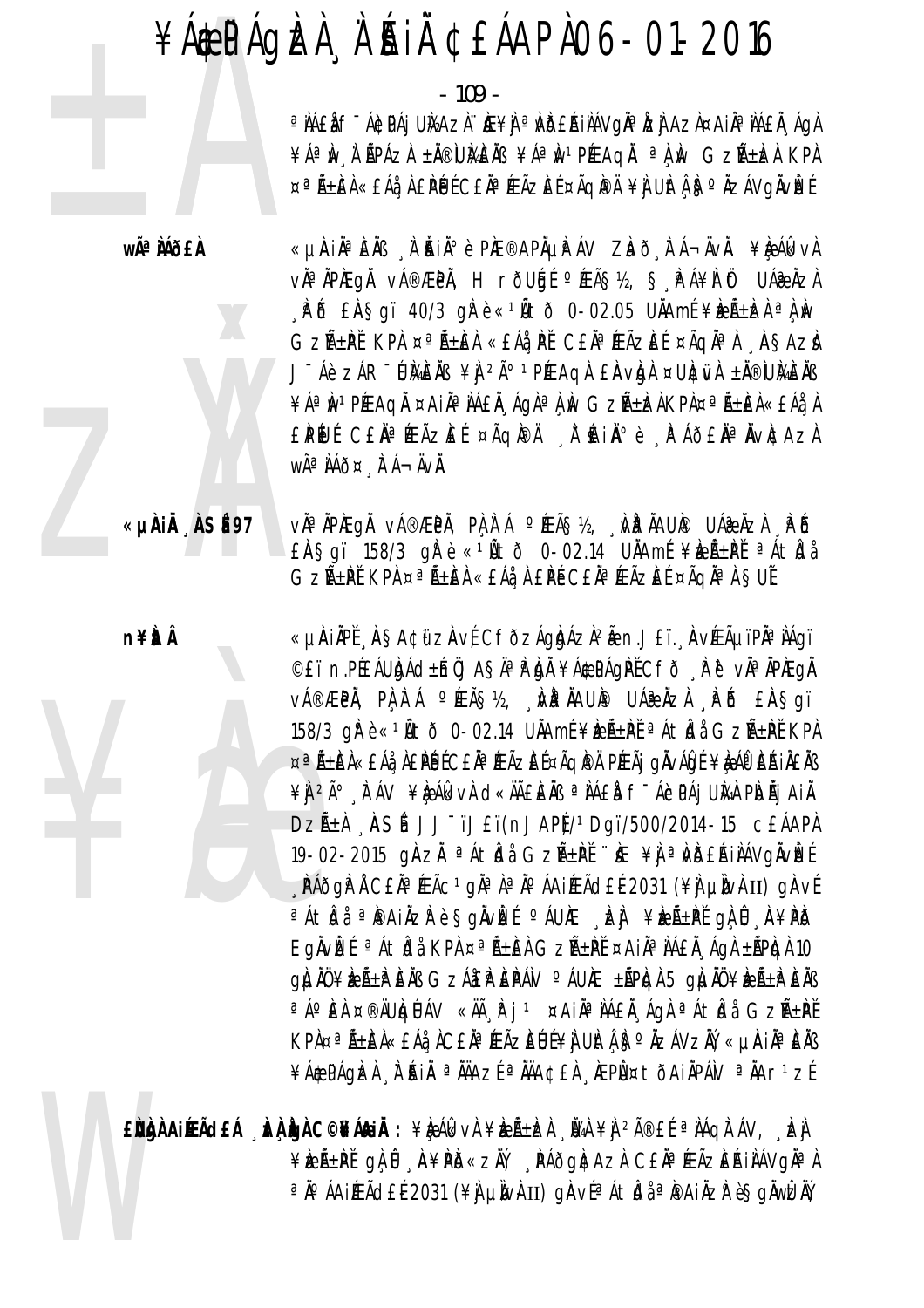ªÀÄ£ÀªÀf¯Áè¥ÀÁj UÀªÀÄzÀ ¨ÉÃ¥ÀÄ ªÀÄÀæ£ÀiÀÄÁVgÀªÀÅzÀÄ AzÀ ¤AiÀÄªÀÄÁ£ÀÄ¸ÁgÀ ¥ÁªÀw¸À ÃÃPÁzÀ ±Á®UÀ¼ÀÄß ¥ÁªÀw¹ PÉÆAqÀÄ ªÀ¸Àw GzÉÝñÀPÉÌ KPÀ ¤ªÉÃ±À£À«£Áå¸À£ÀßÄß C£ÀªÉÆÃzÀ£É ¤ÃqÀ®Ä ¥ÀjUÀt¸À§ºÀÄzÁVgÀÄvÀÛzÉ

**wÃªÀiÁð£À**

«µÀAiÀÄªÀ£ÀÄß ¸À«ªÀgÀªÁV ¥ÀjÃ²Ã®¹zÀ ¥Áæ¢üPÁgÀªÀÅ, ¥ÀÄgÀ «PÁ¸À ¥ÁæzsÀPÁgÀ, H¼ÀÄªÉÆÃªÀÄzÀ Z ¸ÀPÁðj ±ÁºÀ £ÀA§gï 40/3 gÀ°è «¹ÛÃtð 0-02.05 UÀÄAmÉ¥ÀæzÉñÀPÉÌ ªÀ¸Àw GzÉÝñÀPÉÌ KPÀ ¤ªÉÃ±À£À«£Áå¸ÀPÉÌ C£ÀªÉÆÃzÀ£É ¤ÃqÀ¯ÁVzÀÄÝ ¥Àæ¸ÁÛªÀ£ÉAiÀÄ ±Á®UÀ¼ÀÄß ¥ÁªÀw¹ PÉÆAqÀ £ÀAvÀgÀ ¤UÀ¢üvÀ ±Á®UÀ¼ÀÄß ¥ÁªÀw¹ PÉÆAqÀÄ ¤AiÀÄªÀÄÁ£ÀÄ¸ÁgÀ ªÀ¸Àw GzÉÝñÀPÀÌ KPÀ ¤ªÉÃ±À£À«£Áå¸À£ÀPÉÌ C£ÀªÉÆÃzÀ£É ¤ÃqÀ®Ä ¸À«ÄwAiÀÄ ¸À¨sÉAiÀÄ wÃªÀiÁð¤¸À¯ÁVzÉ.

**«µÀAiÀÄ ¸ÀASÉå 97**

vÁªÀÄgÉPÉgÉ vÁ®ÆèPÀÄ, PÀ¸À¨Á ºÉÆÃ§½, ¸ÀªÀÄÛAUÀ® UÁæªÀÄzÀ ¸À.£ÀA§gï 158/3 gÀ°è «¹ÛÃtð 0-02.14 UÀÄAmÉ¥ÀæzÉñÀPÉÌ ªÁtÂdå GzÉÝñÀPÉÌ KPÀ ¤ªÉÃ±À£À«£Áå¸À£ÀPÉÌ C£ÀªÉÆÃzÀ£É ¤ÃqÀ®Ä §UÉÎ

**n¥ÀàtÂ**

«µÀAiÀÄPÉÌ ¸ÀA§A¢üzÀAvÉ CfðzÁgÀgÁzÀ ²æÃ n.J£ï. ¸ÀvÉÆÃµïPÀªÀiÁgï ©£ï n.PÉÆAUÀgÁdÄ ±ÉnÖ, ¸ÀA§AzsÀ ¥ÀnÖ ¥ÁæªÀÄtÂPÀgÀÄ Cfð ¸À°è vÁªÀÄgÉPÉgÉ vÁ®ÆèPÀÄ, PÀ¸À¨Á ºÉÆÃ§½, ¸ÀªÀÄÛAUÀ® UÁæªÀÄzÀ ¸À.£ÀA§gï 158/3 gÀ°è «¹ÛÃtð 0-02.14 UÀÄAmÉ¥ÀæzÉñÀPÉÌ ªÁtÂdå GzÉÝñÀPÉÌ KPÀ ¤ªÉÃ±À£À«£Áå¸À£ÀPÉÌ C£ÀªÉÆÃzÀ£É ¤ÃqÀ®Ä PÉÆÃjgÀÄvÁÛgÉ. ¥ÀæÁ¢üPÁgÀzÀ ¸ÀPÁðgÀzÀ DzÉÃ±À ¸ÀASÉå J¯ï.J£ï.(n.J.¦).Dgï/500/2014-15 ¢£ÁAPÀ 19-02-2015 gÀ£ÀéAiÀÄ ªÁtÂdå GzÉÝñÀPÉÌ ¨sÀÆ ¥ÀjªÀvÀð£ÉAiÀiÁVgÀÄvÀÛzÉ ¸ÀPÁðgÀzÀ C£ÀªÉÆÃ¢vÀ ªÀiÁ¸ÀlgïÉèÁ¯Ár 2031 (¥ÀjµÀÌøvÀ II) gÀAvÉ ªÁtÂdå ªÀ®AiÀÄzÀ°è §gÀÄvÀÛzÉ ºÁUÀÆ ¸ÀzÀj ¥ÀæzÉñÀPÉÌ gÀ¸ÉÛ ¸ÀA¥ÀPÀð EgÀÄvÀÛzÉ ªÁtÂdå KPÀ ¤ªÉÃ±À£À GzÉÝñÀPÉÌ ¤AiÀÄªÀÄ£ÀÄ¸ÁgÀ ±ÉÃPÀqÀ 10 gÀµÀÄÖ ¥ÀæzÉñÀªÀ£ÀÄß GzÁå£ÀªÀ£ÁßV ºÁUÀÆ ±ÉÃPÀqÀ 5 gÀµÀÄÖ ¥ÀæzÉñÀªÀ£ÀÄß ªÁºÀ£À ¤®ÄUÀqÉUÁV «ÄÃ¸À°j¹ ¤AiÀÄªÀÄÁ£ÀÄ¸ÁgÀ ªÁtÂdå GzÉÝñÀPÉÌ KPÀ ¤ªÉÃ±À£À«£Áå¸ÀPÉÌ C£ÀªÉÆÃzÀ£ÉUÉ ¥ÀjUÀt¸À§ºÀÄzÁVzÀÄÝ, «µÀAiÀÄªÀ£ÀÄß ¥ÁæªÀÄtÂPÀgÀ ¸À«ÄwAiÀÄ ªÀÄÄAzÉ ªÀÄAqÀ£É ¸À°è¸À¯ÁVzÉ.

**£ÀUÀgÀAiÉÆÃd£Á ¸ÀzÀ¸Àå PÁAiÀÄðzÀ²ð :** ¥ÀæÁ¢üPÁgÀ ¥ÀæzÉñÀPÉÌ ¸ÀASÁå ¥Àj²Ã®£É ªÀiÁqÀ¯ÁV, ¸ÀzÀj ¥ÀæzÉñÀPÉÌ gÀ¸ÉÛ ¸ÀA¥ÀPÀð «zÀÄÝ, ¸ÀPÁðgÀzÀ C£ÀªÉÆÃzÀ£ÉAiÀiÁVgÀªÀ ªÀiÁ¸ÀlgïÉèÁ¯Ár 2031 (¥ÀjµÀÌøvÀ II) gÀAvÉ ªÁtÂdå ªÀ®AiÀÄzÀ°è §gÀÄvÀÛzÀÄÝ,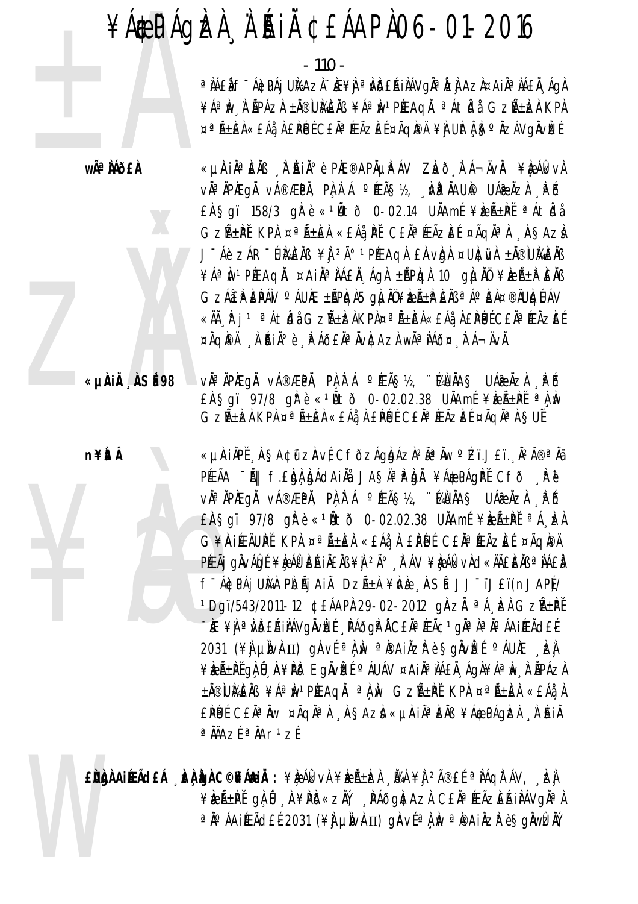ªÀÄ£Àß f¯ÁèPÁj UÀ¼ÀAzÀ "Æ¥Àj ªÀÄÄÀ£ÉÄiÀÄÁVgÀªÀÅzÀj AzÀ ¤AiÀÄªÀÄ£À¸ÁgÀ ¥ÁªÀw¸À¯ÁèzÀ ±Á®UÀ¼ÉÆÄß ¥ÁªÀw¹PÉÆAqÀ ªÁtÂdå GzÉÝ±ÀzÀ KPÀ ¤ªÉÃ±À£À«£Áå¸À£ÀPÉÌ C£ÀªÉÄAzÀ£É ¤ÃqÀ®Ä ¥ÀjUÀt¸À§ºÀÄzÁVgÀÄvÀÛzÉ

**wÃªÀiÁð£À** «µÀAiÀÄªÀ£ÀÄß ¸ÀA¥ÀÆtð ¥Àj²Ã°¹ ¸ÀPÁgÀzÀ ¥ÀvÀæ PÀæ ¸ÀASÉå vÀªÁÄPÀEgÀÄ vÁ®ÆPÀÄ, PÀ¸À¨Á ºÉÆÃ§½, ¸ÀÄÁåÄAUÀ® UÁæªÀzÀ ¸ÀªÉð £ÀA§gï 158/3 gÀ°è «¹ÛÃtð 0-02.14 UÀÄAmÉ ¥ÀæzÉÃ±ÀªÀ£ÀÄß ªÁtÂdå GzÉÝ±ÀzÀ KPÀ ¤ªÉÃ±À£À«£Áå¸ÀPÉÌ C£ÀªÉÄAzÀ£É ¤ÃqÀªÀ ¸ÀA§AzÀ J¯Áè zÁR¯ÉUÀ¼ÉÆÄß ¥Àj²Ã°¹PÉÆAqÀ £ÀvÀgÀ ¤UÀ¢üvÀ ±Á®UÀ¼ÉÆÄß ¥ÁªÀw¹PÉÆAqÀ ¤AiÀÄªÀÄÁ£ÀÄ¸ÁgÀ ±ÉÃPÀqÀ 10 gÀµÀÄÖ ¥ÀæzÉÃ±ÀPÉÌ GzÁåªÀ£ÀPÁÌV ºÁUÀÆ ±ÉÃPÀqÀ 5 gÀµÀÄÖ ¥ÀæzÉÃ±ÀPÉÌ ªÁºÀ£À¤®ÄUÀqÉUÁV «ÄÃ¸À°j¹ ªÁtÂdå GzÉÝ±ÀzÀ KPÀ ¤ªÉÃ±À£À«£Áå¸À£ÀPÉÌ C£ÀªÉÄAzÀ£É ¤ÃqÀ®Ä ¸ÀA¥ÀÄl¸ÀªÀÄwÀ ¤zsÀðgÀ ¸À«ÄwAiÀÄÄ wÃªÀiÁð¤¸À¯Á¬ÄvÀÄ.

**«µÀAiÀÄ ¸ÀASÉå 98** vÀªÁÄPÀEgÀÄ vÁ®ÆPÀÄ, PÀ¸À¨Á ºÉÆÃ§½, ¨ÉÃUÀÆÄAiÀÄ§ UÁæªÀzÀ ¸ÀªÉð £ÀA§gï 97/8 gÀ°è «¹ÛÃtð 0-02.02.38 UÀÄAmÉ ¥ÀæzÉÃ±ÀzÀ ªÀ¸Àw GzÉÝ±ÀzÀ KPÀ ¤ªÉÃ±À£À«£Áå¸À£ÀPÉÌ C£ÀªÉÄAzÀ£É ¤ÃqÀªÀ ¸À§UÉ

**n¥Ààt** «µÀAiÀÄPÉÌ ¸ÀA§A¢üzÀAvÉ CfðzÁgÀgÁzÀ ²æÃªÀw ºÉZï.J£ï.¸ÀÄ²Ã®ªÀÄä PÉÆÃA ¯ÃÃ f.£ÀgÀ¸ÀgÁdAiÀÄå JA§ÄªÀªÀgÀÄ ¥ÁæPÁgÀPÉÌ Cfð ¸À°è vÀªÁÄPÀEgÀÄ vÁ®ÆPÀÄ, PÀ¸À¨Á ºÉÆÃ§½, ¨ÉÃUÀÆÄAiÀÄ§ UÁæªÀzÀ ¸ÀªÉð £ÀA§gï 97/8 gÀ°è «¹ÛÃtð 0-02.02.38 UÀÄAmÉ ¥ÀæzÉÃ±ÀªÀ£ÀÄß G¥ÀAiÉÆÃUÀPÉÌ KPÀ ¤ªÉÃ±À£À«£Áå¸À£ÀPÉÌ C£ÀªÉÄAzÀ£É ¤ÃqÀ®Ä PÉÆÃjgÀÄvÁÛgÉ ¥ÀæÁ¶ÛÀ£ÉAiÀÄEÆÄß ¥Àj²Ã°¸À¯ÁV ¥ÀæÁ¢üvÀd«ÄÃ£ÀÄÆÄß ªÀÄÁ£Àå f¯ÁèPÁjUÀ¼À PÀÃÁÃjAiÀÄ DzÉÃ±À ¥À¼ÀÀæ ¸ÀASÉå JJ¯ïJ£ï(nJAPÉ/¹Dgï/543/2011-12 ¢£ÁAPÀ 29-02-2012 gÀAzÀ ªÁ¸ÀzÀ GzÉÝ±ÀPÉÌ ¨Æ¥Àj ªÀÄÄÀ£ÉÄiÀÄÁVgÀÄvÀÛzÉ ¸ÀPÁðgÀzÀ C£ÀªÉÄ¢¹gÀªÀ ªÀÄ¸ÁÖgï ¥Áè£ï 2031 (¥Àj¶ÌøvÀ II) gÀAvÉ ªÀ¸Àw ªÀ®AiÀÄzÀ°è §gÀÄvÀÛzÉ ºÁUÀÆ ¸ÀzÀj ¥ÀæzÉÃ±ÀPÉÌ gÀ¸ÉÛ ¸ÀA¥ÀPÀð EgÀÄvÀÛzÉ ºÁUÁV ¤AiÀÄªÀÄ£À¸ÁgÀ ¥ÁªÀw¸À¯ÁèzÀ ±Á®UÀ¼ÉÆÄß ¥ÁªÀw¹PÉÆAqÀ ªÀ¸Àw GzÉÝ±ÀPÉÌ KPÀ ¤ªÉÃ±À£À«£Áå¸À£ÀPÉÌ C£ÀªÀÄw ¤ÃqÀªÀ ¸ÀA§AzÀ «µÀAiÀÄªÀ£ÀÄß ¥ÁæPÁgÀzÀ ¸ÀA¥ÀÄl ªÀÄÄAzÉ ªÀÄAr¹zÉ

**£ÀUÀgÀAiÉÆÃd£Á ¸ÀzÀ¸ÀågÀ C©ü¥ÁæAiÀÄ :** ¥ÀæÁ¶ÛvÀ ¥ÀæzÉÃ±ÀzÀ ¸À¼ÀÀ¥Àj²Ã®£É ªÀÄÁqÀ¯ÁV, ¸ÀzÀj ¥ÀæzÉÃ±ÀPÉÌ gÀ¸ÉÛ ¸ÀA¥ÀPÀð «zÀÄÝ, ¸ÀPÁðgÀ¢AzÀ C£ÀªÉÄAzÀ£ÉÄiÀÄÁVgÀªÀ ªÀÄ¸ÁÖgï ¥Áè£ï 2031 (¥Àj¶ÌøvÀ II) gÀAvÉ ªÀ¸Àw ªÀ®AiÀÄzÀ°è §gÀÄwÛzÀÄÝ,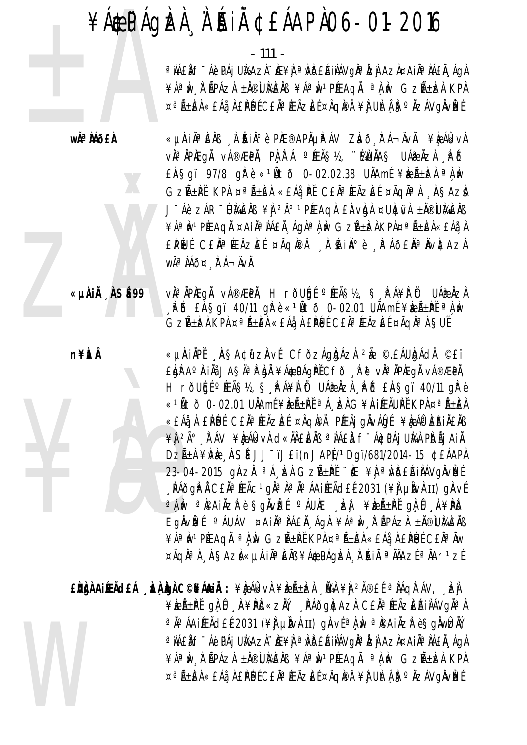ªÀÄ£Àß f¯Áè¢üPÁjUÀ¼ÁzÀ ¨ÉA¥À ªÀÄÌ£ÉÃiÀÄÁVgÀªÀÅzÀj AzÀ ¤AiÀÄªÀÄ ÀÄ£À¸ÁgÀ ¥ÁªÀw¸À ÀÃPÁzÀ ±ÀÃ®UÀ¼À£ÀÄß ¥ÁªÀw¹PÉÆAqÀÄ ªÀ¸Àw GzÉÝÃ±ÀPÁÌV ¤ªÉÃ±À£À«£Áå¸À £ÀPÉëUÉ C£ÀÄªÉÆÃzÀ£É ¤ÃqÀ®Ä ¥ÀjUÀt¸À§ºÀÄzÁVgÀÄvÀÛzÉ

**wÃªÀiÁð£À**

«µÀAiÀÄªÀ£ÀÄß ¸À«ªÀgÀªÁV ¥ÀjÃ®Ã¹ ZÀað¸À¯Á¬ÄvÀÄ. ¥ÀæÁÌvÀ vÁªÀÄæPÉgÀÄ vÁ®ÆèPÀÄ, PÀ¸À¨Á ºÉÆÃ§½, ¨É¼ÀUÀÄA§ UÁæªÀÄzÀ ¸ÀªÉð £ÀA§gï 97/8 gÀ°è «¹Ûtð 0-02.02.38 UÀÄAmÉ ¥ÀæzÉñÀzÀ ªÀ¸Àw GzÉÝÃ±ÀPÉÌ PÀ¤ªÀÄ ÉÃ±ÀPÀ «£Áå¸ÀPÉÌ C£ÀÄªÉÆÃzÀ£É ¤ÃqÀÄªÀ ¸À§AzÀÀ J¯Áè zÁR¯ÉUÀ¼À£ÀÄß ¥Àj²Ã°¹PÉÆAqÀÄ £ÀAvÀgÀ ¤UÀ¢üvÀ ±ÀÄ®ÌUÀ¼À£ÀÄß ¥ÁªÀw¹PÉÆAqÀÄ ¤AiÀÄªÀiÁ£ÀÄ¸ÁgÀ ªÀ¸Àw GzÉÝÃ±ÀPÀÌ PÀ¤ªÀÄ ÉÃ±ÀPÀ «£Áå¸À £ÀPÉëUÉ C£ÀÄªÉÆÃzÀ£É ¤ÃqÀ®Ä ¸À«ªÀgÀªÁV ¸ÀPÁð£ÀªÀÄ ÀvÀ¢AzÀ wÃªÀiÁð¤¸À¯Á¬ÄvÀÄ.

**«µÀAiÀÄ ¸ÀASÉå 99**

vÁªÀÄæPÉgÀÄ vÁ®ÆèPÀÄ, H rðUÉÃ ºÉÆÃ§½, §¸ÀªÀ¥ÀÄ gÀ UÁæªÀÄzÀ ¸ÀªÉð £ÀA§gï 40/11 gÀ°è «¹Ûtð 0-02.01 UÀÄAmÉ ¥ÀæzÉñÀzÀ ªÀ¸Àw GzÉÝÃ±ÀPÀÌ PÀ¤ªÀÄ ÉÃ±ÀPÀ «£Áå¸À £ÀPÉëUÉ C£ÀÄªÉÆÃzÀ£É ¤ÃqÀÄªÀ §UÉÎ

**n¥ÀàtÂ**

«µÀAiÀÄPÉÌ ¸ÀA§A¢ü¹zÀAvÉ CfðzÁgÀgÀÄ ²æÃ ©.£ÁUÀgÁdÄ ©£ï £ÀgÀ¹AºÀAiÀÄå, J¸ï.ªÀÄ gÀ¸ÀÜ ¥ÁæªÀÄPÉ Cfð ¸À°è vÁªÀÄæPÉgÀÄ vÁ®ÆèPÀÄ, H rðUÉÃ ºÉÆÃ§½, §¸ÀªÀ¥ÀÄ gÀ UÁæªÀÄzÀ ¸ÀªÉð £ÀA§gï 40/11 gÀ°è «¹Ûtð 0-02.01 UÀÄAmÉ ¥ÀæzÉñÀzÀ ªÀ¸Àw GzÉÝÃ±ÀPÀÌ PÀ¤ªÀÄ ÉÃ±ÀPÀ «£Áå¸À £ÀPÉëUÉ C£ÀÄªÉÆÃzÀ£É ¤ÃqÀ®Ä PÉÆÃjgÀÄvÁÛgÉ. ¥ÀæÁ¢üPÁgÀªÀÅ ¥Àj²Ã°¸À¯ÁV ¥ÀæÁÌvÀ d«Ää£À£ÀÄß ªÀÄ£Àß f¯Áè¢üPÁjUÀ¼ÀªÀgÀ DzÉñÀ ¥ÀæªÀiÁtÀ ¸ÀASÉå J¯ï J£ï(J¯ï.J.J£ï/¹Dgï/681/2014-15 ¢£ÁAPÀ 23-04-2015 gÀAzÀÄ ªÀ¸Àw GzÉÝÃ±ÀPÉÌ ¨ÉÃ ¥ÀjªÀvÀð£ÉAiÀiÁVgÀÄvÀÛzÉ ¸ÀPÁðgÀzÀ C£ÀÄªÉÆÃ¢¹gÀÄªÀ ªÀÄºÁAiÉÆÃd£É 2031 (¥ÀjµÀÌøvÀ II) gÀAvÉ ªÀ¸Àw ªÀ®AiÀÄzÀ°è §gÀÄvÀÛzÉ ºÁUÀÆ ¸ÀzÀj ¥ÀæzÉñÀPÉÌ gÀ¸ÉÛ ¸ÀA¥ÀPÀð EgÀÄvÀÛzÉ ºÁUÁV ¤AiÀÄªÀiÁ£ÀÄ¸ÁgÀ ¥ÁªÀw¸À ÀÃPÁzÀ ±ÀÄ®ÌUÀ¼À£ÀÄß ¥ÁªÀw¹PÉÆAqÀÄ ªÀ¸Àw GzÉÝÃ±ÀPÉÌ PÀ¤ªÀÄ ÉÃ±ÀPÀ «£Áå¸À £ÀPÉëUÉ C£ÀÄªÀÄ ¤ÃqÀÄªÀ ¸À§AzÀÀ «µÀAiÀÄªÀ£ÀÄß ¥ÁæPÀgÀtÀ¸À«ÄwAiÀÄ ªÀÄÄAzÉ ªÀÄAr¸À¯ÁVzÉ

**£ÀUÀgÀAiÉÆÃd£Á ¸ÀzÀ¸ÀågÀ C©üªÀÄvÀ:** ¥ÀæÁÌvÀ ¥ÀæzÉñÀzÀ ¸ÀÄvÀÛ¥À j²Ã®£É ªÀiÁqÀ¯ÁV, ¸ÀzÀj ¥ÀæzÉñÀPÉÌ gÀ¸ÉÛ ¸ÀA¥ÀPÀð«zÀÄÝ, ¸ÀPÁðgÀzÀ C£ÀÄªÉÆÃzÀ£ÉAiÀiÁVgÀªÀ ªÀÄºÁAiÉÆÃd£É 2031 (¥ÀjµÀÌøvÀ II) gÀAvÉ ªÀ¸Àw ªÀ®AiÀÄzÀ°è §gÀÄwÛzÀÄÝ, ªÀÄ£Àß f¯Áè¢üPÁjUÀ¼ÁzÀ ¨ÉA¥À ªÀÄÌ£ÉÃiÀÄÁVgÀªÀÅzÀj AzÀ ¤AiÀÄªÀÄ ÀÄ£À¸ÁgÀ ¥ÁªÀw¸À ÀÃPÁzÀ ±ÀÃ®UÀ¼À£ÀÄß ¥ÁªÀw¹PÉÆAqÀÄ ªÀ¸Àw GzÉÝÃ±ÀPÀÌ PÀ¤ªÀÄ ÉÃ±ÀPÀ «£Áå¸À £ÀPÉëUÉ C£ÀÄªÉÆÃzÀ£É ¤ÃqÀ®Ä ¥ÀjUÀt¸À§ºÀÄzÁVgÀÄvÀÛzÉ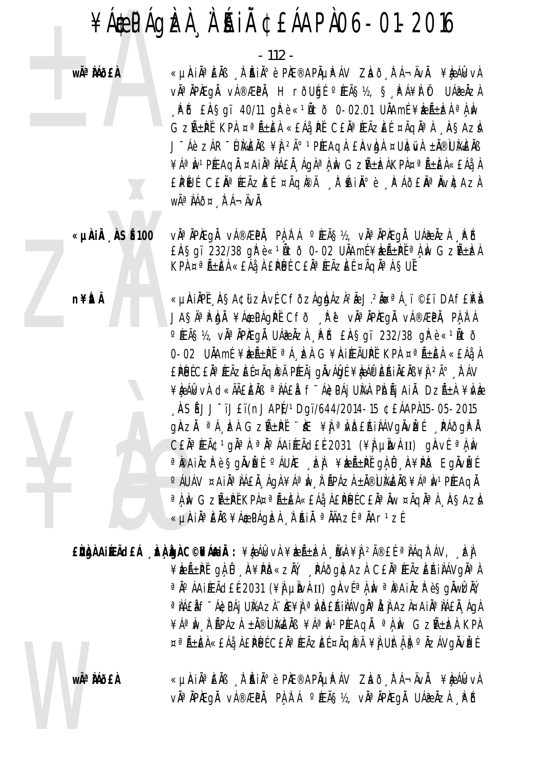wÃªÀÁð£À

«µÀiÀÄªÀÄÄß ¸ÀÄ§iÀÄ°è PÀÆ®APÀµÀªÁV ZÀað¸À¯Á¬ÄvÀÄ. ¥ÀæÁ¢vÀ vÀªÀÄPÀEgÀÄ vÁ®ÆèPÀÄ, H rðUÉgÉ ºÉÆÃ§½, §¸ÀªÁ¥ÀlÖ UÁæªÀÄzÀ ¸ÀªÉð £ÀA§gï 40/11 gÀ°è «¹ÛÃtð 0-02.01 UÀÄAmÉ ¥ÀæzÉñÀªÀ£ÀÄß ªÀ¸ÀwG zÀÄÝ±ÀPÉÌ KPÀ ¤ªÉñÀªÀ£ÁßV «£Áå¸ÀUÉ C£ÀÄªÉÆÃzÀ£É ¤ÃqÀÄªÀ ¸ÀA§AzsÀ J¯Áè zÁR¯ÉUÀ¼À£ÀÄß ¥Àj²Ã°¹ PÉÆAqÀÄ £ÀAvÀgÀ ¤UÀ¢¥ÀqÀ ±ÀÄ®ÌUÀ¼À£ÀÄß ¥ÁªÀw¹ PÉÆAqÀÄ ¤AiÀÄªÀiÁ£ÀÄ¸ÁgÀ ªÀ¸ÀwG zÀÄÝ±ÀPÉÌ KPÀ ¤ªÉñÀªÀ£ÁßV «£Áå¸À£ÀPÉÌ C£ÀÄªÉÆÃzÀ£É ¤ÃqÀ®Ä ¸ÀÄ§iÀÄ°è ¸ÀªÁð£ÀÄªÀÄvÀ¢AzÀ wÃªÀiÁð¤¸À¯Á¬ÄvÀÄ.

**«µÀAiÀÄ ¸ÀASÉå100**

vÀªÀÄPÀEgÀÄ vÁ®ÆèPÀÄ, PÀ¸À¨Á ºÉÆÃ§½, vÀªÀÄPÀEgÀÄ UÁæªÀÄzÀ ¸ÀªÉð £ÀA§gï 232/38 gÀ°è «¹ÛÃtð 0-02 UÀÄAmÉ ¥ÀæzÉñÀPÉÌ ªÀ¸ÀwG zÀÄÝ±ÀzÀ KPÀ ¤ªÉñÀªÀ£ÁßV «£Áå¸À£ÀPÉÌ C£ÀÄªÉÆÃzÀ£É ¤ÃqÀÄªÀ §UÉÎ.

n¥ÀàtÂ

«µÀAiÀÄPÉÌ ¸ÀA§A¢ü¹zÀAvÉ CfðzÁgÀgÁzÀ²æÃ J.²æÃªÁ¸ï ©£ï DAf£ÀÃAiÀÄ JA§ÄªÀªÀgÀÄ ¥ÁæªÀÁgÀPÉÌ Cfð ¸À°è vÀªÀÄPÀEgÀÄ vÁ®ÆèPÀÄ, PÀ¸À¨Á ºÉÆÃ§½, vÀªÀÄPÀEgÀÄ UÁæªÀÄzÀ ¸ÀªÉð £ÀA§gï 232/38 gÀ°è «¹ÛÃtð 0-02 UÀÄAmÉ ¥ÀæzÉñÀPÉÌ ªÁ¸ÀzÀ G¥ÀAiÉÆÃUÀPÉÌ KPÀ ¤ªÉñÀªÀ£ÁßV «£Áå¸À£ÀPÉÌ C£ÀÄªÉÆÃzÀ£É ¤ÃqÀ®Ä PÉÆÃjgÀÄvÁÛgÉ. ¥ÀæÁ¢vÀ ¥ÀæzÉñÀ°è ¥Àj²Ã°¹ ¸À¯ÁV ¥ÀæÁ¢vÀ d«ÄÃ£À£ÀÄß ªÀiÁ£Àå f¯Áè¢üPÁjUÀ¼ÀÄ PÀÈ¶AiÉÄÃvÀgÀ GzÉÝÃ±À¥ÀÆªÀðPÀ ¸ÀASÉå JJ¯ïJ£ï(n)JAPÉ/¹Dgï/644/2014-15 ¢£ÁAPÀ15-05-2015 gÀAzÀÄ ªÁ¸ÀzÀ GzÉÝÃ±ÀPÉÌ ¨ÉÃ¥Àðr¸À¯ÁVzÉ. ¥ÀæÁ¢vÀ ¥ÀæzÉñÀªÀÅ C£ÀÄªÉÆÃ¢¹gÀÄªÀ ªÀÄºÁAiÉÆÃd£É 2031 (¥ÀjµÀÌÈvÀ-II) gÀAvÉ ªÀ¸ÀwªÀ®AiÀÄzÀ°è §gÀÄvÀÛzÉ ºÁUÀÆ ¸ÀzÀj ¥ÀæzÉñÀPÉÌ gÀ¸ÉÛ ¸ÀA¥ÀPÀð EgÀÄvÀÛzÉ ºÁUÁV ¤AiÀÄªÀiÁ£ÀÄ¸ÁgÀ ¥ÁªÀw¸À¨ÉÃPÁzÀ ±ÀÄ®ÌUÀ¼À£ÀÄß ¥ÁªÀw¹ PÉÆAqÀÄ ªÀ¸ÀwG zÀÄÝ±ÀPÉÌ KPÀ ¤ªÉñÀªÀ£ÁßV «£Áå¸À£ÀPÉÌ C£ÀÄªÉÆÃzÀ£É ¤ÃqÀÄªÀ §UÉÎ ¸ÀA§AzsÀ «µÀAiÀÄªÀ£ÀÄß ¥ÁæªÀÁgÀzÀ ¸ÀÄ§iÀÄ ªÀÄÄAzÉ ªÀÄAr¹zÉ.

**£ÀUÀgÀ AiÉÆÃd£Á ¸ÀzÀ¸ÀågÀ C©ü¥ÁæAiÀÄ:** ¥ÀæÁ¢vÀ ¥ÀæzÉñÀzÀ ¸ÀÜ¼À ¥Àj²Ã®£É ªÀiÁqÀ¯ÁV, ¸ÀzÀj ¥ÀæzÉñÀPÉÌ gÀ¸ÉÛ ¸ÀA¥ÀPÀð «zÀÄÝ, ¸ÀzÀgÀ¢AzÀ C£ÀÄªÉÆÃzÀ£ÉAiÀiÁVgÀÄªÀ ªÀÄºÁAiÉÆÃd£É 2031 (¥ÀjµÀÌÈvÀ-II) gÀAvÉ ªÀ¸ÀwªÀ®AiÀÄzÀ°è §gÀÄwÛzÀÄÝ, ªÀiÁ£Àå f¯Áè¢üPÁjUÀ¼ÀAzÀ ¨ÉÃ¥Àðr¸À¯ÁVgÀÄªÀzÀjAzÀ ¤AiÀÄªÀiÁ£ÀÄ¸ÁgÀ ¥ÁªÀw¸À¨ÉÃPÁzÀ ±ÀÄ®ÌUÀ¼À£ÀÄß ¥ÁªÀw¹ PÉÆAqÀÄ ªÀ¸ÀwG zÉÝÃ±ÀzÀ KPÀ ¤ªÉñÀªÀ£ÁßV «£Áå¸À£ÀPÉÌ C£ÀÄªÉÆÃzÀ£É ¤ÃqÀ®Ä ¥ÀjUÀt¸À§ºÀÄzÁVgÀÄvÀÛzÉ.

wÃªÀiÁð£À

«µÀAiÀÄªÀ£ÀÄß ¸ÀÄ§iÀÄ°è PÀÆ®APÀµÀªÁV ZÀað¸À¯Á¬ÄvÀÄ. ¥ÀæÁ¢vÀ vÀªÀÄPÀEgÀÄ vÁ®ÆèPÀÄ, PÀ¸À¨Á ºÉÆÃ§½, vÀªÀÄPÀEgÀÄ UÁæªÀÄzÀ ¸ÀªÉð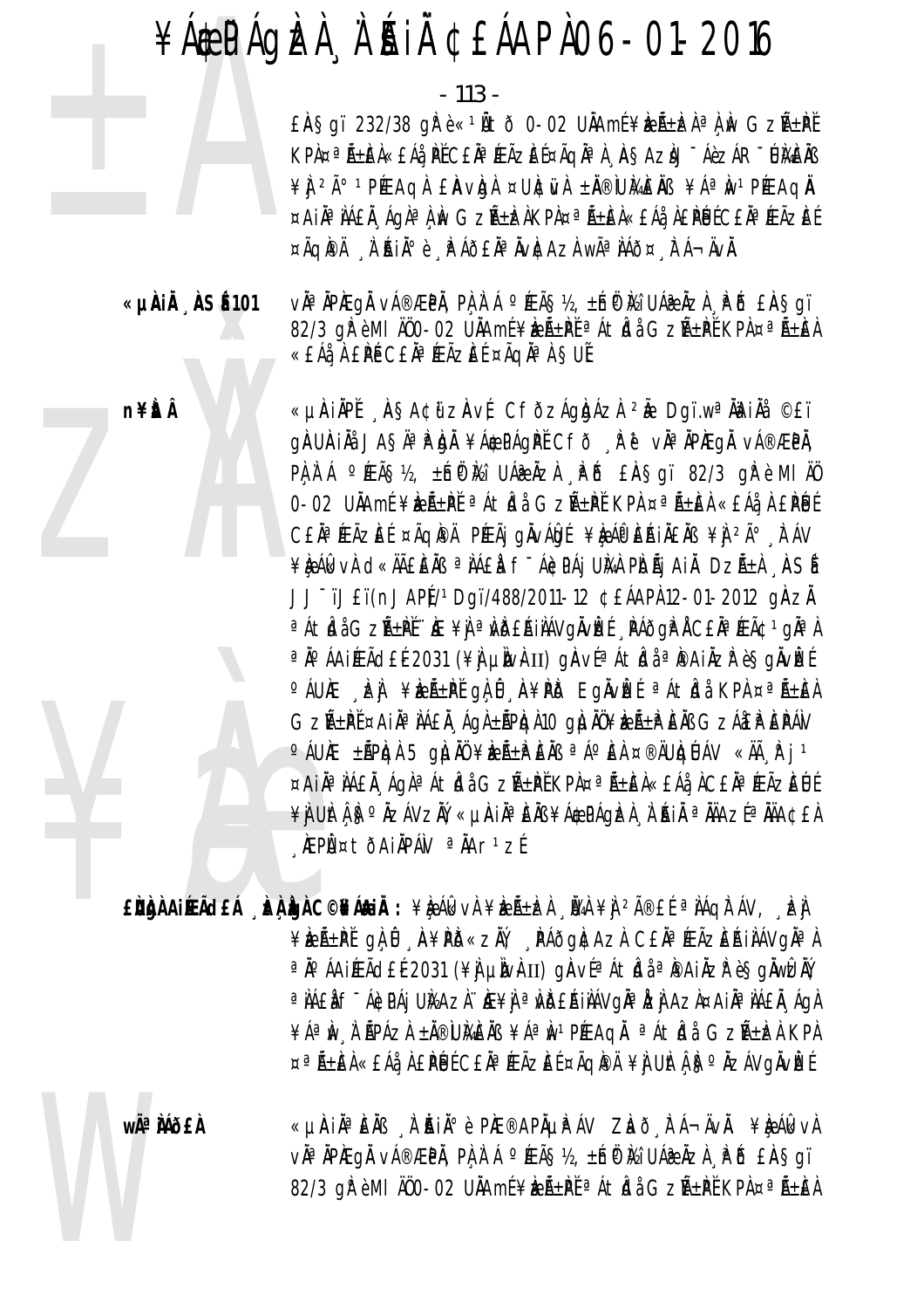£À§gï 232/38 gÀ°è«¹Ûtð 0-02 UÀAmÉ¥ÀæzÉñÀPÉÌ GzÀÝñÀªÁV ¸Àgï ¸ÀªÉðAiÀÄ £ÀA§gï 232/38 gÀ°è«¹Ûtð 0-02 UÀAmÉ¥ÀæzÉñÀPÉÌ GzÀÝñÀªÁV ¸Àgï ¸ÀªÉðAiÀÄ

£ÀA§gï 232/38 gÀ°è«¹Ûtð 0-02 UÀAmÉ¥ÀæzÉñÀzÀ ªÀ¸Àw GzÉÝñÀPÉÌ KPÀ¤ªÉñÀ£À «£Áå¸ÀPÉÌ C£ÀĪÉÆÃzÀ£É ¤ÃqÀĪÀ ¸ÀA§AzsÀ ¯ÉÆÃzÀR¯ÉUÀ¼À£ÀÄß ¥Àj²Ã°¹ PÉÆAqÀ £ÀAvÀgÀ ¤UÀ¢üvÀ ±ÀÄ®ÌUÀ¼À£ÀÄß ¥ÁªÀw¹ PÉÆAqÀÄ ¤AiÀĪÀÄ£ÀÄ¸ÁgÀ ªÀ¸Àw GzÉÝñÀzÀ KPÀ¤ªÉñÀ£À «£Áå¸À£ÀPÉÌ C£ÀĪÉÆÃzÀ£É ¤ÃqÀ®Ä ¸À¨sÉAiÀÄ°è ¸ÀªÀÄð£ÉAiÀÄ£ÀÄß ¥ÀqÉAiÀįÁ¬ÄvÀÄ.

**«µÀAiÀÄ ¸ÀASÉå:101**

vÁªÀÄPÀÆgÀÄ vÁ®ÆèPÀÄ, PÀ¸À¨Á ºÉÆÃ§½, ±ÉnÖºÀ½îUÁæªÀÄzÀ ¸ÀªÉð £ÀA§gï 82/3 gÀ°èMI ÄÖ0-02 UÀAmÉ¥ÀæzÉñÀPÉÌ ªÁtÂdå GzÉÝñÀPÉÌ KPÀ¤ªÉñÀ£À «£Áå¸À £ÀPÉëC£ÀĪÉÆÃzÀ£É ¤ÃqÀĪÀ §UÉÎ.

**n¥Ààt:**

«µÀAiÀÄPÉÌ ¸ÀA§A¢üzÀAvÉ, CfðzÁgÀgÀÄ ¸ÀzÀj ²æà Dgï.wªÀÄäAiÀÄå ©£ï gÀÄUÀiÀÄå JA§ÄªÀªÀgÀÄ ¥ÁæPÁgÀPÉÌ Cfð ¸À°è vÁªÀÄPÀÆgÀÄ vÁ®ÆèPÀÄ, PÀ¸À¨Á ºÉÆÃ§½, ±ÉnÖºÀ½îUÁæªÀÄzÀ ¸ÀªÉð £ÀA§gï 82/3 gÀ°èMI ÄÖ 0-02 UÀAmÉ¥ÀæzÉñÀPÉÌ ªÁtÂdå GzÉÝñÀPÉÌ KPÀ¤ªÉñÀ£À «£Áå¸À£ÀPÉëÉ C£ÀĪÉÆÃzÀ£É ¤ÃqÀ®Ä PÉÆÃjgÀÄvÁÛgÉ. ¥ÀæÁ¢üPÁgÀzÀ ¥Àj²Ã°¸À¯ÁV ¥ÀæÁ¢üvÀ d«ÄÃ£ÀÄ ªÀÄ£À¸À f¯Áè¢üPÁjUÀ¼À ¥ÀgÀªÀiÁAiÀÄ DzÉñÀ ¸ÀASÉå JJ¯ïJ£ï(n)JAPÉ/¹Dgï/488/2011-12 ¢£ÁAPÀ 12-01-2012 gÀAvÉ ªÁtÂdå GzÉÝñÀPÉÌ ¨sÀÆ¥ÀjªÀvÀð£ÉAiÀiÁVgÀÄvÀÛzÉ. ¥ÀæÁðgÀÀ C£ÀĪÉÆÃ¢¹gÀĪÀ ªÀĺÁAiÉÆÃd£É 2031 (¥ÀjµÀÌöÈvÀ-II) gÀAvÉ ªÁtÂdå ªÀ®AiÀÄzÀ°è§gÀÄvÀÛzÉ. ºÁUÀÆ ¸ÀzÀj ¥ÀæzÉñÀPÉÌ gÀ¸ÛÉ ¸À¥ÀPÀð EgÀÄvÀÛzÉ. ªÁtÂdå KPÀ¤ªÉñÀ£À GzÉÝñÀPÉÌ ¤AiÀĪÀÄ£ÀÄ¸ÁgÀ ±ÉÃPÀqÀ 10 gÀµÀÄÖ ¥ÀæzÉñÀªÀ£ÀÄß GzÁå£ÀPÁÌV ºÁUÀÆ ±ÉÃPÀqÀ 5 gÀµÀÄÖ ¥ÀæzÉñÀªÀ£ÀÄß ªÁºÀ£À ¤®ÄUÀqÉUÁV «ÄÃ¸À°j¹ ¤AiÀĪÀÄ£ÀÄ¸ÁgÀ ªÁtÂdå GzÉÝñÀPÉÌ KPÀ¤ªÉñÀ£À «£Áå¸À C£ÀĪÉÆÃzÀ£ÉUÉ ¥ÀjUÀt¸À§ºÀÄzÁVzÉ. «µÀAiÀĪÀ£ÀÄß ¥ÁæPÁgÀzÀ ¸À¨sÉAiÀÄ ªÀÄÄAzÉ ªÀÄAqÀ¢¸À¯ÁVzÉ. ¸ÀPÀëªÀÄ ¤tðAiÀÄPÁÌV ªÀÄAr¹zÉ.

**£ÀUÀgÀ AiÉÆÃd£Á ¸À«Äw¬ÄAzÀ C©ü¥ÁæAiÀÄ:** ¥ÀæÁ¢üvÀ ¥ÀæzÉñÀzÀ ¸ÀÜ¼À ¥Àj²Ã®£É ªÀiÁqÀ¯ÁV, ¸ÀzÀj ¥ÀæzÉñÀPÉÌ gÀ¸ÛÉ ¸À¥ÀPÀð «zÀÄÝ, ¸ÀPÁðgÀ¢AzÀ C£ÀĪÉÆÃzÀ£ÉAiÀiÁVgÀĪÀ ªÀĺÁAiÉÆÃd£É 2031 (¥ÀjµÀÌöÈvÀ-II) gÀAvÉ ªÁtÂdå ªÀ®AiÀÄzÀ°è§gÀÄwÛzÀÄÝ, ªÀÄ£À¸À f¯Áè¢üPÁjUÀ¼ÀzÀ ¨sÀÆ¥ÀjªÀvÀð£ÉAiÀiÁVgÀĪÀ ¸ÀzÀj ¥ÀæzÉñÀzÀ ¤AiÀĪÀÄ£ÀÄ¸ÁgÀ ¥Á¸À¯ÁV ¸ÀÜ¼ÀzÀ ±ÀÄ®ÌUÀ¼À£ÀÄß ¥Á¸Àw¹ PÉÆAqÀÄ ªÁtÂdå GzÉÝñÀzÀ KPÀ¤ªÉñÀ£À «£Áå¸À£ÀPÉëÉ C£ÀĪÉÆÃzÀ£É ¤ÃqÀ®Ä ¥ÀjUÀt¸À§ºÀÄzÁVzÉ.

**wÃªÀiÁð£À:**

«µÀAiÀĪÀ£ÀÄß ¸À¨sÉAiÀÄ°è PÀÆ®APÀµÀªÁV ZÀað¸À¯Á¬ÄvÀÄ. ¥ÀæÁ¢üvÀ vÁªÀÄPÀÆgÀÄ vÁ®ÆèPÀÄ, PÀ¸À¨Á ºÉÆÃ§½, ±ÉnÖºÀ½îUÁæªÀÄzÀ ¸ÀªÉð £ÀA§gï 82/3 gÀ°èMI ÄÖ0-02 UÀAmÉ¥ÀæzÉñÀPÉÌ ªÁtÂdå GzÉÝñÀzÀ KPÀ¤ªÉñÀ£À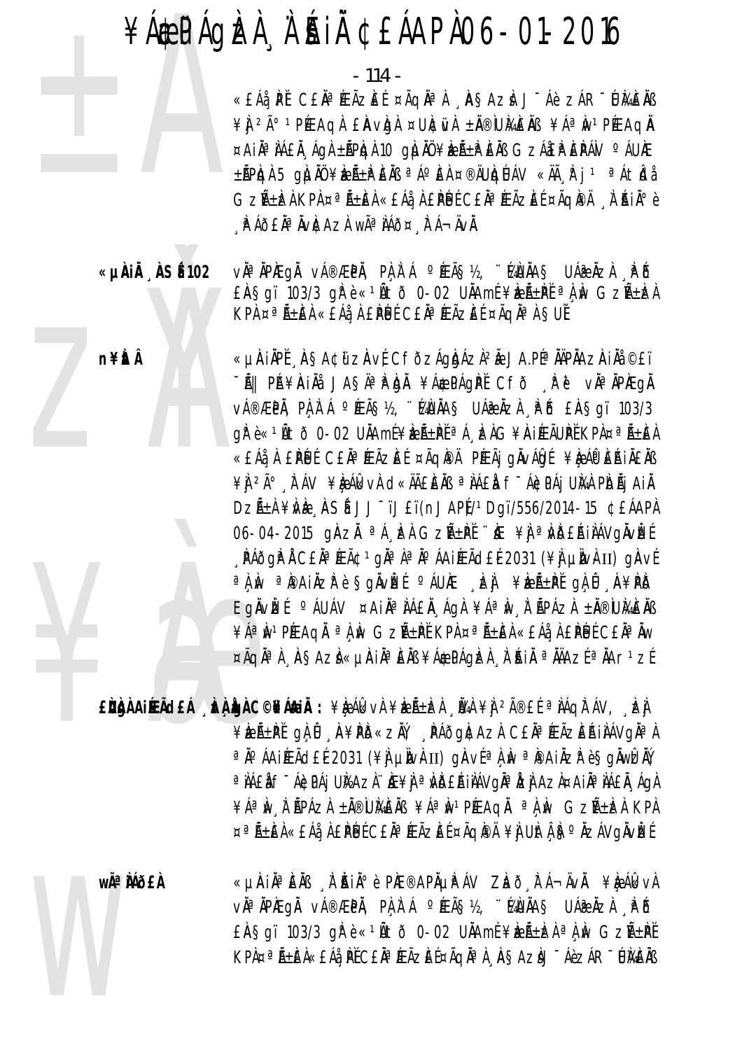«£Áå¸PÉ C£ÀªÉÄÃzÀ£É ¤ÃqÀªÀ ¸ÀA§AzsÀ J¯ÁèzÁR¯ÉUÀ¼À£ÀÄß ¥Àj²Ã°¹ PÉÆAqÀ £ÀAvÀgÀ ¤UÀ¢üvÀ ±ÀÄ®ÌUÀ¼À£ÀÄß ¥ÁªÀw¹ PÉÆAqÀÄ ¤AiÀÄªÀiÁ£ÀÄ¸ÁgÀ ±ÉÃPÀqÀ 10 gÀµÀÄÖ ¥ÀæzÉÃ±ÀªÀ£ÀÄß GzÁå£ÀªÀ£ÀPÁÌV ºÁUÀÆ ±ÉÃPÀqÀ 5 gÀµÀÄÖ ¥ÀæzÉÃ±ÀªÀ£ÀÄß ªÁºÀ£À ¤®ÄUÀqÉUÁV «ÄÃ¸À°j¹ ªÁtÂdå GzÉÝÃ±ÀzÀ KPÀ¤ªÉÃ±À£À «£Áå¸À £ÀPÉëUÉ C£ÀªÉÄÃzÀ£É ¤ÃqÀ®Ä ¸ÀPÁðgÀzÀ ¸ÀªÀÄäwUÁV ¸À°è¸À¯ÁVzÉ.

**«µÀAiÀÄ ¸ÀASÉå 102** — vÀªÀÄPÀgÀÄ vÁ®ÆPÀÄ, PÀ¸À¨Á ºÉÆÃ§½, ¨É¼ÀUÀÄA§ UÁæªÀÄzÀ ¸À.£ÀA. 103/3 gÀ°è«¹ÛÃtð 0-02 UÀÄAmÉ ¥ÀæzÉÃ±ÀPÉÌ ªÀ¸Àw GzÉÝÃ±ÀzÀ KPÀ¤ªÉÃ±À£À «£Áå¸À £ÀPÉëUÉ C£ÀªÉÄÃzÀ£É ¤ÃqÀªÀ §UÉÎ.

**n¥Ààt**

«µÀAiÀÄPÉÌ ¸ÀA§A¢ü¹zÀAvÉ CfðzÁgÀgÁzÀ ²æÃ J.PÉ ªÀÄPÀÄAzÀ ©£ï ¯Ému PÉ¥ÀAiÀÄå J¸ï ªÀÄvÀÄÛ ¥ÁæPÁgÀPÉÌ Cfð ¸À°è¹ vÀªÀÄPÀgÀÄ vÁ®ÆPÀÄ, PÀ¸À¨Á ºÉÆÃ§½, ¨É¼ÀUÀÄA§ UÁæªÀÄzÀ ¸À.£ÀA. 103/3 gÀ°è«¹ÛÃtð 0-02 UÀÄAmÉ ¥ÀæzÉÃ±ÀPÉÌ ªÀ¸ÀwUÉ ¥ÀjªÀvÀð£ÉUÁV PÀ¤ªÉÃ±À£À «£Áå¸À £ÀPÉë C£ÀªÉÄÃzÀ£É ¤ÃqÀ®Ä PÉÆÃjgÀÄvÁÛgÉ. ¥ÀæPÀgÀtzÀ PÀqÀvÀzÀ£ÀÄß ¥Àj²Ã°¸À¯ÁV ¸ÀzÀj ¥ÀæzÉÃ±ÀªÀÅ f¯Áè¢üPÁjUÀ¼ÀÄ PÀÈ¶AiÉÄÃvÀgÀ GzÉÝÃ±ÀPÉÌ ¥ÀjªÀvÀð£É ¸ÀASÉå J¯ï J£ï J (n J¦ÃqÉ) Dgï/556/2014-15 ¢£ÁAPÀ 06-04-2015 gÀAzÀÄ ªÀ¸Àw GzÉÝÃ±ÀPÉÌ ¨sÀÆ ¥ÀjªÀvÀð£ÉAiÀiÁVgÀÄvÀÛzÉ. ¸ÀzÀgÀ ¥ÀæzÉÃ±ÀªÀÅ C£ÀÄªÉÆÃ¢vÀ ªÀÄ»Ã£À AiÉÆÃd£É 2031 (¥ÀjµÀÌøvÀ II) gÀAvÉ ªÀ¸Àw ªÀ®AiÀÄzÀ°è §gÀÄvÀÛzÉ ºÁUÀÆ ¸ÀzÀj ¥ÀæzÉÃ±ÀPÉÌ gÀ¸ÉÛ ¸ÀA¥ÀPÀð EgÀÄvÀÛzÉ ºÁUÁV ¤AiÀÄªÀiÁ£ÀÄ¸ÁgÀ ¥ÁªÀw¸À¨ÉÃPÁzÀ ±ÀÄ®ÌUÀ¼À£ÀÄß ¥ÁªÀw¹ PÉÆAqÀÄ ªÀ¸Àw GzÉÝÃ±ÀPÉÌ KPÀ¤ªÉÃ±À£À «£Áå¸À £ÀPÉë C£ÀªÉÄÃzÀ£É ¤ÃqÀªÀ ¸ÀA§AzsÀ «µÀAiÀÄªÀ£ÀÄß ¥ÁæPÁgÀzÀ ¸À¨sÉAiÀÄ ªÀÄÄAzÉ ªÀÄAr¸ÀÄzÉ.

**£ÀqÀªÀ½AiÀÄ C©ü¥ÁæAiÀÄ :** ¥ÀæPÀgÀtzÀ ¥ÀæzÉÃ±ÀªÀ£ÀÄß ¸ÀܼÀ ¥Àj²Ã®£É ªÀiÁqÀ¯ÁV, ¸ÀzÀj ¥ÀæzÉÃ±ÀPÉÌ gÀ¸ÉÛ ¸ÀA¥ÀPÀð «zÀÄÝ, ¸ÀzÀgÀ ¥ÀæzÉÃ±ÀªÀÅ C£ÀÄªÉÆÃ¢vÀ ªÀÄ»Ã£À AiÉÆÃd£É 2031 (¥ÀjµÀÌøvÀ II) gÀAvÉ ªÀ¸Àw ªÀ®AiÀÄzÀ°è §gÀÄwÛzÀÄÝ, ªÀiÁ£Àå f¯Áè¢üPÁjUÀ¼À ¨sÀÆ ¥ÀjªÀvÀð£ÉAiÀiÁVgÀÄªÀ ¥ÀæAiÀÄÄPÀÛ ¤AiÀÄªÀiÁ£ÀÄ¸ÁgÀ ¥ÁªÀw¸À¨ÉÃPÁzÀ ±ÀÄ®ÌUÀ¼À£ÀÄß ¥ÁªÀw¹ PÉÆAqÀÄ ªÀ¸Àw GzÉÝÃ±ÀPÉÌ KPÀ¤ªÉÃ±À£À «£Áå¸À £ÀPÉë C£ÀªÉÄÃzÀ£É ¤ÃqÀ§ºÀÄzÁVgÀÄvÀÛzÉ.

**wÃªÀiÁð£À**

«µÀAiÀÄªÀ£ÀÄß ¸À«ªÀgÀªÁV ZÀað¸À¯Á¬ÄvÀÄ. ¥ÀæPÀgÀtzÀ vÀªÀÄPÀgÀÄ vÁ®ÆPÀÄ, PÀ¸À¨Á ºÉÆÃ§½, ¨É¼ÀUÀÄA§ UÁæªÀÄzÀ ¸À.£ÀA. 103/3 gÀ°è«¹ÛÃtð 0-02 UÀÄAmÉ ¥ÀæzÉÃ±ÀzÀ ªÀ¸Àw GzÉÝÃ±ÀPÉÌ KPÀ¤ªÉÃ±À£À «£Áå¸À £ÀPÉë C£ÀªÉÄÃzÀ£ÉAiÀÄ ¸ÀA§AzsÀ J¯ÁèzÁR¯ÉUÀ¼À£ÀÄß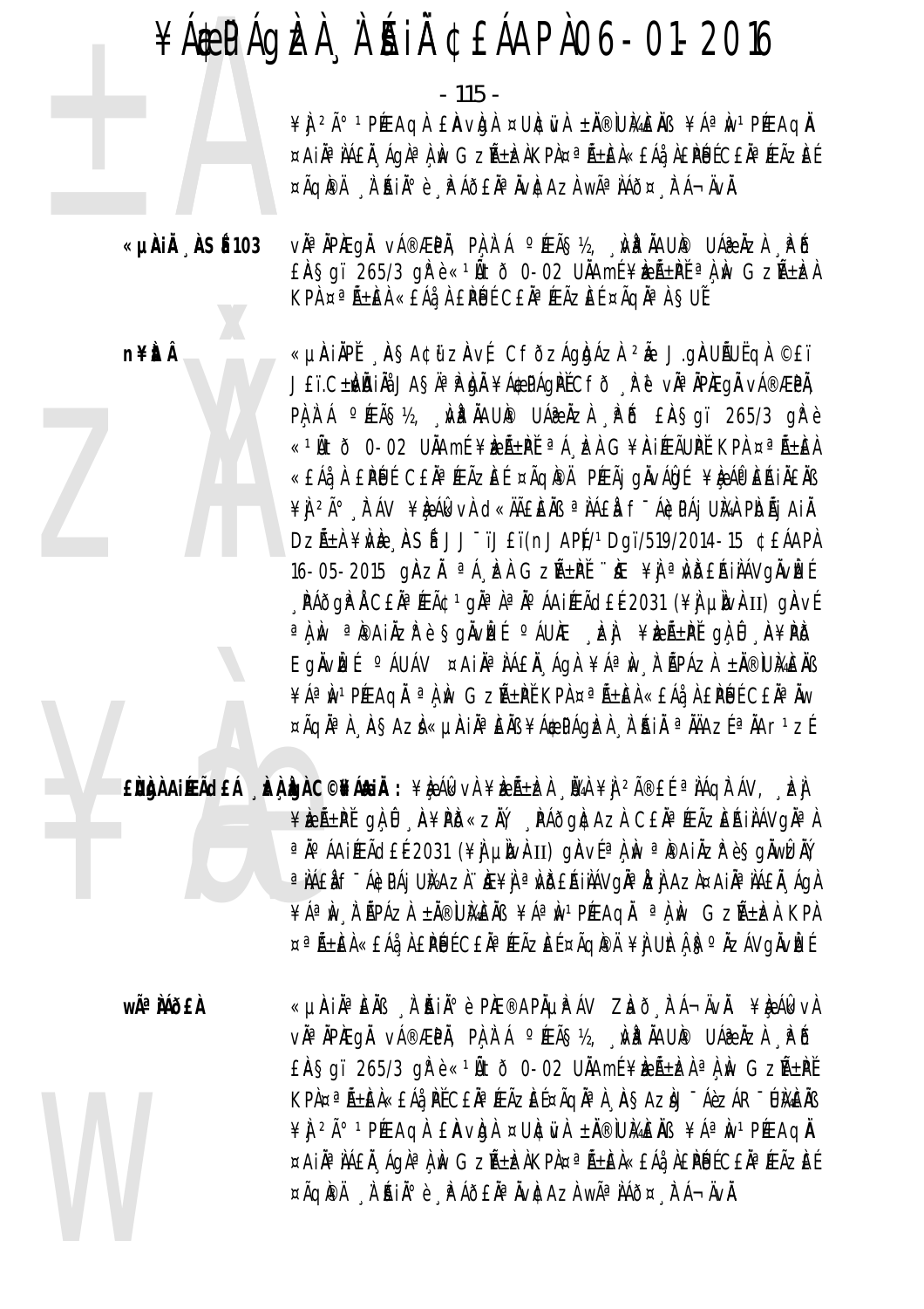¥Àj²Ã°¹ PÉÃAqÀ £ÀAvÀgÀ ¤UÀªÀÄzÀ ±Á¸À£ÀÄ§zÀÞ PÀæªÀÄ ¥ÁæAiÉÆÃ¸À£Àß ¥ÁæªÀÄ¬ÄPÀ ªÀÄAdÆgÁw ¤ÃqÀ®Ä ¸À¨sÉAiÀÄ°è ¤tð¬Ä¸À¯Á¬ÄvÀÄ.

**«µÀAiÀÄ ¸ÀASÉå 103** vÁªÀgÉPÉgÉ UÁæªÀÄ, PÀ¸À¨Á ºÉÆÃ§½, ¸ÀPÀ¯ÉÃ±ÀPÀÄgÀ vÁ®ÆèPÀÄ ¸ÀªÉð £ÀA§gï 265/3 gÀ°è «¹Ûtð 0-02 UÀÄAmÉ ¥ÀæzÉñÀPÉÌ ªÀ¸Àw GzÉÝñÀPÁÌV ¨sÀÆ¥ÀjªÀvÀð£É ªÀiÁqÀ®Ä PÀqÀvÀ ¸À°è¸À¯ÁVzÉ.

**n¥ÀàtÂ** «µÀAiÀÄPÉÌ ¸ÀA§A¢ü¹zÀAvÉ Cfðzr ²æÃ J.gÀAUÀ¥Àà ©£ï J£ï.C±ÉÆÃPÀ JA§ÄªÀgÀÄ ¥ÁæPÁgÀPÉÌ Cfð ¸À°è¹ vÁªÀgÉPÉgÉ UÁæªÀÄ, PÀ¸À¨Á ºÉÆÃ§½, ¸ÀPÀ¯ÉÃ±ÀPÀÄgÀ vÁ®ÆèPÀÄ ¸ÀªÉð £ÀA§gï 265/3 gÀ°è «¹Ûtð 0-02 UÀÄAmÉ ¥ÀæzÉñÀPÉÌ ªÀ¸Àw GzÉÝñÀPÁÌV ¨sÀÆ¥ÀjªÀvÀð£É ªÀiÁqÀ®Ä PÉÆÃjgÀÄvÁÛgÉ. ¥ÀæPÀgÀtªÀ£ÀÄß ¥Àj²Ã°¸À¯ÁV ¥ÀæPÀÈvÀ d«ÄÃ£ÀÄ ªÀÄÄRå AiÉÆÃd£Á ¥ÁæPÁgÀ¢AzÀ PÀqÀvÀ ¸ÀASÉå JJ¯ïJ£ï(n)DgïJ/¹Dgï/519/2014-15 ¢£ÁAPÀ 16-05-2015 gÀAzÀÄ ªÁtÂdå GzÉÝñÀPÉÌ ¨sÀÆ¥ÀjªÀvÀð£ÉUÉ ¸ÀPÁðgÀzÀ C£ÀĪÉÆÃ¢¹gÀĪÀ ªÀÄÄRå AiÉÆÃd£É 2031 (¥ÀjµÀÌöÈvÀ II) gÀAvÉ ªÀ¸Àw ªÀ®AiÀÄzÀ°è §gÀÄvÀÛzÉ. ºÁUÀÆ ¸ÀzÀj ¥ÀæzÉñÀPÉÌ gÀ¸ÉÛ ¸ÀA¥ÀPÀð EgÀÄvÀÛzÉ. ºÁUÁV ¤AiÀĪÀiÁ£ÀÄ¸ÁgÀ ¥ÁæªÀÄ¸À¨sÉAiÀÄ ±Á¸À£ÀÄ§zÀÞ ¥ÁæªÀÄ¬ÄPÀ ªÀÄAdÆgÁw¤ÃqÀ®Ä PÀæªÀÄ PÉÊUÉÆ¼Àî®Ä ¥ÀjªÀvÀð£ÉUÉ C£ÀĪÉÆÃzÀ£ÉUÁV ¥ÁæPÁgÀzÀ ¸À¨sÉAiÀÄ ªÀÄÄAzÉ ªÀÄAr¹zÉ.

**£ÀUÀgÀ AiÉÆÃd£Á ¸ÀzÀ¸Àå PÁAiÀÄðzÀ²ð:** ¥ÀæPÀÈvÀ ¥ÀæzÉñÀzÀ ¸ÀܼÀ ¥Àj²Ã®£É ªÀiÁqÀ¯ÁV, ¸ÀzÀj ¥ÀæzÉñÀPÉÌ gÀ¸ÉÛ ¸ÀA¥ÀPÀð«zÀÄÝ, ¸ÀPÁðgÀzÀ C£ÀĪÉÆÃzÀ£ÉAiÀiÁVgÀĪÀ ªÀÄÄRå AiÉÆÃd£É 2031 (¥ÀjµÀÌöÈvÀ II) gÀAvÉ ªÀ¸Àw ªÀ®AiÀÄzÀ°è §gÀÄwÛzÀÄÝ, ªÀÄÄRå AiÉÆÃd£Á ¥ÁæPÁgÀzÀ ¤AiÀĪÀiÁ£ÀÄ¸ÁgÀ ¥ÀæªÀiÁtzÀ ¤AiÀĪÀiÁªÀ¼ÀAvÉ ¤AiÀĪÀiÁ£ÀÄ¸ÁgÀ ¥ÁæªÀÄ¸À¨sÉAiÀÄ ±Á¸À£ÀÄ§zÀÞ ¥ÁæªÀÄ¬ÄPÀ ªÀÄAdÆgÁw GzÉÝñÀPÉÌ ¨sÀÆ¥ÀjªÀvÀð£É C£ÀĪÉÆÃzÀ£É ¥ÀjUÀt¸À§ºÀÄzÁVgÀÄvÀÛzÉ.

**wÃªÀiÁð£À** «µÀAiÀÄªÀ£ÀÄß ¸À¨sÉAiÀÄ°è PÀÆ®APÀµÀªÁV ZÀað¸À¯Á¬ÄvÀÄ. ¥ÀæPÀÈvÀ vÁªÀgÉPÉgÉ UÁæªÀÄ, PÀ¸À¨Á ºÉÆÃ§½, ¸ÀPÀ¯ÉÃ±ÀPÀÄgÀ vÁ®ÆèPÀÄ ¸ÀªÉð £ÀA§gï 265/3 gÀ°è «¹Ûtð 0-02 UÀÄAmÉ ¥ÀæzÉñÀªÀ£ÀÄß ªÀ¸Àw GzÉÝñÀPÉÌ ¨sÀÆ¥ÀjªÀvÀð£É ªÀiÁqÀ®Ä ¸À¨sÉAiÀÄ CAVÃPÀj¹zÉ. ¥Àj²Ã°¹ PÉÃAqÀ £ÀAvÀgÀ ¤UÀªÀÄzÀ ±Á¸À£ÀÄ§zÀÞ PÀæªÀÄ ¥ÁæAiÉÆÃ¸À£Àß ¥ÁæªÀÄ¬ÄPÀ ªÀÄAdÆgÁw ¤ÃqÀ®Ä ¸À¨sÉAiÀÄ°è ¤tð¬Ä¸À¯Á¬ÄvÀÄ.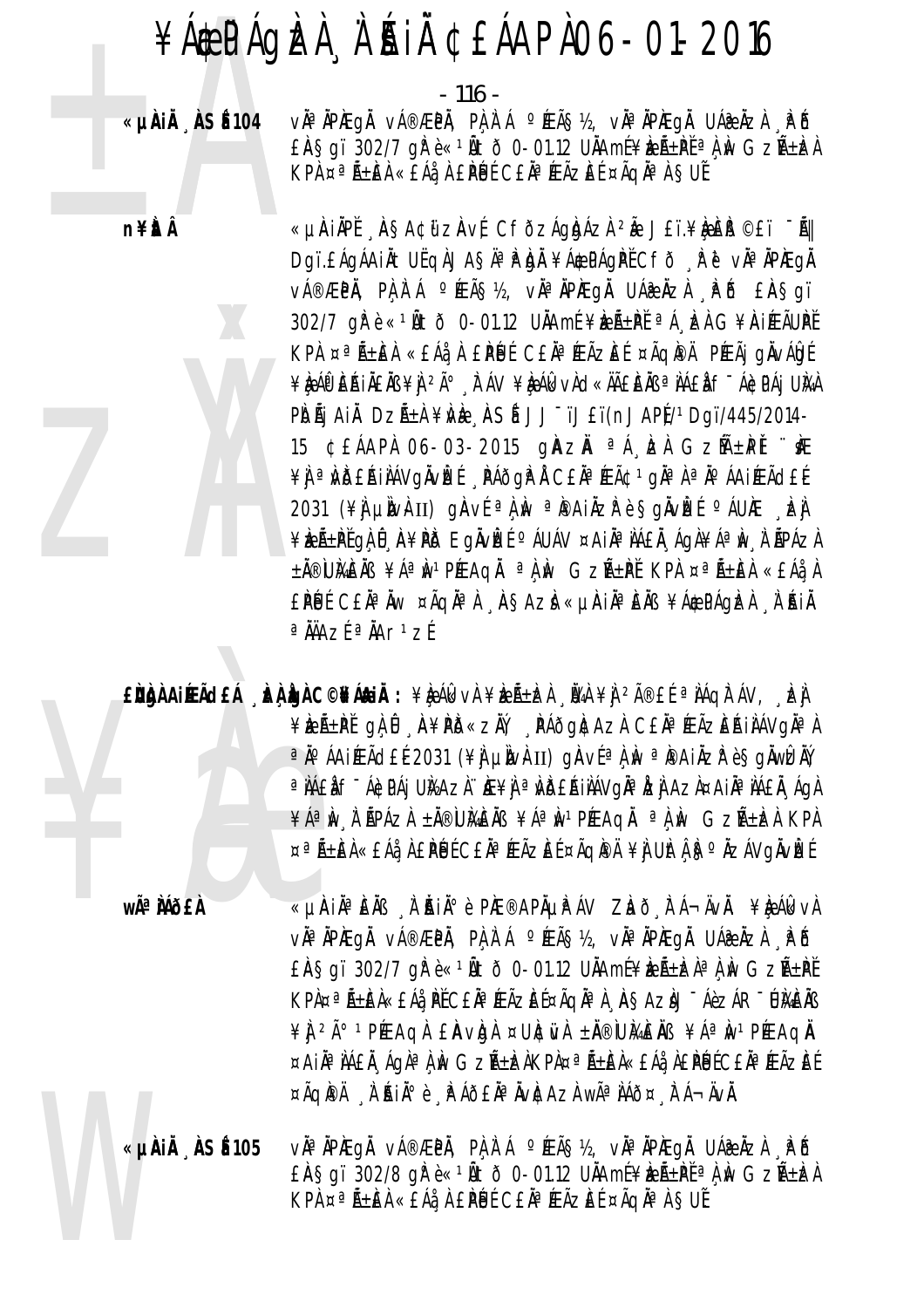**«µÀAiÀÄ ¸ÀASÉå104** vÀªÀÄPÀÆgÀÄ vÁ®ÆèPÀÄ, PÀ¸À¨Á ºÉÆÃ§½, vÀªÀÄPÀÆgÀÄ UÁæªÀÄzÀ ¸ÀªÉð £ÀA§gï 302/7 gÀ°è «¹ÛÃtð 0-01.12 UÀÄAmÉ ¥ÀæzÉÃ±ÀPÉÌ ªÀ¸Àw GzÉÝÃ±ÀzÀ KPÀ¤ªÉÃ±À£À «£Áå¸À £ÀPÉëUÉ C£ÀÄªÉÆÃzÀ£É ¤ÃqÀÄªÀ §UÉÎ

**n¥Ààt** «µÀAiÀÄPÉÌ ¸ÀA§A¢ü¹zÀAvÉ CfðzÁgÀgÁzÀ ²æ J£ï.¥ÀæPÁ±ï ©£ï ¯ÉÃ| Dgï.£ÁgÁAiÀÄt UËqÀ J¸ï.J£ï.¥ÁæªÀÄtÂPÀ Cfð ¸À°è vÀªÀÄPÀÆgÀÄ vÁ®ÆèPÀÄ, PÀ¸À¨Á ºÉÆÃ§½, vÀªÀÄPÀÆgÀÄ UÁæªÀÄzÀ ¸ÀªÉð £ÀA§gï 302/7 gÀ°è «¹ÛÃtð 0-01.12 UÀÄAmÉ ¥ÀæzÉÃ±ÀPÉÌ ªÀ¸Àw GzÉÝÃ±ÀzÀ KPÀ¤ªÉÃ±À£À «£Áå¸À £ÀPÉëUÉ C£ÀÄªÉÆÃzÀ£É ¤ÃqÀ®Ä PÉÆÃjgÀÄvÁÛgÉ ¥ÀæÁ¢üPÁgÀzÀ ¥Àj²Ã®£Á ¸À«Äw ¸À¨ÉsAiÀÄ ¤tðAiÀÄzÀAvÉ ¥Àæ¸ÁÛªÀ£ÉAiÀÄ£ÀÄß ¸ÀPÁðgÀPÉÌ C£ÀÄªÉÆÃzÀ£ÉUÁV ¸À°è¸À¯ÁVvÀÄÛ. ¸ÀPÁðgÀzÀ ¥ÀvÀæ ¸ÀASÉå: £ÀCE 445/2014-15 ¢£ÁAPÀ 06-03-2015 gÀAzÀÄ ªÀ¸Àw GzÉÝÃ±ÀPÉÌ ¨sÀÆ ¥Àj ªÀwð¸À¯ÁVgÀÄvÀÛzÉ. ¥ÀæzÉÃ±ÀªÀÅ ¸ÀªÀiÁ£ÀåUÉ C£ÀÄªÉÆÃ¢¹gÀÄªÀ ªÀÄºÁAiÉÆÃd£É 2031 (¥ÀjµÀÌøvÀ II) gÀAvÉ ªÀ¸Àw ªÀ®AiÀÄzÀ°è§gÀÄvÀÛzÉ ºÁUÀÆ ¸ÀzÀj ¥ÀæzÉÃ±ÀPÉÌ gÀ¸ÉÛ ¸ÀA¥ÀPÀð EgÀÄvÀÛzÉ ºÁUÁV ¤AiÀÄªÀiÁ£ÀÄ¸ÁgÀ ¥ÁªÀw¸À¨ÉÃPÁzÀ ±ÀÄ®ÌUÀ¼À£ÀÄß ¥ÁªÀw¹PÉÆAqÀÄ ªÀ¸Àw GzÉÝÃ±ÀPÉÌ KPÀ¤ªÉÃ±À£À «£Áå¸À £ÀPÉëUÉ C£ÀÄªÉÆÃzÀ£É ¤ÃqÀ§ºÀÄzÁVzÉ. ¸ÀzÀj «µÀAiÀÄªÀ£ÀÄß ¥ÁæªÀÄtÂPÀ ¸À¨sÉAiÀÄ ªÀÄÄAzÉ ªÀÄAr¹zÉ.

**£ÀUÀgÀ AiÉÆÃd£Á ¸ÀzÀ¸ÀågÀ C©üªÀÄvÀ:** ¥ÀæÁ¢üPÁgÀzÀ ¥ÀæzÉÃ±ÀzÀ ¸ÀÜ¼À ¥Àj²Ã®£É ªÀiÁqÀ¯ÁV, ¸ÀzÀj ¥ÀæzÉÃ±ÀPÉÌ gÀ¸ÉÛ ¸ÀA¥ÀPÀð «zÀÄÝ, ¸ÀPÁðgÀ¢AzÀ C£ÀÄªÉÆÃzÀ£ÉUÉÆArgÀÄªÀ ªÀÄºÁAiÉÆÃd£É 2031 (¥ÀjµÀÌøvÀ II) gÀAvÉ ªÀ¸Àw ªÀ®AiÀÄzÀ°è§gÀÄwÛzÀÄÝ, ¥Àj²Ã®£Á ¸À«ÄwAiÀÄ ¤tðAiÀÄzÀAvÉ ¤AiÀÄªÀiÁ£ÀÄ¸ÁgÀ ¥ÁªÀw¸À¨ÉÃPÁzÀ ±ÀÄ®ÌUÀ¼À£ÀÄß ¥ÁªÀw¹PÉÆAqÀÄ ªÀ¸Àw GzÉÝÃ±ÀzÀ KPÀ¤ªÉÃ±À£À «£Áå¸À £ÀPÉëUÉ C£ÀÄªÉÆÃzÀ£É ¤ÃqÀ®Ä ¥ÀjUÀtÂ¸À§ºÀÄzÁVgÀÄvÀÛzÉ.

**wÃªÀiÁð£À** «µÀAiÀÄPÉÌ ¸ÀA§A¢ü¹zÀAvÉ ¸À«ÄÃPÉë ªÀiÁr ZÀað¸À¯Á¬ÄvÀÄ. ¥ÀæÁ¢üPÁgÀzÀ vÀªÀÄPÀÆgÀÄ vÁ®ÆèPÀÄ, PÀ¸À¨Á ºÉÆÃ§½, vÀªÀÄPÀÆgÀÄ UÁæªÀÄzÀ ¸ÀªÉð £ÀA§gï 302/7 gÀ°è «¹ÛÃtð 0-01.12 UÀÄAmÉ ¥ÀæzÉÃ±ÀzÀ ªÀ¸Àw GzÉÝÃ±ÀPÉÌ KPÀ¤ªÉÃ±À£À «£Áå¸À £ÀPÉëUÉ C£ÀÄªÉÆÃzÀ£É ¤ÃqÀ®Ä ¸ÀzÀj ¯ÉÃOmï ¤AiÀÄªÀiÁ£ÀÄ¸ÁgÀ ¥ÁªÀw¸À¨ÉÃPÁzÀ ±ÀÄ®ÌUÀ¼À£ÀÄß ¥ÁªÀw¹PÉÆAqÀÄ ªÀ¸Àw GzÉÝÃ±ÀzÀ KPÀ¤ªÉÃ±À£À «£Áå¸À £ÀPÉëUÉ C£ÀÄªÉÆÃzÀ£É ¤ÃqÀ®Ä ¸À«ÄwAiÀÄ°è ¤tðAiÀÄ PÉÊUÉÆ¼Àî¯Á¬ÄvÀÄ.

**«µÀAiÀÄ ¸ÀASÉå105** vÀªÀÄPÀÆgÀÄ vÁ®ÆèPÀÄ, PÀ¸À¨Á ºÉÆÃ§½, vÀªÀÄPÀÆgÀÄ UÁæªÀÄzÀ ¸ÀªÉð £ÀA§gï 302/8 gÀ°è «¹ÛÃtð 0-01.12 UÀÄAmÉ ¥ÀæzÉÃ±ÀPÉÌ ªÀ¸Àw GzÉÝÃ±ÀzÀ KPÀ¤ªÉÃ±À£À «£Áå¸À £ÀPÉëUÉ C£ÀÄªÉÆÃzÀ£É ¤ÃqÀÄªÀ §UÉÎ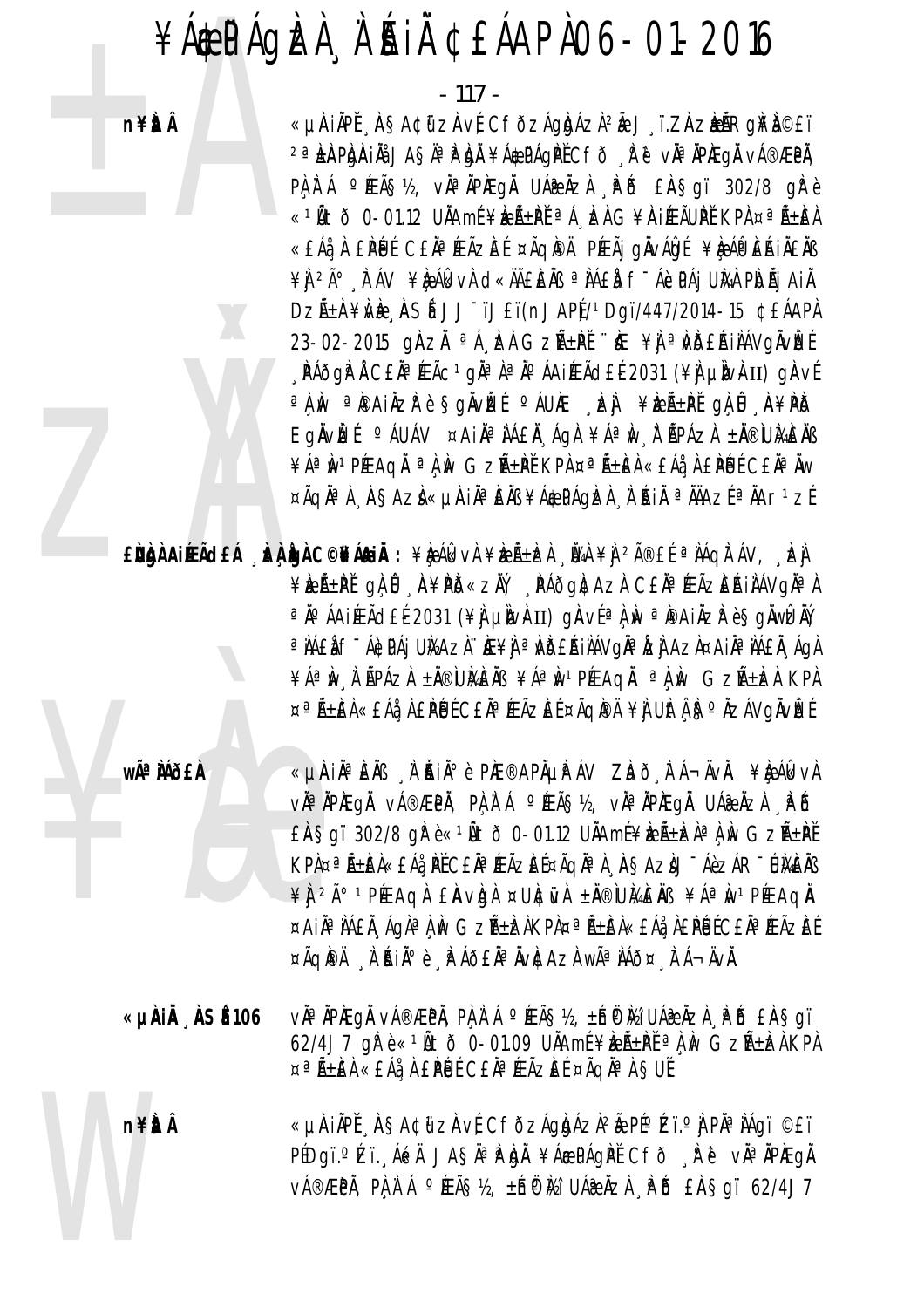n¥ÀÀÂ «µÀAiÀÄPÉ¸ÀA§A¢üzÀAvÉ Cfðzár¼ÀzÀ²æÃJ¸ï.ZÀAzÀæÀÆgÀ¥ÀÀ©£ï ²ªÀÀPÀgÀAiÀÄ JA§ªÀgÀÄ ¥ÁæPÁgÀPÉ Cfð ¸À°è vÀªÀÄPÉgÀÄ vÁ®ÆPÀÄ, PÀ¸À§Á ºÉÆÃ§½, vÀªÀÄPÉgÀÄ UÁæªÀÄzÀ ¸À.£ÀA. 302/8 gÀ°è «¹ÛÃtð 0-01.12 UÀÄAmÉ ¥ÀæÃ±ÀPÉ ªÁ¸ÀzÀ G¥ÀAiÉÆÃUÀPÉ KPÀ¤ªÉÃ±À£À «£Áå¸À £ÀPÉëUÉ C£ÀÄªÉÆÃzÀ£É ¤ÃqÀÄªÀ PÀæÃ¡gÀÄvÁÛÉ ¥ÀæÁ¢üPÁgÀzÀ ¥À¼Á¥À¸ÀÜ ¥ÀæÁ¢vÀÀ d«ÄÃ£ÀÄß ªÀÄÁ£Àå f¯Áè¢üPÁjUÀ¼À PÀbÉÃjAiÀÄ DzÉÃ±À¥ÀvÀæ¸ÀASÉå JJ¯ïJ£ï(n J APÉ/¹Dgï/447/2014-15 ¢£ÁAPÀ 23-02-2015 gÀAzÀÄ ªÁ¸ÀzÀ G¢ÝÃ±ÀPÉ ¨sÀÆ ¥Àj ªÀvÀð£ÉAiÀiÁVgÀÄvÀÛÉ ¸ÀPÁðgÀzÀ C£ÀÄªÉÆÃ¢¹gÀÄªÀ ªÀÄºÁAiÉÆÃd£É 2031 (¥Àj µÀÌvÀ II) gÀAvÉ ªÀ¸Àw ªÀ®AiÀÄzÀ°è §gÀÄvÀÛÉ ºÁUÀÆ ¸ÀzÀj ¥ÀæÃ±ÀPÉ gÀ¸ÉÛ ¸ÀA¥ÀPÀð EgÀÄvÀÛÉ ºÁUÁV ¤AiÀÄªÀÄÁ£ÀÄ¸ÁgÀ ¥ÁªÀw¸À¯ÁÛzÀ ±ÀÄ®ÌUÀ¼À£ÀÄß ¥ÁªÀw¹PÉÆAqÀÄ ªÀ¸Àw G¢ÝÃ±ÀPÉ KPÀ¤ªÉÃ±À£À «£Áå¸À £ÀPÉëUÉ C£ÀÄªÀÄw ¤ÃqÀÄªÀ ¸À§AzÀ «µÀAiÀÄªÀ£ÀÄß ¥ÁæPÁgÀzÀ ¸À¨sÉAiÀÄ ªÀÄÄAzÉ ªÀÄAr¹zÉ

£ÀUÀgÀ AiÉÆÃd£Á ¸ÀzÀ¸ÀågÀ C©ü¥ÁæAiÀÄ : ¥ÀæÁ¢vÀÀ ¥ÀæÃ±ÀzÀ ¸ÀÄvÀÛ ¥Àj ²Ã®£É ªÀÄÁqÀ¯ÁV, ¸ÀzÀj ¥ÀæÃ±ÀPÉ gÀ¸ÉÛ ¸ÀA¥ÀPÀð «zÀÝ, ¸ÀPÁðgÀzÀ C£ÀÄªÉÆÃzÀ£ÉAiÀiÁVgÀÄªÀ ªÀÄºÁAiÉÆÃd£É 2031 (¥Àj µÀÌvÀ II) gÀAvÉ ªÀ¸Àw ªÀ®AiÀÄzÀ°è §gÀÄwÛzÀÝ, ªÀÄÁ£Àå f¯Áè¢üPÁjUÀ¼ÀzÀ ¨sÀÆ ¥Àj ªÀvÀð£ÉAiÀiÁVgÀÄªÀ PÁgÀt ¤AiÀÄªÀÄÁ£ÀÄ¸ÁgÀ ¥ÁªÀw¸À¯ÁÛzÀ ±ÀÄ®ÌUÀ¼À£ÀÄß ¥ÁªÀw¹PÉÆAqÀÄ ªÀ¸Àw G¢ÝÃ±ÀzÀ KPÀ ¤ªÉÃ±À£À «£Áå¸À £ÀPÉëUÉ C£ÀÄªÉÆÃzÀ£É ¤ÃqÀ§ºÀÄzÁVgÀÄvÀÛÉ

wÃªÀiÁð£À «µÀAiÀÄªÀ£ÀÄß ¸À¨sÉAiÀÄ°è PÀÆ®APÀµÀªÁV ZÀað¸À¯Á¬ÄvÀÄ. ¥ÀæÁ¢vÀÀ vÀªÀÄPÉgÀÄ vÁ®ÆPÀÄ, PÀ¸À§Á ºÉÆÃ§½, vÀªÀÄPÉgÀÄ UÁæªÀÄzÀ ¸À.£À. £À§gï 302/8 gÀ°è «¹ÛÃtð 0-01.12 UÀÄAmÉ ¥ÀæÃ±ÀzÀ ªÀ¸Àw G¢ÝÃ±ÀPÉ KPÀ¤ªÉÃ±À£À «£Áå¸À £ÀPÉëUÉ C£ÀÄªÉÆÃzÀ£É ¤ÃqÀÄªÀ ¸ÀA§AzsÀ J¯Áè ±ÀÄ®ÌUÀ¼À£ÀÄß ¥Àj ²Ã°¹ PÉÆAqÀÄ £ÀAvÀgÀ ¤UÀ¢üvÀ ±ÀÄ®ÌUÀ¼À£ÀÄß ¥ÁªÀw¹PÉÆAqÀÄ ¤AiÀÄªÀÄÁ£ÀÄ¸ÁgÀ ªÀ¸Àw G¢ÝÃ±ÀzÀ KPÀ¤ªÉÃ±À£À «£Áå¸À £ÀPÉëUÉ C£ÀÄªÉÆÃzÀ£É ¤ÃqÀ®Ä ¸À¨sÉAiÀÄ°è ¸ÀªÁð£ÀÄªÀÄvÀ¢AzÀ wÃªÀiÁð¤¸À¯Á¬ÄvÀÄ.

«µÀAiÀÄ ¸ÀASÉå 106 vÀªÀÄPÉgÀÄ vÁ®ÆPÀÄ, PÀ¸À§Á ºÉÆÃ§½, ±ÉnÖºÀ½î UÁæªÀÄzÀ ¸À.£À. £À§gï 62/4J7 gÀ°è «¹ÛÃtð 0-01.09 UÀÄAmÉ ¥ÀæÃ±ÀPÉ ªÀ¸Àw G¢ÝÃ±ÀzÀ KPÀ ¤ªÉÃ±À£À «£Áå¸À £ÀPÉëUÉ C£ÀÄªÉÆÃzÀ£É ¤ÃqÀÄªÀ §UÉ

n¥ÀÀÂ «µÀAiÀÄPÉ¸ÀA§A¢üzÀAvÉ Cfðzár¼ÀzÀ²æÃPÉ.Éï.ºÀjPÀÄªÀiÁgï ©£ï PÉ.Dgï.ºÉï.¸Áé«Ä JA§ªÀgÀÄ ¥ÁæPÁgÀPÉ Cfð ¸À°è vÀªÀÄPÉgÀÄ vÁ®ÆPÀÄ, PÀ¸À§Á ºÉÆÃ§½, ±ÉnÖºÀ½î UÁæªÀÄzÀ ¸À.£À. £À§gï 62/4J7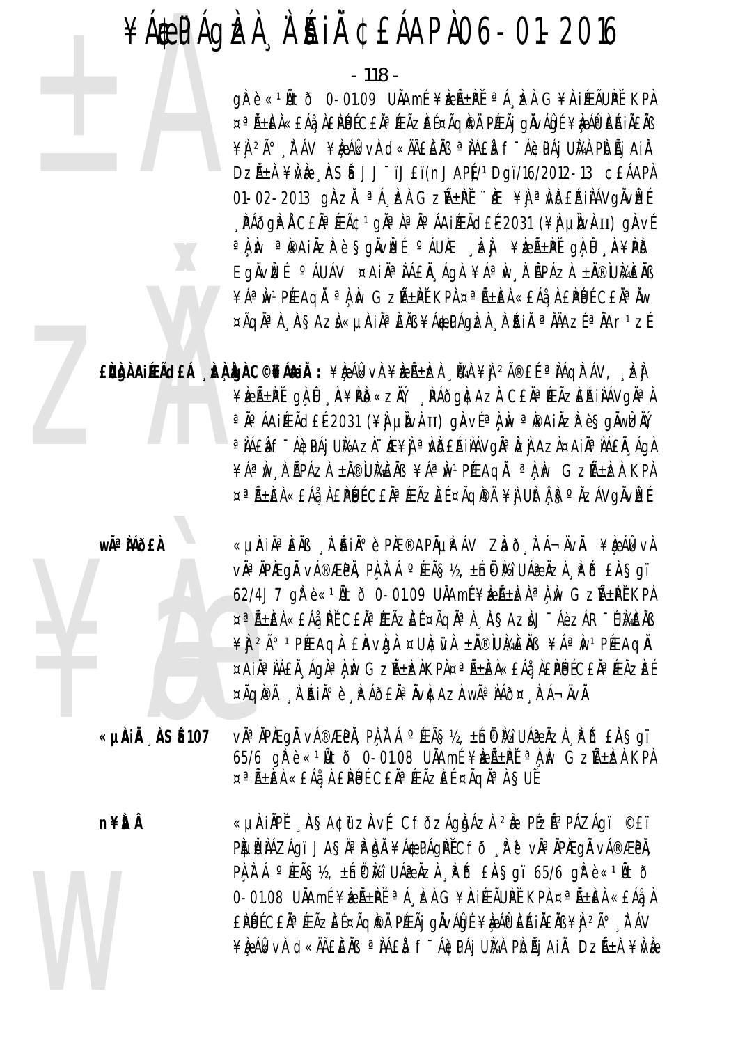gÀ è«¹Ûtð 0-01.09 UÀÄAmÉ ¥ÀæÃ±ÀPÉ ªÁ¸ÀzÀ G¥ÀAiÉÆUÀPÉ KPÀ ¤ªÃ±ÀEÀ«£Áå¸À£ÀPÉÆÉC£ÀªÉÆÃzÀ£É¤ÃqÀ®Ä PÉÆÃj gÀvÁÛÉ ¥ÀæÁ¢ü£ÀÉÁiÀÆÃß ¥Àj²Ã°¸À ÁV ¥ÀæÁ¢üvÀ d«ÄÃ£ÀÄß ªÀÄÁ£Àå f¯ÁèPÁjUÀ¼À PÀbÉÃjAiÀÄ DzÃ±À ¥ÀæÀ¸ÀSÉ J J¯ïJ£ï(n J APÉ/¹ Dgï/16/2012-13 ¢£ÁAPÀ 01-02-2013 gÀ zÀ ªÁ¸ÀzÀ GzÃÃ±ÀPÉ ¨ÀE ¥Àj ªÀÄÀ£ÉAiÀÄÁVgÀvÀÉ ¸ÀPÁðgÀPÀC£ÀªÉÆÃ¢¹gÀªÀ ªÀÄºÁAiÉÆÃd£É 2031 (¥Àj µÀÌvÀ II) gÀ vÉ ª¸ÀvÀ ªÀ®AiÀÄzÀ è§gÀvÀÉ ºÁUÀE ¸ÀzÀj ¥ÀæÃ±ÀPÉ gÀ¸Û ¸À¥ÀPÀð EgÀvÀÉ ºÁUÁV ¤AiÀÄªÀÄÁ£ÀÄ¸ÁgÀ ¥ÁªÀw¸À ÃPÁzÀ ±Ã®ÌUÀ¼À£ÀÄß ¥ÁªÀw¹ PÉÆAqÀÄ ª¸ÀvÀ GzÃ±ÀPÉ KPÀ ¤ªÃ±ÀEÀ«£Áå¸À£ÀPÉÆÉC£ÀªÀw ¤ÃqÀÄªÀ ¸À§AzÀ «µÀAiÀÄªÀ£ÀÄß ¥ÁæPÁgÀzÀ ¸ÀA¹ÜAiÀÄ ªÀÄÄAzÉ ªÀÄAr¹zÉ

**£ÀUÀgÀ AiÉÆÃd£Á ¸ÀzÀ¸ÀågÀ C©ü¥ÁæAiÀÄ :** ¥ÀæÁ¢üvÀ ¥ÀæÃ±ÀzÀ ¸ÀÜ¼À ¥Àj²Ã®£É ªÀiÁqÀ ÁV, ¸ÀzÀj ¥ÀæÃ±ÀPÉ gÀ¸Û ¸À¥ÀPÀð «zÀÄÝ ¸ÀPÁðgÀzÀ AzÀ C£ÀªÉÆÃzÀ£ÉAiÀiÁVgÀªÀ ªÀÄºÁAiÉÆÃd£É 2031 (¥Àj µÀÌvÀ II) gÀ vÉ ª¸ÀvÀ ªÀ®AiÀÄzÀ è§gÀÄwÛzÀÄÝ ªÀÄÁ£Àå f¯ÁèPÁjUÀ¼À AzÀ ¨ÀE¥Àj ªÀÄÀ£ÉAiÀiÁVgÀÄªÀzÀjAzÀ ¤AiÀÄªÀÄÁ£ÀÄ¸ÁgÀ ¥ÁªÀw¸À ÃPÁzÀ ±Ã®ÌUÀ¼À£ÀÄß ¥ÁªÀw¹ PÉÆAqÀÄ ª¸ÀvÀ GzÃ±ÀzÀ KPÀ ¤ªÃ±ÀEÀ«£Áå¸À£ÀPÉÆÉC£ÀªÉÆÃzÀ£É¤ÃqÀ®Ä ¥ÀjUÀt¸À§ºÀÄzÁVgÀvÀÉ

**wÃªÀiÁð£À** «µÀAiÀÄªÀ£ÀÄß ¸ÀA¹ÜAiÀÄ°è PÀÆ®APÀµÀªÁV ZÀað¸À ¯Á¬ÄvÀÄ. ¥ÀæÁ¢üvÀ vÀªÀÄPÀÆgÀÄ vÁ®ÆèPÀ, PÀ¸À¨Á ºÉÆÃ§½, ±ÉÃµÁ¢æ¥ÀÄgÀA ¸ÀPÉð £ÀA§gï 62/4J7 gÀ è«¹Ûtð 0-01.09 UÀÄAmÉ ¥ÀæÃ±ÀzÀ ª¸ÀvÀ GzÃÃ±ÀPÉ KPÀ ¤ªÃ±ÀEÀ«£Áå¸À PÉ C£ÀªÉÆÃzÀ£É¤ÃqÀ®Ä ª¸À§AzÀ J¯Áèzá R¯ÁÛUÀ¼À£ÀÄß ¥Àj²Ã°¹ PÉÆAqÀÄ £ÀAvÀgÀ ¤UÀ¢üvÀ ±Ã®ÌUÀ¼À£ÀÄß ¥ÁªÀw¹ PÉÆAqÀÄ ¤AiÀÄªÀÄÁ£ÀÄ¸ÁgÀ ª¸ÀvÀ GzÃ±ÀzÀ KPÀ ¤ªÃ±ÀEÀ«£Áå¸À£ÀPÉÆÉC£ÀªÉÆÃzÀ£É ¤ÃqÀ®Ä ¸ÀA¹ÜAiÀÄ°è ¸ÀPÁð£ÀªÀÄvÀ¢AzÀ wÃªÀiÁð¤¸À ¯Á¬ÄvÀÄ.

**«µÀAiÀÄ ¸ÀASÉå 107** vÀªÀÄPÀÆgÀÄ vÁ®ÆèPÀ, PÀ¸À¨Á ºÉÆÃ§½, ±ÉÃµÁ¢æ¥ÀÄgÀA ¸ÀPÉð £ÀA§gï 65/6 gÀ è«¹Ûtð 0-01.08 UÀÄAmÉ ¥ÀæÃ±ÀPÉ ª¸ÀvÀ GzÃ±ÀzÀ KPÀ ¤ªÃ±ÀEÀ«£Áå¸À£ÀPÉÆÉC£ÀªÉÆÃzÀ£É¤ÃqÀÄªÀ §UÉ

**n¥Àà£Á** «µÀAiÀÄPÉ ¸ÀA§A¢ü¹zÀAvÉ CfðzÁgÀgÁzÀ ²æà PÉ.Ã² PÁZÁgï ©£ï PÀÈµÀÚªÀÄÁZÁgï J£ÀÄßªÀgÀÄ ¥ÁæPÁgÀPÉÌ Cfð ¸À°è vÀªÀÄPÀÆgÀÄ vÁ®ÆèPÀ, PÀ¸À¨Á ºÉÆÃ§½, ±ÉÃµÁ¢æ¥ÀÄgÀA ¸ÀPÉð £ÀA§gï 65/6 gÀ è«¹Ûtð 0-01.08 UÀÄAmÉ ¥ÀæÃ±ÀPÉ ªÁ¸ÀzÀ G¥ÀAiÉÆUÀPÉ KPÀ ¤ªÃ±ÀEÀ«£Áå¸À £ÀPÉÆÉC£ÀªÉÆÃzÀ£É¤ÃqÀ®Ä PÉÆÃj gÀvÁÛÉ ¥ÀæÁ¢ü£ÀÉÁiÀÆÃß ¥Àj²Ã°¸À ÁV ¥ÀæÁ¢üvÀ d«ÄÃ£ÀÄß ªÀÄÁ£Àå f¯ÁèPÁjUÀ¼À PÀbÉÃjAiÀÄ DzÃ±À ¥ÀæÀ¸ÀSÉ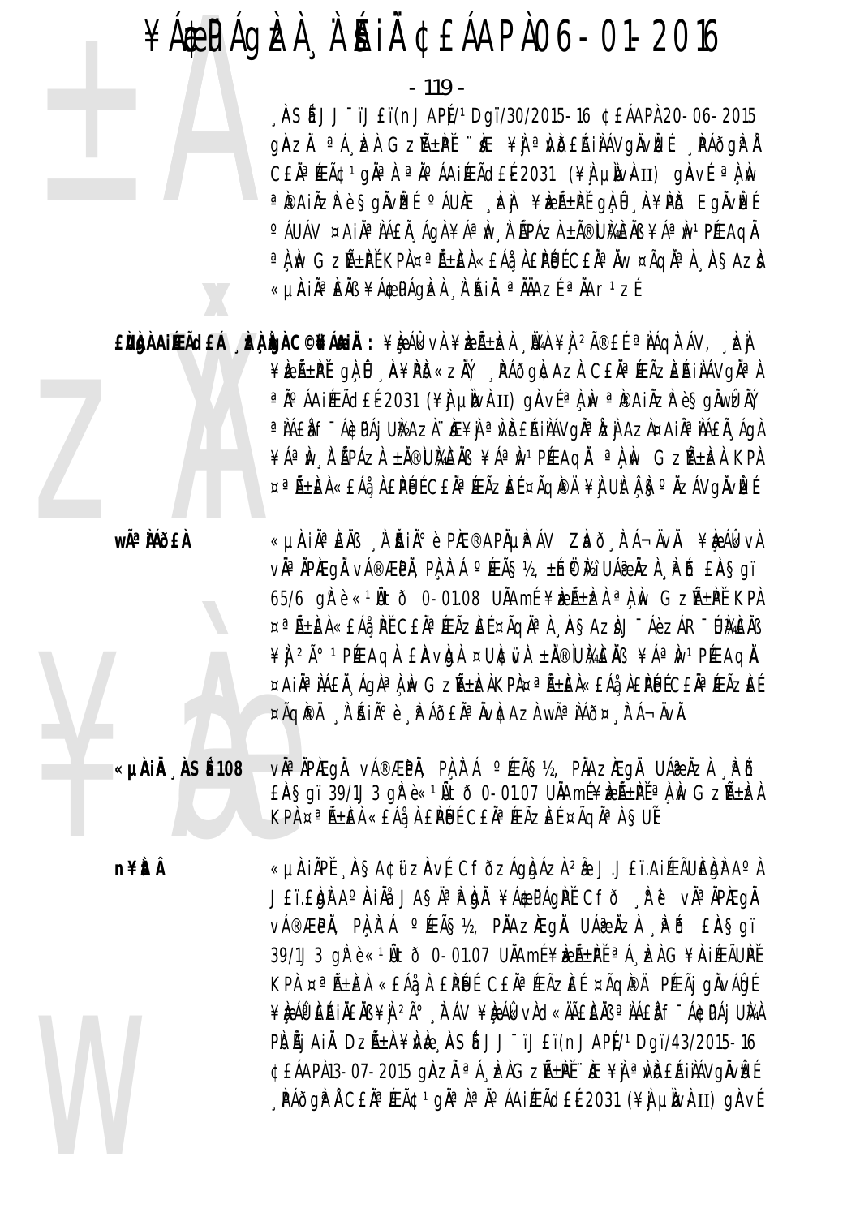¸ÀSÉJJ¯ïJ£ï(nJAPÉ)/¹Dgï/30/2015-16 ¢£ÁAPÀ20-06-2015 gÀAzÀ ªÁ¸ÀzÀ GzÉÝÃ±ÀPÉÌ ¨ÉÃ ¥ÀjªÀvÀð£ÉUÉÆArgÀÄvÀÛzÉ ¸ÀPÁðgÀzÀ C£ÀªÉÆÃ¢¹gÀªÀ ªÀÄºÁAiÉÆÃd£É-2031 (¥ÀjµÀÌøvÀ-II) gÀ°è ªÀ¸Àw ªÀÄAiÀÄð¢è§gÀÄvÀÛzÉ ºÁUÀÆ ¸ÀzÀj ¥ÀæzÉÃ±ÀPÉÌ gÀ¸ÉÛ¸ÀA¥ÀPÀð EgÀÄvÀÛzÉ ºÁUÀÆ ¤AiÀÄªÀiÁ£ÀÄ¸ÁgÀ¥ÁªÀw¸À̄ÁUÀÄªÀ ±ÀÄ®ÌUÀ¼À£ÀÄß ¥ÁªÀw¹PÉÆAqÀÄ ªÀ¸Àw GzÉÝÃ±ÀPÌÀ¤ªÉÃ±À£À«£Áå¸À £ÀPÉÕ C£ÀªÉÆÃzÀ£É ¤ÃqÀ§ºÀÄzÉAzÀÄ «µÀAiÀÄªÀ£ÀÄß ¥ÁæPÀgÀtzÀ ¸À̄ÉÃAiÀÄ ªÀÄAqÀ£ÉUÉ ªÀÄAr¸À̄ÁVzÉ.

**£ÀUÀgÀ AiÉÆÃd£Á ¸ÀzÀ¸ÀågÀ C©ü¥ÁæAiÀÄ :** ¥ÀæÁ¢üPÁgÀzÀ ¸ÀAzÀ¨sÀð¥ÀjÃQëtÁ ªÀgÀ¢AiÀÄAvÉ, ¸ÀzÀj ¥ÀæzÉÃ±ÀPÉÌ gÀ¸ÉÛ¸ÀA¥ÀPÀð«zÀÄÝ, ¸ÀPÁðgÀ¢AzÀ C£ÀªÉÆÃzÀ£ÉUÉÆArgÀÄªÀ ªÀÄºÁAiÉÆÃd£É-2031 (¥ÀjµÀÌøvÀ-II) gÀ°è ªÀ¸Àw ªÀÄAiÀÄð¢è§gÀÄªÀÅzÀjAzÀ ªÀÄAqÀ½UÉ ¸À°è¹gÀÄªÀAvÉ ¥ÀjªÀvÀð£ÉUÉÆ¼ÀîÄªÀ ¤AiÀÄªÀiÁ£ÀÄ¸ÁgÀ ¥ÁªÀw¸À̄ÁUÀÄªÀ ±ÀÄ®ÌUÀ¼À£ÀÄß ¥ÁªÀw¹PÉÆAqÀÄ ªÀ¸Àw GzÉÝÃ±ÀPÀÌ¤ªÉÃ±À£À«£Áå¸À £ÀPÉÕ C£ÀªÉÆÃzÀ£É ¤ÃqÀ§ºÀÄzÀÄ ¥ÀjUÀtÂ¸À§ºÀÄzÁVgÀÄvÀÛzÉ.

**wÃªÀiÁð£À**

«µÀAiÀÄªÀ£ÀÄß ¸À̄ÉÃAiÀÄ°è ZÀað¸À̄Á¬ÄvÀÄ. ¥ÀæÁ¢üPÁgÀ vÀÄªÀÄPÀÆgÀÄ vÁ®ÆèPÀÄ, PÉÆ¼Á® ºÉÆÃ§½, ±ÉnÖºÀ½îUÁæªÀÄzÀ ¸À.£ÀA. 65/6 gÀ°è «¹ÛÃtð 0-01.08 UÀÄAmÉ ¥ÀæzÉÃ±ÀzÀ ªÀ¸Àw GzÉÝÃ±ÀPÉÌ KPÀ ¤ªÉÃ±À£À«£Áå¸À£ÀPÉÕ C£ÀªÉÆÃzÀ£É ¤ÃqÀ®Ä ªÀ¸À̄ÁzÀÄJ¯ÁèzÁR¯ÉUÀ¼À£ÀÄß ¥Àj²Ã°¹PÉÆAqÀÄ £ÀAvÀgÀ ¤UÀ¢üvÀ ±ÀÄ®ÌUÀ¼À£ÀÄß ¥ÁªÀw¹PÉÆAqÀÄ ¤AiÀÄªÀiÁ£ÀÄ¸ÁgÀ ªÀ¸Àw GzÉÝÃ±ÀPÀÌ KPÀ ¤ªÉÃ±À£À«£Áå¸À £ÀPÉÕ C£ÀªÉÆÃzÀ£É ¤ÃqÀ®Ä ¸À̄ÉÃAiÀÄ°è ¸ÀPÁð£ÀÄªÀÄw¹zÀ wÃªÀiÁð¤¸À̄Á¬ÄvÀÄ.

**«µÀAiÀÄ ¸ÀASÉå 108**

vÀÄªÀÄPÀÆgÀÄ vÁ®ÆèPÀÄ, PÉÆ¼Á® ºÉÆÃ§½, PÀÄAzÀgÀÄ UÁæªÀÄzÀ ¸À.£ÀA. 39/1J3 gÀ°è «¹ÛÃtð 0-01.07 UÀÄAmÉ¥ÀæzÉÃ±ÀPÉÌ ªÀ¸Àw GzÉÝÃ±ÀzÀ KPÀ ¤ªÉÃ±À£À«£Áå¸À£ÀPÉÕ C£ÀªÉÆÃzÀ£É ¤ÃqÀÄªÀ §UÉÎ.

**n¥ÀàtÂ**

«µÀAiÀÄPÉÌ ¸ÀA§A¢ü¹zÀAvÉ, CfðzÁgÀgÁzÀ ²æà J.J£ï.AiÉÆÃUÉÃ±ï ©£ï J£ï.£ÀgÀ¹AºÀAiÀÄå J¸ïªÀÄvÀÄÛ ¥ÁæPÀgÀtPÉÌ Cfð ¸À°è¹ vÀÄªÀÄPÀÆgÀÄ vÁ®ÆèPÀÄ, PÉÆ¼Á® ºÉÆÃ§½, PÀÄAzÀgÀÄ UÁæªÀÄzÀ ¸À.£ÀA. 39/1J3 gÀ°è «¹ÛÃtð 0-01.07 UÀÄAmÉ¥ÀæzÉÃ±ÀPÉÌ ªÁ¸ÀzÀ GzÉÝÃ±ÀzÀ KPÀ ¤ªÉÃ±À£À«£Áå¸À £ÀPÉÕ C£ÀªÉÆÃzÀ£É ¤ÃqÀ®Ä PÉÆÃjgÀÄvÁÛgÉ. ¥ÀæÁ¢üPÁgÀ¢AzÀ ¥Àj²Ã°¸À̄ÁV ¥ÀæÁ¢üPÁgÀzÀ «ÄÃl£ïUÀ¼À ªÀiÁ£ÀåvÉ¯ÁèzÁR¯ÉUÀ¼À£ÀÄß ¥ÀqÉzÀÄ ¥ÀæzÉÃ±ÀªÀ£ÀÄß ¸ÀASÉåJJ¯ïJ£ï(nJAPÉ)/¹Dgï/43/2015-16 ¢£ÁAPÀ13-07-2015 gÀAzÀÄ ªÁ¸ÀzÀ GzÉÝÃ±ÀPÉÌ ¨ÉÃ ¥ÀjªÀvÀð£ÉUÉÆArgÀÄvÀÛzÉ ¸ÀPÁðgÀzÀ C£ÀªÉÆÃ¢¹gÀªÀ ªÀÄºÁAiÉÆÃd£É-2031 (¥ÀjµÀÌøvÀ-II) gÀ°è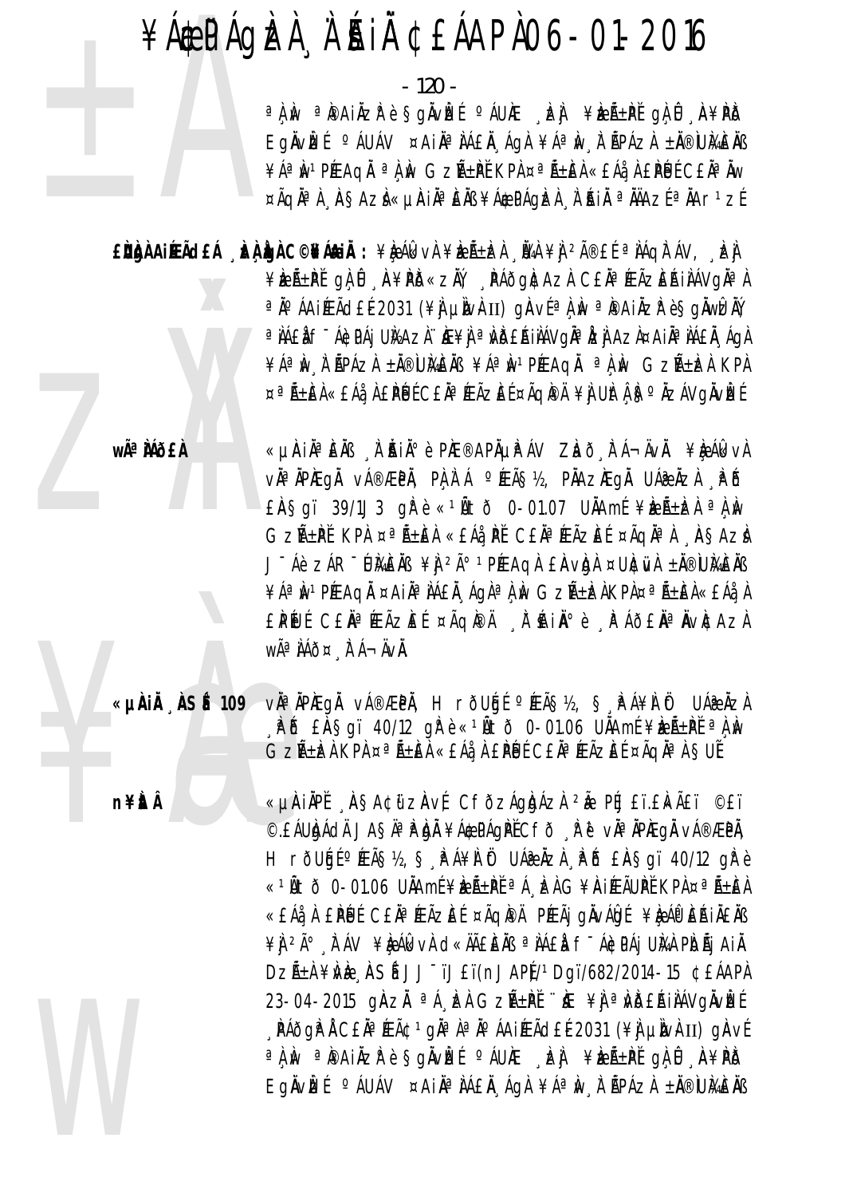ªÀ¸Àw ªÀ®AiÀÄzÀ°è §gÀÄvÀÛzÉ ºÁUÀÆ ¸ÀzÀj ¥ÀæÃ±ÀPÉÌ gÀ¸ÉÛ ¸ÀA¥ÀPÀð EgÀÄvÀÛzÉ ºÁUÁV ¤AiÀÄªÀÄ¢£À ¸ÁgÀ ¥Áæw¸ÀÜ¼ÀPÁÌV ±Á®UÀ¼ÀÄ ¥Áæw¹PÉAqÀÄ ªÀ¸Àw GzÉÝ±ÀPÀÌ ¥ÀæªÀÄÁt ¤UÀ¢¥Àr¹ C£ÀĪÉÆÃ¢¸À§ºÀÄzÀÄ JAzÀÄ ¥ÁæPÁgÀzÀ ¸ÀªÀiÁ¯ÉÆÃZÀ£ÉAiÀÄ°è ¤zÀðj¸À¯Á¬ÄvÀÄ.

**£ÀUÀgÀ AiÉÆÃd£Á ¸À®ºÁ ¸À«Äw ¸À¨sÉAiÀÄ:** ¥ÀæÁ¢üPÁgÀzÀ ¸À¨sÉAiÀÄ°è ZÀað¹zÀAvÉ, ¸ÀzÀj ¥ÀæÃ±ÀPÉÌ gÀ¸ÉÛ ¸ÀA¥ÀPÀð«zÀÄÝ ¸ÀzÀj ¥ÀæzÉñÀªÀÅ ªÀÄÄA¢£À ¥ÀjµÀÌøvÀ ªÀÄ¼Áåq ±À Aé¥Áæ ¥ÀæPÁgÀzÀ¼ÀÁUÀ ªÀÄ¤AiÀÄªÀÄ¢£À ¸ÁgÀ ¥Áæw¸ÀÜ¼ÀPÁÌV ±Á®UÀ¼ÀÄ ¥Áæw¹PÉAqÀÄ ªÀ¸Àw GzÉÝ±ÀPÀÌ ¤AiÀÄ¢¥Àr¹ C£ÀĪÉÆÃ¢¸À§ºÀÄzÀÄ JAzÀÄ ¤zÀðj¸À¯Á¬ÄvÀÄ.

**«µÀAiÀÄ ¸ÀASÉå 109**

**n¥Ààt**

«µÀAiÀÄ ¸ÀAzÀ¨sÀðzÀ ¹.n. ¸À.£ÀA. PÀ£ÁðlPÀ ¸ÀPÁðgÀ C¢ü¸ÀÆZÀ£Á ¸ÀASÉå £À C¨sÀ E 39/ 1J3 gÀ°è «¹ÛÃtð 0-01.07 UÀAmÉ ¥ÀæzÉñÀzÀ ªÀ¸Àw GzÉÝ±ÀPÀÌ ¸ÀA¸ÀÜ ¥ÀjªÀwð¸À®Ä ¸ÀPÁðgÀªÀÅ ¤µÀgÀ ¸ÀªÀiÁgÀ¨sÀ, ºÉÆÃ§½, PÀÄAzÀ¯ÉgÀÄ UÁæªÀÄzÀ ¸ÀªÉð £ÀA 40/12 gÀ°è «¹ÛÃtð 0-01.06 UÀAmÉ ¥ÀæzÉñÀªÀ¨ÁzÀ ¸ÀªÀÄÆ CfðzÁgÀgÁzÀ ¥ÀæzÉñÀªÀ£ÀÄß ªÀ¸Àw GzÉÝ±ÀPÀÌ ¸ÀA¸ÀÜ ¥Àj ªÀwð¸À®Ä ¤µÀgÀ ¸ÀªÀiÁgÀ¨sÀ, ºÉÆÃ§½, §¸ÀgÁ¥ÀÄgÀ UÁæªÀÄzÀ ¸ÀªÉð £ÀA 40/12 gÀ°è «¹ÛÃtð 0-01.06 UÀAmÉ ¥ÀæzÉñÀªÀ£ÀÄß ªÀ¸Àw GzÉÝ±ÀPÀÌ ¸ÀA¸ÀÜ ¥ÀjªÀwð¸À®Ä ¸ÀPÁðgÀªÀÅ C¢ü¸ÀÆZÀ£É ¸ÀASÉå JJ¨ïJ£ï(n) JAPÉ/¹Dgï/682/2014-15 ¢£ÁAPÀ 23-04-2015 gÀAzÀÄ ªÁ¸ÀzÀ GzÉÝ±ÀPÉÌ ¨sÀÆ ¥ÀjªÀvÀð£ÉAiÀiÁVgÀÄvÀÛzÉ ¸ÀzÀj ¥ÀæzÉñÀªÀÅ ªÀÄÄA¢£À ¥ÀjµÀÌøvÀ ªÀÄ¼Áåq ±À AiÉÆÃd£É 2031 (¥ÀjµÀÌøvÀ II) gÀAvÉ ªÀ¸Àw ªÀ®AiÀÄzÀ°è §gÀÄvÀÛzÉ ºÁUÀÆ ¸ÀzÀj ¥ÀæÃ±ÀPÉÌ gÀ¸ÉÛ ¸ÀA¥ÀPÀð EgÀÄvÀÛzÉ ºÁUÁV ¤AiÀÄªÀÄ¢£À ¸ÁgÀ ¥Áæw¸ÀÜ¼ÀPÁÌV ±Á®UÀ¼ÀÄ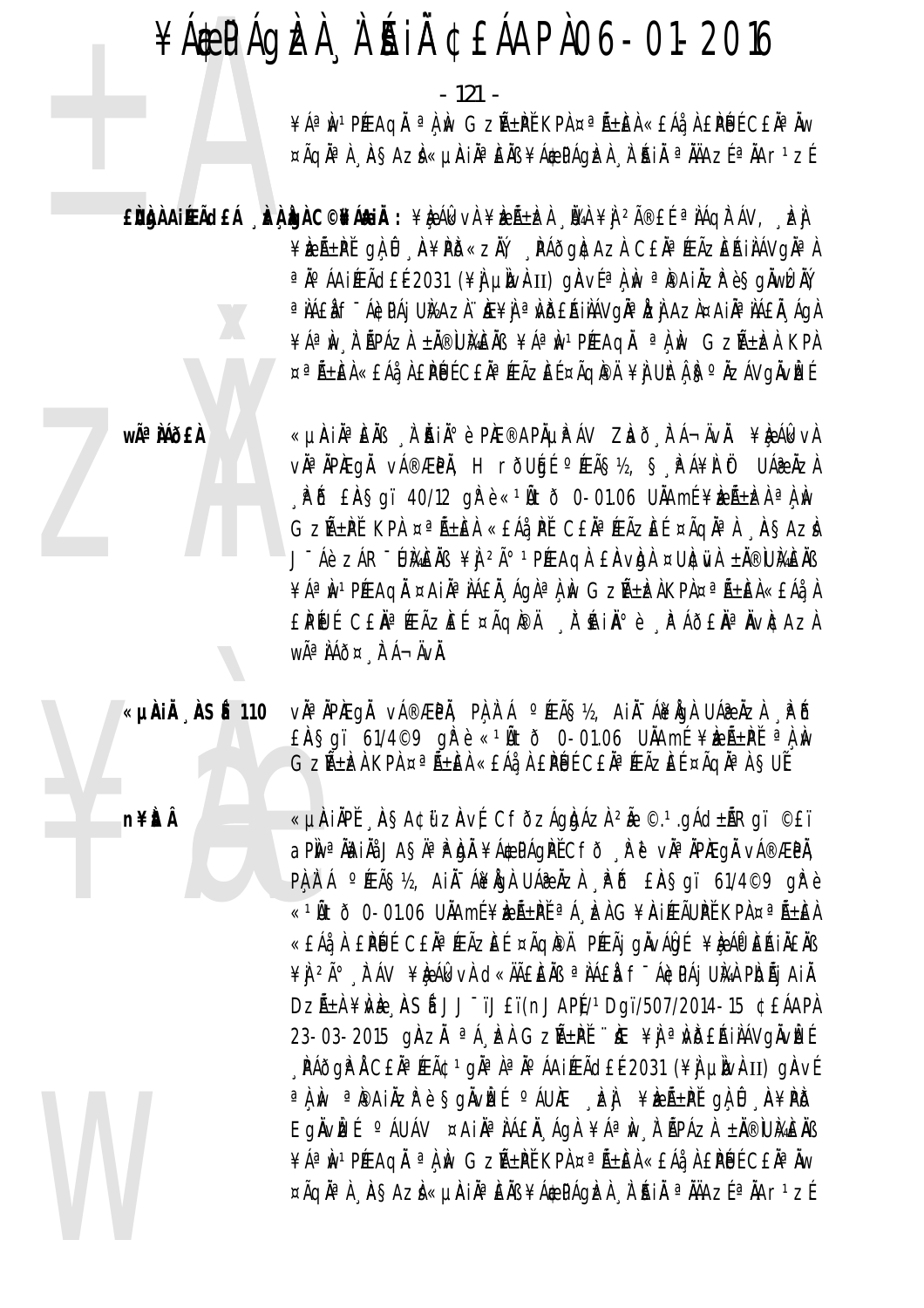¥ÁªÀ¹PÉAqÀ ªÀ¸Àw GzÉÝ±ÀPÉÌ PÀ¤ªÀÄ ±ÀÄ®Ì«£ÁAiÀÄw ¤ÃqÀ®Ä ¸ÀPÁðgÀªÀÅ ¤zsÀð¹zÉ.

£ÀUÀgÁ©üªÀÈ¢Þ E¯ÁSÉAiÀÄ C¢ü¸ÀÆZÀ£É ¸ÀASÉå: £Ág¸ÀE 21 ¨ÉAªÀÄ¥Àæ 2016, ¨ÉAUÀ¼ÀÆgÀÄ, ¢£ÁAPÀ: 06-01-2016.

ªÀiÁ¸ÀÖgï ¥Áèøï-2031 (¥ÀÅ£ÀgÀ«ÄÃPÀëuÁ) gÀ°è ¨ÉAUÀ¼ÀÆgÀÄ ¥ÀÆªÀð vÁ®ÆèPÀÄ, ¸ÀPÁðgÀ ¸ÀASÉå 40/12 gÀ°è «¹ÛÃtð 0-01.06 UÀÄAmÉ ¥ÀæzÉÃ±ÀªÀ£ÀÄß ¤Ã®ªÀtð ¥ÀæzÉÃ±À¢AzÀ ªÀ¸Àw GzÉÝ±ÀPÉÌ ¨sÀÆ G¥ÀAiÉÆÃUÀ §zÀ¯ÁªÀuÉ ªÀiÁqÀ®Ä ¥ÀgÀªÀiÁ¬Ä¹zÉ.

«µÀAiÀÄ ¸ÀASÉå 110

vÀªÀÄä¯Áj vÁ®ÆèPÀÄ, PÀ¸À¨Á ºÉÆÃ§½, AiÀÄ¯ÁèPÀÄAmÉ UÁæªÀÄzÀ ¸ÀªÉð £ÀA§gï 61/4©9 gÀ°è «¹ÛÃtð 0-01.06 UÀÄAmÉ ¥ÀæzÉÃ±ÀPÉÌ ªÀ¸Àw GzÉÝ±ÀPÉÌ PÀ¤ªÀÄ ±ÀÄ®Ì«£ÁAiÀÄw ¤ÃqÀ®Ä ¸ÀPÁðgÀªÀÅ ¤zsÀð¹zÉ.

£ÀUÀgÁ©üªÀÈ¢Þ E¯ÁSÉAiÀÄ C¢ü¸ÀÆZÀ£É ¸ÀASÉå: ¥ÀæAiÀÄvÀß ¥ÀgÀªÀiÁªÀ¢ü ¸ÀA§AzsÀ ªÀiÁ¸ÀÖgï ¥Áèøï-2031 (¥ÀÅ£ÀgÀ«ÄÃPÀëuÁ) gÀ°è ªÀ¸Àw ªÀiÁqÀ®Ä ¥ÀæzÉÃ±ÀªÀ£ÀÄß ¤Ã®ªÀtð¢AzÀ §zÀ¯ÁªÀuÉ ªÀiÁqÀ®Ä C£ÀÄªÉÆÃzÀ£É ¤ÃqÀ¯ÁVzÉ.

**£ÀUÀgÀ AiÉÆÃd£Á ¸ÀºÀ¤zÉÃð±ÀPÀgÀ C©ü¥ÁæAiÀÄ :** ¥ÀæÁ¢üPÁgÀ ¥Àæ¸ÁÛªÀ£ÉAiÀÄ£ÀÄß ¥ÀjÃPÀë¹zÀAvÉ, ¸ÀzÀj ¥ÀæzÉÃ±ÀPÉÌ gÀ¸ÉÛ ¸ÀA¥ÀPÀð«zÀÄÝ ¸ÀÄvÀÛªÀÄÄvÀÛ C£ÉÃPÀ PÀlÖqÀUÀ¼ÀÄ ¤ª Àð¸À¯ÁVgÀÄvÀÛªÉ ªÀÄvÀÄÛ ªÀiÁ¸ÀÖgï ¥Áèøï-2031 (¥ÀÅ£ÀgÀ«ÄÃPÀëuÁ) gÀ°è ªÀ¸Àw ªÀ®AiÀÄPÉÌ ºÉÆA¢PÉÆAqÀÄ EgÀÄvÀÛzÉ. ªÀÄÄAzÀÄªÀgÉzÀÄ ¸ÀzÀj ¥ÀæzÉÃ±ÀªÀ£ÀÄß ¤Ã®ªÀtð¢AzÀ ªÀ¸Àw GzÉÝ±ÀPÉÌ PÀ¤ªÀÄ ±ÀÄ®Ì«£ÁAiÀÄw ¤ÃqÀ¯ÁVzÉ. ¨sÀÆ ¥Àj ªÀwð¸ÀÄªÀ §UÉÎ ¥Àæ¸ÁÛªÀ£É ¸À°è¸À¯ÁVzÉ.

**¤tðAiÀÄ**

«µÀAiÀÄªÀ£ÀÄß ¸ÀPÁðgÀ ªÀÄlÖzÀ°è ¥Àj²Ã°¹zÀAvÉ, ¥ÀæÁ¢üPÁgÀzÀ ¥Àæ¸ÁÛªÀ£ÉAiÀÄ£ÀÄß ªÀÄvÀÄÛ £ÀUÀgÀ AiÉÆÃd£Á ¸ÀºÀ¤zÉÃð±ÀPÀgÀ C©ü¥ÁæAiÀÄªÀ£ÀÄß DzsÀj¹ vÀªÀÄä¯Áj vÁ®ÆèPÀÄ, PÀ¸À¨Á ºÉÆÃ§½, AiÀÄ¯ÁèPÀÄAmÉ UÁæªÀÄzÀ ¸ÀªÉð £ÀA§gï 61/4©9 gÀ°è «¹ÛÃtð 0-01.06 UÀÄAmÉ ¥ÀæzÉÃ±ÀPÉÌ ªÀ¸ÀwUÉ ¥ÀæAiÉÆÃd£ÀPÉÌ PÀ¤ªÀÄ ±ÀÄ®Ì«£ÁAiÀÄw ¤ÃqÀ®Ä PÉÆÃjgÀÄvÁÛgÉ. ¥ÀæzÉÃ±ÀªÀ£ÀÄß ¥Àj²Ã°¸À¯ÁV ¥ÀæÁ¢üPÁgÀ d«ÄÃ¤£À ªÀiÁ°ÃPÀgÀÄ ¸ÀASÉå JJ¯ïJ£ï(n)J/ºÉZï/1Dgï/507/2014-15 ¢£ÁAPÀ 23-03-2015 gÀAzÀÄ ªÀ¸ÀwUÉ GzÉÝ±ÀPÉÌ ¨sÀÆ ¥ÀjªÀvÀð£ÉAiÀiÁVzÉ. ¸ÀPÁðgÀzÀ C£ÀÄªÉÆÃ¢¹gÀªÀÅ ªÀiÁ¸ÀÖgï ¥Áèøï-2031 (¥ÀÅ£ÀgÀ«ÄÃPÀëuÁ) gÀ°è ªÀ¸Àw ªÀ®AiÀÄzÀ°è §gÀÄvÀÛzÉ. ºÁUÁV ¸ÀzÀj ¥ÀæzÉÃ±ÀPÉÌ gÀ¸ÉÛ ¸ÀA¥ÀPÀð EgÀÄvÀÛzÉ. ºÁUÁV ¤AiÀÄªÀiÁ£ÀÄ¸ÁgÀ ¥ÀæzÉÃ±ÀªÀ£ÀÄß ¥Àj²Ã°¸À¯ÁV ¥ÀæzÉÃ±ÀPÉÌ ªÀ¸Àw GzÉÝ±ÀPÉÌ PÀ¤ªÀÄ ±ÀÄ®Ì«£ÁAiÀÄw ¤ÃqÀ®Ä ¸ÀPÁðgÀªÀÅ ¤zsÀð¹zÉ.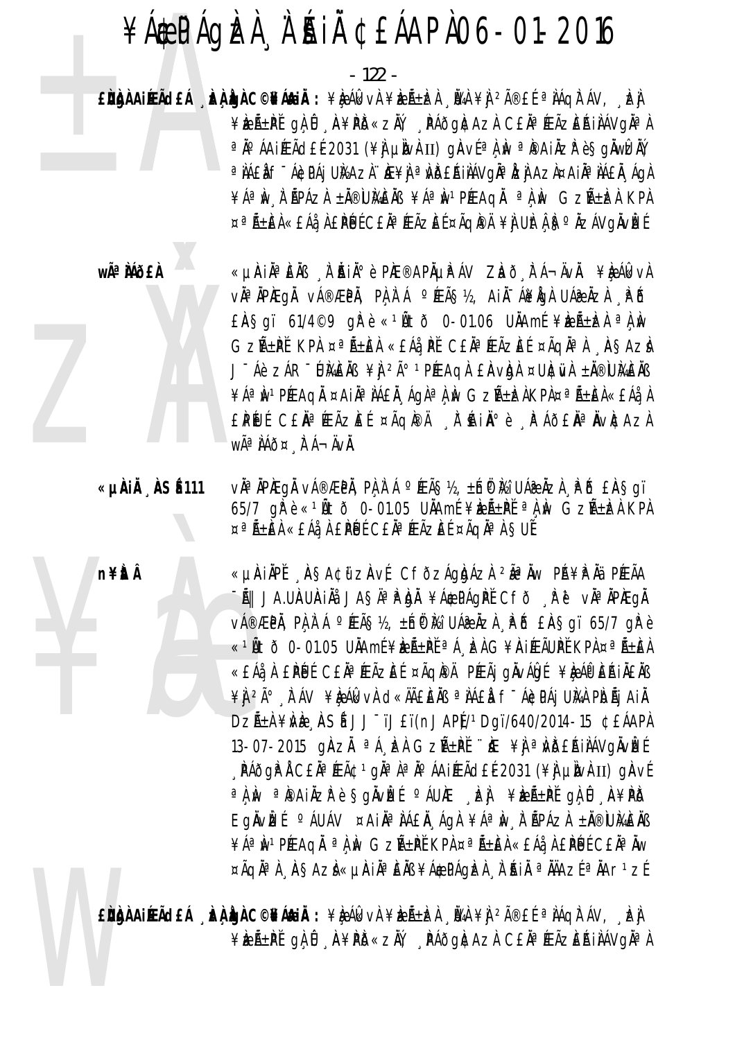**£ÀUÀgÀAiÉÆÃd£Á ¸ÀzÀ¸ÀågÀ C©ü¥ÁæAiÀÄ :** ¥ÀæÁ¢üvÀ ¥ÀæwÃ±ÀvÀ ¸ÀÆZÀ¥Àj²Ã®£É ªÀiÁqÀ¯ÁV, ¸ÀzÀj ¥ÀæwÃ±ÀvÀ gÀ¸ÉÛ ¸ÀA¥ÀPÀð«zÀÝ, ¸ÀPÁðgÀzÀ C£ÀĪÉÆÃzÀ£ÉAiÀiÁVgÀĪÀ ªÀĺÁAiÉÆÃd£É 2031 (¥ÀjµÀÌøvÀ II) gÀ°è ªÀ¸Àw ªÀ®AiÀÄzÀ°è ¤UÀ¢¥Àr¹zÀ ªÀÄ£ÉUÀ¼ÀÄ ¨ÁæPÁjUÁV G¥À ¨ÉÆæÃPÀgÀ£ÁVgÀĪÀ d«ÄãÀÄ ªÀiÁ£À¢AqÀUÀ¼À£ÀéAiÀÄ ¥Àæ¸ÀÄÛvÀ ¥Àæ¸ÁÛªÀ£ÉAiÀÄ£ÀÄß ªÀiÁ£À¢AqÀUÀ¼À£ÀéAiÀÄ ªÁtÂdå ªÀ®AiÀÄPÉÌ ¥ÀjªÀwð¸ÀĪÀ ¥Àæ¸ÁÛªÀ£ÉUÉ C£ÀĪÉÆÃzÀ£É ¤ÃqÀ§ºÀÄzÀÄ ¥ÀjUÀt¸ÀĪÀ

**wÃªÀiÁð£À**

«µÀAiÀÄªÀ£ÀÄß ¸À«ªÀgÀªÁV ZÀað¸À¯Á¬ÄvÀÄ. ¥ÀæÁ¢üvÀ vÁ®ÆèPÀÄ vÁªÀgÉPÉgÉ, PÀ¸À¨Á ºÉÆÃ§½, AiÀÄ¯ÁªÀgÀ UÁæªÀÄzÀ ¸À.£ÀA 61/4©9 gÀ°è «¹ÛÃtð 0-01.06 UÀÄAmÉ ¥ÀæwÃ±ÀvÀ ªÀ¸Àw GzÉÝÃ±ÀPÉÌ ¥Àæ¸ÁÛ«vÀ «£Áå¸À£ÀPÉÌ C£ÀĪÉÆÃzÀ£É ¤ÃqÀ¯ÁªÀ ¸ÀASÉå J¯Áè zÁR¯ÉUÀ¼ÀÄ ¥Àj²Ã°¹ PÉÆAqÀÄ £ÀAvÀgÀ ¤UÀ¢üvÀ ±ÀÄ®ÌUÀ¼ÀÄß ¥Áªw¹ PÉÆAqÀÄ ¤AiÀĪÀiÁ£ÀĸÁgÀ ªÀ¸Àw GzÉÝÃ±ÀPÉÌ ¤ªÉÃ±À£À «£Áå¸À £ÀPÉëUÉ C£ÀĪÉÆÃzÀ£É ¤ÃqÀ®Ä ¸À¨sÉAiÀÄ°è ¸ÀªÁð£ÀĪÀÄvÀ¢AzÀ wÃªÀiÁð¤¸À¯Á¬ÄvÀÄ.

**«µÀAiÀÄ ¸ÀASÉå 111**

vÁªÀgÉPÉgÉ vÁ®ÆèPÀÄ, PÀ¸À¨Á ºÉÆÃ§½, ±ÉnÖºÀ½îUÁæªÀÄzÀ ¸À.£ÀA 65/7 gÀ°è «¹ÛÃtð 0-01.05 UÀÄAmÉ ¥ÀæwÃ±ÀvÀ ªÀ¸Àw GzÉÝÃ±ÀPÉÌ ¤ªÉÃ±À£À «£Áå¸À £ÀPÉëUÉ C£ÀĪÉÆÃzÀ£É ¤ÃqÀĪÀ §UÉÎ.

**n¥ÀàtÂ**

«µÀAiÀÄPÉÌ ¸ÀA§A¢ü¹zÀAvÉ CfðzÁgÀgÁzÀ ²æÃªÀÄw PÉ¥ÀªÀÄä PÉÆÃA ¯ÉÃ| J.UÀAUÀAiÀiÁå J¸ïªÀiÁgÀ¥Àà ¥ÁæPÁgÀPÉÌ Cfð ¸À°è vÁªÀgÉPÉgÉ vÁ®ÆèPÀÄ, PÀ¸À¨Á ºÉÆÃ§½, ±ÉnÖºÀ½îUÁæªÀÄzÀ ¸À.£ÀA 65/7 gÀ°è «¹ÛÃtð 0-01.05 UÀÄAmÉ ¥ÀæwÃ±ÀvÀ ªÁ¸ÀzÀ G¥ÀAiÉÆÃUÀPÉÌ ¤ªÉÃ±À£À «£Áå¸À £ÀPÉëUÉ C£ÀĪÉÆÃzÀ£É ¤ÃqÀĪÀAvÉ PÉÆÃjgÀÄvÁÛgÉ. ¥ÀæÁ¢üPÁjAiÀÄ ¥Àj²Ã®£É ¸À®ºÁ ¥ÀæÁzsÀåvÀ d«ÄãÀÄ ªÀiÁ£À¢AqÀUÀ¼ÀÄ ¥ÁæPÁgÀ ºÉÆA¢gÀÄvÀÛzÉ. DzÉñÀ¸ÀASÉå J¯ï J£ï(n J¦)/¹Dgï/640/2014-15 ¢£ÁAPÀ 13-07-2015 gÀAvÉ ªÀ¸ÀzÀ GzÉÝÃ±ÀPÉÌ ¨sÀÆ ¥ÀjªÀvÀð£ÉAiÀiÁVgÀĪÀAvÉ ¸ÀPÁðgÀzÀ C£ÀĪÉÆÃzÀ£ÉUÉ ¹zÀÞªÁVgÀĪÀ ªÀĺÁAiÉÆÃd£É 2031 (¥ÀjµÀÌøvÀ II) gÀAvÉ ªÀ¸Àw ªÀ®AiÀÄzÀ°è §gÀÄwÛzÀÄÝ ºÁUÀÆ ¸ÀzÀj ¥ÀæwÃ±ÀvÀ gÀ¸ÉÛ ¸ÀA¥ÀPÀð EgÀÄvÀÛzÉ ºÁUÁV ¤AiÀĪÀiÁ£ÀĸÁgÀ ¥Áªw¹ PÉÆAqÀÄ ±ÀÄ®ÌUÀ¼ÀÄß ¥Áªw¹ PÉÆAqÀÄ ªÀ¸Àw GzÉÝÃ±ÀPÉÌ ¤ªÉÃ±À£À «£Áå¸À £ÀPÉëUÉ C£ÀĪÀÄw ¤ÃqÀ®Ä ªÀiÁ£Àå ¸À¨sÉAiÀÄ «µÀAiÀÄªÀ£ÀÄß ¥ÁæPÁgÀzÀ ¸À¨sÉAiÀÄ ªÀÄÄAzÉ ªÀÄAr¸À¯ÁVzÉ.

**£ÀUÀgÀAiÉÆÃd£Á ¸ÀzÀ¸ÀågÀ C©ü¥ÁæAiÀÄ :** ¥ÀæÁ¢üvÀ ¥ÀæwÃ±ÀvÀ ¸ÀÆZÀ¥Àj²Ã®£É ªÀiÁqÀ¯ÁV, ¸ÀzÀj ¥ÀæwÃ±ÀvÀ gÀ¸ÉÛ ¸ÀA¥ÀPÀð«zÀÝ, ¸ÀPÁðgÀzÀ C£ÀĪÉÆÃzÀ£ÉAiÀiÁVgÀĪÀ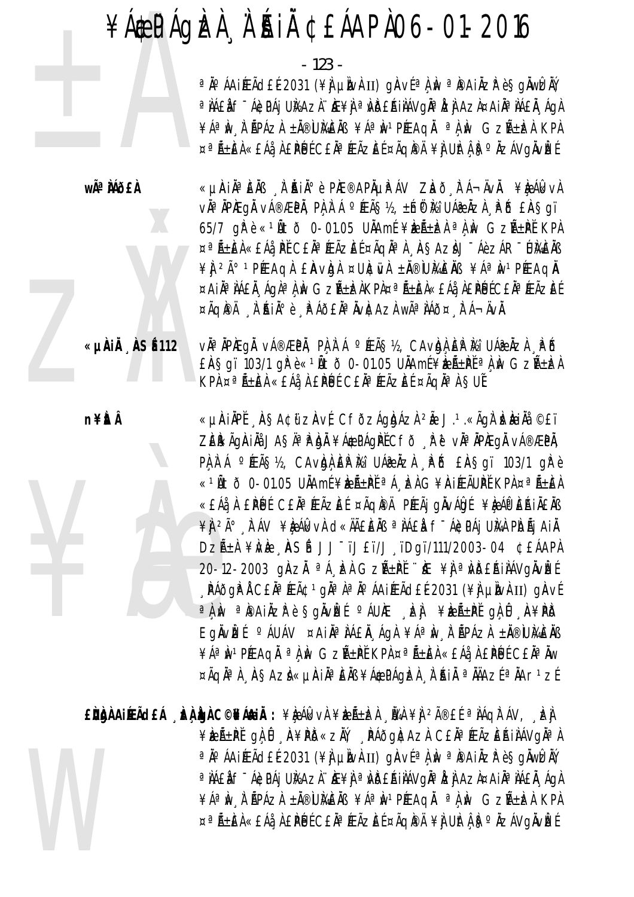ªÀÄºÁAiÉÆÃd£É 2031 (¥ÀjµÀÌøvÀ II) gÀ vÉÆÃgÀ¯ÁzÀ ªÀ®AiÀÄzÀ°è §gÀÄªÀÅzÀjAzÀ, ªÀiÁ£Àå ¯ÉÆÃPÁAiÀÄÄPÀÛgÀÄ ¨ÉA¥ÀÅ ªÀÄvÀÄÛ £ÀUÀgÀ AiÉÆÃd£Á ¥ÀæzsÁ¤üPÁgÀ ¥ÁæxÀ«ÄPÀ ±ÉÊPÀëtÂPÀ ¸ÀA¸ÉÜUÀ¼À ¥ÁæxÀ«ÄPÀ ªÀÄvÀÄÛ GzÉÝÃ±ÀPÉÌ ¤ªÀÄð¸À®Ä C£ÀÄªÀÄw¸À¯ÁVzÉ ¤ÃqÀ®Ä ¥ÀjUÀtÂ¸À§ºÀÄzÁVgÀÄvÀÛzÉ

**wÃªÀiÁð£À**

«µÀAiÀÄªÀ£ÀÄß ¸À«ÄwAiÀÄ°è ZÀað¸À¯Á¬ÄvÀÄ. ¥ÀæÁ¢üPÁgÀªÀÅ vÀ£Àß ¸ÀÄvÉÆÛÃ¯É/ ¥ÀvÀæ ¸ÀASÉå: ¸ÀA¥ÀÅlzÀ°è ¸ÀQð¯ï 65/7 gÀ°è «¹ÛÃtð 0-01.05 UÀÄAmÉ ¥ÀæzÉÃ±ÀªÀ£ÀÄß ªÀÄvÀÄÛ GzÉÝÃ±ÀPÉÌ ¤ªÀÄð¸À®Ä C£ÀÄªÀÄw¸À¯ÁVzÉ ¤ÃqÀ®Ä ¥Àj²Ã°¸ÀzÉÃ ¥ÀæzsÁ¤üPÁgÀzÀ ªÀ¯ÉAiÀÄ°è ¥Àæ¸ÁÛ¦¸À¯ÁVzÉ. ¤ÃqÀ®Ä ¥ÀjUÀtÂ¸À§ºÀÄzÁVgÀÄvÀÛzÉ ¤zsÀðj¸À¯Á¬ÄvÀÄ. ¸À«ÄwAiÀÄ C£ÀÄªÀÄw ¤ÃqÀ®Ä wÃªÀiÁð¤¸À¯Á¬ÄvÀÄ.

**«µÀAiÀÄ ¸ÀASÉå 112**

vÀ£Àß ¸ÀÄvÉÆÛÃ¯É/ ¥ÀvÀæ ¸ÀASÉå: CAvÀgÀ ¸ÀA¥ÀÅlzÀ°è ¸ÀQð¯ï 103/1 gÀ°è «¹ÛÃtð 0-01.05 UÀÄAmÉ ¥ÀæzÉÃ±ÀªÀ£ÀÄß ªÀÄvÀÄÛ GzÉÝÃ±ÀPÉÌ ¤ªÀÄð¸À®Ä C£ÀÄªÀÄw ¤ÃqÀ®Ä ¸ÀÆZÉ

**n¥Ààt**

«µÀAiÀÄzÀ ¸ÀA§AzsÀ ¥ÀæÁ¢üPÁgÀzÀ C©üªÀÈ¢Þ ¥ÀæÁ¢üPÁgÀzÀ ¸ÀA¥ÀÅlzÀ°è vÀ£Àß ¸ÀÄvÉÆÛÃ¯É/ ¥ÀvÀæ ¸ÀASÉå: CAvÀgÀ ¸ÀA¥ÀÅlzÀ°è ¸ÀQð¯ï 103/1 gÀ°è «¹ÛÃtð 0-01.05 UÀÄAmÉ ¥ÀæzÉÃ±ÀªÀ£ÀÄß ªÀÄvÀÄÛ GzÉÝÃ±ÀPÉÌ ¤ªÀÄð¸À®Ä C£ÀÄªÀÄw ¤ÃqÀ®Ä PÉÆÃjgÀÄvÁÛgÉ. ¥ÀæÁ¢üPÁgÀzÀ ¥Àæ¸ÁÛªÀ£ÉAiÀÄ ¸ÀASÉå ¨ÉA¥ÀÅ ªÀÄvÀÄÛ £ÀUÀgÀ AiÉÆÃd£Á ¥ÀæzsÁ¤üPÁgÀzÀ DzÉÃ±À ¸ÀASÉå JJ¯ïJ/J¯ïDgï/111/2003-04 ¢£ÁAPÀ 20-12-2003 gÀ ªÀÄvÀÄÛ GzÉÝÃ±ÀPÉÌ ¥ÀjªÀvÀð£ÉAiÁVgÀÄvÀÛzÉ ¸ÀPÁðgÀzÀ C£ÀÄªÀÄw¬ÄAzÀ ªÀÄºÁAiÉÆÃd£É 2031 (¥ÀjµÀÌøvÀ II) gÀ vÉÆÃgÀ¯ÁzÀ ªÀ®AiÀÄzÀ°è §gÀÄªÀÅzÀjAzÀ ºÁUÀÆ ¸ÀzÀj ¥ÀæzÉÃ±ÀªÀ£ÀÄß ¸ÀzÀj ¸ÀA¸ÉÜUÉ EgÀÄªÀÅzÀjAzÀ ºÁUÀÆ ¤ªÀÄð¸À®Ä ¥Á®£É ªÀiÁqÀzÉÃ EzÀÝ ¥ÀæzÉÃ±ÀªÀ£ÀÄß ªÀÄvÀÄÛ GzÉÝÃ±ÀPÉÌ ¤ªÀÄð¸À®Ä C£ÀÄªÀÄw ¤ÃqÀ®Ä ¸ÀÆPÀÛ«gÀÄªÀÅzÀjAzÀ «µÀAiÀÄªÀ£ÀÄß ¥ÀæÁ¢üPÁgÀzÀ ¸À«ÄwAiÀÄ ªÀÄÄAzÉ ªÀÄAr¹zÉ.

**£ÀUÀgÀ AiÉÆÃd£Á ¸ÀzÀ¸ÀågÀ C©ü¥ÁæAiÀÄ:** ¥ÀæÁ¢üPÁgÀzÀ ¥ÀæzÉÃ±ÀªÀÅ ¸ÀÄªÀiÁgÀÄ ¥Àj²Ã°¹ ªÀÄAdÆgÁw, ¸ÀzÀj ¥ÀæzÉÃ±ÀzÀ gÀ¸ÉÛ ¸ÀA¥ÀÅlzÀ «zÀå, ¸ÀPÁðgÀzÀ C£ÀÄªÀÄw¬ÄAzÀ ªÀÄºÁAiÉÆÃd£É 2031 (¥ÀjµÀÌøvÀ II) gÀ vÉÆÃgÀ¯ÁzÀ ªÀ®AiÀÄzÀ°è §gÀÄªÀÅzÀjAzÀ, ªÀiÁ£Àå ¯ÉÆÃPÁAiÀÄÄPÀÛgÀÄ ¨ÉA¥ÀÅ ªÀÄvÀÄÛ £ÀUÀgÀ AiÉÆÃd£Á ¥ÀæzsÁ¤üPÁgÀ ¥ÁæxÀ«ÄPÀ ±ÉÊPÀëtÂPÀ ¸ÀA¸ÉÜUÀ¼À ¥ÁæxÀ«ÄPÀ ªÀÄvÀÄÛ GzÉÝÃ±ÀPÉÌ ¤ªÀÄð¸À®Ä C£ÀÄªÀÄw¸À¯ÁVzÉ ¤ÃqÀ®Ä ¥ÀjUÀtÂ¸À§ºÀÄzÁVgÀÄvÀÛzÉ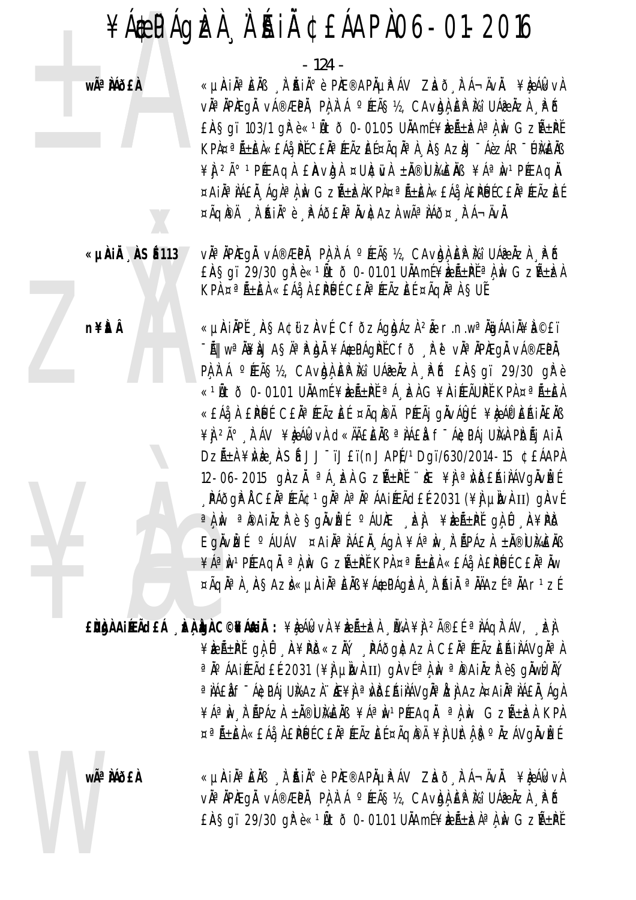**wÃ¤ªÀÄð£À**

«µÀAiÀÄ¸ÀASÉå ¸ÀASÉå º ÀÄA ¸ÀÄ QÀÄÆ Ã¸ÀÄ ¤ÃQ ÁV ¥ÀæÁå ªÀÄ ZÀZÉð¸ÀÁ¬ÄvÀÄ. ¥ÀæÁÛvÀ vÁªÀÄæPÀgÀ vÁ®ÆèPÀÄ, PÀ¸À À ºÉÆÃ§½ ºÉÆÃ§½ CAvÀgÀ ¸ÉÃ¥À ÀÁ UÁæÃzÀ ¸ÀªÉð £ÀA§gï 103/1 gÀ°è «¹ÛÃtð 0-01.05 UÀÄAmÉ ¥ÀæÃ±ÀzÀ ªÀ¸Àw GzÉÝ±ÀPÉÌ KPÀ¤ªÉÃ±À «£Áå¸À PÀÌ C£ÀªÀÄÆzÀ£É ¤ÃqÀÄªÀ ¸ÀA§AzsÀ ¨ÁezÀAR¯ÉUÀ¼ÀÀ£ÀÄß ¥Àj²Ã°¹ PÉEAqÀ £ÀAvÀgÀ ¤UÀ¢vÀ ±ÀÄ®̈ÌUÀ¼À£ÀÄß ¥ÁªÀw¹ PÉEAqÀ ¤AiÀÄªÀÄ£À¸ÁgÀ ªÀ¸Àw GzÉÝ±ÀKPÀ¤ªÉÃ±À «£Áå¸À £ÀPÉÀ C£ÀªÀÄÆzÀ£É ¤ÃqÀ®Ä ¸ÀASÉå ¸ÀPÁðgÀPÀÌ ²¥sÁgÀ¸ÀÄ ªÀiÁqÀ¯ÁVzÉ.

**«µÀAiÀÄ ¸ÀASÉå 113**

vÁªÀÄæPÀgÀ vÁ®ÆèPÀÄ, PÀ¸À À ºÉÆÃ§½ ºÉÆÃ§½ CAvÀgÀ ¸ÉÃ¥À ÀÁ UÁæÃzÀ ¸ÀªÉð £ÀA§gï 29/30 gÀ°è «¹ÛÃtð 0-01.01 UÀÄAmÉ ¥ÀæÃ±ÀPÉÌ ªÀ¸Àw GzÉÝ±ÀKPÀ¤ªÉÃ±À «£Áå¸À £ÀPÉÀ C£ÀªÀÄÆzÀ£É ¤ÃqÀÄªÀ §UÉÎ.

**n¥ÀàtÂ**

«µÀAiÀÄPÉÌ ¸ÀA§A¢ü¹zÀAvÉ CfðzÁgÀgÁzÀ ²æÃ.r.n.wªÀÄäAiÀÄå ©£ï ¯ÃªÀÄªÀÄäAiÀÄå ¸ÀASÉå ªÀÄÄ ¥ÁæPÀgÀPÉÌ Cfð ¸À°è vÁªÀÄæPÀgÀ vÁ®ÆèPÀÄ, PÀ¸À À ºÉÆÃ§½ CAvÀgÀ ¸ÉÃ¥À ÀÁ UÁæÃzÀ ¸ÀªÉð £ÀA§gï 29/30 gÀ°è «¹ÛÃtð 0-01.01 UÀÄAmÉ ¥ÀæÃ±ÀPÉÌ ªÁ¸ÀzÀ G¥ÀAiÉÆÃUÀPÉÌ KPÀ¤ªÉÃ±À «£Áå¸À £ÀPÉÀ C£ÀªÀÄÆzÀ£É ¤ÃqÀ®Ä PÉÆÃjgÀÄvÁÛgÉ. ¥ÀæÁ¢üPÁgÀzÀ ¥Àj²Ã°¸ÀÁV ¥ÀæÁÛvÀ d«ÄÃ£ÀÄ ªÀÄÁ£Àå f¯Áè¢üPÁjUÀ¼ÀªÀgÀ DzÉÃ±À ¸ÀASÉå JJ¯ïJ£ï(n) JAPÉ/¹Dgï/630/2014-15 ¢£ÁAPÀ 12-06-2015 gÀAzÀÄ ªÁ¸ÀzÀ GzÉÝ±ÀPÉÌ ¨sÀÆ ¥Àj ªÀvÀð£ÉAiÁVgÀÄvÀÛzÉ ¸ÀPÁðgÀ C£ÀÄªÉÆÃ¢¹gÀÄªÀ ªÀÄºÁAiÉÆÃd£É 2031 (¥ÀjµÀÌvÀ II) gÀAvÉ ªÀ¸Àw ªÀ®AiÀÄzÀ°è§gÀÄvÀÛzÉ ºÁUÀÆ ¸ÀzÀj ¥ÀæÃ±ÀPÉÌ gÀ¸ÉÛ ¸ÀA¥ÀPÀð EgÀÄvÀÛzÉ ºÁUÁV ¤AiÀÄªÀÄ£À¸ÁgÀ ¥ÁªÀw¸À¨ÉÃPÁzÀ ±ÀÄ®̈ÌUÀ¼À£ÀÄß ¥ÁªÀw¹ PÉEAqÀÄ ªÀ¸Àw GzÉÝ±ÀPÉÌ KPÀ¤ªÉÃ±À «£Áå¸À £ÀPÉÀ C£ÀªÀÄÆzÀ£É ¤ÃqÀÄªÀ ¸ÀA§AzsÀ «µÀAiÀÄªÀ£ÀÄß ¥ÁæPÀgÀt ¸ÀASÉå ªÀÄÄAzÉ ªÀÄAr¹zÉ.

**£ÀUÀgÀ AiÉÆÃd£Á ¸ÀzÀ¸Àå C©üªÀÄvÀ:** ¥ÀæÁÛvÀ ¥ÀæÃ±ÀzÀ ¸ÀÄvÀÛ¥Àj²Ã®£É ªÀiÁqÀ¯ÁV, ¸ÀzÀj ¥ÀæÃ±ÀPÉÌ gÀ¸ÉÛ ¸ÀA¥ÀPÀð«zÀÝÄ, ¸ÀPÁðgÀ¢AzÀ C£ÀÄªÉÆÃzÀ£ÉAiÁVgÀªÀ ªÀÄºÁAiÉÆÃd£É 2031 (¥ÀjµÀÌvÀ II) gÀAvÉ ªÀ¸Àw ªÀ®AiÀÄzÀ°è§gÀÄwÛzÀÄÝ, ªÀiÁ£Àå f¯Áè¢üPÁjUÀ¼ÀzÀ ¨sÀÆ¥Àj ªÀvÀð£ÉAiÁVgÀªÀÅzÀj AzÀ ¤AiÀÄªÀÄ£À¸ÁgÀ ¥ÁªÀw¸À¨ÉÃPÁzÀ ±ÀÄ®̈ÌUÀ¼À£ÀÄß ¥ÁªÀw¹ PÉEAqÀÄ ªÀ¸Àw GzÉÝ±ÀzÀ KPÀ¤ªÉÃ±À «£Áå¸À £ÀPÉÀ C£ÀªÀÄÆzÀ£É ¤ÃqÀ®Ä ¥ÀjUÀt¸À§ºÀÄzÁVgÀÄvÀÛzÉ.

**wÃªÀiÁð£À**

«µÀAiÀÄªÀ£ÀÄß ¸ÀASÉå º ÀÄA ¸ÀÄ QÀÄÆ Ã¸ÀÄ ¤ÃQ ÁV ¥ÀæÁå ªÀÄ ZÀZÉð¸ÀÁ¬ÄvÀÄ. ¥ÀæÁÛvÀ vÁªÀÄæPÀgÀ vÁ®ÆèPÀÄ, PÀ¸À À ºÉÆÃ§½ CAvÀgÀ ¸ÉÃ¥À ÀÁ UÁæÃzÀ ¸ÀªÉð £ÀA§gï 29/30 gÀ°è «¹ÛÃtð 0-01.01 UÀÄAmÉ ¥ÀæÃ±ÀzÀ ªÀ¸Àw GzÉÝ±ÀPÉÌ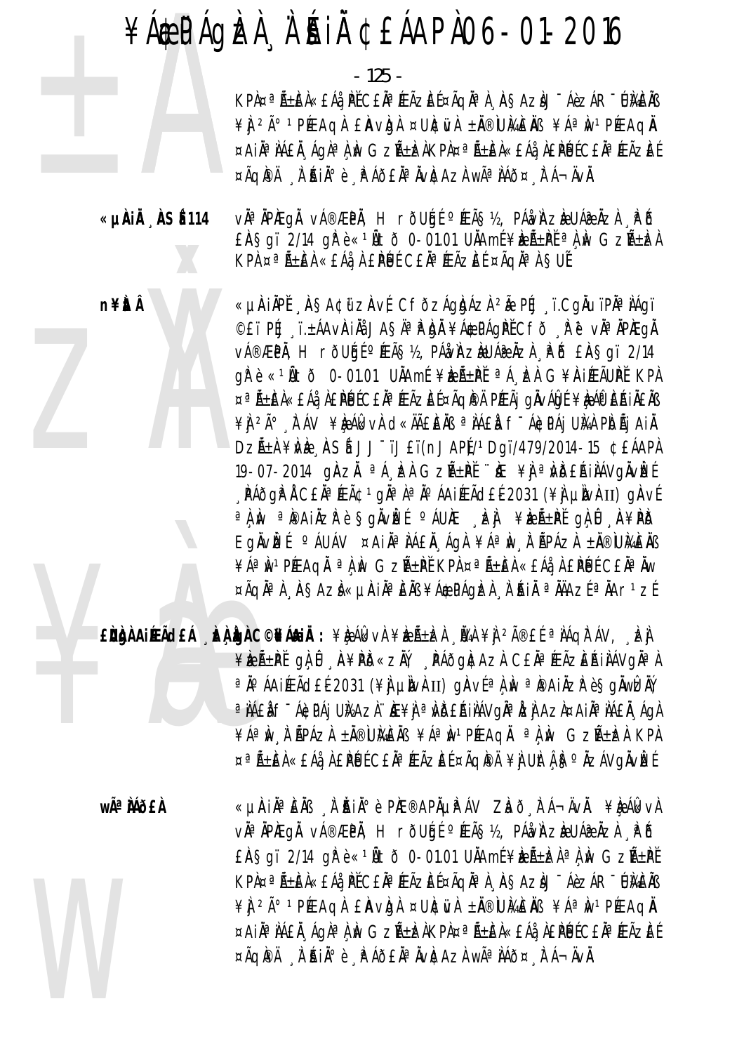KPÀ¤ªÀÄð±ÀPÀ«£Áå¸ÀPÀ£ÀPÀÉCEÀ¤ªÉÄÃzÀÉ ¤ÃqÀ¯ÁzÀ ¸ÀgÀPÁjÀ «zsÉAiÀÄPÀ ¥À²ÑªÀÄ¥ÀÄgÀ¼À £À«ÀPÀzÀ ¤ªÀÄð±ÀPÀ«£Áå¸ÀPÀ ¤AiÀÄ«ÄvÀ¥ÀqÀ ¸ÀASÉå ¸À«ÄwAiÀÄ ¸ÀªÀiÁeÁ¬ÄvÀ ¸ÀPÁðgÀzÀ ¥ÀæªÀÄÄR Cf¸À¯ÁVzÀÉ

**«µÀAiÀÄ ¸ÀASÉå 114**

vÀÄªÀÄPÀÆgÀÄ vÁ®ÆèPÀÄ, H¶ðUÉgÉ ºÉÆÃ§½, PÁ¼ÀªÀzÀÀÉ UÁæªÀÄzÀ ¸ÀªÉð £ÀA§gï 2/14 gÀ°è «¹ÛÃtð 0-01.01 UÀÄAmÉ ¥ÀæÃ±ÀPÀ ¸ÀgÀPÁj ¢£ÀzÀ KPÀ¤ªÀÄð±ÀPÀ«£Áå¸ÀPÀ£ÀPÀÉ CEÀ¤ªÉÄÃzÀÉ ¤ÃqÀ¯ÁzÀ §UÉ

**n¥Àà**

«µÀAiÀÄPÉ ¸ÀA§A¢üzÀ vÉ Cfðzár gÀAzÀ ²æÃPÀ ¸ï.CgÀÄuïPÀÄªÀiÁgï ©£ï PÀ ¸ï.±ÁAvÀiÀÄå J.A.§ÄªÀÄ¦àgÀ ¥ÀæPÁgÀPÉ Cfð ¸À°è vÀÄªÀÄPÀÆgÀÄ vÁ®ÆèPÀÄ, H¶ðUÉgÉ ºÉÆÃ§½, PÁ¼ÀªÀzÀÀUÁæªÀÄzÀ ¸ÀªÉð £ÀA§gï 2/14 gÀ°è «¹ÛÃtð 0-01.01 UÀÄAmÉ ¥ÀæÃ±ÀPÀ ªÁ¸ÀzÀ G¥ÀAiÉÆÃUÀPÉ KPÀ¤ªÀÄð±ÀPÀ«£Áå¸ÀPÀ£ÀPÀÉ CEÀ¤ªÉÄÃzÀÉ ¤ÃqÀ®Ä PÉÆÃjgÀÄvÁÛgÉ ¥ÀæÁ¢üPÁjAiÀÄÀ ¥À²Ã° ¸ÀÁV ¥ÀæÁ¢üvÀ d«ÄÃ£ÀÄß ªÀiÁ£Àå f¯ÁèPÁjUÀ¼À PÀbÉÃjAiÀÄ DzÉÃ±À ¥ÀæÀ ¸ÀASÉå JJ¯ïJ£ï(n)J/APÉ/¹Dgï/479/2014-15 ¢£ÁAPÀ 19-07-2014 gÀ ªÀÄzÀ ªÁ¸ÀzÀ GzÉÝ±ÀPÉ ¨Ádæ ¥À¼ÀªÀiÁæ£ÉìAiÁVgÀÄvÀÛzÉ ¸ÀPÁðgÀzÀ CEÀ¤ªÉÄÃ¢¹gÀÄªÀ ªÀÄ°ÁAiÉÆÃd£É 2031 (¥ÀjµÀÌøvÀ II) gÀ vÉ ªÀ¸Àw ªÀ®AiÀÄzÀ°è §gÀÄvÀÛzÉ ºÁUÀÆ ¸ÀzÀj ¥ÀæÃ±ÀPÉ gÀ¸ÉÛ ¸À¥ÀÌð EgÀÄvÀÛzÉ ºÁUÁV ¤AiÀÄªÀiÁ£ÀÄ¸ÁgÀ ¥ÁªÀw¸À¯ÁÐzÀ ±ÀÄ®ÌUÀ¼ÀÀß ¥ÁªÀw¹PÉÆAqÀÄ ªÀ¸Àw GzÉÝ±ÀPÉ KPÀ¤ªÀÄð±ÀPÀ«£Áå¸ÀPÀ£ÀPÀÉ CEÀ¤ªÀÄw ¤ÃqÀ®ÄªÀÀ ¸ÀA§AzÀ «µÀAiÀÄªÀ£ÀÄß ¥ÁæPÁgÀzÀ ¸À¨sÉAiÀÄ ªÀÄÄAzÉ ªÀÄAr¹zÉ

**£ÀUÀgÀ AiÉÆÃd£Á ¸ÀzÀ¸ÀågÀ C©ü¥ÁæAiÀÄ :** ¥ÀæÁ¢üvÀ ¥ÀæÃ±ÀPÀÉ ¸ÀÄvÀÛ ¥À¼À²Ã®£É ªÀiÁqÀ¯ÁV, ¸ÀzÀj ¥ÀæÃ±ÀPÉ gÀ¸ÉÛ ¸À¥ÀÌð «zÀÝ, ¸ÀPÁðgÀ CzÀ CEÀ¤ªÉÄÃzÀÉAiÀiÁVgÀÄªÀ ªÀÄ°ÁAiÉÆÃd£É 2031 (¥ÀjµÀÌøvÀ II) gÀ vÉ ªÀ¸Àw ªÀ®AiÀÄzÀ°è §gÀÄwÛzÀÄÝ, ªÀiÁ£Àå f¯ÁèPÁjUÀ¼ÀÀ ¨Ádæ ¥À¼ÀªÀiÁæ£ÉìAiÁVªÀÀzÀj AzÀ ¤AiÀÄªÀiÁ£ÀÄ¸ÁgÀ ¥ÁªÀw¸À¯ÁÐzÀ ±ÀÄ®ÌUÀ¼ÀÀß ¥ÁªÀw¹PÉÆAqÀÄ ªÀ¸Àw GzÉÝ±ÀPÉ KPÀ¤ªÀÄð±ÀPÀ«£Áå¸ÀPÀ£ÀPÀÉ CEÀ¤ªÉÄÃzÀÉ ¤ÃqÀ®Ä ¥ÀjUÀtÂ¸À§ºÀÄzÁVgÀÄvÀÛzÉ

**wÃªÀiÁð£À**

«µÀAiÀÄªÀ£ÀÄß ¸À¨sÉAiÀÄ°è PÀÆ®APÀµÀªÁV ZÀað¸À¯Á¬ÄvÀÄ. ¥ÀæÁ¢üvÀ vÀÄªÀÄPÀÆgÀÄ vÁ®ÆèPÀÄ, H¶ðUÉgÉ ºÉÆÃ§½, PÁ¼ÀªÀzÀÀUÁæªÀÄzÀ ¸ÀªÉð £ÀA§gï 2/14 gÀ°è «¹ÛÃtð 0-01.01 UÀÄAmÉ ¥ÀæÃ±ÀPÀÉ ¸ÀgÀPÁj ¢£ÀzÀ KPÀ¤ªÀÄð±ÀPÀ«£Áå¸ÀPÀ£ÀPÀÉ CEÀ¤ªÉÄÃzÀÉ ¤ÃqÀ¯ÁzÀ ¸ÀgÀPÁjÀ «zsÉAiÀÄPÀ ¥À²ÑªÀÄ¥ÀÄgÀ¼À £À«ÀPÀzÀ ¤ªÀÄð±ÀPÀ«£Áå¸ÀPÀ ¤AiÀÄ«ÄvÀ¥ÀqÀ ¸ÀASÉå ¸À«ÄwAiÀÄ ¸ÀªÀiÁeÁ¬ÄvÀ ¸ÀPÁðgÀzÀ ¥ÀæªÀÄÄR Cf¸À¯ÁVzÀÉ ¤ÃqÀ®Ä ¸ÀAiÀÄ«ÄvÀ ¸À¨sÉAiÀÄ ¤tðAiÀÄ ºÁUÀÆ wÃªÀiÁð¤¸À¯Á¬ÄvÀÄ.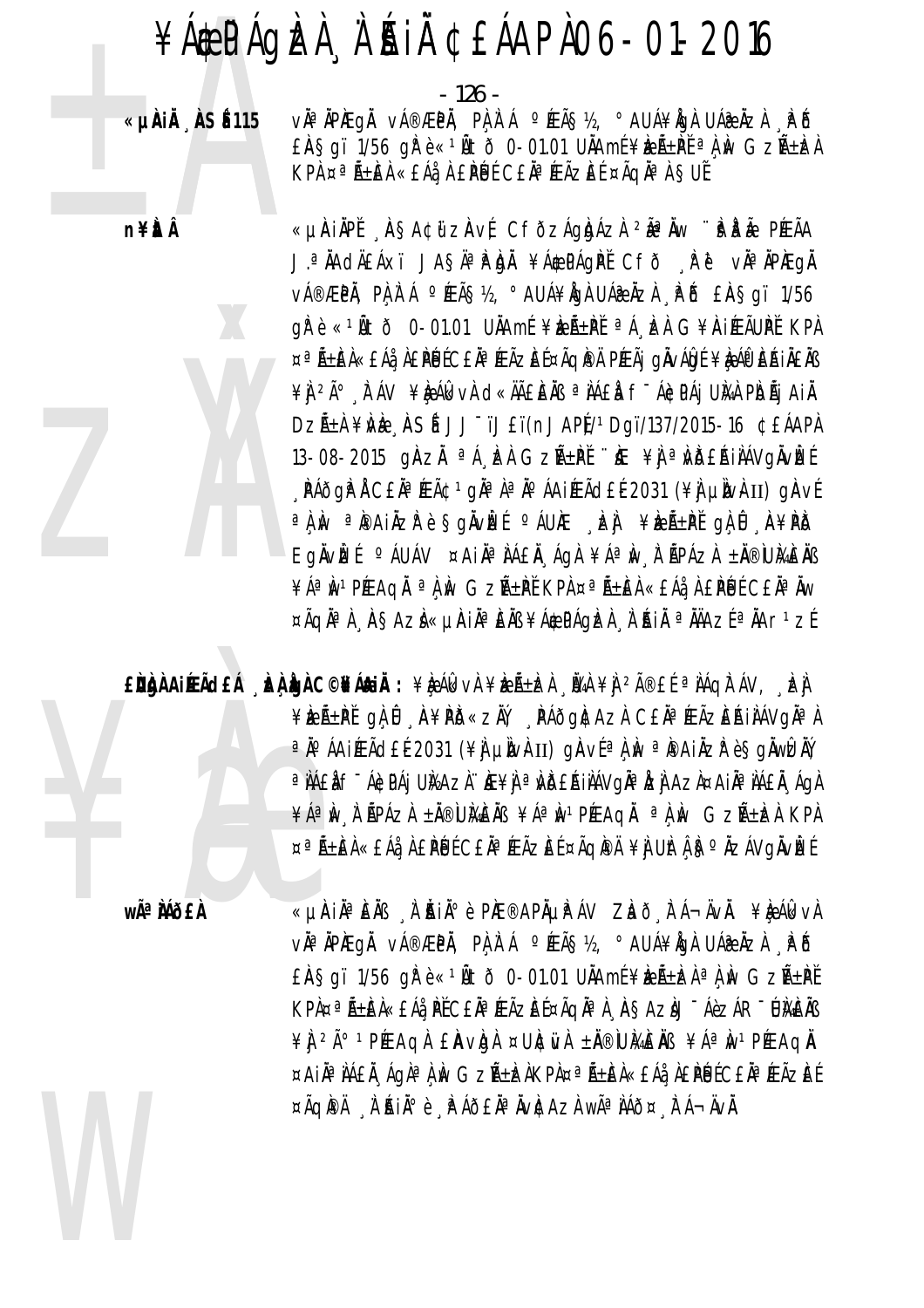**«µÀAiÀÄ ¸ÀASÉå115** vÀªÀÄPÀÆgÀÄ vÁ®ÆèPÀÄ, PÀ¸À¨Á ºÉÆÃ§½, °AUÁ¥ÀÄgÀ UÁæªÀÄzÀ ¸À.£ÀA. 1/56 gÀ°è «¹ÛÃtð 0-01.01 UÀÄAmÉ ¥ÀæzÉñÀªÀ£ÀÄß UÀæºÀ £ÀÆå ¸À ¥Á¼ÀÄªÀ«Ä£Á¼À PÀ¸ÀÄ¨ÁUÀ ¸ÀA§AzsÀ.

**n¥ÀàtÂ** «µÀAiÀÄPÉÌ ¸ÀA§A¢ü¹zÀAvÉ, Cfðzár¼ÁzÀ ²æÃ ¨ÁPÀæ¸À PÉ.J. ªÀÄvÀÄÛ EvÀgÀgÀÄ J¸ï.J.¸ÀA§ªÀÄvÀ ¥ÁæPÀgÀtPÉÌ Cfð ¸À°è¹ vÀªÀÄPÀÆgÀÄ vÁ®ÆèPÀÄ, PÀ¸À¨Á ºÉÆÃ§½, °AUÁ¥ÀÄgÀ UÁæªÀÄzÀ ¸À.£ÀA. 1/56 gÀ°è «¹ÛÃtð 0-01.01 UÀÄAmÉ ¥ÀæzÉñÀªÀ£ÀÄß G¥ÀAiÉÆÃUÀPÉÌ KPÀ¤ªÉñÀ£À«£Áå¸À £ÀPÉëAiÀÄ C£ÀÄªÉÆÃzÀ£É¤ÃqÀ®Ä PÉÆÃjgÀÄvÁÛgÉ. ¥ÀæÁªÀ£ÉAiÀÄ£ÀÄß ¥Àj²Ã°¸À¯ÁV ¥ÀæÁ¢üPÁjUÀ ¸ÀzÀ¸Àå, £ÀUÀgÀ AiÉÆÃd£Á ¸ÀºÀ ¤zÉÃð±ÀPÀgÀÄ, vÀÄªÀÄPÀÆgÀÄ EªÀgÀ ¥ÀvÀæ ¸ÀASÉå: JJ¯ïJ£ï(n)JAPÉ/¹Dgï/137/2015-16 ¢£ÁAPÀ 13-08-2015 gÀAzÀÄ ªÀÄ¸ÀÆzÉ G¥ÀAiÀÄ ¥ÀæzÉñÀPÉÌ ¨ÉÃ¥Àj ¢ªÀ ¤ÃjUÀ¸Àð£ÀvÁV£ÉAiÀÄ, ¸ÀPÁðgÀ C£ÀÄªÉÆÃ¢¹gÀÄªÀ ªÀÄºÁ AiÉÆÃd£É 2031 (¥ÀjµÀÌöÈvÀ II) gÀAvÉ ªÀ¸Àw ªÀ®AiÀÄzÀ°è §gÀÄvÀÛzÉ. ºÁUÀÆ ¸ÀzÀj ¥ÀæzÉñÀPÉÌ gÀ¸ÉÛ ¸À¥ÀPÀð EgÀÄvÀÛzÉ. ºÁUÁV ¤AiÀÄªÀiÁ£ÀÄ¸ÁgÀ ¥ÁªÀw¸À¯ÁzÀ ±ÀÄ®Ì/ ¥ÀæÁ¢üPÁgÀ ¥ÁªÀw¹PÉÆAqÀÄ ªÀ¸Àw G¥ÀAiÀÄPÉÌ KPÀ¤ªÉñÀ£À«£Áå¸À £ÀPÉëAiÀÄ C£ÀÄªÉÆÃzÀ£É ¤ÃqÀ®Ä ¸À¨sÉAiÀÄ «µÀAiÀÄªÀ£ÀÄß ¥ÁæPÀgÀtzÀ ¸ÀPÁðgÀ ¸ÀzÀ¸ÀågÀ ªÀÄAr¹zÉ.

**£ÀUÀgÀAiÉÆÃd£Á ¸ÀºÀ¸ÀAUÀC©üªÀÄvÀ:** ¥ÀæÁ¢üPÁgÀ ¥ÀæzÉñÀzÀ ¸ÀÜ¼À ¥Àj²Ã®£É ªÀiÁqÀ¯ÁV, ¸ÀzÀj ¥ÀæzÉñÀPÉÌ gÀ¸ÉÛ ¸À¥ÀPÀð «zÀÄÝ, ¸ÀPÁðgÀ¢AzÀ C£ÀÄªÉÆÃzÀ£ÉAiÀiÁVgÀªÀ ªÀÄºÁ AiÉÆÃd£É 2031 (¥ÀjµÀÌöÈvÀ II) gÀAvÉ ªÀ¸Àw ªÀ®AiÀÄzÀ°è §gÀÄvÀÛzÀÝ, ªÀiÁ£À¢AqÀgÀ vÁAwæPÀ ¥Àj²Ã®£ÉAiÀÄ ¥Àæ¸ÁÛ¥ÀzÀAvÉ ¤AiÀÄªÀiÁ£ÀÄ¸ÁgÀ ¥ÁªÀw¸À¯ÁzÀ ±ÀÄ®Ì ¥ÁªÀw¹PÉÆAqÀÄ ªÀ¸Àw G¥ÀAiÀÄPÉÌ KPÀ¤ªÉñÀ£À«£Áå¸À £ÀPÉëAiÀÄ C£ÀÄªÉÆÃzÀ£É ¤ÃqÀ¯Á ¥ÀjUÀt¸À§ºÀÄzÁVgÀÄvÀÛzÉ.

**wÃªÀiÁð£À** «µÀAiÀÄªÀ£ÀÄß ¸À¨sÉAiÀÄ°è PÀÆ®APÀµÀªÁV ZÀað¸À¯Á¬ÄvÀÄ. ¥ÀæÁ¢üPÁgÀ vÀªÀÄPÀÆgÀÄ vÁ®ÆèPÀÄ, PÀ¸À¨Á ºÉÆÃ§½, °AUÁ¥ÀÄgÀ UÁæªÀÄzÀ ¸À.£ÀA. 1/56 gÀ°è «¹ÛÃtð 0-01.01 UÀÄAmÉ ¥ÀæzÉñÀªÀ£ÀÄß G¥ÀAiÀÄPÉÌ KPÀ¤ªÉñÀ£À«£Áå¸ÀPÉÌ C£ÀÄªÉÆÃzÀ£É ¤ÃqÀ®Ä ªÀÄvÀÄÛ ¸ÀA§AzsÀ¥ÀlÖ E¯ÁSÉUÀ½AzÀ ¥ÀqÉzÀÄPÉÆAqÀ ¤gÁPÉëuÁ ¥ÀvÀæUÀ¼À£ÀÄß ¸À°è¹ ¤AiÀÄªÀiÁ£ÀÄ¸ÁgÀ ¥ÁªÀw¸À¯ÁzÀ ±ÀÄ®Ì ¥ÁªÀw¹PÉÆAqÀÄ ¤AiÀÄªÀiÁ£ÀÄ¸ÁgÀ ªÀ¸Àw G¥ÀAiÀÄPÉÌ KPÀ¤ªÉñÀ£À«£Áå¸À £ÀPÉëAiÀÄ C£ÀÄªÉÆÃzÀ£É ¤ÃqÀ®Ä ¸À¨sÉAiÀÄ°è ¸ÀªÁð£ÀÄªÀÄvÀ¢AzÀ wÃªÀiÁð£À¸À¯Á¬ÄvÀÄ.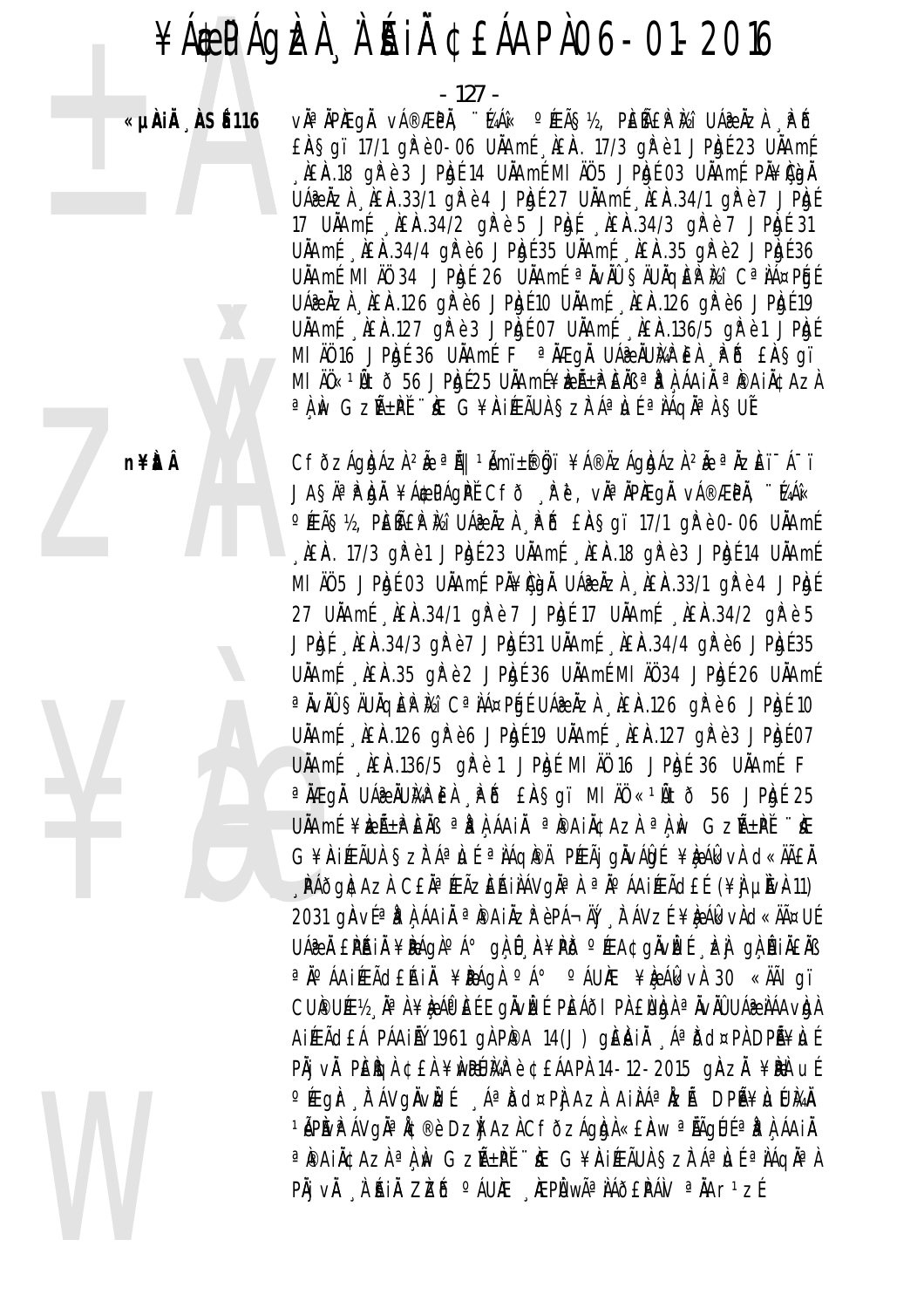**«µÀAiÀÄ ¸ÀASÉå116**

vÀªÀÄPÀÆgÀÄ vÁ®ÆèPÀÄ, ¨É¼Áîk ºÉÆÃ§½, PÉÆÃgÀªÀÄä UÁæªÀÄzÀ ¸ÀªÉð £ÀA§gï 17/1 gÀ°è 0-06 UÀÄAmÉ, ¸ÀEÀ. 17/3 gÀ°è 1 JPÀgÉ 23 UÀÄAmÉ, ¸ÀEÀ.18 gÀ°è 3 JPÀgÉ 14 UÀÄAmÉ Ml¯ÁÖ 5 JPÀgÉ 03 UÀÄAmÉ, PÀÄ¥ÀàgÀÄ UÁæªÀÄzÀ ¸ÀEÀ.33/1 gÀ°è 4 JPÀgÉ 27 UÀÄAmÉ, ¸ÀEÀ.34/1 gÀ°è 7 JPÀgÉ 17 UÀÄAmÉ, ¸ÀEÀ.34/2 gÀ°è 5 JPÀgÉ, ¸ÀEÀ.34/3 gÀ°è 7 JPÀgÉ 31 UÀÄAmÉ, ¸ÀEÀ.34/4 gÀ°è 6 JPÀgÉ 35 UÀÄAmÉ, ¸ÀEÀ.35 gÀ°è 2 JPÀgÉ 36 UÀÄAmÉ Ml¯ÁÖ 34 JPÀgÉ 26 UÀÄAmÉ ªÀÄvÀÄÛ §ÄUÀÄqÀÉÃªÀÄä CªÀÄä¤PÉÆ UÁæªÀÄzÀ ¸ÀEÀ.126 gÀ°è 6 JPÀgÉ 10 UÀÄAmÉ, ¸ÀEÀ.126 gÀ°è 6 JPÀgÉ 19 UÀÄAmÉ, ¸ÀEÀ.127 gÀ°è 3 JPÀgÉ 07 UÀÄAmÉ, ¸ÀEÀ.136/5 gÀ°è 1 JPÀgÉ Ml¯ÁÖ 16 JPÀgÉ 36 UÀÄAmÉ F ªÀÄÆgÀÄ UÁæªÀÄUÀ¼À ¸ÀªÉð £ÀA§gï Ml¯ÁÖ «¹ÛÃtð 56 JPÀgÉ 25 UÀÄAmÉ ¥ÀæzÉñÀªÀ£ÀÄß ªÀåªÀ¸ÁAiÀÄ ªÀ®AiÀÄ¢AzÀ ªÀ¸Àw GzÉÝñÀPÉÌ ¨sÀÆ G¥ÀAiÉÆÃUÀ §zÀ¯ÁªÀuÉ ªÀiÁqÀ¯ÁUÀÄªÀ §UÉÎ.

**n¥ÀàtÂ**

CfðzÁgÀgÀÄ ²æÃªÀÄw ¹ÃvÁ®PÀëöä ¥Á®AzÁgÀgÀÄ ²æÃªÀiÁ£ï ¸Á¬Ä JA§ÄªÀªÀgÀÄ ¥ÁæªÀÄgÀ Cfð ¸À°è, vÀªÀÄPÀÆgÀÄ vÁ®ÆèPÀÄ, ¨É¼Áîk ºÉÆÃ§½, PÉÆÃgÀªÀÄä UÁæªÀÄzÀ ¸ÀªÉð £ÀA§gï 17/1 gÀ°è 0-06 UÀÄAmÉ, ¸ÀEÀ. 17/3 gÀ°è 1 JPÀgÉ 23 UÀÄAmÉ, ¸ÀEÀ.18 gÀ°è 3 JPÀgÉ 14 UÀÄAmÉ Ml¯ÁÖ 5 JPÀgÉ 03 UÀÄAmÉ, PÀÄ¥ÀàgÀÄ UÁæªÀÄzÀ ¸ÀEÀ.33/1 gÀ°è 4 JPÀgÉ 27 UÀÄAmÉ, ¸ÀEÀ.34/1 gÀ°è 7 JPÀgÉ 17 UÀÄAmÉ, ¸ÀEÀ.34/2 gÀ°è 5 JPÀgÉ, ¸ÀEÀ.34/3 gÀ°è 7 JPÀgÉ 31 UÀÄAmÉ, ¸ÀEÀ.34/4 gÀ°è 6 JPÀgÉ 35 UÀÄAmÉ, ¸ÀEÀ.35 gÀ°è 2 JPÀgÉ 36 UÀÄAmÉ Ml¯ÁÖ 34 JPÀgÉ 26 UÀÄAmÉ ªÀÄvÀÄÛ §ÄUÀÄqÀÉÃªÀÄä CªÀÄä¤PÉÆ UÁæªÀÄzÀ ¸ÀEÀ.126 gÀ°è 6 JPÀgÉ 10 UÀÄAmÉ, ¸ÀEÀ.126 gÀ°è 6 JPÀgÉ 19 UÀÄAmÉ, ¸ÀEÀ.127 gÀ°è 3 JPÀgÉ 07 UÀÄAmÉ, ¸ÀEÀ.136/5 gÀ°è 1 JPÀgÉ Ml¯ÁÖ 16 JPÀgÉ 36 UÀÄAmÉ F ªÀÄÆgÀÄ UÁæªÀÄUÀ¼À ¸ÀªÉð £ÀA§gï Ml¯ÁÖ «¹ÛÃtð 56 JPÀgÉ 25 UÀÄAmÉ ¥ÀæzÉñÀªÀ£ÀÄß ªÀåªÀ¸ÁAiÀÄ ªÀ®AiÀÄ¢AzÀ ªÀ¸Àw GzÉÝñÀPÉÌ ¨sÀÆ G¥ÀAiÉÆÃUÀ §zÀ¯ÁªÀuÉ ªÀiÁqÀ®Ä PÉÆÃjgÀÄvÁÛgÉ. ¥ÀæsÁªÀ£ÉAiÀÄ d«ÄÃ£ÀÄ ¸ÀPÁðgÀzÀ C£ÀÄªÉÆÃzÀ£ÉAiÀiÁVgÀÄªÀ ªÀÄºÁAiÉÆÃd£É (¥ÀjµÀÌøvÀ-II) 2031 gÀAvÉ ªÀåªÀ¸ÁAiÀÄ ªÀ®AiÀÄzÀ°è§gÀÄvÀÛzÉ, ¸ÀzÀj ¥ÀæzÉñÀzÀ d«ÄÃ¤UÉ UÁæªÀÄ £ÀPÁ±ÉAiÀÄ ¥ÀæPÁgÀ ºÁ° gÀ¸ÉÛ EzÀÄÝ ºÉZÀÄÑªÀjAiÀiÁV gÀ¸ÉÛ CUÀ°ÃPÀgÀtPÁÌV ªÀÄºÁAiÉÆÃd£ÉAiÀÄ ¥ÀæPÁgÀ ºÁ° ºÁUÀÆ ¥ÀæzÉñÀzÀ 30 «ÄÃ gï CUÀ®zÀ gÀ¸ÉÛ¸ÀªÀÄvÀ¯ÉUÉ ¥ÀæzÉñÀªÀ£ÀÄß ¥ÀqÉzÀÄPÉÆ¼Àî¯ÁUÀÄªÀÅzÀÄ. PÀ£ÁðlPÀ £ÀUÀgÀ ªÀÄvÀÄÛ UÁæªÀiÁAvÀgÀ AiÉÆÃd£Á PÁAiÉÄÝ 1961 gÀ PÀ®A 14(J) gÀqÉAiÀÄ ¸ÁªÀðd¤PÀ DPÉë¥ÀuÉ PÀjAiÀÄ¯ÁVzÀÄÝ ¢£ÁAPÀ 14-12-2015 gÀAzÀÄ ¥ÀæPÀluÉ ºÉÆgÀr¸À¯ÁVgÀÄvÀÛzÉ. ¸ÁªÀðd¤PÀjAzÀ AiÀiÁªÀÅzÉÃ DPÉë¥ÀuÉUÀ¼ÀÄ ¹éÃPÀÈvÀªÁVgÀÄªÀÅ¢®è. DzÀÝjAzÀ CfðzÁgÀgÀ «£ÀAw ªÀÄÃgÉUÉ ªÀ¸ÀwAiÀÄ ªÀÄ£ÉAiÀÄ¢AzÀ ªÀ¸Àw GzÉÝñÀPÉÌ ¨sÀÆ G¥ÀAiÉÆÃUÀ §zÀ¯ÁªÀuÉ ªÀiÁqÀ®Ä PÀjqÀÄ ¸À®ºÉ ¸À«ÄwAiÀÄ ºÁUÀÆ ¸ÀPÁðgÀPÉÌ ªÀÄAqÀ£ÉUÁV ªÀÄAr¸À¯Á¬ÄvÀÄ.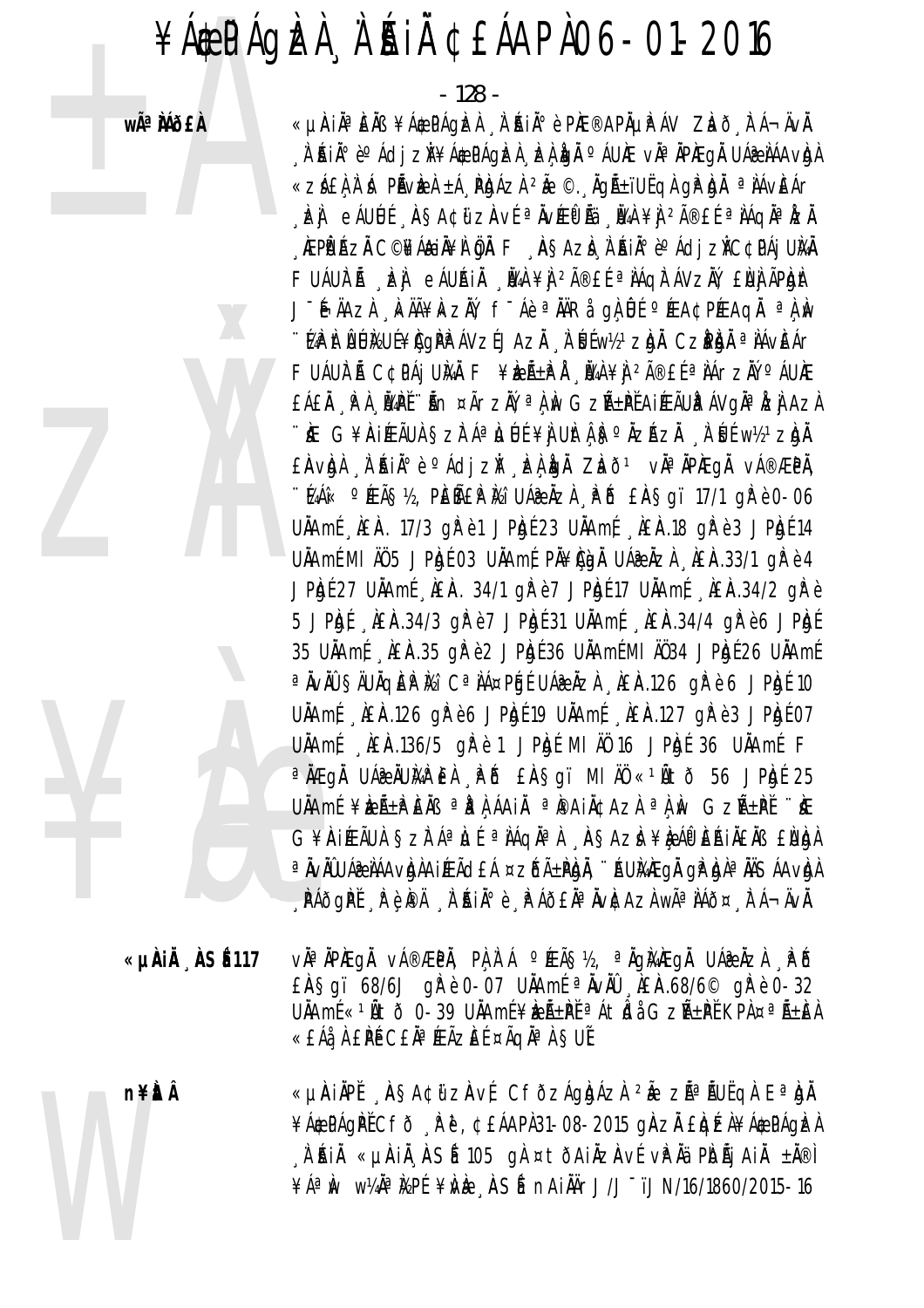wÃªÀÄð£À

«µÀiÀÄªÀ£ÀÄß ¥ÁæPÀgÀtzÀ ¸À¨sÉAiÀÄ°è PÀÆ®APÀµÀªÁV ZÀað¸À¯Á¬ÄvÀÄ. ¸À¨sÉAiÀÄ°è ºÁdjzÀÝ ¥ÁæPÀgÀtzÀ ¸ÀzÀ¸ÀågÀÄ ºÁUÀÆ vÀdÕgÀÄ ¸ÀzÀgÀ ¥ÀæzÉñÀªÀÅ »A¢£À ¸ÀPÁðgÀzÀ ±Á¸À£ÀzÀ ¸ÀASÉå ©.¸ÀgÉÆÃdEÆqÀ gÀªÀgÀ ªÀÄ£ÉAiÀÄ ¸ÀzÀå eÁUÀzÀ ¸ÀªÀðvÉ ªÀÄvÀÄÛ ¸ÀÄvÀÛ¯ÉÆ ¸ÀAiÀÄ eÁUÀzÀ°è ªÀiÁqÀ¯ÁVzÀÄ. ¸ÀPÁðgÀzÀ C©üªÀÈ¢Þ PÁAiÀÄðPÀæªÀÄ ºÁUÀÆ ¸ÀASÉå ¸À¨sÉAiÀÄ°è ºÁdjzÀÝ C¢üPÁjUÀ¼À F ¸ÀA§AzsÀ ¸ÀzÀå eÁUÀzÀ ¸ÀªÀÄ¥ÀðuÉ ªÀiÁqÀ¯ÁVzÀÝ, £ÀAvÀgÀ ¥ÀgÀªÀiÁ¢üPÁjUÀ¼À ªÀÄÄAzÉ «Ä¯ÉÃlj ªÀiÁqÀ¯ÁVzÀÄ ºÁUÀÆ ¸ÀÆPÀÛ ¸ÀªÀÄAiÀÄzÀ°è ¸ÀzÀj PÁAiÀÄðPÀæªÀÄ CAvÀ ¥ÁæPÀgÀtzÀ ¸ÀzÀ¸ÀågÀÄ ZÀað¹ ¸ÀzÀgÀ eÁUÀzÀ ¸ÀªÀðvÉ ªÀiÁqÀ¯ÁVzÀÄ ºÁUÀÆ £ÀAvÀgÀ F ¸ÀA§AzsÀ ¸À¨sÉAiÀÄ°è ºÁdjzÀÝ C¢üPÁjUÀ¼À F ¥ÀæzÉñÀªÀ£ÀÄß ¸ÀªÀÄ¥ÀðuÉ ªÀiÁrzÀÄÝ ºÁUÀÆ £ÁUÀ¯ÉÆÃPÀ ¥ÀæzÉñÀªÀ£ÀÄß ¤ÃrzÀÄÝ ªÀÄvÀÄÛ GzÀÝ¼À° AiÀÄ ¸ÀÄvÀÛ ¯ÉÃOmïUÀ¼ÀÄ AzÀgÉ ¨sÉ G¥ÀAiÉÆÃUÀ §zÀ¯ÁªÀuÉ ¥ÀæPÀgÀtzÀ ¸À¨sÉAiÀÄ°è ¸ÀªÀðvÉ ªÀiÁqÀ¯ÁVzÀÄÝ, £ÀAvÀgÀ ¸À¨sÉAiÀÄ°è ºÁdjzÀÝ ¸ÀzÀ¸ÀågÀÄ ZÀað¹ vÀdÕgÀÄ ªÀiÁ®ÃPÀgÀÄ ¨ÉÃAzÀæ ºÉÆ§½ ¥ÀæzÉñÀzÀ°è ¸ÀªÉð £ÀA§gï 17/1 gÀ°è 0-06 UÀÄAmÉ, ¸ÀªÉð £ÀA.17/3 gÀ°è 1 JPÀgÉ 23 UÀÄAmÉ, ¸ÀªÉð £ÀA.18 gÀ°è 3 JPÀgÉ 14 UÀÄAmÉ, Ml¯Ö 5 JPÀgÉ 03 UÀÄAmÉ, PÀÈ¶ ¨sÀÆ«ÄUÁV ¸ÀªÉð £ÀA.33/1 gÀ°è 4 JPÀgÉ 27 UÀÄAmÉ, ¸ÀªÉð £ÀA.34/1 gÀ°è 7 JPÀgÉ 17 UÀÄAmÉ, ¸ÀªÉð £ÀA.34/2 gÀ°è 5 JPÀgÉ, ¸ÀªÉð £ÀA.34/3 gÀ°è 7 JPÀgÉ 31 UÀÄAmÉ, ¸ÀªÉð £ÀA.34/4 gÀ°è 6 JPÀgÉ 35 UÀÄAmÉ, ¸ÀªÉð £ÀA.35 gÀ°è 2 JPÀgÉ 36 UÀÄAmÉ Ml¯Ö 34 JPÀgÉ 26 UÀÄAmÉ ªÀvÀÄÛ §ÄUÁqÀ£ÀºÀ½î CªÀÄÄPÀgÉ UÁæªÀÄzÀ ¸ÀªÉð £ÀA.126 gÀ°è 6 JPÀgÉ 10 UÀÄAmÉ, ¸ÀªÉð £ÀA.126 gÀ°è 6 JPÀgÉ 19 UÀÄAmÉ, ¸ÀªÉð £ÀA.127 gÀ°è 3 JPÀgÉ 07 UÀÄAmÉ, ¸ÀªÉð £ÀA.136/5 gÀ°è 1 JPÀgÉ Ml¯Ö 16 JPÀgÉ 36 UÀÄAmÉ F ªÀÄEgÀÄ UÁæªÀÄUÀ¼À°è£À ¸ÀªÉð £ÀA§gï Ml¯Ö «¹Ûtð 56 JPÀgÉ 25 UÀÄAmÉ ¥ÀæzÉñÀªÀ£ÀÄß ªÀ¸ÀwAiÀÄ ªÀ®AiÀÄ¢AzÀ ªÀÄvÀÄÛ GzÀÝ±À «¨sÉ G¥ÀAiÉÆÃUÀ §zÀ¯ÁªÀuÉ ªÀiÁqÀªÀ ¸ÀA§AzsÀ ¥ÀæÁ¥ÀªÀ£ÉAiÀÄ£ÀÄß £ÀUÀgÀ ªÀvÀÄÛ UÁæªÀiÁAvÀgÀ AiÉÆÃd£Á ¤zÉÃð±ÀPÀgÀ, ¨ÉAUÀ¼ÀÆgÀÄ gÀªÀgÀ ªÀiÁ¸ÁAvÀgÀ ¸ÀPÁðgÀPÉÌ ¸À°è¸À®Ä ¸À¨sÉAiÀÄ°è ¸ÀPÁð£ÀªÀÄvÀ¢AzÀ wÃªÀiÁð¤¸À¯Á¬ÄvÀÄ.

«µÀAiÀÄ ¸ÀASÉå 117

vÀdÕgÀÄ vÁ®ÆèPÀÄ, PÀ¸À¨Á ºÉÆÃ§½, ªÀÄgÀ¼ÀÆgÀÄ UÁæªÀÄzÀ ¸ÀªÉð £ÀA§gï 68/6J gÀ°è 0-07 UÀÄAmÉ ªÀvÀÄÛ ¸ÀªÉð £ÀA.68/6© gÀ°è 0-32 UÀÄAmÉ «¹Ûtð 0-39 UÀÄAmÉ ¥ÀæzÉñÀPÉÌ ªÁtÂdå GzÉÝÃ±ÀPÁÌV ¤ªÉÃ±À£À «£Áå¸À £ÀPÉë C£ÀÄªÉÆÃzÀ£É ¤ÃqÀÄªÀ §UÉÎ.

n¥Àà

«µÀAiÀÄPÉÌ ¸ÀA§A¢ü¸ÀzÀAvÉ, Cfðzi¸ÀgÀÄ ²æÃ zÀÄgÀÎªÀÄ ¥ÁæPÀgÀtPÉÌ Cfð ¸À°è¹, ¢£ÁAPÀ31-08-2015 gÀAzÀÄ £ÀqÉzÀ ¥ÁæPÀgÀtzÀ ¸À¨sÉAiÀÄ «µÀAiÀÄ ¸ÀASÉå 105 gÀ ¤tðAiÀÄzÀAvÉ, vÀPÀgÁgÀÄ PÀqÀvÀ ¸ÀASÉå ±À®Ì ¥ÁªÀw w½ªÀ½PÉ ¥ÀæPÀlªÁV ¸ÀASÉå nAiÀÄÄJ/J¯ïJN/16/1860/2015-16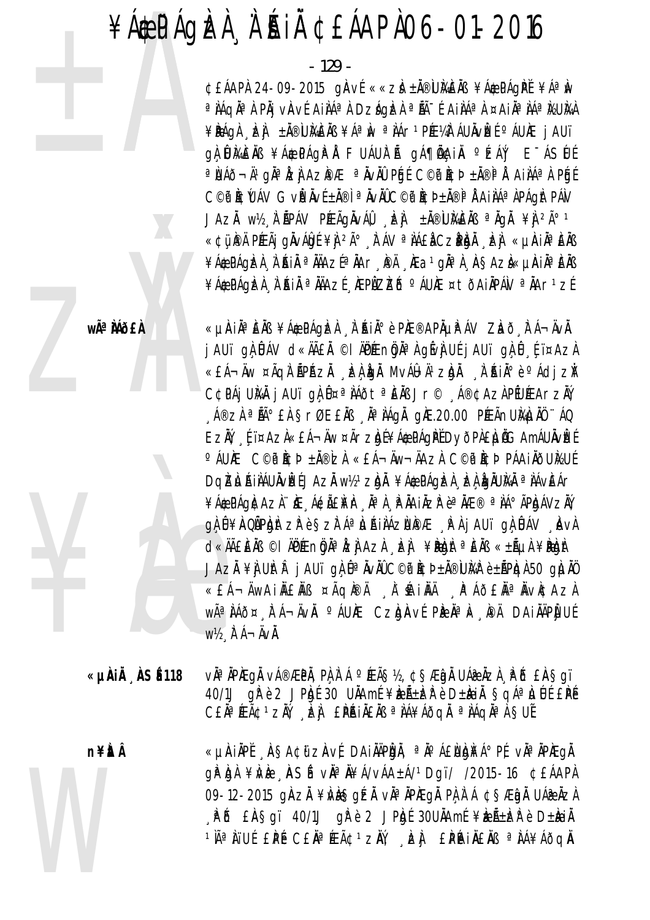¢£ÁAPÀ 24-09-2015 gÀ vÉ ««zÀ ±Á®UÀ¼ÀÀß ¥ÁæPÁgÀ ¥Áæ ªÀÄqÀªÀ PÀj vÀ vÉ AiÀÄ ªÀ DzsÁgÀzÀ ªÉÃ¯É AiÀÄ ªÀ ¤AiÀĪÀÄ ¼ÀÄ ¥ÀæÁgÀ ¸ÀzÀj ±Á®UÀ¼ÀÀß ¥Áæ ªÀÄr¹PÉÆ¼Àî ÁUÀvÀÄÉ ºÁUÀÆ jAUï gÀ¸ÛÉ ¼ÀÀß ¥ÁæPÁgÀ Pˡ FUÁUÀ ɸÀ gÁ¶Ã¢AiÀÄ ºÉÁÝ E¯ÁSɬÉ ªÀÁð¬Ä gÀªÀzÀj AzÀ ®Æ ªÀvÀÄÛ PɧÉ C©üªÀÈ¢Þ ±Á®PÀ AiÀĪÀ PɧÉ C©üªÀÈ¢ÝÁV G vÀÄvÉ ±Á®ÌªÀvÀÄÛ C©üªÀÈ¢Þ ±Á®PÀ AiÀĪÀ PÁgÀt PÁV JAzÀ w½¸À ÀPÁV PÉÃgÀvÁÛ ¸ÀzÀj ±Á®UÀ¼ÀÀß ªÀgÀ ¥À²Ã°¹ «¢üªÀ PÉÃjgÀvÁÛÉ ¥À²Ã°¸À ÁV ªÀÁ£À Cz À ¸ÀzÀj «µÀAiÀĪÀ ÉÀß ¥ÁæPÁgÀzÀ ¸À ÁiÀÄ ªÀÄAzÉ ªÀÄr ¸À®Ä ¸ÀEa¹gÀªÀ ¸À§AzÀ «µÀAiÀĪÀ ÉÀß ¥ÁæPÁgÀzÀ ¸À ÁiÀÄ ªÀÄAzÉ ¸ÀÆPÀÛ ÉÀÉ ºÁUÀÆ ¤tðAiÀÄPÁV ªÀÄr¹zÉ

**wÃªÀiÁð£À**

«µÀAiÀĪÀ ÉÀß ¥ÁæPÁgÀzÀ ¸À ÁiÀÄ°è PÀÆ®APÀµÀ PÁV ZÀað¸À Á¬ÄvÀÄ. jAUï gÀ¸ÛÁV d«ÄÃ£À ©lÖPÉÆnÖgÀªÀ gÉÊvÀjUÉ jAUï gÀ¸Û¸É ï¤AzÀ «£Á¬Äw ¤ÃqÀ ÀPÉzÀÄ ¸ÀzÀj ÀgÀ MvÁÛ¬ÄzÀgÀ ¸À ÁiÀÄ°è ºÁdjzÀ C¢üPÁjUÀ¼À jAUï gÀ¸Û¤ªÀÄðt ªÉÀß Jr© ¸Á®¢AzÀ PÉÊUÉ ArzÀÝ ¸Á®zÀ ªÉÃ°£À §rØ £À ß ¸ÀªÀÁgÀ gÀÆ.20.00 PÉÆnUÀ¼ÀÄÖ ¨ÁQ EzÀÝ ¸É ï¤AzÀ «£Á¬Äw ¤ÃrzÀ É ¥ÁæPÁgÀ DyðPÀ £À ÖG AmÁUÀvÀÄÉ ºÁUÀÆ C©üªÀÈ¢Þ ±Á®zÀ «£Á¬Äw¬ÄAzÀ C©üªÀÈ¢Þ PÁAiÀÄðUÀ¼ÀUÉ DqÀZÀuÉ iÀÄÁUÀvÀÄÉ JAzÀ w½zÀ ÀgÀ ¥ÁæPÁgÀzÀ ¸ÀzÀ ÀgÀ UÀ¼À ªÀÄvÉ Ár ¥ÁæPÁgÀ¢AzÀ ¨ÀÉ¸Á¢ÃÉ ¸ÀªÀ¸ÀªÀiÁzÀ è ªÀÆ® ªÀÄ°ÃPÀ ÁVzÀÝ gÀ¸Û¥ÀQÌPÀ zÀ è §zÀ Áª ÀuÉ iÀÄÁzÀÄ®Æ ¸ÀªÀ jAUï gÀ¸ÛÁV ¸ÀvÀ d«ÄÃ£ÉÀß ©lÖPÉÆnÖgÀªÀzÀ j AzÀ ¸ÀzÀj ¥ÀgÀ ªÀÉÀß «±Ã¯À ¥ÀgÀ JAzÀ ¥ÀUÀ Â jAUï gÀ¸Û ªÀvÀÄÛ C©üªÀÈ¢Þ ±Á®UÀ¼À è ±ÃPÀ¢À 50 gÀµÀÄÖ «£Á¬ÄwAiÀÄ£ÀÄß ¤ÃqÀ®Ä ¸À ÁiÀÄ ¸À ÁvÀð£ÀªÀ ÀvÀ¢AzÀ wÃªÀiÁð¤¸À Á¬ÄvÀÄ ºÁUÀÆ CzÀ ÀvÉ PÀæªÀ ®Ä DAiÀÄPÀÛUÉ w½¸À Á¬ÄvÀÄ.

**«µÀAiÀÄ ¸ÀASÉå 118**

vÀªÀÄPÀEgÀ vÁ®ÆPÀ, PÀ¸À Á ºÉÃ§½, ¢§ÆgÀ UÁæÀzÀ ¸À ªÉ £À §gï 40/1J gÀ è 2 J PÀgÉ 30 UÀÄAmÉ ¥ÀæÃ±ÀzÀ è D±ÀæAiÀÄ §qÁªÀuÉUÉ £ÀPÉ C£ÀªÉÃ¢¹zÀÝ ¸ÀzÀj £ÀPÉAiÀÄ£ÀÄß ªÀÄ¥ÁðqÀ ªÀÄqÀªÀ §UÉ.

**n¥Ààt**

«µÀAiÀÄPÉ ¸À§A¢ü¸ÀzÀAvÉ DAiÀÄPÀgÀ, ªÀÄ ÁªÀ£ÀUÀgÀ ¥Á°PÉ vÀªÀÄPÀEgÀ gÀªÀgÀ ¥ÀvÀæ ¸ÀASÉ vÀªÀÄ¥Á/vÁA±Á/¹Dgï/ /2015-16 ¢£ÁAPÀ 09-12-2015 gÀ AzÀ ¥ÀvÀæ§gÉzÀ vÀªÀÄPÀEgÀ PÀ¸À Á ¢§ÆgÀ UÁæÀzÀ ¸À ªÉ £À §gï 40/1J gÀ è 2 J PÀgÉ 30UÀÄAmÉ ¥ÀæÃ±ÀzÀ è D±ÀæAiÀÄ ¹ÃªÀÄUÉ £ÀPÉ C£ÀªÉÃ¢¹zÀÝ ¸ÀzÀj £ÀPÉAiÀÄ£ÀÄß ªÀÄ¥ÁðqÀ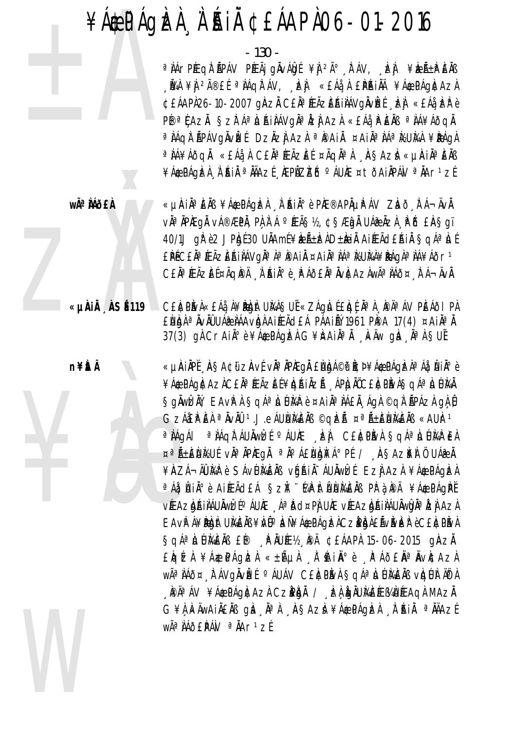ªÀÄÁrPÉÆqÀÄªÀÅzÁV PÉÆÃjgÀÄvÁÛgÉ ¥Àæ²ß¸À¯ÁV, ¸ÀzÀj ¥ÀæÃ±À¤AiÀÄß ¸ÀÜ¼À ¥Àj²Ã®£É ªÀiÁqÀ¯ÁV, ¸ÀzÀj «£Áå¸À £ÀPÉëAiÀÄ ¥ÁæPÁgÀzÀ DzÉñÀ ¢£ÁAPÀ 26-10-2007 gÀ ªÀÄÆ®PÀ C£ÀªÉÆÃzÀ£ÉAiÀiÁVgÀÄvÀÛzÉ. ¸ÀzÀj «£Áå¸ÀzÀ°è PÉ®ªÀÅ §zÀ¯ÁªÀuÉ ªÀiÁqÀ®Ä ªÀÄ£À« ¸À°è¹zÀÄÝ, ¸ÀzÀj «£Áå¸À£ÀßÄ ¥ÀjµÀÌj¹ ªÀÄÁqÀ¯ÁVgÀÄvÀÛzÉ. DzÀÝjAzÀ ¸ÀzÀj ¥ÀæÃ±À¤AiÀÄ£ÀÄß ¥ÀjµÀÌøvÀ «£Áå¸À C£ÀÄªÉÆÃzÀ£ÉUÁV ªÀÄAqÀ¼ÀzÀ ¸À¨sÉAiÀÄ ªÀÄÄAzÉ ¸À°è¸ÀÄvÀÛ ¨ÁPÉAiÀÄ ªÀÄAdÆgÁw ¤ÃqÀ¯ÁVzÉ.

**wÃªÀÄð£À:** «µÀAiÀÄªÀ£ÀÄß ¥ÁæPÁgÀzÀ ¸À¨sÉAiÀÄ°è ZÀað¹ ¸À«¸ÀÛgÀªÁV ZÀað¹, vÀªÀÄä ªÀÄAqÀ¼À¢AzÀ ªÀiÁqÀ®ÁUÀÄªÀ ¥ÀæPÀ¼À ¸ÀAzÀ¨sÀðzÀ°è ¸À.£ÀA. 40/1J gÀ°è 2 JPÀgÉ 30 UÀÄAmÉ ¥ÀæzÉñÀzÀ DzÁAiÀÄzÀ ¥ÀjµÀÌøvÀ «£Áå¸À£ÀßÄ C£ÀÄªÉÆÃ¢¹ ¥ÀæzsÁ£À ªÁºÀPÀ C¢üPÁjAiÀÄªÀjUÉ ªÀÄAdÆgÁwUÁV ¸À°è¸À®Ä wÃªÀÄð¸À¯ÁVzÉ.

**«µÀAiÀÄ ¸ÀASÉå 119**

C£ÀÄªÉÆÃ¢vÀ «£Áå¸À ¥ÀæPÁgÀ UÀÄA¥ÀÄ «ZÁgÀuÉ £ÀqÉ¸ÀzÉ ªÀÄ¸ÀÆÛgÀÄ ªÀiÁqÀ¯ÁVzÉ PÀtðI PÀ £ÀUÀgÀ ªÀÄvÀÄÛ UÁæªÀiÁAvÀgÀ AiÉÆÃd£Á PÁAiÉÄÝ 1961 PÀ®A 17(4) ¤AiÀÄªÀÄ 37(3) gÀ CrAiÀÄ°è ¥ÁæPÁgÀzÀ G¥ÀAiÀÄªÀÄ ¸ÀÆÑ gÀzÀÄ ªÀiÁqÀÄªÀ §UÉÎ.

**n¥ÀàtÂ:** «µÀAiÀÄPÉÌ ¸ÀA§A¢ü¹zÀAvÉ vÀªÀÄä ªÀÄAqÀ¼À£ÀÄß ¥Áæ¢üPÀgÀtÂ ¥ÁæPÁgÀzÀ ªÁå¦ÛAiÀÄ°è ¥ÁæPÁgÀ¢AzÀ C£ÀÄªÉÆÃzÀ£É ¥ÀqÉ¢gÀÄªÀ §qÁªÀuÉUÀ¼À C£ÀÄªÉÆÃ¢vÀ §qÁªÀuÉUÀ¼À°è ¸ÀÄvÀÛ¯ÉÆÃ® gÀ¸ÉÛ, EAvÀºÀ §qÁªÀuÉUÀ¼À°è ¤AiÀÄªÀiÁ£ÀÄ¸ÁgÀ ©qÀ¯ÁVzÀ gÀ¸ÉÛ GzÁå£ÀªÀ£À ªÀÄvÀÄÛ ¹.J.¸ÉÊmïUÀ¼À£ÀÄß ©qÀzÉ ¤ªÉÃ±À£ÀUÀ¼À£ÀÄß «AUÀr¹ ªÀiÁgÁl ªÀiÁqÀ¯ÁUÀÄwÛzÉ ºÁUÀÆ ¸ÀzÀj C£ÀÄªÉÆÃ¢vÀ §qÁªÀuÉUÀ¼À ¤ªÉÃ±À£ÀUÀ¼ÀÄ vÀªÀÄä ªÀÄAqÀ¼À ªÀÄÄA¢£À ¥ÀæPÀgÀtUÀ½UÉ ¸ÀA§AzsÀ¥ÀlÖ D¸ÀÛ¤UÀ¼À ªÀiÁ»w ¥ÀqÉzÀÄ C¢üPÀÈvÀ £ÉÆÃAzÀtÂ ¥ÀqÉzÀ D¸ÀÛ¤UÀ¼À «ªÀgÀUÀ¼À£ÀÄß ¥ÀqÉzÀÄ ¸ÀzÀj C£ÀÄªÉÆÃ¢vÀ §qÁªÀuÉUÀ¼À°è£À ¥ÀæwAiÉÆAzÀÄ ¤ªÉÃ±À£ÀUÀ¼À ªÀiÁ°ÃPÀgÀÄUÀ½UÉ ¥ÁæPÁgÀ¢AzÀ £ÉÆÃnÃ¸ï ¤Ãr, ¸ÀzÀj ¤ªÉÃ±À£ÀUÀ¼À ¥ÀæPÁgÀ PÀæªÀÄ PÉÊUÉÆAqÀÄ ¢£ÁAPÀ 15-06-2015 gÀAzÀÄ £ÀqÉzÀ ¥ÁæPÁgÀzÀ «±ÉÃµÀ ¸À¨sÉAiÀÄ°è ¸ÀÆPÀÛ wÃªÀiÁð£À ªÀiÁqÀ¯ÁVgÀÄvÀÛzÉ. ºÁUÁV C£ÀÄªÉÆÃ¢vÀ §qÁªÀuÉUÀ¼À vÀ¢üPÁjUÀ¼À ¸ÀªÀiÁªÉÃ±À ¥ÁæPÁgÀzÀ CzsÀåPÀëgÀ / ¸ÀzÀ¸Àå PÁAiÀÄðzÀ²AiÀÄªÀgÀÄ ªÀiÁqÀ®Ä G¥À¸ÀÆaAiÀÄ£ÀÄß gÀzÀÄ ªÀiÁr ¸À§zÀ ¥ÁæPÁgÀzÀ ¸À¨sÉAiÀÄ ªÀÄÄAzÉ wÃªÀiÁð£ÀPÁÌV ªÀÄAr¹zÉ.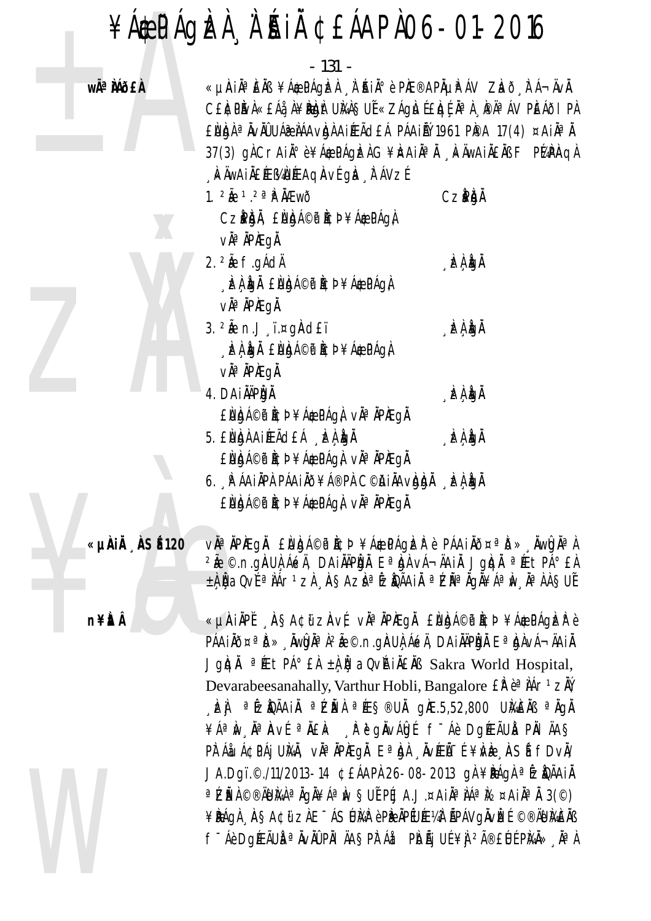**wÃªÀiÁð£À**

«µÀAiÀÄzÀ ¥ÁæPÀgÀtzÀ ¸ÀASÉ¬ÄAzÀ PÀÆ®APÀµÀ ¥ÁV ZÀað¸À¯ÁVzÀÄ. C£ÀÄPÀA¥À«£Áå¸ÀzÀ ¥ÀgÁªÀÄ±Éð¸À«Äw ªÀiÁqÀÄªÀÅzÀPÉÌ ¸ÀªÀÄ¢ð¸À¯ÁVzÉ. PÀ£ÁðlPÀ £ÁUÀjÃPÀ ¸ÉÃªÁ ¤AiÀÄªÀÄUÀ¼ÀÄ 1961 gÀ ¤AiÀÄªÀÄ 17(4) ªÀÄvÀÄÛ 37(3) gÀ CrAiÀÄ°è ¥ÁæPÀgÀtzÀ G¥À¸À«Äw ¸À¨sÉAiÀÄ£ÀÄß F PɼÀPÀAqÀ ¸À¨sÉAiÀÄ£ÉÆß¼ÀUÉ gÀa¸À¯ÁVzÉ

1. ²æÃ ¹.²ªÀPÀÄªÀiÁgï CzsÀåPÀëgÀÄ
   CzsÀåPÀëgÀÄ, £ÁåAiÀiÁ®AiÀÄ ¥ÁæPÀgÀt,
   vÀªÀÄPÀÆgÀÄ.
2. ²æÃ f.gÁdÄ ¸ÀzÀ¸ÀågÀÄ
   ¸ÀzÀ¸ÀågÀÄ £ÁåAiÀiÁ®AiÀÄ ¥ÁæPÀgÀt,
   vÀªÀÄPÀÆgÀÄ.
3. ²æÃ n.J¸ï.¤gÀAd£ï ¸ÀzÀ¸ÀågÀÄ
   ¸ÀzÀ¸ÀågÀÄ £ÁåAiÀiÁ®AiÀÄ ¥ÁæPÀgÀt,
   vÀªÀÄPÀÆgÀÄ.
4. DAiÀÄÄPÀÛgÀÄ ¸ÀzÀ¸ÀågÀÄ
   £ÁåAiÀiÁ®AiÀÄ ¥ÁæPÀgÀt, vÀªÀÄPÀÆgÀÄ.
5. £ÁåAiÀiÁ¢üÃ±ÀgÀÄ ¸ÀzÀ¸ÀågÀÄ ¸ÀzÀ¸ÀågÀÄ
   £ÁåAiÀiÁ®AiÀÄ ¥ÁæPÀgÀt, vÀªÀÄPÀÆgÀÄ.
6. ¸ÀPÁðj C©üAiÉÆÃdPÀgÀÄ ¸ÀzÀ¸ÀågÀÄ
   £ÁåAiÀiÁ®AiÀÄ ¥ÁæPÀgÀt, vÀªÀÄPÀÆgÀÄ.

**«µÀAiÀÄ ¸ÀASÉå 120**

vÀªÀÄPÀÆgÀÄ £ÁåAiÀiÁ®AiÀÄ ¥ÁæPÀgÀtzÀ°è PÁAiÀÄð¤ªÀð»¸ÀÄwÛgÀÄªÀ ²æÃ ©.n.gÀAUÀ¸ÁéÄ, DAiÀÄÄPÀÛgÀÄ EªÀgÀ vÁ¬ÄAiÀÄ JgÀqÀÄ ªÉÊzÀåQÃAiÀÄ ªÉZÀÑªÀ ªÀÄgÀÄ¥ÁªÀw ¸ÀªÀÄ¸Éå PÀÄjvÀÄ.

**n¥ÀàtÂ**

«µÀAiÀÄPÉÌ ¸ÀA§A¢ü¹zÀAvÉ, vÀªÀÄPÀÆgÀÄ £ÁåAiÀiÁ®AiÀÄ ¥ÁæPÀgÀtzÀ°è PÁAiÀÄð¤ªÀð»¸ÀÄwÛgÀÄªÀ ²æÃ ©.n.gÀAUÀ¸ÁéÄ, DAiÀÄÄPÀÛgÀÄ EªÀgÀ vÁ¬ÄAiÀÄ JgÀqÀÄ ªÉÊzÀåQÃAiÀÄ£ÀÄß Sakra World Hospital, Devarabeesanahally, Varthur Hobli, Bangalore £À°è ªÀiÁr¹zÀÄÝ ¸ÀzÀj ªÉÊzÀåQÃAiÀÄ ªÉZÀÑªÀ ªÉÆ§®UÀ gÀÆ.5,52,800 UÀ¼À£ÀÄß ªÀÄgÀÄ¥ÁªÀw¸À®Ä ªÀiÁrzÀÄÝ, ªÀÄ£À« ¸À°è¸ÀÄvÁÛgÉ. f¯Áè DgÉÆÃUÀå ªÀÄvÀÄÛ PÀÄlÄA§ PÀ¯Áåt¢üPÁjUÀ¼ÀÄ, vÀªÀÄPÀÆgÀÄ EªÀgÀÄ ¸ÀÄvÉÆÛÃ¯É ¸ÀASÉå f¯ÁDPÀ/J¸ï.Dgï.©./11/2013-14 ¢£ÁAPÀ 26-08-2013 gÀ°è ¥ÀæPÀgÀtzÀ ªÉÊzÀåQÃAiÀÄ ªÉZÀÑªÀ ©®ÄèUÀ¼À ªÀÄgÀÄ¥ÁªÀw §UÉÎ PÀ.J.¤AiÀÄªÀiÁªÀ½ ¤AiÀÄªÀÄ 3(©) ¥ÀæPÁgÀ ¸ÀA§A¢ü¹zÀ E¯ÁSÉUÀ¼À°è ºÉÆgÀgÉÆÃV aQvÉì ©®ÄèUÀ¼À£ÀÄß f¯Áè DgÉÆÃUÀå ªÀÄvÀÄÛ PÀÄlÄA§ PÀ¯Áå LÀ¢üPÁjUÀ¼À ¥Àj²Ã®£ÉUÉ PÀ¼ÀÄ»¸À¨ÉÃPÁVzÀÄÝ, ¸ÀzÀj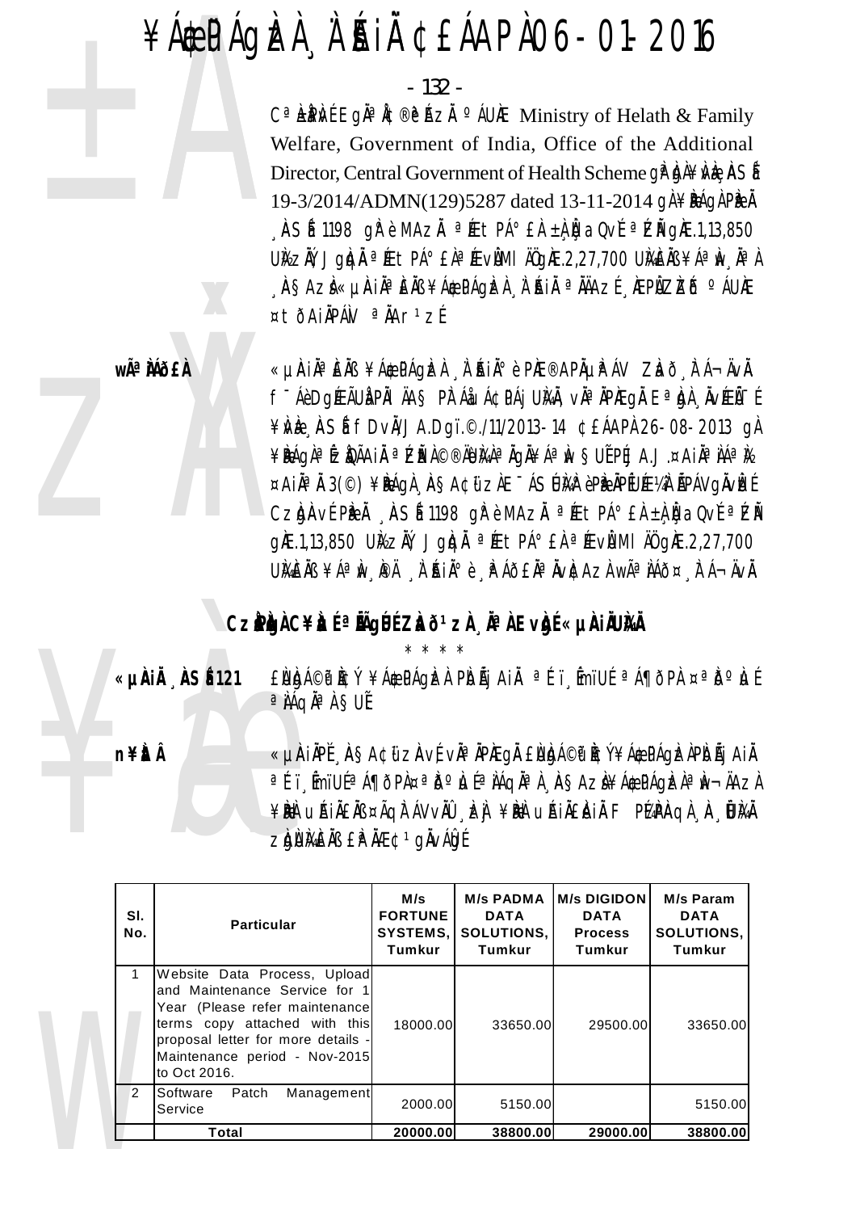# ¥Á¢PÁgÀzÀ ¸À¨sÉAiÀÄ ¢£ÁAPÀ 06-01-2016

CªÀgÀÄUÀ¼ÉÃ EgÀÄªÀ¢®èªÉAzÀÄ ºÉÃUÀÆ Ministry of Helath & Family Welfare, Government of India, Office of the Additional Director, Central Government of Health Scheme gÀªÀgÀ ¥ÀvÀæ¸ÀASÉå 19-3/2014/ADMN(129)5287 dated 13-11-2014 gÀ¥ÀæPÁgÀ PÀèÀÄ ¸ÀASÉå 1198 gÀ°è MAzÀÄ ªÉÄtPÁ°£À ±À¸ÀÛaQvÉì ªÉZÀÑ gÀÆ.1,13,850 UÀ¼ÁzÀÝ, Jgq£ÉAiÀÄ ªÉÄtPÁ°£À ªÉÄvÀÛªÀ£ÀÄß gÀÆ.2,27,700 UÀ¼ÉAzÀÄ ¥Áª Àw¸ÀÄªÀ ¸À§AzsÀ «µÀAiÀÄªÀ£ÀÄß ¥Á¢PÁgÀzÀ ¸À¨sÉAiÀÄ ªÀÄÄAzÉ ¸ÀÆPÀÛ DzÉñÀ ºÁUÀÆ ¤tðAiÀÄPÁÌV ªÀÄAr¹zÉ.

**wÃªÀiÁð£À**

«µÀAiÀÄªÀ£ÀÄß ¥Á¢PÁgÀzÀ ¸À¨sÉAiÀÄ°è PÀÆ®APÀµÀªÁV ZÀZÀð¸À¯ÁVÀÄ f¯Áè DgÉÆÃUÀå PÀÄlÄA§ PÀ¯Áåt C¢üPÁjUÀ¼À, vÀªÀÄä PÀZÉÃjAiÀÄ EªÀgÀ ¸ÀvÀéÀ¯É ¥ÀvÀæ ¸ÀASÉå f DvÀ/J.Dgï.©./11/2013-14 ¢£ÁAPÀ 26-08-2013 gÀ ¥ÀæPÁgÀªÁV ¸ÀzÀjAiÀÄªÀgÀÄ ¤AiÀÄªÀÄ 3(©) ¥ÀæPÁgÀ ¸À§A¢üzÀ E¯ÁSÉUÀ¼À°è PÉÆÃj¢zÀ ¸ÀPÁðgÀ DzÉñÀ ¸ÀASÉå 1198 gÀ°è MAzÀÄ ªÉÄtPÁ°£À ±À¸ÀÛaQvÉìªÉZÀÑ gÀÆ.1,13,850 UÀ¼ÁzÀÝ, Jgq£ÉAiÀÄ ªÉÄtPÁ°£À ªÉÄvÀÛªÀ£ÀÄß gÀÆ.2,27,700 UÀ¼ÀÄß ¥Áªw¸À®Ä ¸À¨sÉAiÀÄ°è ¸ÀªÁðÄ£ÀÄªÀÄvÀ¢AzÀ wÃªÀiÁð¤¸À¯ÁVÀÄ.

## CzÀåPÀëgÀ C¥ÀàuÉ ªÉÄÃgÉUÉ ZÀZÉð¹zÀ ¸ÀªÀÄ«vÀgÀ «µÀAiÀÄUÀ¼ÀÄ

\* \* \* \*

**«µÀAiÀÄ ¸ÀASÉå 121** £ÀUÀgÁ©üªÀÈ¢Ý ¥Á¢PÁgÀzÀ PÀbÉÃjAiÀÄ ªÉ¨ï¸ÉÊmïUÉ ªÁ¶ðPÀ ¤ªÀðºÀuÉ ªÀiÁqÀÄªÀ §UÉÎ.

**n¥Ààt**

«µÀAiÀÄPÉÌ ¸À§A¢üzÀAvÉ, vÀªÀÄä PÀZÉÃgÀ £ÀUÀgÁ©üªÀÈ¢Ý ¥Á¢PÁgÀzÀ PÀbÉÃjAiÀÄ ªÉ¨ï¸ÉÊmïUÉ ªÁ¶ðPÀ ¤ªÀðºÀuÉ ªÀiÁqÀÄªÀ ¸À§AzsÀ ¥Á¢PÁgÀzÀ ªÀw¬ÄAzÀ ¥ÀæÀ uÉAiÀÄ£ÀÄß ¤ÃqÀ¯ÁVvÀÛÄ¸ÀzÀj ¥ÀæÀ uÉAiÀÄ£ÀÄß F PÉ¼ÀPÀAqÀ ¸À¸ÉÜUÀ¼À zÀgÀ¥ÀnÖUÀ¼À£ÀÄß ¥ÀqÉ¢gÀÄvÁÛgÉ.

| Sl. No. | Particular | M/s FORTUNE SYSTEMS, Tumkur | M/s PADMA DATA SOLUTIONS, Tumkur | M/s DIGIDON DATA Process Tumkur | M/s Param DATA SOLUTIONS, Tumkur |
|---|---|---|---|---|---|
| 1 | Website Data Process, Upload and Maintenance Service for 1 Year (Please refer maintenance terms copy attached with this proposal letter for more details - Maintenance period - Nov-2015 to Oct 2016. | 18000.00 | 33650.00 | 29500.00 | 33650.00 |
| 2 | Software Patch Management Service | 2000.00 | 5150.00 | | 5150.00 |
| | **Total** | **20000.00** | **38800.00** | **29000.00** | **38800.00** |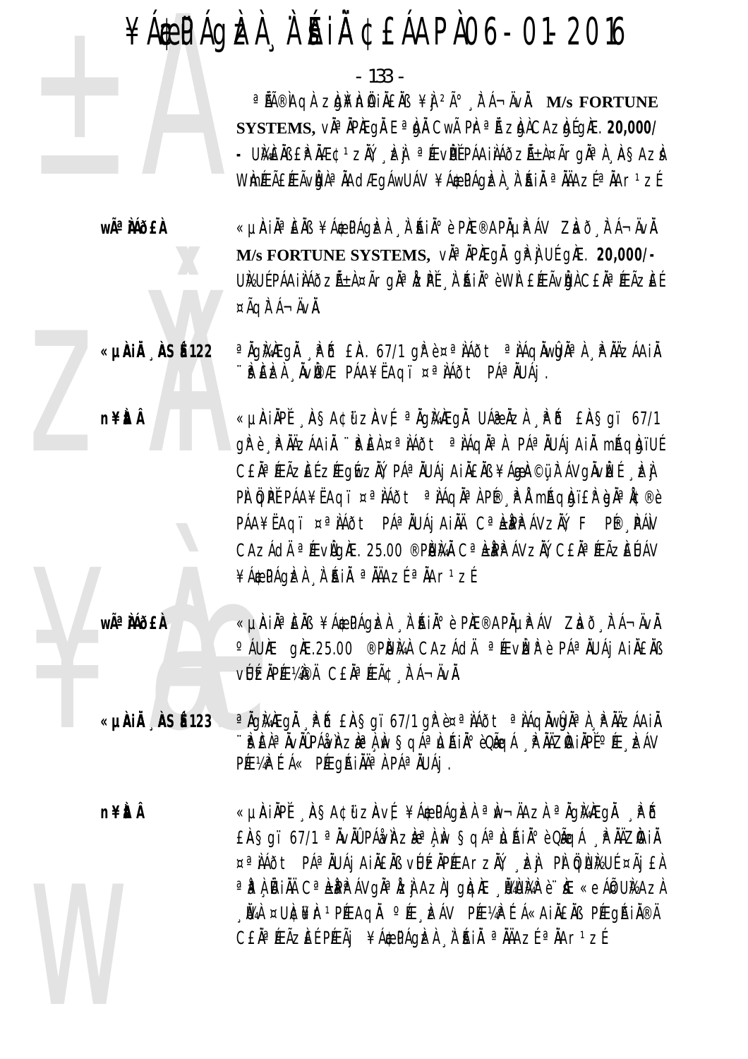ªÀÃ®ÀqÀ zÀgÀ¥ÀnÖAiÀÄ£ÀÄß ¥Àj²Ã°¸À¯ÁV¬ÄvÀÄ. M/s FORTUNE SYSTEMS, vÀªÀÄPÀÆgÀÄ EªÀgÀÄ CwÃ PÀrªÉÄ zÀgÀªÀÄ£ÀÄß CAzÀgÉ gÀÆ. 20,000/- UÀ¼ÀUÉ £ÀªÀÄÆ¢¹zÀÄÝ, EzÀ£ÀÄß ªÉÄ®ÌAqÀ ªÀÄArwAiÀÄ ¥ÀjUÀuÀ£ÉUÉ ¸À°è¸À¯ÁVzÉ.

wÃªÀiÁð£À

«µÀAiÀÄªÀ£ÀÄß ¥ÀjUÀtÂ¹, ¸À«ÄwAiÀÄ ¸À¨sÉAiÀÄ°è ZÀað¸À¯ÁV¬ÄvÀÄ. M/s FORTUNE SYSTEMS, vÀªÀÄPÀÆgÀÄ gÀªÀgÀ gÀÆ. 20,000/- UÀ¼À zÀgÀ¥ÀnÖAiÀÄ£ÀÄß ¸ÀPÁðgÀ ¤AiÀÄªÀiÁªÀ½AiÀÄAvÉ C£ÀÄªÉÆÃ¢¸À¯ÁVzÉ.

«µÀAiÀÄ ¸ÀASÉå 122

ªÀÄgÀ¼ÀÆgÀÄ ¸À.£ÀA. 67/1 gÀ°è ¤ªÀiÁðt ªÀiÁqÀÄwÛgÀÄªÀ ¸ÀPÁðj ²¯ÁåA¸ï CAvÀgÀ¸ÉÌ PÁA¥ËAqï ¤ªÀiÁðt PÁªÀÄUÁj.

n¥ÀàtÂ

«µÀAiÀÄPÉÌ ¸ÀA§A¢ü¹zÀAvÉ, ªÀÄgÀ¼ÀÆgÀÄ UÁæªÀÄzÀ ¸À.£ÀA.§gï 67/1 gÀ°è ¸ÀPÁðj ²¯ÁåA¸ï ¤ªÀiÁðt ªÀiÁqÀÄªÀ PÁªÀÄUÁjAiÀÄ mÉAqÀgïUÉ C£ÀÄªÉÆÃzÀ£É zÉÆgÉwzÀÄÝ, PÁªÀÄUÁjAiÀÄ£ÀÄß ¥ÁægÀA©ü¸À¯ÁVgÀÄvÀÛzÉ. EzÀPÉÌ ºÉÆAzÀPÉÆAqÀAvÉ PÁA¥ËAqï ¤ªÀiÁðt ªÀiÁqÀÄªÀ PÉ®¸ÀªÀ£ÀÄß mÉAqÀgï£À°è ¸ÉÃ¥ÀðqÉ ªÀiÁqÀ¯ÁVgÀÄwÛzÀÄÝ, F PÉ®¸ÀªÀ£ÀÄß ¥ÁægÀA©ü¸À®Ä CAzÁdÄ ªÉÆvÀÛ gÀÆ.25.00 ®PÀë ªÉÆvÀÛzÀ C£ÀÄªÉÆÃzÀ£ÉUÁV ¥ÀjUÀuÀ£ÉUÉ ªÀÄAr¹zÉ.

wÃªÀiÁð£À

«µÀAiÀÄªÀ£ÀÄß ¥ÀjUÀtÂ¹, ¸À«ÄwAiÀÄ ¸À¨sÉAiÀÄ°è ZÀað¸À¯ÁV¬ÄvÀÄ. ºÁUÀÆ gÀÆ.25.00 ®PÀë CAzÁdÄ ªÉÆvÀÛzÀ PÁªÀÄUÁjAiÀÄ£ÀÄß vÀÄvÀÄðPÉ½è C£ÀÄªÉÆÃ¢¸À¯ÁV¬ÄvÀÄ.

«µÀAiÀÄ ¸ÀASÉå 123

ªÀÄgÀ¼ÀÆgÀÄ ¸À.£ÀA.§gï 67/1 gÀ°è ¤ªÀiÁðt ªÀiÁqÀÄwÛgÀÄªÀ ¸ÀPÁðj ²¯ÁåA¸ïªÀÄvÀÄÛ PÁå¥À¸ï zÀÆgÀªÁtÂ §qÁªÀuÉAiÀÄ°è ÊQÖ¤Ä ¸ÀPÁðj DAiÀÄPÉÌ ºÉÆ¸ÀzÁV PÉÆ½«É Á« PÉÆgÉAiÀÄÄªÀ PÁªÀÄUÁj.

n¥ÀàtÂ

«µÀAiÀÄPÉÌ ¸ÀA§A¢ü¹zÀAvÉ, ¥ÀjUÀtÂ¹ªÀÄ¬ÄAzÀ ªÀÄgÀ¼ÀÆgÀÄ ¸À.£ÀA.§gï 67/1 ªÀÄvÀÄÛPÁå¥À¸ï zÀÆgÀªÁtÂ §qÁªÀuÉAiÀÄ°è ÊQÖ¤Ä ¸ÀPÁðj DAiÀÄ ¤ªÀiÁðt PÁªÀÄUÁjAiÀÄ£ÀÄß vÀÄvÀÄðPÉÆArzÀÄÝ, EzÀPÉÌ ºÉÆ¸ÀzÁV ¤ÃgÀÄ £ÀªÀÄÆzÀÄ C£ÀÄªÉÆÃzÀ£É ¸À°è¸À¯ÁVzÉ. ¸ÀzÀj ¤ªÀiÁðt PÉ®¸ÀPÉÌ ºÉÆ¸ÀzÁV PÉÆ½«É Á« CAiÀÄ£ÀÄß PÉÆgÉAiÀÄ®Ä C£ÀÄªÉÆÃzÀ£É PÉÆÃj ¥ÀjUÀuÀ£ÉUÉ ªÀÄAr¹zÉ.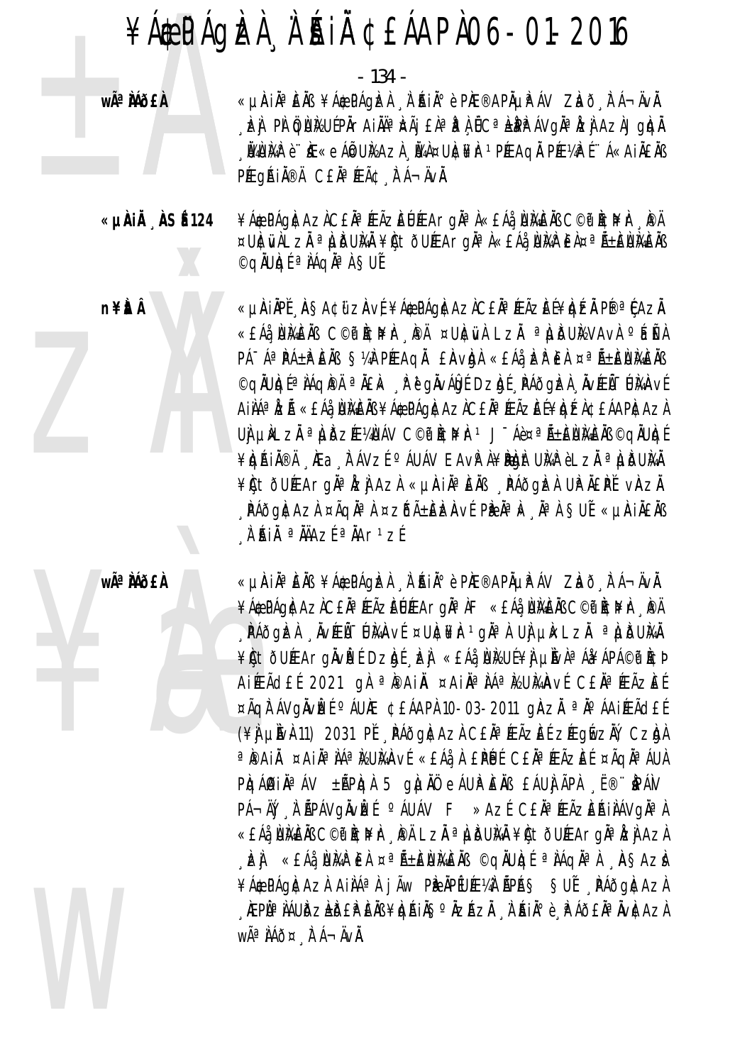**wÃªÀiÁð£À**

«µÀAiÀÄªÀ£ÀÄß ¥ÁæPÁgÀzÀ ¸À¨sÉAiÀÄ°è PÀÆ®APÀµÀªÁV ZÀað¸À¯Á¬ÄvÀÄ. ¸ÀzÀj PÀlÖqÀ½UÉ PÀÄrAiÀÄÄªÀ ¤ÃgÀÄ ¸ÀgÀ§gÁdÄ ªÀiÁqÀ®Ä AiÀiÁªÀÅzÉÃ ¸ÀA¥À£ÀÆä®UÀ¼ÀÄ EgÀÄªÀÅ¢®è JAzÀÄ ¸ÀPÁðgÀPÉÌ ªÀgÀ¢ ¸À°è¸À®Ä ¥Áæ¢üPÁgÀ ¤tð¬Ä¹vÀÄ.

**«µÀAiÀÄ ¸ÀASÉå:124**

¥ÁæPÁgÀzÀ ªÁå¦ÛAiÀÄ C£À¢üPÀÈvÀ ¤ªÀiÁðtUÀ¼À «gÀÄzÀÞ PÀæªÀÄ PÉÊUÉÆ¼ÀÄîªÀ ¸ÀA§AzsÀ ¤AiÀÄªÀÄ ¸ÀPÀæªÀÄUÉÆ½¸À®Ä ¸ÀPÁðgÀPÉÌ ªÀgÀ¢ ¸À°è¸ÀÄªÀ §UÉÎ.

**n¥Ààt**

«µÀAiÀÄPÉÌ ¸ÀA§A¢ü¹zÀAvÉ, ¥ÁæPÁgÀzÀ ªÁå¦ÛAiÀÄ°è C£À¢üPÀÈvÀªÁV ¤ªÀiÁðtUÀ¼ÀÄ «gÀÄzÀÞ PÀæªÀÄ PÉÊUÉÆ¼ÀÄîªÀ ¸ÀA§AzsÀ ¤AiÀÄªÀÄ ¸ÀPÀæªÀÄUÉÆ½¸À®Ä ¸ÀPÁðgÀPÉÌ ªÀgÀ¢ ¸À°è¸ÀÄªÀ ¸ÀA§AzsÀ ¥Àæ¸ÁÛªÀ£ÉAiÀÄ£ÀÄß ¸À¨sÉAiÀÄ ªÀÄÄAzÉ ªÀÄAr¸À¯ÁVzÉ. EzÀgÀ ¥ÀæPÁgÀ ¥Áæ¢üPÁgÀzÀ ªÁå¦ÛAiÀÄ°è C£À¢üPÀÈvÀ ¤ªÀiÁðtUÀ¼À£ÀÄß vÉgÀªÀÅUÉÆ½¸À®Ä ªÀÄvÀÄÛ ¸ÀPÀæªÀÄUÉÆ½¸À®Ä C£ÀÄªÀÄw ¤ÃqÀ®Ä ¸ÀPÁðgÀzÀ C£ÀÄªÀÄwAiÀÄ£ÀÄß ¥ÀqÉAiÀÄ®Ä ¸ÀzÀj «µÀAiÀÄªÀ£ÀÄß ¥Áæ¢üPÁgÀzÀ ¸À¨sÉAiÀÄ ªÀÄÄAzÉ ªÀÄAr¸À¯ÁVzÉ. ¥Áæ¢üPÁgÀªÀÅ ¸ÀÆPÀÛ wÃªÀiÁð£À PÉÊUÉÆ¼Àî§ºÀÄzÁVzÉ. «µÀAiÀÄªÀ£ÀÄß ¸À¨sÉAiÀÄ ªÀÄÄAzÉ ªÀÄAr¸À¯ÁVzÉ.

**wÃªÀiÁð£À**

«µÀAiÀÄªÀ£ÀÄß ¥ÁæPÁgÀzÀ ¸À¨sÉAiÀÄ°è PÀÆ®APÀµÀªÁV ZÀað¸À¯Á¬ÄvÀÄ. ¥ÁæPÁgÀzÀ ªÁå¦ÛAiÀÄ°è C£À¢üPÀÈvÀªÁV ¤ªÀiÁðtUÀ¼ÀÄ «gÀÄzÀÞ PÀæªÀÄ ¥Áæ¢üPÁgÀzÀ C£ÀÄªÀÄwAiÀÄ£ÀÄß ¥ÀqÉAiÀÄzÉ ¤ªÀiÁðt ªÀiÁqÀ®Ä ¤AiÀÄªÀÄ §zÀÞªÀ®è. ¸ÀzÀj «£Áå¸À ªÀÄvÀÄÛ ªÀÄ£É ¥ÀæzÉÃ±À ¥À¸ÀÛÄvÀ £ÀUÀgÁ©üªÀÈ¢Þ AiÉÆÃd£É 2021 gÀ ªÀÄvÀÄÛ ¤AiÀÄªÀÄUÀ¼ÀAvÉ C£ÀÄªÀÄw ¤ÃqÀ¯ÁVzÉ ¢£ÁAPÀ 10-03-2011 gÀAzÀÄ ªÀÄºÁAiÉÆÃd£É (¥ÀjµÀÌöÈvÀ 2031) gÀ ¥ÀæPÁgÀ C£ÀÄªÀÄw ¤ÃqÀ®Ä ºÉÆgÀrAiÀÄ ªÀÄvÀÄÛ ¤AiÀÄªÀÄªÀÄvÀÄÛ ªÀiÁºÀÄªÁgÀªÁV C£ÀÄªÀÄw ¤ÃqÀÄªÀ ¥ÀæPÀæAiÉÄ ªÀÄÄAzÀÄªÀgÉ¸À®Ä ±ÉÃPÀqÀ 5 gÀµÀÄÖ zÀAqÀ ±ÀÄ®Ì ¸ÀºÀ ªÀ¸ÀÆ°¸À®Ä ªÀÄvÀÄÛ F §UÉÎ C£ÀÄªÀÄw ¤ÃqÀ®Ä ªÀÄvÀÄÛ ¸ÀA§AzsÀ¥ÀlÖ ¤AiÀÄªÀÄUÀ¼À£ÀÄß ¥Á°¸À®Ä ¸ÀzÀj «µÀAiÀÄªÀ£ÀÄß ¸ÀPÁðgÀPÉÌ ªÀgÀ¢ ¸À°è¸À®Ä ¥ÁæPÁgÀzÀ ¸À¨sÉAiÀÄ°è ZÀað¹ ¸ÀÆPÀÛ PÀæªÀÄ PÉÊUÉÆ¼Àî®Ä ¥ÁæPÁgÀzÀ ¸ÀzÀ¸ÀågÀÄ MPÀÌgÀ° C©ü¥ÁæAiÀÄ ªÀåPÀÛ¥Àr¹zÀgÀÄ ºÁUÀÆ ¸ÀPÁðgÀPÉÌ ªÀgÀ¢ ¸À°è¸À®Ä wÃªÀiÁð¤¸À¯Á¬ÄvÀÄ.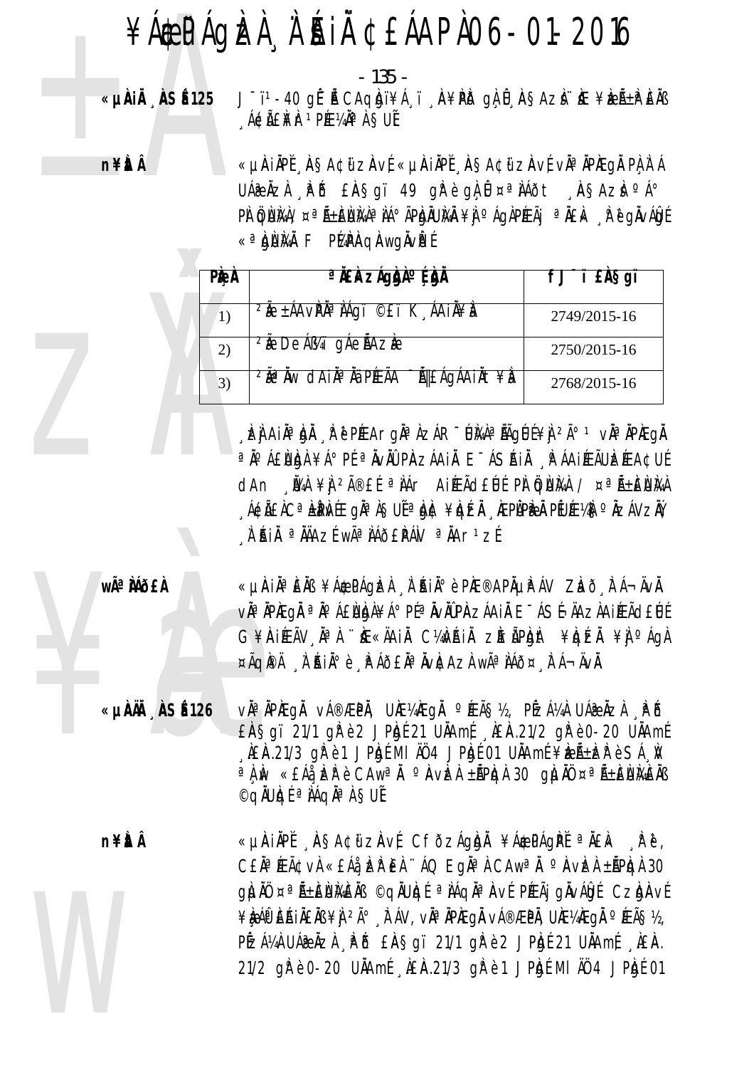**«µÀAiÀÄ ¸ÀASÉå 125** J¯ï¹-40 gÀ°è ÉÃCAqÀ¼Àï¥Á¸ï ¸À¥ÀÆð gÀ¸ÉÛ¸À§AzsÀ¨sÀÆ ¥ÀjºÁgÀzÀ ¸ÁzÀxÀ ¸ÀAPÀ½¸ÀAªÀ±À°¸ÀÄUÉ

**n¥ÀàtÂ** «µÀAiÀÄPÉ ¸À§A¢üzÀAvÉ «µÀAiÀÄPÉ ¸À§A¢üzÀAvÉ vÀªÀÄä ÀPÀEgÀ PÀ¸ÀÄÁ UÁæªÀÄzÀ ¸À«ð £À§gï 49 gÀ°è gÀ¸ÉÛ¤ªÀÄÁðt ¸À§AzsÀ ºÁ° PÀ ÖqÀUÀ¼À/ ¤ªÃ±ÀUÀ¼ÀªÀÄÁ° ÃPÀgÀÄ UÀ¼À¥Àj ºÁgÀ PÉÆÃj ªÀÄÉÀ ¸À°è gÀÄvÁgÉ «ªÀgÀUÀ¼À F PÉ¼ÀPÀAqÀAwgÀÄvÀÛÉ

| PÀæ.À | ªÀÄÉÀzÁgÀgÀ ºÉ¸ÀgÀÄ | f J¯ï £À§gï |
|---|---|---|
| 1) | ²æ±ÁAvÀªÀÄä ªÀÄÁgï ©£ï K¸ÁAiÀÄ¥Àà | 2749/2015-16 |
| 2) | ²æ DeÁ¼ï gÁeÃ¥Àzæ | 2750/2015-16 |
| 3) | ²æªÀÄw dAiÀÄªÀÄä PÉÆÃ¯ÁIÉÁgÁAiÀÄt ¥Àà | 2768/2015-16 |

¸ÀzÀj AiÀÄªÀgÀÄ ¸À°è PÉÆArgÀªÀzÁR¯ÉUÀ¼À ªÀÄgÀÆ É¥Àj²Ã°¹ vÀªÀÄPÀEgÀ ªÀÄºÁ£ÀUÀgÀ¥Á°PÉ ªÀvÀÄÛPÀzÁAiÀÄ E¯ÁSÉAiÀÄ ¸ÀªÁAiÉÃUÀzÉÃA¢UÉ dAn ¸ÀªÀ¼À¥Àj²Ã®£É ªÀÄÁr AiÉÆÃd£ÉUÉ PÀ ÖqÀUÀ¼À/ ¤ªÃ±ÀUÀ¼À ¸Á¢üÃ£ÀC ªÀ±ÀåªÁUÉ gÀªÀ §UÉ ªÀgÀ¢ ¥À¢ÉÃ ¸ÀEPÀÄPÀæÀ PÉÆUÉ ½ÀºÃzÁVzÀÄÝ ¸À¨sÉAiÀÄ ªÀÄÄAzÉwÀªÀÄÁð£ÀPÁÌV ªÀÄAr¹zÉ

**wÃªÀÄÁð£À** «µÀAiÀÄªÀÀÄß ¥Áæ¥ÁgÀzÀ ¸À¨sÉAiÀÄ°è PÀÆ®APÀµÀªÁV ZÀZÉð¸À¯Á¬ÄvÀÄ vÀªÀÄä ÀPÀEgÀ ªÀÄºÁ£ÀUÀgÀ¥Á°PÉ ªÀvÀÄÛPÀzÁAiÀÄ E¯ÁSÉ-EAzÀ AiÉÆÃd£ÉUÉ G¥ÀAiÉÆÃV¸ÀªÀÀ ¨sÀÆ«ÄAiÀÄ C¼ÀvÉAiÀÄ zÁR¯ÁPÀgÀt ¥ÀqÉzÀÄ ¥Àj ºÁgÀ ¤ÃqÀ®Ä ¸À¨sÉAiÀÄ°è ¸ÀªÁð£ÀªÀÄvÀ¢AzÀ wÃªÀÄÁð¤¸À¯Á¬ÄvÀÄ

**«µÀAiÀÄ ¸ÀASÉå 126** vÀªÀÄä ÀPÀEgÀ vÁ®ÆèPÀ, UÀÆ¼ÀÆgÀÄ ºÉÆÃ§½, PÉÆÁ¼ÀUÁæªÀÄzÀ ¸À«ð £À§gï 21/1 gÀ°è2 JPÀgÉ21 UÀÄAmÉ ¸À£À.21/2 gÀ°è0-20 UÀÄAmÉ ¸À£À.21/3 gÀ°è1 JPÀgÉ MlÄÖ4 JPÀgÉ 01 UÀÄAmÉ¥ÀæÃ±À°èSÁ¸ÀV ªÀ¸Àw «£ÁåzÀ°èCAwªÀÄ ºÀAvÀzÀ ±ÀÄPÀ¯ÀÌ30 gÀµÀÄÖ¤ªÃ±ÀUÀ¼ÀÄ ©qÀÄUÀqÉ ªÀÄÁqÀªÀ §UÉ

**n¥ÀàtÂ** «µÀAiÀÄPÉ ¸À§A¢üzÀAvÉ CfðzÁgÀgÀÄ ¥Áæ¥ÁgÀPÉ ªÀÄÉÀ ¸À°è, C£ÀªÉÆÃ¢vÀ «£ÁåzÀ°è£À ¨ÁQ EgÀªÀ CAwªÀÄ ºÀAvÀzÀ ±ÀÄPÀ¯ÀÌ30 gÀµÀÄÖ¤ªÃ±ÀUÀ¼ÀÄ ©qÀÄUÀqÉ ªÀÄÁqÀªÀAvÉ PÉÆÃjgÀÄvÁgÉ CzÀgÀAvÉ ¥ÀæÁÛªÀEAiÀÄ£ÀÄß¥Àj²Ã°¸À¯ÁV, vÀªÀÄä ÀPÀEgÀ vÁ®ÆèPÀ, UÀÆ¼ÀÆgÀÄ ºÉÆÃ§½, PÉÆÁ¼ÀUÁæªÀÄzÀ ¸À«ð £À§gï 21/1 gÀ°è2 JPÀgÉ21 UÀÄAmÉ ¸À£À. 21/2 gÀ°è0-20 UÀÄAmÉ ¸À£À.21/3 gÀ°è1 JPÀgÉ MlÄÖ4 JPÀgÉ 01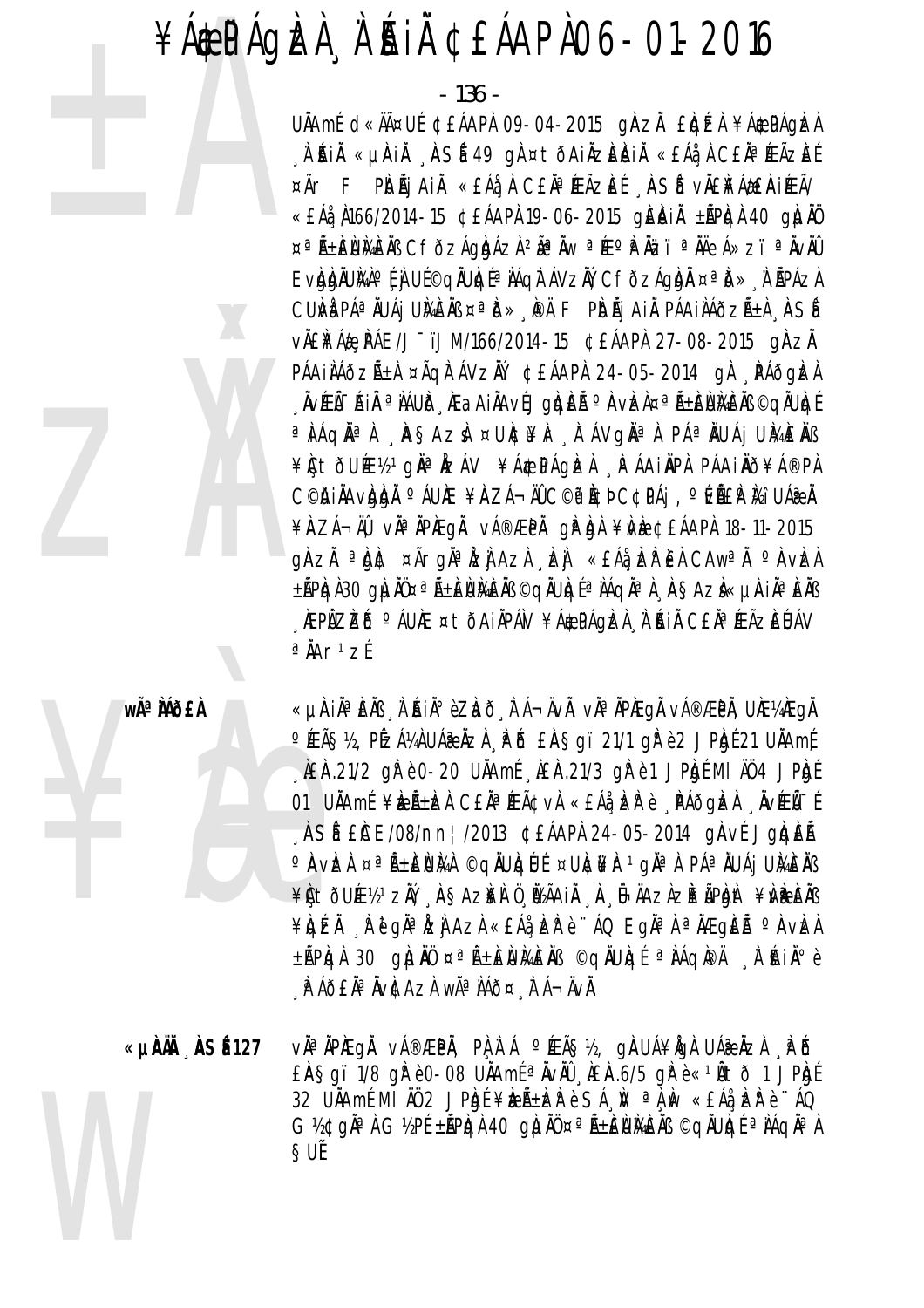- 136 -

UÀAmÉ d«ÄÃ¤UÉ ¢£ÁAPÀ 09-04-2015 gÀ°è£À ¥ÀæPÀlgÀ ÀÄ ÀÄiÀ «µÀiÀ ¸ÀASÉ 49 gÀ ¤tðAiÀÄzÀ°èAiÀÄ «£Áå¸À C£ÀªÉÆÃzÀ£É ¤Ãr F PÀbÉÃjAiÀÄ «£Áå¸À C£ÀªÉÆÃzÀ£É ¸ÀASÉ vÀ£ÀSÁ¢£ÀiÉÆ/ «£Áå¸À 166/2014-15 ¢£ÁAPÀ 19-06-2015 gÀ°èAiÀÄ ±ÀµÀðgÀ 40 gÀ¯ÁèÖ ¤ªÀÄ±ÀæÀrÀÄªÀÀß CfðzÁgÀgÀÄzÀ²ãªÀÄw ªÉÆºÀªÀÄäzï ªÀÄÉÁ»zï ªÀÄvÀÄÛ Evg Ã¼ÄUÀ¼Àº ÉjÀUÉ©qÀÄUÀq É ªÀiÁqÀ Ã ÁVzÀÝ CfðzÁgÀgÀÄ ¤ªÀ» ¸ÀÀÉPÁzÀ CUÀvÀåPÁªÀÄUÁjUÀ¼ÀÀß ¤ªÀ»¸ÀÄ F PÀbÉÃjAiÀÄ PÁAiÀÄðzÀ±À ÀASÉ vÀ£À¥ÁæPÁE/J¯ïJM/166/2014-15 ¢£ÁAPÀ 27-08-2015 gÀ°è PÁAiÀÄðzÀ±À ¤ÃqÀ ÁVzÀÝ ¢£ÁAPÀ 24-05-2014 gÀ ¸ÀPÁðgÀ ¸ÀÄvÉÆÛ ÉiÀ ªÀÄUÀ ¸ÆaAiÀÄAvÉ gÀ¢ÀÉ ºÀvÀÛÀ¤ªÀÄ±ÀæÀÀß©qÀÄUÀq É ªÀiÁqÀ ªÀ ¸À§AzÀ ¤UÀ¢¥À ¸ÀÁVgÀ ªÀ PÁªÀÄUÁjUÀ¼ÀÀß ¥ÀtðUÉ½¹ gÀ ªÀ ÁV ¥ÁæPÀlgÀ ¸À ÁAiÀÄPÀ PÁAiÀÄð¥Á®PÀ C©AiÀÄAvÀgÀ ºÁUÀÆ ¥ÀÀZÁ¬ÄÛC©ã¤Þ C¢PÁj, ºÉ¸ÀÌ ÁUÁgÀ ¥ÀÀZÁ¬ÄÛ vÀ ªÀÄPÀEgÀ vÁ®ÆPÀ gÀ gÀ ¥ÀÀæ¢£ÁAPÀ 18-11-2015 gÀ°è ªÀgÀ ¤Ãr gÀ ªÀÀj AzÀ ¸ÀÀ «£Áå¸À PÀ CAwªÀ ºÀvÀÛÀ ±ÀµÀðgÀ 30 gÀ¯ÁèÖ ¤ªÀÄ±ÀæÀrÀÀß ©qÀÄUÀq É ªÀiÁqÀªÀ ¸À§Azs «µÀiÀªÀÀß ¸ÀÆPÀÛZÀ ºÁUÀÆ ¤tðAiÀÄPÁV ¥ÁæPÀlgÀ ¸ÀÄ ÀÄiÀ C£ÀªÉÆÃzÀ£ÉUÁV ªÀÄAr¹zÉ

**wÃªÀiÁð£À**

«µÀAiÀÀÀß ¸ÀÄ ÀÄiÀÄ°è ZÀZÀð ¸À Á¬ÄvÀ vÀ ªÀÄPÀEgÀ vÁ®ÆPÀ, UÀ¼ÀEgÀ ºÉÆÃ§½, PÉZÁ¼ÀUÁæÀÄzÀ ¸ÀPÉ £À§gï 21/1 gÀ°è 2 JPÀgÉ 21 UÀAmÉ, ¸ÀÀ.21/2 gÀ°è 0-20 UÀAmÉ ¸ÀÀ.21/3 gÀ°è 1 JPÀgÉ MlÄÖ 4 JPÀgÉ 01 UÀAmÉ ¥ÀæÉÃ±ÀPÀ C£ÀªÉÆÃ¢vÀ «£Áå¸À PÀ°è ¸ÀPÁðgÀ ¸ÀÄvÉÆÛ É ¸ÀASÉ £ÀÉ /08/nn¦/2013 ¢£ÁAPÀ 24-05-2014 gÀ vÉ JgÀ¢ÀÉ ºÀvÀÛÀ ¤ªÀÄ±ÀæÀ¼À ©qÀÄUÀqÉ ¤UÀ¢¥À¹ gÀ ªÀ PÁªÀÄUÁjUÀ¼ÀÀß ¥ÀtðUÉ½¹zÀÝ ¸À§AzÀ PÀ Ö¸ÀÀÃAiÀÄ ¸À ¸ÀÃÄAzÀÀ ÀÄPÀlgÀ ¥ÀæÀÀß ¥ÀjÉÃ ¸ÀÀ gÀ ªÀÀj AzÀ «£Áå¸À PÀ°è ÁQ EgÀ ªÀ ªÀÄEgÀ¢ÀÉ ºÀvÀÛÀ ±ÀµÀðgÀ 30 gÀ¯ÁèÖ ¤ªÀÄ±ÀæÀrÀÀß ©qÀÄUÀqÉ ªÀiÁqÀ®Ä ¸ÀÄ ÀÄiÀÄ°è ¸ÀÁð£ÀªÀÄvÀ AzÀ wÃªÀiÁð¤¸À Á¬ÄvÀÄ.

**«µÀAiÀÄ ¸ÀASÉ 127**

vÀ ªÀÄPÀEgÀ vÁ®ÆPÀ, PÀ¸À Á ºÉÆÃ§½, gÀ UÁ¥ÀgÀ UÁæÀÄzÀ ¸ÀPÉ £À§gï 1/8 gÀ°è 0-08 UÀAmÉ ªÀÄvÀÄÛ ¸ÀÀ.6/5 gÀ°è «¹Ñtð 1 JPÀgÉ 32 UÀAmÉ MlÄÖ 2 JPÀgÉ ¥ÀæÉÃ±ÀPÀ°è SÁ¸À ªÀ¸Àw «£Áå¸À PÀ°è ÁQ G½¢gÀªÀ G½PÉ ±ÀµÀðgÀ 40 gÀ¯ÁèÖ ¤ªÀÄ±ÀæÀrÀÀß ©qÀÄUÀqÉ ªÀiÁqÀªÀ §UÉ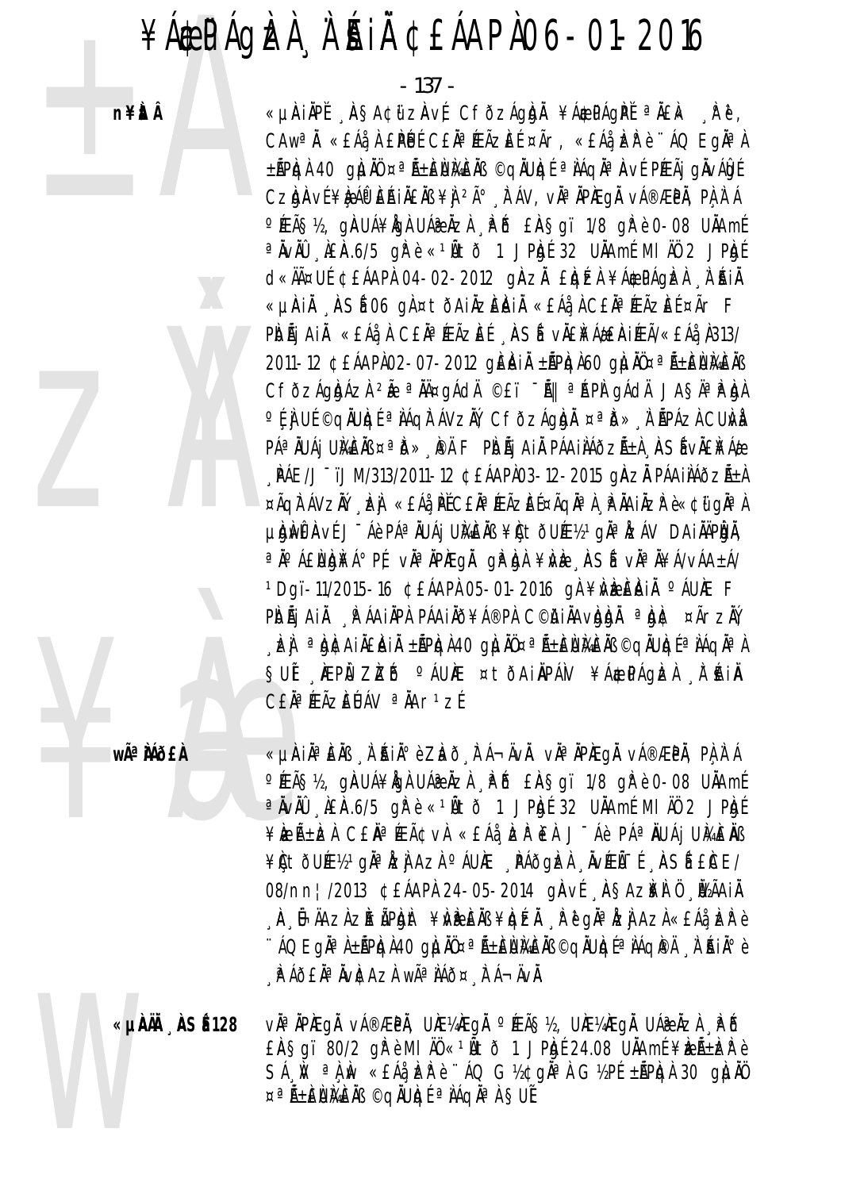**n¥ÀàtÂ**

«µÀAiÀÄPÉÌ ¸ÀA§A¢ü¹zÀAvÉ CfðzÁgÀgÀÄ ¥ÁæPÁgÀPÉÌ ªÀÄ£À« ¸À°è¹, CAwªÀÄ «£Áå¸À £ÀPÉë C£ÀÄªÉÆÃzÀ£É ¤Ãr, «£Áå¸ÀzÀ°è ¨ÁQ EgÀÄªÀ ±ÀÄ®ÌªÀ£ÀÄß 40 gÀµÀÄÖ ¤ªÉÄ±ÀPÀÌAiÀÄß ©qÀÄUÀqÉ ªÀiÁqÀ¨ÉÃPÉAzÀÄ PÉÆÃjgÀÄvÁÛgÉ CzÀgÀAvÉ ¥ÁæÁ¢üPÁjAiÀÄ£ÀÄß ¥Àj²Ã°¸ÁV, vÁ®ÆèPÀÄ, PÀ¸À¨Á ºÉÆÃ§½, gÀÄUÁ¥ÀÄgÀ UÁæªÀÄzÀ ¸À.£ÀA. 1/8 gÀ°è 0-08 UÀÄAmÉ ªÀÄvÀÄÛ ¸À.£À.6/5 gÀ°è «¹Ûðtð 1 JPÀgÉ 32 UÀÄAmÉ MlÄÖ 2 JPÀgÉ d«ÄÃ¤UÉ ¢£ÁAPÀ 04-02-2012 gÀAzÀÄ £ÀqÉzÀ ¥ÁæPÁgÀzÀ ¸À¨sÉAiÀÄ «µÀAiÀÄ ¸ÀASÉå06 gÀ¤ßtðAiÀÄzÀAvÉ «£Áå¸À C£ÀÄªÉÆÃzÀ£É ¤Ãr F PÀbÉÃjAiÀÄ «£Áå¸À C£ÀÄªÉÆÃzÀ£É ¸ÀASÉå vÀ£ÀSÉ/¥ÁæPÁ/«£Áå¸À/313/ 2011-12 ¢£ÁAPÀ 02-07-2012 gÀ°èAiÀÄ ±ÀÄ®ÌªÀ 60 gÀµÀÄÖ ¤ªÉÄ±ÀPÀÌAiÀÄß CfðzÁgÀgÀ ²æÃ ªÀÄÄ¤gÁdÄ ©£ï ¯ÉÃ| ªÉAPÀlgÁdÄ JA§ÄªÀªÀgÀÄ ºÉÆjUÉ ©qÀÄUÀqÉ ªÀiÁqÀ¯ÁVzÀÄÝ CfðzÁgÀgÀÄ ¤ªÀÄð¸À¯ÁVzÀ CUÀæ PÁªÀÄUÁjUÀ¼À£ÀÄß ¤ªÀÄð¸ÀzÉÃ F PÀbÉÃjAiÀÄ PÁAiÀÄðzÉÃ±À ¸ÀASÉå vÀ£ÀSÉ/¥Áæ ¸ÀPÁE/J¯ï/JM/313/2011-12 ¢£ÁAPÀ 03-12-2015 gÀAzÀÄ PÁAiÀÄðzÉÃ±À ¤ÃqÀ¯ÁVzÀÄÝ ¸ÀzÀj «£Áå¸ÀPÉÌ C£ÀÄªÉÆÃzÀ£É¤ÃqÀÄªÀ ¸ÀªÀÄAiÀÄzÀ°è «¢ü¸À¯ÁUÀÄªÀ µÀgÀvÀÄÛUÀ¼ÀAvÉ J¯Áè PÁªÀÄUÁjUÀ¼À£ÀÄß ¥ÀÆtðUÉÆ½¹gÀÄªÀÅzÁV DAiÀÄÄPÀÛgÀÄ, ªÀÄºÁ£ÀUÀgÀ¥Á°PÉ, vÀªÀÄä ¥ÀvÀæzÀ gÀ°ègÀÄ ¥ÀvÀæ ¸ÀASÉå vÀªÀÄä/¥Á/vÁA±Á/ ¹Dgï-11/2015-16 ¢£ÁAPÀ 05-01-2016 gÀ ¥ÀvÀæzÀ°èAiÀÄ ºÁUÀÆ F PÀbÉÃjAiÀÄ ¸ÀºÁAiÀÄPÀ PÁAiÀÄð¥Á®PÀ C©üAiÀÄAvÀgÀgÀÄ ªÀgÀ¢ ¤ÃrzÀÄÝ ¸ÀzÀj ªÀgÀ¢AiÀÄ£ÀéAiÀÄ ±ÀÄ®ÌªÀ 40 gÀµÀÄÖ ¤ªÉÄ±ÀPÀÌAiÀÄß©qÀÄUÀqÉ ªÀiÁqÀ®Ä §UÉÎ ¸ÀÆPÀÛ ZÀZÉð ºÁUÀÆ ¤tðAiÀÄPÁÌV ¥ÁæPÁgÀzÀ ¸À¨sÉAiÀÄ C£ÀÄªÉÆÃzÀ£ÉUÁV ªÀÄAr¹zÉ.

**wÃªÀiÁð£À**

«µÀAiÀÄªÀ£ÀÄß ¸À¨sÉAiÀÄ°è ZÀað¸À¯Á¬ÄvÀÄ. vÀÁ®ÆèPÀÄ PÀ¸À¨Á ºÉÆÃ§½, gÀÄUÁ¥ÀÄgÀ UÁæªÀÄzÀ ¸À.£ÀA. 1/8 gÀ°è 0-08 UÀÄAmÉ ªÀÄvÀÄÛ ¸À.£À.6/5 gÀ°è «¹Ûðtð 1 JPÀgÉ 32 UÀÄAmÉ MlÄÖ 2 JPÀgÉ ¥ÀæzÉÃ±ÀzÀ C£ÀÄªÉÆÃ¢vÀ «£Áå¸ÀzÀ°è£À J¯Áè PÁªÀÄUÁjUÀ¼À£ÀÄß ¥ÀÆtðUÉÆ½¹gÀÄªÀÅzÀjAzÀ ºÁUÀÆ ¸ÀPÁðgÀzÀ ¸ÀÄvÉÆÛÃ¯É ¸ÀASÉå£ÀCE/ 08/nn¦/2013 ¢£ÁAPÀ 24-05-2014 gÀAvÉ ¸À§AzsÀ¥ÀlÖ E¯ÁSÉAiÀÄ ¸À¸ÀÜ¼ÀzÀ ªÀgÀ¢AiÀÄ£ÀéAiÀÄ ¥ÀvÀæzÀ°è£ÀAvÉ ¸ÀzÀj ªÀÄAdÆgÁw¸À «£Áå¸ÀzÀ°è ¨ÁQ EgÀÄªÀ ±ÀÄ®ÌªÀ 40 gÀµÀÄÖ ¤ªÉÄ±ÀPÀÌAiÀÄß©qÀÄUÀqÉ ªÀiÁqÀ®Ä ¸À¨sÉAiÀÄ°è ¸ÀªÁð£ÀÄªÀÄvÀ¢AzÀ wÃªÀiÁð¤¸À¯Á¬ÄvÀÄ.

**«µÀAiÀÄ ¸ÀASÉå128**

vÀÁ®ÆèPÀÄ vÁ®ÆèPÀÄ, UÀÆ½UÀgÀÄ ºÉÆÃ§½, UÀÆ½UÀgÀÄ UÁæªÀÄzÀ ¸À.£ÀA. 80/2 gÀ°è MlÄÖ«¹Ûðtð 1 JPÀgÉ 24.08 UÀÄAmÉ¥ÀæzÉÃ±ÀzÀ°è ¸ÁªÀðd¤PÀ «£Áå¸ÀzÀ°è ¨ÁQ G½¢gÀÄªÀ G½PÉ ±ÀÄ®ÌªÀ 30 gÀµÀÄÖ ¤ªÉÄ±ÀPÀÌAiÀÄß ©qÀÄUÀqÉ ªÀiÁqÀÄªÀ §UÉÎ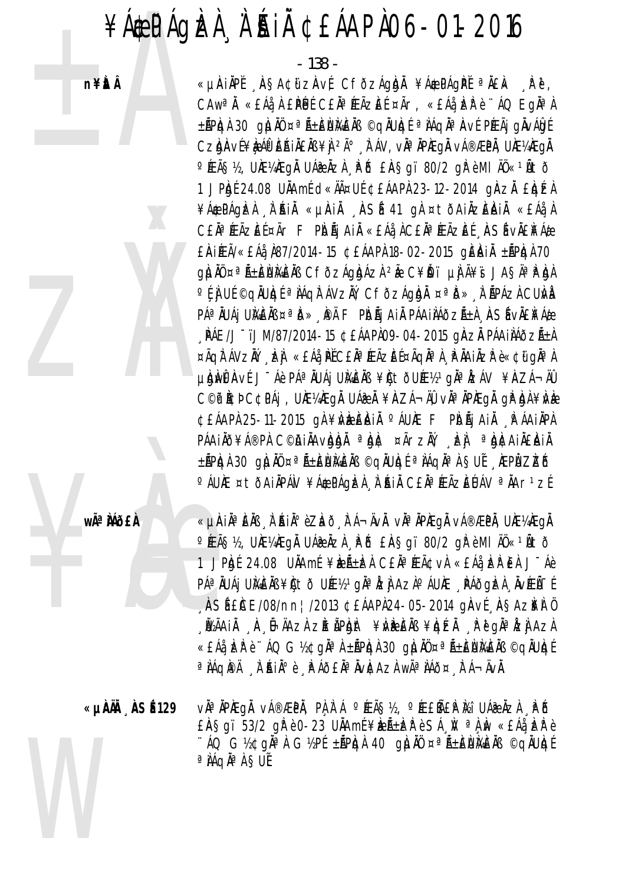n¥ÌÀÂ

«µÀiÀÄPË ¸ÀA§A¢üzÀAvÉ CfðzÁgÀgÀÄ ¥ÁæPÁgÀPÉ ªÀÄEÀ ¸ÀºÉ, CAwªÀÄ «£Áå¸À £ÀPÉë C£ÀªÉÆÃzÀ£É ¤ÃrÀ, «£Áå¸ÀzÀ ºÉ¨ÁQ EgÀªÀ ±ÀÄPÀÌ 30 gÀµÀÄÖ¤ªÉÄ±ÉÃµÁæAiÀß ©qÀÄUÀqÉ ªÀiÁqÀªÀAvÉ PÉÆÃjgÀÄvÁÛgÉ CzÀgÀAvÉ¥ÀæÁ¢üPÁgÀzÀ¥ÀjªÃ°¸À ÁV, vÀªÀÄPÀEgÀÄ vÁ®ÆPÀ, UÀE¼ÀEgÀÄ ºÉÆÃ§½, UÀE¼ÀEgÀÄ UÁæªÀÄzÀ ¸ÀªÉð £ÀA§gï 80/2 gÀ°èMI ÄÖ«¹Ûtð 1 JPÀgÉ 24.08 UÀÄAmÉ d«ÄÃ£ÀUÉ ¢£ÁAPÀ 23-12-2014 gÀAzÀÄ £ÀqÉzÀ ¥ÁæPÁgÀzÀ ¸À¨sÉAiÀÄ «µÀAiÀÄ ¸ÀASÉå 41 gÀ ¤tðAiÀÄzÀAvÉAiÀÄ «£Áå¸À C£ÀªÉÆÃzÀ£É¤ÃrÀ F PÀbÉÃjAiÀÄ «£Áå¸À C£ÀªÉÆÃzÀ£É ¸ÀASÉåvÀÄ¥ÀÅ/Áæ £ÀAiÉÆÃ/«£Áå¸À/87/2014-15 ¢£ÁAPÀ 18-02-2015 gÀAvÉAiÀÄ ±ÀÄPÀÌ 70 gÀµÀÄÖ¤ªÉÄ±ÉÃµÁæAiÀß CfðzÁgÀgÀÄzÀ²æÃ C¥ÀÄì µÀjÃ¥ï JA§ÄªÀªÀgÀÀ ºÉ¸ÀjUÉ ©qÀÄUÀqÉ ªÀiÁqÀ¯ÁVzÀÄÝ, CfðzÁgÀgÀÄ ¤ªÉÃ±À¸À ÄPÁzÀ CUÀvÀå PÁªÀÄUÁjUÀ¼À£ÀÄß ¤ªÉÃ±À¸ÀÄª F PÀbÉÃjAiÀÄ PÁAiÀÄÃðzÉÃ±À ¸ÀASÉåvÀÄ¥ÀÅ/Áæ ¸ÀPÁE/J¯ïJM/87/2014-15 ¢£ÁAPÀ 09-04-2015 gÀAzÀÄ PÁAiÀÄÃðzÉÃ±À ¤ÃqÀ¯ÁVzÀÄÝ ¸ÀzÀj «£Áå¸ÀPÉÌ C£ÀªÉÆÃzÀ£É¤ÃqÀªÀ ¸ÀªÀÄAiÀÄzÀ°è¢üUÀªÀ µÀgÀvÀÛÀAvÉ J¯Áè PÁªÀÄUÁjUÀ¼À£ÀÄß ¥ÀÆtðUÉÆ½¹gÀÄªÀzÀjAzÀ ¥ÀAZÁ¬ÄÛ C©üªÀÈ¢Þ C¢üPÁj, UÀE¼ÀEgÀÄ UÁæªÀÄ ¥ÀAZÁ¬ÄÛ vÀªÀÄPÀEgÀÄ gÀªÀgÀ¥ÀvÀæ ¢£ÁAPÀ 25-11-2015 gÀ ¥ÀvÀæzÀAvÉAiÀÄ ºÁUÀÆ F PÀbÉÃjAiÀÄ ¸ÀPÁAiÀÄPÀ PÁAiÀÄð¥Á®PÀ C©üAiÀÄAvÀgÀgÀÄ ªÀgÀ¢ ¤ÃrzÀÄÝ ¸ÀzÀj ªÀgÀ¢AiÀÄAvÉAiÀÄ ±ÀÄPÀÌ 30 gÀµÀÄÖ¤ªÉÄ±ÉÃµÁæAiÀß ©qÀÄUÀqÉ ªÀiÁqÀªÀ §UÉÎ ¸ÀÆPÀÛ ZÀZÉð ºÁUÀÆ ¤tðAiÀÄPÁV ¥ÁæPÁgÀzÀ ¸À¨sÉAiÀÄ C£ÀªÉÆÃzÀ£ÉUÁV ªÀÄAr¹zÉ

wÃªÀiÁð£À

«µÀAiÀÄªÀ£ÀÄß ¸À¨sÉAiÀÄ°èZÀað¸À¯Á¬ÄvÀÄ vÀªÀÄPÀEgÀÄ vÁ®ÆPÀ, UÀE¼ÀEgÀÄ ºÉÆÃ§½, UÀE¼ÀEgÀÄ UÁæªÀÄzÀ ¸ÀªÉð £ÀA§gï 80/2 gÀ°èMI ÄÖ«¹Ûtð 1 JPÀgÉ 24.08 UÀÄAmÉ ¥ÀæzÉÃ±ÀzÀ C£ÀªÉÆÃ¢vÀ «£Áå¸ÀzÀ°è£À J¯Áè PÁªÀÄUÁjUÀ¼À£ÀÄß¥ÀÆtðUÉÆ½¹gÀÄªÀÄzÀjAzÀ ºÁUÀÆ ¸ÀPÁðgÀzÀ ¸ÀÄvÉÆÛÃ É ¸ÀASÉå£ÀCE/08/nn¦/2013 ¢£ÁAPÀ 24-05-2014 gÀAvÉ ¸À§AzÀsÀ¥ÀlÖ ¸ÀÜ¼ÃAiÀÄ ¸ÀA¸ÉÜ¬ÄAzÀ zÀÈrÃPÀgÀt ¥ÀvÀæzÀAvÉ ¥ÀqÉzÀ ¸ÀºÉ gÀªÀÄzÀjAzÀ «£Áå¸ÀzÀ°è ºÉ¨ÁQ G½¢gÀªÀ ±ÀÄPÀÌ 30 gÀµÀÄÖ¤ªÉÄ±ÉÃµÁæAiÀß ©qÀÄUÀqÉ ªÀiÁqÀ®Ä ¸À¨sÉAiÀÄ°è¸ÀªÁðÉ£ÀªÀÄvÀ¢AzÀ wÃªÀiÁð¤¸À¯Á¬ÄvÀÄ

«µÀAiÀÄ ¸ÀASÉå 129

vÀªÀÄPÀEgÀÄ vÁ®ÆPÀ, PÀ¸À¨Á ºÉÆÃ§½, ºÉÆ£ÉßÃ£ÀºÀ½î UÁæªÀÄzÀ ¸ÀªÉð £ÀA§gï 53/2 gÀ°è0-23 UÀÄAmÉ ¥ÀæzÉÃ±ÀzÀ°è SÁ¸ÀV ªÀ¸Àw «£Áå¸ÀzÀ°è ¨ÁQ G½¢gÀªÀ G½PÉ ±ÀÄPÀÌ 40 gÀµÀÄÖ¤ªÉÄ±ÉÃµÁæAiÀß ©qÀÄUÀqÉ ªÀiÁqÀªÀ §UÉÎ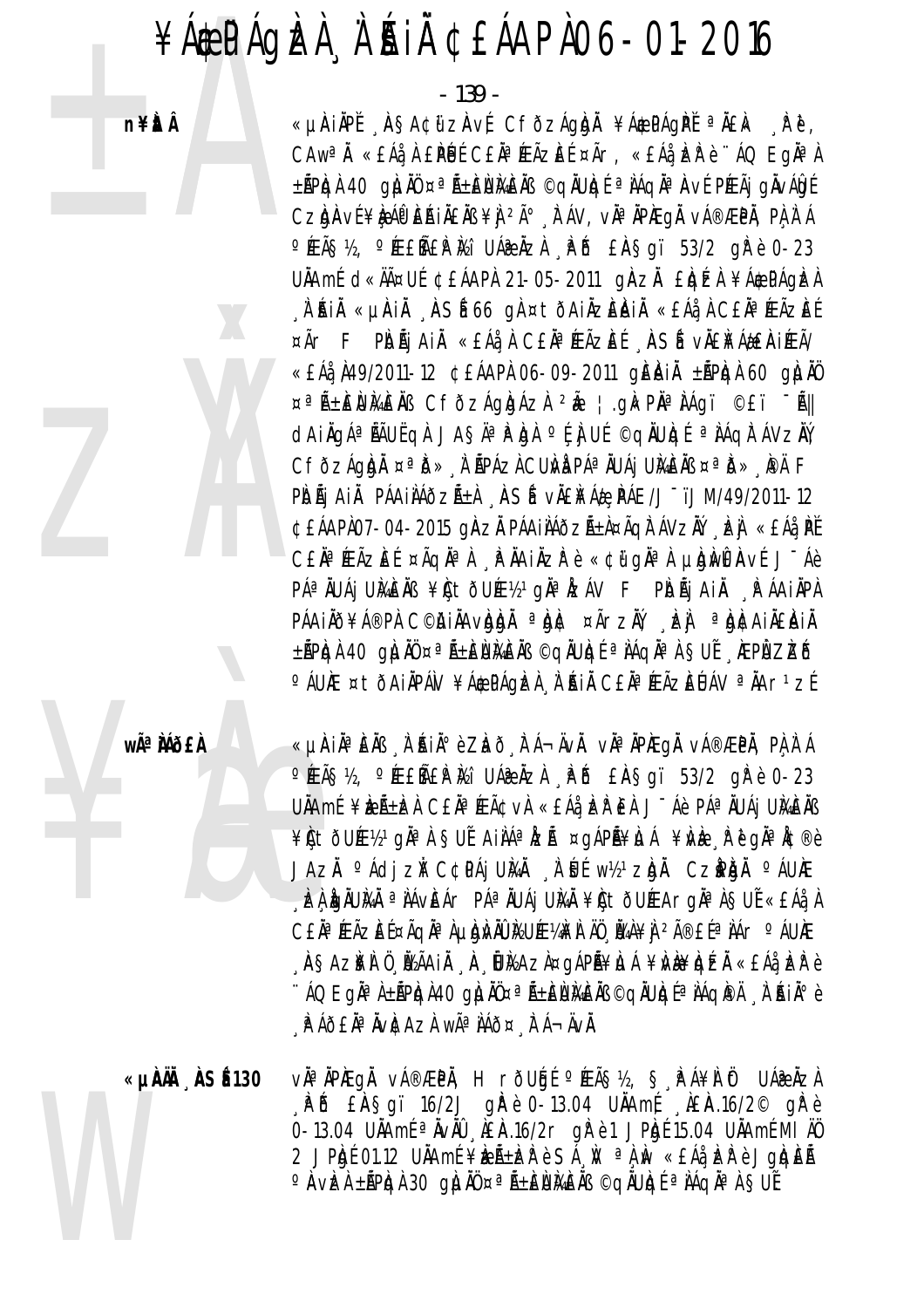**n¥ÀàÂ**

«µÀAiÀÄPÉ ¸ÀA§A¢üzÀAvÉ CfðzÁgÀgÀÄ ¥ÁæPÁgÀPÉ ªÀÄ£À ¸À°è¹, CAwªÀÄ «£Áå¸À £ÀPÉëUÉ C£ÀÄªÉÆÃzÀ£É ¤Ãr, «£Áå¸ÀzÀ°è ¨ÁQ EgÀÄªÀ ±ÉÃPÀqÀ 40 gÀµÀÄÖ ¤ªÉÃ±À£ÀUÀ¼À£ÀÄß ©qÀÄUÀqÉ ªÀiÁqÀ¯ÁVzÉ PÉÃjgÀÄvÁÛgÉ CzÀgÀAvÉ ¥ÁæzsÁ¢üPÁjAiÀÄ£ÀÄß ¥Àj²Ã°¸À¯ÁV, vÀªÀÄPÉgÀ vÁ®ÆèPÀ, PÀ¸À§Á ºÉÆÃ§½, ºÉÆ£ÀßÉ£ÀºÀ½î UÁæªÀÄzÀ ¸ÀªÉð £ÀA§gï 53/2 gÀ°è 0-23 UÀÄAmÉ d«ÄÃ¤UÉ ¢£ÁAPÀ 21-05-2011 gÀAzÀÄ £ÀqÉzÀ ¥ÁæPÁgÀzÀ ¸À¨sÉAiÀÄ «µÀAiÀÄ ¸ÀASÉå 66 gÀ ¤tðAiÀÄzÀAvÉAiÀÄ «£Áå¸À C£ÀÄªÉÆÃzÀ£É ¤Ãr F PÀbÉÃjAiÀÄ «£Áå¸À C£ÀÄªÉÆÃzÀ£É ¸ÀASÉå vÀÄ£ÀPÁ¥ÀæPÁ/EÉÆ/«£Áå¸À/49/2011-12 ¢£ÁAPÀ 06-09-2011 gÀ£ÀéAiÀÄ ±ÉÃPÀqÀ 60 gÀµÀÄÖ ¤ªÉÃ±À£ÀUÀ¼À£ÀÄß CfðzÁgÀgÁzÀ ²æÃ ¦.gÁPÉÃ±ÀªÀÄgï ©£ï ¯Él| dAiÀÄgÁªÉÃUËqÀ JA§ÄªÀgÀgÀ ºÉ¸ÀjUÉ ©qÀÄUÀqÉ ªÀiÁqÀ¯ÁVzÀÝ, CfðzÁgÀgÀÄ ¤ªÉÃ±À£À» ¸ÀÜ¼ÀPÁÌV CUÀvÀåªÁzÀ PÁªÀÄUÁjUÀ¼À£ÀÄß ¤ªÉÃ±À£À» ¸ÀÜ¼ÀzÀ F PÀbÉÃjAiÀÄ PÁAiÀiÁðzÉÃ±À ¸ÀASÉå vÀÄ£ÀPÁ¥ÀæPÁ/E/J¯ïJA/49/2011-12 ¢£ÁAPÀ 07-04-2015 gÀAzÀÄ PÁAiÀiÁðzÉÃ±À¤ÃqÀ¯ÁVzÀÝ, ¸ÀzÀj «£Áå¸ÀPÉÌ C£ÀÄªÉÆÃzÀ£É ¤ÃqÀÄªÀ ¸ÀAzÀ¨sÀðzÀ°è «¢ü¸À¯ÁzÀ µÀgÀvÀÄÛUÀ¼ÀAvÉ J¯Áè PÁªÀÄUÁjUÀ¼À£ÀÄß ¥ÀÆtðUÉÆ½¹gÀÄªÀÅzÀjAzÀ F PÀbÉÃjAiÀÄ ¸ÀºÁAiÀÄPÀ PÁAiÀÄð¥Á®PÀ C©üAiÀÄAvÀgÀgÀÄ ªÀgÀ¢ ¤ÃrzÀÄÝ, ¸ÀzÀj ªÀgÀ¢AiÀÄ£ÀéAiÀÄ ±ÉÃPÀqÀ 40 gÀµÀÄÖ ¤ªÉÃ±À£ÀUÀ¼À£ÀÄß ©qÀÄUÀqÉ ªÀiÁqÀÄªÀ §UÉÎ ¸ÀPÁðgÀzÀ ºÁUÀÆ ¤tðAiÀÄPÁÌV ¥ÁæPÁgÀzÀ ¸À¨sÉAiÀÄ C£ÀÄªÉÆÃzÀ£ÉUÁV ªÀÄAr¹zÉ

**wÃªÀiÁð£À**

«µÀAiÀÄªÀ£ÀÄß ¸À¨sÉAiÀÄ°è ZÀað¸À¯ÁV ¸ÀªÁ¯ÉÆÃa¹, vÀªÀÄPÉgÀ vÁ®ÆèPÀ, PÀ¸À§Á ºÉÆÃ§½, ºÉÆ£ÀßÉ£ÀºÀ½î UÁæªÀÄzÀ ¸ÀªÉð £ÀA§gï 53/2 gÀ°è 0-23 UÀÄAmÉ ¥ÀæzÉÃ±ÀzÀ C£ÀÄªÉÆÃ¢vÀ «£Áå¸ÀzÀ°è£À J¯Áè PÁªÀÄUÁjUÀ¼À£ÀÄß ¥ÀÆtðUÉÆ½¹gÀÄªÀ §UÉÎ AiÉÆÃd£Á ¤zÉÃð±ÀPÀgÀÄ ¥ÀæªÀiÁtÂÃPÀj¹gÀÄªÀÅ¢®è JAzÀÄ ºÁdjzÀÝ C¢üPÁjUÀ¼ÀÄ ¸À¨sÉUÉ w½¹zÀgÀÄ. CzÀgÀAvÉ ºÁUÀÆ ¸ÀzÀj ¸ÀgÀÄUÀ¼ÀÄ ªÀiÁvÀæªÀ¯Áè PÁªÀÄUÁjUÀ¼ÀÄ ¥ÀÆtðUÉÆArgÀÄªÀ §UÉÎ «£Áå¸À C£ÀÄªÉÆÃzÀ£É¤ÃqÀÄªÀ µÀgÀvÀÄÛUÀ¼À£ÀéAiÀÄ ¥ÀæzsÁ£À ¸ÀPÁðgÀ¢AzÀ ¥Àj²Ã®£É ªÀiÁr ºÁUÀÆ ¸ÀA§AzsÀ¥ÀlÖ E¯ÁSÉAiÀÄ ¸ÀPÁðgÀzÀ ¤zÉÃð±ÀPÀgÀ ¥ÀæªÀiÁtÂÃPÀgÀt ¥ÀqÉzÀ «£Áå¸ÀzÀ°è ¨ÁQ EgÀÄªÀ ±ÉÃPÀqÀ 40 gÀµÀÄÖ ¤ªÉÃ±À£ÀUÀ¼À£ÀÄß ©qÀÄUÀqÉ ªÀiÁqÀ®Ä ¸À¨sÉAiÀÄ°è ¸ÀªÁð£ÀÄªÀÄvÀ¢AzÀ wÃªÀiÁð¤¸À¯Á¬ÄvÀÄ.

**«µÀAiÀÄ ¸ÀASÉå130**

vÀªÀÄPÉgÀ vÁ®ÆèPÀ, H¯ïðUÉ ºÉÆÃ§½, §¸ÀªÀ£À¥ÀÄgÀ UÁæªÀÄzÀ ¸ÀªÉð £ÀA§gï 16/2J gÀ°è 0-13.04 UÀÄAmÉ ¸ÀªÉ.16/2© gÀ°è 0-13.04 UÀÄAmÉ ªÀÄvÀÄÛ ¸ÀªÉ.16/2r gÀ°è 1 JPÀgÉ 15.04 UÀÄAmÉ MlÄÖ 2 JPÀgÉ 01.12 UÀÄAmÉ ¥ÀæzÉÃ±ÀPÉÌ ¸ÀA§A¢ü¹ ªÀ¸Àw «£Áå¸ÀPÉÌ JgÀqÀ£ÉÃ ºÀAvÀzÀ ±ÉÃPÀqÀ 30 gÀµÀÄÖ ¤ªÉÃ±À£ÀUÀ¼À£ÀÄß ©qÀÄUÀqÉ ªÀiÁqÀ¯ÁUÀÄªÀ §UÉÎ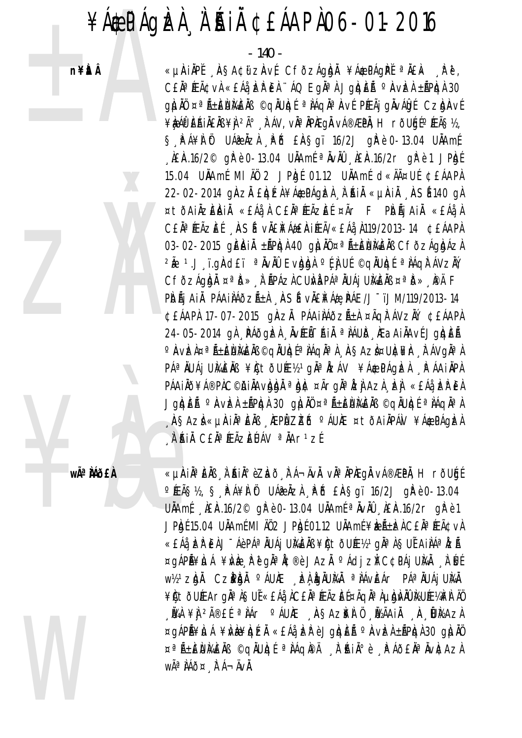**n¥ÀàtÂ**

«µÀAiÀÄPÉ ¸ÀA§A¢üzÀAvÉ CfðzÁgÀgÀÄ ¥ÁæPÁgÀPÉ ªÀÄ£À« ¸À°è, C£ÀÄªÉÆÃ¢vÀ «£Áå¸ÀPÀAvÉ ¨ÁQ EgÀÄªÀ JgÀqÀ£ÉÃ ºÀAvÀzÀ ±ÀÄ®ÌªÁzÀ 30 gÀµÀÄÖ ¤ªÀÄ±ÀÌ ªÀiË®åzÀ ©qÀÄUÀqÉ ªÀiÁqÀÄªÀAvÉ PÉÆÃjgÀÄvÁÛgÉ. CzÀgÀAvÉ ¥ÁæAiÉÆÃfvÀ £ÀUÀgÀzÀ ¸ÀªÉð £ÀA§gï 16/2J gÀ°è 0-13.04 UÀÄAmÉ, ¸ÀªÉð £ÀA.16/2© gÀ°è 0-13.04 UÀÄAmÉ ªÀÄvÀÄÛ ¸ÀªÉð £ÀA.16/2r gÀ°è 1 JPÀgÉ 15.04 UÀÄAmÉ MlÄÖ 2 JPÀgÉ 01.12 UÀÄAmÉ d«ÄÃ¤UÉ ¢£ÁAPÀ 22-02-2014 gÀAzÀÄ £ÀqÉzÀ ¥ÁæPÁgÀzÀ ¸À¨sÉAiÀÄ «µÀAiÀÄ ¸ÀASÉå 140 gÀ ¤tðAiÀÄzÀAvÉ «£Áå¸À C£ÀÄªÉÆÃzÀ£É ¤Ãr F PÀbÉÃjAiÀÄ «£Áå¸À C£ÀÄªÉÆÃzÀ£É ¸ÀASÉå vÀ£ÀÌ/¥Áæ¸ÀAiÉÆÃ/«£Áå¸À/119/2013-14 ¢£ÁAPÀ 03-02-2015 gÀ°èAiÀÄ ±ÀÄ®ÌzÀ 40 gÀµÀÄÖ ¤ªÀÄ±ÀÌ ªÀiË®åzÀ CfðzÁgÀgÀÄ zÀ ²æÃ ¹.J¸ï.gÀ«±ÀAPÀgï ªÀÄvÀÄÛ EvÀgÀgÀÄ ºÉ¸ÀjUÉ ©qÀÄUÀqÉ ªÀiÁqÀ¯ÁVzÀÄÝ, CfðzÁgÀgÀÄ ¤ªÉÃ±À£ÀUÀ¼À ºÀAZÀ¤PÉ ªÀÄÄAZÉ ªÀiË®åzÀ ¤ªÉÃ±À£À F PÀbÉÃjAiÀÄ PÁAiÀÄðzÀ±ÀÄð¸ÀASÉå vÀ£ÀÌ/¥Áæ¸ÀAiÉÆÃ/J¯ïJM/119/2013-14 ¢£ÁAPÀ 17-07-2015 gÀAzÀÄ PÁAiÀÄðzÀ±ÀÄð ¤ÃqÀ¯ÁVzÀÄÝ ¢£ÁAPÀ 24-05-2014 gÀ ¸ÀPÁðgÀzÀ ¸ÀÄvÉÆÛÃ ªÉÆÃj ¸ÀAPÀ¯Àä ªÀÄÄAzÀAvÉ JgÀqÀ£ÉÃ ºÀAvÀzÀ ¤ªÀÄ±ÀÌ ªÀiË®åzÀ ©qÀÄUÀqÉ ªÀiÁqÀÄªÀ ¸ÀA§AzsÀ ¤UÀ¢¥Àr¸ÀÀÁVgÀÄªÀ PÁªÀÄUÁjUÀ¼À£ÀÄß ¥ÀÆtðUÉÆ½¹ gÀªÁzÀ ¥ÁæPÁgÀzÀ ¸À¨sÉAiÀÄ PÁAiÀÄð¥Á®PÀ C©üAiÀÄAvÀgÀgÀÄ ªÀgÀ¢ ¤ÃrgÀÄªÀÅzÀjAzÀ ¸ÀzÀj «£Áå¸ÀPÀÌ JgÀqÀ£ÉÃ ºÀAvÀzÀ ±ÀÄ®ÌzÀ 30 gÀµÀÄÖ ¤ªÀÄ±ÀÌ ªÀiË®åzÀ ©qÀÄUÀqÉ ªÀiÁqÀÄªÀ ¸ÀA§AzsÀ «µÀAiÀÄªÀ£ÀÄß ¸ÀPÀÆìzÀ ºÁUÀÆ ¤tðAiÀÄPÁÌV ¥ÁæPÁgÀzÀ ¸À¨sÉAiÀÄ C£ÀÄªÉÆÃzÀ£ÉUÁV ªÀÄAr¹zÉ.

**wÃªÀiÁð£À**

«µÀAiÀÄªÀ£ÀÄß ¸À¨sÉAiÀÄ°è ZÀað¸À¯Á¬ÄvÀÄ. vÀÄªÀÄPÀÆgÀÄ vÁ®ÆèPÀÄ, H ðUÉgÉ ºÉÆÃ§½, §¸À¥Á¥ÀÄÖ UÁæªÀÄzÀ ¸ÀªÉð £ÀA§gï 16/2J gÀ°è 0-13.04 UÀÄAmÉ, ¸ÀªÉð £ÀA.16/2© gÀ°è 0-13.04 UÀÄAmÉ ªÀÄvÀÄÛ ¸ÀªÉð £ÀA.16/2r gÀ°è 1 JPÀgÉ 15.04 UÀÄAmÉ MlÄÖ 2 JPÀgÉ 01.12 UÀÄAmÉ ¥ÀæzÉÃ±ÀzÀ C£ÀÄªÉÆÃ¢vÀ «£Áå¸ÀPÀÌ J¯Áè PÁªÀÄUÁjUÀ¼À£ÀÄß ¥ÀÆtðUÉÆ½¹ gÀªÀ §UÉÎ AiÀÄÄ ªÀgÀzÀ ¤qÀ¨ÉÃPÀÄ ¥ÀæzÉÃ±ÀzÀ ¸À¨sÉAiÀÄ ºÁUÀÆ ¸ÀzÀjAiÀÄ C¢üPÁjUÀ¼À ¸À¨sÉ ¤ªÉÃ±À£À ºÀAZÀÄwPÉ ªÀiÁqÀ¨ÉÃPÁzÀ PÁªÀÄUÁjUÀ¼À ªÀiÁvÀæ ¥ÀÆtðUÉÆ½¹gÀÄªÀ ¨ÉUÉÎ «£Áå¸À C£ÀÄªÉÆÃzÀ£É ¤ÃqÀÄªÀ ªÀÄÄAZÉ ¤ªÉÃ±À£ÀUÀ¼À£ÀÄß ºÀAZÀÄwPÉ ¥ÀÆtðUÉÆ½¹ ºÁUÀÆ ¸ÀA§AzsÀ¥ÀlÖ ¸ÀA¸ÉÜAiÀÄ ¸ÀÀ ªÀÄÆ®PÀ ¤qÀ¨ÉÃPÀÄ ¥ÁæªÀÄÄRåvÉ «£Áå¸ÀzÀ°è JgÀqÀ£ÉÃ ºÀAvÀzÀ ±ÀÄ®ÌzÀ 30 gÀµÀÄÖ ¤ªÀÄ±ÀÌ ªÀiË®åzÀ ©qÀÄUÀqÉ ªÀiÁqÀ®Ä ¸À¨sÉAiÀÄ°è ¸ÀªÁð£ÀÄªÀÄvÀ¢AzÀ wÃªÀiÁð¤¸À¯Á¬ÄvÀÄ.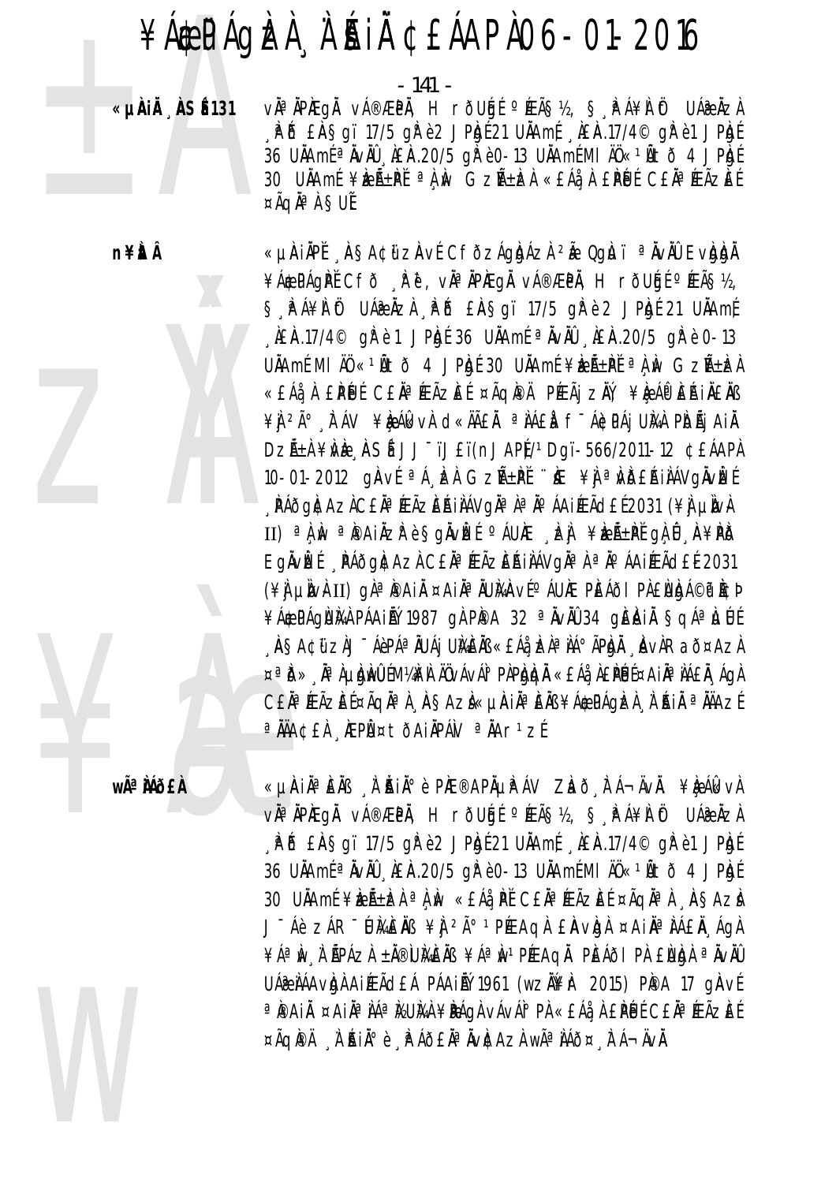«µÀiÀ ¸ÀSÉå131

vÀ ÃPÀEgÀ vÁ®ÆèPÀ, H rðUÉ ºÉÆÃ§½, §¸ÀªÁ¥ÀlÖ UÁæªÀÄzÀ ¸ÀªÉð £ÀA§gï 17/5 gÀ°è 2 JPÀgÉ 21 UÀÄAmÉ, ¸ÀEÀ.17/4© gÀ°è 1 JPÀgÉ 36 UÀÄAmÉ ªÀÄvÀÄÛ ¸ÀEÀ.20/5 gÀ°è 0-13 UÀÄAmÉ MlÄÖ «¹ÛÃtð 4 JPÀgÉ 30 UÀÄAmÉ ¥ÀæÃ±ÀPÉ ªÀ¸Àw GzÉÝÃ±ÀPÀ «£Áå¸À £ÀPÉëUÉ C£ÀÄªÉÆÃzÀ£É ¤ÃqÀÄªÀ §UÉÎ

n¥ÀÀÂ

«µÀiÀPÉÌ ¸ÀA§A¢ü¹zÀAvÉ CfðzÁgÀgÀÄ ¸Àé Qgï ªÀÄvÀÄÛ EvÀgÀgÀÄ ¥ÁæzsÁ¤PÀPÉÌ Cfð ¸À°è¹, vÀ ÃPÀEgÀ vÁ®ÆèPÀ, H rðUÉ ºÉÆÃ§½, §¸ÀªÁ¥ÀlÖ UÁæªÀÄzÀ ¸ÀªÉð £ÀA§gï 17/5 gÀ°è 2 JPÀgÉ 21 UÀÄAmÉ, ¸ÀEÀ.17/4© gÀ°è 1 JPÀgÉ 36 UÀÄAmÉ ªÀÄvÀÄÛ ¸ÀEÀ.20/5 gÀ°è 0-13 UÀÄAmÉ MlÄÖ «¹ÛÃtð 4 JPÀgÉ 30 UÀÄAmÉ ¥ÀæÃ±ÀPÉ ªÀ¸Àw GzÉÝÃ±ÀPÀ «£Áå¸À £ÀPÉëUÉ C£ÀÄªÉÆÃzÀ£É ¤ÃqÀ®Ä PÉÆÃjzÀÄÝ, ¥Àæ ÁªÀ£ÉAiÀÄ£ÀÄß ¥Àj²Ã°¸À¯ÁV ¥ÀæÁÛvÀ d«ÄÃ£À ªÀÄÁ£ÀåvÉ ¨ÁæºÁjUÀ¼À PÀbÉÃjAiÀÄ DzÉÃ±À¥ÀæPÀ¸À¸ÀSÉå JJ¯ïJ£ï(n)JAPÉ/¹Dgï-566/2011-12 ¢£ÁAPÀ 10-01-2012 gÀAvÉ ªÁ¸ÀzÀ GzÉÝÃ±ÀPÉÌ ¨sÀÆ ¥ÀjªÀvÀð£ÉAiÀiÁVgÀÄvÀÛzÉ ¸ÀPÁðgÀzÀ C£ÀÄªÉÆÃzÀ£ÉAiÀiÁVgÀÄªÀ ªÀÄºÁAiÉÆÃd£É 2031 (¥Àj µÀÌøvÀ II) ªÀ¸Àw ªÀ®AiÀÄzÀ°è§gÀÄvÀÛzÉ ºÁUÀÆ ¸ÀzÀj ¥ÀæÃ±ÀPÉ gÀ¸ÉÛ ¸À¥ÀPÀð EgÀÄvÀÛzÉ ¸ÀPÁðgÀzÀ C£ÀÄªÉÆÃzÀ£ÉAiÀiÁVgÀÄªÀ ªÀÄºÁAiÉÆÃd£É 2031 (¥Àj µÀÌøvÀ II) gÀ ª®AiÀÄ ¤AiÀÄªÀÄUÀ¼ÀAvÉ ºÁUÀÆ PÀ£ÁðlPÀ £ÀUÀgÁ©üªÀÈ¢Þ ¥ÁæzsÁgÀUÀ¼À PÁAiÉÄÝ 1987 gÀ PÀ®A 32 ªÀÄvÀÄÛ 34 gÀ£ÀéAiÀÄ §gÀÄªÀ ¤§AzsÀ£ÉUÀ¼À£ÀÄß ¥Á°¸À®Ä ¸ÀA§A¢ü¹zÀ J¯Áè PÁªÀÄUÁjUÀ¼À£ÀÄß «£Áå¸ÀzÀªÀÄÁ°ÃPÀgÀÄ ¸ÀévÀ:R að¤AzÀ ¤ªÀð» ¸ÀÄªÀ µÀgÀwÛUÉM¼À¥ÀlÄÖ vÁvÁÌ°PÀ PÀgÀqÀÄ «£Áå¸À£ÀPÉëUÉ ¤AiÀÄªÀÄ ÁªÀ¼À ÁgÀ C£ÀÄªÉÆÃzÀ£É ¤ÃqÀÄªÀ ¸À§AzsÀ «µÀAiÀÄªÀ£ÀÄß ¥ÁæzsÁgÀzÀ ¸À¨sÉAiÀÄ ªÀÄÄAzÉ ªÀÄAqÀ¢£À ¸ÀÆPÀÛ¤tðAiÀÄPÁÌV ªÀÄAr¹zÉ

wÃªÀiÁð£À

«µÀAiÀÄªÀ£ÀÄß ¸À¨sÉAiÀÄ°è PÀÆ®APÀµÀªÁV ZÀað¸À Á¬ÄvÀÄ. ¥ÀæÁÛvÀ vÀ ÃPÀEgÀ vÁ®ÆèPÀ, H rðUÉ ºÉÆÃ§½, §¸ÀªÁ¥ÀlÖ UÁæªÀÄzÀ ¸ÀªÉð £ÀA§gï 17/5 gÀ°è 2 JPÀgÉ 21 UÀÄAmÉ, ¸ÀEÀ.17/4© gÀ°è 1 JPÀgÉ 36 UÀÄAmÉ ªÀÄvÀÄÛ ¸ÀEÀ.20/5 gÀ°è 0-13 UÀÄAmÉ MlÄÖ «¹ÛÃtð 4 JPÀgÉ 30 UÀÄAmÉ ¥ÀæÃ±ÀzÀ ªÀ¸Àw «£Áå¸ÀPÉÌ C£ÀÄªÉÆÃzÀ£É ¤ÃqÀÄªÀ ¸À§AzsÀ J¯Áè zÁR¯ÉUÀ¼À£ÀÄß ¥Àj²Ã°¹ PÉÃAqÀ £ÀAvÀgÀ ¤AiÀÄªÀÄÁ£ÀÄ¸ÁgÀ ¥ÁªÀw ¸À Ã¯ÁzÀ ±ÀÄ®ÌUÀ¼À£ÀÄß ¥ÁªÀw¹ PÉÃAqÀ PÀ£ÁðlPÀ £ÀUÀgÀ ªÀÄvÀÄÛ UÁæªÀiÁAvÀgÀ AiÉÆÃd£Á PÁAiÉÄÝ 1961 (wzÀÄÝ¥ÀrÀ 2015) PÀ®A 17 gÀAvÉ ª®AiÀÄ ¤AiÀÄªÀiÁªÀ½UÀ¼À¥ÀæPÁgÀ vÁvÁÌ°PÀ «£Áå¸À £ÀPÉëUÉ C£ÀÄªÉÆÃzÀ£É ¤ÃqÀ®Ä ¸À¨sÉAiÀÄ°è ¸ÀªÁð£ÀÄªÀÄvÀ¢AzÀ wÃªÀiÁð¤¸À Á¬ÄvÀÄ.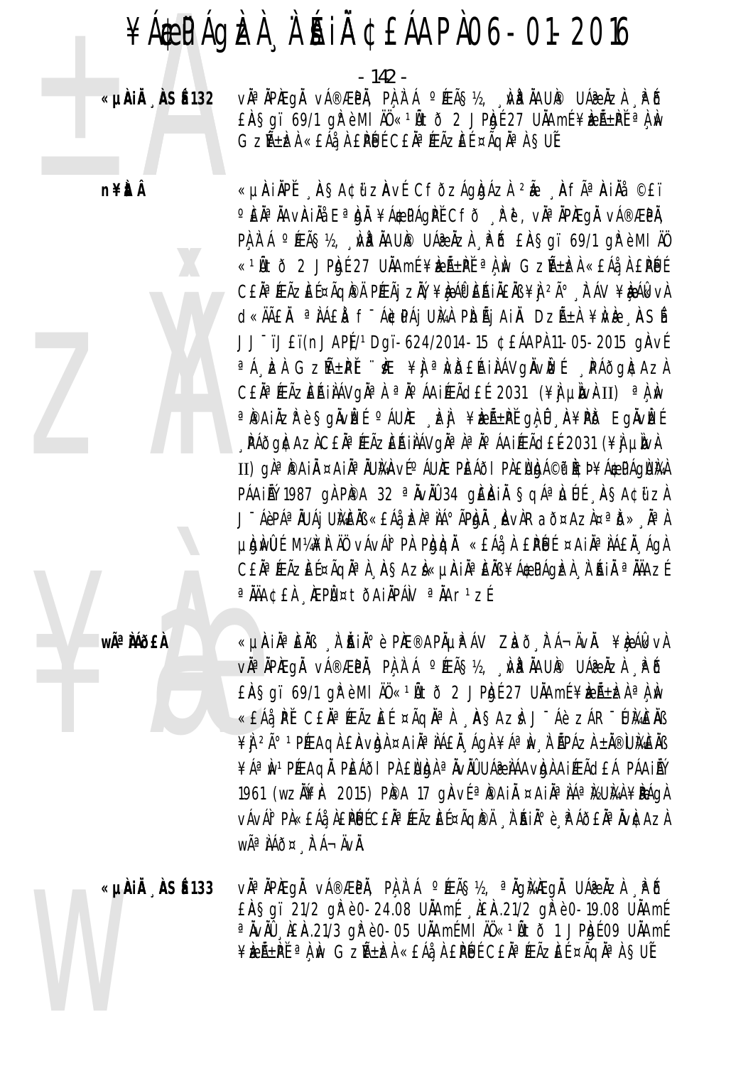**«µÀAiÀÄ ¸ÀASÉå132** vÁªÀÄPÀÉgÀÄ vÁ®ÆèPÀÄ, PÀ¸À̧Á ºÉÆÃ§½, ¸ÀÄ¨ÁâAiÀÄ¤ UÁæªÀÄzÀ ¸ÀªÉð £ÀA§gï 69/1 gÀ°è MlÄÖ «¹ÛÃtð 2 JPÀgÉ 27 UÀÄAmÉ ¥ÀæzÉÃ±ÀªÀ£ÀÄß GzÉÝÃ±ÀzÀ «£Áå¸À£ÀPÉëUÉ C£ÀÄªÉÆÃzÀ£É ¤ÃqÀ¯ÁVzÉAiÉÄÃ

**n¥Ààt**

«µÀAiÀÄPÉÌ ¸ÀA§A¢ü¹zÀAvÉ CfðzÁgÀgÁzÀ ²æÃ ¸ÀAf÷ÃªÀAiÀÄå ©£ï ºÉÆÃªÀÄAvÀAiÀÄå EªÀgÀÄ ¥ÁæªÀiÁtÂPÀ Cfð ¸À°è¹, vÁªÀÄPÀÉgÀÄ vÁ®ÆèPÀÄ, PÀ¸À̧Á ºÉÆÃ§½, ¸ÀÄ¨ÁâAiÀÄ¤ UÁæªÀÄzÀ ¸ÀªÉð £ÀA§gï 69/1 gÀ°è MlÄÖ «¹ÛÃtð 2 JPÀgÉ 27 UÀÄAmÉ ¥ÀæzÉÃ±ÀªÀ£ÀÄß GzÉÝÃ±ÀzÀ «£Áå¸À£ÀPÉëUÉ C£ÀÄªÉÆÃzÀ£É PÉÆÃjzÀÄÝ, ¥ÀæzÉÃ±ÀzÀ ¸À«ÄÃPÉëAiÀÄ£ÀÄß ¥ÀjÂ²Ã°¸À¯ÁV ¥ÀæzÉÃ±ÀªÀÅ d«ÄÃ£ÀÄ ªÀiÁ£À¸À f¯Áè¢üPÁjUÀ¼À PÀbÉÃjAiÀÄ DzÉÃ±À ¥À¸À¼À ¸ÀASÉå JJ¯ïJ£ï(n)JAPÉ/¹Dgï-624/2014-15 ¢£ÁAPÀ 11-05-2015 gÀAvÉ ªÁ¸ÀzÀ GzÉÝÃ±ÀPÉÌ ¨sÀÆ ¥ÀjªÀvÀð£ÉAiÀiÁVgÀÄvÀÛzÉ. ¸ÀzÀj ¥ÀæzÉÃ±ÀªÀÅ PÀgÀqÀÄ ªÀÄºÁAiÉÆÃd£É 2031 (¥ÀjµÀÌøvÀ II) ªÀ¸Àw ªÀ®AiÀÄzÀ°è §gÀÄvÀÛzÉ. ºÁUÀÆ ¸ÀzÀj ¥ÀæzÉÃ±ÀPÉÌ gÀ¸ÉÛ ¸ÀA¥ÀPÀð EgÀÄvÀÛzÉ. ¸ÀzÀj ¥ÀæzÉÃ±ÀªÀÅ PÀgÀqÀÄ ªÀÄºÁAiÉÆÃd£É 2031 (¥ÀjµÀÌøvÀ II) gÀ ªÀ®AiÀÄ¤AiÀÄªÀÄUÀ¼ÀAvÉ ºÁUÀÆ PÀ£ÁðlPÀ £ÀUÀgÀ ªÀÄvÀÄÛ UÁæªÀiÁAvÀgÀ AiÉÆÃd£Á PÁAiÉÄÝ 1987 gÀ PÀ®A 32 ªÀÄvÀÄÛ 34 gÀ£ÀéAiÀÄ §gÀÄªÀ J¯Áè ¸ÀA§A¢üvÀ E¯ÁSÉUÀ¼À C©ü¥ÁæAiÀÄªÀ£ÀÄß ¥ÀqÉzÀÄ ¸ÀzÀj ¥ÀæzÉÃ±ÀzÀ «£Áå¸À £ÀPÉëUÉ C£ÀÄªÉÆÃzÀ£É ¤ÃqÀ®Ä ¸ÀÆPÀÛ PÀæªÀÄ PÉÊUÉÆ¼Àî®Ä ¥Áæ¢üPÁgÀzÀ ¸À¨sÉAiÀÄ ªÀÄÄAzÉ ªÀÄAr¸À¯ÁVzÉ.

**wÃªÀiÁð£À**

«µÀAiÀÄªÀ£ÀÄß ¸À«ÄÃPÉëAiÀÄ°è PÀÆ®APÀıÀªÁV ZÀað¹ ¸ÀªÁ£ÀÄªÀÄvÀzÀ ¤tðAiÀÄ ¥ÀæPÁgÀ vÁªÀÄPÀÉgÀÄ vÁ®ÆèPÀÄ, PÀ¸À̧Á ºÉÆÃ§½, ¸ÀÄ¨ÁâAiÀÄ¤ UÁæªÀÄzÀ ¸ÀªÉð £ÀA§gï 69/1 gÀ°è MlÄÖ «¹ÛÃtð 2 JPÀgÉ 27 UÀÄAmÉ ¥ÀæzÉÃ±ÀªÀ£ÀÄß «£Áå¸À£ÀPÉëUÉ C£ÀÄªÉÆÃzÀ£É ¤ÃqÀ®Ä ¸ÀA§A¢üvÀ E¯ÁSÉUÀ¼À C©ü¥ÁæAiÀÄUÀ¼À ¥ÀæPÁgÀ ¤AiÀÄªÀiÁ£ÀÄ¸ÁgÀ PÀæªÀÄ ªÀ»¸À®Ä ºÁUÀÆ ¸ÀzÀj ¥ÀæPÁgÀ ¤AiÀÄªÀiÁ£ÀÄ¸ÁgÀ ¸ÀPÁðgÀzÀ C£ÀÄªÉÆÃzÀ£ÉUÁV PÀ£ÁðlPÀ ¨sÀÆ PÀAzÁAiÀÄ PÁAiÉÄÝ 1961 (wzÀÄÝ¥Àr 2015) PÀ®A 17 gÀAvÉ ªÀ®AiÀÄ¤AiÀÄªÀiÁªÀ½UÀ¼À¥ÀæPÁgÀ vÁvÁÌ°PÀ «£Áå¸À £ÀPÉë C£ÀÄªÉÆÃzÀ£É ¤ÃqÀ®Ä ¸À«ÄÃPÉë ¸À¨sÉAiÀÄ wÃªÀiÁð¤¸À¯Á¬ÄvÀÄ.

**«µÀAiÀÄ ¸ÀASÉå133** vÁªÀÄPÀÉgÀÄ vÁ®ÆèPÀÄ, PÀ¸À̧Á ºÉÆÃ§½, ªÀÄgÀ¼ÀÆgÀÄ UÁæªÀÄzÀ ¸ÀªÉð £ÀA§gï 21/2 gÀ°è 0-24.08 UÀÄAmÉ, ¸À.£ÀA.21/2 gÀ°è 0-19.08 UÀÄAmÉ ªÀÄvÀÄÛ ¸À.£ÀA.21/3 gÀ°è 0-05 UÀÄAmÉ MlÄÖ «¹ÛÃtð 1 JPÀgÉ 09 UÀÄAmÉ ¥ÀæzÉÃ±ÀªÀ£ÀÄß GzÉÝÃ±ÀzÀ «£Áå¸À£ÀPÉëUÉ C£ÀÄªÉÆÃzÀ£É ¤ÃqÀ¯ÁVzÉAiÉÄÃ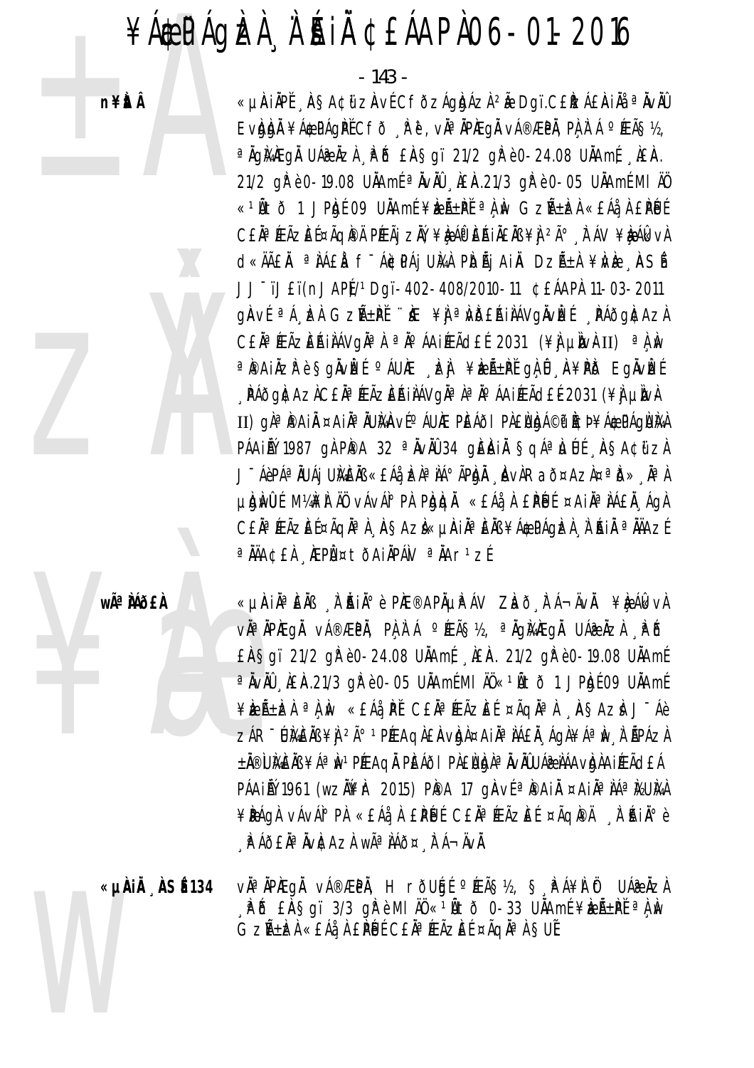**n¥Àà**

«µÀAiÀÄPÉ ¸ÀA§A¢üzÀAvÉ Cfð zÁgÀgÀ ¥ÀæDgï.C£ÀÄ ªÀiÁ£ÀåªÀgÀÄ EvÀgÀgÀÄ ¥ÁæPÁgÀPÉÌ Cfð ¸À°è, vÀªÀÄä PÀEgÀÄ vÁ®ÆèPÀ, PÀ¸À¨Á ºÉÆÃ§½, ªÀÄgÀ¼ÀEgÀÄ UÁæªÀÄzÀ ¸À.£ÀA §gï 21/2 gÀ°è 0-24.08 UÀÄAmÉ ¸ÀEÀ. 21/2 gÀ°è 0-19.08 UÀÄAmÉ ªÀÄvÀÄÛ ¸ÀEÀ.21/3 gÀ°è 0-05 UÀÄAmÉ MlÄÖ «¹ÛÃtð 1 JPÀgÉ 09 UÀÄAmÉ ¥ÀæzÉñÀPÉÌ ªÀ¸Àw GzÉÝñÀPÁÌV «£Áå¸À £ÀPÉëAiÀÄ C£ÀÄªÉÆÃzÀ£É ¤ÃqÀ®Ä PÉÆÃjzÀÝ ¥ÀæPÀgÀtzÀ°è ¥ÁæzsÉ²PÀ ¤zÉðÃ±ÀPÀgÀÄ, £ÀUÀgÀ AiÉÆÃd£Á ªÀÄvÀÄÛ UÁæªÀiÁAvÀgÀ AiÉÆÃd£Á EAiÀÄªÀgÀÄ vÀªÀÄä ¥ÀvÀæ ¸ÀASÉå JJ¯ïJ£ï(n JAPÉ)/¹Dgï-402-408/2010-11 ¢£ÁAPÀ 11-03-2011 gÀAvÉ ªÁ¸ÀzÀ GzÉÝñÀPÉÌ ¨sÀÆ ¥ÀjªÀvÀð£ÉAiÀiÁVgÀÄvÀÛzÉ ¸ÀPÁðgÀzÀ AzÀ C£ÀÄªÉÆÃzÀ£ÉAiÀiÁVgÀĪÀ ªÀÄºÁAiÉÆÃd£É 2031 (¥Àj�µÀÌøvÀ II) ªÀ¸Àw ªÀ®AiÀÄzÀ°è §gÀÄvÀÛzÉ ºÁUÀÆ ¸ÀzÀj ¥ÀæzÉñÀPÉÌ gÀ¸ÉÛ¸ÀA¥ÀPÀð EgÀÄvÀÛzÉ ¸ÀPÁðgÀzÀ AzÀ C£ÀÄªÉÆÃzÀ£ÉAiÀiÁVgÀĪÀ ªÀÄºÁAiÉÆÃd£É 2031 (¥Àj¥ÀÌøvÀ II) gÀ ªÀ®AiÀÄ ¤AiÀÄªÀÄUÀ¼ÀAvÉ ºÁUÀÆ PÀ£ÁðlPÀ £ÀUÀgÁ©üªÀÈ¢Þ ¥ÁæPÁgÀUÀ¼À PÁAiÉÄÝ 1987 gÀ PÀ®A 32 ªÀÄvÀÄÛ 34 gÀ£ÀéAiÀÄ §qÁªÀuÉUÉ ¸ÀA§A¢üzÀ J¯ÁèPÁªÀÄUÁjUÀ¼À£ÀÄß «£Áå¸À£ÀPÀëAiÀÄ ºÁPÀgÀÄ ¸ÀÆvÀæ RaðUÀAzÀÀ¤ªÀð»¸À®Ä µÀgÀvÀÄÛUÉ M¼À¥ÀlÄÖ vÁvÁÌ°PÀ PÀgÀqÀÄ «£Áå¸À £ÀPÉëUÉ ¤AiÀÄªÀÄ£ÀÄ¸ÁgÀ C£ÀÄªÉÆÃzÀ£É ¤ÃqÀ®Ä ¸ÀA§AzsÀ «µÀAiÀÄªÀ£ÀÄß ¥ÁæPÁgÀzÀ ¸À¨sÉAiÀÄ ªÀÄÄAzÉ ªÀÄAqÀ£É ¸ÀÆPÀÛ¤tðAiÀÄPÁÌV ªÀÄAr¸À¯ÁVzÉ

**wÃªÀiÁð£À**

«µÀAiÀÄªÀ£ÀÄß ¸À¨sÉAiÀÄ°è PÀÆ®APÀµÀªÁV ZÀað¸À¯Á¬ÄvÀÄ. ¥ÀæzsÁ£ÀvÀ vÀªÀÄä PÀEgÀÄ vÁ®ÆèPÀ, PÀ¸À¨Á ºÉÆÃ§½, ªÀÄgÀ¼ÀEgÀÄ UÁæªÀÄzÀ ¸À.£ÀA §gï 21/2 gÀ°è 0-24.08 UÀÄAmÉ ¸ÀEÀ. 21/2 gÀ°è 0-19.08 UÀÄAmÉ ªÀÄvÀÄÛ ¸ÀEÀ.21/3 gÀ°è 0-05 UÀÄAmÉ MlÄÖ «¹ÛÃtð 1 JPÀgÉ 09 UÀÄAmÉ ¥ÀæzÉñÀzÀ ªÀ¸Àw «£Áå¸À £ÀPÉë C£ÀÄªÉÆÃzÀ£É ¤ÃqÀ®Ä ªÀ¸ÀA§AzsÀ J¯ÁèzÁR¯ÉUÀ¼À£ÀÄß ¥Àj²Ã°¹ PÀ£ÁðlPÀ £ÀUÀgÀ ªÀÄvÀÄÛ UÁæªÀiÁAvÀgÀ AiÉÆÃd£Á PÁAiÉÄÝ 1961 (wzÀÄÝ¥Àr 2015) PÀ®A 17 gÀAvÉ ªÀ®AiÀÄ ¤AiÀÄªÀÄ¼ÀÄ ªÀÄvÀÄ ¥ÀæÁgÀ vÁvÁÌ°PÀ «£Áå¸À £ÀPÉë C£ÀÄªÉÆÃzÀ£É ¤ÃqÀ®Ä ¸À¨sÉAiÀÄ°è ¸ÀªÁð£ÀĪÀvÀzÀ AzÀ wÃªÀiÁð¤¸À¯Á¬ÄvÀÄ.

**«µÀAiÀÄ ¸ÀASÉå 134**

vÀªÀÄä PÀEgÀÄ vÁ®ÆèPÀ, H rðUÉgÉ ºÉÆÃ§½, §¸ÀªÁ¥ÀlÖ UÁæªÀÄzÀ ¸À.£ÀA §gï 3/3 gÀ°è MlÄÖ «¹ÛÃtð 0-33 UÀÄAmÉ ¥ÀæzÉñÀPÉÌ ªÀ¸Àw GzÉÝñÀzÀ «£Áå¸À £ÀPÉë C£ÀÄªÉÆÃzÀ£É ¤ÃqÀĪÀ §UÉÎ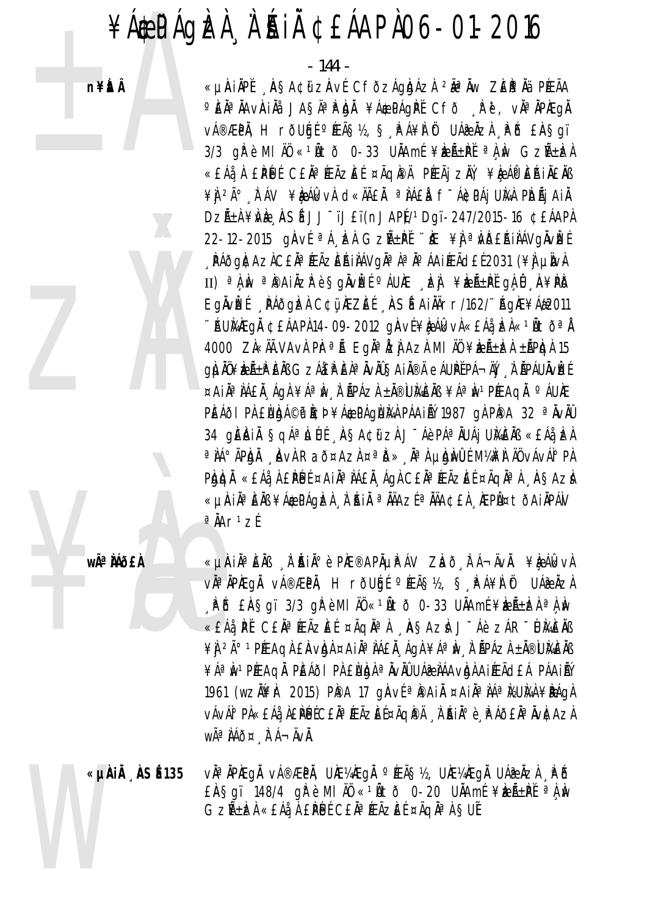«µÀiÀPÉ¸À§A¢üzÀvÉ CfðzÁgÀgÀÄ zÁªÀ¯Áw ZÀ£ÀßPÀÄ PÉÃA ºÉÆÃªÀÄvÀiÁå J¸ÀÄªÀÄgÀÄ ¥ÁèPÁgÀÀ Cfð ¸À°è, vÀªÀÄPÀÆgÀÄ vÁ®ÆPÀÄ, H¥ÀðUÉ ºÉÆÃ§½, §¸ÀªÁ¥ÀÄÖ UÁæªÀÄzÀ ¸À.£ÀA 3/3 gÀ°è MIÄÖ «¹ÛÃtð 0-33 UÀÄAmÉ ¥ÀæÃ±ÀPÉ ªÀ¸Àw GzÉÝÃ±ÀPÀÌ «£ÁåìÀ £ÀPÉÚ C£ÀÄªÉÆÃzÀ£É ¤ÃqÀ®Ä PÉÆÃjzÀÄÝ, ¥ÀæÁÛ¥À£ÉAiÀÄ£ÀÄß ¥ÀjªÃ°¸À¯ÁV ¥ÀæÁÃvÀ d«ÄÃ£ÀÄ ªÀÄÁ£Àå f¯ÁèPÁjUÀ¼À PÀbÉÃjAiÀÄ DzÉÃ±À¥ÀæÀ¸ÀASÉå JJ¯ïJ£ï(n)J¥ï/¹Dgï-247/2015-16 ¢£ÁAPÀ 22-12-2015 gÀAvÉ ªÁ¸ÀvÀ GzÉÝÃ±ÀPÉ ¨sÀÆ ¥ÀjªÀvÀð£ÉAiÀiÁVgÀÄvÀÛzÉ ¸ÀPÁðgÀzÀ C£ÀÄªÉÆÃzÀ£ÉAiÀÄAVgÀªÀ ªÀÄºÁAiÉÆÃd£É2031 (¥Àj�µÀÌvÀ II) ªÀ¸Àw ªÀ®AiÀÄzÀ°è§gÀÄvÀÛzÉ ºÁUÀÆ ¸ÀzÀj ¥ÀæÃ±ÀPÉ gÀ¸ÉÛ¸À¥ÀPÀð EgÀÄvÀÛzÉ ¸ÀPÁðgÀzÀ C¢üÀÆZÀ£É ¸ÀASÉå AiÀÄÄr/162/¨ÉgÀÆ¥Á/2011 ¨ÉUÀ¼ÀÆgÀÄ ¢£ÁAPÀ 14-09-2012 gÀAvÉ ¥ÀæÁÃvÀ «£Áå¸ÀzÀ «¹ÛÃtðªÀÅ 4000 ZÀ«ÄÃVAvÀ PÀrªÉÄ EgÀÄªÀÅzÀjAzÀ MIÄÖ¥ÀæÃ±ÀzÀ ±ÉÃPÀqÀ 15 gÀµÀÄÖ¥ÀæÃ±ÀªÀ£ÀÄßGzÁå£ÀªÀ£ÀÄß¸ÀAiÀÄ®Ä eÁUÀPÉPÁ¬ÄÝ¸ÀÄ¼ÉÁUÀÄvÀÛzÉ ¤AiÀÄªÀÄÁ£ÀÄ¸ÁgÀ¥ÁªÀw¸À¯ÉPÁzÀ ±ÀÄ®ÌUÀ¼À£ÀÄß¥ÁªÀw¹PÉÆAqÀÄ ºÁUÀÆ PÀ£ÁðlPÀ £ÀUÀgÀ/©ÃqÀÄ¥ÁèPÁgÀUÀ¼ÀPÁAiÉÝ 1987 gÀ PÀ®A 32 ªÀÄvÀÛÄ 34 gÀ£ÀéAiÀÄ §qÁªÀuÉUÉ ¸À§A¢üzÀ J¯ÁèPÁªÀÄUÁjUÀ¼À£ÀÄß«£Áå¸ÀzÀ ªÀÄÁ°ÃPÀgÀÄ ¸ÀévÀ RaðJ¤AzÀ ¤ªÀð»¸ÀÄªÀ µÀgÀvÀÛÄÉM¼À¥ÀlÄÖvÁvÁÌ°PÀ PÀgÀqÀÄ «£Áå¸À £ÀPÉÚ ¤AiÀÄªÀÄÁ£ÀÄ¸ÁgÀ C£ÀÄªÉÆÃzÀ£É ¤ÃqÀÄªÀ ¸À§AzsÀ «µÀAiÀÄªÀ£ÀÄß¥ÁèPÁgÀzÀ ¸À¨sÉAiÀÄ ªÀÄÄAzÉ ªÀÄÄA¢£À ¸ÀÆPÀÛ¤tðAiÀÄPÁV ªÀÄAr¹zÉ

**wÃªÀiÁð£À:** «µÀAiÀÄªÀ£ÀÄß ¸À¨sÉAiÀÄ°è PÀÆ®APÀµÀªÁV ZÀað¸À¯Á¬ÄvÀÄ. ¥ÀæÁÃvÀ vÀªÀÄPÀÆgÀÄ vÁ®ÆPÀÄ, H¥ÀðUÉ ºÉÆÃ§½, §¸ÀªÁ¥ÀÄÖ UÁæªÀÄzÀ ¸À.£ÀA 3/3 gÀ°è MIÄÖ «¹ÛÃtð 0-33 UÀÄAmÉ ¥ÀæÃ±ÀzÀ ªÀ¸Àw «£Áå¸ÀPÉ C£ÀÄªÉÆÃzÀ£É ¤ÃqÀÄªÀ ¸À§AzsÀ J¯ÁèzÁR¯ÉUÀ¼À£ÀÄß ¥ÀjªÃ°¹PÉÆAqÀÄ £ÀvÀgÀ ¤AiÀÄªÀÄÁ£ÀÄ¸ÁgÀ ¥ÁªÀw¸À¯ÉPÁzÀ ±ÀÄ®ÌUÀ¼À£ÀÄß ¥ÁªÀw¹PÉÆAqÀÄ PÀ£ÁðlPÀ £ÀUÀgÀ ªÀÄvÀÛÄUÁæªÀiÁAvÀgÀ AiÉÆÃd£Á PÁAiÉÝ 1961 (wzÀÄÝ¥Àr 2015) PÀ®A 17 gÀAvÉ ª®AiÀÄ ¤AiÀÄªÀÄÁªÀ¼ÀUÀ¼À¥ÀæÁgÀ vÁvÁÌ°PÀ «£Áå¸À£ÀPÉÚ C£ÀÄªÉÆÃzÀ£É ¤ÃqÀ®Ä ¸À¨sÉAiÀÄ°è ¸ÀªÁð£ÀªÀÄvÀ¢AzÀ wÃªÀiÁð¤¸À¯Á¬ÄvÀÄ.

**«µÀAiÀÄ ¸ÀASÉå 135** vÀªÀÄPÀÆgÀÄ vÁ®ÆPÀÄ, UÀÆ¼ÀÆgÀÄ ºÉÆÃ§½, UÀÆ¼ÀÆgÀÄ UÁæªÀÄzÀ ¸À.£ÀA 148/4 gÀ°è MIÄÖ «¹ÛÃtð 0-20 UÀÄAmÉ ¥ÀæÃ±ÀPÉ ªÀ¸Àw GzÉÝÃ±ÀPÀÌ «£Áå¸À £ÀPÉÚ C£ÀÄªÉÆÃzÀ£É ¤ÃqÀÄªÀ §UÉ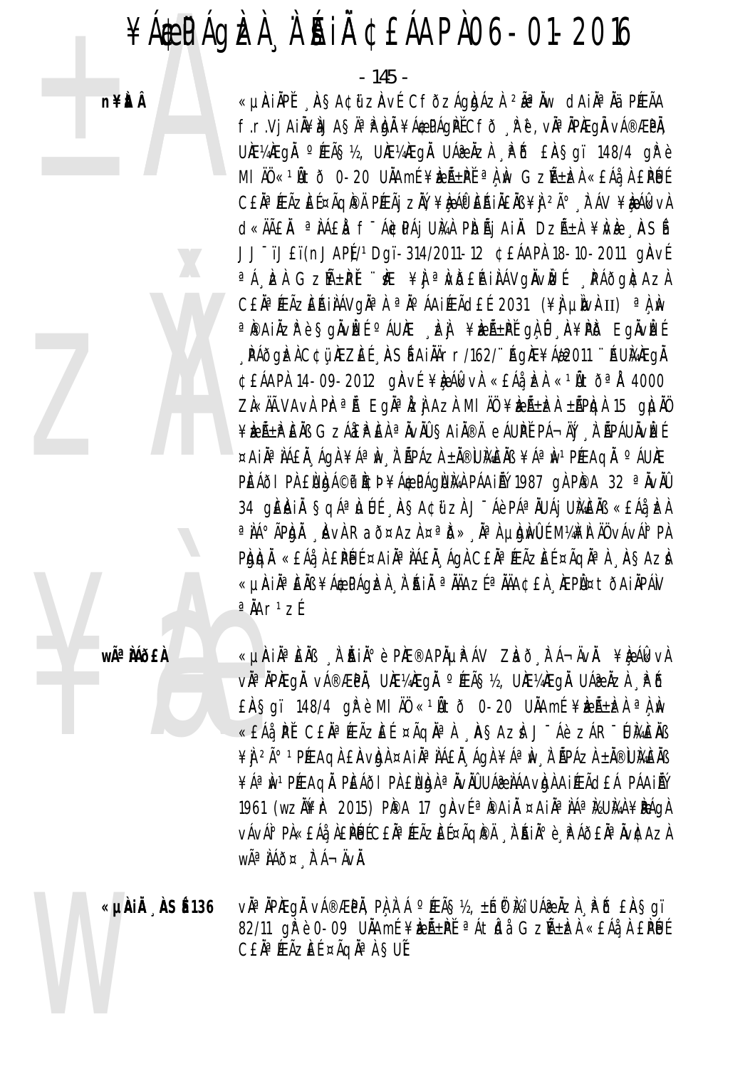**n¥ÀÀÂ**

«µÀAiÀÄPÉ ¸ÀA§A¢üsÀvÉ CfðzÁgÀgÁzÀ ²æÃªÀw dAiÀÄªÀÄä PÉÆÃ f.r.VjAiÀÄ¥Àà J¸ï.J¸ï.¥ÀÄgÀ ¥ÁæPÁgÀPÉ CfðAi¸À°è, vÀªÀÄPÀEgÀÄ vÁ®ÆPÀÄ, UÀÆ¼ÀEgÀÄ ºÉÆÃ§½, UÀÆ¼ÀEgÀÄ UÁæªÀÄzÀ ¸ÀªÉð £ÀA§gï 148/4 gÀ°è MlÄÖ «¹ÛÃtð 0-20 UÀÄAmÉ ¥ÀæzÉñÀPÉ ªÀ¸Àw GzÉÝñÀPÀÌ «£ÁåAiÀÄ£ÀPÉÌ C£ÀĪÀÄw ¤ÃqÀ®Ä PÉÆÃjzÀÄÝ ¥ÀæÁÌÉÁiÀÄEÃß¥ÀÄ ²Ã° ¸ÀÁV ¥ÀæÁÙvÀ d«ÄäEÄ ªÀÄÁ£ÀÌ f¯ÁèPÁjUÀ¼À PÀbÉÃjAiÀÄ DzÉñÀ ¥Àæ ¸ÀASÉå JJ¯ïJ£ï(n)APÉ/¹Dgï-314/2011-12 ¢£ÁAPÀ 18-10-2011 gÀvÉ ªÁ¸ÀzÀ GzÉÝñÀPÉ ¨sÀÆ ¥ÀjªÀvÀð£ÉAiÀÄÁVgÀÄvÀÛzÉ ¸ÀPÁðgÀzÀ C£ÀĪÉÆÃzÀPÉÁAiÀÄÁVgÀĪÀ ªÀĺÁAiÉÆÃd£É 2031 (¥ÀjµÀÌøvÀ II) ªÀ¸Àw ªÀ®AiÀÄzÀ°è §gÀÄvÀÛzÉ ºÁUÀÆ ¸ÀzÀj ¥ÀæzÉñÀPÉ gÀ¸ÉÛ ¸ÀA¥ÀPÀð EgÀÄvÀÛzÉ ¸ÀPÁðgÀzÀ C¢üìÆZÀ£É ¸ÀASÉå AiÀÄÄr/162/¨ÉAqÀ¥Á/2011 ¨ÉAUÀ¼ÀEgÀÄ ¢£ÁAPÀ 14-09-2012 gÀ vÉ ¥ÀæÁÙvÀ «£Áå¸ÀzÀ «¹ÛÃtðªÀÅ 4000 ZÀ«ÄÃ.VAvÀ PÀrªÉÄ EgÀĪÀÅzÀjAzÀ MlÄÖ ¥ÀæzÉñÀzÀ ±ÉÃPÀqÀ 15 gÀµÀÄÖ ¥ÀæzÉñÀªÀEÃß GzÁå£ÀªÀEÃ ªÀvÀÛ§AiÀÄ®Ä eÁUÀPÉ PÁ¬ÄÝ¸À®ÄPÁUÀÄvÀÛzÉ ¤AiÀĪÀÄÁ£ÀÄ¸ÁgÀ ¥ÁªÀw¸À®ÄPÁzÀ ±Ã®ÌUÀ¼ÀEÃß ¥ÁªÀw¹ PÉÆAqÀÄ ºÁUÀÆ PÀEÁðl PÀ£ÀÁðlÀ©ü¸ÀÜ¥ÁæPÁgÀUÀ¼À PÁAiÉÝ 1987 gÀ PÀ®A 32 ªÀvÀÛÅ 34 gÀEÀAiÀÄ §qÁªÀuÉ ¸ÀA§A¢üzÀ J¯ÁèPÁªÀÄUÁjUÀ¼ÀEÃß «£ÁåzÀ ªÀÁ°ÃPÀgÀÄ ¸ÀEvÀ Rað¤AzÀ¤ªÀð»¸ÀĪÀ µÀgÀvÀÛ£É M¼À¥ÀlÄÖ vÁvÁÌ°PÀ PÀgÀqÀÄ «£Áå¸À£ÀPÉÌ ¤AiÀĪÀÄÁ£ÀÄ¸ÁgÀ C£ÀĪÉÆÃzÀ£É ¤ÃqÀĪÀ ¸ÀA§AzÀ «µÀAiÀĪÀEÃß¥ÁæPÁgÀzÀ ¸À¨sÉAiÀÄ ªÀÄÄAzÉ ªÀÄAqÀ£À ¸ÀÆPÀÛ¤tðAiÀÄPÁV ªÀÄAr¹zÉ.

**wÃªÀiÁð£À**

«µÀAiÀĪÀEÃß ¸À¨sÉAiÀÄ°è PÀÆ®APÀµÀªÁV ZÀað¸À¯Á¬ÄvÀÄ. ¥ÀæÁÙvÀ vÀªÀÄPÀEgÀÄ vÁ®ÆPÀÄ, UÀÆ¼ÀEgÀÄ ºÉÆÃ§½, UÀÆ¼ÀEgÀÄ UÁæªÀÄzÀ ¸ÀªÉð £ÀA§gï 148/4 gÀ°è MlÄÖ «¹ÛÃtð 0-20 UÀÄAmÉ ¥ÀæzÉñÀzÀ ªÀ¸Àw «£Áå¸ÀPÉ C£ÀĪÉÆÃzÀ£É ¤ÃqÀĪÀ ¸ÀA§AzÀ J¯ÁèzÁR¯ÉUÀ¼ÀEÃß ¥Àj²Ã°¹ PÉÆAqÀ £ÀAvÀgÀ ¤AiÀĪÀÄÁ£ÀÄ¸ÁgÀ ¥ÁªÀw¸À®ÄPÁzÀ ±Ã®ÌUÀ¼ÀEÃß ¥ÁªÀw¹ PÉÆAqÀÄ PÀEÁðl PÀ£ÀÁðlÀ ªÀvÀÛ UÁæªÀiÁAvÀgÀ AiÉÆÃd£Á PÁAiÉÝ 1961 (wzÀÄÝ¥Àr 2015) PÀ®A 17 gÀ vÉ ª®AiÀÄ ¤AiÀĪÀĪÀ½UÀ¼À ¥ÀæÁgÀ vÁvÁÌ°PÀ «£Áå¸À£ÀPÉÌ C£ÀĪÉÆÃzÀ£É ¤ÃqÀ®Ä ¸À¨sÉAiÀÄ°è ¸ÀªÁð£ÀĪÀvÀ¢AzÀ wÃªÀiÁð¤¸À¯Á¬ÄvÀÄ.

**«µÀAiÀÄ ¸ÀASÉå 136**

vÀªÀÄPÀEgÀÄ vÁ®ÆPÀÄ, PÀ¸À¨Á ºÉÆÃ§½, ±ÉnÖºÀ½î UÁæªÀÄzÀ ¸ÀªÉð £ÀA§gï 82/11 gÀ°è 0-09 UÀÄAmÉ ¥ÀæzÉñÀPÉ ªÁtÂdå GzÉÝñÀzÀ «£Áå¸À£ÀPÉÌ C£ÀĪÉÆÃzÀ£É ¤ÃqÀĪÀ §UÉ.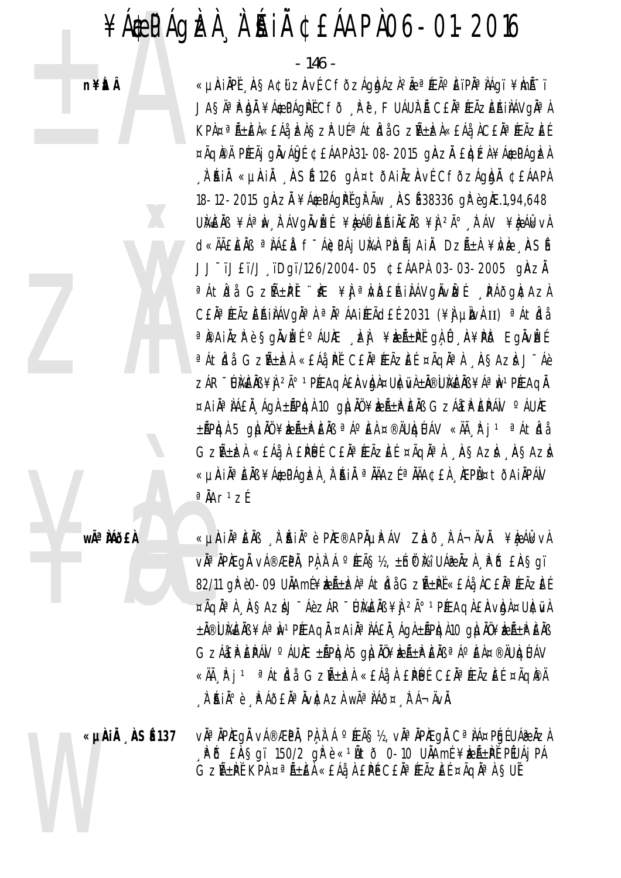n¥ÌÀÂ

«µÀiÃPÉ¸À§A¢üzÀvÉ Cfðz ÁgÀgÀÄ zÁR¯ÁwUÀ¼À£ÀÄß ¥ÀjÃQë¹ F UÁæªÀÄzÀ C£À¢üPÀÈvÀ ¸ÀPÀæªÀÄ «±ÉèõÀuÁ ¥ÀvÀæzÀ°è F UÁæªÀÄzÀ ¸ÀªÉð £ÀA: 126 gÀ «¹ÛÃtð 0-09 UÀÄAmÉ ¥ÀæzÉñÀªÀ£ÀÄß ¸ÀPÁðj dªÀiÁ£ÀÄ JAzÀÄ ¤UÀ¢¥ÀrzÀÄÝ, ¸ÀzÀj dªÀiÁ£ÀÄ ¸ÀPÁðj eÁUÀªÁVgÀÄªÀÅzÀjAzÀ ¸ÀPÁðgÀzÀ ¸ÀÄ¥Àw¤AiÀÄ°è EgÀ¨ÉÃPÉA§ CA±ÀªÀ£ÀÄß ¤±ÀÑ¬Ä¹ ¸ÀzÀj eÁUÀzÀ ¸ÀA§AzsÀ ªÀiÁ°ÃPÀvÀé ¤ÃqÀ¨ÁgÀzÀÄ JAzÀÄ PÉÆÃjgÀÄvÁÛgÉ.

wÃªÀiÁð£À

«µÀiÃªÀ£ÀÄß ¸ÀÆPÀëöäªÁV ¥Àj²Ã°¸À¯Á¬ÄvÀÄ. ¥ÀæPÀgÀtzÀ zÁR¯ÁwUÀ¼À£ÀÄß ¥Àj²Ã°¸À¯ÁV ¸ÀzÀj eÁUÀªÀÅ ¸ÀPÁðj ¸ÀéwÛ JA§ÄzÀÄ zÀÈqsÀ¥ÀnÖgÀÄvÀÛzÉ. DzÀÄzÀjAzÀ, ¸ÀPÁðj ¸ÀéwÛ¤AzÀ ¸ÀzÀj ¸ÀªÉð £ÀA: 126 gÀ «¹ÛÃtð 0-09 UÀÄAmÉ ¥ÀæzÉñÀªÀ£ÀÄß ¸ÀPÁðgÀzÀ ¸ÀÄ¥Àw¤AiÀÄ°è E½¹PÉÆAqÀÄ ¸ÀPÀæªÀÄ ªÀiÁqÀ¨ÁgÀzÀÄ JAzÀÄ wÃªÀiÁð¤¸À¯ÁVzÉ.

«µÀAiÀÄ ¸ÀASÉå 137

vÁ®ÆèPÀÄ, ºÉÆÃ§½, vÁ®ÆèPÀÄ C¤ªÀÄÄjUÁæªÀÄzÀ ¸ÀªÉð £ÀA§gï 150/2 gÀ «¹ÛÃtð 0-10 UÀÄAmÉ ¥ÀæzÉñÀPÉÌ ¸ÀA§A¢ü¹zÀAvÉ PÉÆÃjPÉ ¸À°è¹zÀ C£À¢üPÀÈvÀ ¸ÀPÀæªÀÄ «±ÉèõÀuÁ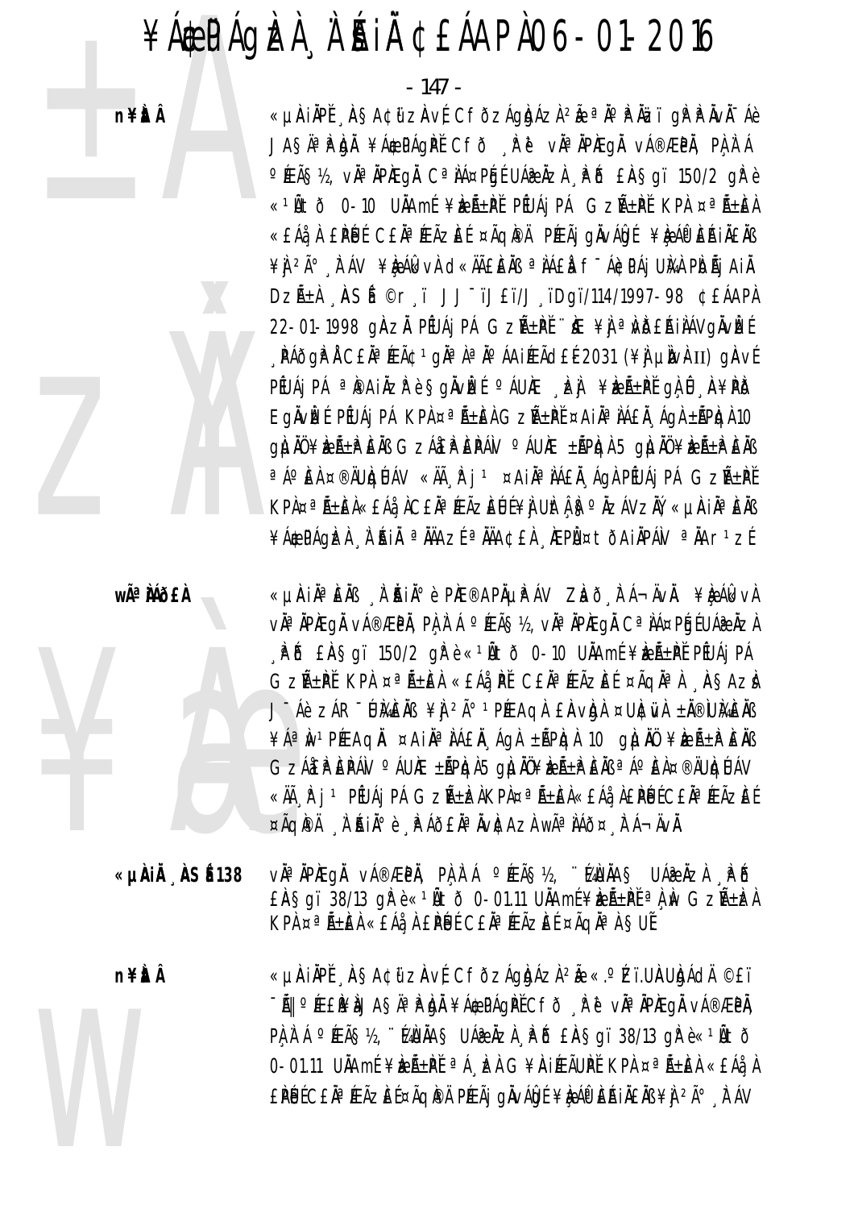n¥ÌÀÂ

«µÀiÃPË ¸À§A¢üzÀ vÉ Cfðz ÁgÀgÀÄzÀ ²æ ªÀÄ ºÀÄ ï gÀ Pï ÀvÀ ¯Áè JA§ÄªÀgÀ ÀÄ ¥ÁæPÁgÀPÉ Cfð ¸À è vÀ ªÀÄPÀEgÀ vÁ®ÆPÀ, PÀ¸À À ºÉÃ§½, vÀ ªÀÄPÀEgÀ C ª À¤PÀgÉ UÁæÃzÀ ¸Àfð £À§gï 150/2 gÀ è «¹ÛÃtð 0-10 UÀAmÉ ¥ÀæzÉñÀPÉ PÉUÁjPÁ GzÉÝñÀPÉ KPÀ ¤ªÉñÀ£À «£Áå À £ÀPÉ CEÀÄªÉÆÃzÀ£É ¤ÃqÀ ÄªÀ PÉÃjgÀvÁÛgÉ ¥ÀæÁ¢üPÁjAiÀÄÀ ¥À ²Ã°¸À ÁV ¥ÀæÁ¢üvÀ d«ÄÃ£ÀÄ ªÀÄ£À f ¯ÁèPÁjUÀ¼À PÀÄÃj AiÀÄ DzÉñÀ ¸ÀSÉå ©r ¸ï JJ ¯ïJ£ï/J ¸ïDgï/114/1997-98 ¢£ÁAPÀ 22-01-1998 gÀ zÀ PÉUÁjPÁ GzÉÝñÀPÉ ¨ÀÆ ¥À ªÀÄð£ÀiÁAVgÀÄvÀzÉ ¸ÀPÁðgÀ CEÀªÉÆÃ¢¹gÀªÀ ªÀ ÁAiÉÆÃd£É 2031 (¥À µÀ vÀII) gÀ vÉ PÉUÁjPÁ ª À®AiÀÄzÀ è§gÀÄvÀzÉ ºÁUÀÆ ¸ÀzÀ ¥ÀæzÉñÀPÉ gÀ¸ÉÛ ¸À¥ÀPÀð EgÀÄvÀzÉ PÉUÁjPÁ KPÀ¤ªÉñÀ£À GzÉÝñÀPÉ ¤AiÀÄªÀ ÁªÀ¼À ÁgÀ ±ÉÃPÀqÀ 10 gÀµÀÄÖ ¥ÀæzÉñÀªÀ£ÀÄß GzÁå£À ªÀ£ÀPÁV ºÁUÀÆ ±ÉÃPÀqÀ 5 gÀµÀÄÖ ¥ÀæzÉñÀªÀ£ÀÄß ªÁºÀ£À ¤®ÄUÀqÉUÁV «ÄÃ¸À j¹ ¤AiÀÄªÀ ÁªÀ¼À ÁgÀ PÉUÁjPÁ GzÉÝñÀPÉ KPÀ¤ªÉñÀ£À «£Áå À CEÀªÉÆÃzÀ£ÉÉ¥À UÀt À§ ºÀÄzÁVzÀÝ «µÀAiÀÄªÀ£ÀÄß ¥ÁæPÁgÀzÀ ¸À¨sÉAiÀÄ ªÀÄÄAzÉ ªÀÄAqÀ£À ¸ÀÆPÀ¤¤tðAiÀÄPÁV ªÀÄAr¹zÉ

wÃªÀiÁð£À

«µÀAiÀÄªÀ£ÀÄß ¸À¨sÉAiÀÄ°è PÀÆ®APÀµÀªÁV ZÀað¸À Á¬ÄvÀÄ. ¥ÀæÁ¢üvÀ vÀ ªÀÄPÀEgÀ vÁ®ÆPÀ, PÀ¸À À ºÉÃ§½, vÀ ªÀÄPÀEgÀ C ª À¤PÀgÉ UÁæÃzÀ ¸Àfð £À§gï 150/2 gÀ è «¹ÛÃtð 0-10 UÀAmÉ ¥ÀæzÉñÀPÉ PÉUÁjPÁ GzÉÝñÀPÉ KPÀ ¤ªÉñÀ£À «£Áå ÀPÉ CEÀªÉÆÃzÀ£É ¤ÃqÀªÀ ¸À§AzÀ s J¯ÁèzÁR¯ÉUÀ¼À£ÀÄß ¥À ²Ã°¹PÉÆAqÀ £ÀAvÀgÀ ¤UÀ¢üvÀ ±ÀÄ®ÌUÀ¼À£ÀÄß ¥ÁªÀw¹PÉÆAqÀÄ ¤AiÀÄªÀ ÁªÀ¼À ÁgÀ ±ÉÃPÀqÀ 10 gÀµÀÄÖ ¥ÀæzÉñÀªÀ£ÀÄß GzÁå£À ªÀ£ÀPÁV ºÁUÀÆ ±ÉÃPÀqÀ 5 gÀµÀÄÖ ¥ÀæzÉñÀªÀ£ÀÄß ªÁºÀ£À ¤®ÄUÀqÉUÁV «ÄÃ¸À j¹ PÉUÁjPÁ GzÉÝñÀzÀ KPÀ¤ªÉñÀ£À «£Áå À£ÀPÉ CEÀªÉÆÃzÀ£É ¤ÃqÀ®Ä ¸À¨sÉAiÀÄ°è ¸ÀªÁð£ÀªÀÄvÀ¢AzÀ wÃªÀiÁð¤¸À Á¬ÄvÀÄ.

**«µÀAiÀÄ ¸ÀASÉå 138** vÀ ªÀÄPÀEgÀ vÁ®ÆPÀ, PÀ¸À À ºÉÃ§½, ¨É¼ÀUÀÄA§ UÁæÃzÀ ¸Àfð £À§gï 38/13 gÀ è «¹ÛÃtð 0-01.11 UÀAmÉ ¥ÀæzÉñÀPÉ ª À¸Àw GzÉÝñÀzÀ KPÀ¤ªÉñÀ£À «£Áå À £ÀPÉ CEÀªÉÆÃzÀ£É ¤ÃqÀªÀ §UÉÎ

n¥ÌÀÂ

«µÀAiÀÄPÉ ¸À§A¢üzÀ vÉ Cfðz ÁgÀgÀÄzÀ ²æ «.ºÉZï.UÀAUÀgÁdÄ ©£ï ¯ÉÃ|ºÉÆ£ÀßAiÀÄ JA§ÄªÀgÀ ÀÄ ¥ÁæPÁgÀPÉ Cfð ¸À è vÀ ªÀÄPÀEgÀ vÁ®ÆPÀ, PÀ¸À À ºÉÃ§½, ¨É¼ÀUÀÄA§ UÁæÃzÀ ¸Àfð £À§gï 38/13 gÀ è «¹ÛÃtð 0-01.11 UÀAmÉ ¥ÀæzÉñÀPÉ ªÁ¸À zÀ G¥ÀAiÉÆÃUÀPÉ KPÀ¤ªÉñÀ£À «£Áå À £ÀPÉ CEÀªÉÆÃzÀ£É ¤ÃqÀ ÄªÀ PÉÃjgÀvÁÛgÉ ¥ÀæÁ¢üPÁjAiÀÄ£ÀÄß ¥À ²Ã°¸À ÁV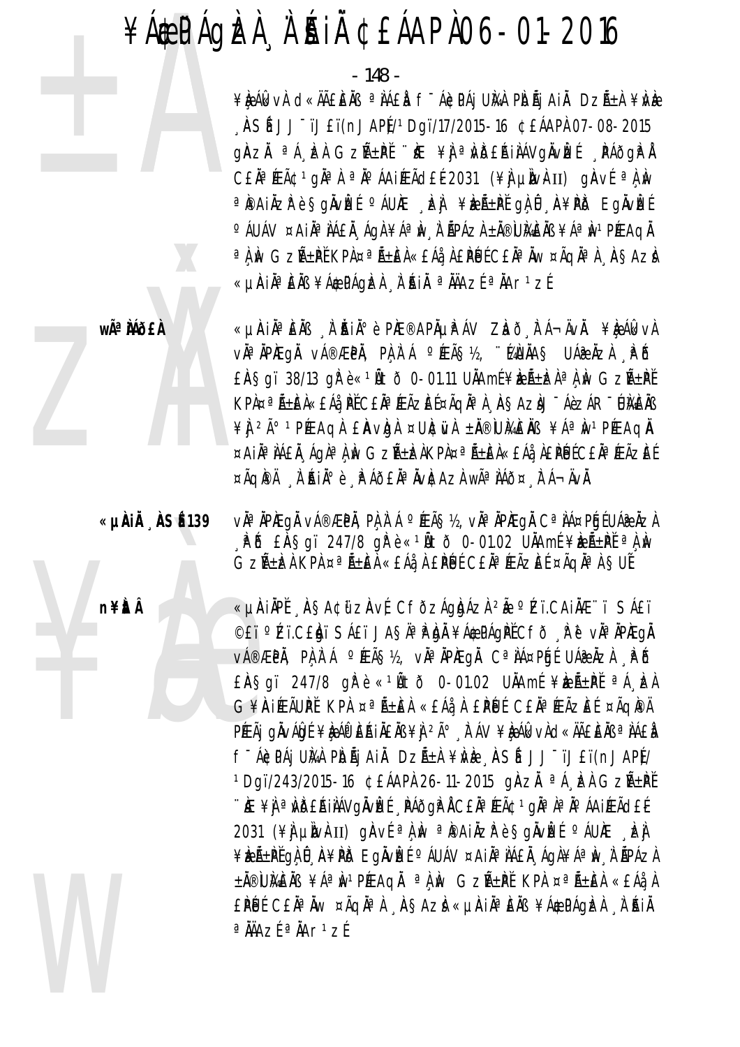¥ÀæPÁgÀ ¢«ÄÃ£ÀÄ ªÀÄÁ£Àå f¯Áè¢üPÁjUÀ¼À PÀbÉÃjAiÀÄ DzÉÃ±À ¥ÀvÀæ ¸ÀASÉå J J¯ïJ£ï(n J¦ÉÆ)/¹Dgï/17/2015-16 ¢£ÁAPÀ 07-08-2015 gÀAzÀ ªÁ¸ÀzÀ GzÉÝÃ±ÀPÉÌ ¨sÀÆ ¥ÀjªÀvÀð£ÉAiÀÄÁVgÀÄvÀÛzÉ. ¸ÀzÀj d«ÄÃ£ÀÄ ªÀiÁ¹Ö ¥Áè£ï 2031 (¥ÀjµÀÌøvÀ II) gÀ°è ªÀ¸Àw ªÀ®AiÀÄzÀ°è §gÀÄvÀÛzÉ. ºÁUÀÆ ¸ÀzÀj ¥ÀæzÉñÀzÀ ¸ÀÄvÀÛ ªÀÄÄvÀÛ EgÀÄªÀ ¥ÀæzÉñÀzÀ°è ¨sÀÆ ¥ÀjªÀvÀð£ÉAiÀiÁzÀ ¸ÀASÉå ªÀÄvÀÄÛ CzÀgÀ ¥ÀPÀÌzÀ d«ÄÃ¤£À ¨sÀÆ G¥ÀAiÉÆÃUÀªÀ£ÀÄß ªÀ¸Àw GzÉÝÃ±ÀPÉÌ ¥ÀjªÀwð¸À®Ä ¥Àæ¸ÁÛ¦¸À¯ÁVzÉ.

**wÃªÀiÁð£À**

«µÀAiÀÄªÀ£ÀÄß ¸ÀªÀiÁ°ÉÆÃa¹ ZÀað¸À¯Á¬ÄvÀÄ. ¥ÀæÁ¢üPÀgÀzÀ vÀªÀÄä ¥ÀvÀæzÀ°è ¸ÀÆa¹gÀÄªÀAvÉ ¸ÀzÀj d«ÄÃ£ÀÄ ¸ÀªÉð £ÀA§gï 38/13 gÀ°è «¹ÛÃtð 0-01.11 UÀÄAmÉ ¥ÀæzÉñÀªÀ£ÀÄß ªÀ¸Àw GzÉÝÃ±ÀPÉÌ ¨sÀÆ G¥ÀAiÉÆÃUÀ ¥ÀjªÀvÀð£É ªÀiÁqÀ®Ä C£ÀÄªÉÆÃzÀ£ÉAiÀÄ£ÀÄß ¤ÃqÀ¯ÁVzÉ. ¸ÀzÀj d«ÄÃ£ÀÄ ¸ÀASÉå ¨sÀÆ ¥ÀjªÀvÀð£É ¥Àæ¸ÁÛªÀ£ÉAiÀÄ£ÀÄß ¸ÀPÁðgÀzÀ C£ÀÄªÉÆÃzÀ£ÉUÉ ¸À°è¸À¯ÁVzÉ. ¥ÀæÁ¢üPÁgÀzÀ wÃªÀiÁð£ÀªÀ£ÀÄß C£ÀÄªÉÆÃ¢¸À¯Á¬ÄvÀÄ.

**«µÀAiÀÄ ¸ÀASÉå 139**

vÀªÀÄä¥ÀgÀÄ vÁ®ÆèPÀÄ, PÀ¸À§Á ºÉÆÃ§½, vÀªÀÄä¥ÀgÀÄ CªÀÄÁ¤PÉgÉ UÁæªÀÄzÀ ¸ÀªÉð £ÀA§gï 247/8 gÀ°è «¹ÛÃtð 0-01.02 UÀÄAmÉ ¥ÀæzÉñÀªÀ£ÀÄß GzÉÝÃ±ÀPÉÌ ¨sÀÆ G¥ÀAiÉÆÃUÀ ¥ÀjªÀvÀð£É C£ÀÄªÉÆÃzÀ£É ¤ÃqÀ§UÉÎ.

**n¥ÀàtÂ**

«µÀAiÀÄPÉÌ ¸ÀA§A¢ü¹zÀAvÉ Cfð¢gÀgÁzÀ ²æÃ.CAiÀÄÆ¨ï SÁ£ï ©£ï ºÉ.C£ÀgÀï SÁ£ï JA§ÄªÀªÀgÀÄ ¥ÀæPÁgÀPÉÌ Cfð ¸À°è vÀªÀÄä¥ÀgÀÄ vÁ®ÆèPÀÄ, PÀ¸À§Á ºÉÆÃ§½, vÀªÀÄä¥ÀgÀÄ CªÀÄÁ¤PÉgÉ UÁæªÀÄzÀ ¸ÀªÉð £ÀA§gï 247/8 gÀ°è «¹ÛÃtð 0-01.02 UÀÄAmÉ ¥ÀæzÉñÀzÀ ªÁ¸ÀzÀ G¥ÀAiÉÆÃUÀPÉÌ KPÀ ¤ªÉÃ±À£À «£Áå¸À £ÀPÉëUÉ C£ÀÄªÉÆÃzÀ£É ¤ÃqÀ®Ä PÉÆÃjgÀÄvÁÛgÉ. ¥ÀæÁ¢üPÁgÀzÀ ¢«ÄÃ£ÀÄ ªÀÄÁ£Àå f¯Áè¢üPÁjUÀ¼À PÀbÉÃjAiÀÄ DzÉÃ±À ¥ÀvÀæ ¸ÀASÉå J J¯ïJ£ï(n J¦ÉÆ)/¹Dgï/243/2015-16 ¢£ÁAPÀ 26-11-2015 gÀAzÀ ªÁ¸ÀzÀ GzÉÝÃ±ÀPÉÌ ¨sÀÆ ¥ÀjªÀvÀð£ÉAiÀÄÁVgÀÄvÀÛzÉ. ¸ÀzÀj d«ÄÃ£ÀÄ ªÀiÁ¹Ö ¥Áè£ï 2031 (¥ÀjµÀÌøvÀ II) gÀ°è ªÀ¸Àw ªÀ®AiÀÄzÀ°è §gÀÄvÀÛzÉ. ºÁUÀÆ ¸ÀzÀj ¥ÀæzÉñÀzÀ ¸ÀÄvÀÛ ªÀÄÄvÀÛ EgÀÄªÀ ¥ÀæzÉñÀzÀ°è ¨sÀÆ ¥ÀjªÀvÀð£ÉAiÀiÁzÀ ¸ÀASÉå ªÀÄvÀÄÛ CzÀgÀ ¥ÀPÀÌzÀ d«ÄÃ¤£À ¨sÀÆ G¥ÀAiÉÆÃUÀªÀ£ÀÄß ªÀ¸Àw GzÉÝÃ±ÀPÉÌ ¥ÀjªÀwð¸À®Ä ¥Àæ¸ÁÛ¦¸À¯ÁVzÉ.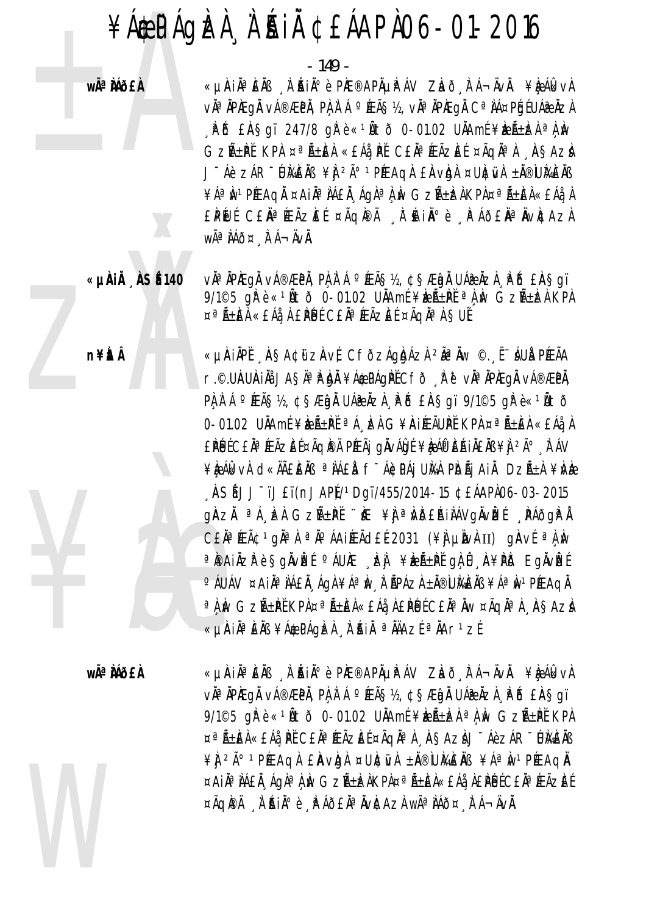wÃªÀÁð£À «µÀiÃªÉÃß ¸ÀÄëiÀÄ°è PÉ®APÀµÀªÁV ZÀèð¸À¯Á¬ÄvÀÄ. ¥ÀæÁÛvÀ vÃªÀÄPÉgÀÄ vÁ®ÆPÀÄ, PÀ¸À¨Á ºÉÆÃ§½, vÃªÀÄPÉgÀÄ CªÀÄ¤PÉgÉ UÁæªÀÄzÀ ¸ÀªÉð £ÀA§gï 247/8 gÀ°è «¹Ãtð 0-01.02 UÀÄAmÉ ¥ÀæÃ±ÀzÀ ªÀ¸Àw GzÉÝÃ±ÀPÉÌ PÀÈ¶ªÀ®èzÀ «£ÁåªÉ C£ÀÄªÀÄw ¤ÃqÀÄªÀ ¸À§AzÀ J¯Áè zÁR¯ÉUÀ¼À£ÀÄß ¥Àj²Ã°¹ PÉÆAqÀ £ÀAvÀgÀ ¤UÀ¢üvÀ ±ÀÄ®ÌU¼À£ÀÄß ¥ÁªÀw¹ PÉÆAqÀÄ ¤AiÀÄªÀÄ£À¸ÁgÀ ªÀ¸Àw GzÉÝÃ±ÀPÀ ¤ªÉÃ±À£À «£ÁåªÀ £ÀPÉë UÉ C£ÀÄªÉÆÃzÀ£É ¤ÃqÀ®Ä ¸ÀÄëiÀÄ°è ¸ÀªÁð£ÀªÀÄvÀ¢AzÀ wÃªÀÄÁð¤¸À¯Á¬ÄvÀÄ.

«µÀAiÀÄ ¸ÀASÉå 140 vÃªÀÄPÉgÀÄ vÁ®ÆPÀÄ, PÀ¸À¨Á ºÉÆÃ§½, ¢§ÆgÀÄ UÁæªÀÄzÀ ¸ÀªÉð £ÀA§gï 9/1©5 gÀ°è «¹Ãtð 0-01.02 UÀÄAmÉ ¥ÀæÃ±ÀPÉ ªÀ¸Àw GzÉÝÃ±ÀPÀ ¤ªÉÃ±À£À «£ÁåªÀ £ÀPÉë C£ÀÄªÉÆÃzÀ£É ¤ÃqÀÄªÀ §UÉ.

n¥ÀÀÂ «µÀAiÀÄPÉ ¸ÀA§A¢üzÀAvÉ CfðzÁgÀgÁzÀ ²æÃªÀÄw ©.¸Ë¨ÁUÀå PÉÆÃA r.©.UÀAUÀAiÀÄå J.A§ªÀgÀÄ ¥ÁæPÁgÀPÉ Cfð ¸À°è vÃªÀÄPÉgÀÄ vÁ®ÆPÀÄ, PÀ¸À¨Á ºÉÆÃ§½, ¢§ÆgÀÄ UÁæªÀÄzÀ ¸ÀªÉð £ÀA§gï 9/1©5 gÀ°è «¹Ãtð 0-01.02 UÀÄAmÉ ¥ÀæÃ±ÀPÉ ªÁ¸ÀzÀ G¥ÀAiÉÆÃUÀPÉÌ PÀÈ¶ªÀ®èzÀ «£ÁåªÀ £ÀPÉë C£ÀÄªÉÆÃzÀ£É ¤ÃqÀ®Ä PÉÆÃjgÀÄvÁÛgÉ ¥ÀæÁÛ¦vÀ ÉÃiÀÄ£ÀÄß ¥Àj²Ã°¸À¯ÁV ¥ÀæÁÛvÀ d«ÄÃ£À£ÀÄß ªÀÄÁ£Àå f¯ÁèPÁjUÀ¼À PÀbÉÃjAiÀÄ DzÉÃ±À ¥ÀÀæ ¸ÀASÉå J J¯ïJ£ï(n J APÉ)/¹Dgï/455/2014-15 ¢£ÁAPÀ 06-03-2015 gÀAzÀÄ ªÁ¸ÀzÀ GzÉÝÃ±ÀPÉ ¨ÀÆ ¥ÀjªÀvÀð£ÉAiÀiÁVgÀÄvÀÛzÉ ¸ÀPÁðgÀzÀ C£ÀÄªÉÆÃ¢¹gÀÄªÀ ªÀÄºÁAiÉÆÃd£É 2031 (¥ÀjµÀÌöÈvÀ II) gÀAvÉ ªÀ¸Àw ªÀ®AiÀÄzÀ°è§gÀÄvÀÛzÉ ºÁUÀÆ ¸ÀzÀj ¥ÀæÃ±ÀPÉ gÀ¸ÉÛ ¸ÀA¥ÀPÀð EgÀÄvÀÛzÉ ºÁUÁV ¤AiÀÄªÀÄ£À¸ÁgÀ ¥ÁªÀw¸À¯ÁzÀ ±ÀÄ®ÌU¼À£ÀÄß ¥ÁªÀw¹ PÉÆAqÀÄ ªÀ¸Àw GzÉÝÃ±ÀPÉ PÀÈ¶ªÀ®èzÀ «£ÁåªÀ £ÀPÉëUÉ C£ÀÄªÀÄw ¤ÃqÀÄªÀ ¸À§AzÀ «µÀAiÀÄªÀ£ÀÄß ¥ÁæPÁgÀzÀ ¸ÀÄëiÀÄ ªÀÄÄAzÉ ªÀÄAr¹zÉ.

wÃªÀÄÁð£À «µÀAiÀÄªÀ£ÀÄß ¸ÀÄëiÀÄ°è PÉ®APÀµÀªÁV ZÀèð¸À¯Á¬ÄvÀÄ. ¥ÀæÁÛvÀ vÃªÀÄPÉgÀÄ vÁ®ÆPÀÄ, PÀ¸À¨Á ºÉÆÃ§½, ¢§ÆgÀÄ UÁæªÀÄzÀ ¸ÀªÉð £ÀA§gï 9/1©5 gÀ°è «¹Ãtð 0-01.02 UÀÄAmÉ ¥ÀæÃ±ÀzÀ ªÀ¸Àw GzÉÝÃ±ÀPÉ PÀÈ¶ªÀ®èzÀ «£ÁåªÀPÉ C£ÀÄªÉÆÃzÀ£É ¤ÃqÀÄªÀ ¸À§AzÀ J¯Áè zÁR¯ÉUÀ¼À£ÀÄß ¥Àj²Ã°¹ PÉÆAqÀ £ÀAvÀgÀ ¤UÀ¢üvÀ ±ÀÄ®ÌU¼À£ÀÄß ¥ÁªÀw¹ PÉÆAqÀÄ ¤AiÀÄªÀÄ£À¸ÁgÀ ªÀ¸Àw GzÉÝÃ±ÀPÀ ¤ªÉÃ±À£À «£ÁåªÀ £ÀPÉëUÉ C£ÀÄªÉÆÃzÀ£É ¤ÃqÀ®Ä ¸ÀÄëiÀÄ°è ¸ÀªÁð£ÀªÀÄvÀ¢AzÀ wÃªÀÄÁð¤¸À¯Á¬ÄvÀÄ.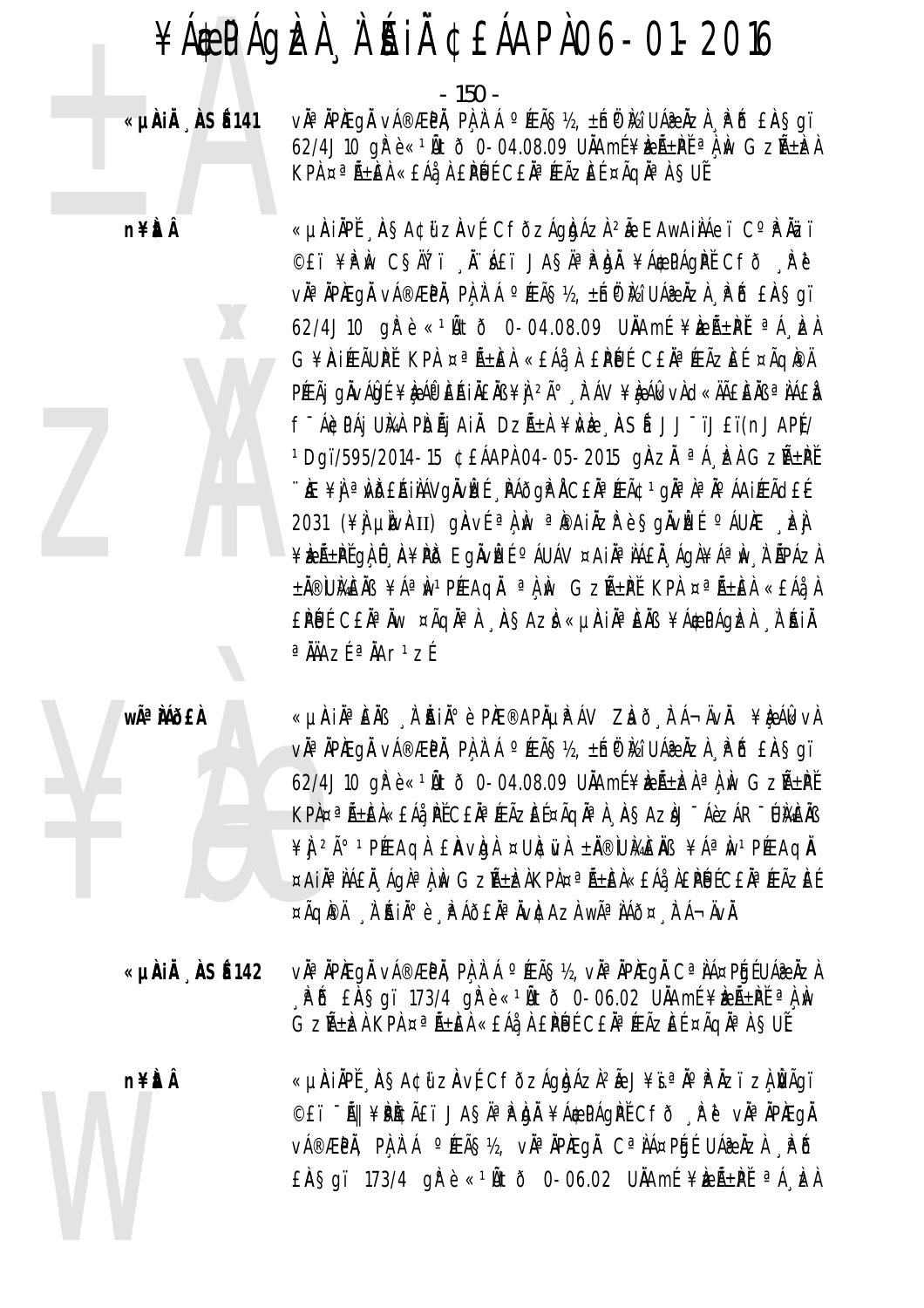**«µÀAiÀÄ ¸ÀASÉå141** vÀªÀÄPÀÆgÀÄ vÁ®ÆèPÀÄ, PÀ¸À¨Á ºÉÆÃ§½, ±ÉnÖºÀ½îUÁæªÀÄzÀ ¸ÀªÉð £ÀA§gï 62/4J10 gÀ°è «¹Ûtð 0-04.08.09 UÀÄAmÉ ¥ÀæzÉÃ±ÀPÉÌ ªÀ¸Àw GzÉÝñÀPÁÌV ¨sÀÆ¥ÀjªÀvÀð£É DzÉñÀ ºÉÆgÀr¸À¯ÁVzÉ.

**n¥Àà£À :** «µÀAiÀÄPÉÌ ¸ÀA§A¢ü¹zÀAvÉ CfðzÁgÀgÁzÀ ²æ E.AwAiÀÄ¥Àà, ©£ï ¥ÀÄlÖ¸Áé«Ä, C§ÄÝ¯ï ¸ÀÄ¨sÁ£ï JA§ÄªÀªÀgÀÄ ¥ÁæzsÁ«PÁgÀPÉÌ Cfð ¸À°è¹ vÀªÀÄPÀÆgÀÄ vÁ®ÆèPÀÄ, PÀ¸À¨Á ºÉÆÃ§½, ±ÉnÖºÀ½îUÁæªÀÄzÀ ¸ÀªÉð £ÀA§gï 62/4J10 gÀ°è «¹Ûtð 0-04.08.09 UÀÄAmÉ ¥ÀæzÉÃ±ÀPÉÌ ªÀ¸Àw GzÉÝñÀPÁÌV ¨sÀÆ¥ÀjªÀvÀð£É DzÉñÀ ¤ÃqÀ®Ä PÉÆÃjgÀÄvÁÛgÉ. ¥ÀæÁ¢üPÁgÀzÀ ¥ÀjµÀÌøvÀ ¥ÀjªÀvÀð£É ¥Àæ²ßvÀ ¸ÀASÉå JJ¯ï£ï(n)JAPÉ/¹Dgï/595/2014-15 ¢£ÁAPÀ 04-05-2015 gÀAzÀÄ ªÀ¸Àw GzÉÝñÀPÉÌ ¨sÀÆ¥ÀjªÀvÀð£É ªÀiÁqÀ®Ä C£ÀÄªÉÆÃ¢¹gÀÄªÀÅzÀÄ ªÀÄvÀÄÛ 2031 (¥ÀjµÀÌøvÀ II) gÀAvÉ ªÀ¸Àw ªÀ®AiÀÄzÀ°è §gÀÄvÀÛzÉ ºÁUÀÆ ¸ÀzÀj ¥ÀæzÉÃ±ÀPÉÌ gÀ¸ÉÛ ¸ÀA¥ÀPÀð EgÀÄvÀÛzÉ ºÁUÁV ¤AiÀÄªÀÄ£ÀÄ¸ÁgÀ ¥ÁªÀw¸À¨ÉÃPÁzÀ ±ÀÄ®ÌUÀ¼À£ÀÄß ¥ÁªÀw¹PÉÆAqÀÄ ªÀ¸Àw GzÉÝñÀPÉÌ ¨sÀÆ¥ÀjªÀvÀð£É DzÉñÀ ¤ÃqÀ®Ä ¸À¨sÉAiÀÄ C£ÀÄªÉÆÃzÀ£É PÉÆÃj «µÀAiÀÄªÀ£ÀÄß ¥ÁæzsÁ«PÁgÀzÀ ¸À¨sÉAiÀÄ ªÀÄAqÀ£ÉUÉ ªÀÄAr¹zÉ.

**wÃªÀiÁð£À :** «µÀAiÀÄªÀ£ÀÄß ¸À¨sÉAiÀÄ°è ZÀað¸À¯Á¬ÄvÀÄ ZÀað¹zÀ £ÀAvÀgÀ ¸À¨sÉAiÀÄÄ ¸ÀªÀð¸ÀªÀÄäw¬ÄAzÀ vÀªÀÄPÀÆgÀÄ vÁ®ÆèPÀÄ, PÀ¸À¨Á ºÉÆÃ§½, ±ÉnÖºÀ½îUÁæªÀÄzÀ ¸ÀªÉð £ÀA§gï 62/4J10 gÀ°è «¹Ûtð 0-04.08.09 UÀÄAmÉ ¥ÀæzÉÃ±ÀªÀ£ÀÄß ªÀ¸Àw GzÉÝñÀPÉÌ ¨sÀÆ¥ÀjªÀvÀð£É DzÉñÀ ¤ÃqÀ®Ä ¸À¨sÉAiÀÄÄ C£ÀÄªÉÆÃ¢¹zÉ. ¥ÀæÁ¢üPÁgÀ ¸ÀÆa¹gÀÄªÀ ±ÀÄ®ÌUÀ¼À£ÀÄß ¥ÁªÀw¹PÉÆAqÀ £ÀAvÀgÀ ¤AiÀÄªÀÄ£ÀÄ¸ÁgÀ ªÀ¸Àw GzÉÝñÀPÉÌ ¨sÀÆ¥ÀjªÀvÀð£É DzÉñÀ ¤ÃqÀ®Ä ¸À¨sÉAiÀÄ°è wÃªÀiÁð¤¸À¯Á¬ÄvÀÄ.

**«µÀAiÀÄ ¸ÀASÉå142** vÀªÀÄPÀÆgÀÄ vÁ®ÆèPÀÄ, PÀ¸À¨Á ºÉÆÃ§½, vÀªÀÄPÀÆgÀÄ CªÀÄð£ÀPÉgÉ UÁæªÀÄzÀ ¸ÀªÉð £ÀA§gï 173/4 gÀ°è «¹Ûtð 0-06.02 UÀÄAmÉ ¥ÀæzÉÃ±ÀPÉÌ ªÀ¸Àw GzÉÝñÀPÁÌV ¨sÀÆ¥ÀjªÀvÀð£É DzÉñÀ ºÉÆgÀr¸À¯ÁVzÉ.

**n¥Àà£À :** «µÀAiÀÄPÉÌ ¸ÀA§A¢ü¹zÀAvÉ CfðzÁgÀgÁzÀ ²æ J¥sï.ªÀÄºÀªÀÄzï ¸À°ÃA, ©£ï ¯Él ¥ÀPÀgÀÄ¢ÝÃ£ï JA§ÄªÀªÀgÀÄ ¥ÁæzsÁ«PÁgÀPÉÌ Cfð ¸À°è¹ vÀªÀÄPÀÆgÀÄ vÁ®ÆèPÀÄ, PÀ¸À¨Á ºÉÆÃ§½, vÀªÀÄPÀÆgÀÄ CªÀÄð£ÀPÉgÉ UÁæªÀÄzÀ ¸ÀªÉð £ÀA§gï 173/4 gÀ°è «¹Ûtð 0-06.02 UÀÄAmÉ ¥ÀæzÉÃ±ÀPÉÌ ªÀ¸Àw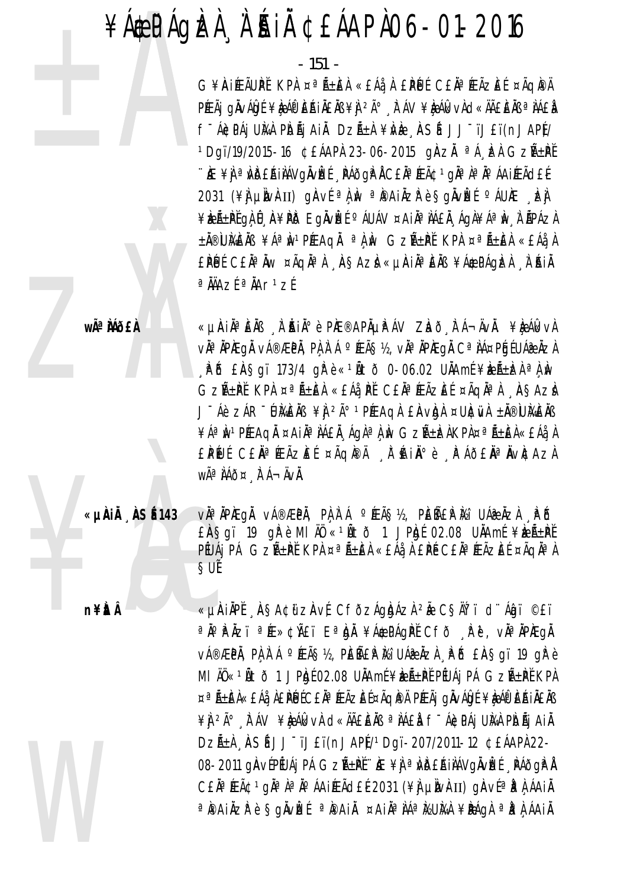G¥ÀìiÉÃUÀPÉ KPÀ ¤ªÃ±ÀÀ «£Áå¸À £ÀPÉÉ C£ÀªÉÃzÀÉ ¤ÃqÀªÀÄ PÉÃj gÀvÁÛÉ ¥ÀæÁ¢üPÁgÀiÁÃß ¥À}²Ã° ¸ÀÁV ¥ÀæÁ¢üvÀ d«ÄÃ£ÀÃß ªÀÄÁ£Àå f¯ÁèPÁj UÀ¼À PÀbÉÃj AiÀÄ DzÃ±À ¥ÀÀæ¸ÀSÉ J J¯ïJ£ï(n)JAPÉ/ [1]Dgï/19/2015-16 ¢£ÁAPÀ 23-06-2015 gÀ ÀzÀ ªÁ¸ÀzÀ GzÃ±ÀPÉ ¨ÀÉ¥À}ªÀÀÉ£ÁiÀÄÁVgÀvÀÉ ¸ÀPÁðgÀ C£ÀªÉÃ¢[1] gÀªÀªÀ ºÁAiÉÃd£É 2031 (¥À}µÀÌÀII) gÀ vÉ ªÀ¸Àw ªÀ®AiÀÄzÀ°è §gÀvÀÉ ºÁUÀE ¸ÀzÀ ¥ÀæÃ±ÀPÉ gÀ¸Û ¸À¥ÀÀð EgÀvÀÉ ºÁUÁV ¤AiÀÄªÀÄ£À¸ÁgÀ ¥ÁªÀw ¸ÀÃPÁzÀ ±ÀÄ®UÀ¼ÀÃß ¥ÁªÀw[1]PÉAqÀ ªÀ¸Àw GzÃ±ÀPÉ KPÀ ¤ªÃ±ÀÀ «£Áå¸À £ÀPÉÉ C£ÀªÃw ¤ÃqÀªÀ ¸À§AzÀ «µÀAiÀÄªÀÃß ¥ÁæPÁgÀzÀ ¸ÀªÀiÁ ªÀÄÀzÉ ªÀÄr[1]zÉ.

**wÃªÀiÁð£À**

«µÀAiÀÄªÀÃß ¸ÀªÀiÀÄ°è PÀE®APÀµÀÁV ZÀZÀð¸À Á¬ÄvÀÄ. ¥ÀæÁ¢üvÀ vÃªÀÄPÀEgÀÄ vÁ®ÆPÀÄ, PÀ¸À Á ºÉÃ§½, vÃªÀÄPÀEgÀÄ CªÀÁ¤PÉÉUÁæÀzÀ ¸ÀPÉ £À§gï 173/4 gÀ°è «[1]Ãtð 0-06.02 UÀÄAmÉ ¥ÀæÃ±ÀzÀ ªÀ¸Àw GzÃ±ÀPÉ KPÀ ¤ªÃ±ÀÀ «£Áå¸ÀPÉ C£ÀªÉÃzÀÉ ¤ÃqÀªÀ ¸À§AzÀ J¯ÁèzÁR¯ÉU¼ÀÃß ¥À}²Ã°[1]PÉAqÀ £ÀvÀgÀ ¤UÀ¢üv ±ÀÄ®UÀ¼ÀÃß ¥ÁªÀw[1]PÉAqÀ ¤AiÀÄªÀÄ£À¸ÁgÀªÀ¸Àw GzÃ±ÀPÀKPÀ¤ªÃ±ÀÀ «£Áå¸À £ÀPÉÉ C£ÀªÉÃzÀÉ ¤ÃqÀ®Ä ¸ÀªÀiÀÄ°è ¸ÀÁð£ÀªÀÄvÀ¢AzÀ wÃªÀiÁð¤¸À Á¬ÄvÀÄ.

**«µÀAiÀÄ ¸ÀSÉ 143**

vÃªÀÄPÀEgÀÄ vÁ®ÆPÀÄ, PÀ¸À Á ºÉÃ§½, PÀÉÃ£À¼Àî UÁæÀzÀ ¸ÀPÉ £À§gï 19 gÀ°è Ml ÄÖ «[1]Ãtð 1 JPÀgÉ 02.08 UÀÄAmÉ ¥ÀæÃ±ÀPÉ PÉUÁjPÁ GzÃ±ÀPÉ KPÀ ¤ªÃ±ÀÀ «£Áå¸À £ÀPÉ C£ÀªÉÃzÀÉ ¤ÃqÀªÀ §UÉ.

**n¥Àt**

«µÀAiÀÄPÉ ¸À§A¢üzÀ vÉ CfðzÁgÀgÁzÀ ²æ C§ÄÝ¯ï d¨Áâgï ©£ï ªÀ°ªÀÄzï ªÉ»¢Ý£ï EªÀgª ¥ÁæPÁgÀPÉ Cfð ¸À°è, vÃªÀÄPÀEgÀÄ vÁ®ÆPÀÄ, PÀ¸À Á ºÉÃ§½, PÀÉÃ£À¼Àî UÁæÀzÀ ¸ÀPÉ £À§gï 19 gÀ°è Ml ÄÖ «[1]Ãtð 1 JPÀgÉ 02.08 UÀÄAmÉ ¥ÀæÃ±ÀPÉ PÉUÁjPÁ GzÃ±ÀPÉ KPÀ ¤ªÃ±ÀÀ «£Áå¸ÀPÉ£ÀPÉÉ C£ÀªÉÃzÀÉ ¤ÃqÀªÀ PÉÃj gÀvÁÛÉ ¥ÀæÁ¢üPÁgÀiÁÃß ¥À}²Ã° ¸ÀÁV ¥ÀæÁ¢üvÀ d«ÄÃ£ÀÃß ªÀÄÁ£Àå f¯ÁèPÁj UÀ¼À PÀbÉÃj AiÀÄ DzÃ±À ¸ÀSÉ J J¯ïJ£ï(n)JAPÉ/[1]Dgï-207/2011-12 ¢£ÁAPÀ 22-08-2011 gÀ vÉ PÉUÁjPÁ GzÃ±ÀPÉ ¨ÀÉ¥À}ªÀÀÉ£ÁiÀÄÁVgÀvÀÉ ¸ÀPÁðgÀ C£ÀªÉÃ¢[1] gÀªÀªÀ ºÁAiÉÃd£É 2031 (¥À}µÀÌÀII) gÀ vÉ ªÀ¸Àw ªÀ®AiÀÄzÀ°è §gÀvÀÉ ªÀ®AiÀÄ ¤AiÀÄªÀÄªÀ½UÀ¼À ¥ÀæÁgÀ ªÀ¸Àw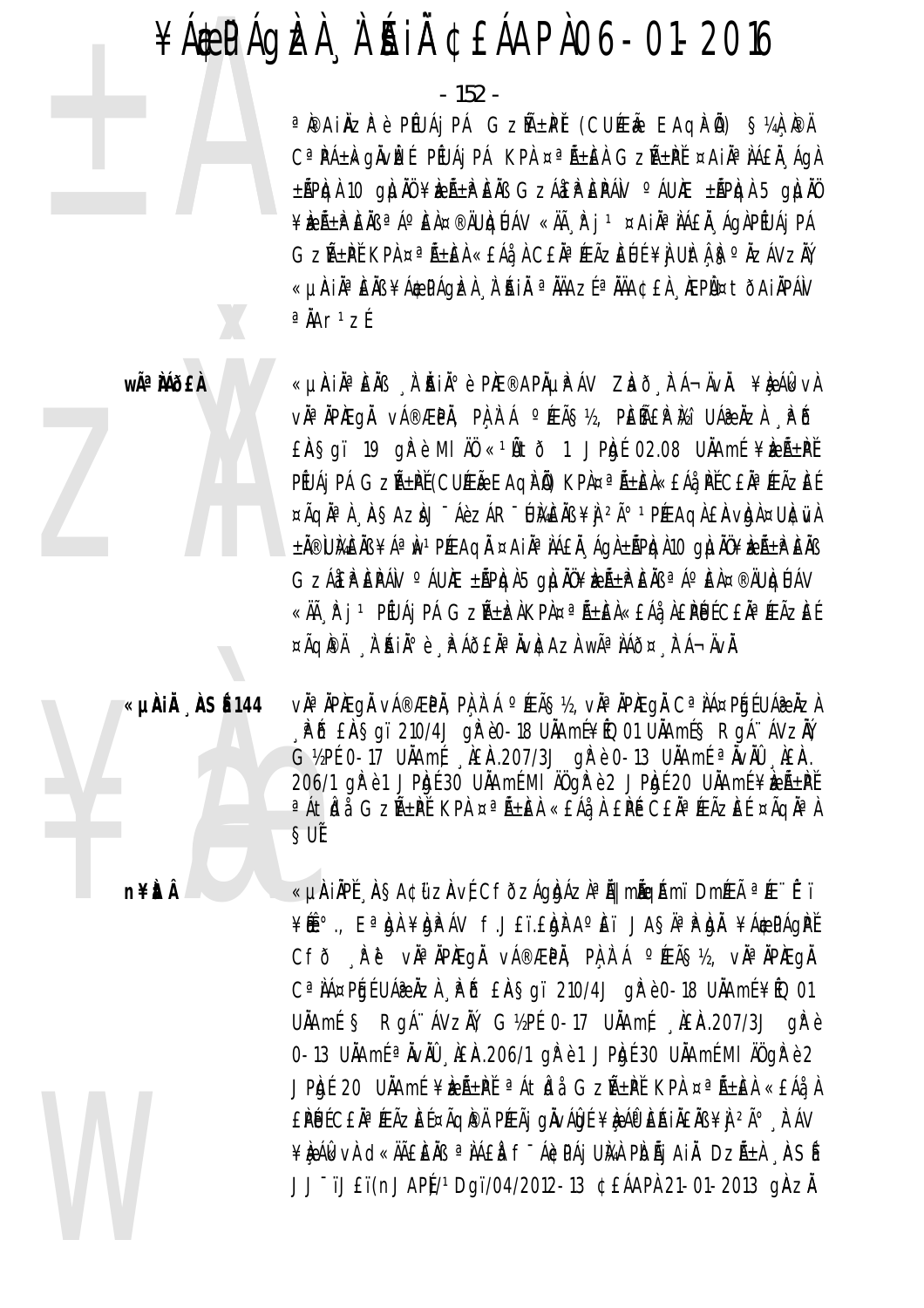ªÀ®AiÀÄzÀ°è PÉÊUÁjPÁ GzÀÝ¨ÉÆÃUÀ (CUÉÆæ EAqÀ¹Ö) §¼À¸ÀÄ ¤AiÀÄ«Ä¹ CªÀPÁ±ÀUÀ¼À£ÀÄß ¤ÃqÀ¯ÁVzÉ ¥ÀæªÀÄÄR (AiÀÄ) ¸ÀA¨sÁåªÀÄAiÀÄ ¥ÀæzÉ±ÀUÀ¼À°è PÉÊUÁjPÁ GzÀÝ¨ÉÆÃUÀ ¸ÁÜ¥À£ÉUÉ ±ÉÃ.10 gÀµÀÄÖ ¥ÉÆæÃvÁìºÀ zsÀ£À ªÀÄvÀÄÛ ºÉÆ¸À GzÀÝªÉÄUÀ½UÉ ±ÉÃ.5 gÀµÀÄÖ ¥ÉÆæÃvÁìºÀ zsÀ£À ºÉZÀÄÑªÀj ¨ÁAqÀªÁ¼À ºÀÆrPÉ «ÄwAiÀÄ ¥ÀæªÀiÁtzÀ ªÉÄÃ¯É ¤ÃqÀ¯ÁUÀÄªÀÅzÀÄ.

wÃªÀiÁð£À

«µÀAiÀÄªÀ£ÀÄß ¸ÀA¥ÀÄlzÀ°è PÀÆ®APÀµÀªÁV ZÀað¸À¯ÁAiÀÄvÀÄ. ¥ÀæÁ¸ÀvÀ vÀªÀiÁè£ÀÄ ¥ÁæzÉ²PÀ ¸ÀªÀÄUÀæ C©üªÀÈ¢Þ AiÉÆÃd£É 2016-17 PÉÊUÁjPÁ GzÀÝ¨ÉÆÃUÀ (CUÉÆæ EAqÀ¹Ö) ¤Ãw 2014-19 «ÄvÀzÀ°è PÉÊUÁjPÁ GzÀÝ¨ÉÆÃUÀ ¸ÁÜ¥À£ÉUÉ ±ÉÃ.10 gÀµÀÄÖ ¥ÉÆæÃvÁìºÀ zsÀ£À ªÀÄvÀÄÛ ºÉÆ¸À GzÀÝªÉÄUÀ½UÉ ±ÉÃ.5 gÀµÀÄÖ ¥ÉÆæÃvÁìºÀ zsÀ£À ºÉZÀÄÑªÀj ¨ÁAqÀªÁ¼À ºÀÆrPÉ «ÄwAiÀÄ ¥ÀæªÀiÁtzÀ ªÉÄÃ¯É ¤ÃqÀ¯ÁUÀÄªÀÅzÀÄ ¸ÀA¥ÀÄlzÀ°è wÃªÀiÁð¤¸À¯ÁAiÀÄvÀÄ.

«µÀAiÀÄ ¸ÀASÉå 144

vÀªÀÄPÀÆgÀÄ vÁ®ÆèPÀÄ, PÀ¸À¨Á ºÉÆÃ§½, vÀªÀÄPÀÆgÀÄ CªÀÄÈvÀ£ÀUÀgÀzÀ ¸À.£ÀA. 210/4J gÀ°è 0-18 UÀÄAmÉ ¥ÉÊQ 01 UÀÄAmÉ § RgÁ¨ÁVzÀÄÝ, G½zÀ 0-17 UÀÄAmÉ, ¸À.£ÀA.207/3J gÀ°è 0-13 UÀÄAmÉ ªÀÄvÀÄÛ ¸À.£ÀA. 206/1 gÀ°è 1 JPÀgÉ 30 UÀÄAmÉ MlÄÖ gÀ°è 2 JPÀgÉ 20 UÀÄAmÉ ¥ÀæzÉÃ±ÀzÀ°è GzÀÝ¨ÉÆÃUÀ PÀ¤µÀÖ «£ÁåªÀÄ £ÀPÉÊ C£ÀÄªÉÆÃzÀ£É ¤ÃqÀÄªÀ §UÉÎ

n¥ÀàtÂ

«µÀAiÀÄPÉÌ ¸ÀA§A¢ü¹zÀAvÉ CfðzÁgÀgÁzÀ ªÀiÁ|mÉ»¯ÉmïÌ DmÉÆÃ ªÉÄ¯É£ï ¥ÉæÊ., EªÀgÀÄ ¥ÀgÀªÁV f.J£ï.£ÀgÀ¹AºÀ ºÀ£ïJ§ÄªÀªÀgÀÄ ¥ÁæPÁgÀPÉÌ Cfð ¸À°è vÀªÀÄPÀÆgÀÄ vÁ®ÆèPÀÄ, PÀ¸À¨Á ºÉÆÃ§½, vÀªÀÄPÀÆgÀÄ CªÀÄÈvÀ£ÀUÀgÀzÀ ¸À.£ÀA. 210/4J gÀ°è 0-18 UÀÄAmÉ ¥ÉÊQ 01 UÀÄAmÉ § RgÁ¨ÁVzÀÄÝ, G½zÀ 0-17 UÀÄAmÉ, ¸À.£ÀA.207/3J gÀ°è 0-13 UÀÄAmÉ ªÀÄvÀÄÛ ¸À.£ÀA.206/1 gÀ°è 1 JPÀgÉ 30 UÀÄAmÉ MlÄÖ gÀ°è 2 JPÀgÉ 20 UÀÄAmÉ ¥ÀæzÉÃ±ÀzÀ°è GzÀÝ¨ÉÆÃUÀ PÀ¤µÀÖ «£ÁåªÀÄ £ÀPÉÊ C£ÀÄªÉÆÃzÀ£É ¤ÃqÀ®Ä PÉÆÃjgÀÄvÁÛgÉ ¥ÀæÁ¸ÀÛ ¨sÀÆ«ÄAiÀÄ£ÀÄß ¥ÀæÁ¸ÀvÀ ¢«ÄÃ£ÁªÀÄ ªÀiÁ£À f¯ÁèzsÀPÁjUÀ¼ÀÄ PÀbÉÃj AiÀÄ DzÉÃ±À ¸ÀASÉå JJ¯ïJ£ï(n)JAP¸ï/¹Dgï/04/2012-13 ¢£ÁAPÀ 21-01-2013 gÀAzÀ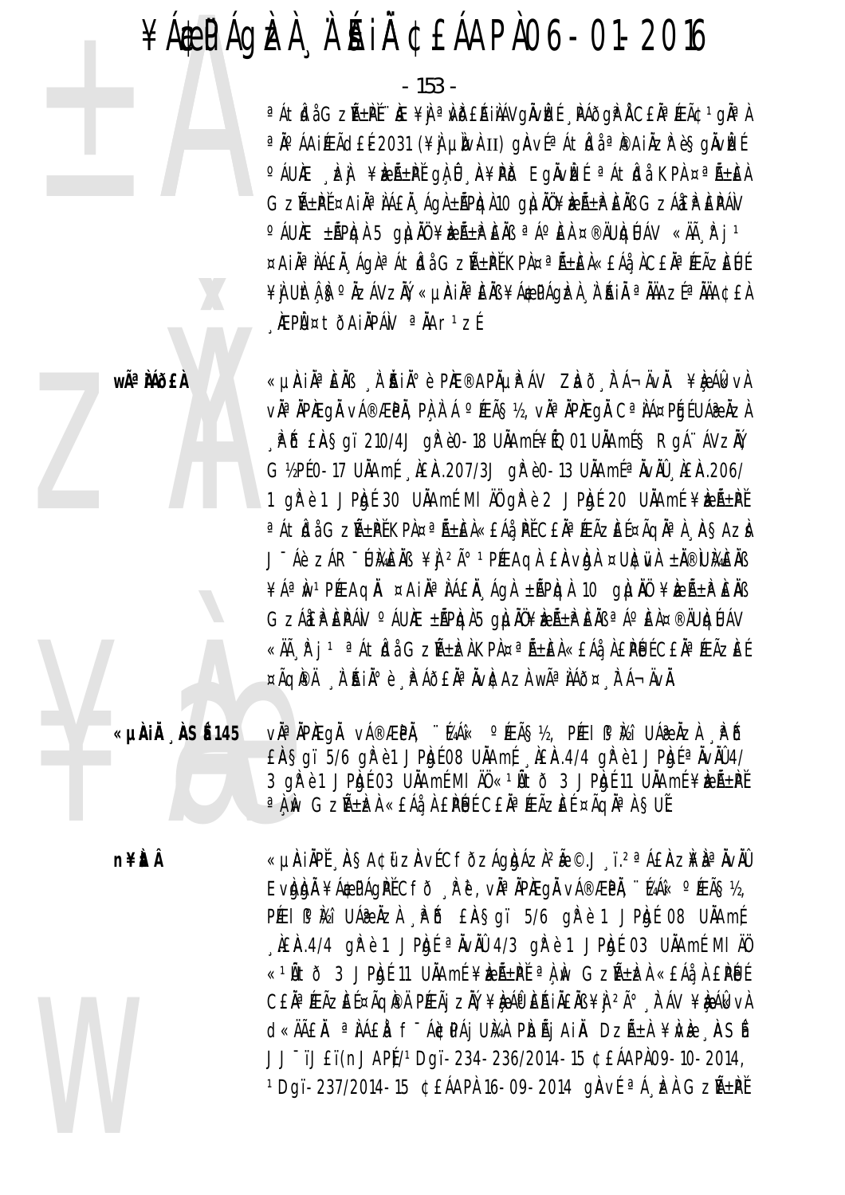ªÁtÂdå GzÉÝñÀPÉÌ ¨sÉ¥ÀjªÀvÀð£ÉAiÀiÁVgÀÄvÀÛzÉ ¸ÀPÁðgÀªÀÅ C£ÀªÀÄwAiÀÄ£ÀÄß ¤ÃrgÀªÀ ªÀÄºÁAiÉÆÃd£É 2031 (¥ÀjµÀÌöÈvÀ II) gÀ°è ªÁtÂdå ªÀ®AiÀÄzÀ°è§gÀÄvÀÛzÉ ºÁUÀÆ ¸ÀzÀj ¥ÀæzÉñÀPÉÌ gÀ¸ÉÛ ¸ÀA¥ÀPÀð EgÀÄvÀÛzÉ ªÁtÂdå GzÉÝñÀPÀÌ¤ªÉÃ±À£ÀªÀ GzÉÝñÀPÉÌ¤AiÀÄªÀÄ£ÀÄß ¸ÁgÀA±ÀªÁV 10 gÀµÀÄÖ¥ÀæªÉÄÃAiÀÄ£ÀÄß GzÁÌgÀzÀ°èzÀÝAiÀÄ ºÁUÀÆ ±ÀÄPÀÛªÀ 5 gÀµÀÄÖ¥ÀæªÉÄÃAiÀÄ£ÀÄß ªÁºÀ£À¤®ÄUÀqÉUÁV «ÄÃ¸À°j¹ ¤AiÀÄªÀÄ¤AiÀÄ ¸ÁgÀªÁtÂdå GzÉÝñÀPÀÌ¤ªÉÃ±À£À«£Áå¸ÀzÀ £ÀPÉëAiÀÄ£ÀÄß ¥ÀjUÀt¸À§ºÀÄzÁVzÉ JAzÀÄ «µÀAiÀÄªÀ£ÀÄß ¥ÁæPÁgÀzÀ ¸ÀA¥ÀÄl ªÀÄÄAzÉ ªÀÄAqÀ£É ¸ÀEPÀÄ¤tðAiÀÄPÁÌV ªÀÄAr¹zÉ

**wÃªÀiÁð£À**

«µÀAiÀÄªÀ£ÀÄß ¸ÀA¥ÀÄlªÀÅ ZÀað¹ ¸ÀªÀiÁ¯ÉÆÃa¹ ¥ÀjUÀtÂ¹ vÀÄªÀÄPÀÆgÀÄ vÁ®ÆèPÀÄ, PÀ¸À¨Á ºÉÆÃ§½, vÀÄªÀÄPÀÆgÀÄ CªÀÄ¤PÉgÉUÁæªÀÄzÀ ¸À.£ÀA. 210/4J gÀ°è 0-18 UÀÄAmÉ¥ÉÊQ 01 UÀÄAmÉ§ RgÁ¨ÁVzÀÄÝ G½PÉ 0-17 UÀÄAmÉ ¸À£À.207/3J gÀ°è 0-13 UÀÄAmÉªÀÄvÀÄÛ ¸À£À.206/1 gÀ°è 1 JPÀgÉ 30 UÀÄAmÉ MlÄÖ gÀ°è 2 JPÀgÉ 20 UÀÄAmÉ ¥ÀæzÉñÀPÉÌ ªÁtÂdå GzÉÝñÀPÀÌ¤ªÉÃ±À£À«£Áå¸ÀPÉÌ C£ÀªÀÄwAiÀÄ£ÀÄß ¤ÃqÀ®Ä ªÀÄ¸À¸ÀzÀ J¯Áè zÁR¯ÉUÀ¼À£ÀÄß ¥Àj²Ã°¹ PÉÆAqÀÄ £ÀAvÀgÀ ¤UÀ¢ü¸À¯ÁUÀÄªÀ UÀ¼À£ÀÄß ¥ÁªÀw¹ PÉÆAqÀÄ ¤AiÀÄªÀÄ¤AiÀÄ ¸ÁgÀ ±ÀÄPÀÛªÀ 10 gÀµÀÄÖ¥ÀæªÉÄÃAiÀÄ£ÀÄß GzÁÌgÀzÀ°èzÀÝ ºÁUÀÆ ±ÀÄPÀÛªÀ 5 gÀµÀÄÖ¥ÀæªÉÄÃAiÀÄ£ÀÄß ªÁºÀ£À¤®ÄUÀqÉUÁV «ÄÃ¸À°j¹ ªÁtÂdå GzÉÝñÀPÀÌ¤ªÉÃ±À£À«£Áå¸ÀPÉÌ C£ÀªÀÄwAiÀÄ£ÀÄß ¤ÃqÀ®Ä ¸ÀA¥ÀÄl ¸ÀºÀ ¤tðAiÀÄ¸ÀÄvÀÛzÉ wÃªÀiÁð¤¸À¯Á¬ÄvÀÄ.

**«µÀAiÀÄ ¸ÀASÉå 145**

vÀÄªÀÄPÀÆgÀÄ vÁ®ÆèPÀÄ, ¨É¼Áîgï ºÉÆÃ§½, PÉÆîªÀiÁð UÁæªÀÄzÀ ¸À.£ÀA. 5/6 gÀ°è 1 JPÀgÉ 08 UÀÄAmÉ ¸À£À.4/4 gÀ°è 1 JPÀgÉ ªÀÄvÀÄÛ 4/3 gÀ°è 1 JPÀgÉ 03 UÀÄAmÉ MlÄÖ «¹ÛÃtð 3 JPÀgÉ 11 UÀÄAmÉ ¥ÀæzÉñÀPÉÌ ªÀ¸Àw GzÉÝñÀPÀÌ«£Áå¸À£ÀPÉëUÉ C£ÀªÀÄwAiÀÄ£ÀÄß ¤ÃqÀ®Ä ªÀÄ¸ÀÆ.

**n¥ÀàtÂ**

«µÀAiÀÄPÉÌ ¸ÀA§A¢ü¹zÀAvÉ CfðzÁgÀgÁzÀ ²æÃ©.J¸ï.²ªÁ£ÀAzÀ¸ÁéªÀÄvÀÄÛ EvÀgÀgÀÄ ¥ÁæPÁgÀPÉÌ Cfð ¸À°è, vÀÄªÀÄPÀÆgÀÄ vÁ®ÆèPÀÄ, ¨É¼Áîgï ºÉÆÃ§½, PÉÆîªÀiÁð UÁæªÀÄzÀ ¸À.£ÀA. 5/6 gÀ°è 1 JPÀgÉ 08 UÀÄAmÉ ¸À£À.4/4 gÀ°è 1 JPÀgÉ ªÀÄvÀÄÛ 4/3 gÀ°è 1 JPÀgÉ 03 UÀÄAmÉ MlÄÖ «¹ÛÃtð 3 JPÀgÉ 11 UÀÄAmÉ ¥ÀæzÉñÀPÉÌ ªÀ¸Àw GzÉÝñÀPÀÌ«£Áå¸À£ÀPÉëUÉ C£ÀªÀÄwAiÀÄ£ÀÄß ¤ÃqÀ®Ä PÉÆÃjzÀÄÝ ¥ÀæÁ¢üPÁgÀzÀ ¥Àj²Ã°¸À¯ÁV ¥ÀæÁ¢üPÁgÀzÀ ¥Àj²Ã°¹ ¥ÀæÁ¢üPÁgÀzÀ d«ÄÃ£À£ÀÄ ªÀÄÁ£À ¥ËgÁqÀ¼ÀvÀ PÀbÉÃjAiÀÄ DzÉÃ±À ¥ÀvÀæ¸ÀASÉå JJ¯ïJ£ï(n JAPÉ)/¹DgïÀ-234-236/2014-15 ¢£ÁAPÀ 09-10-2014, ¹Dgï-237/2014-15 ¢£ÁAPÀ 16-09-2014 gÀAvÉ ªÁ¸ÀzÀ GzÉÝñÀPÉÌ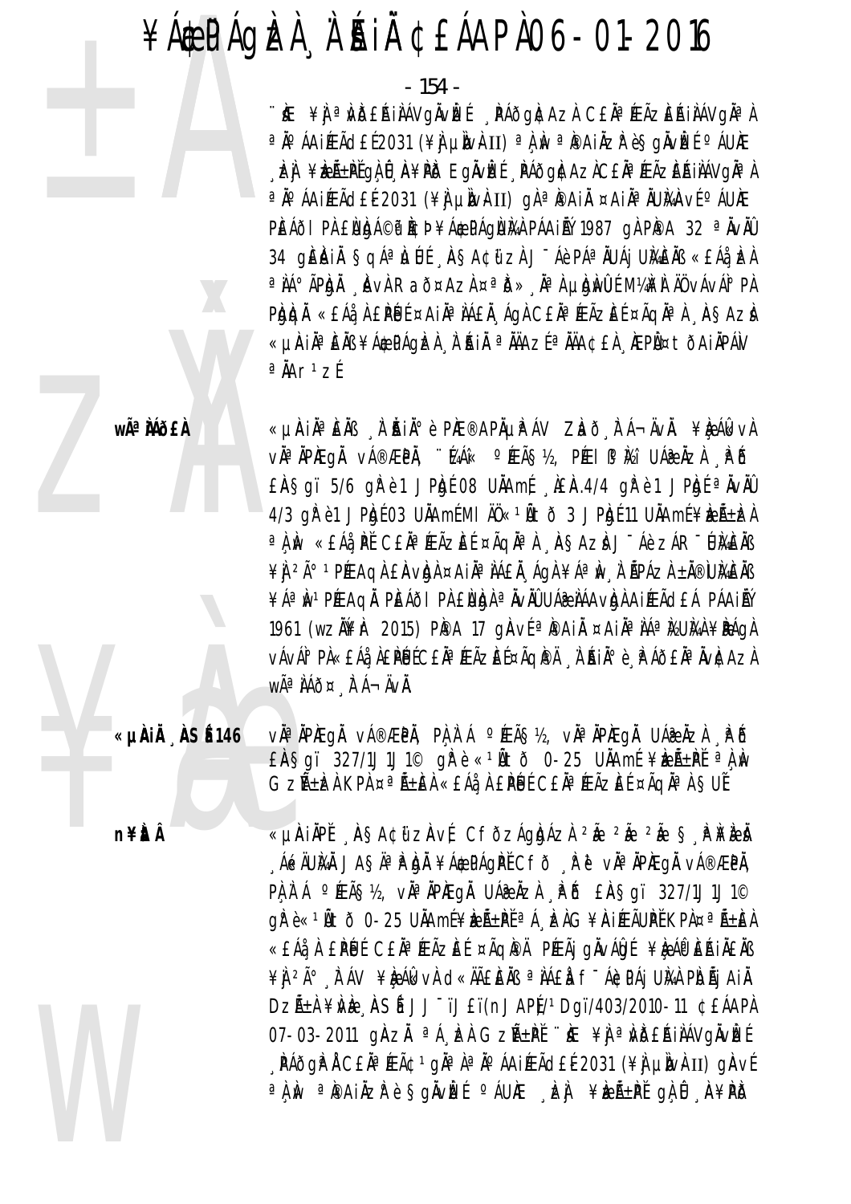¨sÉ ¥Àj²Ã®£ÉAiÀÄ°èzÀÝ ¸ÀPÁðgÀzÀ DzÉñÀ ºÁUÀÆ C£ÀĪÉÆÃzÀ£ÉAiÀÄ°èzÀÝ ¥ÀæªÀÄÄR ±ÀgÀvÀÄÛUÀ¼À G®èAWÀ£ÉAiÀiÁVgÀĪÀÅzÀjAzÀ ¸ÀPÁðgÀzÀ C£ÀĪÉÆÃzÀ£ÉAiÀÄ£ÀÄß ¨sÀAiÀÄ¥ÀÄlÖ¢AzÀ gÀzÀÄÝ¥Àr¸À¯ÁVzÉ.

ªÀÄÄAzÀĪÀgÉzÀÄ,

«µÀAiÀÄ ¸ÀASÉå146

n¥ÀàtÂ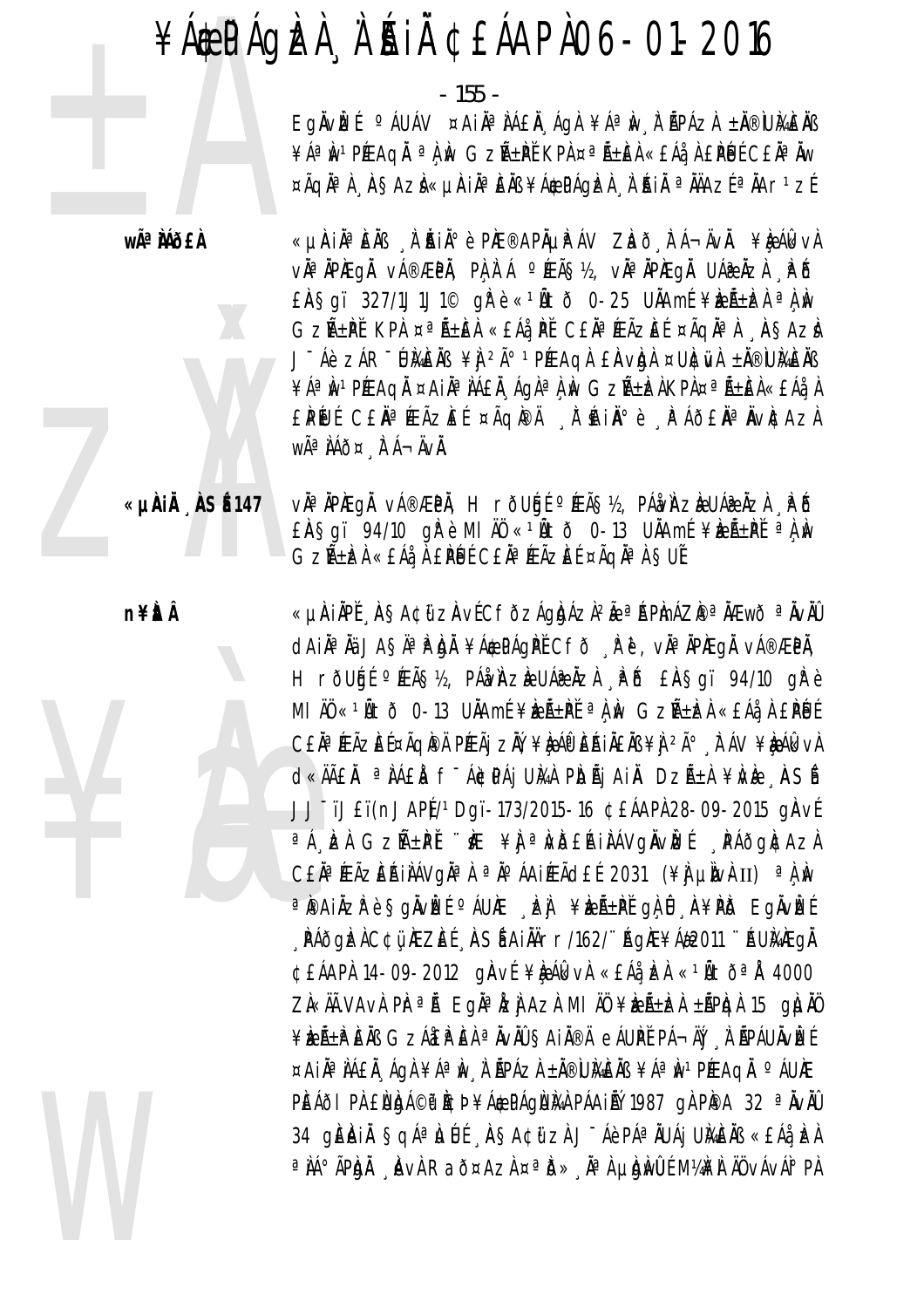EgÀÄvÀÛzÉ ºÁUÁV ¤AiÀÄªÀÄ£ÀÄ¸ÁgÀ ¥ÁªÀw¸À¨ÉÃPÁzÀ ±ÀÄ®Ì¸À»vÀ ¥ÁªÀw¸ÀzÉ PÀAqÀ ªÀÄ¼ÀÄ G¥ÀAiÉÆÃV¸ÀPÀÆ¼ÀªÀ£ÀÄß CzÀÄªÀ ¸ÀA¸ÁgÀ ¤AiÀÄªÀÄUÀ½AzÀ PÀrzÀÄ ¸ÀAgÀPÀëuÉ ¸ÀºÁAiÀÄPÀ ¥ÁæªÀiÁt¥ÀvÀæ ¤ÃqÀ¨ÉÃPÁVzÉ.

**wÃªÀiÁð£À**

«µÀAiÀÄªÀ£ÀÄß ¸À«ªÀgÀªÁV ¥ÀjUÀt¹ ¸ÀPÁðgÀzÀ DzÉÃ±ÀzÀ ¥ÀæPÁgÀ vÀªÀÄPÀÆgÀÄ vÁ®ÆèPÀÄ PÀ¸À¨Á ºÉÆÃ§½, vÀªÀÄPÀÆgÀÄ UÁæªÀÄzÀ ¸À.£ÀA.327/1J1J1© gÀ°è «¹ÛÃtð 0-25 UÀÄAmÉ ¥ÀæzÉÃ±ÀzÀ ªÀÄ¼ÀÄ G¥ÀAiÉÆÃV¸ÀPÀÆ¼ÀªÀ£ÀÄß CzÀÄªÀ ¸ÀA¸ÁgÀ ¤AiÀÄªÀÄUÀ½AzÀ ¸ÀA¸ÀAzÀ J¯ÉèAiÀÄ PÁ¯ÉÆÃ¤AiÀÄ ¥ÀgÀªÁV ¤ÃqÀ¯ÁzÀ ¥ÁæªÀiÁt¥ÀvÀæªÀ£ÀÄß ±ÀÄ®ÌªÀ£ÀÄß ¥ÁªÀw¸ÀzÉ ¤AiÀÄªÀÄ¢AzÀ ªÀÄ¼ÀÄ G¥ÀAiÉÆÃV¸ÀPÀÆ¼ÀªÀ£ÀÄß CzÀÄªÀ ¸ÀA¸ÁgÀ ¤AiÀÄªÀÄUÀ½AzÀ PÀrzÀÄ ¸ÀPÁðgÀªÀÅ ¸À»¸ÀgÀ§ºÀÄzÀÄ.

wÃªÀiÁð£À ¸À»¸À¯ÁVzÉ.

**«µÀAiÀÄ ¸ÀASÉå 147**

vÀªÀÄPÀÆgÀÄ vÁ®ÆèPÀÄ, H¥ÀgÀºÀ½î ºÉÆÃ§½, PÁªÀÄzÉÃ£ÀºÀ½î UÁæªÀÄzÀ ¸À.£ÀA.94/10 gÀ°è MlÄÖ «¹ÛÃtð 0-13 UÀÄAmÉ ¥ÀæzÉÃ±ÀzÀ ªÀÄ¼ÀÄ G¥ÀAiÉÆÃV¸ÀPÀÆ¼ÀªÀ£ÀÄß ¥ÀæªÀiÁtzÀ°è vÀQgÀÄ.

**n¥ÀàtÂ**

«µÀAiÀÄPÉÌ ¸ÀA§A¢ü¹zÀAvÉ CfðzÁgÀgÁzÀ ²æÃªÀÄw ¸ÀgÉÆÃdªÀÄä PÉÆÃA PÀÈµÀÚ¥Àà dAiÀÄªÀÄä J¸ï.ªÀÄºÁ°AUÀ¥Àà ¥ÁæPÁgÀPÉÌ CfðzÁgÀgÀÄ, vÀªÀÄPÀÆgÀÄ vÁ®ÆèPÀÄ, H¥ÀgÀºÀ½î ºÉÆÃ§½, PÁªÀÄzÉÃ£ÀºÀ½î UÁæªÀÄzÀ ¸À.£ÀA.94/10 gÀ°è MlÄÖ «¹ÛÃtð 0-13 UÀÄAmÉ ¥ÀæzÉÃ±ÀzÀ ªÀÄ¼ÀÄ G¥ÀAiÉÆÃV¸ÀPÀÆ¼ÀªÀ£ÀÄß CzÀÄªÀ ¸ÀA¸ÁgÀ ¤AiÀÄªÀÄUÀ½AzÀ PÀrzÀÄ ¸ÀAgÀPÀëuÉ ¸ÀºÁAiÀÄPÀ ¥ÁæªÀiÁt¥ÀvÀæ ¤ÃqÀ¯ÁVzÉ. F PÀÄjvÀÄ f¯Áè¢üPÁjUÀ¼ÀÄ, vÀªÀÄPÀÆgÀÄ EªÀgÀ DzÉÃ±À ¸ÀASÉå J¯ï.J£ï.J.(n.J.¦)/¹Dgï-173/2015-16 ¢£ÁAPÀ 28-09-2015 gÀAvÉ ªÀÄ¼ÀÄ G¥ÀAiÉÆÃV¸À¯ÁzÀ ¥ÀæzÉÃ±ÀªÀÅ ªÀiÁ¹lgï ¥Áè£ï£À°è ªÀ¸Àw GzÉÝÃ±ÀPÁÌV ªÀiÁ¸ÀÖgï ¥Áè£ï 2031 (¥ÀjµÀÌøvÀ II) ªÀÄ¼ÀÄ ªÀ®AiÀÄzÀ°è§gÀÄvÀÛzÉ ºÁUÀÆ ¸ÀzÀj ¥ÀæzÉÃ±ÀzÀ ¥À±ÀÄ EgÀÄvÀÛzÉ ¸ÀPÁðgÀzÀ C¢ü¸ÀÆZÀ£É ¸ÀASÉå AiÉÆÃE/162/¨ÉAUÀÆ¥Áæ2011 ¨ÉAUÀ¼ÀÆgÀÄ ¢£ÁAPÀ 14-09-2012 gÀAvÉ ¥ÀæwAiÀÄ «£ÁåzÀ «¹ÛÃtðPÉÌ 4000 ZÀ.«ÄÃ.vÀ£ÀPÀ ªÀÄ¼À EgÀªÀÅzÀjAzÀ MlÄÖ ¥ÀæzÉÃ±ÀzÀ ±ÉÃPÀqÀ 15 gÀµÀÄÖ ¥ÀæzÉÃ±ÀªÀ£ÀÄß GzÁå£ÀªÀ£ÁßV ªÀÄvÀÄÛ §AiÀÄ®Ä eÁUÀPÉÌ PÁ¬ÄÝj¸À¨ÉÃPÁUÀÄvÀÛzÉ ¤AiÀÄªÀÄ¢AzÀ ¸ÀgÁV ¥ÁªÀw¸À¨ÉÃPÁzÀ ±ÀÄ®ÌªÀ£ÀÄß ¥ÁªÀw¸ÀzÉ PÀAqÀ ºÁUÀÆ PÀ£ÁðlPÀ £ÀUÀgÀ ªÀÄvÀÄÛ UÁæªÀiÁAvÀgÀ AiÉÆÃd£Á ¥ÁæPÁgÀUÀ¼À PÁAiÉÄÝ 1987 gÀ PÀ®A 32 ªÀÄvÀÄÛ 34 gÀ£ÀéAiÀÄ §qÁªÀuÉ ¸ÀA§A¢ü¹zÀAvÉ J¯ÉèPÁªÀÄUÁjUÀ¼À£ÀÄß «£ÁåzÀ ªÀÄÆ®PÀªÁV ¸ÀªÀÄPÀëªÀiÁqÀzÀ¸À ¤ªÀÄ¸ÀµÀÄÖªÀÄÆ£ÀåPÀÌPÀÉÌ ¸ÀÆPÀÛ¢AzÁVgÀÄvÀÛzÉ.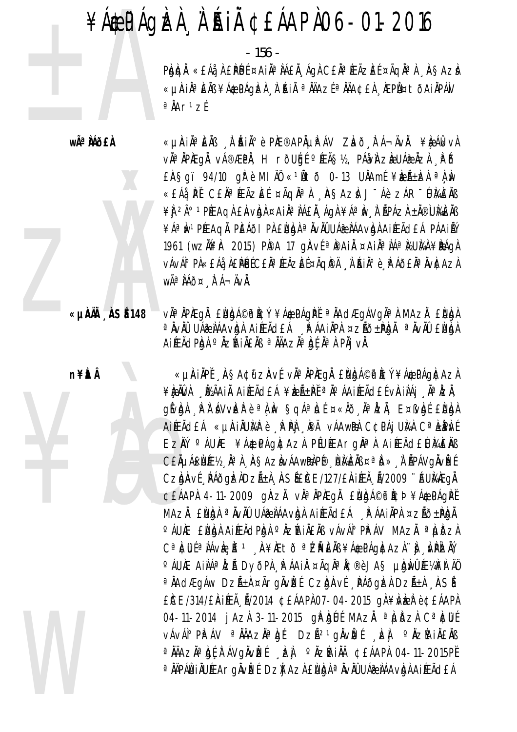PÀqÀvÀ «£Áå¸À£ÀPÉÌ C£ÀĪÉÆÃzÀ£É ¤ÃqÀĪÀ ¸ÀA§AzsÀ «µÀAiÀÄ¥ÀæªÀiÁtzÀ ¥ÁæPÁgÀzÀ ¸À¨sÉAiÀÄ ªÀÄÄAzÉ ªÀÄAqÀ£É ¸ÀA§AzsÀ ¸ÀPÁðgÀzÀ C¢ü¸ÀÆZÀ£ÉAiÀÄAvÉ ªÀÄAr¹zÉ.

**wÃªÀiÁð£À**

«µÀAiÀÄ¥ÀæªÀiÁtzÀ ¸À¨sÉAiÀÄ ºÉÆgÀ ZÀlÄªÀnPÉAiÀÄ ªÀÄAqÀ£ÉAiÀÄ£ÀÄß M¦àPÉÆ¼Àî¯Á¬ÄvÀÄ. ¥Àæ¸ÁÛªÀ£ÉAiÀÄ£ÀÄß ¥ÀjUÀt¹, ¸ÀPÁðgÀzÀ C¢ü¸ÀÆZÀ£É ¸ÀASÉå: £ÀCE 94/10 gÀ¸É» 2010 ¢£ÁAPÀ 01-03-2010 gÀ ¤§AzsÀ£ÉUÀ¼À£ÀÄß ¥Á°¸ÀĪÀ µÀgÀvÀÄÛ M¼À¥ÀlÄÖ C£ÀĪÉÆÃzÀ£É ¤ÃqÀ®Ä ºÁUÀÆ DAiÀÄÄPÀgÀ C£ÀĪÉÆÃzÀ£ÉUÉ PÀ¼ÀÄ»¸À®Ä wÃªÀiÁð¤¸À¯Á¬ÄvÀÄ.

**«µÀAiÀÄ ¸ÀASÉå:148**

vÀªÀÄPÀÆgÀÄ £ÀUÀgÀ ©ÃzÀ¬Ý ¥ÁæPÁgÀzÀ°è ªÀÄAdÆgÁVgÀĪÀ MAzÀÄ £ÀUÀgÀ ªÀ¸Àw AiÉÆÃd£É ¸ÀA§AzsÀ ¥ÀæªÀiÁtzÀ ¥ÀæªÀiÁtzÀ ªÀÄÄAzÀĪÀgÉzÀ ªÀÄÄA¢£À ¥ÀjÃPÀë.

**n¥ÀàtÂ**

«µÀAiÀÄPÉÌ ¸ÀA§A¢ü¹zÀAvÉ vÀªÀÄPÀÆgÀÄ £ÀUÀgÀ ©ÃzÀ¬Ý ¥ÁæPÁgÀzÀ ¥ÀæzsÁ£À ªÀÄAiÀÄ ¸ÀA¥ÀÆtð AiÉÆÃd£É ¥ÀæPÀÖ£É ªÀÄÆ®PÀ AiÉÆÃd£ÉAiÀÄ ¥Àj±ÀÄzÀÞ gÀÆ¥ÀzÀ ¸ÀºÀ ¸ÁªÀðd¤PÀjAzÀ DPÉëÃ¥ÀuÉ ¸À°è¸À®Ä CªÀPÁ±À PÀ®à¸À¯ÁVzÀÄÝ, ¥ÀæPÀlUÉÆAqÀ ¸ÀPÁðgÀzÀ C¢ü¸ÀÆZÀ£É ¸ÀASÉå: £ÀCE/127/£ÀAiÉÆÃ¥Á/2009 ¢£ÁAPÀ 4-11-2009 gÀAzÀÄ vÀªÀÄPÀÆgÀÄ £ÀUÀgÀ ©ÃzÀ¬Ý ¥ÁæPÁgÀPÉÌ MAzÀÄ £ÀUÀgÀ ªÀ¸Àw AiÉÆÃd£É ¸ÀA§AzsÀ ¥ÀæªÀiÁtzÀ ºÁUÀÆ £ÀUÀgÀ AiÉÆÃd£ÉUÉ ºÉÆAzÀiÁtÂPÉAiÀÄ vÀAiÀiÁj¸À®Ä MAzÀÄ ªÀµÀðzÀ CªÀ¢üUÉ ªÀiÁvÀæ ¤¯ÉÃð± ¥ÀÆtð ¥Á®£ÉAiÀÄ ¥ÁæPÁgÀzÀ ¸ÀAPÀ®àPÉÌ ºÁUÀÆ AiÀÄxÁªÀvÁÛV DzÉÃ±À ¥ÀæªÀiÁtzÀ ¤ÃqÀ®Ä ¸ÀPÁðgÀzÀ ªÀÄAdÆgÁw DzÉñÀ ¤ÃrgÀÄvÀÛzÉ. CzÀgÀAvÉ ¸ÀPÁðgÀzÀ DzÉñÀ ¸ÀASÉå £ÀCE/314/£ÀAiÉÆÃ¥Á/2014 ¢£ÁAPÀ 07-04-2015 gÀ ¥ÀæPÁgÀ ¢£ÁAPÀ 04-11-2014 jAzÀ 3-11-2015 gÀªÀgÉUÉ MAzÀÄ ªÀµÀðzÀ CªÀ¢üUÉ vÀAiÀiÁj¸À®Ä ªÀÄÄAzÀĪÀgÉ¹ DzÉñÀ ¤ÃrgÀÄvÀÛzÉ. ¸ÀzÀj ºÉÆÃ¼ÀiÁzÀ ªÀÄÄAzÀĪÀgÉzÀ CªÀ¢üUÉ ¸ÀzÀj ºÉÆÃ¼ÀiÁzÀ ¢£ÁAPÀ 04-11-2015PÉÌ ªÀÄPÁÛAiÀÄUÉÆArgÀÄvÀÛzÉ DzÀÝjAzÀ £ÀUÀgÀ ªÀ¸Àw AiÉÆÃd£É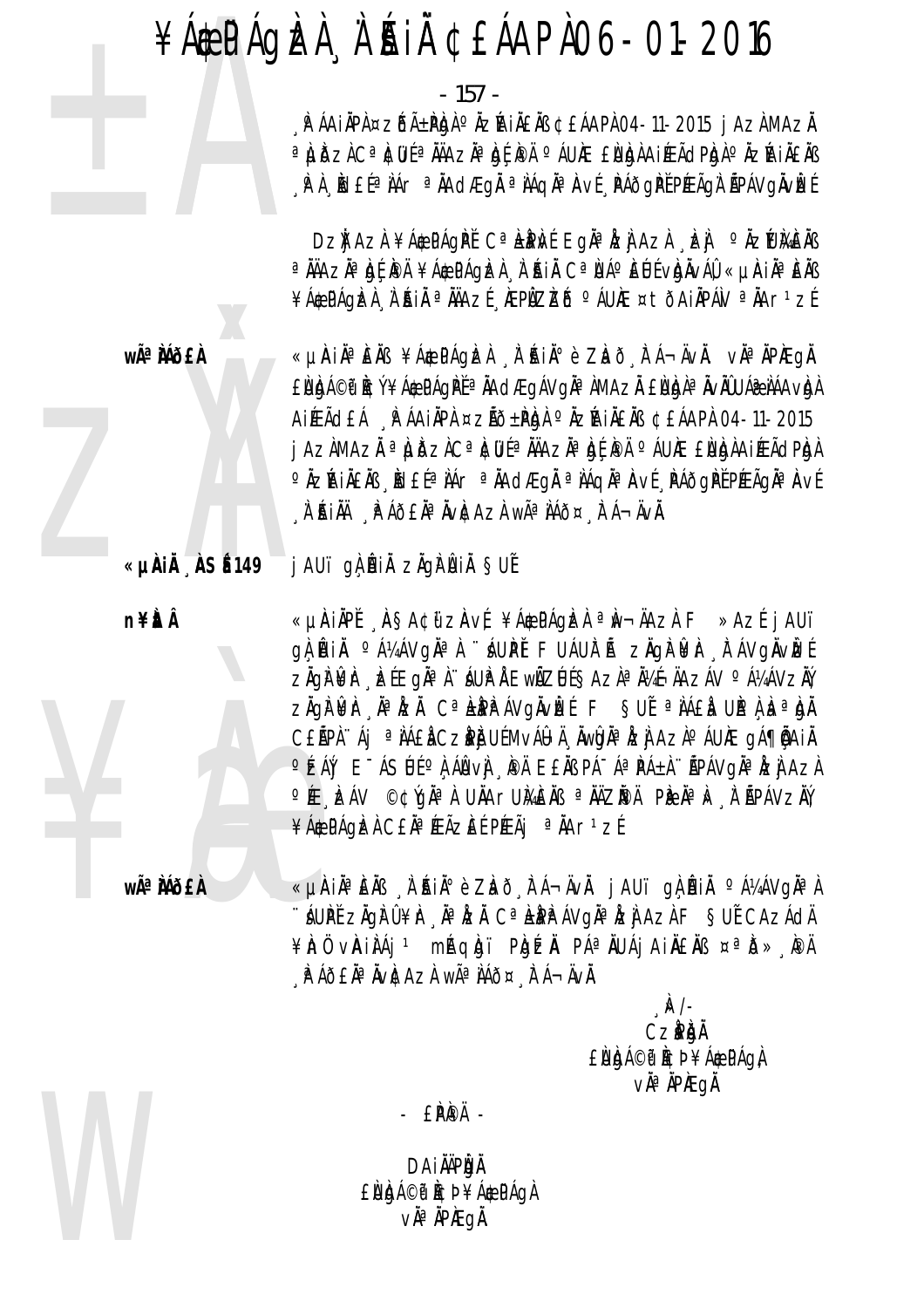¸ÀªÁAiÀÄPÀ¤zÉð±ÀPÀgÀÄ ºÉÆgÀrìzÀ DzÉñÀ ¢£ÁAPÀ 04-11-2015 jAzÀ MAzÀÄ ªÀµÀðzÀ CªÀ¢üUÉ ªÀiÁrzÀ ªÀÄÄAzÀÆrPÉ ¥ÀqÉzÀ ¨ÉÊ£ÀZÀ£À DzÉñÀªÀ£ÀÄß gÀzÀÄÝ¥ÀrìzÀÄÝ ¸ÀzÀj DzÉñÀªÀ£ÀÄß vÀPÀëtªÉÃ eÁjUÉ §gÀĪÀAvÉ DzÉñÀ ºÉÆgÀr¸À¯ÁVzÉ.

DzÀåAzÀ ¥ÉÆÃ°Ã¸ï CªÀgÀ ºÀÄzÉÝUÉ EgÀĪÀ ªÀÄ£À¸ÀÄì EªÀgÀ ºÉÆA¢gÀĪÀ ªÀiÁ£ÀªÀ ºÀPÀÄÌUÀ¼À G®èAWÀ£ÉAiÀiÁUÀzÀAvÉ ¥ÉÆÃ°Ã¸ï ºÀÄzÉÝAiÀÄ WÀ£ÀvÉAiÀÄ£ÀÄß PÁ¥ÁqÀĪÀ ¤nÖ£À°è ºÉÆgÀrìzÀ DzÉñÀªÀ£ÀÄß gÀzÀÄÝ¥Àr¸À¯ÁVzÉ.

**ಶಿಫಾರಸು** ಆಯೋಗವು ಶಿಫಾರಸು ಮಾಡಿದೆ...

**¸ÀASÉå 149** jAUï gÀ¸ÉÛAiÀÄ zÁgÀ¢Ã¥À §UÉÎ

**n¥ÀàtÂ** ...

**wÃªÀiÁð£À** ...

¸À»/-
CzsÀåPÀëgÀÄ
£ÁåAiÀiÁAUÀ ¥ÉÆÃ°Ã¸À
vÀ£ÉÃRAiÀÄ

- £ÀPÀ®Ä -

DAiÉÆÃUÀ
£ÁåAiÀiÁAUÀ ¥ÉÆÃ°Ã¸À
vÀ£ÉÃRAiÀÄ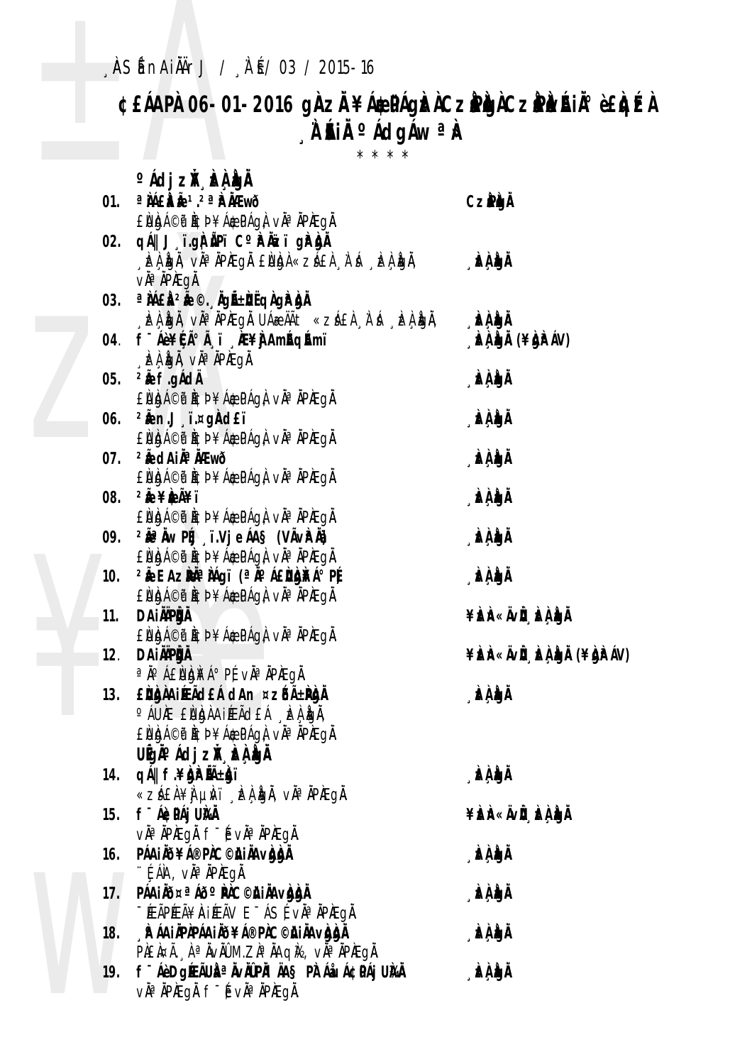¸ÀSÉn AiÀÄr J / ¸À¥É/ 03 / 2015-16

# ¢£ÁAPÀ 06-01-2016 gÀAzÀÄ ¥Áæ¢üPÁgÀzÀ CzsÀåPÀëgÀÄ CzsÀåPÀëvÉ ªÀ»¸ÀÄªÀ ¸À¨sÉAiÀÄ ºÁdgÁw ¥ÀlÖ

\* \* \* \*

**ºÁdjzÀÝ ¸ÀzÀ¸ÀågÀÄ**

| | | |
|---|---|---|
| 01. | **ªÀiÁ£Àå ²æÃ. ²ªÀgÁdÄ ¸ÀdÓ£ï** | **CzsÀåPÀëgÀÄ** |
| | £ÀUÀgÁ©üªÀÈ¢Þ ¥Áæ¢üPÁgÀ, vÀĪÀÄPÀÆgÀÄ | |
| 02. | **qÁ|| J¸ï.gÀ¦üÃPï CºÀªÀÄzï gÀªÀgÀÄ** | |
| | ¸ÀzÀ¸ÀågÀÄ, vÀĪÀÄPÀÆgÀÄ £ÀUÀgÀ «zsÁ£À ¸À¨sÁ ¸ÀzÀ¸ÀågÀÄ, vÀĪÀÄPÀÆgÀÄ | ¸ÀzÀ¸ÀågÀÄ |
| 03. | **ªÀiÁ£Àå ²æÃ©. ¸ÀÄgÉñÀUËqÀ gÀªÀgÀÄ** | |
| | ¸ÀzÀ¸ÀågÀÄ, vÀĪÀÄPÀÆgÀÄ UÁæªÀiÁAvÀgÀ «zsÁ£À ¸À¨sÁ ¸ÀzÀ¸ÀågÀÄ, | ¸ÀzÀ¸ÀågÀÄ |
| 04. | **f¯Áè¥ÀAZÁAiÀÄvï ¸ÀzÀ¸ÀågÀÄ AmÉÆÃ¥sÉÆÃmï** | ¸ÀzÀ¸ÀågÀÄ (¥ÀgÀªÁV) |
| | ¸ÀzÀ¸ÀågÀÄ, vÀĪÀÄPÀÆgÀÄ | |
| 05. | **²æÃ f.gÁdÄ** | ¸ÀzÀ¸ÀågÀÄ |
| | £ÀUÀgÁ©üªÀÈ¢Þ ¥Áæ¢üPÁgÀ, vÀĪÀÄPÀÆgÀÄ | |
| 06. | **²æÃ n.J¸ï.¤gÀAd£ï** | ¸ÀzÀ¸ÀågÀÄ |
| | £ÀUÀgÁ©üªÀÈ¢Þ ¥Áæ¢üPÁgÀ, vÀĪÀÄPÀÆgÀÄ | |
| 07. | **²æÃ dAiÀÄPÀĪÀiÁgï** | ¸ÀzÀ¸ÀågÀÄ |
| | £ÀUÀgÁ©üªÀÈ¢Þ ¥Áæ¢üPÁgÀ, vÀĪÀÄPÀÆgÀÄ | |
| 08. | **²æÃ ¥ÀæPÁ±ï** | ¸ÀzÀ¸ÀågÀÄ |
| | £ÀUÀgÁ©üªÀÈ¢Þ ¥Áæ¢üPÁgÀ, vÀĪÀÄPÀÆgÀÄ | |
| 09. | **²æÃªÀÄw PÉ¸ï.Vj eÁA§ (VÃvÀ gÀÄzÉæñï)** | ¸ÀzÀ¸ÀågÀÄ |
| | £ÀUÀgÁ©üªÀÈ¢Þ ¥Áæ¢üPÁgÀ, vÀĪÀÄPÀÆgÀÄ | |
| 10. | **²æÃ EAzÀæPÀĪÀiÁgï (ªÀĺÁ£ÀUÀgÀ¥Á°PÉ)** | ¸ÀzÀ¸ÀågÀÄ |
| | £ÀUÀgÁ©üªÀÈ¢Þ ¥Áæ¢üPÁgÀ, vÀĪÀÄPÀÆgÀÄ | |
| 11. | **DAiÀÄÄPÀÛgÀÄ** | ¥ÀzÀ¤«ÄvÀ ¸ÀzÀ¸ÀågÀÄ |
| | £ÀUÀgÁ©üªÀÈ¢Þ ¥Áæ¢üPÁgÀ, vÀĪÀÄPÀÆgÀÄ | |
| 12. | **DAiÀÄÄPÀÛgÀÄ** | ¥ÀzÀ¤«ÄvÀ ¸ÀzÀ¸ÀågÀÄ (¥ÀgÀªÁV) |
| | ªÀĺÁ£ÀUÀgÀ¥Á°PÉ, vÀĪÀÄPÀÆgÀÄ | |
| 13. | **£ÀUÀgÀ AiÉÆÃd£Á dAn ¤zÉÃð±ÀPÀgÀÄ** | ¸ÀzÀ¸ÀågÀÄ |
| | ºÁUÀÆ £ÀUÀgÀ AiÉÆÃd£Á ¸ÀzÀ¸ÀågÀÄ, £ÀUÀgÁ©üªÀÈ¢Þ ¥Áæ¢üPÁgÀ, vÀĪÀÄPÀÆgÀÄ | |

**UÉÊgÀÄ ºÁdjzÀÝ ¸ÀzÀ¸ÀågÀÄ**

| | | |
|---|---|---|
| 14. | **qÁ|| f.¥ÀgÀªÉÄñÀégï** | ¸ÀzÀ¸ÀågÀÄ |
| | «zsÁ£À¥ÀjµÀvï ¸ÀzÀ¸ÀågÀÄ, vÀĪÀÄPÀÆgÀÄ | |
| 15. | **f¯Áè¢üPÁjUÀ¼ÀÄ** | ¥ÀzÀ¤«ÄvÀ ¸ÀzÀ¸ÀågÀÄ |
| | vÀĪÀÄPÀÆgÀÄ f¯Éè vÀĪÀÄPÀÆgÀÄ | |
| 16. | **PÁAiÀÄð¥Á®PÀ C©üAiÀÄAvÀgÀgÀÄ** | ¸ÀzÀ¸ÀågÀÄ |
| | ¨É¸ÁA, vÀĪÀÄPÀÆgÀÄ | |
| 17. | **PÁAiÀÄð¤ªÁðºÀPÀ C©üAiÀÄAvÀgÀgÀÄ** | ¸ÀzÀ¸ÀågÀÄ |
| | ¯ÉÆÃPÉÆÃ¥ÀAiÉÆÃV E¯ÁSÉ, vÀĪÀÄPÀÆgÀÄ | |
| 18. | **¸ÀºÁAiÀÄPÀPÁAiÀÄð¥Á®PÀ C©üAiÀÄAvÀgÀgÀÄ** | ¸ÀzÀ¸ÀågÀÄ |
| | PÀ£Á¸À¸ÀªÀÄvÀÆM.ZÀªÀÄAq½, vÀĪÀÄPÀÆgÀÄ | |
| 19. | **f¯Áè DgÉÆÃUÀå ªÀÄvÀÄÛ PÀÄlÄA§ PÀ¯Áåuá¢üPÁjUÀ¼ÀÄ** | ¸ÀzÀ¸ÀågÀÄ |
| | vÀĪÀÄPÀÆgÀÄ f¯Éè vÀĪÀÄPÀÆgÀÄ | |